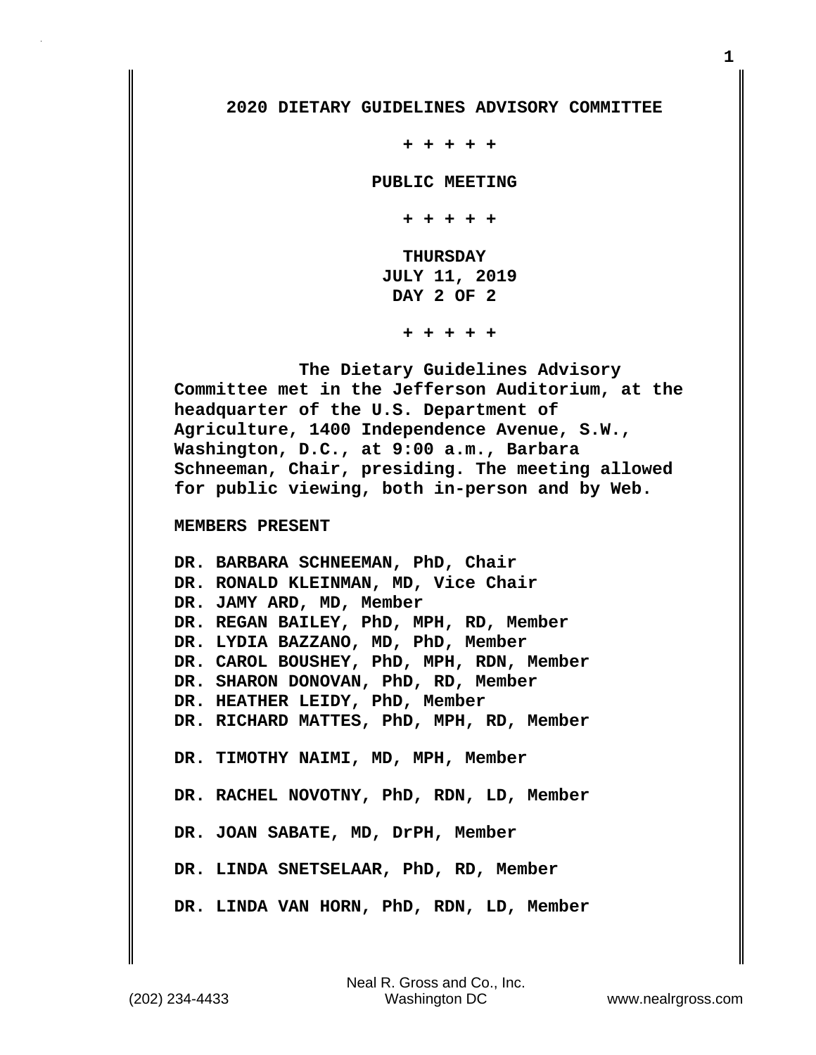# 2020 DIETARY GUIDELINES ADVISORY COMMITTEE

+ + + + +

**PUBLIC MEETING**

+ + + + +

**THURSDAY**
**JULY 11, 2019**
**DAY 2 OF 2**

+ + + + +

The Dietary Guidelines Advisory Committee met in the Jefferson Auditorium, at the headquarter of the U.S. Department of Agriculture, 1400 Independence Avenue, S.W., Washington, D.C., at 9:00 a.m., Barbara Schneeman, Chair, presiding. The meeting allowed for public viewing, both in-person and by Web.

**MEMBERS PRESENT**

DR. BARBARA SCHNEEMAN, PhD, Chair
DR. RONALD KLEINMAN, MD, Vice Chair
DR. JAMY ARD, MD, Member
DR. REGAN BAILEY, PhD, MPH, RD, Member
DR. LYDIA BAZZANO, MD, PhD, Member
DR. CAROL BOUSHEY, PhD, MPH, RDN, Member
DR. SHARON DONOVAN, PhD, RD, Member
DR. HEATHER LEIDY, PhD, Member
DR. RICHARD MATTES, PhD, MPH, RD, Member

DR. TIMOTHY NAIMI, MD, MPH, Member

DR. RACHEL NOVOTNY, PhD, RDN, LD, Member

DR. JOAN SABATE, MD, DrPH, Member

DR. LINDA SNETSELAAR, PhD, RD, Member

DR. LINDA VAN HORN, PhD, RDN, LD, Member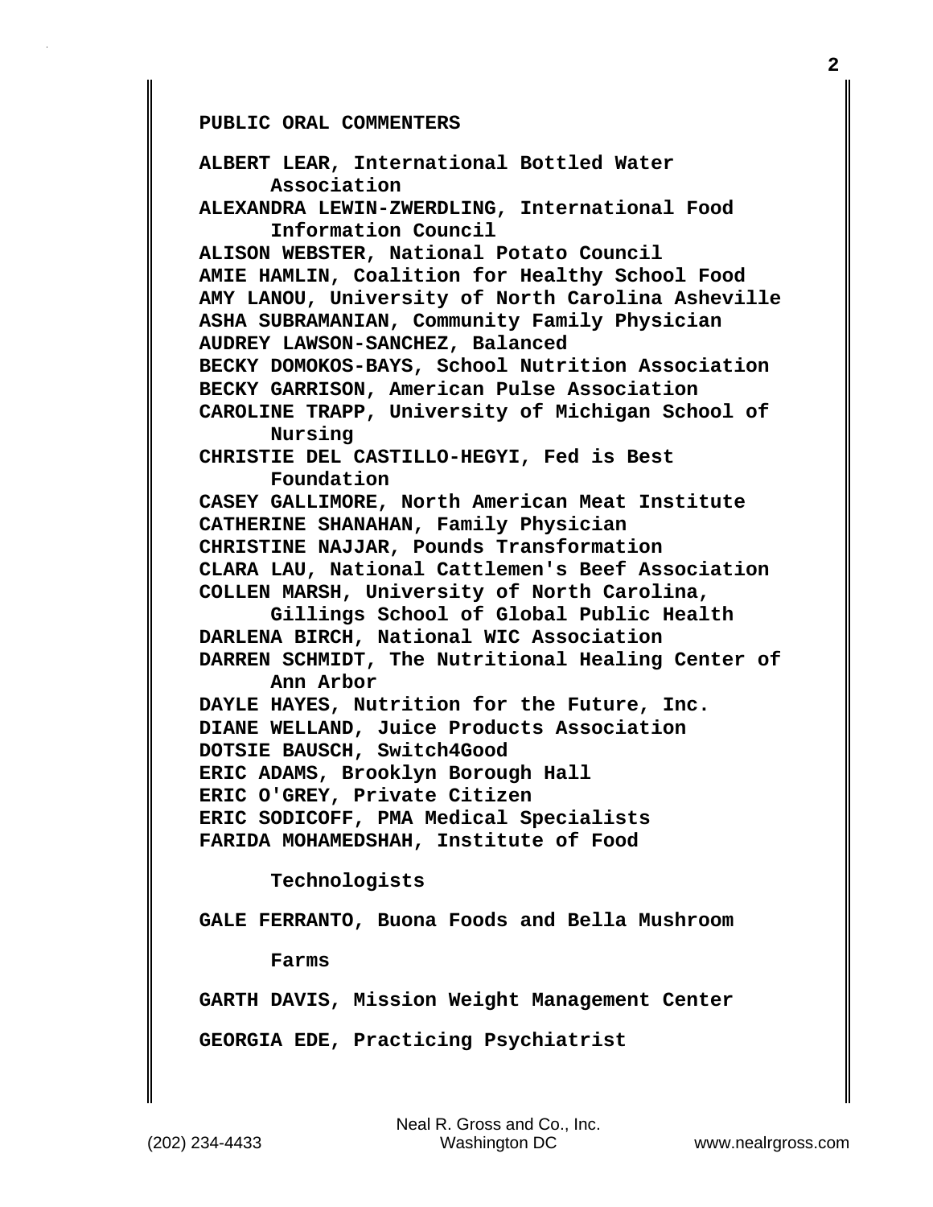**PUBLIC ORAL COMMENTERS**

**ALBERT LEAR, International Bottled Water Association**
**ALEXANDRA LEWIN-ZWERDLING, International Food Information Council**
**ALISON WEBSTER, National Potato Council**
**AMIE HAMLIN, Coalition for Healthy School Food**
**AMY LANOU, University of North Carolina Asheville**
**ASHA SUBRAMANIAN, Community Family Physician**
**AUDREY LAWSON-SANCHEZ, Balanced**
**BECKY DOMOKOS-BAYS, School Nutrition Association**
**BECKY GARRISON, American Pulse Association**
**CAROLINE TRAPP, University of Michigan School of Nursing**
**CHRISTIE DEL CASTILLO-HEGYI, Fed is Best Foundation**
**CASEY GALLIMORE, North American Meat Institute**
**CATHERINE SHANAHAN, Family Physician**
**CHRISTINE NAJJAR, Pounds Transformation**
**CLARA LAU, National Cattlemen's Beef Association**
**COLLEN MARSH, University of North Carolina, Gillings School of Global Public Health**
**DARLENA BIRCH, National WIC Association**
**DARREN SCHMIDT, The Nutritional Healing Center of Ann Arbor**
**DAYLE HAYES, Nutrition for the Future, Inc.**
**DIANE WELLAND, Juice Products Association**
**DOTSIE BAUSCH, Switch4Good**
**ERIC ADAMS, Brooklyn Borough Hall**
**ERIC O'GREY, Private Citizen**
**ERIC SODICOFF, PMA Medical Specialists**
**FARIDA MOHAMEDSHAH, Institute of Food Technologists**
**GALE FERRANTO, Buona Foods and Bella Mushroom Farms**
**GARTH DAVIS, Mission Weight Management Center**
**GEORGIA EDE, Practicing Psychiatrist**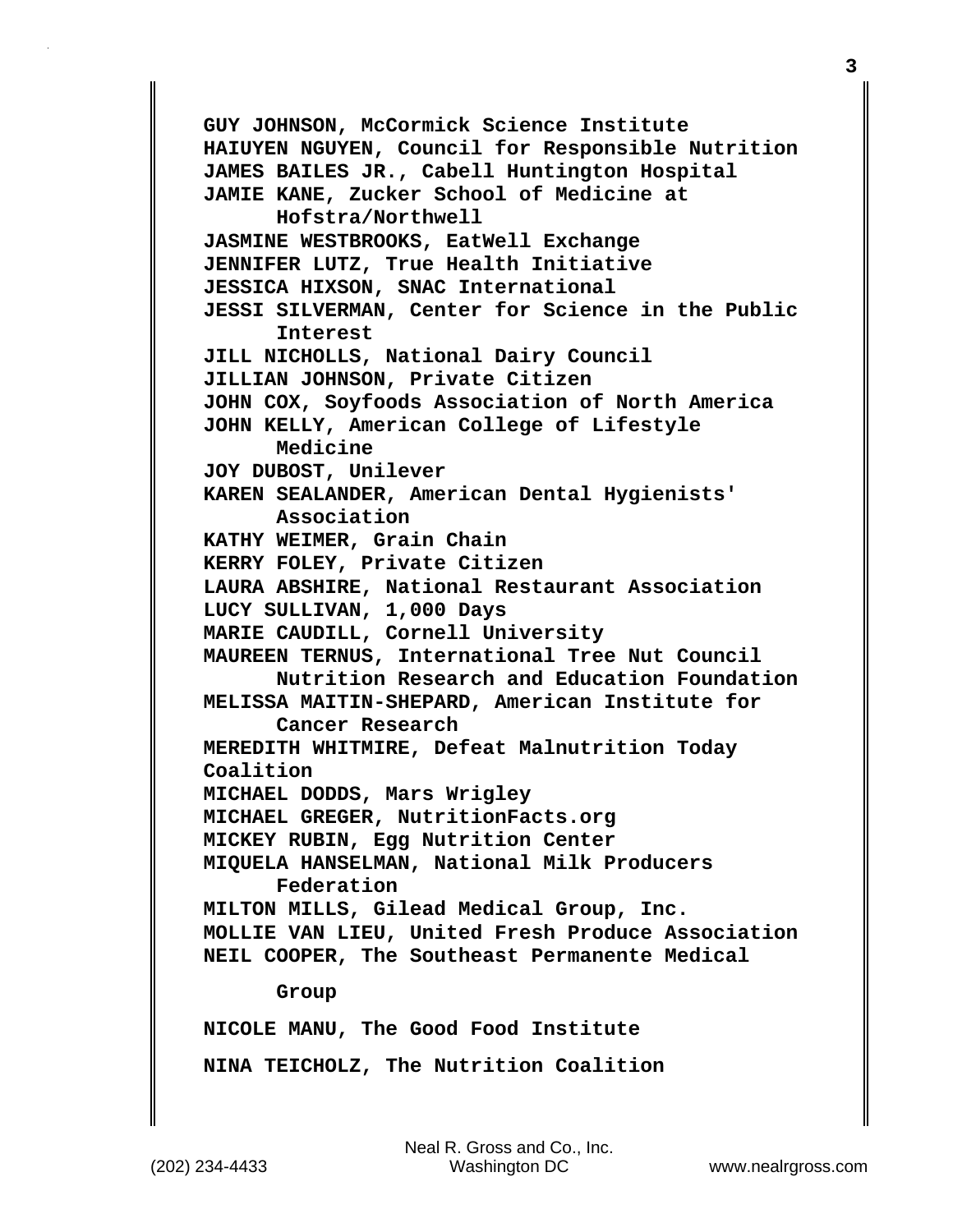**GUY JOHNSON, McCormick Science Institute**
**HAIUYEN NGUYEN, Council for Responsible Nutrition**
**JAMES BAILES JR., Cabell Huntington Hospital**
**JAMIE KANE, Zucker School of Medicine at Hofstra/Northwell**
**JASMINE WESTBROOKS, EatWell Exchange**
**JENNIFER LUTZ, True Health Initiative**
**JESSICA HIXSON, SNAC International**
**JESSI SILVERMAN, Center for Science in the Public Interest**
**JILL NICHOLLS, National Dairy Council**
**JILLIAN JOHNSON, Private Citizen**
**JOHN COX, Soyfoods Association of North America**
**JOHN KELLY, American College of Lifestyle Medicine**
**JOY DUBOST, Unilever**
**KAREN SEALANDER, American Dental Hygienists' Association**
**KATHY WEIMER, Grain Chain**
**KERRY FOLEY, Private Citizen**
**LAURA ABSHIRE, National Restaurant Association**
**LUCY SULLIVAN, 1,000 Days**
**MARIE CAUDILL, Cornell University**
**MAUREEN TERNUS, International Tree Nut Council Nutrition Research and Education Foundation**
**MELISSA MAITIN-SHEPARD, American Institute for Cancer Research**
**MEREDITH WHITMIRE, Defeat Malnutrition Today Coalition**
**MICHAEL DODDS, Mars Wrigley**
**MICHAEL GREGER, NutritionFacts.org**
**MICKEY RUBIN, Egg Nutrition Center**
**MIQUELA HANSELMAN, National Milk Producers Federation**
**MILTON MILLS, Gilead Medical Group, Inc.**
**MOLLIE VAN LIEU, United Fresh Produce Association**
**NEIL COOPER, The Southeast Permanente Medical Group**
**NICOLE MANU, The Good Food Institute**
**NINA TEICHOLZ, The Nutrition Coalition**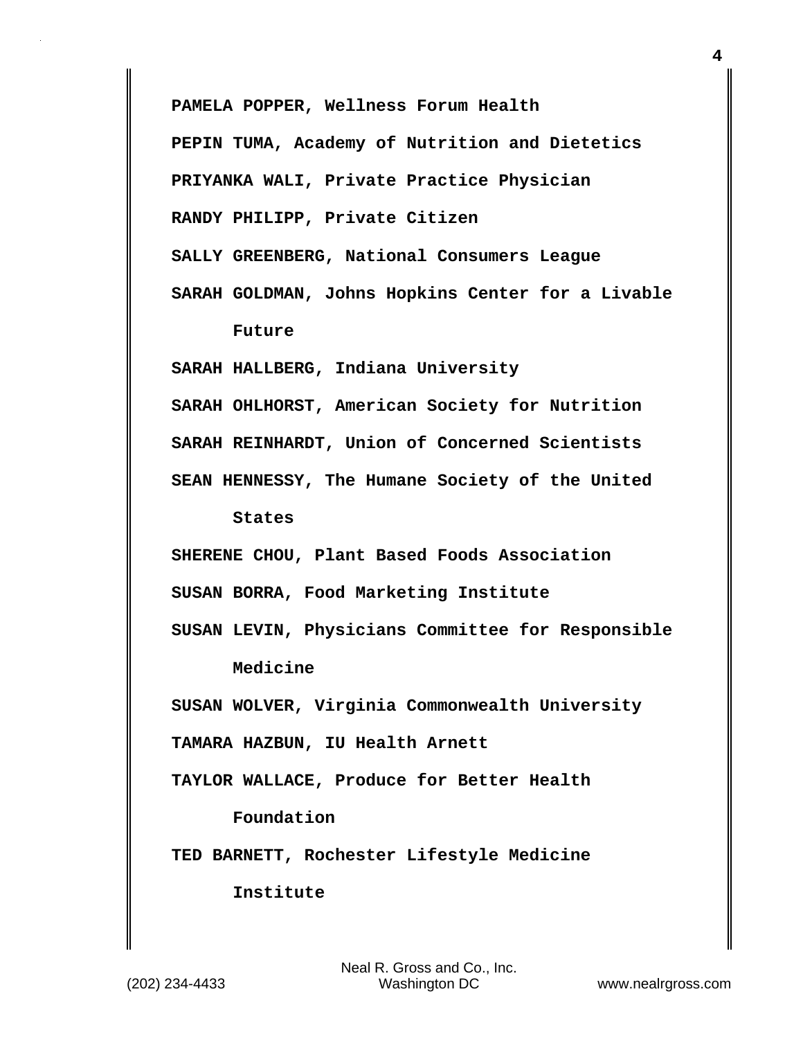**PAMELA POPPER, Wellness Forum Health**

**PEPIN TUMA, Academy of Nutrition and Dietetics**

**PRIYANKA WALI, Private Practice Physician**

**RANDY PHILIPP, Private Citizen**

**SALLY GREENBERG, National Consumers League**

**SARAH GOLDMAN, Johns Hopkins Center for a Livable Future**

**SARAH HALLBERG, Indiana University**

**SARAH OHLHORST, American Society for Nutrition**

**SARAH REINHARDT, Union of Concerned Scientists**

**SEAN HENNESSY, The Humane Society of the United States**

**SHERENE CHOU, Plant Based Foods Association**

**SUSAN BORRA, Food Marketing Institute**

**SUSAN LEVIN, Physicians Committee for Responsible Medicine**

**SUSAN WOLVER, Virginia Commonwealth University**

**TAMARA HAZBUN, IU Health Arnett**

**TAYLOR WALLACE, Produce for Better Health Foundation**

**TED BARNETT, Rochester Lifestyle Medicine Institute**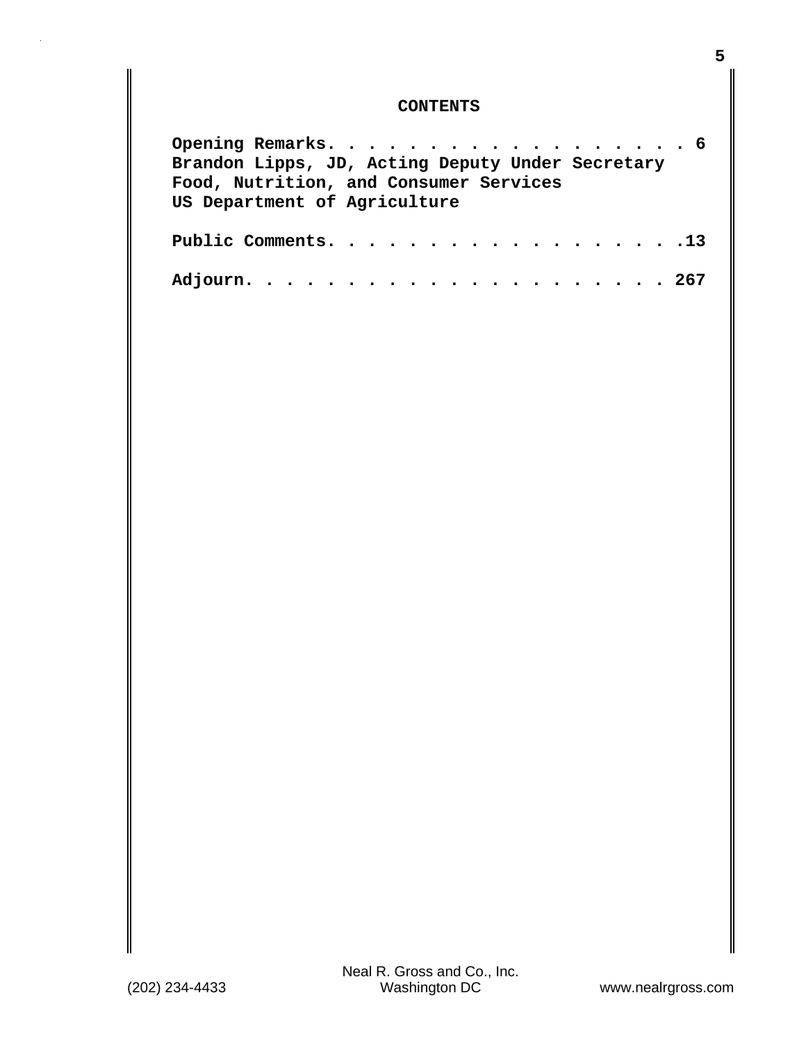## CONTENTS

**Opening Remarks. . . . . . . . . . . . . . . . . . . 6**
**Brandon Lipps, JD, Acting Deputy Under Secretary**
**Food, Nutrition, and Consumer Services**
**US Department of Agriculture**

**Public Comments. . . . . . . . . . . . . . . . . . .13**

**Adjourn. . . . . . . . . . . . . . . . . . . . . . 267**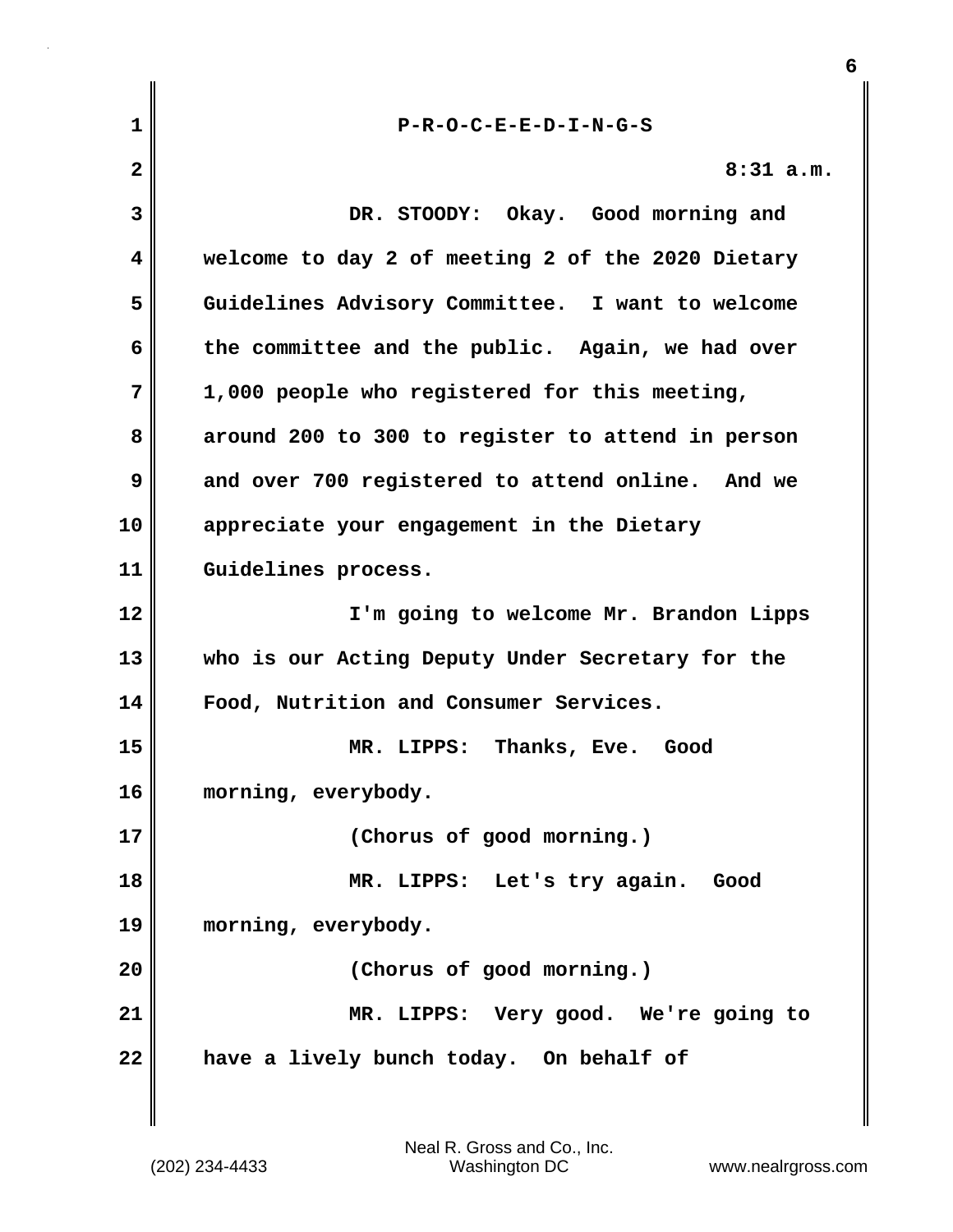P-R-O-C-E-E-D-I-N-G-S

8:31 a.m.

DR. STOODY: Okay. Good morning and welcome to day 2 of meeting 2 of the 2020 Dietary Guidelines Advisory Committee. I want to welcome the committee and the public. Again, we had over 1,000 people who registered for this meeting, around 200 to 300 to register to attend in person and over 700 registered to attend online. And we appreciate your engagement in the Dietary Guidelines process.

I'm going to welcome Mr. Brandon Lipps who is our Acting Deputy Under Secretary for the Food, Nutrition and Consumer Services.

MR. LIPPS: Thanks, Eve. Good morning, everybody.

(Chorus of good morning.)

MR. LIPPS: Let's try again. Good morning, everybody.

(Chorus of good morning.)

MR. LIPPS: Very good. We're going to have a lively bunch today. On behalf of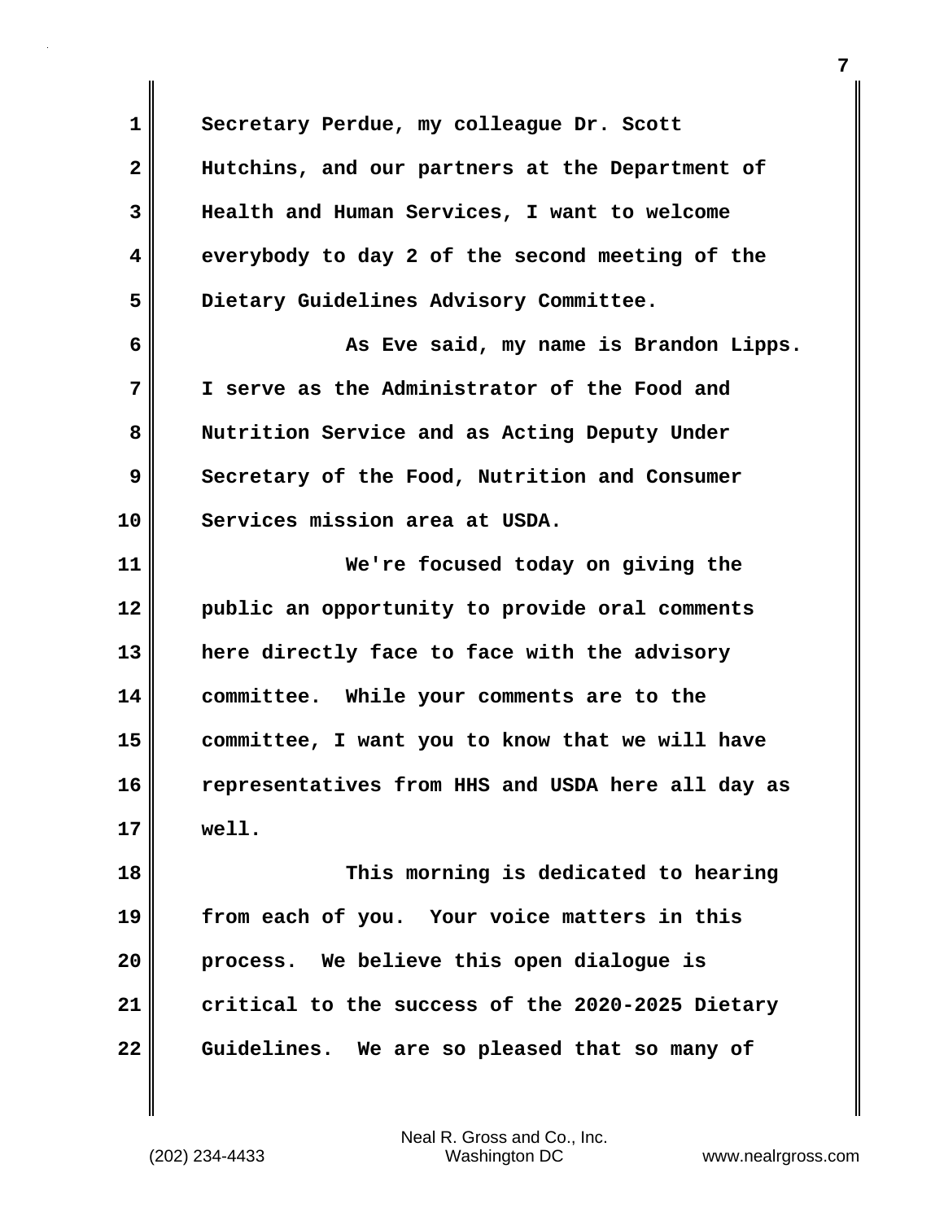Secretary Perdue, my colleague Dr. Scott Hutchins, and our partners at the Department of Health and Human Services, I want to welcome everybody to day 2 of the second meeting of the Dietary Guidelines Advisory Committee.

As Eve said, my name is Brandon Lipps. I serve as the Administrator of the Food and Nutrition Service and as Acting Deputy Under Secretary of the Food, Nutrition and Consumer Services mission area at USDA.

We're focused today on giving the public an opportunity to provide oral comments here directly face to face with the advisory committee. While your comments are to the committee, I want you to know that we will have representatives from HHS and USDA here all day as well.

This morning is dedicated to hearing from each of you. Your voice matters in this process. We believe this open dialogue is critical to the success of the 2020-2025 Dietary Guidelines. We are so pleased that so many of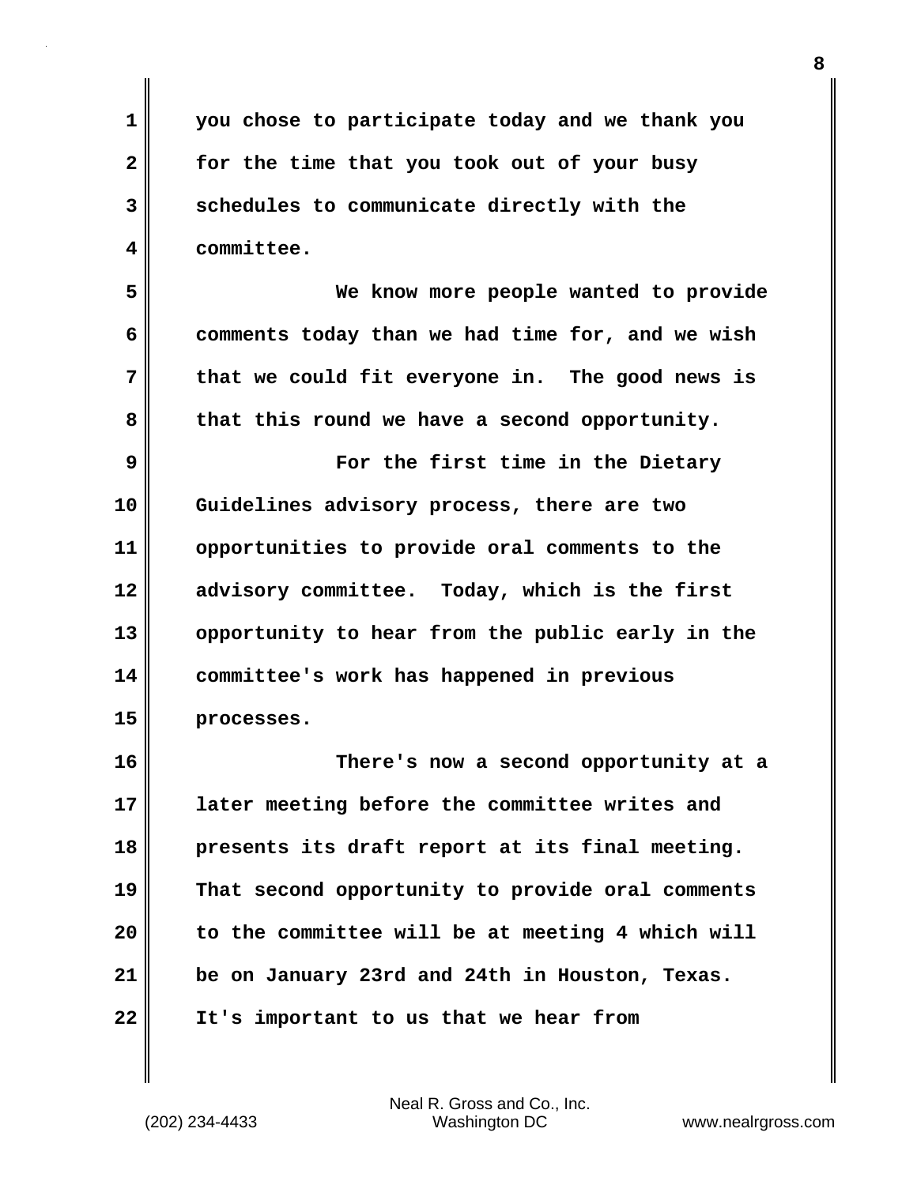you chose to participate today and we thank you for the time that you took out of your busy schedules to communicate directly with the committee.

We know more people wanted to provide comments today than we had time for, and we wish that we could fit everyone in. The good news is that this round we have a second opportunity.

For the first time in the Dietary Guidelines advisory process, there are two opportunities to provide oral comments to the advisory committee. Today, which is the first opportunity to hear from the public early in the committee's work has happened in previous processes.

There's now a second opportunity at a later meeting before the committee writes and presents its draft report at its final meeting. That second opportunity to provide oral comments to the committee will be at meeting 4 which will be on January 23rd and 24th in Houston, Texas. It's important to us that we hear from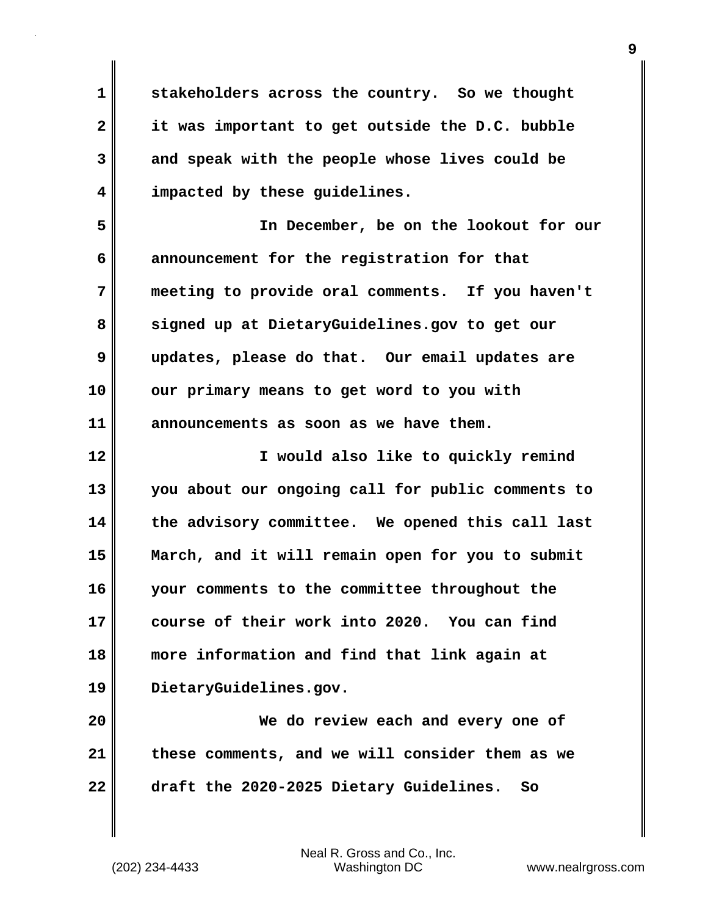stakeholders across the country. So we thought it was important to get outside the D.C. bubble and speak with the people whose lives could be impacted by these guidelines.

In December, be on the lookout for our announcement for the registration for that meeting to provide oral comments. If you haven't signed up at DietaryGuidelines.gov to get our updates, please do that. Our email updates are our primary means to get word to you with announcements as soon as we have them.

I would also like to quickly remind you about our ongoing call for public comments to the advisory committee. We opened this call last March, and it will remain open for you to submit your comments to the committee throughout the course of their work into 2020. You can find more information and find that link again at DietaryGuidelines.gov.

We do review each and every one of these comments, and we will consider them as we draft the 2020-2025 Dietary Guidelines. So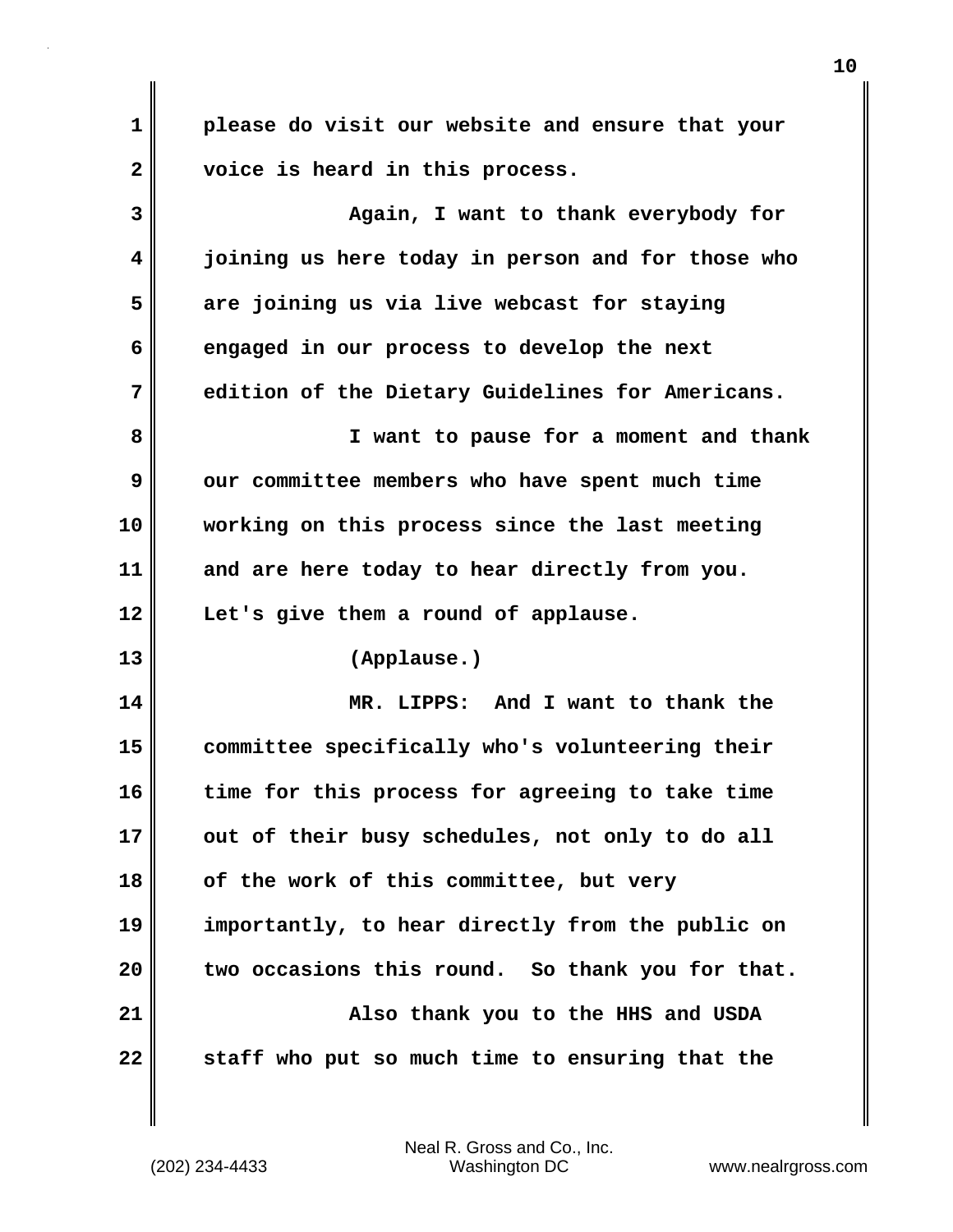please do visit our website and ensure that your voice is heard in this process.

Again, I want to thank everybody for joining us here today in person and for those who are joining us via live webcast for staying engaged in our process to develop the next edition of the Dietary Guidelines for Americans.

I want to pause for a moment and thank our committee members who have spent much time working on this process since the last meeting and are here today to hear directly from you. Let's give them a round of applause.

(Applause.)

MR. LIPPS: And I want to thank the committee specifically who's volunteering their time for this process for agreeing to take time out of their busy schedules, not only to do all of the work of this committee, but very importantly, to hear directly from the public on two occasions this round. So thank you for that.

Also thank you to the HHS and USDA staff who put so much time to ensuring that the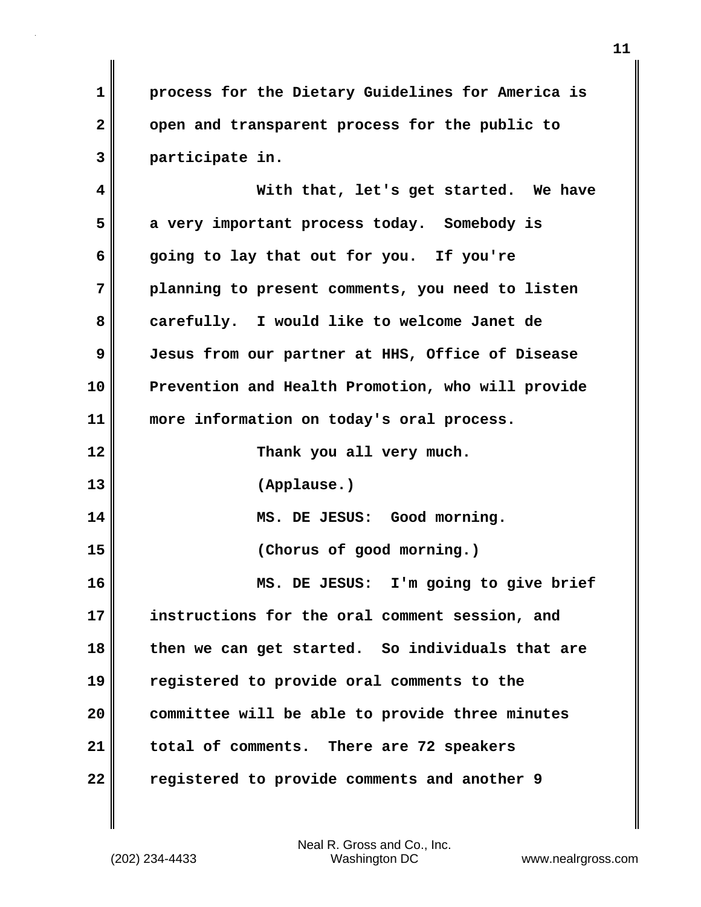process for the Dietary Guidelines for America is open and transparent process for the public to participate in.

With that, let's get started. We have a very important process today. Somebody is going to lay that out for you. If you're planning to present comments, you need to listen carefully. I would like to welcome Janet de Jesus from our partner at HHS, Office of Disease Prevention and Health Promotion, who will provide more information on today's oral process.

Thank you all very much.

(Applause.)

MS. DE JESUS: Good morning.

(Chorus of good morning.)

MS. DE JESUS: I'm going to give brief instructions for the oral comment session, and then we can get started. So individuals that are registered to provide oral comments to the committee will be able to provide three minutes total of comments. There are 72 speakers registered to provide comments and another 9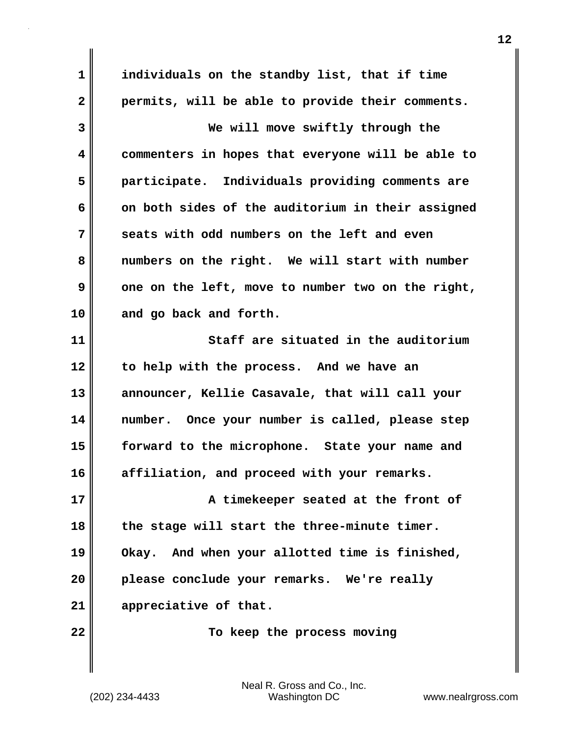individuals on the standby list, that if time permits, will be able to provide their comments.

We will move swiftly through the commenters in hopes that everyone will be able to participate. Individuals providing comments are on both sides of the auditorium in their assigned seats with odd numbers on the left and even numbers on the right. We will start with number one on the left, move to number two on the right, and go back and forth.

Staff are situated in the auditorium to help with the process. And we have an announcer, Kellie Casavale, that will call your number. Once your number is called, please step forward to the microphone. State your name and affiliation, and proceed with your remarks.

A timekeeper seated at the front of the stage will start the three-minute timer. Okay. And when your allotted time is finished, please conclude your remarks. We're really appreciative of that.

To keep the process moving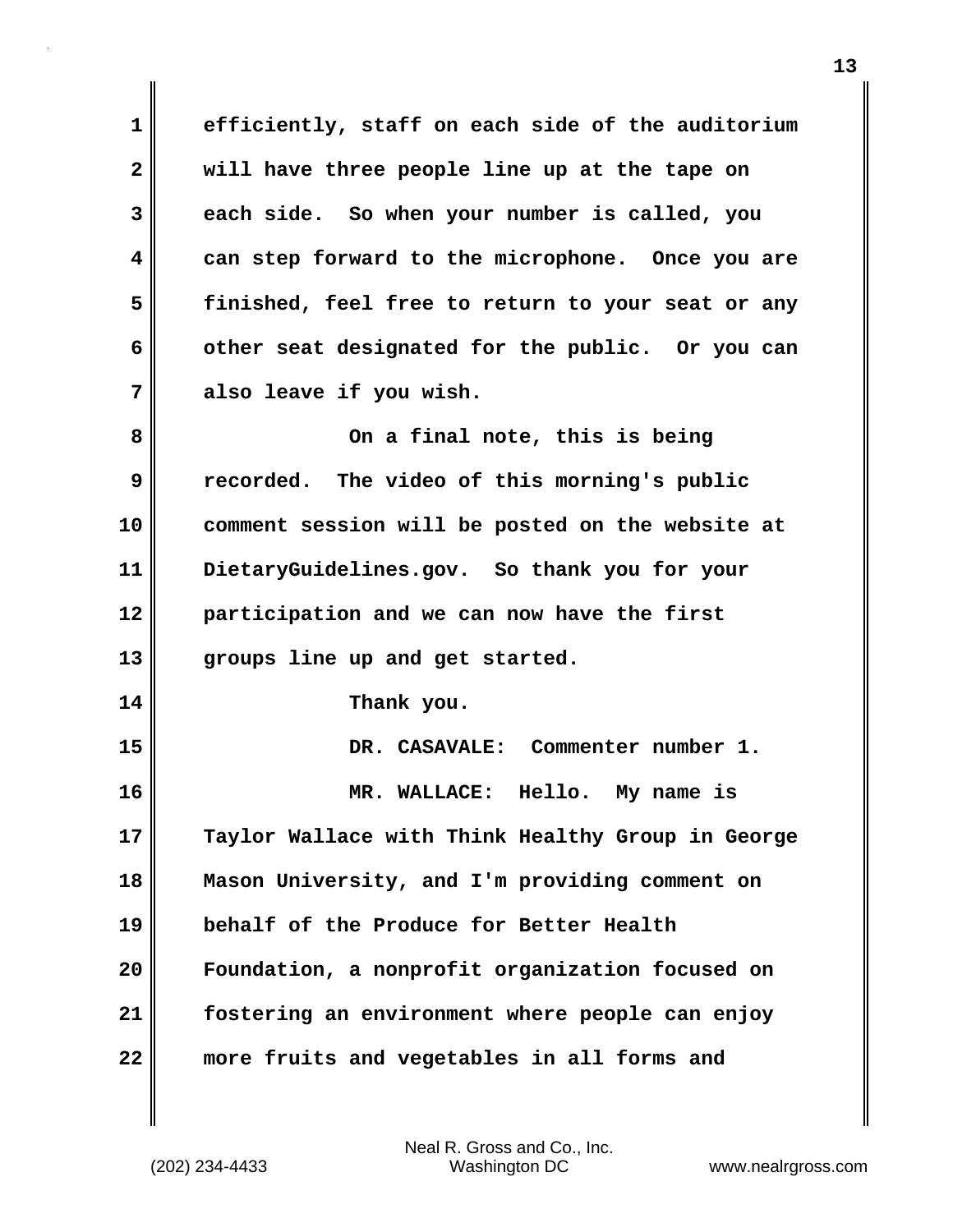efficiently, staff on each side of the auditorium will have three people line up at the tape on each side. So when your number is called, you can step forward to the microphone. Once you are finished, feel free to return to your seat or any other seat designated for the public. Or you can also leave if you wish.

On a final note, this is being recorded. The video of this morning's public comment session will be posted on the website at DietaryGuidelines.gov. So thank you for your participation and we can now have the first groups line up and get started.

Thank you.

DR. CASAVALE: Commenter number 1.

MR. WALLACE: Hello. My name is Taylor Wallace with Think Healthy Group in George Mason University, and I'm providing comment on behalf of the Produce for Better Health Foundation, a nonprofit organization focused on fostering an environment where people can enjoy more fruits and vegetables in all forms and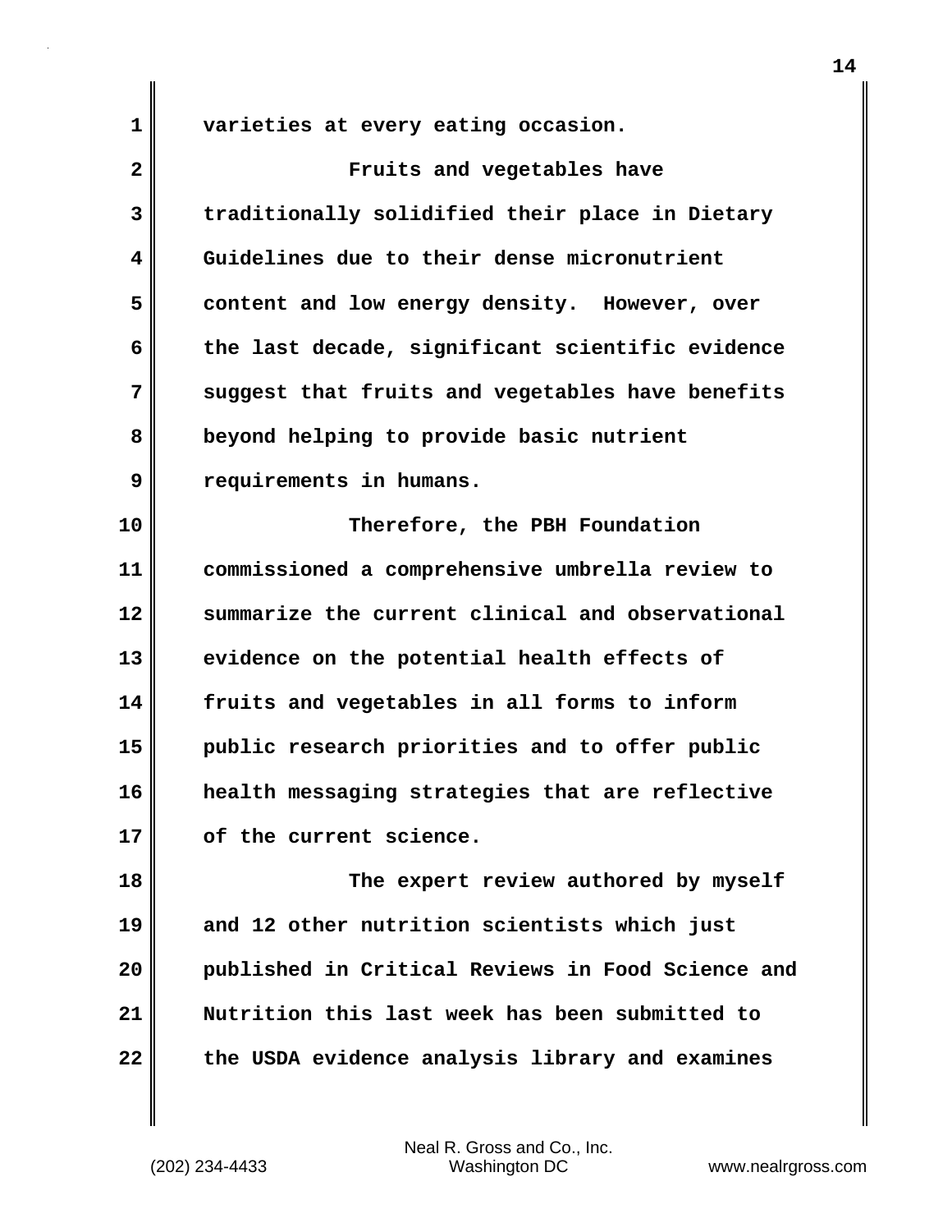varieties at every eating occasion.

Fruits and vegetables have traditionally solidified their place in Dietary Guidelines due to their dense micronutrient content and low energy density. However, over the last decade, significant scientific evidence suggest that fruits and vegetables have benefits beyond helping to provide basic nutrient requirements in humans.

Therefore, the PBH Foundation commissioned a comprehensive umbrella review to summarize the current clinical and observational evidence on the potential health effects of fruits and vegetables in all forms to inform public research priorities and to offer public health messaging strategies that are reflective of the current science.

The expert review authored by myself and 12 other nutrition scientists which just published in Critical Reviews in Food Science and Nutrition this last week has been submitted to the USDA evidence analysis library and examines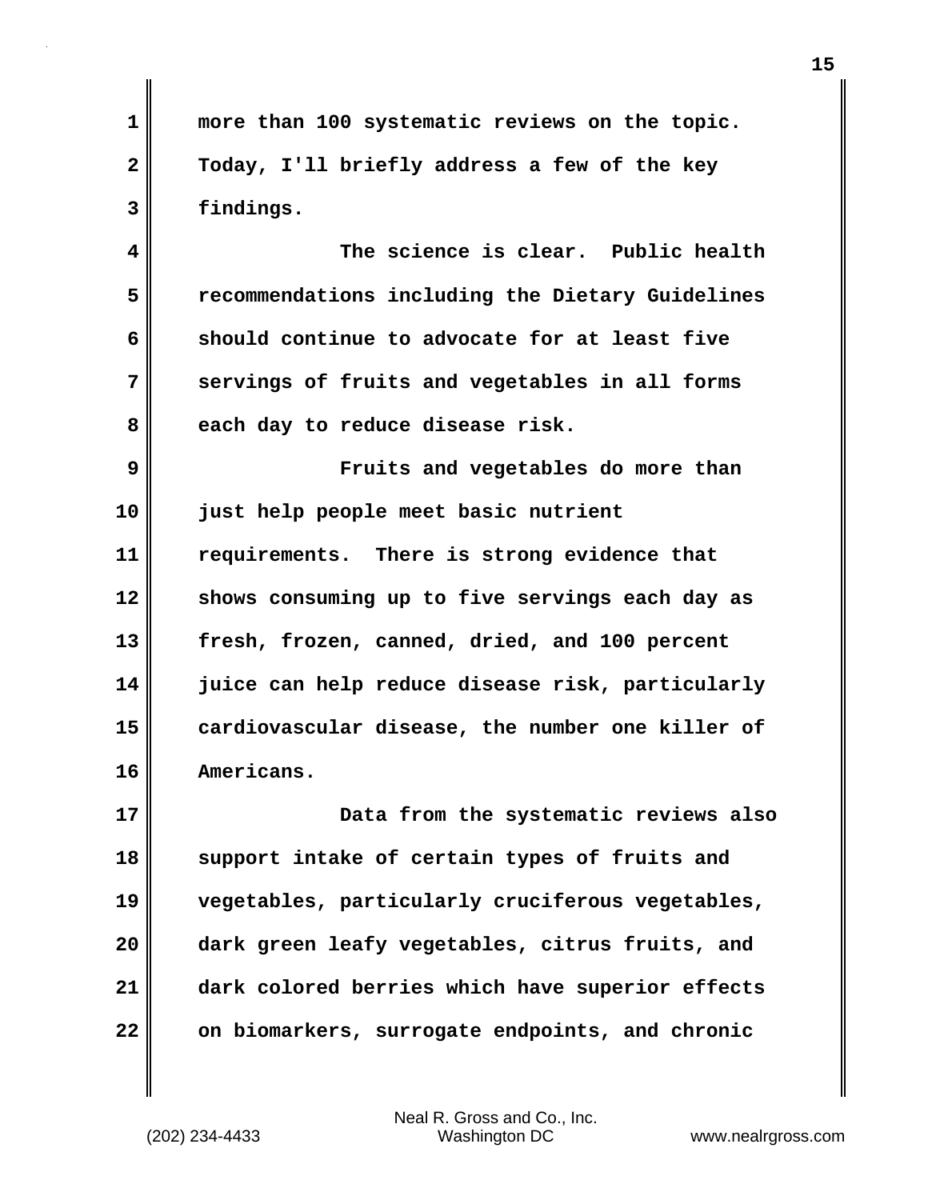more than 100 systematic reviews on the topic. Today, I'll briefly address a few of the key findings.

The science is clear. Public health recommendations including the Dietary Guidelines should continue to advocate for at least five servings of fruits and vegetables in all forms each day to reduce disease risk.

Fruits and vegetables do more than just help people meet basic nutrient requirements. There is strong evidence that shows consuming up to five servings each day as fresh, frozen, canned, dried, and 100 percent juice can help reduce disease risk, particularly cardiovascular disease, the number one killer of Americans.

Data from the systematic reviews also support intake of certain types of fruits and vegetables, particularly cruciferous vegetables, dark green leafy vegetables, citrus fruits, and dark colored berries which have superior effects on biomarkers, surrogate endpoints, and chronic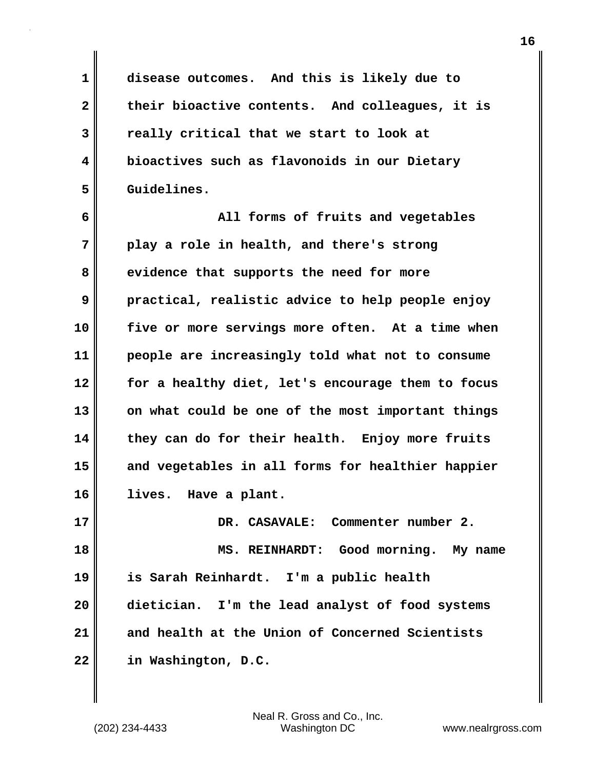disease outcomes. And this is likely due to their bioactive contents. And colleagues, it is really critical that we start to look at bioactives such as flavonoids in our Dietary Guidelines.

All forms of fruits and vegetables play a role in health, and there's strong evidence that supports the need for more practical, realistic advice to help people enjoy five or more servings more often. At a time when people are increasingly told what not to consume for a healthy diet, let's encourage them to focus on what could be one of the most important things they can do for their health. Enjoy more fruits and vegetables in all forms for healthier happier lives. Have a plant.

DR. CASAVALE: Commenter number 2.

MS. REINHARDT: Good morning. My name is Sarah Reinhardt. I'm a public health dietician. I'm the lead analyst of food systems and health at the Union of Concerned Scientists in Washington, D.C.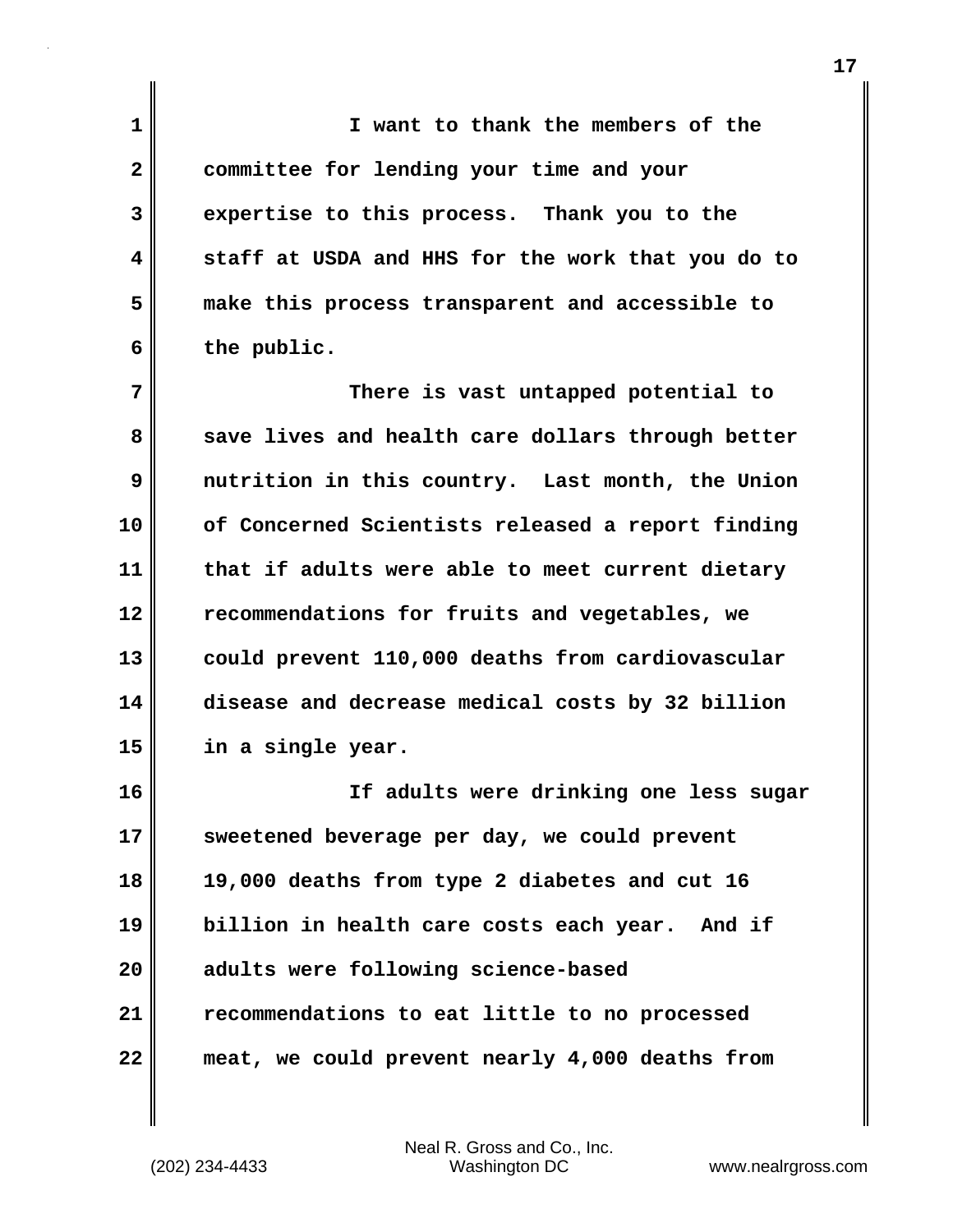I want to thank the members of the committee for lending your time and your expertise to this process. Thank you to the staff at USDA and HHS for the work that you do to make this process transparent and accessible to the public.

There is vast untapped potential to save lives and health care dollars through better nutrition in this country. Last month, the Union of Concerned Scientists released a report finding that if adults were able to meet current dietary recommendations for fruits and vegetables, we could prevent 110,000 deaths from cardiovascular disease and decrease medical costs by 32 billion in a single year.

If adults were drinking one less sugar sweetened beverage per day, we could prevent 19,000 deaths from type 2 diabetes and cut 16 billion in health care costs each year. And if adults were following science-based recommendations to eat little to no processed meat, we could prevent nearly 4,000 deaths from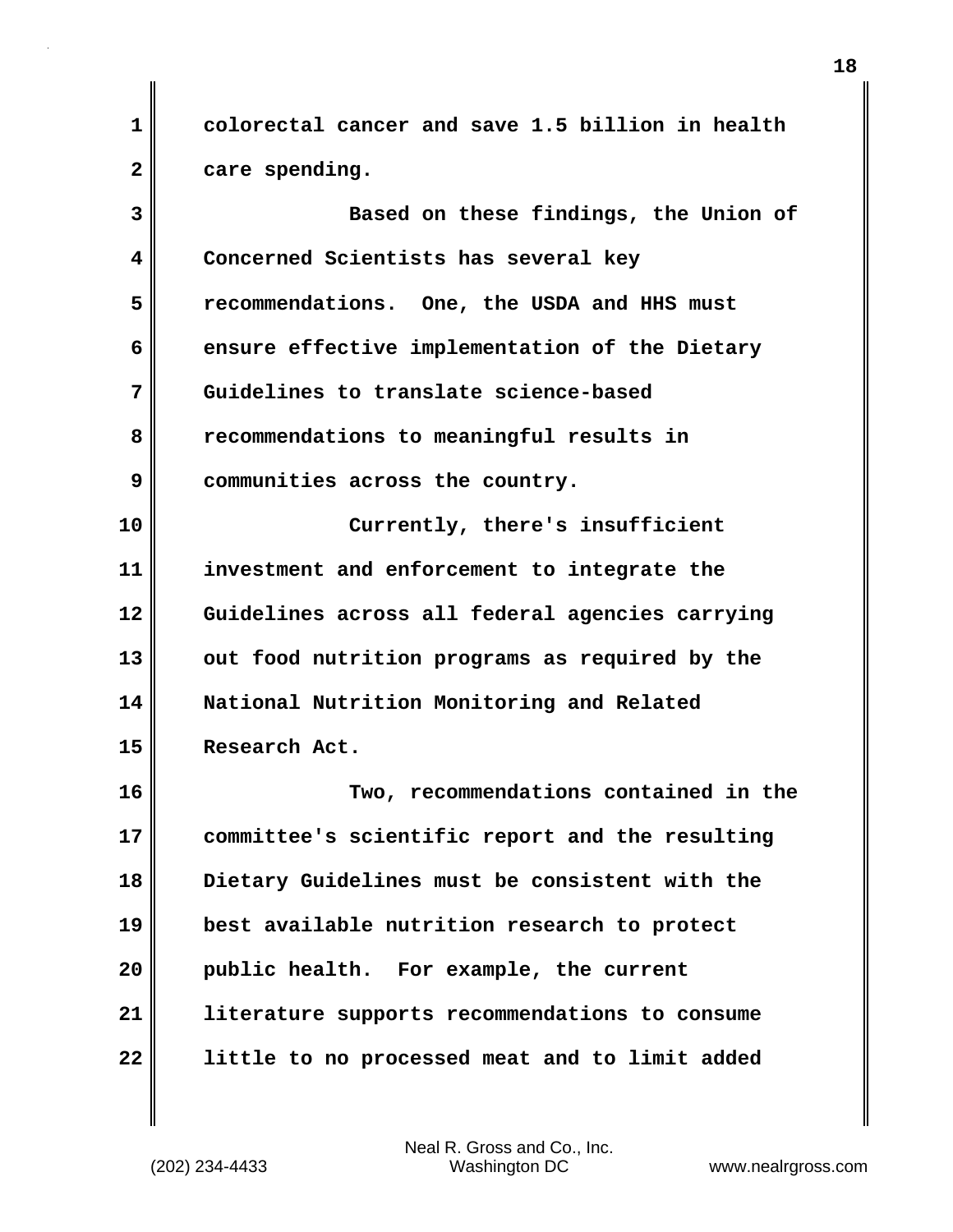colorectal cancer and save 1.5 billion in health care spending.

Based on these findings, the Union of Concerned Scientists has several key recommendations. One, the USDA and HHS must ensure effective implementation of the Dietary Guidelines to translate science-based recommendations to meaningful results in communities across the country.

Currently, there's insufficient investment and enforcement to integrate the Guidelines across all federal agencies carrying out food nutrition programs as required by the National Nutrition Monitoring and Related Research Act.

Two, recommendations contained in the committee's scientific report and the resulting Dietary Guidelines must be consistent with the best available nutrition research to protect public health. For example, the current literature supports recommendations to consume little to no processed meat and to limit added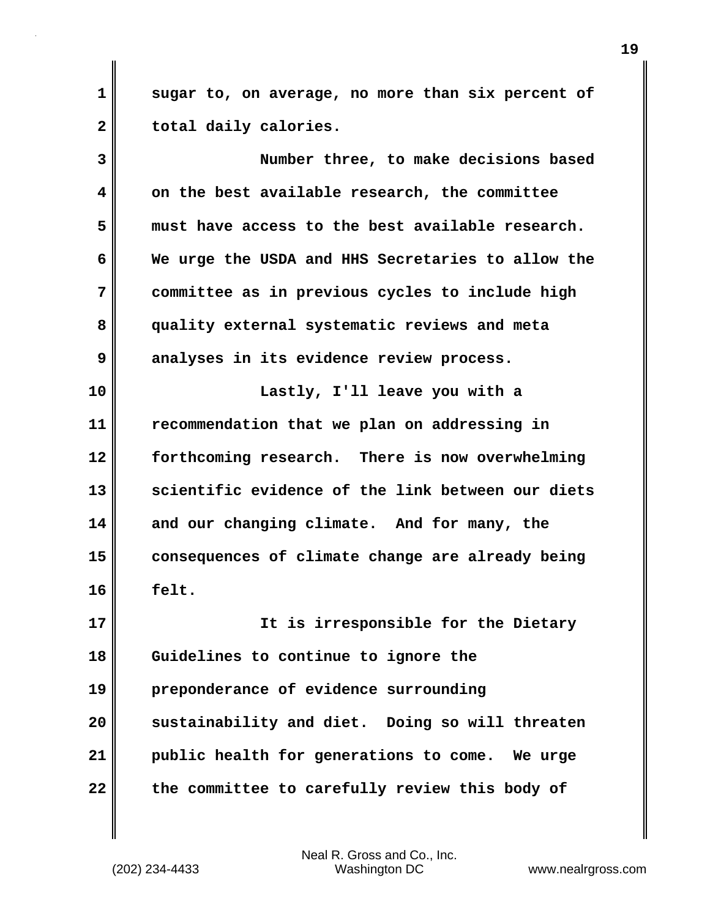sugar to, on average, no more than six percent of total daily calories.

Number three, to make decisions based on the best available research, the committee must have access to the best available research. We urge the USDA and HHS Secretaries to allow the committee as in previous cycles to include high quality external systematic reviews and meta analyses in its evidence review process.

Lastly, I'll leave you with a recommendation that we plan on addressing in forthcoming research. There is now overwhelming scientific evidence of the link between our diets and our changing climate. And for many, the consequences of climate change are already being felt.

It is irresponsible for the Dietary Guidelines to continue to ignore the preponderance of evidence surrounding sustainability and diet. Doing so will threaten public health for generations to come. We urge the committee to carefully review this body of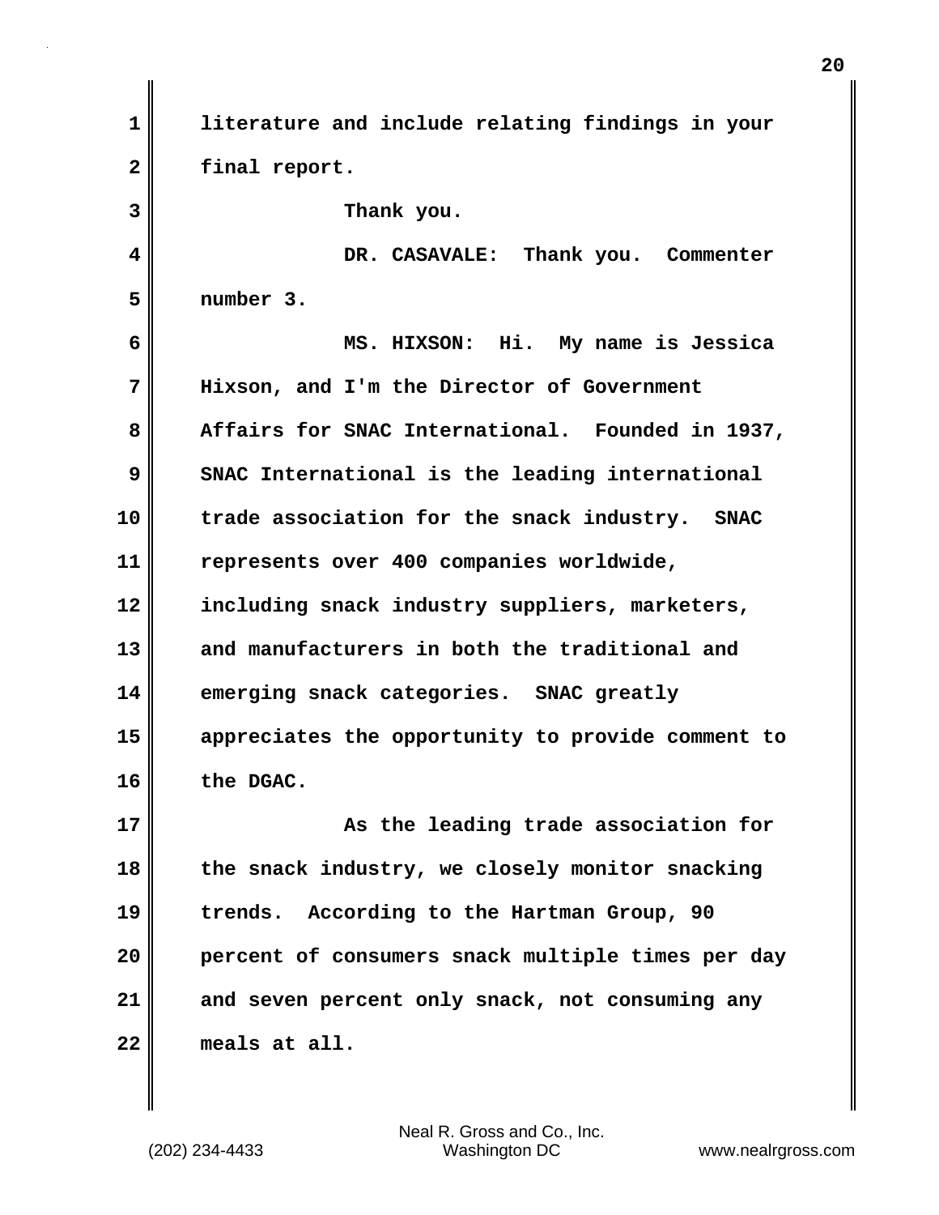literature and include relating findings in your final report.

Thank you.

DR. CASAVALE: Thank you. Commenter number 3.

MS. HIXSON: Hi. My name is Jessica Hixson, and I'm the Director of Government Affairs for SNAC International. Founded in 1937, SNAC International is the leading international trade association for the snack industry. SNAC represents over 400 companies worldwide, including snack industry suppliers, marketers, and manufacturers in both the traditional and emerging snack categories. SNAC greatly appreciates the opportunity to provide comment to the DGAC.

As the leading trade association for the snack industry, we closely monitor snacking trends. According to the Hartman Group, 90 percent of consumers snack multiple times per day and seven percent only snack, not consuming any meals at all.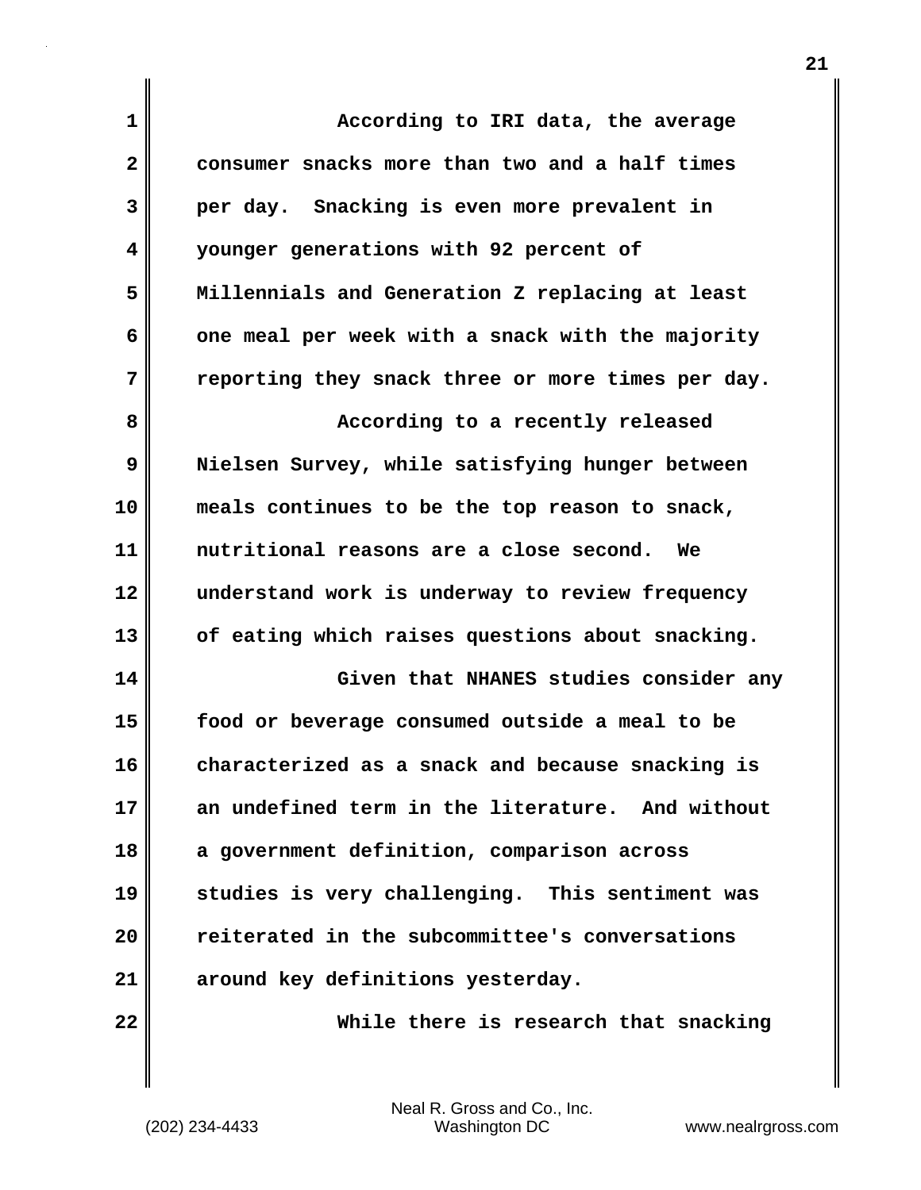According to IRI data, the average consumer snacks more than two and a half times per day. Snacking is even more prevalent in younger generations with 92 percent of Millennials and Generation Z replacing at least one meal per week with a snack with the majority reporting they snack three or more times per day.

According to a recently released Nielsen Survey, while satisfying hunger between meals continues to be the top reason to snack, nutritional reasons are a close second. We understand work is underway to review frequency of eating which raises questions about snacking.

Given that NHANES studies consider any food or beverage consumed outside a meal to be characterized as a snack and because snacking is an undefined term in the literature. And without a government definition, comparison across studies is very challenging. This sentiment was reiterated in the subcommittee's conversations around key definitions yesterday.

While there is research that snacking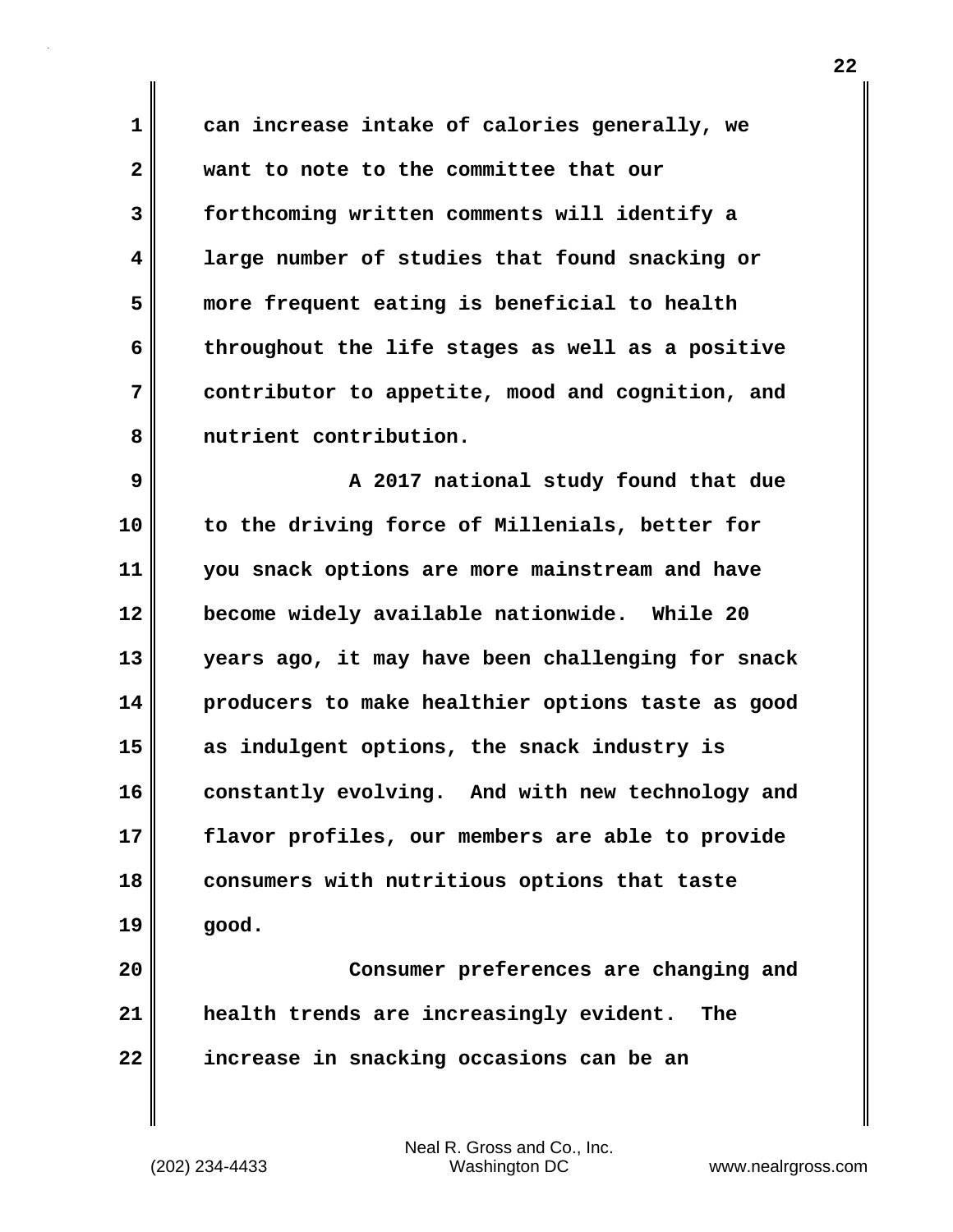can increase intake of calories generally, we want to note to the committee that our forthcoming written comments will identify a large number of studies that found snacking or more frequent eating is beneficial to health throughout the life stages as well as a positive contributor to appetite, mood and cognition, and nutrient contribution.

A 2017 national study found that due to the driving force of Millenials, better for you snack options are more mainstream and have become widely available nationwide. While 20 years ago, it may have been challenging for snack producers to make healthier options taste as good as indulgent options, the snack industry is constantly evolving. And with new technology and flavor profiles, our members are able to provide consumers with nutritious options that taste good.

Consumer preferences are changing and health trends are increasingly evident. The increase in snacking occasions can be an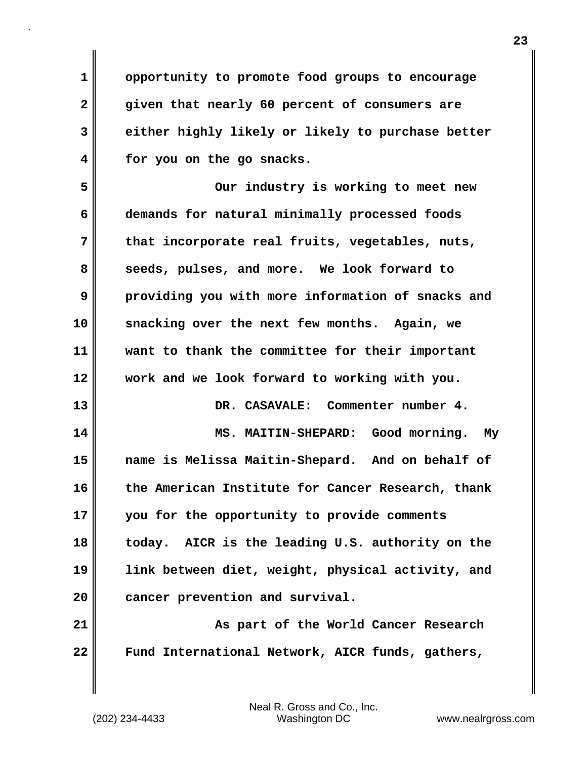opportunity to promote food groups to encourage given that nearly 60 percent of consumers are either highly likely or likely to purchase better for you on the go snacks.

Our industry is working to meet new demands for natural minimally processed foods that incorporate real fruits, vegetables, nuts, seeds, pulses, and more. We look forward to providing you with more information of snacks and snacking over the next few months. Again, we want to thank the committee for their important work and we look forward to working with you.

DR. CASAVALE: Commenter number 4.

MS. MAITIN-SHEPARD: Good morning. My name is Melissa Maitin-Shepard. And on behalf of the American Institute for Cancer Research, thank you for the opportunity to provide comments today. AICR is the leading U.S. authority on the link between diet, weight, physical activity, and cancer prevention and survival.

As part of the World Cancer Research Fund International Network, AICR funds, gathers,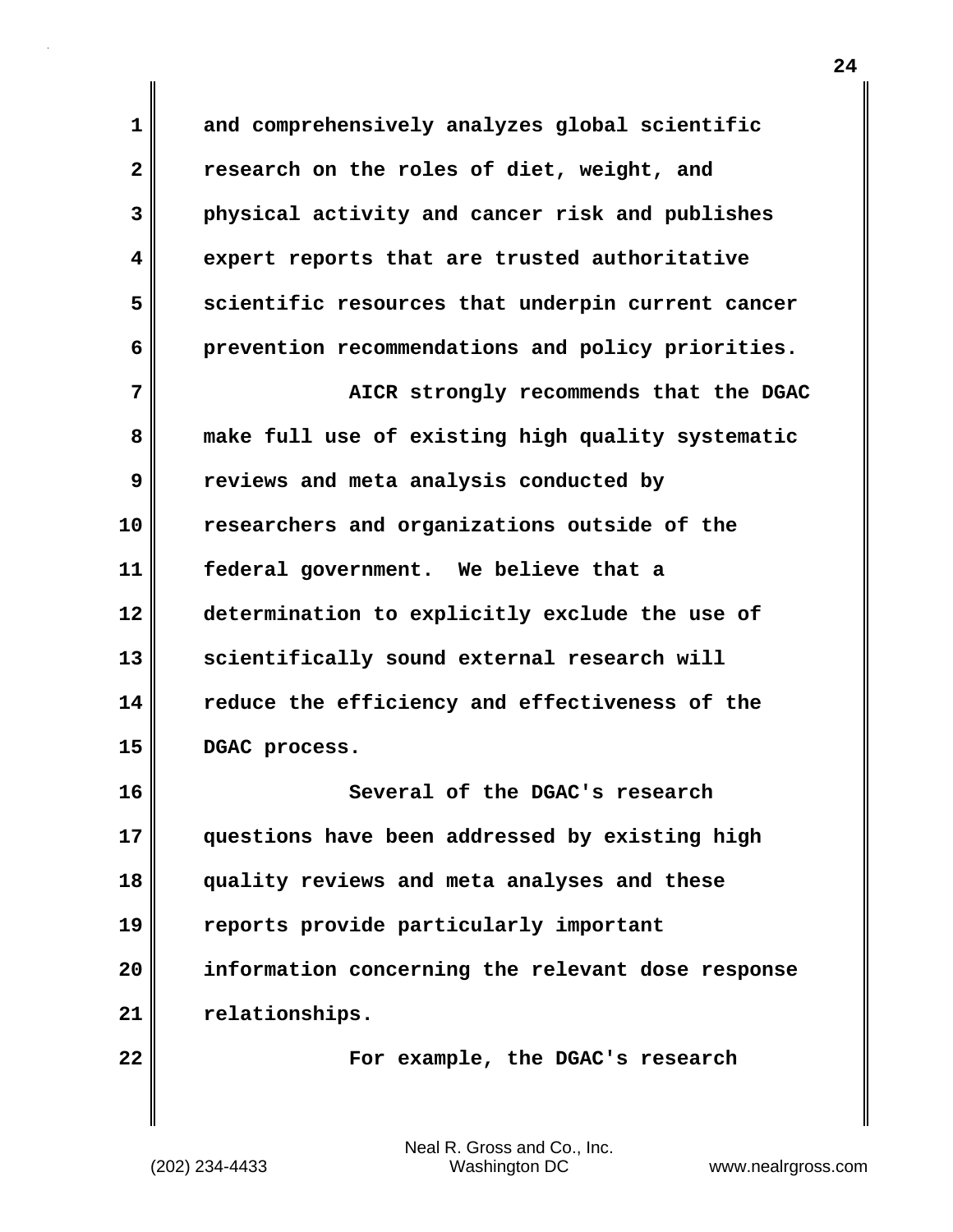and comprehensively analyzes global scientific research on the roles of diet, weight, and physical activity and cancer risk and publishes expert reports that are trusted authoritative scientific resources that underpin current cancer prevention recommendations and policy priorities.

AICR strongly recommends that the DGAC make full use of existing high quality systematic reviews and meta analysis conducted by researchers and organizations outside of the federal government. We believe that a determination to explicitly exclude the use of scientifically sound external research will reduce the efficiency and effectiveness of the DGAC process.

Several of the DGAC's research questions have been addressed by existing high quality reviews and meta analyses and these reports provide particularly important information concerning the relevant dose response relationships.

For example, the DGAC's research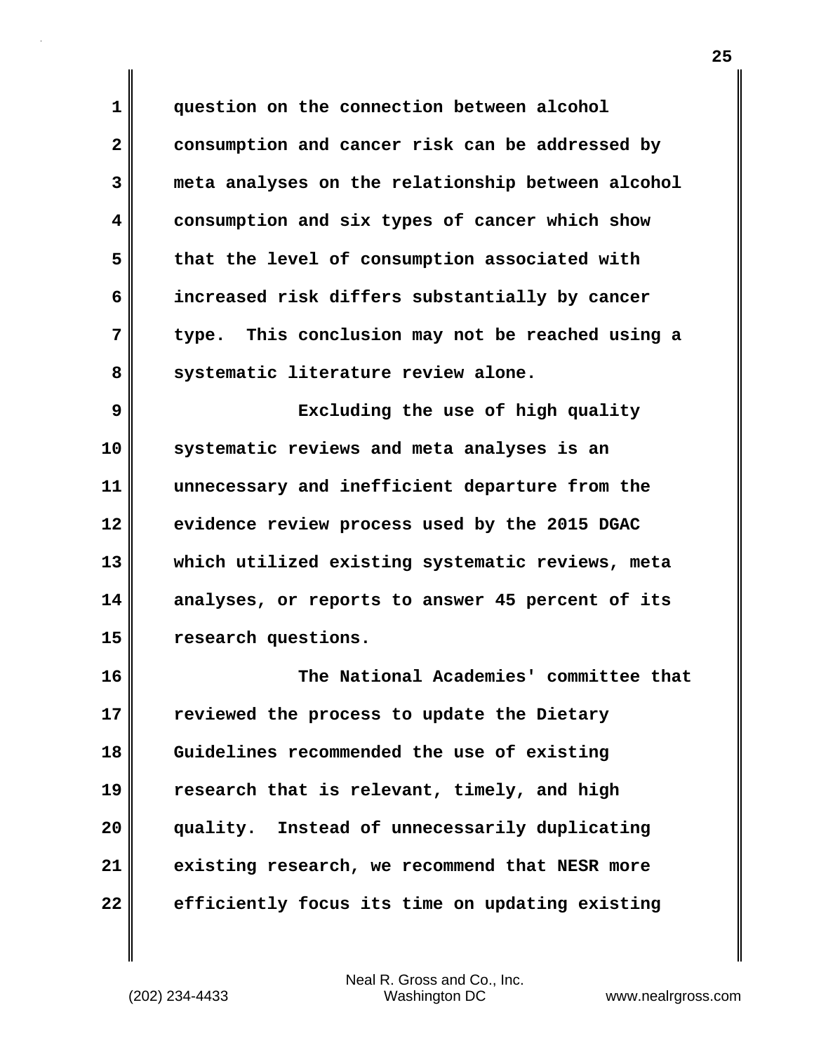question on the connection between alcohol consumption and cancer risk can be addressed by meta analyses on the relationship between alcohol consumption and six types of cancer which show that the level of consumption associated with increased risk differs substantially by cancer type. This conclusion may not be reached using a systematic literature review alone.

Excluding the use of high quality systematic reviews and meta analyses is an unnecessary and inefficient departure from the evidence review process used by the 2015 DGAC which utilized existing systematic reviews, meta analyses, or reports to answer 45 percent of its research questions.

The National Academies' committee that reviewed the process to update the Dietary Guidelines recommended the use of existing research that is relevant, timely, and high quality. Instead of unnecessarily duplicating existing research, we recommend that NESR more efficiently focus its time on updating existing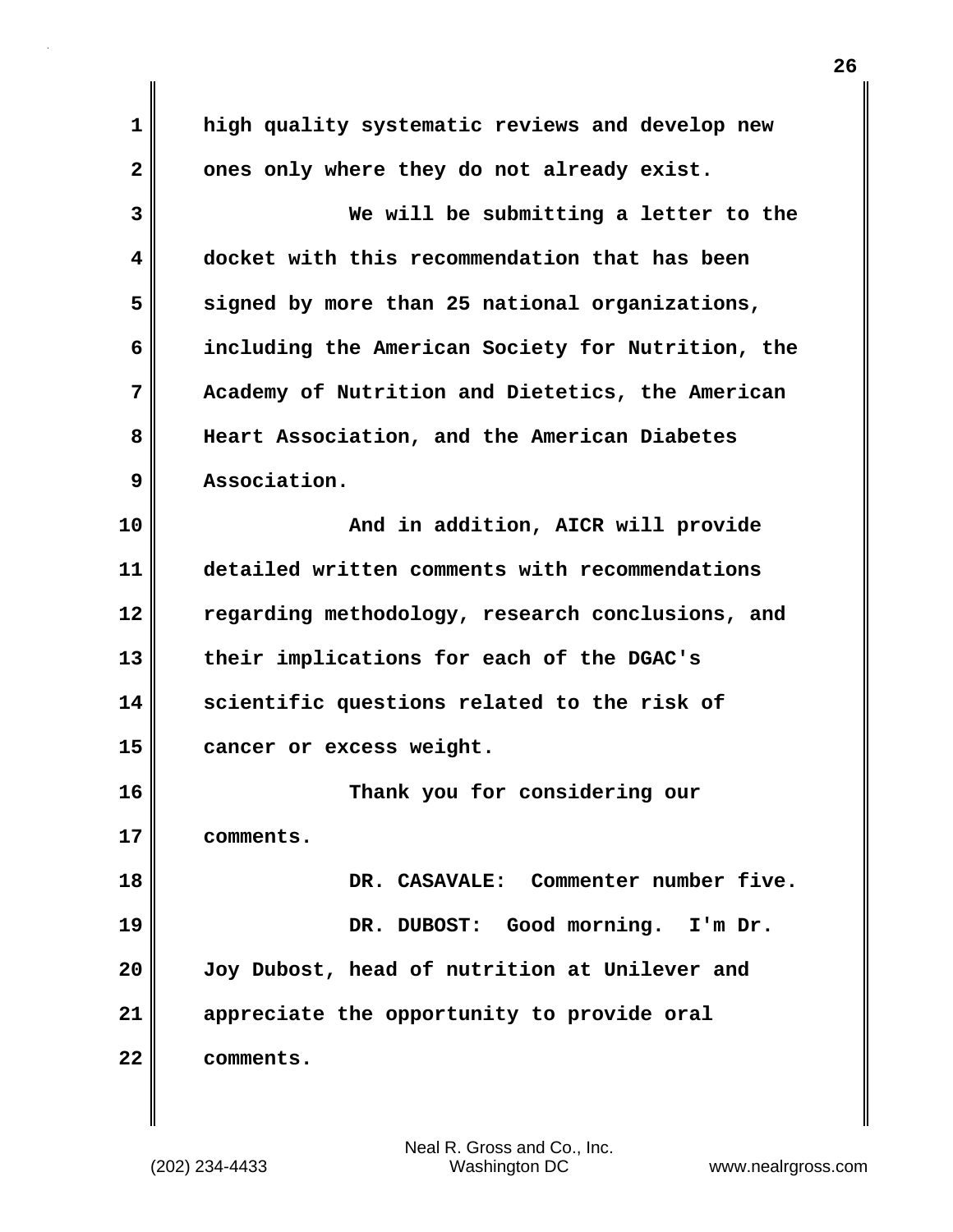high quality systematic reviews and develop new ones only where they do not already exist.

We will be submitting a letter to the docket with this recommendation that has been signed by more than 25 national organizations, including the American Society for Nutrition, the Academy of Nutrition and Dietetics, the American Heart Association, and the American Diabetes Association.

And in addition, AICR will provide detailed written comments with recommendations regarding methodology, research conclusions, and their implications for each of the DGAC's scientific questions related to the risk of cancer or excess weight.

Thank you for considering our comments.

DR. CASAVALE: Commenter number five.

DR. DUBOST: Good morning. I'm Dr. Joy Dubost, head of nutrition at Unilever and appreciate the opportunity to provide oral comments.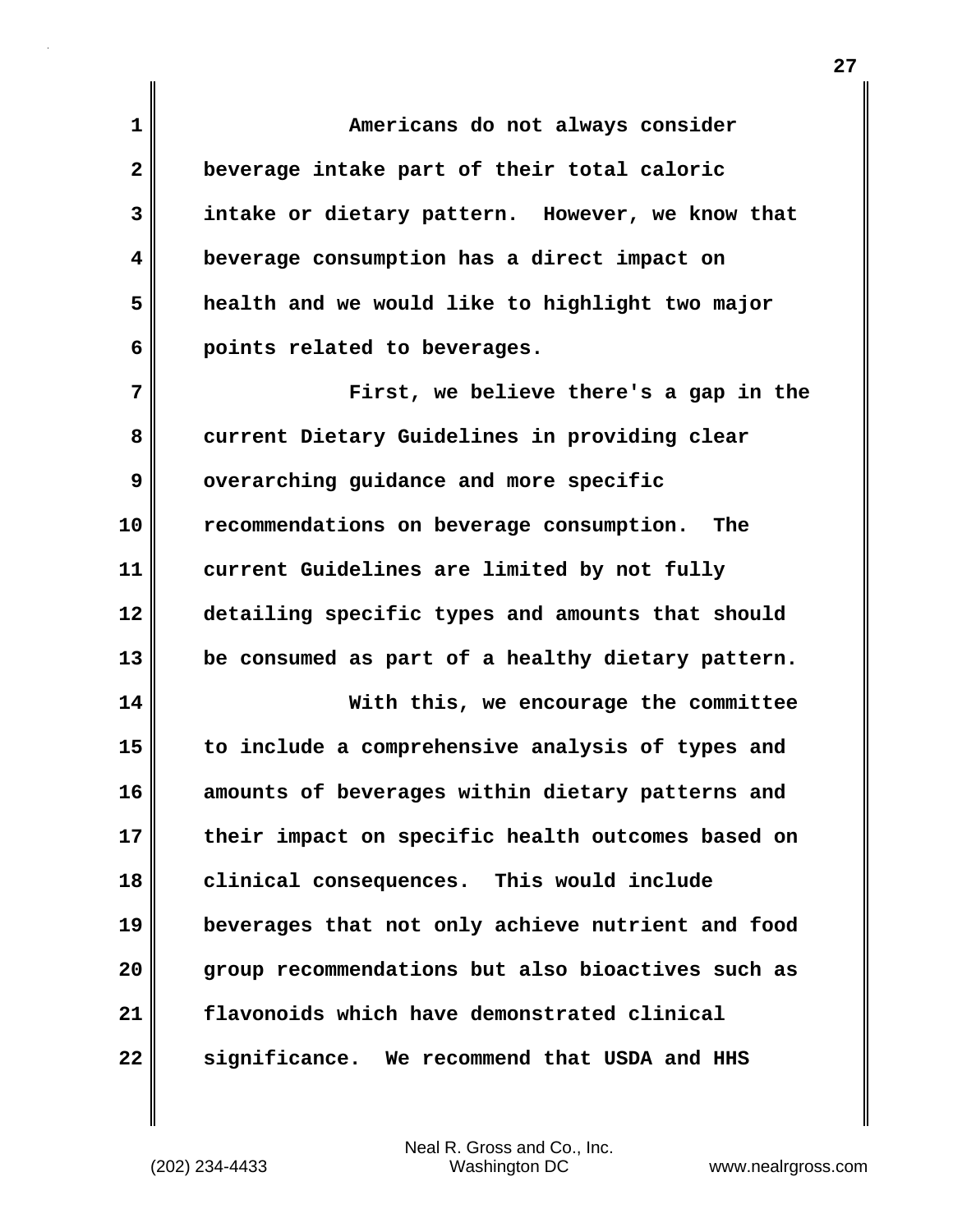Americans do not always consider beverage intake part of their total caloric intake or dietary pattern. However, we know that beverage consumption has a direct impact on health and we would like to highlight two major points related to beverages.

First, we believe there's a gap in the current Dietary Guidelines in providing clear overarching guidance and more specific recommendations on beverage consumption. The current Guidelines are limited by not fully detailing specific types and amounts that should be consumed as part of a healthy dietary pattern.

With this, we encourage the committee to include a comprehensive analysis of types and amounts of beverages within dietary patterns and their impact on specific health outcomes based on clinical consequences. This would include beverages that not only achieve nutrient and food group recommendations but also bioactives such as flavonoids which have demonstrated clinical significance. We recommend that USDA and HHS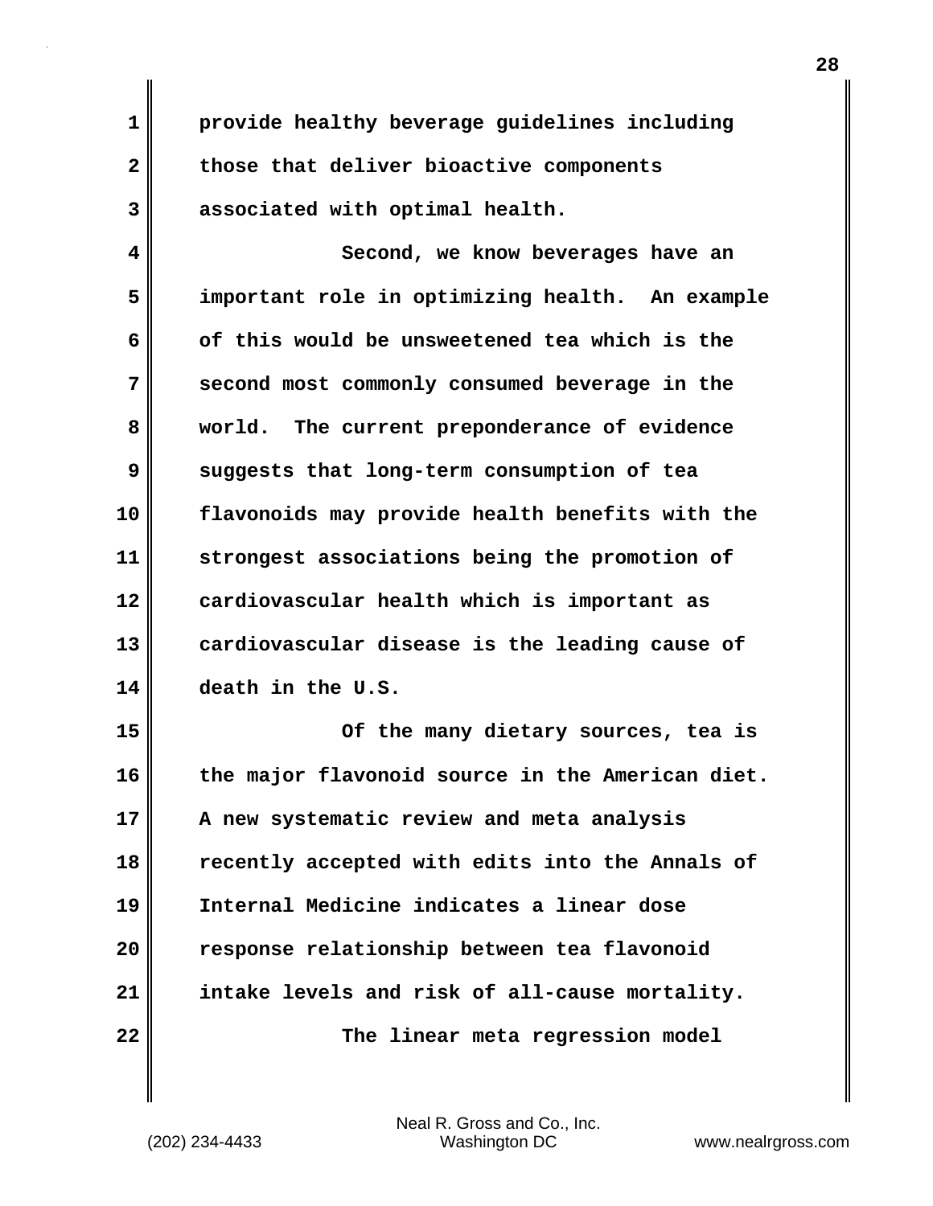provide healthy beverage guidelines including those that deliver bioactive components associated with optimal health.

Second, we know beverages have an important role in optimizing health. An example of this would be unsweetened tea which is the second most commonly consumed beverage in the world. The current preponderance of evidence suggests that long-term consumption of tea flavonoids may provide health benefits with the strongest associations being the promotion of cardiovascular health which is important as cardiovascular disease is the leading cause of death in the U.S.

Of the many dietary sources, tea is the major flavonoid source in the American diet. A new systematic review and meta analysis recently accepted with edits into the Annals of Internal Medicine indicates a linear dose response relationship between tea flavonoid intake levels and risk of all-cause mortality.

The linear meta regression model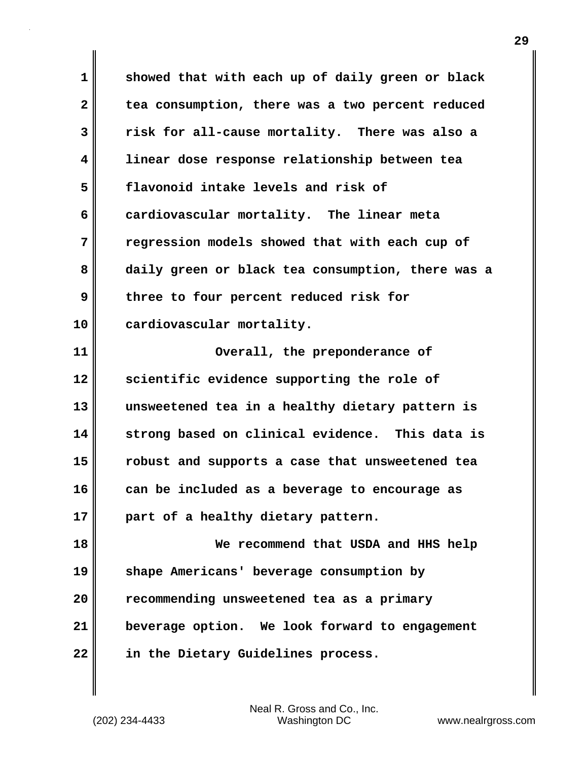showed that with each up of daily green or black tea consumption, there was a two percent reduced risk for all-cause mortality. There was also a linear dose response relationship between tea flavonoid intake levels and risk of cardiovascular mortality. The linear meta regression models showed that with each cup of daily green or black tea consumption, there was a three to four percent reduced risk for cardiovascular mortality.

Overall, the preponderance of scientific evidence supporting the role of unsweetened tea in a healthy dietary pattern is strong based on clinical evidence. This data is robust and supports a case that unsweetened tea can be included as a beverage to encourage as part of a healthy dietary pattern.

We recommend that USDA and HHS help shape Americans' beverage consumption by recommending unsweetened tea as a primary beverage option. We look forward to engagement in the Dietary Guidelines process.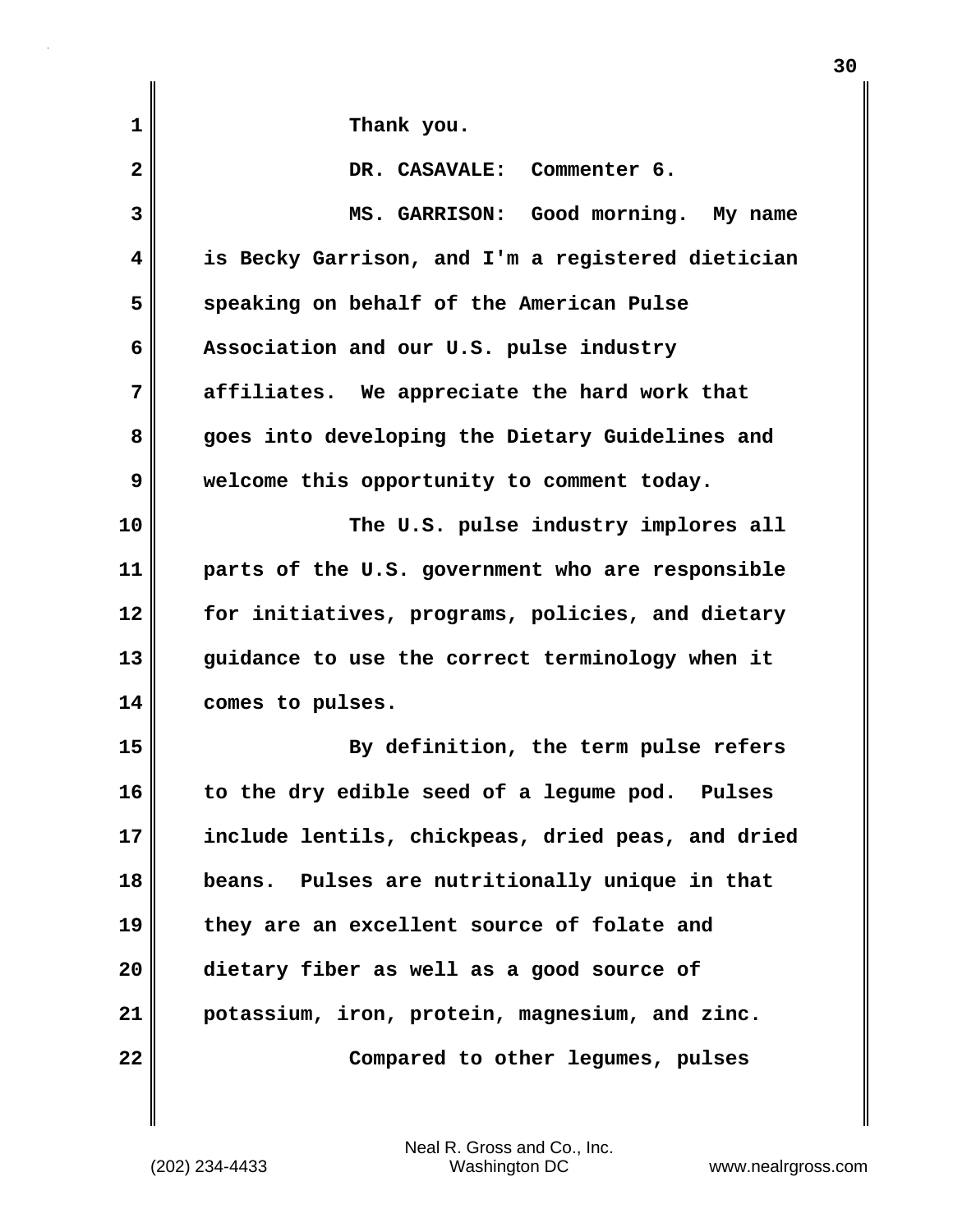Thank you.

DR. CASAVALE: Commenter 6.

MS. GARRISON: Good morning. My name is Becky Garrison, and I'm a registered dietician speaking on behalf of the American Pulse Association and our U.S. pulse industry affiliates. We appreciate the hard work that goes into developing the Dietary Guidelines and welcome this opportunity to comment today.

The U.S. pulse industry implores all parts of the U.S. government who are responsible for initiatives, programs, policies, and dietary guidance to use the correct terminology when it comes to pulses.

By definition, the term pulse refers to the dry edible seed of a legume pod. Pulses include lentils, chickpeas, dried peas, and dried beans. Pulses are nutritionally unique in that they are an excellent source of folate and dietary fiber as well as a good source of potassium, iron, protein, magnesium, and zinc.

Compared to other legumes, pulses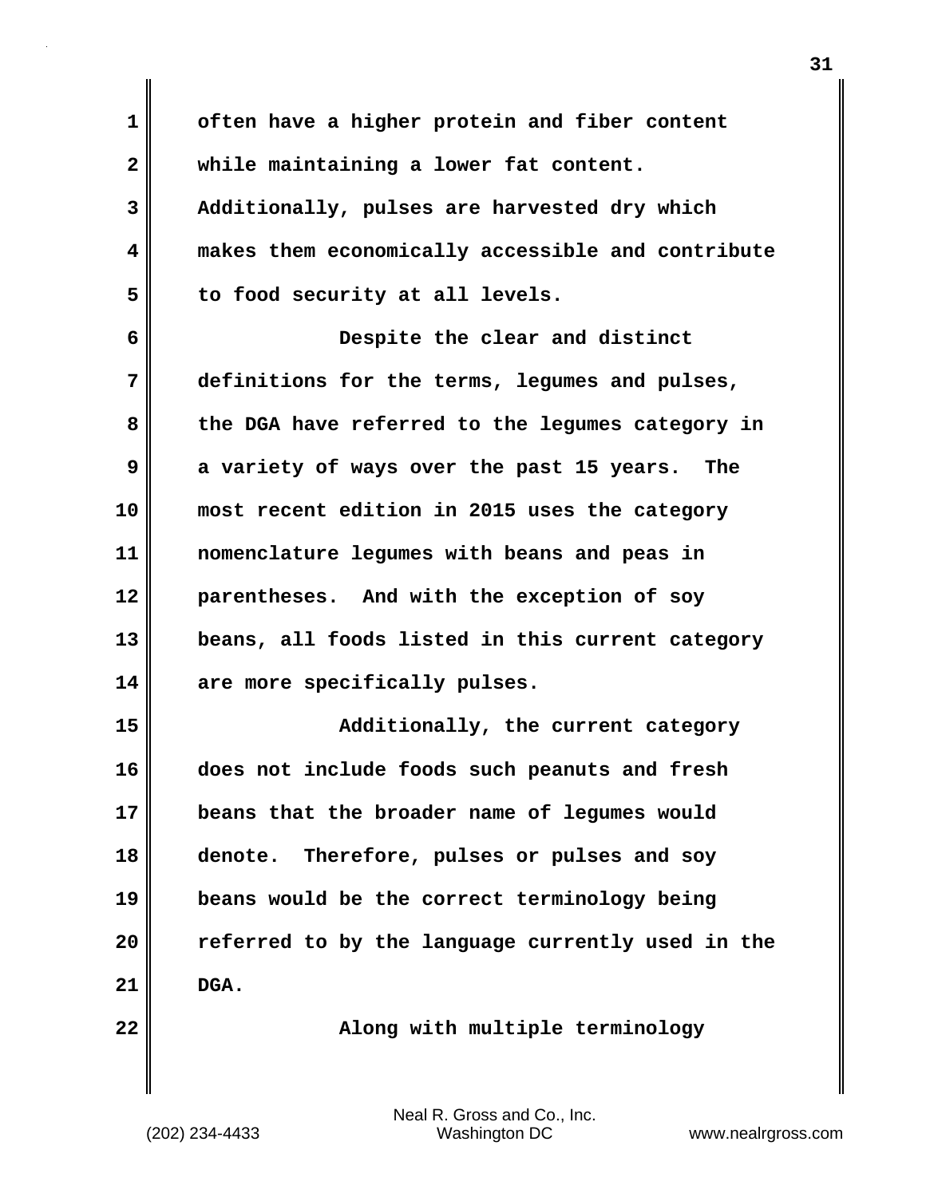often have a higher protein and fiber content while maintaining a lower fat content. Additionally, pulses are harvested dry which makes them economically accessible and contribute to food security at all levels.

Despite the clear and distinct definitions for the terms, legumes and pulses, the DGA have referred to the legumes category in a variety of ways over the past 15 years. The most recent edition in 2015 uses the category nomenclature legumes with beans and peas in parentheses. And with the exception of soy beans, all foods listed in this current category are more specifically pulses.

Additionally, the current category does not include foods such peanuts and fresh beans that the broader name of legumes would denote. Therefore, pulses or pulses and soy beans would be the correct terminology being referred to by the language currently used in the DGA.

Along with multiple terminology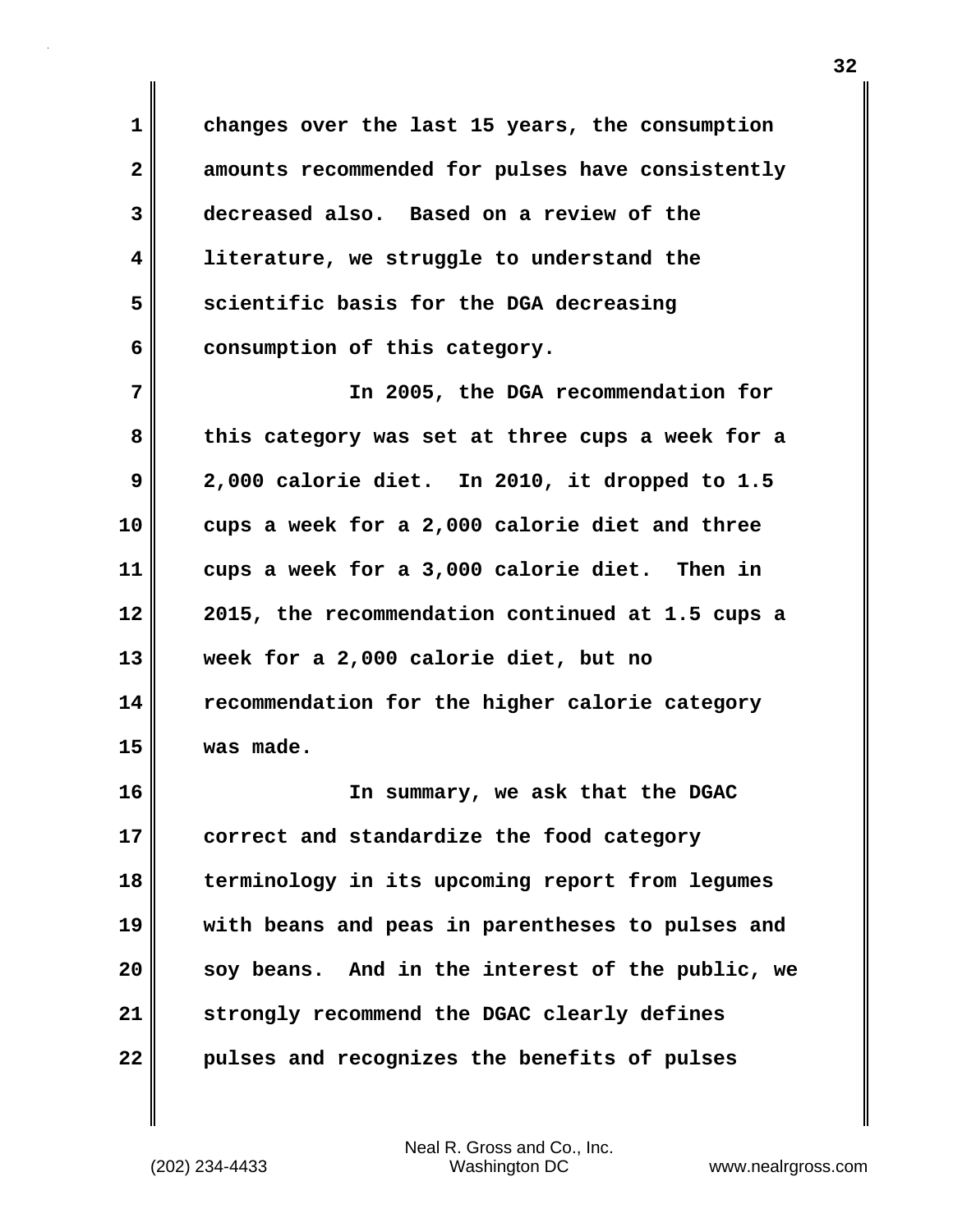changes over the last 15 years, the consumption amounts recommended for pulses have consistently decreased also. Based on a review of the literature, we struggle to understand the scientific basis for the DGA decreasing consumption of this category.

In 2005, the DGA recommendation for this category was set at three cups a week for a 2,000 calorie diet. In 2010, it dropped to 1.5 cups a week for a 2,000 calorie diet and three cups a week for a 3,000 calorie diet. Then in 2015, the recommendation continued at 1.5 cups a week for a 2,000 calorie diet, but no recommendation for the higher calorie category was made.

In summary, we ask that the DGAC correct and standardize the food category terminology in its upcoming report from legumes with beans and peas in parentheses to pulses and soy beans. And in the interest of the public, we strongly recommend the DGAC clearly defines pulses and recognizes the benefits of pulses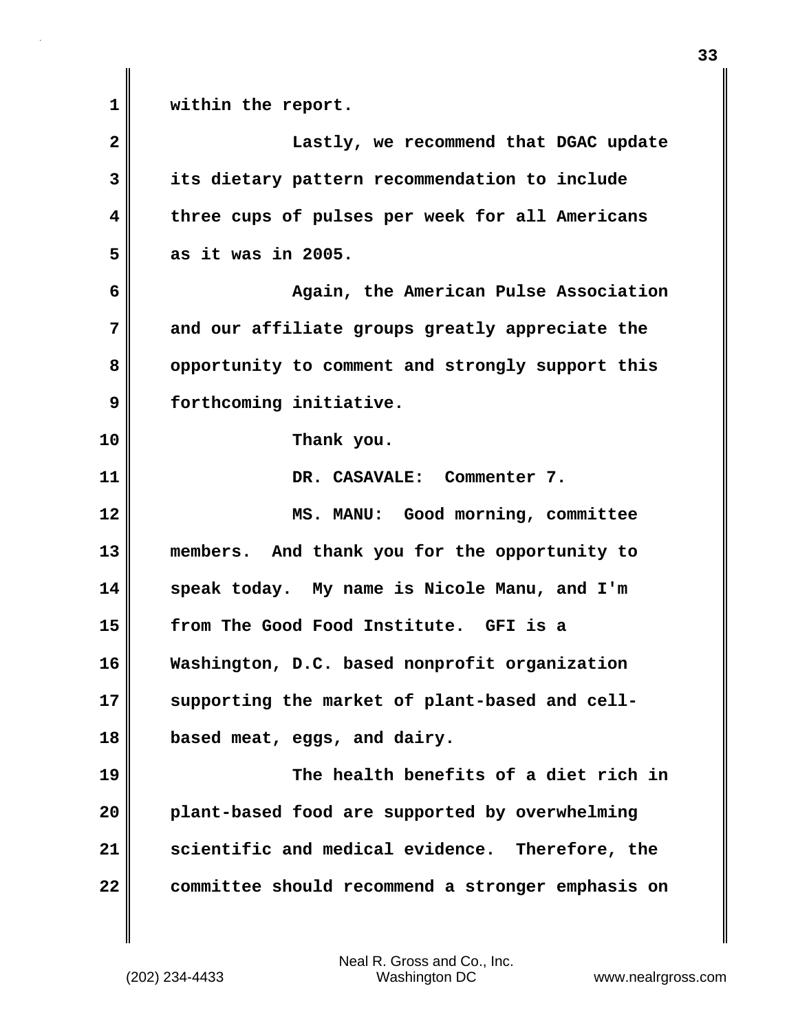within the report.

Lastly, we recommend that DGAC update its dietary pattern recommendation to include three cups of pulses per week for all Americans as it was in 2005.

Again, the American Pulse Association and our affiliate groups greatly appreciate the opportunity to comment and strongly support this forthcoming initiative.

Thank you.

DR. CASAVALE: Commenter 7.

MS. MANU: Good morning, committee members. And thank you for the opportunity to speak today. My name is Nicole Manu, and I'm from The Good Food Institute. GFI is a Washington, D.C. based nonprofit organization supporting the market of plant-based and cell-based meat, eggs, and dairy.

The health benefits of a diet rich in plant-based food are supported by overwhelming scientific and medical evidence. Therefore, the committee should recommend a stronger emphasis on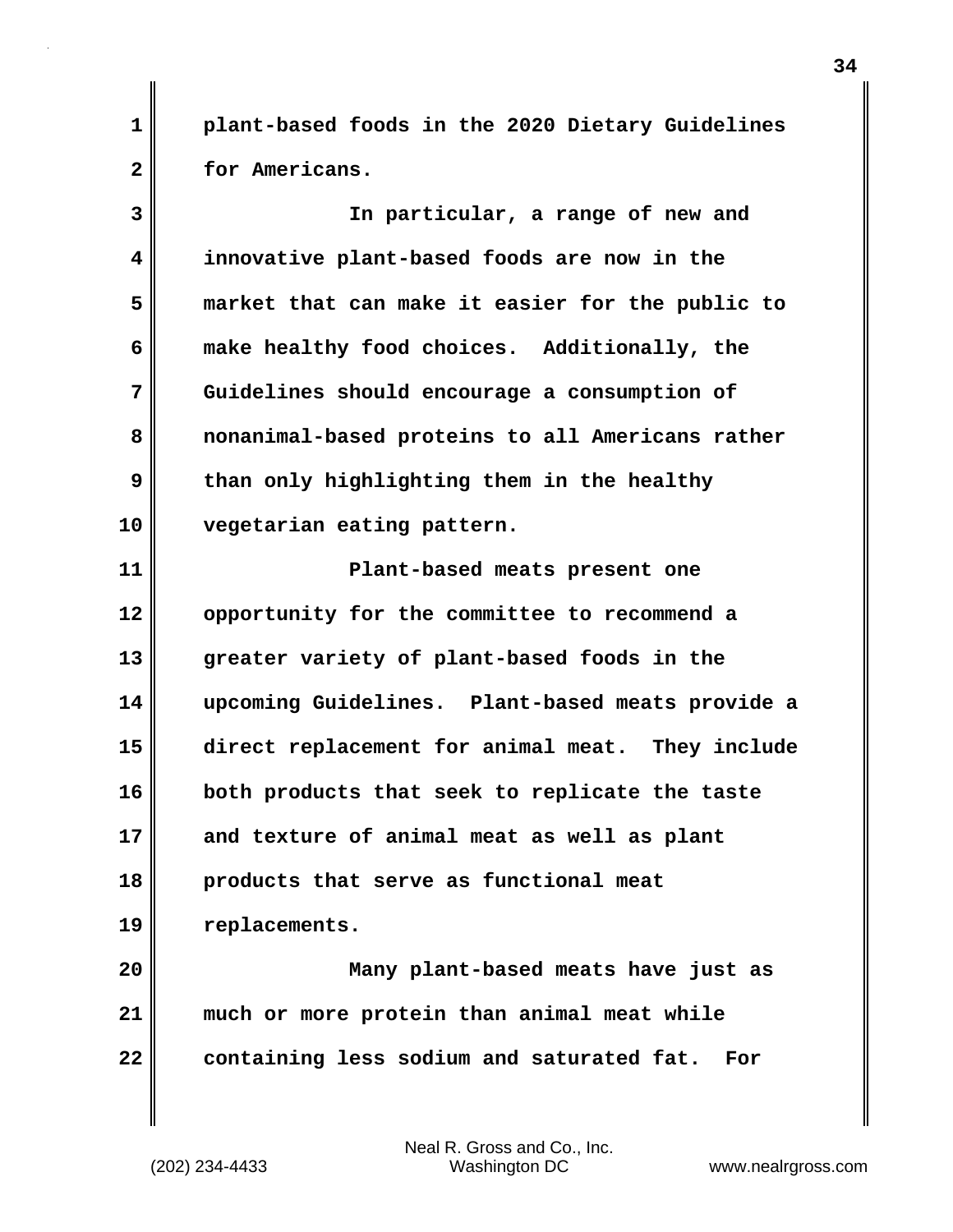plant-based foods in the 2020 Dietary Guidelines for Americans.

In particular, a range of new and innovative plant-based foods are now in the market that can make it easier for the public to make healthy food choices. Additionally, the Guidelines should encourage a consumption of nonanimal-based proteins to all Americans rather than only highlighting them in the healthy vegetarian eating pattern.

Plant-based meats present one opportunity for the committee to recommend a greater variety of plant-based foods in the upcoming Guidelines. Plant-based meats provide a direct replacement for animal meat. They include both products that seek to replicate the taste and texture of animal meat as well as plant products that serve as functional meat replacements.

Many plant-based meats have just as much or more protein than animal meat while containing less sodium and saturated fat. For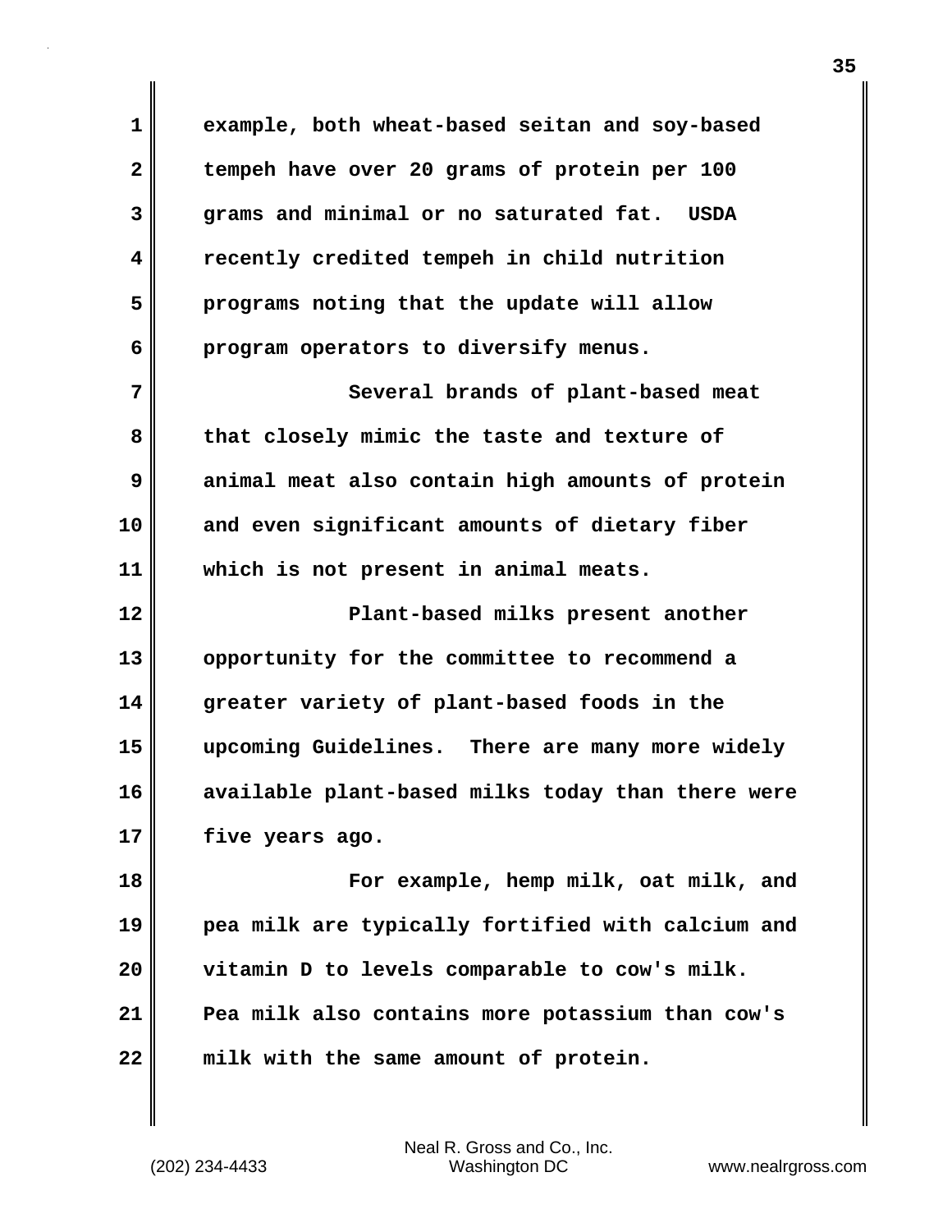example, both wheat-based seitan and soy-based tempeh have over 20 grams of protein per 100 grams and minimal or no saturated fat. USDA recently credited tempeh in child nutrition programs noting that the update will allow program operators to diversify menus.

Several brands of plant-based meat that closely mimic the taste and texture of animal meat also contain high amounts of protein and even significant amounts of dietary fiber which is not present in animal meats.

Plant-based milks present another opportunity for the committee to recommend a greater variety of plant-based foods in the upcoming Guidelines. There are many more widely available plant-based milks today than there were five years ago.

For example, hemp milk, oat milk, and pea milk are typically fortified with calcium and vitamin D to levels comparable to cow's milk. Pea milk also contains more potassium than cow's milk with the same amount of protein.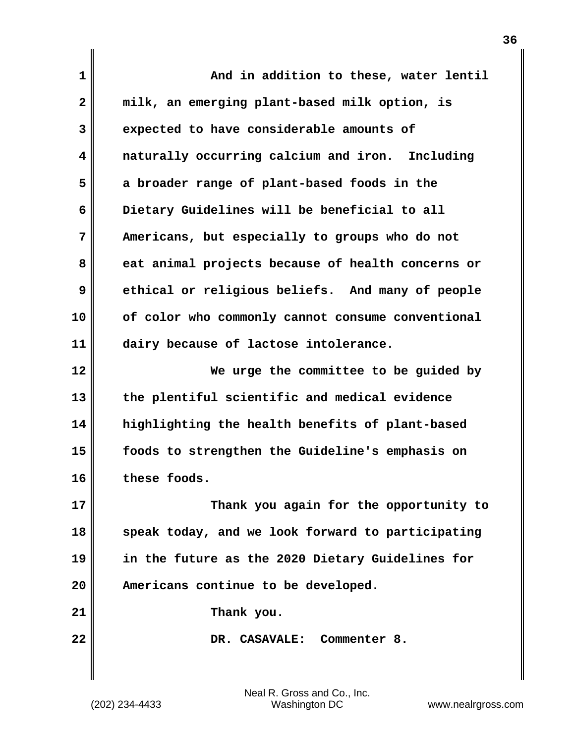And in addition to these, water lentil milk, an emerging plant-based milk option, is expected to have considerable amounts of naturally occurring calcium and iron. Including a broader range of plant-based foods in the Dietary Guidelines will be beneficial to all Americans, but especially to groups who do not eat animal projects because of health concerns or ethical or religious beliefs. And many of people of color who commonly cannot consume conventional dairy because of lactose intolerance.

We urge the committee to be guided by the plentiful scientific and medical evidence highlighting the health benefits of plant-based foods to strengthen the Guideline's emphasis on these foods.

Thank you again for the opportunity to speak today, and we look forward to participating in the future as the 2020 Dietary Guidelines for Americans continue to be developed.

Thank you.

DR. CASAVALE: Commenter 8.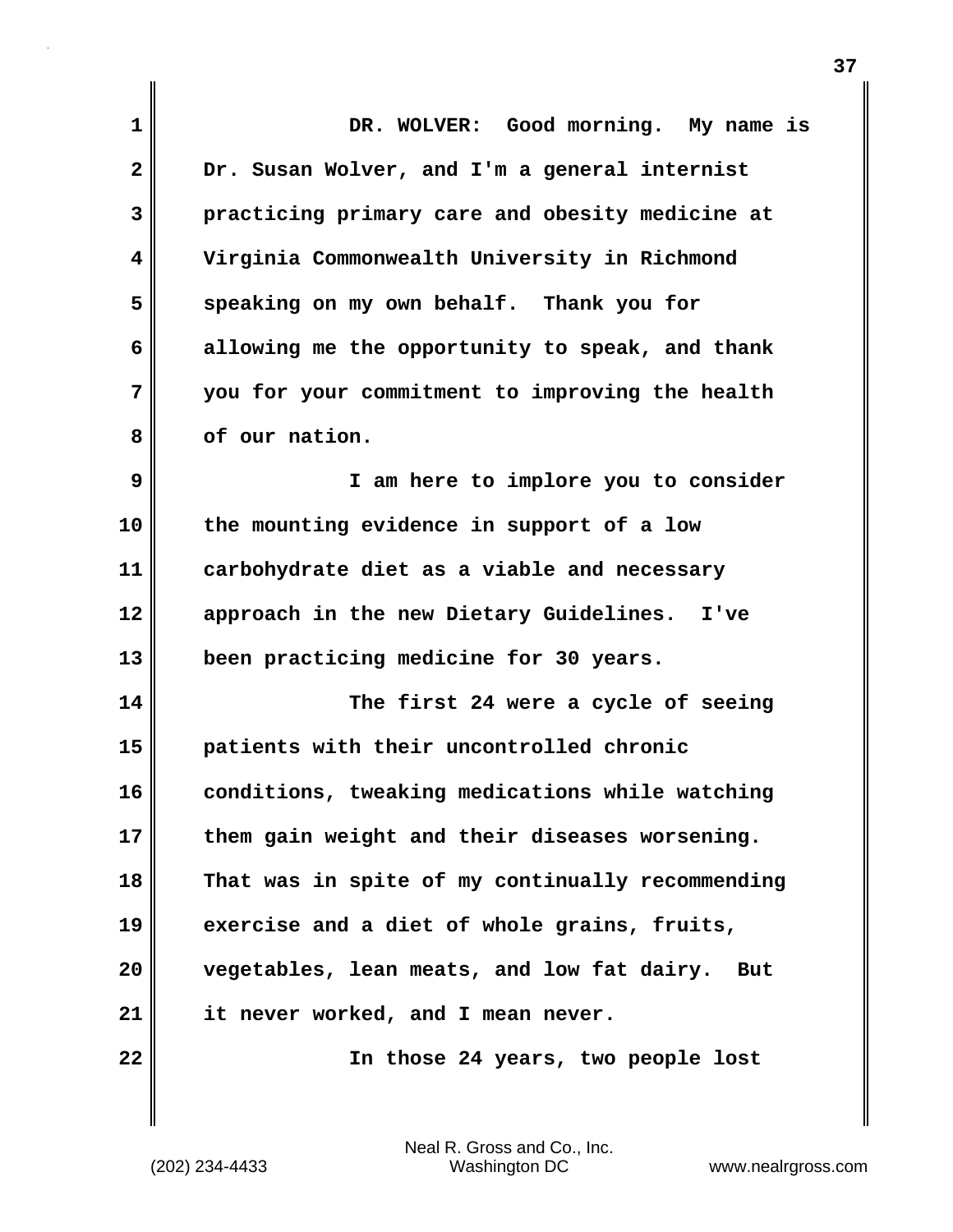DR. WOLVER: Good morning. My name is Dr. Susan Wolver, and I'm a general internist practicing primary care and obesity medicine at Virginia Commonwealth University in Richmond speaking on my own behalf. Thank you for allowing me the opportunity to speak, and thank you for your commitment to improving the health of our nation.

I am here to implore you to consider the mounting evidence in support of a low carbohydrate diet as a viable and necessary approach in the new Dietary Guidelines. I've been practicing medicine for 30 years.

The first 24 were a cycle of seeing patients with their uncontrolled chronic conditions, tweaking medications while watching them gain weight and their diseases worsening. That was in spite of my continually recommending exercise and a diet of whole grains, fruits, vegetables, lean meats, and low fat dairy. But it never worked, and I mean never.

In those 24 years, two people lost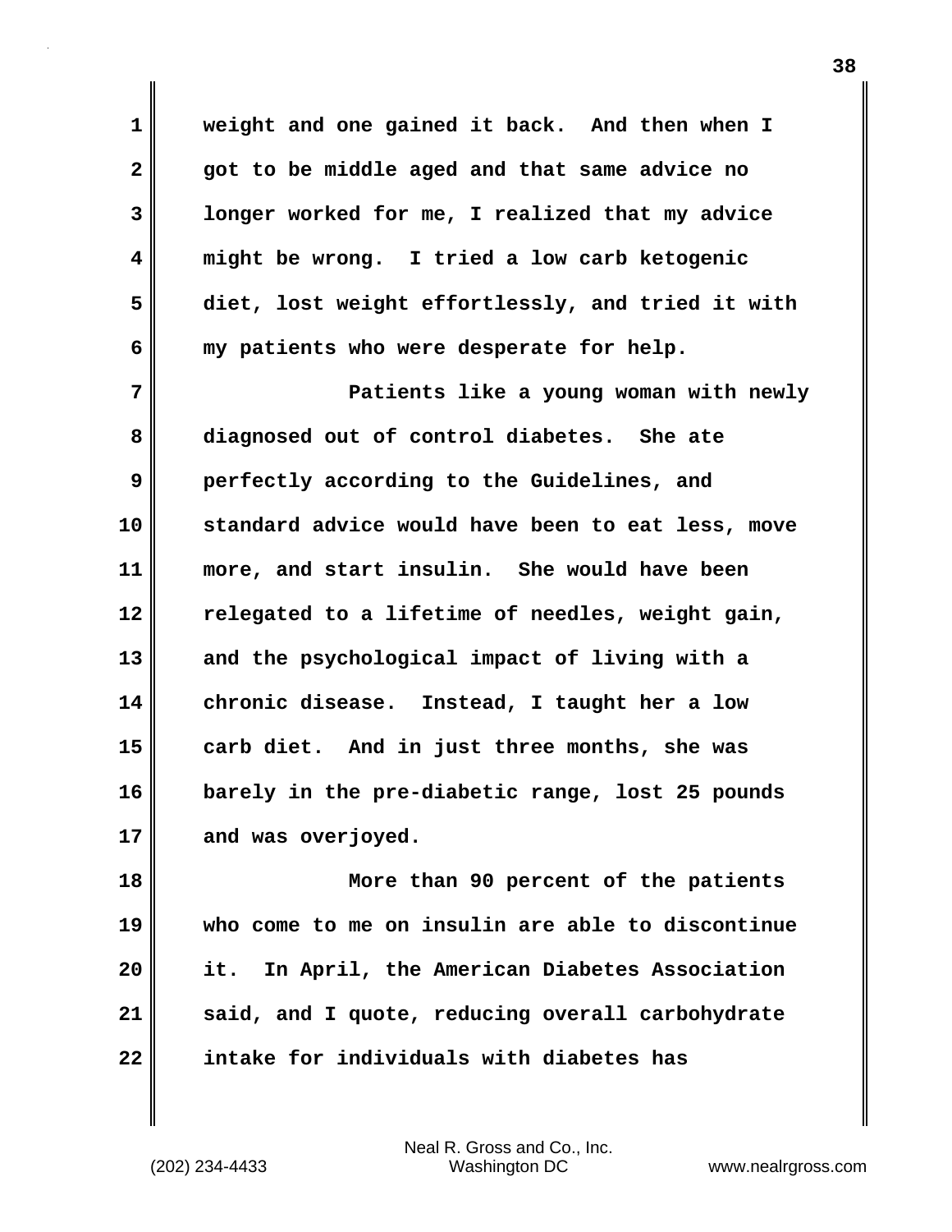weight and one gained it back. And then when I got to be middle aged and that same advice no longer worked for me, I realized that my advice might be wrong. I tried a low carb ketogenic diet, lost weight effortlessly, and tried it with my patients who were desperate for help.

Patients like a young woman with newly diagnosed out of control diabetes. She ate perfectly according to the Guidelines, and standard advice would have been to eat less, move more, and start insulin. She would have been relegated to a lifetime of needles, weight gain, and the psychological impact of living with a chronic disease. Instead, I taught her a low carb diet. And in just three months, she was barely in the pre-diabetic range, lost 25 pounds and was overjoyed.

More than 90 percent of the patients who come to me on insulin are able to discontinue it. In April, the American Diabetes Association said, and I quote, reducing overall carbohydrate intake for individuals with diabetes has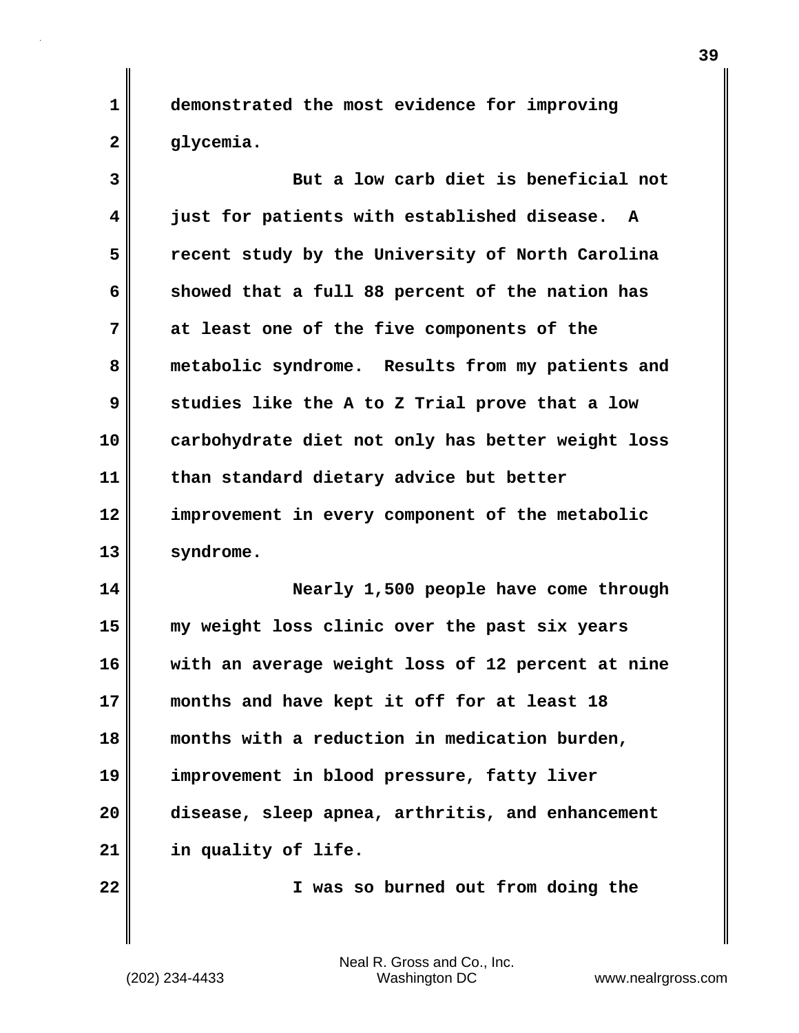demonstrated the most evidence for improving glycemia.

But a low carb diet is beneficial not just for patients with established disease. A recent study by the University of North Carolina showed that a full 88 percent of the nation has at least one of the five components of the metabolic syndrome. Results from my patients and studies like the A to Z Trial prove that a low carbohydrate diet not only has better weight loss than standard dietary advice but better improvement in every component of the metabolic syndrome.

Nearly 1,500 people have come through my weight loss clinic over the past six years with an average weight loss of 12 percent at nine months and have kept it off for at least 18 months with a reduction in medication burden, improvement in blood pressure, fatty liver disease, sleep apnea, arthritis, and enhancement in quality of life.

I was so burned out from doing the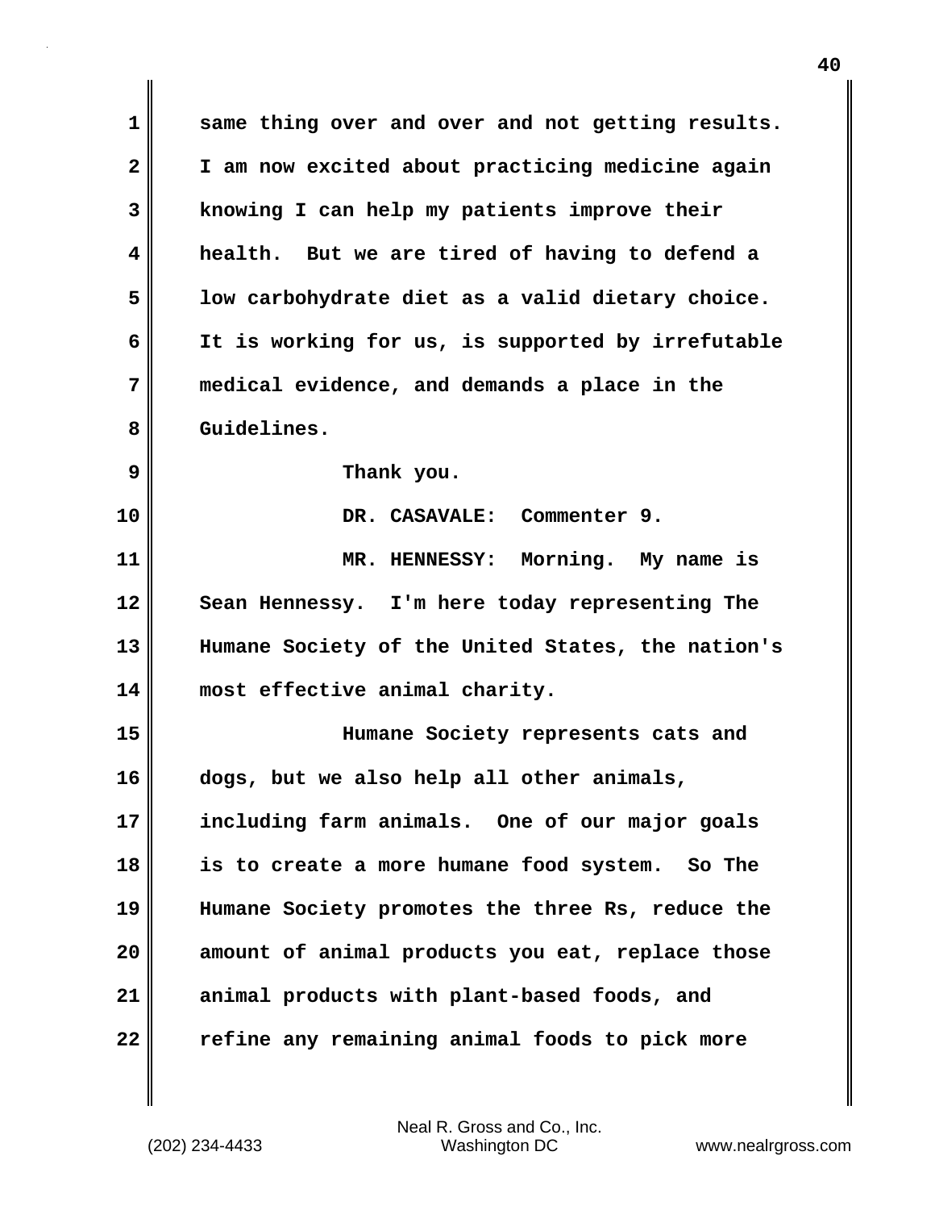same thing over and over and not getting results. I am now excited about practicing medicine again knowing I can help my patients improve their health. But we are tired of having to defend a low carbohydrate diet as a valid dietary choice. It is working for us, is supported by irrefutable medical evidence, and demands a place in the Guidelines.

Thank you.

DR. CASAVALE: Commenter 9.

MR. HENNESSY: Morning. My name is Sean Hennessy. I'm here today representing The Humane Society of the United States, the nation's most effective animal charity.

Humane Society represents cats and dogs, but we also help all other animals, including farm animals. One of our major goals is to create a more humane food system. So The Humane Society promotes the three Rs, reduce the amount of animal products you eat, replace those animal products with plant-based foods, and refine any remaining animal foods to pick more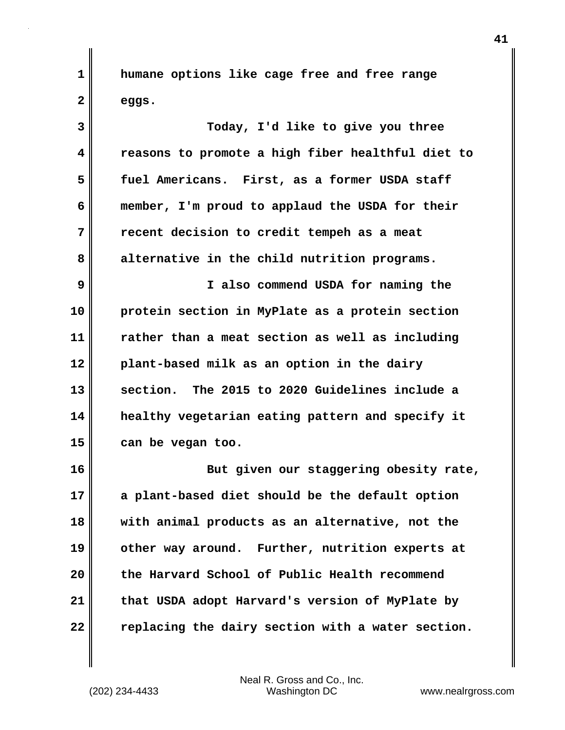humane options like cage free and free range eggs.

Today, I'd like to give you three reasons to promote a high fiber healthful diet to fuel Americans. First, as a former USDA staff member, I'm proud to applaud the USDA for their recent decision to credit tempeh as a meat alternative in the child nutrition programs.

I also commend USDA for naming the protein section in MyPlate as a protein section rather than a meat section as well as including plant-based milk as an option in the dairy section. The 2015 to 2020 Guidelines include a healthy vegetarian eating pattern and specify it can be vegan too.

But given our staggering obesity rate, a plant-based diet should be the default option with animal products as an alternative, not the other way around. Further, nutrition experts at the Harvard School of Public Health recommend that USDA adopt Harvard's version of MyPlate by replacing the dairy section with a water section.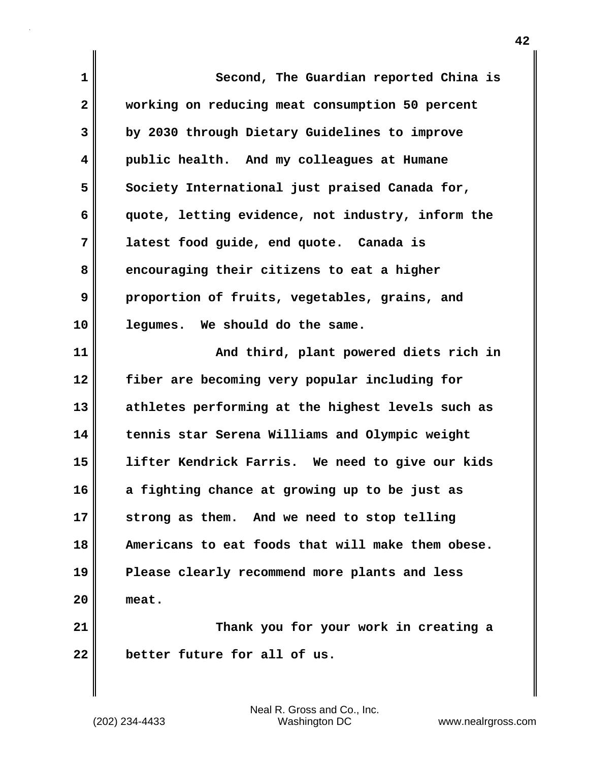Second, The Guardian reported China is working on reducing meat consumption 50 percent by 2030 through Dietary Guidelines to improve public health. And my colleagues at Humane Society International just praised Canada for, quote, letting evidence, not industry, inform the latest food guide, end quote. Canada is encouraging their citizens to eat a higher proportion of fruits, vegetables, grains, and legumes. We should do the same.

And third, plant powered diets rich in fiber are becoming very popular including for athletes performing at the highest levels such as tennis star Serena Williams and Olympic weight lifter Kendrick Farris. We need to give our kids a fighting chance at growing up to be just as strong as them. And we need to stop telling Americans to eat foods that will make them obese. Please clearly recommend more plants and less meat.

Thank you for your work in creating a better future for all of us.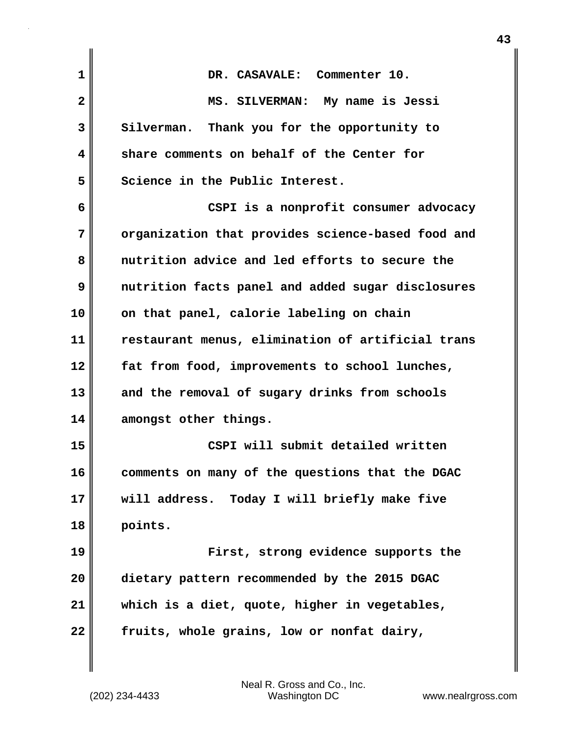DR. CASAVALE: Commenter 10.

MS. SILVERMAN: My name is Jessi Silverman. Thank you for the opportunity to share comments on behalf of the Center for Science in the Public Interest.

CSPI is a nonprofit consumer advocacy organization that provides science-based food and nutrition advice and led efforts to secure the nutrition facts panel and added sugar disclosures on that panel, calorie labeling on chain restaurant menus, elimination of artificial trans fat from food, improvements to school lunches, and the removal of sugary drinks from schools amongst other things.

CSPI will submit detailed written comments on many of the questions that the DGAC will address. Today I will briefly make five points.

First, strong evidence supports the dietary pattern recommended by the 2015 DGAC which is a diet, quote, higher in vegetables, fruits, whole grains, low or nonfat dairy,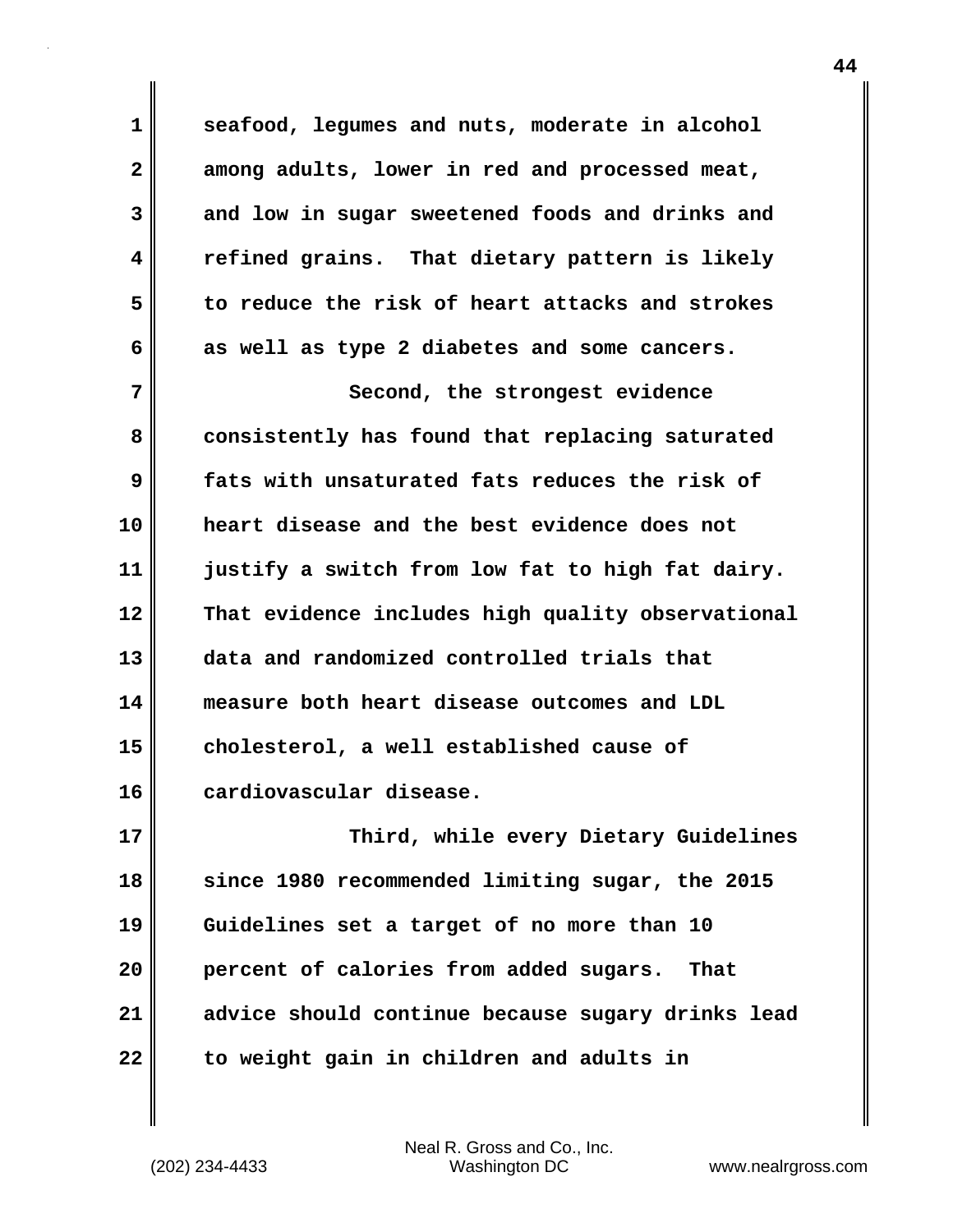seafood, legumes and nuts, moderate in alcohol among adults, lower in red and processed meat, and low in sugar sweetened foods and drinks and refined grains. That dietary pattern is likely to reduce the risk of heart attacks and strokes as well as type 2 diabetes and some cancers.

Second, the strongest evidence consistently has found that replacing saturated fats with unsaturated fats reduces the risk of heart disease and the best evidence does not justify a switch from low fat to high fat dairy. That evidence includes high quality observational data and randomized controlled trials that measure both heart disease outcomes and LDL cholesterol, a well established cause of cardiovascular disease.

Third, while every Dietary Guidelines since 1980 recommended limiting sugar, the 2015 Guidelines set a target of no more than 10 percent of calories from added sugars. That advice should continue because sugary drinks lead to weight gain in children and adults in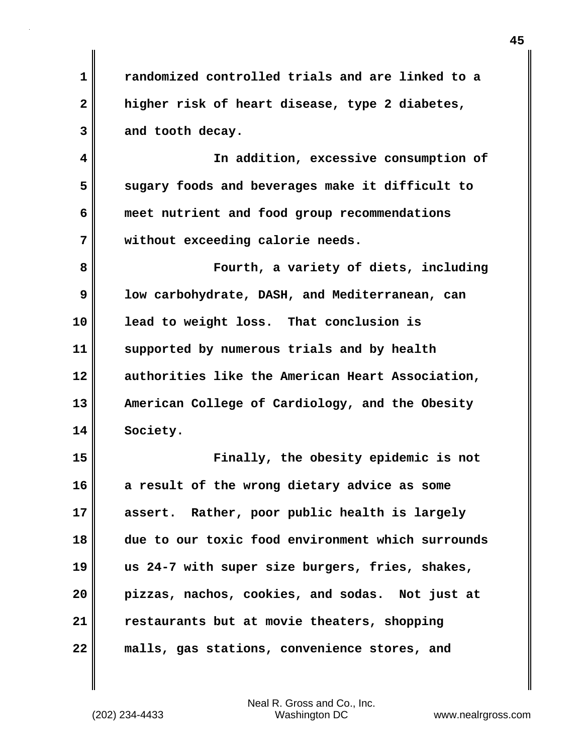randomized controlled trials and are linked to a higher risk of heart disease, type 2 diabetes, and tooth decay.

In addition, excessive consumption of sugary foods and beverages make it difficult to meet nutrient and food group recommendations without exceeding calorie needs.

Fourth, a variety of diets, including low carbohydrate, DASH, and Mediterranean, can lead to weight loss. That conclusion is supported by numerous trials and by health authorities like the American Heart Association, American College of Cardiology, and the Obesity Society.

Finally, the obesity epidemic is not a result of the wrong dietary advice as some assert. Rather, poor public health is largely due to our toxic food environment which surrounds us 24-7 with super size burgers, fries, shakes, pizzas, nachos, cookies, and sodas. Not just at restaurants but at movie theaters, shopping malls, gas stations, convenience stores, and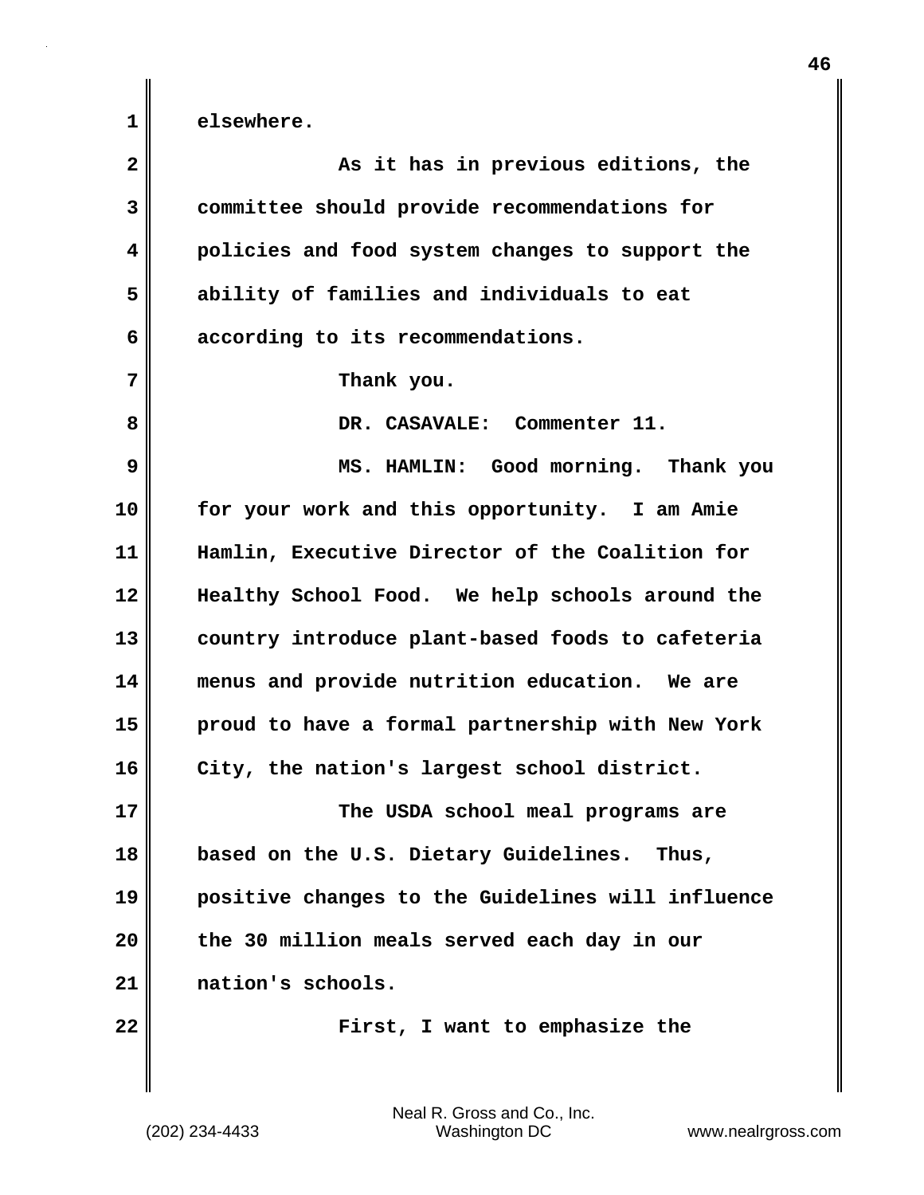elsewhere.

As it has in previous editions, the committee should provide recommendations for policies and food system changes to support the ability of families and individuals to eat according to its recommendations.

Thank you.

DR. CASAVALE: Commenter 11.

MS. HAMLIN: Good morning. Thank you for your work and this opportunity. I am Amie Hamlin, Executive Director of the Coalition for Healthy School Food. We help schools around the country introduce plant-based foods to cafeteria menus and provide nutrition education. We are proud to have a formal partnership with New York City, the nation's largest school district.

The USDA school meal programs are based on the U.S. Dietary Guidelines. Thus, positive changes to the Guidelines will influence the 30 million meals served each day in our nation's schools.

First, I want to emphasize the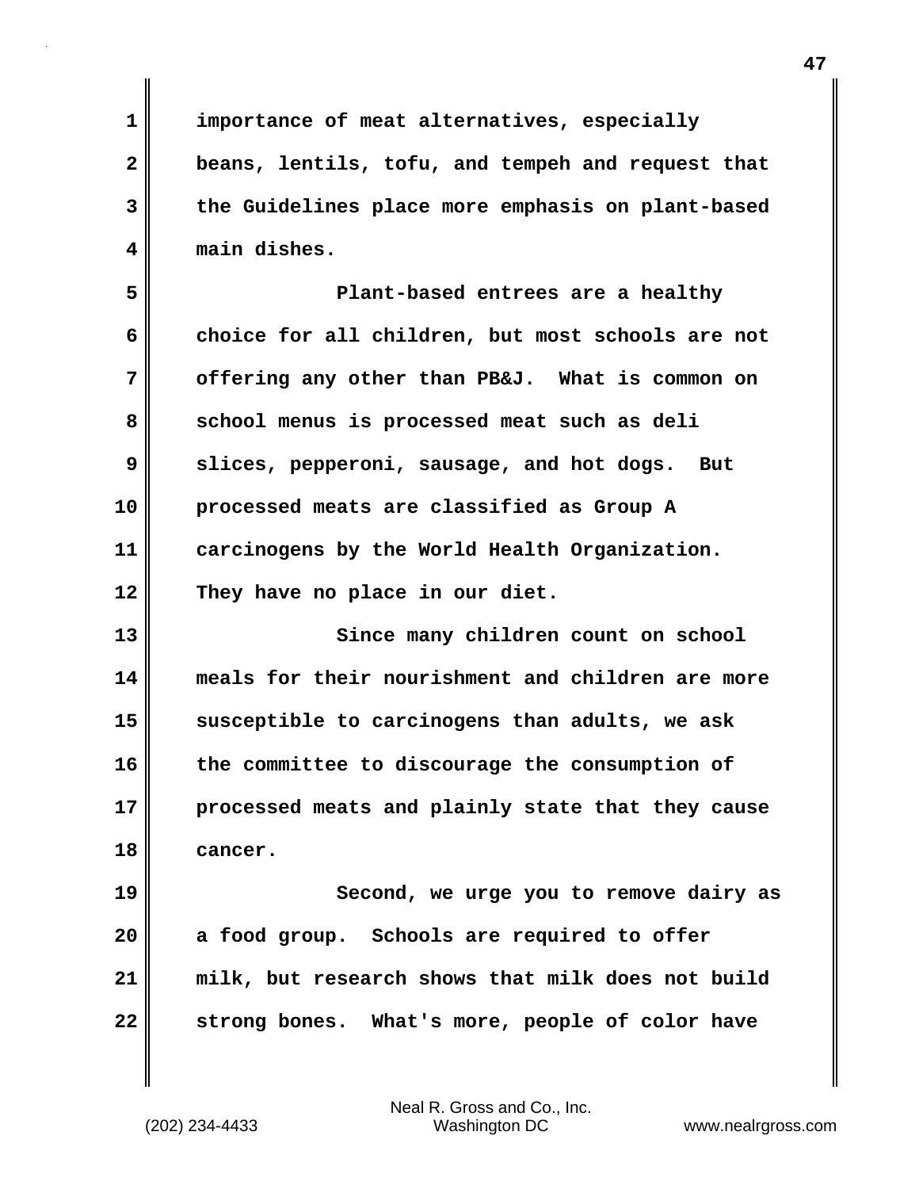importance of meat alternatives, especially beans, lentils, tofu, and tempeh and request that the Guidelines place more emphasis on plant-based main dishes.

Plant-based entrees are a healthy choice for all children, but most schools are not offering any other than PB&J. What is common on school menus is processed meat such as deli slices, pepperoni, sausage, and hot dogs. But processed meats are classified as Group A carcinogens by the World Health Organization. They have no place in our diet.

Since many children count on school meals for their nourishment and children are more susceptible to carcinogens than adults, we ask the committee to discourage the consumption of processed meats and plainly state that they cause cancer.

Second, we urge you to remove dairy as a food group. Schools are required to offer milk, but research shows that milk does not build strong bones. What's more, people of color have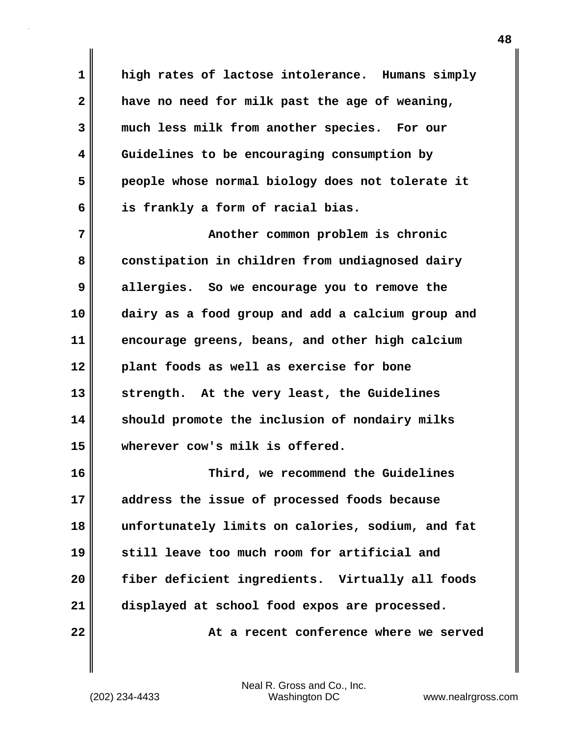high rates of lactose intolerance. Humans simply have no need for milk past the age of weaning, much less milk from another species. For our Guidelines to be encouraging consumption by people whose normal biology does not tolerate it is frankly a form of racial bias.

Another common problem is chronic constipation in children from undiagnosed dairy allergies. So we encourage you to remove the dairy as a food group and add a calcium group and encourage greens, beans, and other high calcium plant foods as well as exercise for bone strength. At the very least, the Guidelines should promote the inclusion of nondairy milks wherever cow's milk is offered.

Third, we recommend the Guidelines address the issue of processed foods because unfortunately limits on calories, sodium, and fat still leave too much room for artificial and fiber deficient ingredients. Virtually all foods displayed at school food expos are processed.

At a recent conference where we served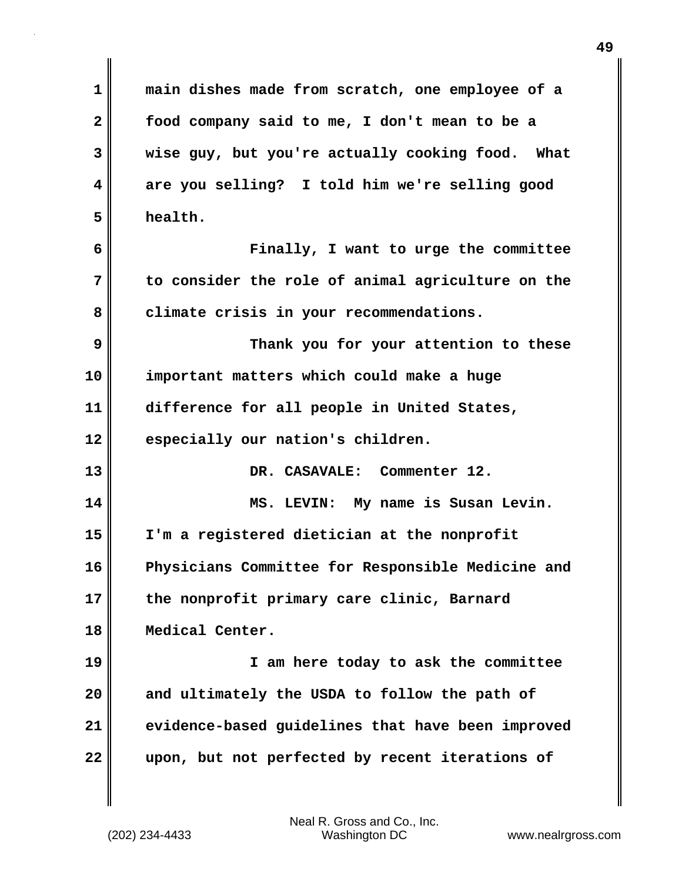main dishes made from scratch, one employee of a food company said to me, I don't mean to be a wise guy, but you're actually cooking food. What are you selling? I told him we're selling good health.

Finally, I want to urge the committee to consider the role of animal agriculture on the climate crisis in your recommendations.

Thank you for your attention to these important matters which could make a huge difference for all people in United States, especially our nation's children.

DR. CASAVALE: Commenter 12.

MS. LEVIN: My name is Susan Levin. I'm a registered dietician at the nonprofit Physicians Committee for Responsible Medicine and the nonprofit primary care clinic, Barnard Medical Center.

I am here today to ask the committee and ultimately the USDA to follow the path of evidence-based guidelines that have been improved upon, but not perfected by recent iterations of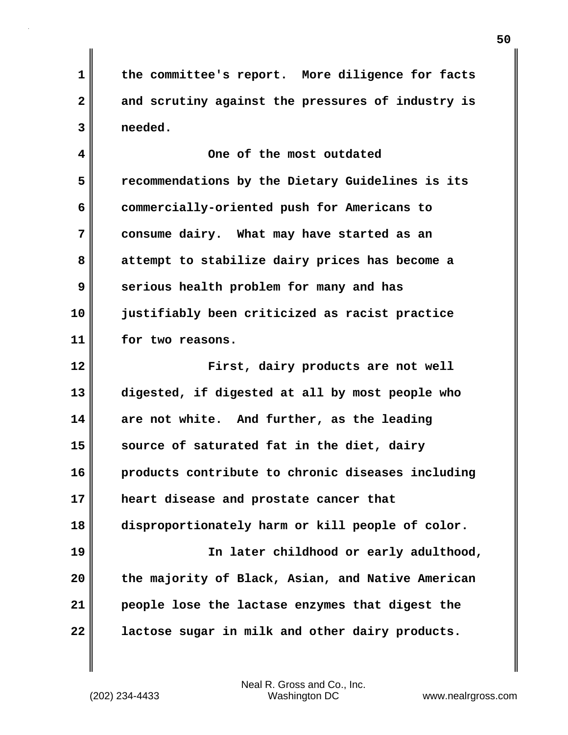the committee's report. More diligence for facts and scrutiny against the pressures of industry is needed.

One of the most outdated recommendations by the Dietary Guidelines is its commercially-oriented push for Americans to consume dairy. What may have started as an attempt to stabilize dairy prices has become a serious health problem for many and has justifiably been criticized as racist practice for two reasons.

First, dairy products are not well digested, if digested at all by most people who are not white. And further, as the leading source of saturated fat in the diet, dairy products contribute to chronic diseases including heart disease and prostate cancer that disproportionately harm or kill people of color.

In later childhood or early adulthood, the majority of Black, Asian, and Native American people lose the lactase enzymes that digest the lactose sugar in milk and other dairy products.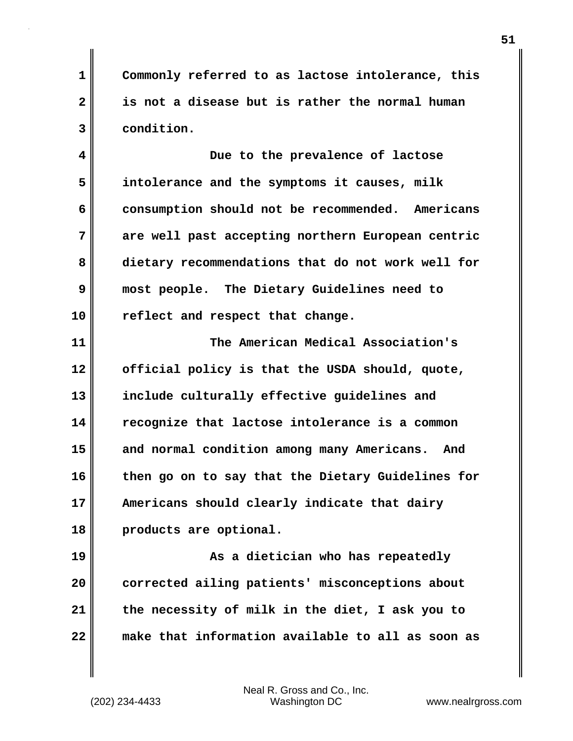Commonly referred to as lactose intolerance, this is not a disease but is rather the normal human condition.

Due to the prevalence of lactose intolerance and the symptoms it causes, milk consumption should not be recommended. Americans are well past accepting northern European centric dietary recommendations that do not work well for most people. The Dietary Guidelines need to reflect and respect that change.

The American Medical Association's official policy is that the USDA should, quote, include culturally effective guidelines and recognize that lactose intolerance is a common and normal condition among many Americans. And then go on to say that the Dietary Guidelines for Americans should clearly indicate that dairy products are optional.

As a dietician who has repeatedly corrected ailing patients' misconceptions about the necessity of milk in the diet, I ask you to make that information available to all as soon as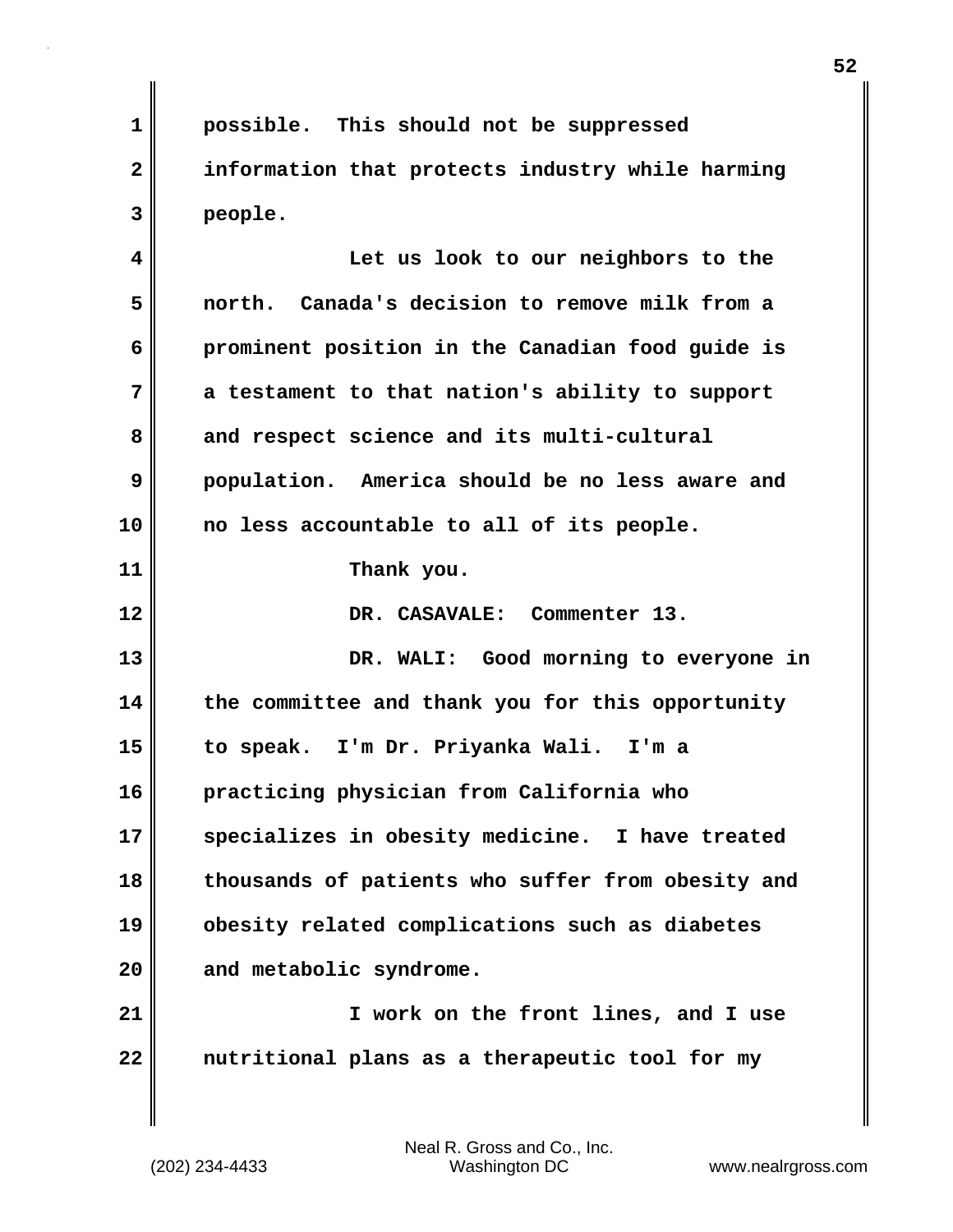possible. This should not be suppressed information that protects industry while harming people.

Let us look to our neighbors to the north. Canada's decision to remove milk from a prominent position in the Canadian food guide is a testament to that nation's ability to support and respect science and its multi-cultural population. America should be no less aware and no less accountable to all of its people.

Thank you.

DR. CASAVALE: Commenter 13.

DR. WALI: Good morning to everyone in the committee and thank you for this opportunity to speak. I'm Dr. Priyanka Wali. I'm a practicing physician from California who specializes in obesity medicine. I have treated thousands of patients who suffer from obesity and obesity related complications such as diabetes and metabolic syndrome.

I work on the front lines, and I use nutritional plans as a therapeutic tool for my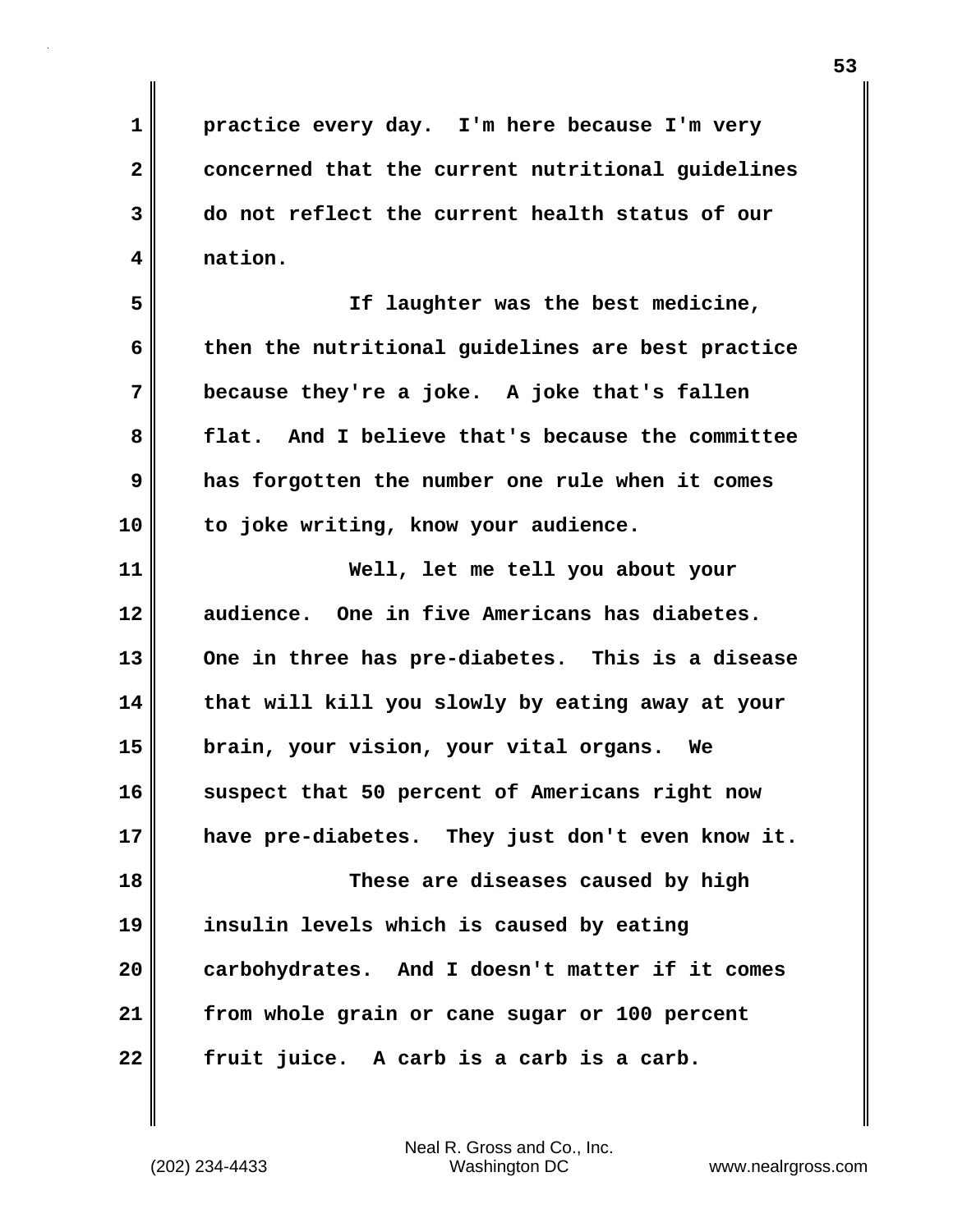practice every day. I'm here because I'm very concerned that the current nutritional guidelines do not reflect the current health status of our nation.

If laughter was the best medicine, then the nutritional guidelines are best practice because they're a joke. A joke that's fallen flat. And I believe that's because the committee has forgotten the number one rule when it comes to joke writing, know your audience.

Well, let me tell you about your audience. One in five Americans has diabetes. One in three has pre-diabetes. This is a disease that will kill you slowly by eating away at your brain, your vision, your vital organs. We suspect that 50 percent of Americans right now have pre-diabetes. They just don't even know it.

These are diseases caused by high insulin levels which is caused by eating carbohydrates. And I doesn't matter if it comes from whole grain or cane sugar or 100 percent fruit juice. A carb is a carb is a carb.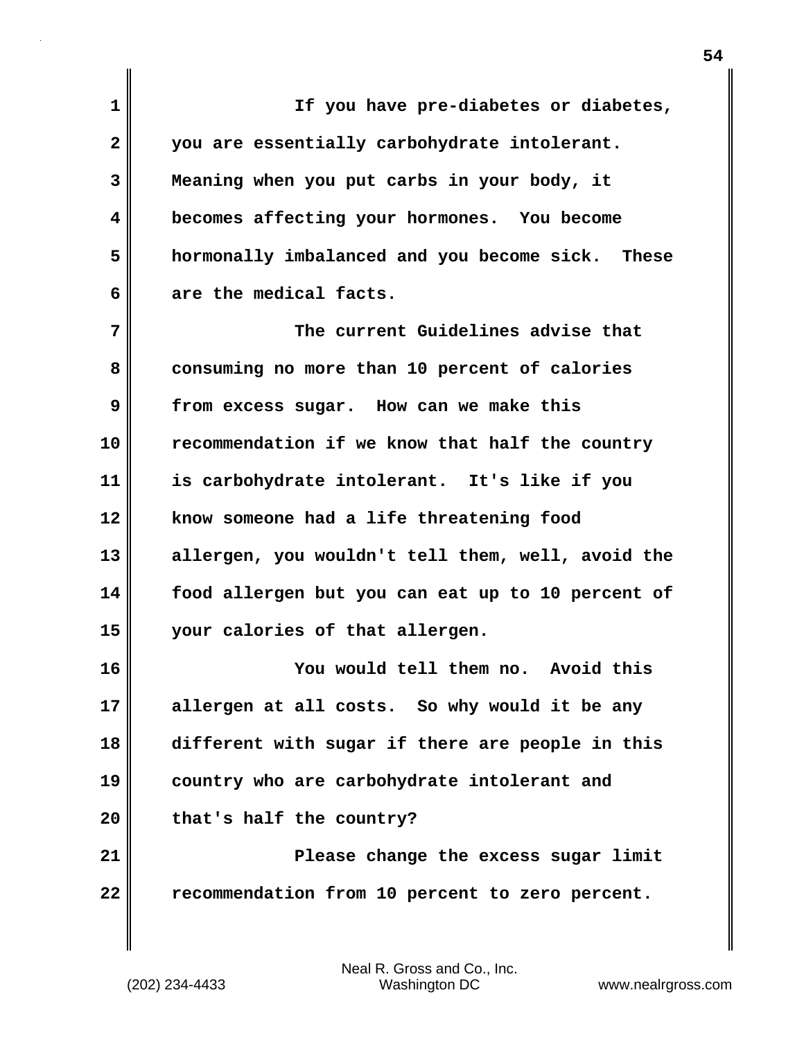If you have pre-diabetes or diabetes, you are essentially carbohydrate intolerant. Meaning when you put carbs in your body, it becomes affecting your hormones. You become hormonally imbalanced and you become sick. These are the medical facts.

The current Guidelines advise that consuming no more than 10 percent of calories from excess sugar. How can we make this recommendation if we know that half the country is carbohydrate intolerant. It's like if you know someone had a life threatening food allergen, you wouldn't tell them, well, avoid the food allergen but you can eat up to 10 percent of your calories of that allergen.

You would tell them no. Avoid this allergen at all costs. So why would it be any different with sugar if there are people in this country who are carbohydrate intolerant and that's half the country?

Please change the excess sugar limit recommendation from 10 percent to zero percent.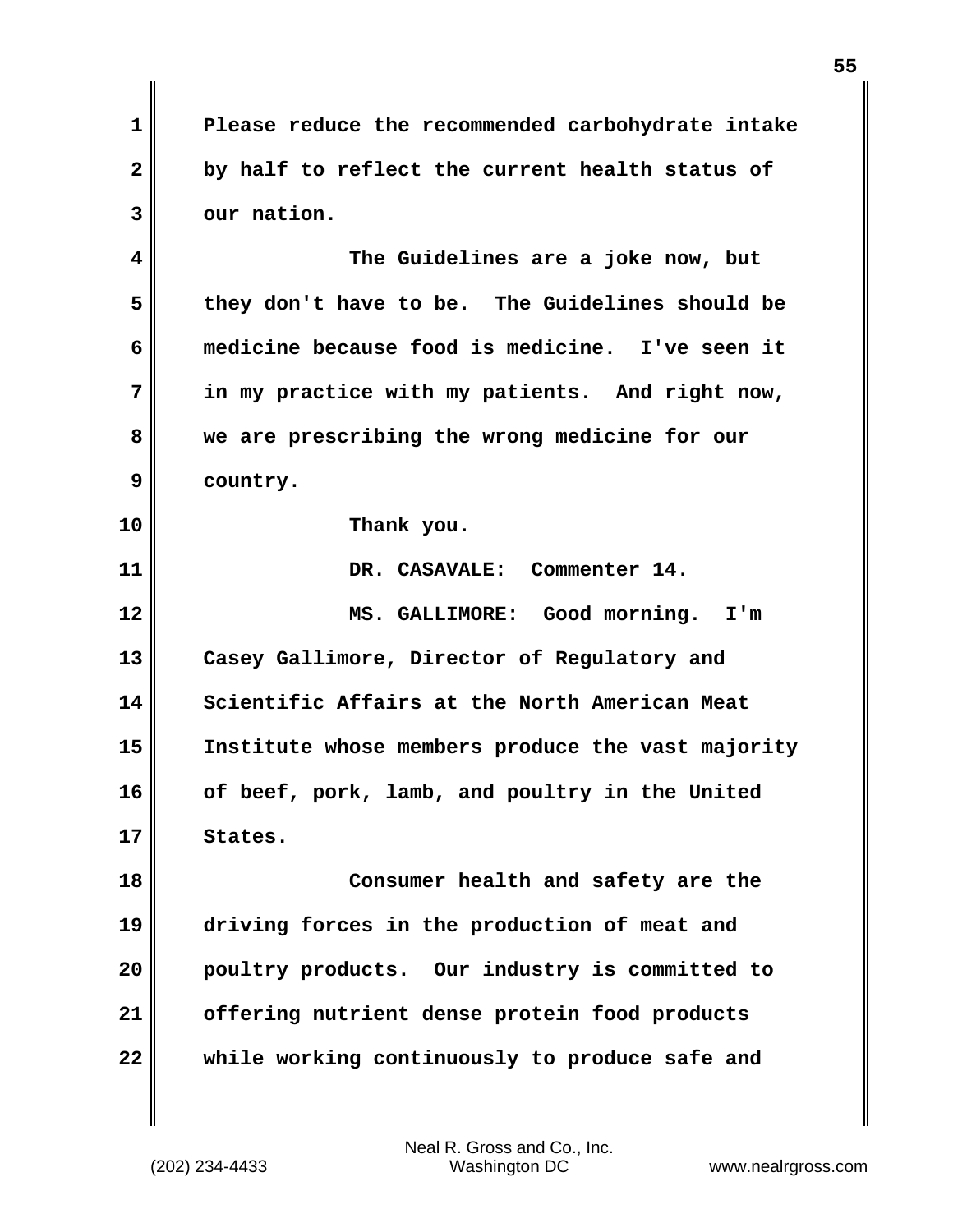Please reduce the recommended carbohydrate intake by half to reflect the current health status of our nation.

The Guidelines are a joke now, but they don't have to be. The Guidelines should be medicine because food is medicine. I've seen it in my practice with my patients. And right now, we are prescribing the wrong medicine for our country.

Thank you.

DR. CASAVALE: Commenter 14.

MS. GALLIMORE: Good morning. I'm Casey Gallimore, Director of Regulatory and Scientific Affairs at the North American Meat Institute whose members produce the vast majority of beef, pork, lamb, and poultry in the United States.

Consumer health and safety are the driving forces in the production of meat and poultry products. Our industry is committed to offering nutrient dense protein food products while working continuously to produce safe and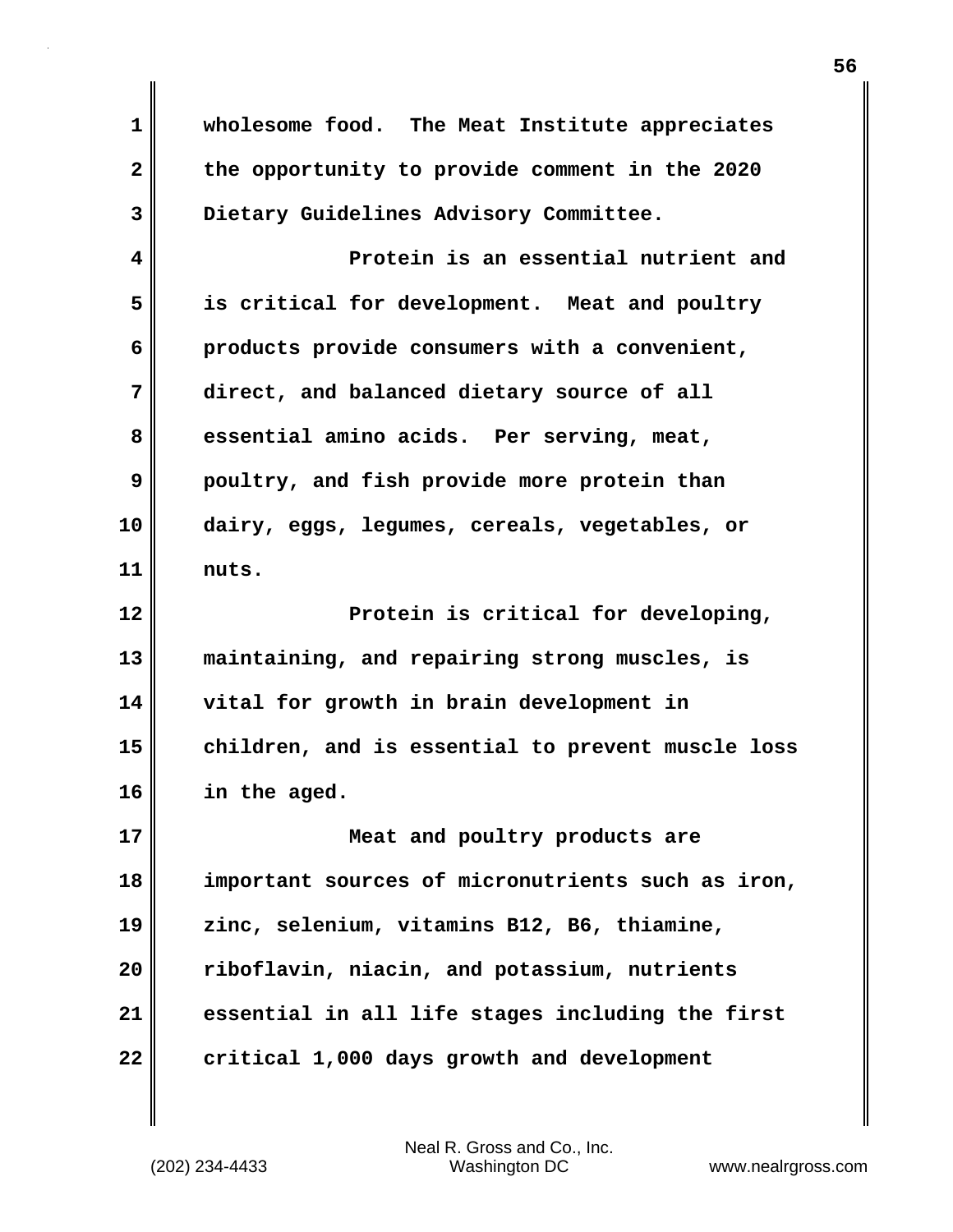wholesome food. The Meat Institute appreciates the opportunity to provide comment in the 2020 Dietary Guidelines Advisory Committee.

Protein is an essential nutrient and is critical for development. Meat and poultry products provide consumers with a convenient, direct, and balanced dietary source of all essential amino acids. Per serving, meat, poultry, and fish provide more protein than dairy, eggs, legumes, cereals, vegetables, or nuts.

Protein is critical for developing, maintaining, and repairing strong muscles, is vital for growth in brain development in children, and is essential to prevent muscle loss in the aged.

Meat and poultry products are important sources of micronutrients such as iron, zinc, selenium, vitamins B12, B6, thiamine, riboflavin, niacin, and potassium, nutrients essential in all life stages including the first critical 1,000 days growth and development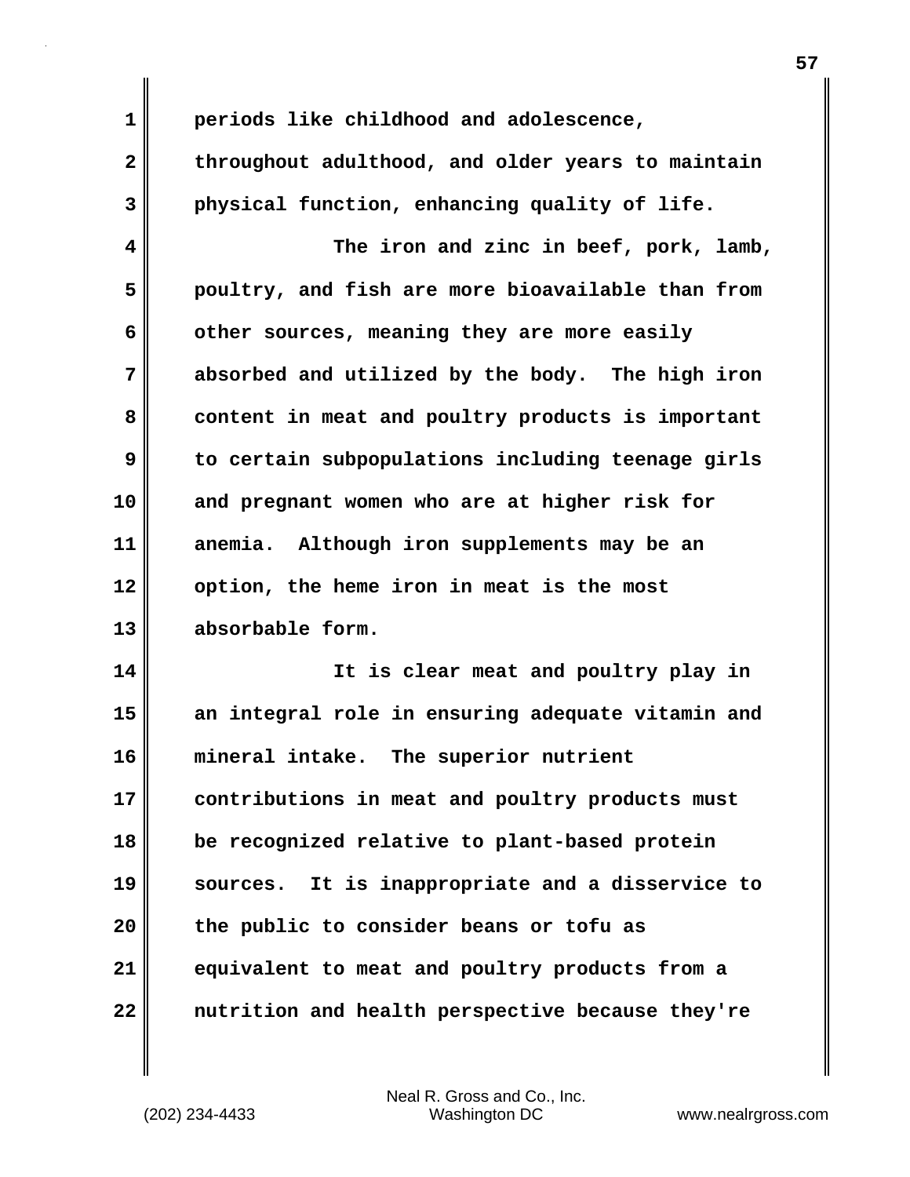periods like childhood and adolescence, throughout adulthood, and older years to maintain physical function, enhancing quality of life.

The iron and zinc in beef, pork, lamb, poultry, and fish are more bioavailable than from other sources, meaning they are more easily absorbed and utilized by the body. The high iron content in meat and poultry products is important to certain subpopulations including teenage girls and pregnant women who are at higher risk for anemia. Although iron supplements may be an option, the heme iron in meat is the most absorbable form.

It is clear meat and poultry play in an integral role in ensuring adequate vitamin and mineral intake. The superior nutrient contributions in meat and poultry products must be recognized relative to plant-based protein sources. It is inappropriate and a disservice to the public to consider beans or tofu as equivalent to meat and poultry products from a nutrition and health perspective because they're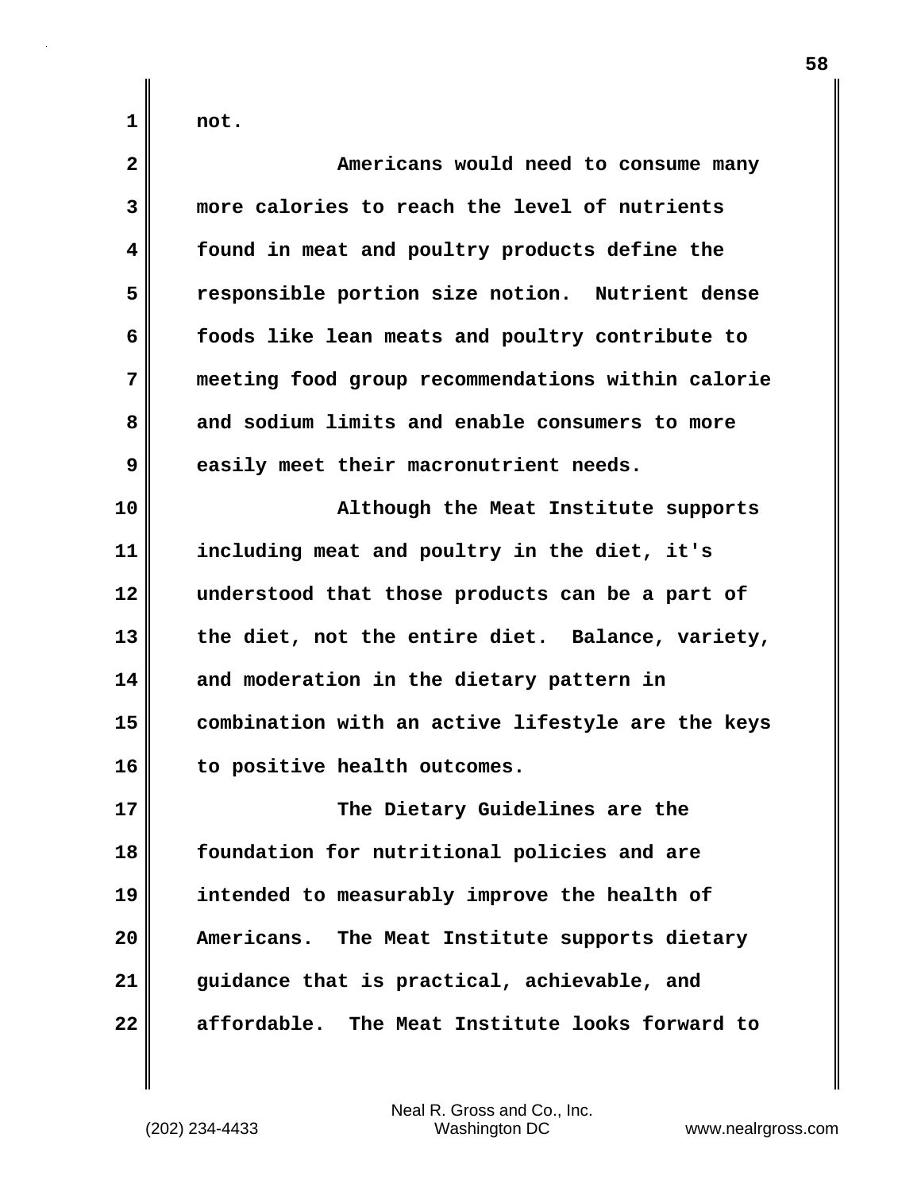not.

Americans would need to consume many more calories to reach the level of nutrients found in meat and poultry products define the responsible portion size notion. Nutrient dense foods like lean meats and poultry contribute to meeting food group recommendations within calorie and sodium limits and enable consumers to more easily meet their macronutrient needs.

Although the Meat Institute supports including meat and poultry in the diet, it's understood that those products can be a part of the diet, not the entire diet. Balance, variety, and moderation in the dietary pattern in combination with an active lifestyle are the keys to positive health outcomes.

The Dietary Guidelines are the foundation for nutritional policies and are intended to measurably improve the health of Americans. The Meat Institute supports dietary guidance that is practical, achievable, and affordable. The Meat Institute looks forward to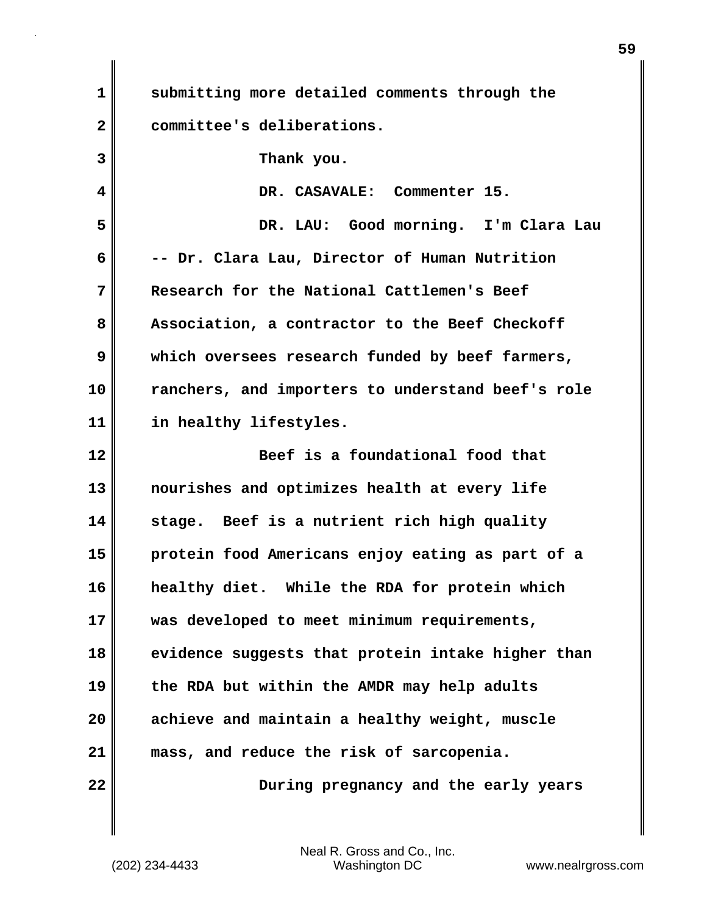submitting more detailed comments through the committee's deliberations.

Thank you.

DR. CASAVALE: Commenter 15.

DR. LAU: Good morning. I'm Clara Lau -- Dr. Clara Lau, Director of Human Nutrition Research for the National Cattlemen's Beef Association, a contractor to the Beef Checkoff which oversees research funded by beef farmers, ranchers, and importers to understand beef's role in healthy lifestyles.

Beef is a foundational food that nourishes and optimizes health at every life stage. Beef is a nutrient rich high quality protein food Americans enjoy eating as part of a healthy diet. While the RDA for protein which was developed to meet minimum requirements, evidence suggests that protein intake higher than the RDA but within the AMDR may help adults achieve and maintain a healthy weight, muscle mass, and reduce the risk of sarcopenia.

During pregnancy and the early years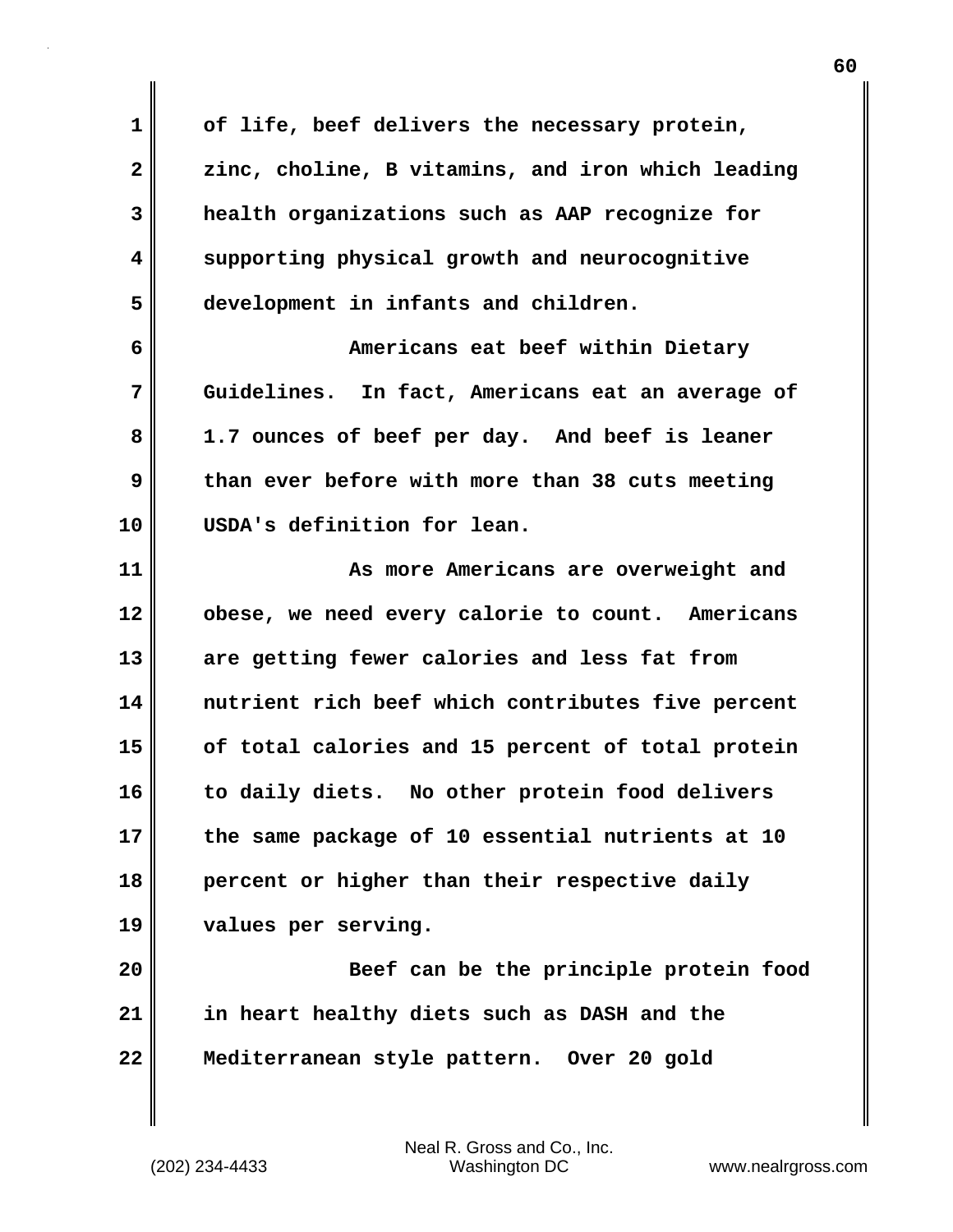of life, beef delivers the necessary protein, zinc, choline, B vitamins, and iron which leading health organizations such as AAP recognize for supporting physical growth and neurocognitive development in infants and children.

Americans eat beef within Dietary Guidelines. In fact, Americans eat an average of 1.7 ounces of beef per day. And beef is leaner than ever before with more than 38 cuts meeting USDA's definition for lean.

As more Americans are overweight and obese, we need every calorie to count. Americans are getting fewer calories and less fat from nutrient rich beef which contributes five percent of total calories and 15 percent of total protein to daily diets. No other protein food delivers the same package of 10 essential nutrients at 10 percent or higher than their respective daily values per serving.

Beef can be the principle protein food in heart healthy diets such as DASH and the Mediterranean style pattern. Over 20 gold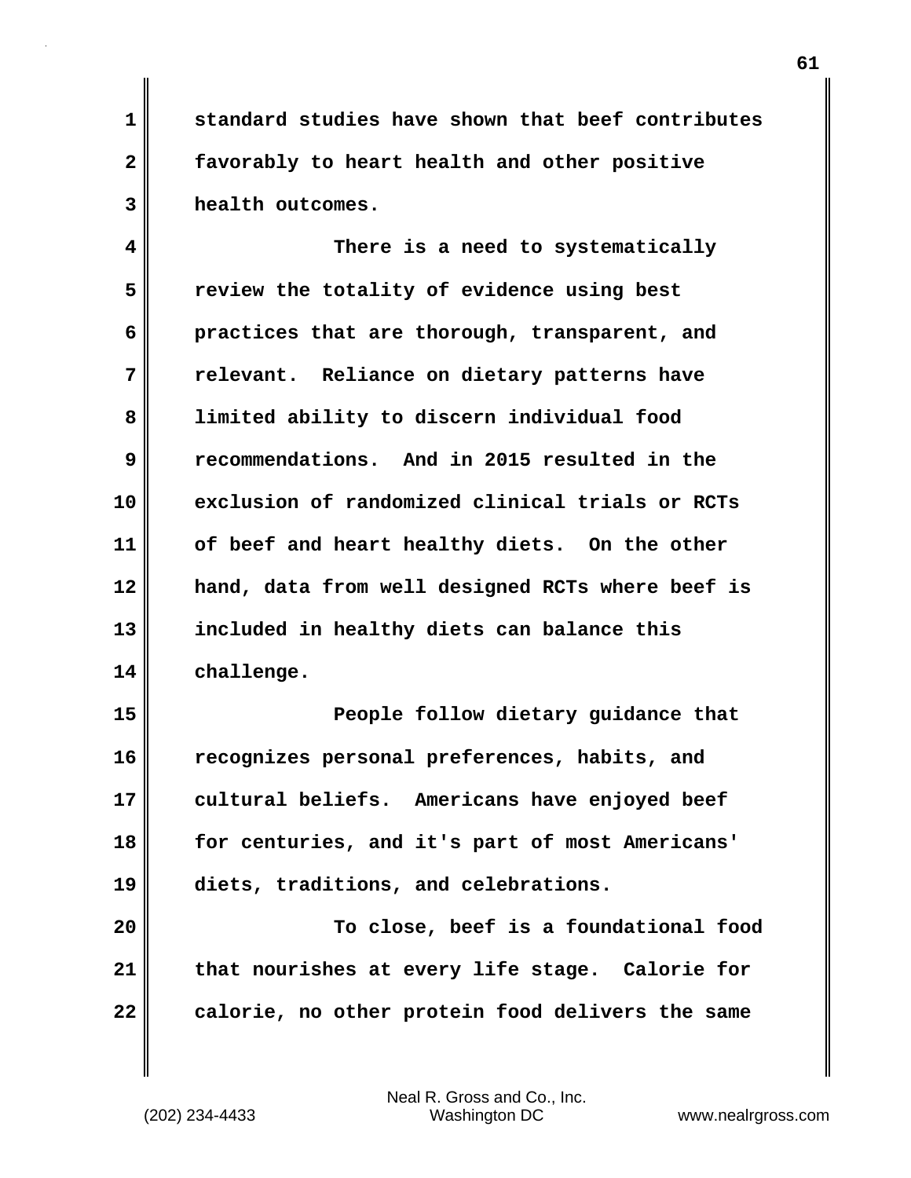standard studies have shown that beef contributes favorably to heart health and other positive health outcomes.

There is a need to systematically review the totality of evidence using best practices that are thorough, transparent, and relevant. Reliance on dietary patterns have limited ability to discern individual food recommendations. And in 2015 resulted in the exclusion of randomized clinical trials or RCTs of beef and heart healthy diets. On the other hand, data from well designed RCTs where beef is included in healthy diets can balance this challenge.

People follow dietary guidance that recognizes personal preferences, habits, and cultural beliefs. Americans have enjoyed beef for centuries, and it's part of most Americans' diets, traditions, and celebrations.

To close, beef is a foundational food that nourishes at every life stage. Calorie for calorie, no other protein food delivers the same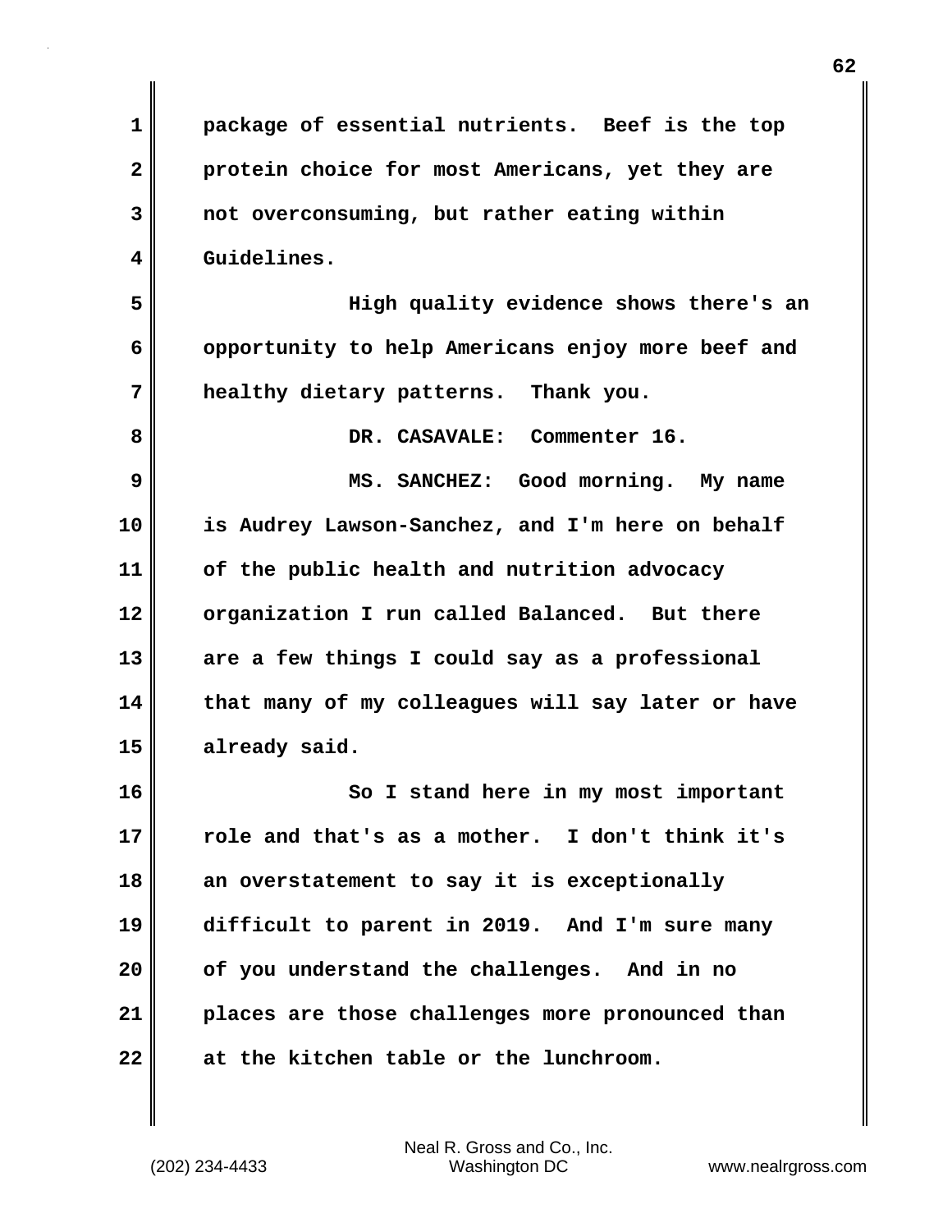package of essential nutrients. Beef is the top protein choice for most Americans, yet they are not overconsuming, but rather eating within Guidelines.

High quality evidence shows there's an opportunity to help Americans enjoy more beef and healthy dietary patterns. Thank you.

DR. CASAVALE: Commenter 16.

MS. SANCHEZ: Good morning. My name is Audrey Lawson-Sanchez, and I'm here on behalf of the public health and nutrition advocacy organization I run called Balanced. But there are a few things I could say as a professional that many of my colleagues will say later or have already said.

So I stand here in my most important role and that's as a mother. I don't think it's an overstatement to say it is exceptionally difficult to parent in 2019. And I'm sure many of you understand the challenges. And in no places are those challenges more pronounced than at the kitchen table or the lunchroom.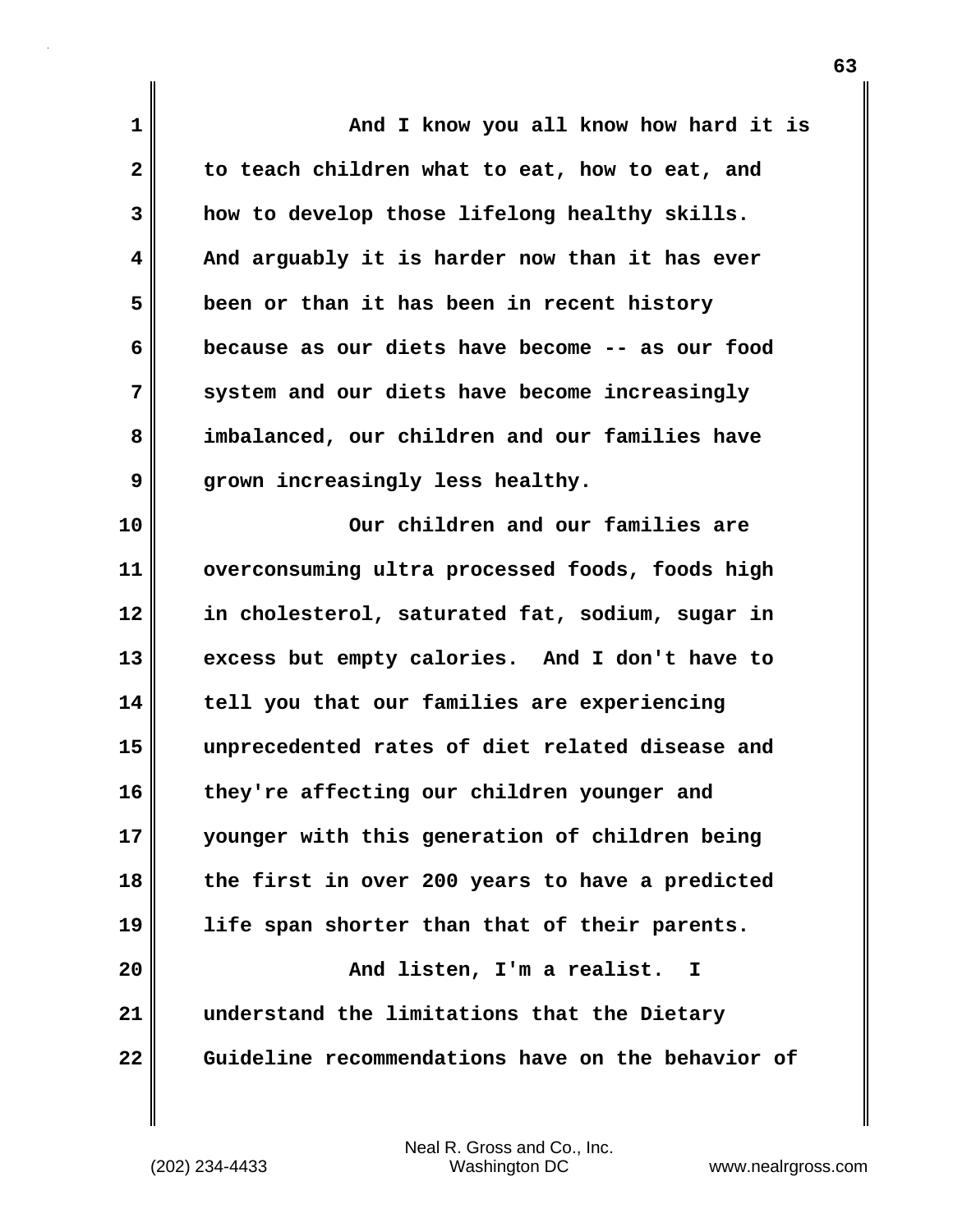And I know you all know how hard it is to teach children what to eat, how to eat, and how to develop those lifelong healthy skills. And arguably it is harder now than it has ever been or than it has been in recent history because as our diets have become -- as our food system and our diets have become increasingly imbalanced, our children and our families have grown increasingly less healthy.

Our children and our families are overconsuming ultra processed foods, foods high in cholesterol, saturated fat, sodium, sugar in excess but empty calories. And I don't have to tell you that our families are experiencing unprecedented rates of diet related disease and they're affecting our children younger and younger with this generation of children being the first in over 200 years to have a predicted life span shorter than that of their parents.

And listen, I'm a realist. I understand the limitations that the Dietary Guideline recommendations have on the behavior of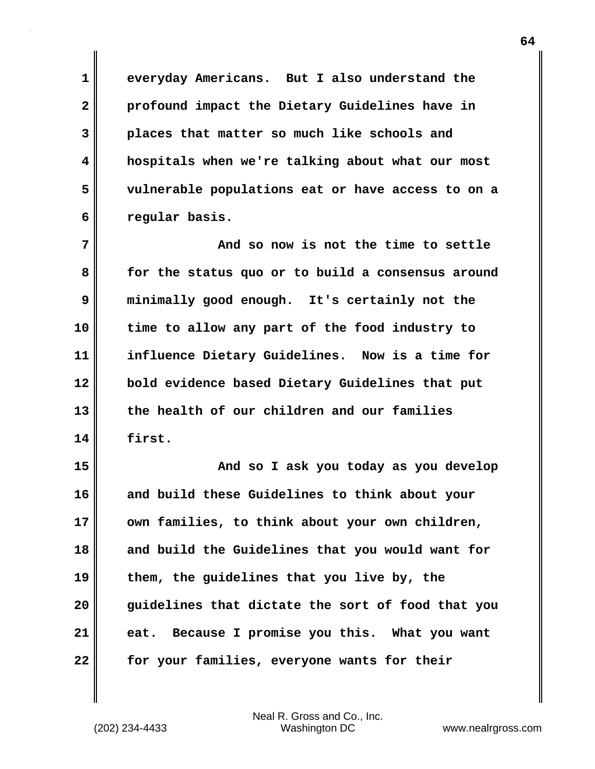everyday Americans. But I also understand the profound impact the Dietary Guidelines have in places that matter so much like schools and hospitals when we're talking about what our most vulnerable populations eat or have access to on a regular basis.

And so now is not the time to settle for the status quo or to build a consensus around minimally good enough. It's certainly not the time to allow any part of the food industry to influence Dietary Guidelines. Now is a time for bold evidence based Dietary Guidelines that put the health of our children and our families first.

And so I ask you today as you develop and build these Guidelines to think about your own families, to think about your own children, and build the Guidelines that you would want for them, the guidelines that you live by, the guidelines that dictate the sort of food that you eat. Because I promise you this. What you want for your families, everyone wants for their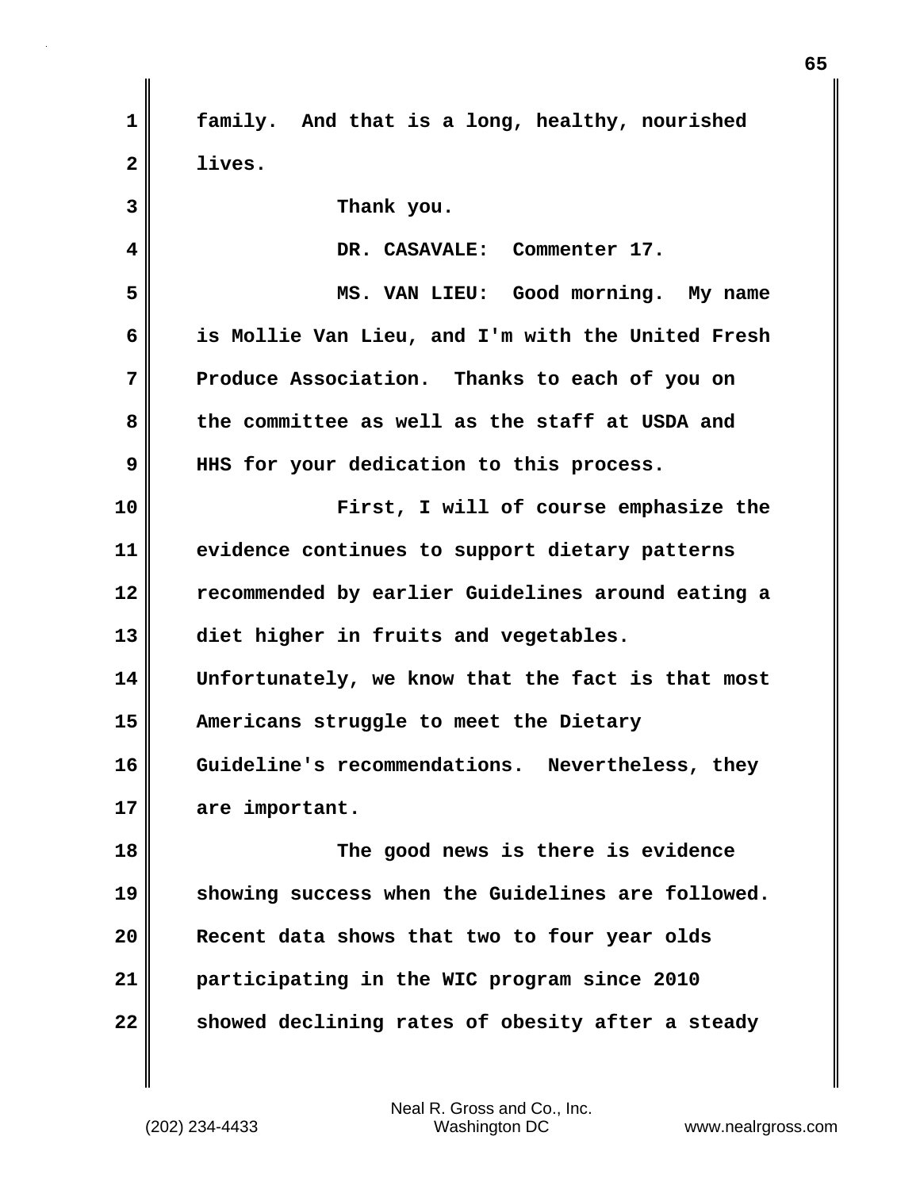family. And that is a long, healthy, nourished lives.

Thank you.

DR. CASAVALE: Commenter 17.

MS. VAN LIEU: Good morning. My name is Mollie Van Lieu, and I'm with the United Fresh Produce Association. Thanks to each of you on the committee as well as the staff at USDA and HHS for your dedication to this process.

First, I will of course emphasize the evidence continues to support dietary patterns recommended by earlier Guidelines around eating a diet higher in fruits and vegetables. Unfortunately, we know that the fact is that most Americans struggle to meet the Dietary Guideline's recommendations. Nevertheless, they are important.

The good news is there is evidence showing success when the Guidelines are followed. Recent data shows that two to four year olds participating in the WIC program since 2010 showed declining rates of obesity after a steady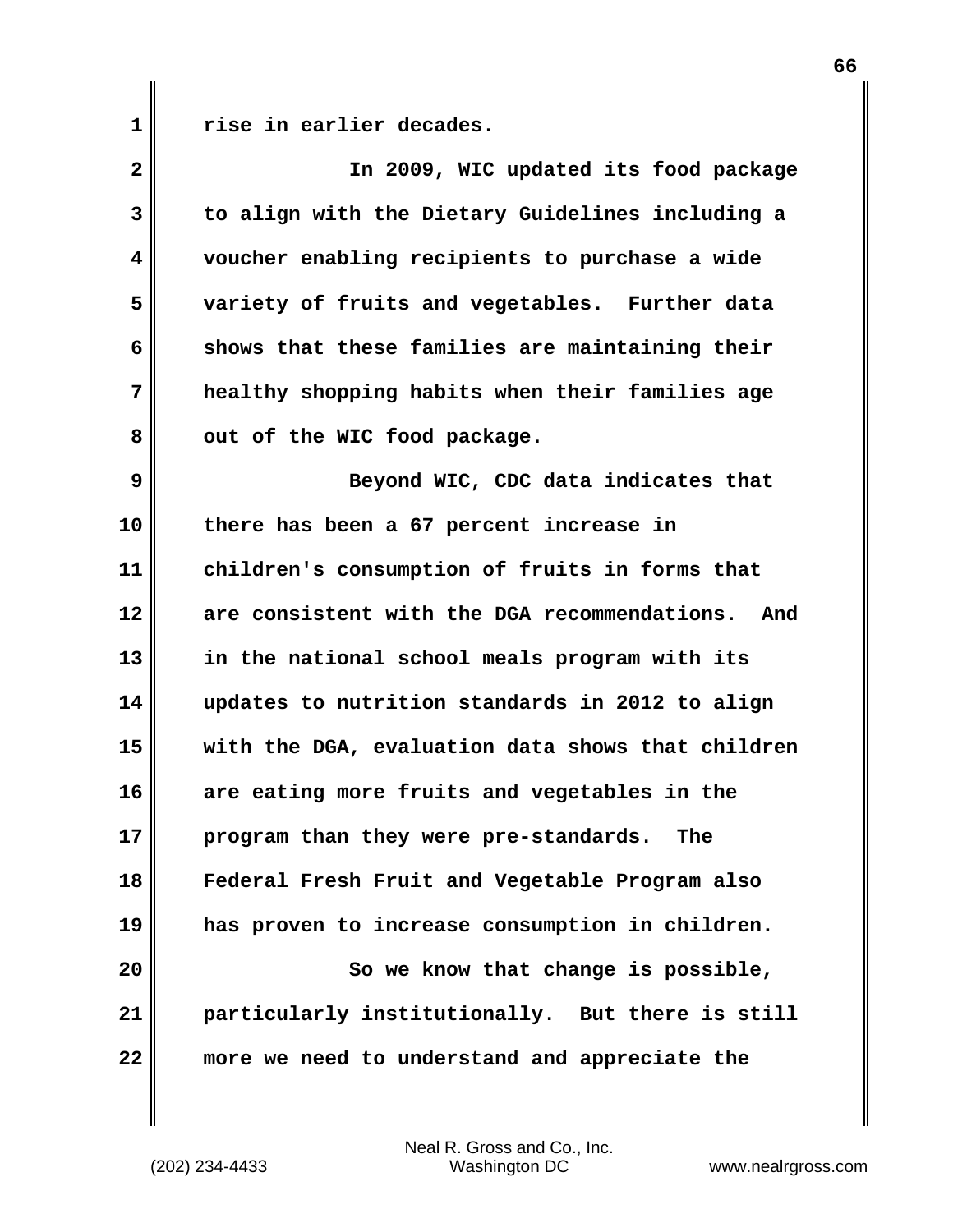rise in earlier decades.

In 2009, WIC updated its food package to align with the Dietary Guidelines including a voucher enabling recipients to purchase a wide variety of fruits and vegetables. Further data shows that these families are maintaining their healthy shopping habits when their families age out of the WIC food package.

Beyond WIC, CDC data indicates that there has been a 67 percent increase in children's consumption of fruits in forms that are consistent with the DGA recommendations. And in the national school meals program with its updates to nutrition standards in 2012 to align with the DGA, evaluation data shows that children are eating more fruits and vegetables in the program than they were pre-standards. The Federal Fresh Fruit and Vegetable Program also has proven to increase consumption in children.

So we know that change is possible, particularly institutionally. But there is still more we need to understand and appreciate the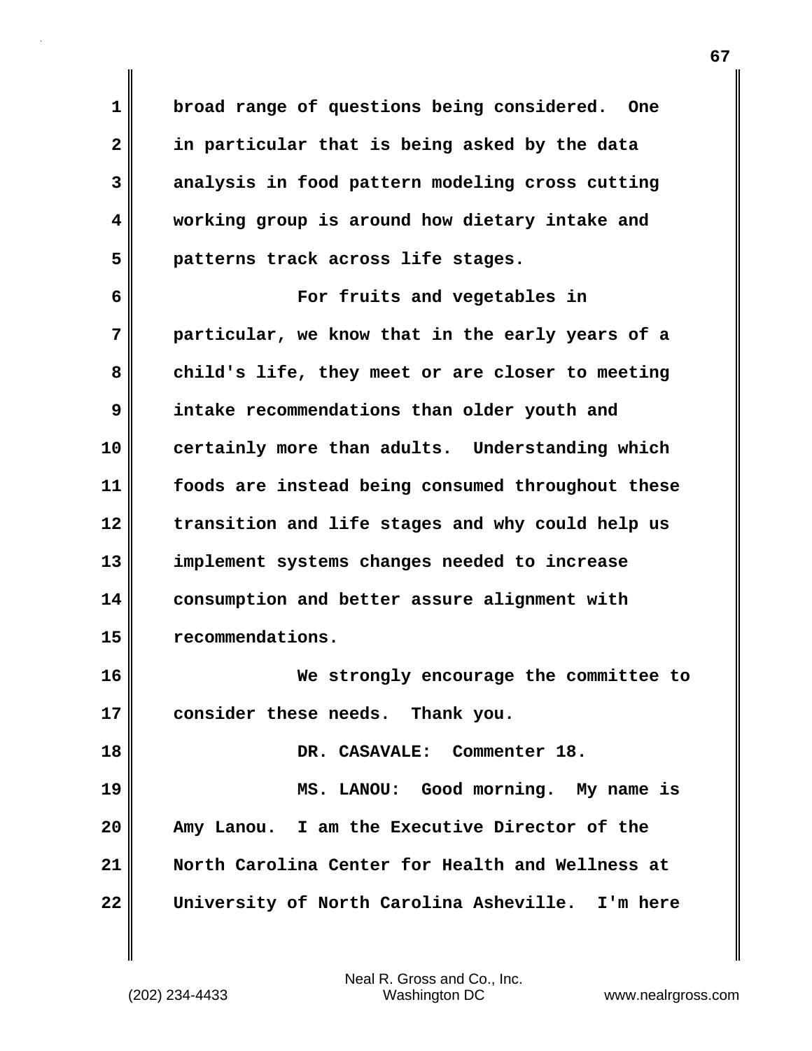broad range of questions being considered. One in particular that is being asked by the data analysis in food pattern modeling cross cutting working group is around how dietary intake and patterns track across life stages.

For fruits and vegetables in particular, we know that in the early years of a child's life, they meet or are closer to meeting intake recommendations than older youth and certainly more than adults. Understanding which foods are instead being consumed throughout these transition and life stages and why could help us implement systems changes needed to increase consumption and better assure alignment with recommendations.

We strongly encourage the committee to consider these needs. Thank you.

DR. CASAVALE: Commenter 18.

MS. LANOU: Good morning. My name is Amy Lanou. I am the Executive Director of the North Carolina Center for Health and Wellness at University of North Carolina Asheville. I'm here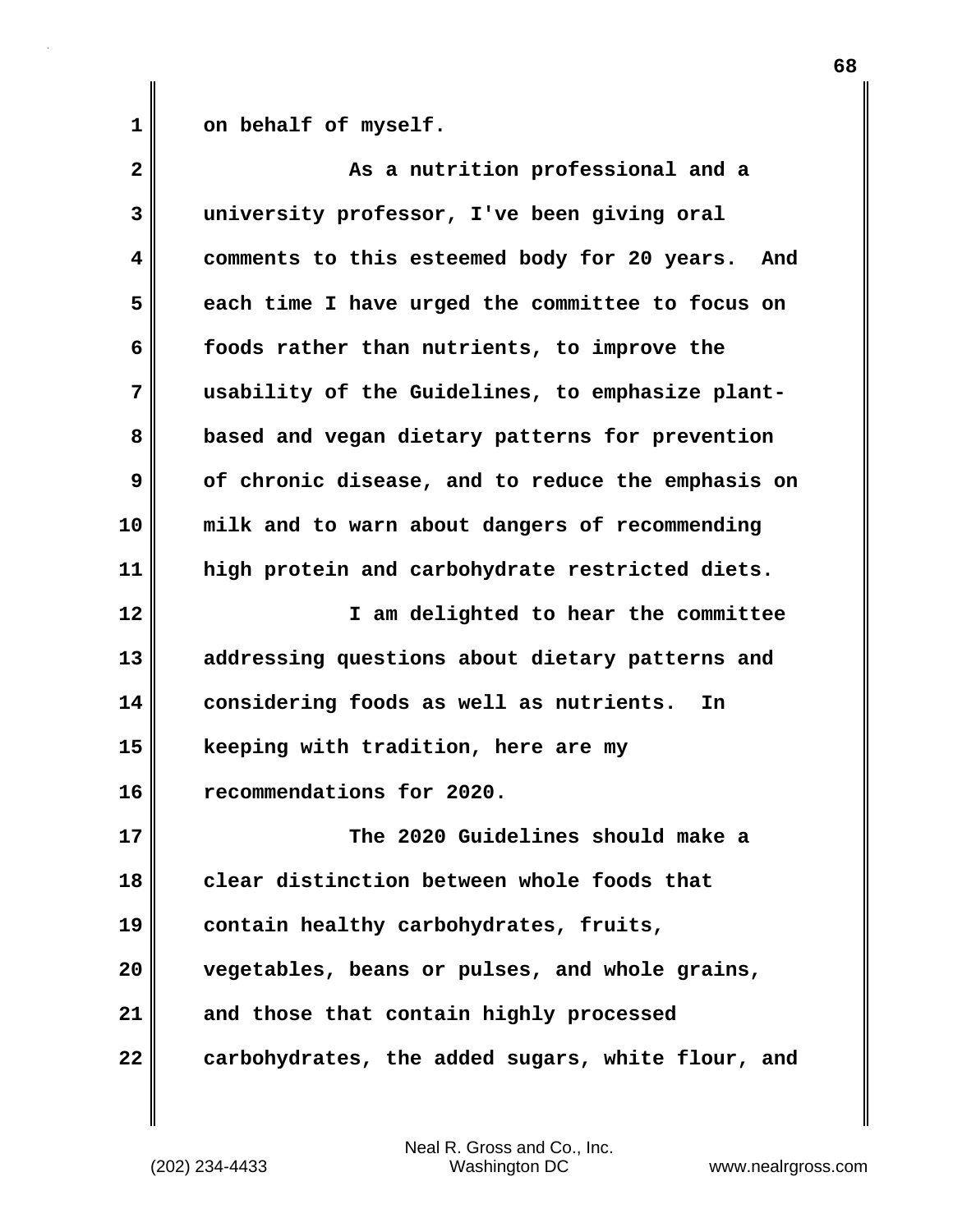on behalf of myself.

As a nutrition professional and a university professor, I've been giving oral comments to this esteemed body for 20 years. And each time I have urged the committee to focus on foods rather than nutrients, to improve the usability of the Guidelines, to emphasize plant-based and vegan dietary patterns for prevention of chronic disease, and to reduce the emphasis on milk and to warn about dangers of recommending high protein and carbohydrate restricted diets.

I am delighted to hear the committee addressing questions about dietary patterns and considering foods as well as nutrients. In keeping with tradition, here are my recommendations for 2020.

The 2020 Guidelines should make a clear distinction between whole foods that contain healthy carbohydrates, fruits, vegetables, beans or pulses, and whole grains, and those that contain highly processed carbohydrates, the added sugars, white flour, and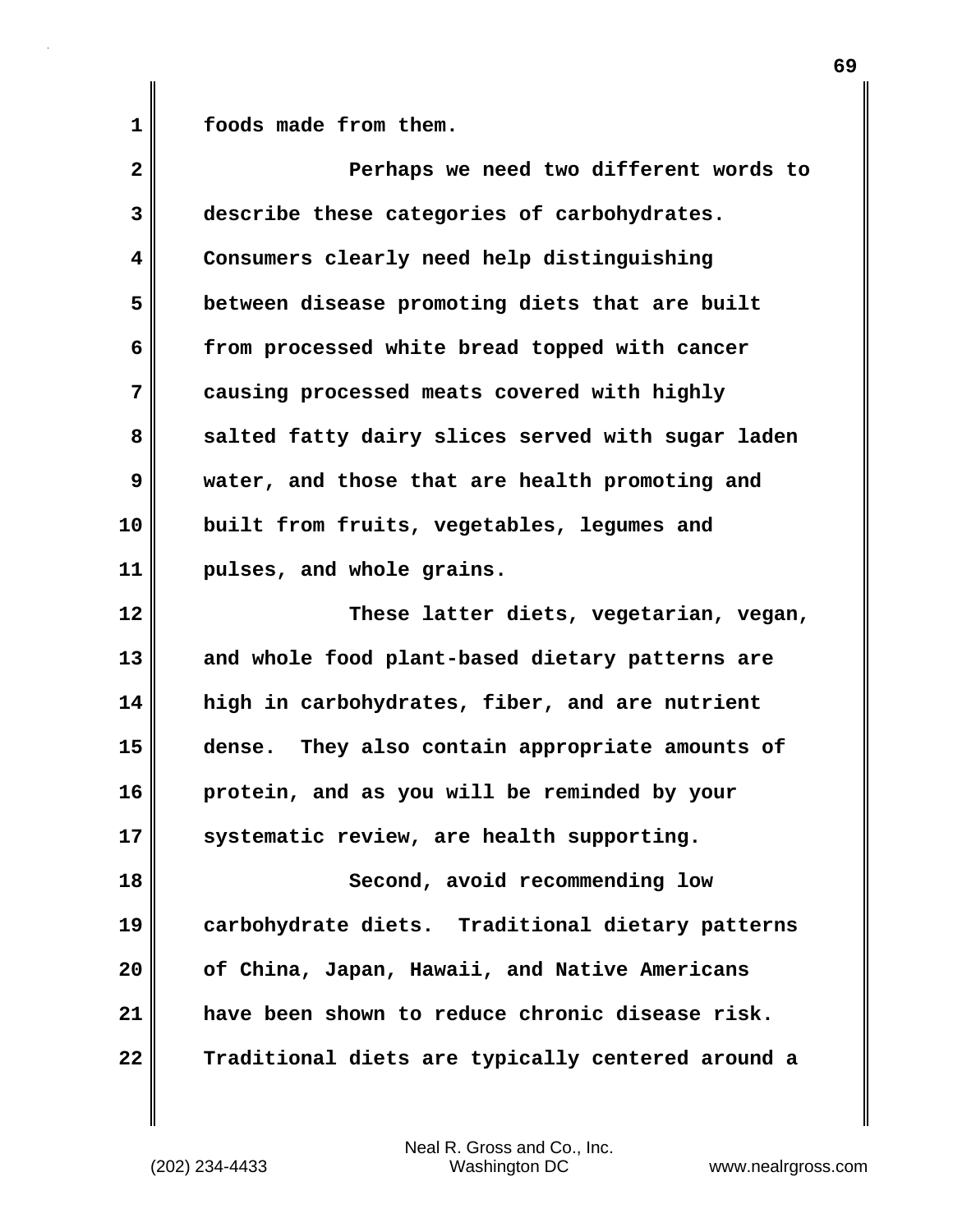foods made from them.

Perhaps we need two different words to describe these categories of carbohydrates. Consumers clearly need help distinguishing between disease promoting diets that are built from processed white bread topped with cancer causing processed meats covered with highly salted fatty dairy slices served with sugar laden water, and those that are health promoting and built from fruits, vegetables, legumes and pulses, and whole grains.

These latter diets, vegetarian, vegan, and whole food plant-based dietary patterns are high in carbohydrates, fiber, and are nutrient dense. They also contain appropriate amounts of protein, and as you will be reminded by your systematic review, are health supporting.

Second, avoid recommending low carbohydrate diets. Traditional dietary patterns of China, Japan, Hawaii, and Native Americans have been shown to reduce chronic disease risk. Traditional diets are typically centered around a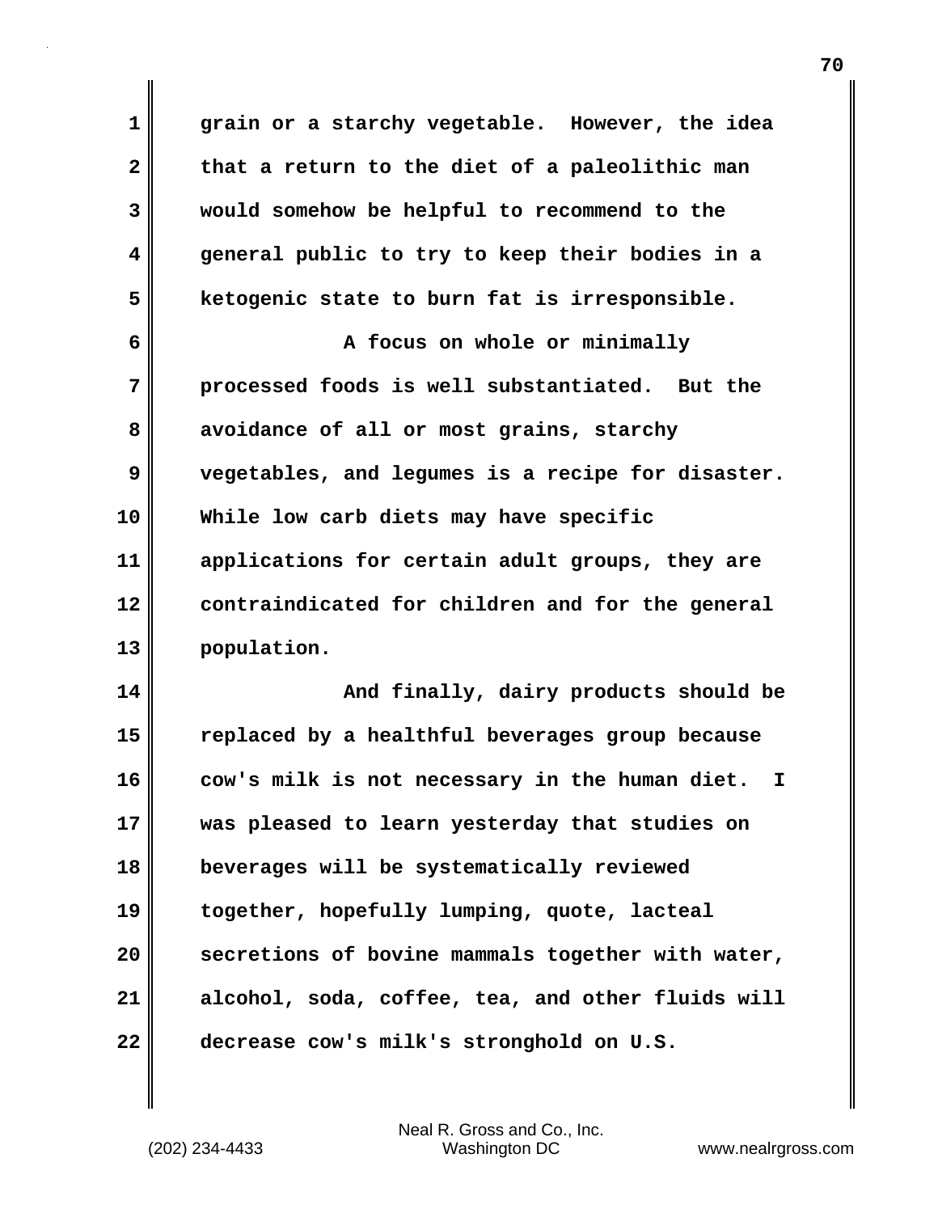grain or a starchy vegetable. However, the idea that a return to the diet of a paleolithic man would somehow be helpful to recommend to the general public to try to keep their bodies in a ketogenic state to burn fat is irresponsible.

A focus on whole or minimally processed foods is well substantiated. But the avoidance of all or most grains, starchy vegetables, and legumes is a recipe for disaster. While low carb diets may have specific applications for certain adult groups, they are contraindicated for children and for the general population.

And finally, dairy products should be replaced by a healthful beverages group because cow's milk is not necessary in the human diet. I was pleased to learn yesterday that studies on beverages will be systematically reviewed together, hopefully lumping, quote, lacteal secretions of bovine mammals together with water, alcohol, soda, coffee, tea, and other fluids will decrease cow's milk's stronghold on U.S.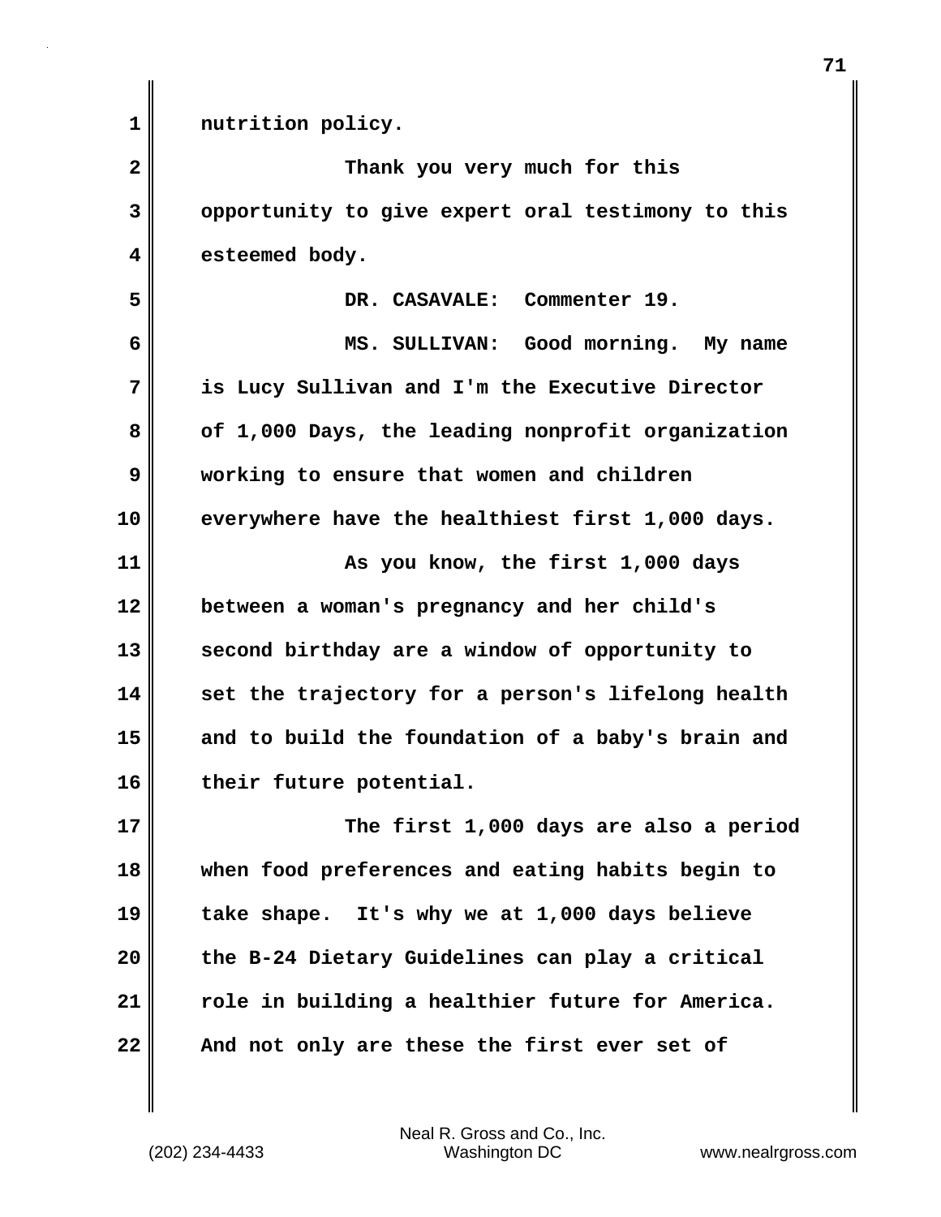nutrition policy.

Thank you very much for this opportunity to give expert oral testimony to this esteemed body.

DR. CASAVALE: Commenter 19.

MS. SULLIVAN: Good morning. My name is Lucy Sullivan and I'm the Executive Director of 1,000 Days, the leading nonprofit organization working to ensure that women and children everywhere have the healthiest first 1,000 days.

As you know, the first 1,000 days between a woman's pregnancy and her child's second birthday are a window of opportunity to set the trajectory for a person's lifelong health and to build the foundation of a baby's brain and their future potential.

The first 1,000 days are also a period when food preferences and eating habits begin to take shape. It's why we at 1,000 days believe the B-24 Dietary Guidelines can play a critical role in building a healthier future for America. And not only are these the first ever set of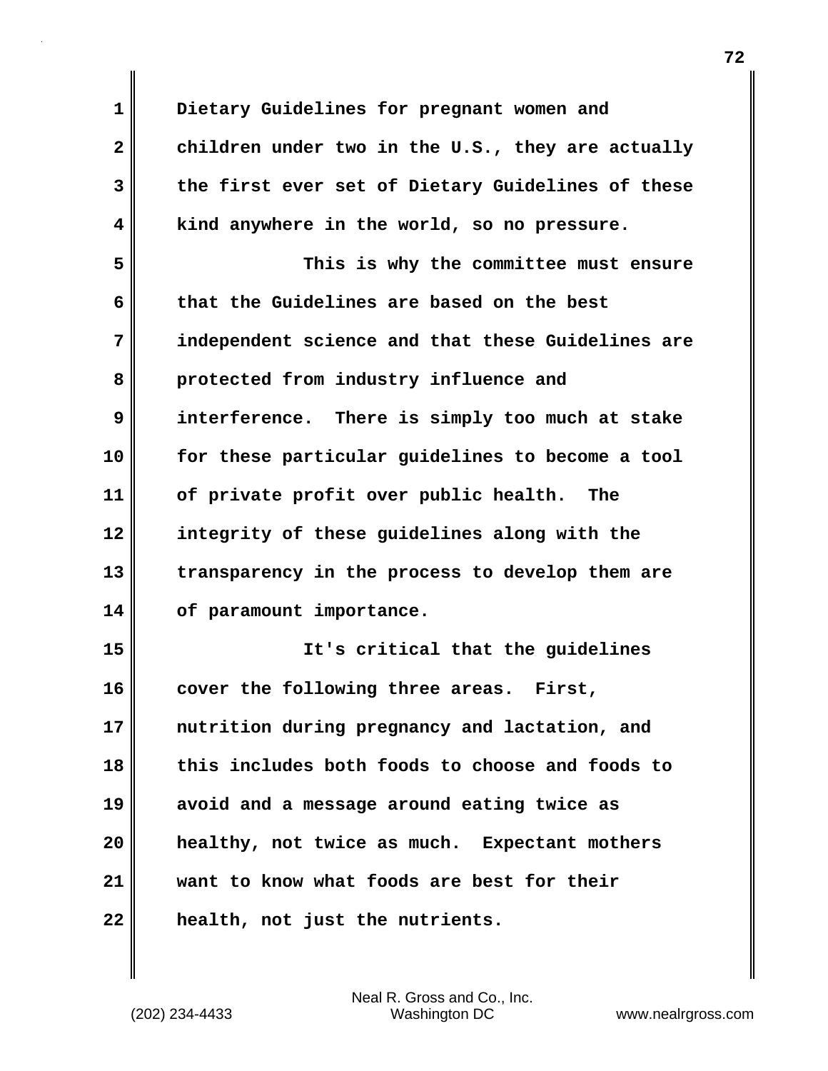Dietary Guidelines for pregnant women and children under two in the U.S., they are actually the first ever set of Dietary Guidelines of these kind anywhere in the world, so no pressure.

This is why the committee must ensure that the Guidelines are based on the best independent science and that these Guidelines are protected from industry influence and interference. There is simply too much at stake for these particular guidelines to become a tool of private profit over public health. The integrity of these guidelines along with the transparency in the process to develop them are of paramount importance.

It's critical that the guidelines cover the following three areas. First, nutrition during pregnancy and lactation, and this includes both foods to choose and foods to avoid and a message around eating twice as healthy, not twice as much. Expectant mothers want to know what foods are best for their health, not just the nutrients.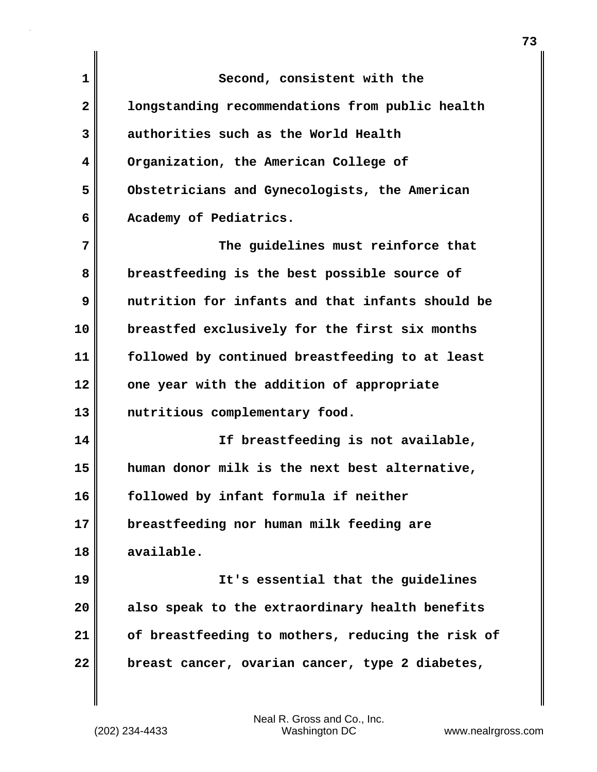Second, consistent with the longstanding recommendations from public health authorities such as the World Health Organization, the American College of Obstetricians and Gynecologists, the American Academy of Pediatrics.

The guidelines must reinforce that breastfeeding is the best possible source of nutrition for infants and that infants should be breastfed exclusively for the first six months followed by continued breastfeeding to at least one year with the addition of appropriate nutritious complementary food.

If breastfeeding is not available, human donor milk is the next best alternative, followed by infant formula if neither breastfeeding nor human milk feeding are available.

It's essential that the guidelines also speak to the extraordinary health benefits of breastfeeding to mothers, reducing the risk of breast cancer, ovarian cancer, type 2 diabetes,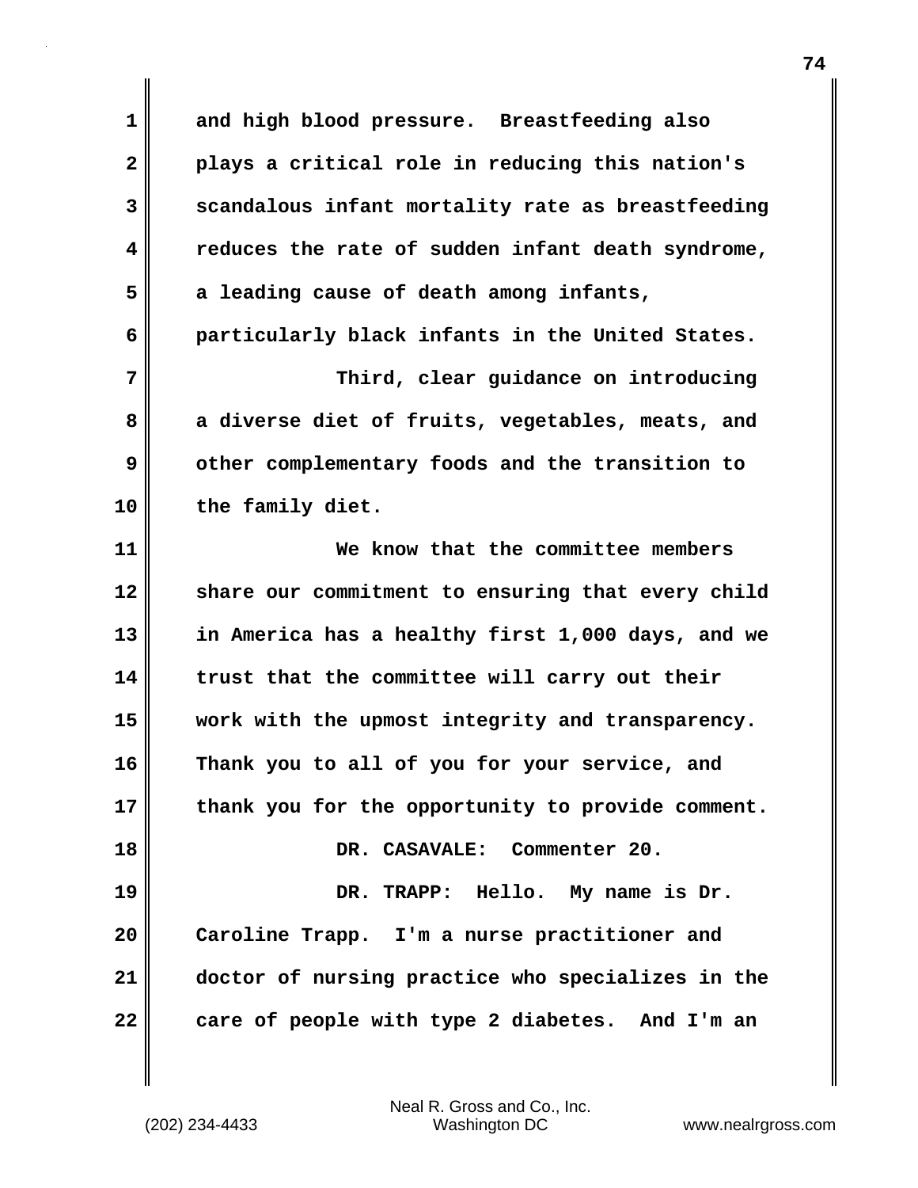and high blood pressure. Breastfeeding also plays a critical role in reducing this nation's scandalous infant mortality rate as breastfeeding reduces the rate of sudden infant death syndrome, a leading cause of death among infants, particularly black infants in the United States.

Third, clear guidance on introducing a diverse diet of fruits, vegetables, meats, and other complementary foods and the transition to the family diet.

We know that the committee members share our commitment to ensuring that every child in America has a healthy first 1,000 days, and we trust that the committee will carry out their work with the upmost integrity and transparency. Thank you to all of you for your service, and thank you for the opportunity to provide comment.

DR. CASAVALE: Commenter 20.

DR. TRAPP: Hello. My name is Dr. Caroline Trapp. I'm a nurse practitioner and doctor of nursing practice who specializes in the care of people with type 2 diabetes. And I'm an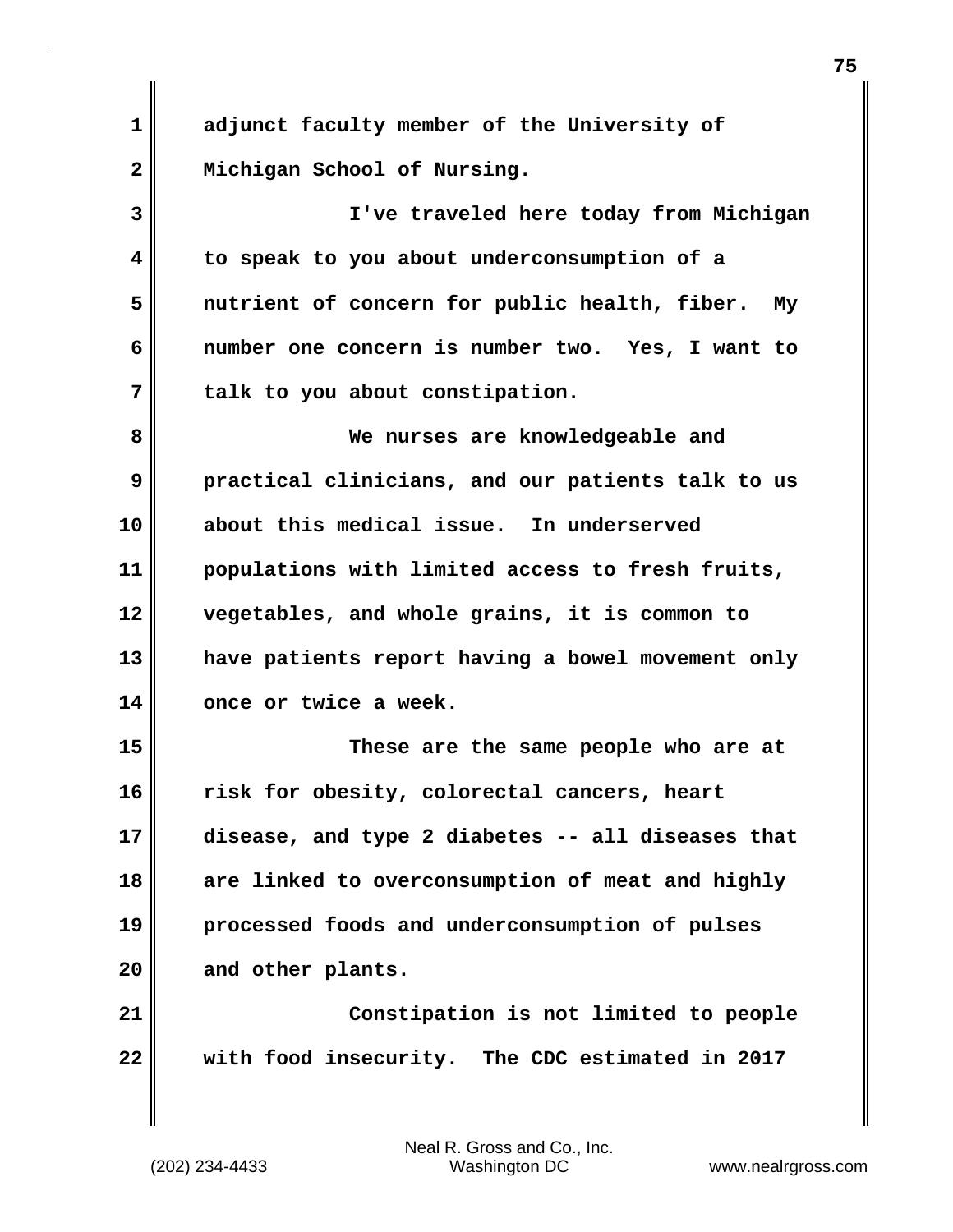adjunct faculty member of the University of Michigan School of Nursing.

I've traveled here today from Michigan to speak to you about underconsumption of a nutrient of concern for public health, fiber. My number one concern is number two. Yes, I want to talk to you about constipation.

We nurses are knowledgeable and practical clinicians, and our patients talk to us about this medical issue. In underserved populations with limited access to fresh fruits, vegetables, and whole grains, it is common to have patients report having a bowel movement only once or twice a week.

These are the same people who are at risk for obesity, colorectal cancers, heart disease, and type 2 diabetes -- all diseases that are linked to overconsumption of meat and highly processed foods and underconsumption of pulses and other plants.

Constipation is not limited to people with food insecurity. The CDC estimated in 2017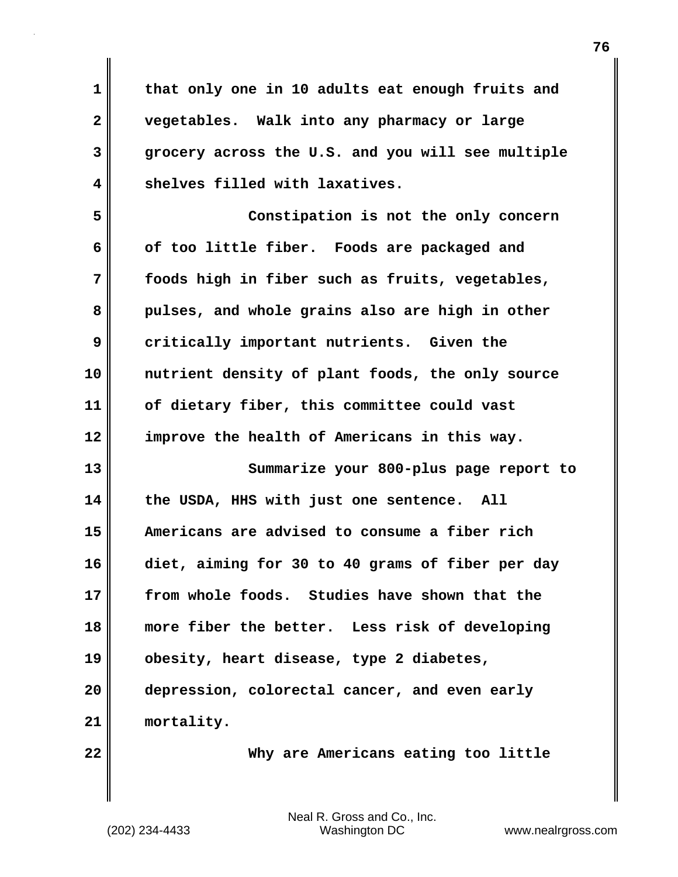that only one in 10 adults eat enough fruits and vegetables. Walk into any pharmacy or large grocery across the U.S. and you will see multiple shelves filled with laxatives.

Constipation is not the only concern of too little fiber. Foods are packaged and foods high in fiber such as fruits, vegetables, pulses, and whole grains also are high in other critically important nutrients. Given the nutrient density of plant foods, the only source of dietary fiber, this committee could vast improve the health of Americans in this way.

Summarize your 800-plus page report to the USDA, HHS with just one sentence. All Americans are advised to consume a fiber rich diet, aiming for 30 to 40 grams of fiber per day from whole foods. Studies have shown that the more fiber the better. Less risk of developing obesity, heart disease, type 2 diabetes, depression, colorectal cancer, and even early mortality.

Why are Americans eating too little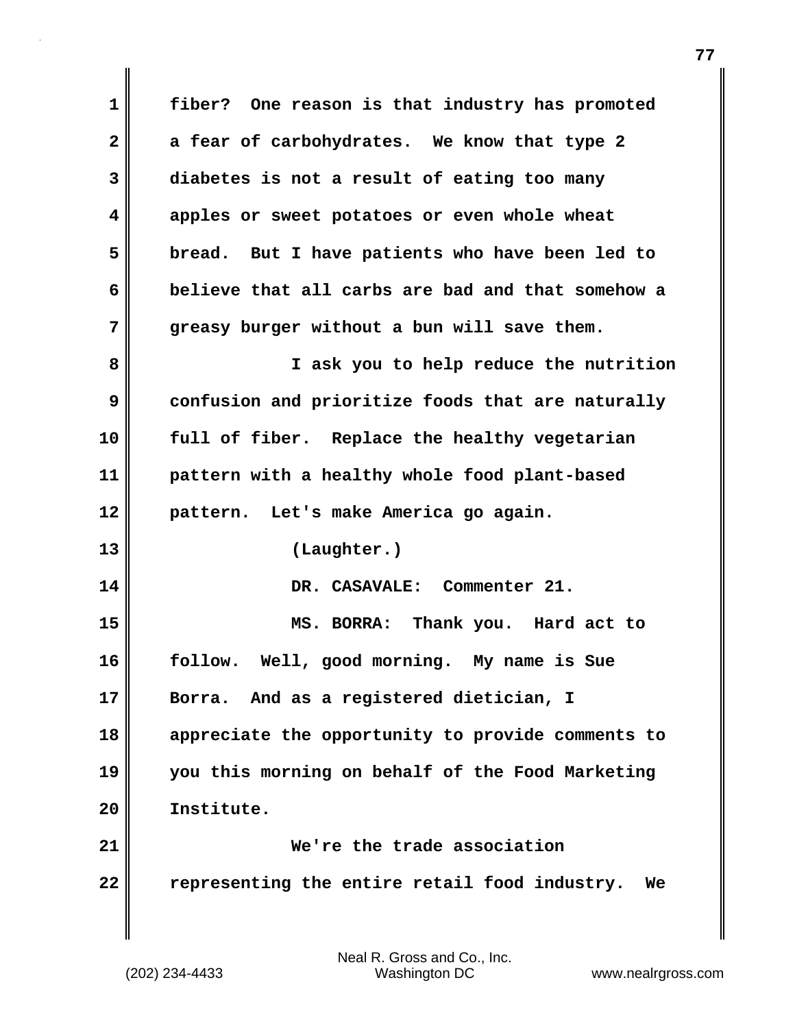fiber? One reason is that industry has promoted a fear of carbohydrates. We know that type 2 diabetes is not a result of eating too many apples or sweet potatoes or even whole wheat bread. But I have patients who have been led to believe that all carbs are bad and that somehow a greasy burger without a bun will save them.

I ask you to help reduce the nutrition confusion and prioritize foods that are naturally full of fiber. Replace the healthy vegetarian pattern with a healthy whole food plant-based pattern. Let's make America go again.

(Laughter.)

DR. CASAVALE: Commenter 21.

MS. BORRA: Thank you. Hard act to follow. Well, good morning. My name is Sue Borra. And as a registered dietician, I appreciate the opportunity to provide comments to you this morning on behalf of the Food Marketing Institute.

We're the trade association representing the entire retail food industry. We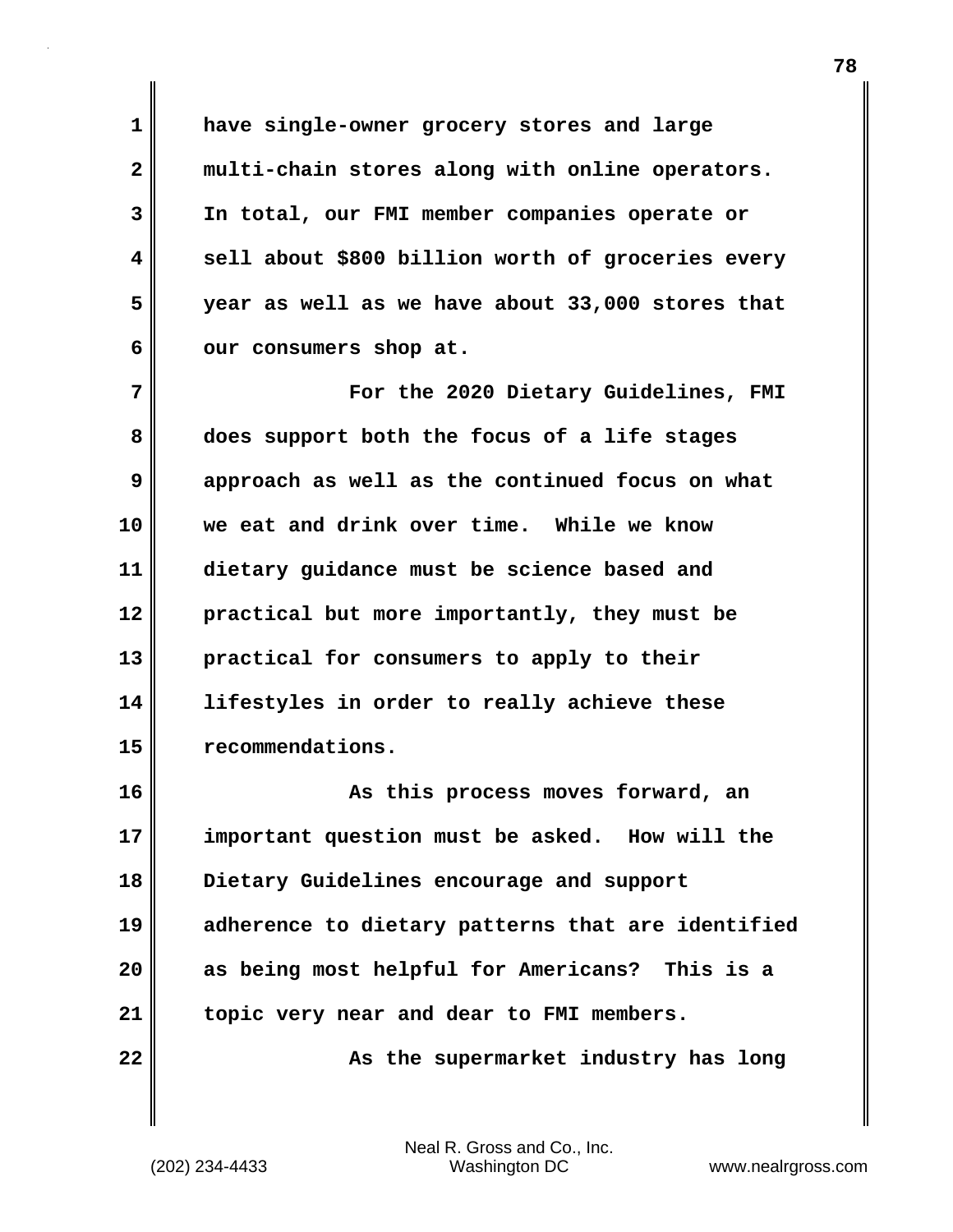have single-owner grocery stores and large multi-chain stores along with online operators. In total, our FMI member companies operate or sell about $800 billion worth of groceries every year as well as we have about 33,000 stores that our consumers shop at.

For the 2020 Dietary Guidelines, FMI does support both the focus of a life stages approach as well as the continued focus on what we eat and drink over time. While we know dietary guidance must be science based and practical but more importantly, they must be practical for consumers to apply to their lifestyles in order to really achieve these recommendations.

As this process moves forward, an important question must be asked. How will the Dietary Guidelines encourage and support adherence to dietary patterns that are identified as being most helpful for Americans? This is a topic very near and dear to FMI members.

As the supermarket industry has long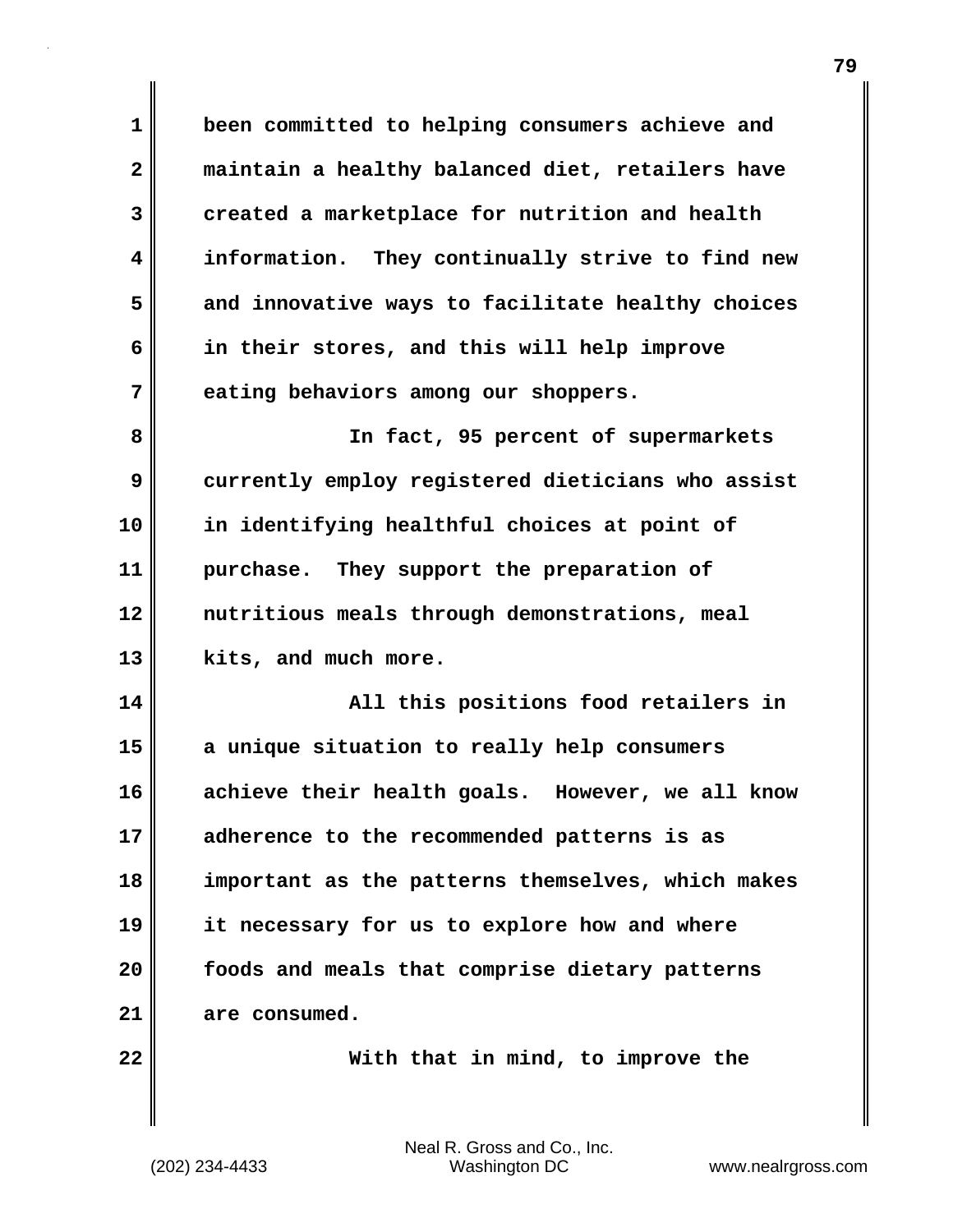been committed to helping consumers achieve and maintain a healthy balanced diet, retailers have created a marketplace for nutrition and health information. They continually strive to find new and innovative ways to facilitate healthy choices in their stores, and this will help improve eating behaviors among our shoppers.

In fact, 95 percent of supermarkets currently employ registered dieticians who assist in identifying healthful choices at point of purchase. They support the preparation of nutritious meals through demonstrations, meal kits, and much more.

All this positions food retailers in a unique situation to really help consumers achieve their health goals. However, we all know adherence to the recommended patterns is as important as the patterns themselves, which makes it necessary for us to explore how and where foods and meals that comprise dietary patterns are consumed.

With that in mind, to improve the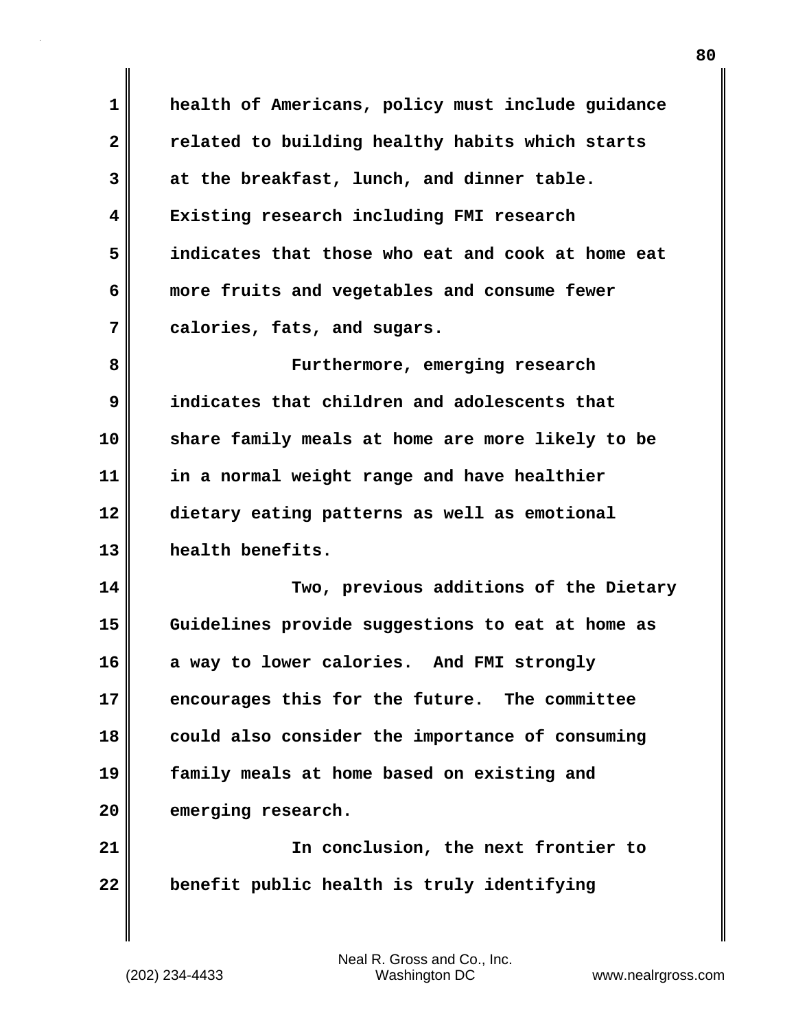health of Americans, policy must include guidance related to building healthy habits which starts at the breakfast, lunch, and dinner table. Existing research including FMI research indicates that those who eat and cook at home eat more fruits and vegetables and consume fewer calories, fats, and sugars.

Furthermore, emerging research indicates that children and adolescents that share family meals at home are more likely to be in a normal weight range and have healthier dietary eating patterns as well as emotional health benefits.

Two, previous additions of the Dietary Guidelines provide suggestions to eat at home as a way to lower calories. And FMI strongly encourages this for the future. The committee could also consider the importance of consuming family meals at home based on existing and emerging research.

In conclusion, the next frontier to benefit public health is truly identifying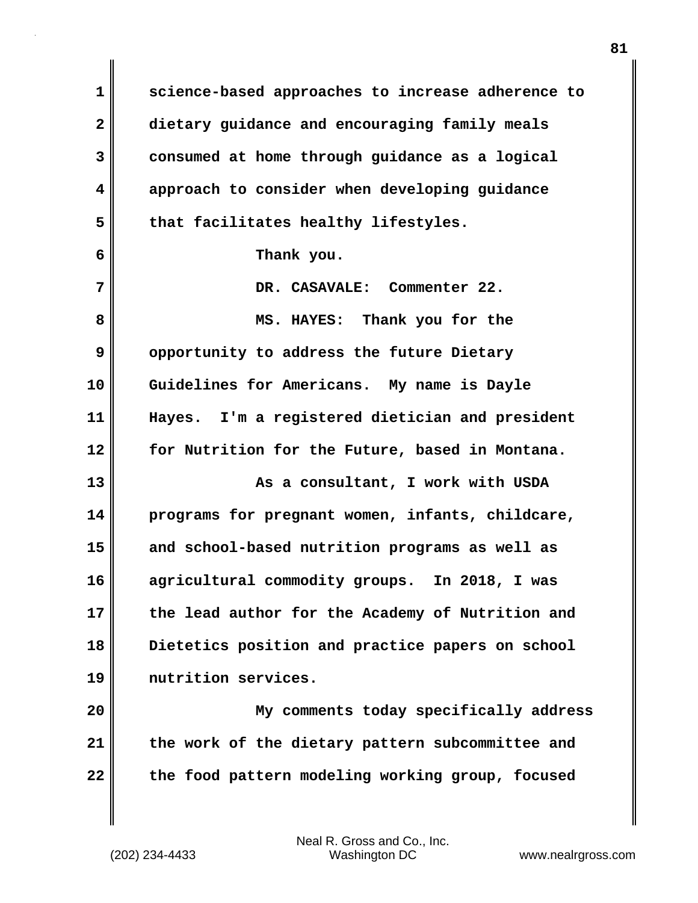science-based approaches to increase adherence to dietary guidance and encouraging family meals consumed at home through guidance as a logical approach to consider when developing guidance that facilitates healthy lifestyles.

Thank you.

DR. CASAVALE: Commenter 22.

MS. HAYES: Thank you for the opportunity to address the future Dietary Guidelines for Americans. My name is Dayle Hayes. I'm a registered dietician and president for Nutrition for the Future, based in Montana.

As a consultant, I work with USDA programs for pregnant women, infants, childcare, and school-based nutrition programs as well as agricultural commodity groups. In 2018, I was the lead author for the Academy of Nutrition and Dietetics position and practice papers on school nutrition services.

My comments today specifically address the work of the dietary pattern subcommittee and the food pattern modeling working group, focused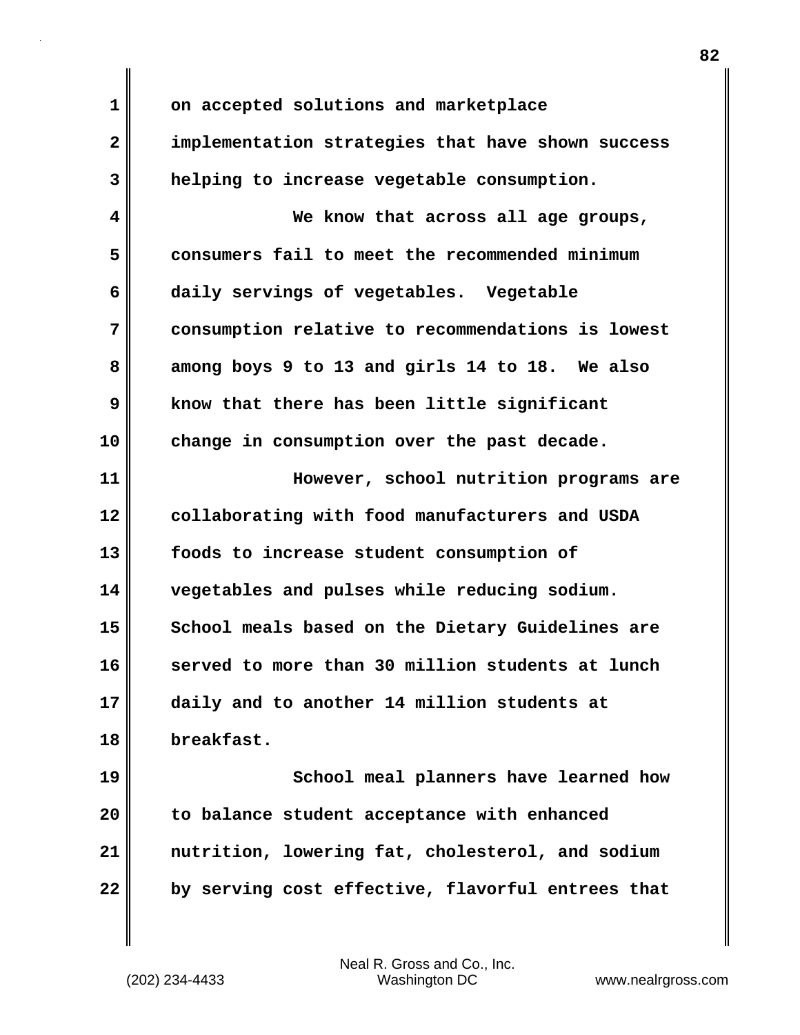on accepted solutions and marketplace implementation strategies that have shown success helping to increase vegetable consumption.

We know that across all age groups, consumers fail to meet the recommended minimum daily servings of vegetables. Vegetable consumption relative to recommendations is lowest among boys 9 to 13 and girls 14 to 18. We also know that there has been little significant change in consumption over the past decade.

However, school nutrition programs are collaborating with food manufacturers and USDA foods to increase student consumption of vegetables and pulses while reducing sodium. School meals based on the Dietary Guidelines are served to more than 30 million students at lunch daily and to another 14 million students at breakfast.

School meal planners have learned how to balance student acceptance with enhanced nutrition, lowering fat, cholesterol, and sodium by serving cost effective, flavorful entrees that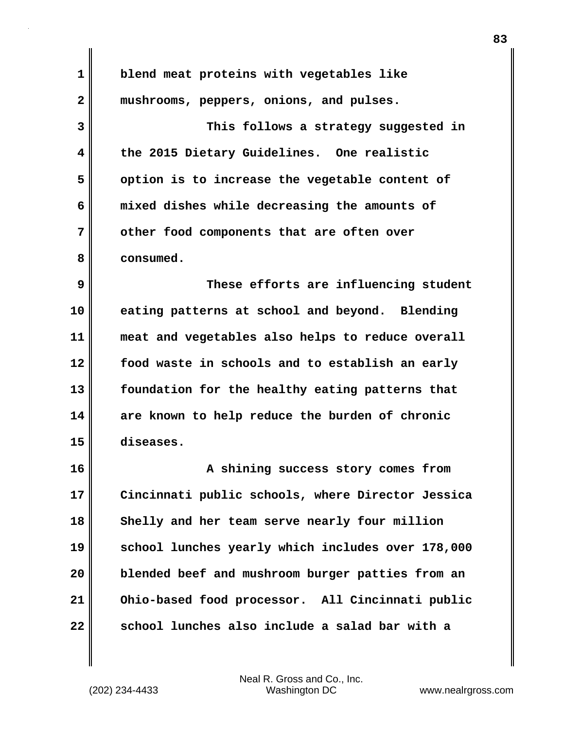blend meat proteins with vegetables like mushrooms, peppers, onions, and pulses.

This follows a strategy suggested in the 2015 Dietary Guidelines. One realistic option is to increase the vegetable content of mixed dishes while decreasing the amounts of other food components that are often over consumed.

These efforts are influencing student eating patterns at school and beyond. Blending meat and vegetables also helps to reduce overall food waste in schools and to establish an early foundation for the healthy eating patterns that are known to help reduce the burden of chronic diseases.

A shining success story comes from Cincinnati public schools, where Director Jessica Shelly and her team serve nearly four million school lunches yearly which includes over 178,000 blended beef and mushroom burger patties from an Ohio-based food processor. All Cincinnati public school lunches also include a salad bar with a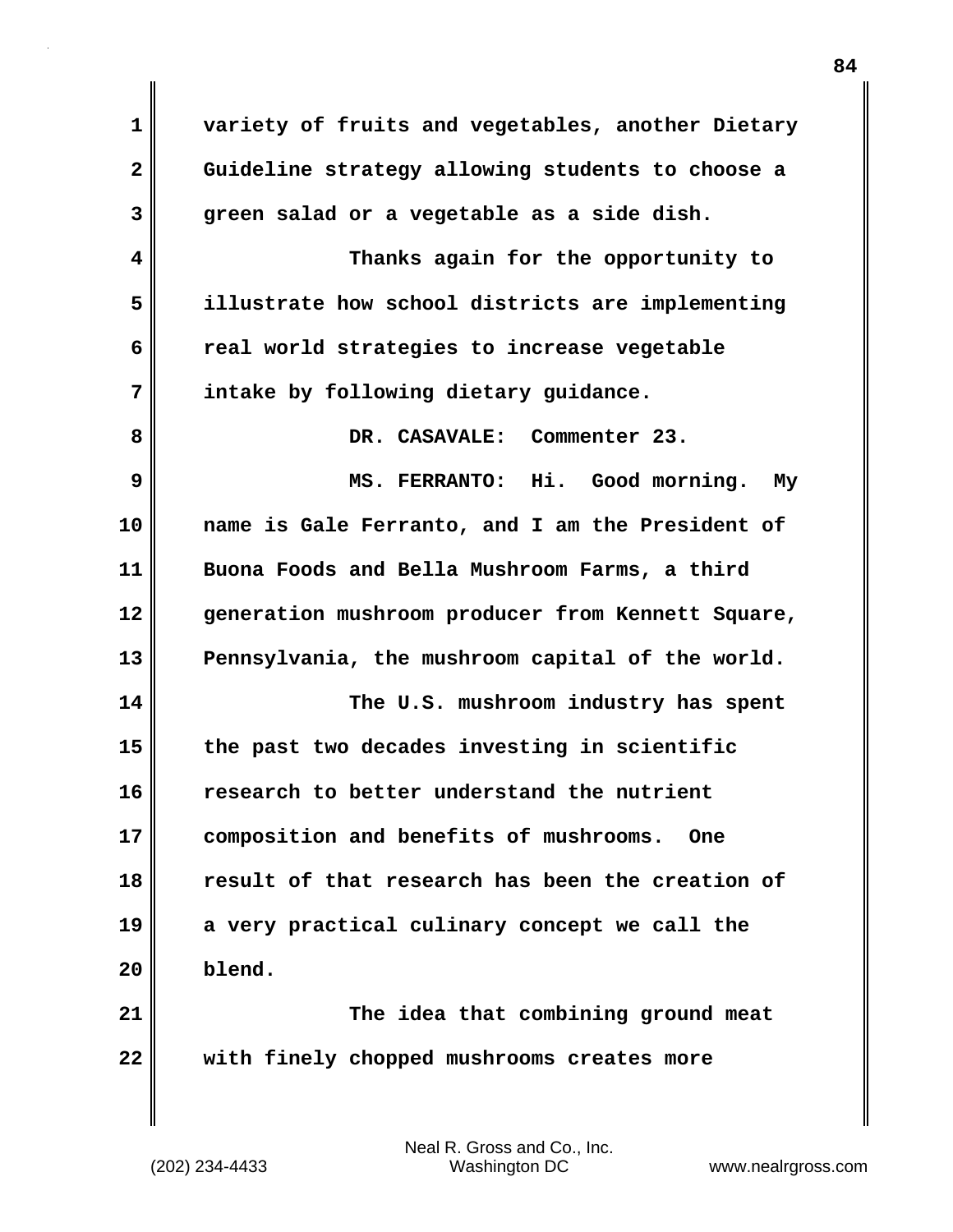variety of fruits and vegetables, another Dietary Guideline strategy allowing students to choose a green salad or a vegetable as a side dish.

Thanks again for the opportunity to illustrate how school districts are implementing real world strategies to increase vegetable intake by following dietary guidance.

DR. CASAVALE: Commenter 23.

MS. FERRANTO: Hi. Good morning. My name is Gale Ferranto, and I am the President of Buona Foods and Bella Mushroom Farms, a third generation mushroom producer from Kennett Square, Pennsylvania, the mushroom capital of the world.

The U.S. mushroom industry has spent the past two decades investing in scientific research to better understand the nutrient composition and benefits of mushrooms. One result of that research has been the creation of a very practical culinary concept we call the blend.

The idea that combining ground meat with finely chopped mushrooms creates more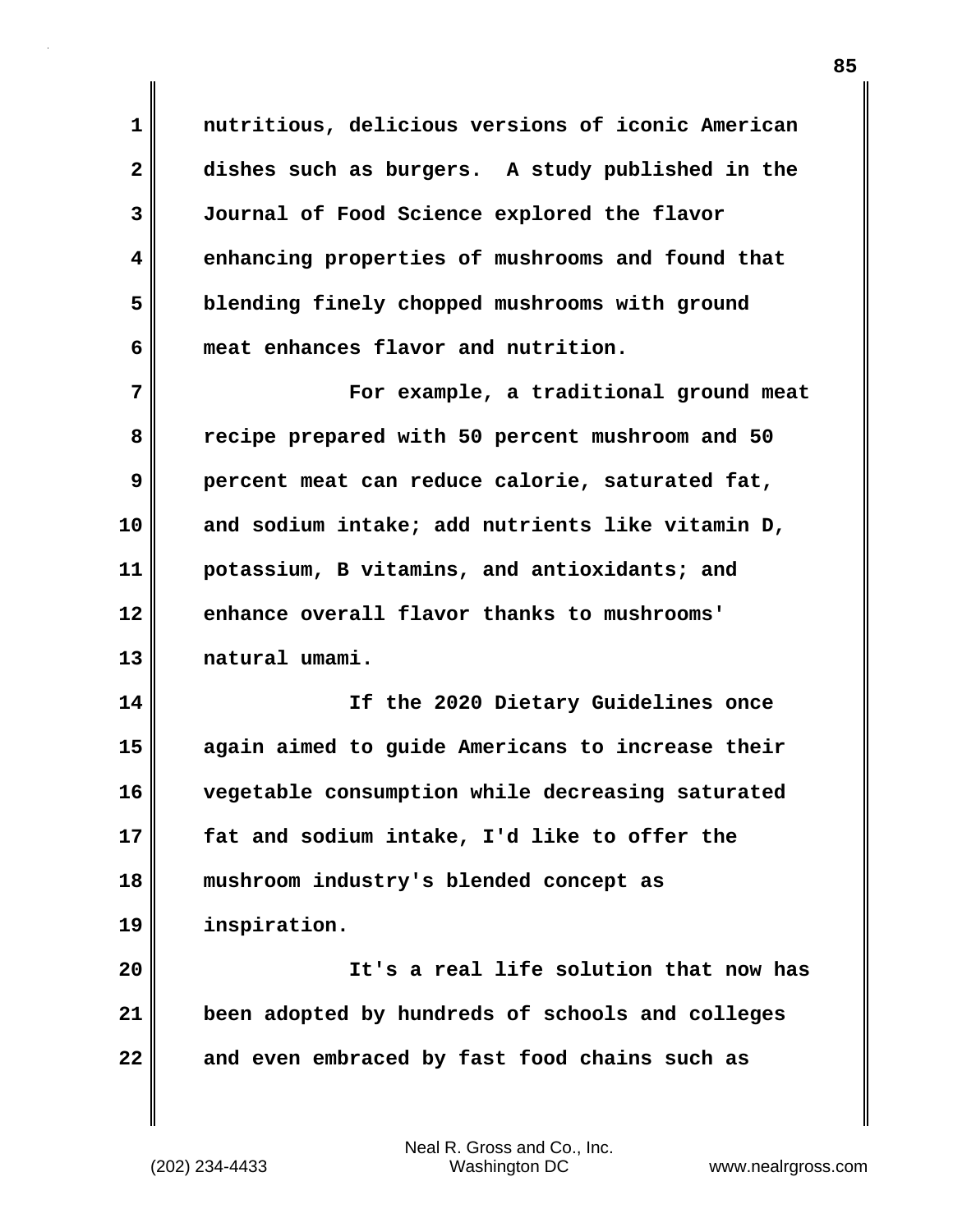nutritious, delicious versions of iconic American dishes such as burgers. A study published in the Journal of Food Science explored the flavor enhancing properties of mushrooms and found that blending finely chopped mushrooms with ground meat enhances flavor and nutrition.

For example, a traditional ground meat recipe prepared with 50 percent mushroom and 50 percent meat can reduce calorie, saturated fat, and sodium intake; add nutrients like vitamin D, potassium, B vitamins, and antioxidants; and enhance overall flavor thanks to mushrooms' natural umami.

If the 2020 Dietary Guidelines once again aimed to guide Americans to increase their vegetable consumption while decreasing saturated fat and sodium intake, I'd like to offer the mushroom industry's blended concept as inspiration.

It's a real life solution that now has been adopted by hundreds of schools and colleges and even embraced by fast food chains such as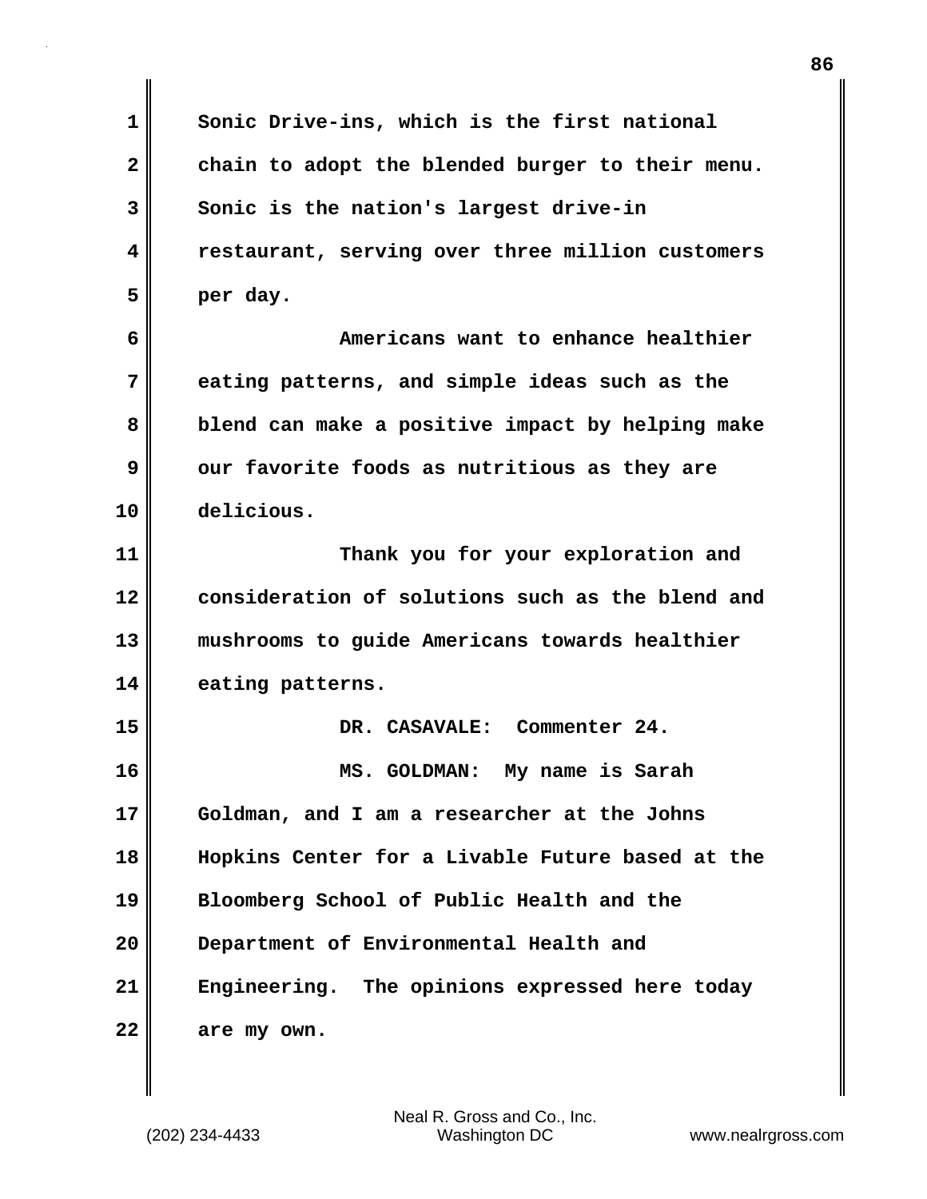Sonic Drive-ins, which is the first national chain to adopt the blended burger to their menu. Sonic is the nation's largest drive-in restaurant, serving over three million customers per day.

Americans want to enhance healthier eating patterns, and simple ideas such as the blend can make a positive impact by helping make our favorite foods as nutritious as they are delicious.

Thank you for your exploration and consideration of solutions such as the blend and mushrooms to guide Americans towards healthier eating patterns.

DR. CASAVALE: Commenter 24.

MS. GOLDMAN: My name is Sarah Goldman, and I am a researcher at the Johns Hopkins Center for a Livable Future based at the Bloomberg School of Public Health and the Department of Environmental Health and Engineering. The opinions expressed here today are my own.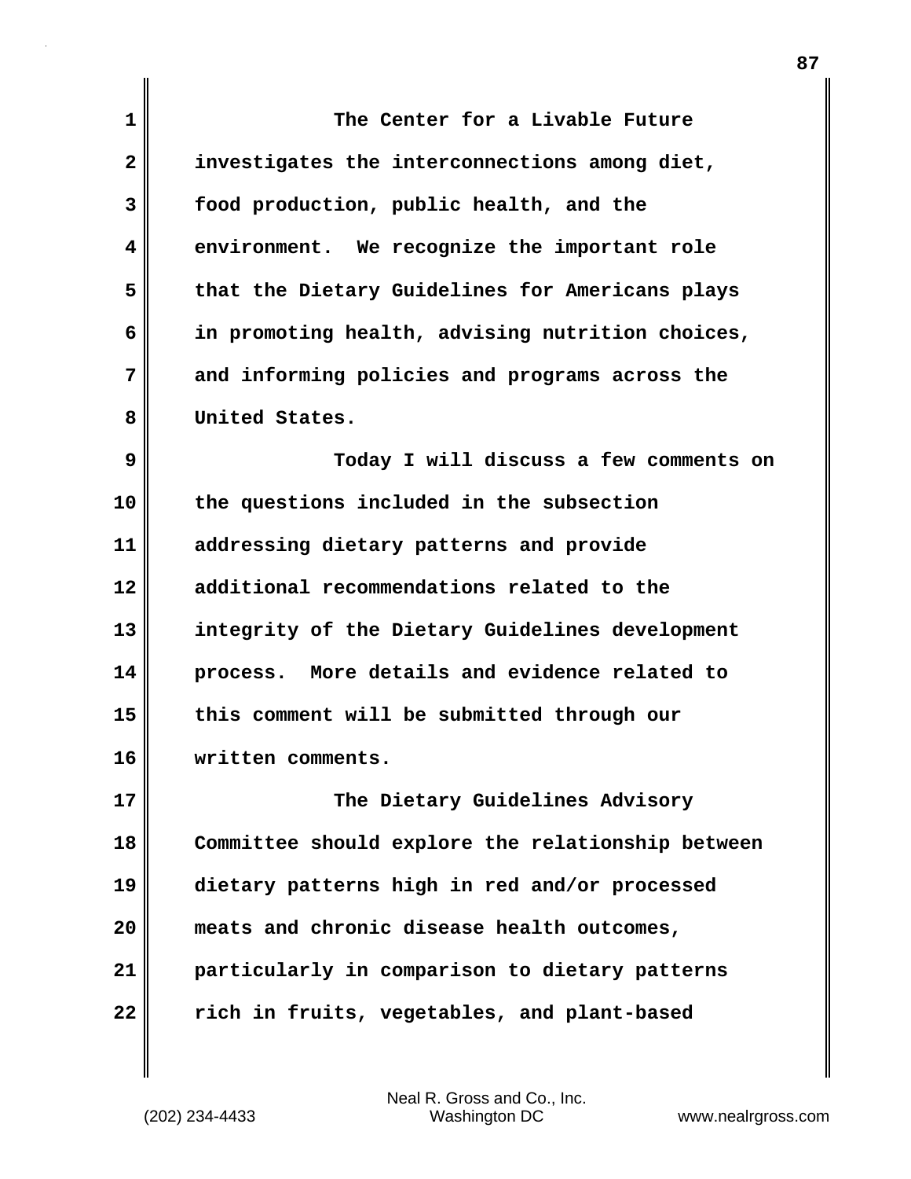The Center for a Livable Future investigates the interconnections among diet, food production, public health, and the environment. We recognize the important role that the Dietary Guidelines for Americans plays in promoting health, advising nutrition choices, and informing policies and programs across the United States.

Today I will discuss a few comments on the questions included in the subsection addressing dietary patterns and provide additional recommendations related to the integrity of the Dietary Guidelines development process. More details and evidence related to this comment will be submitted through our written comments.

The Dietary Guidelines Advisory Committee should explore the relationship between dietary patterns high in red and/or processed meats and chronic disease health outcomes, particularly in comparison to dietary patterns rich in fruits, vegetables, and plant-based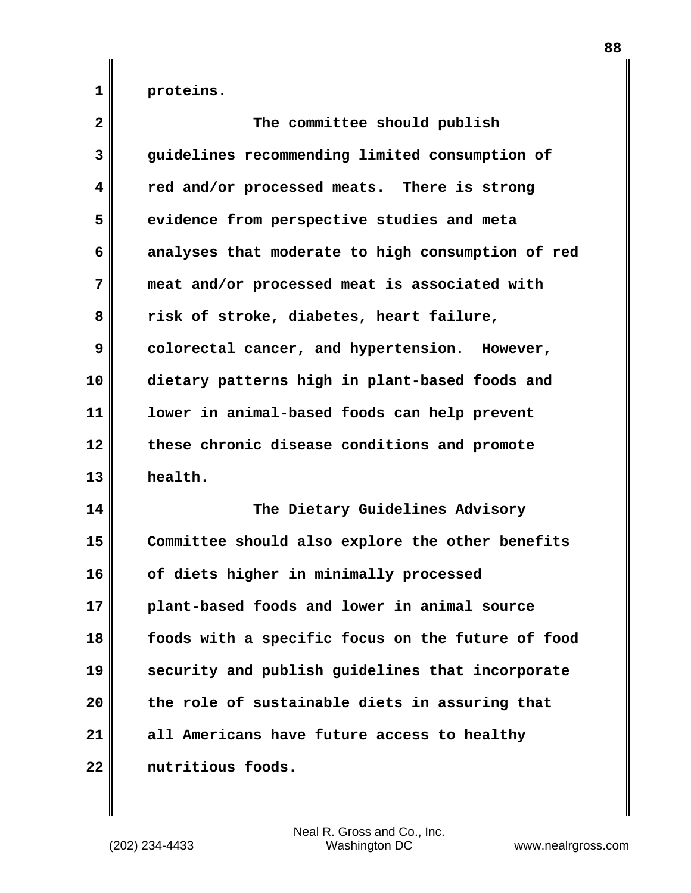proteins.

The committee should publish guidelines recommending limited consumption of red and/or processed meats. There is strong evidence from perspective studies and meta analyses that moderate to high consumption of red meat and/or processed meat is associated with risk of stroke, diabetes, heart failure, colorectal cancer, and hypertension. However, dietary patterns high in plant-based foods and lower in animal-based foods can help prevent these chronic disease conditions and promote health.

The Dietary Guidelines Advisory Committee should also explore the other benefits of diets higher in minimally processed plant-based foods and lower in animal source foods with a specific focus on the future of food security and publish guidelines that incorporate the role of sustainable diets in assuring that all Americans have future access to healthy nutritious foods.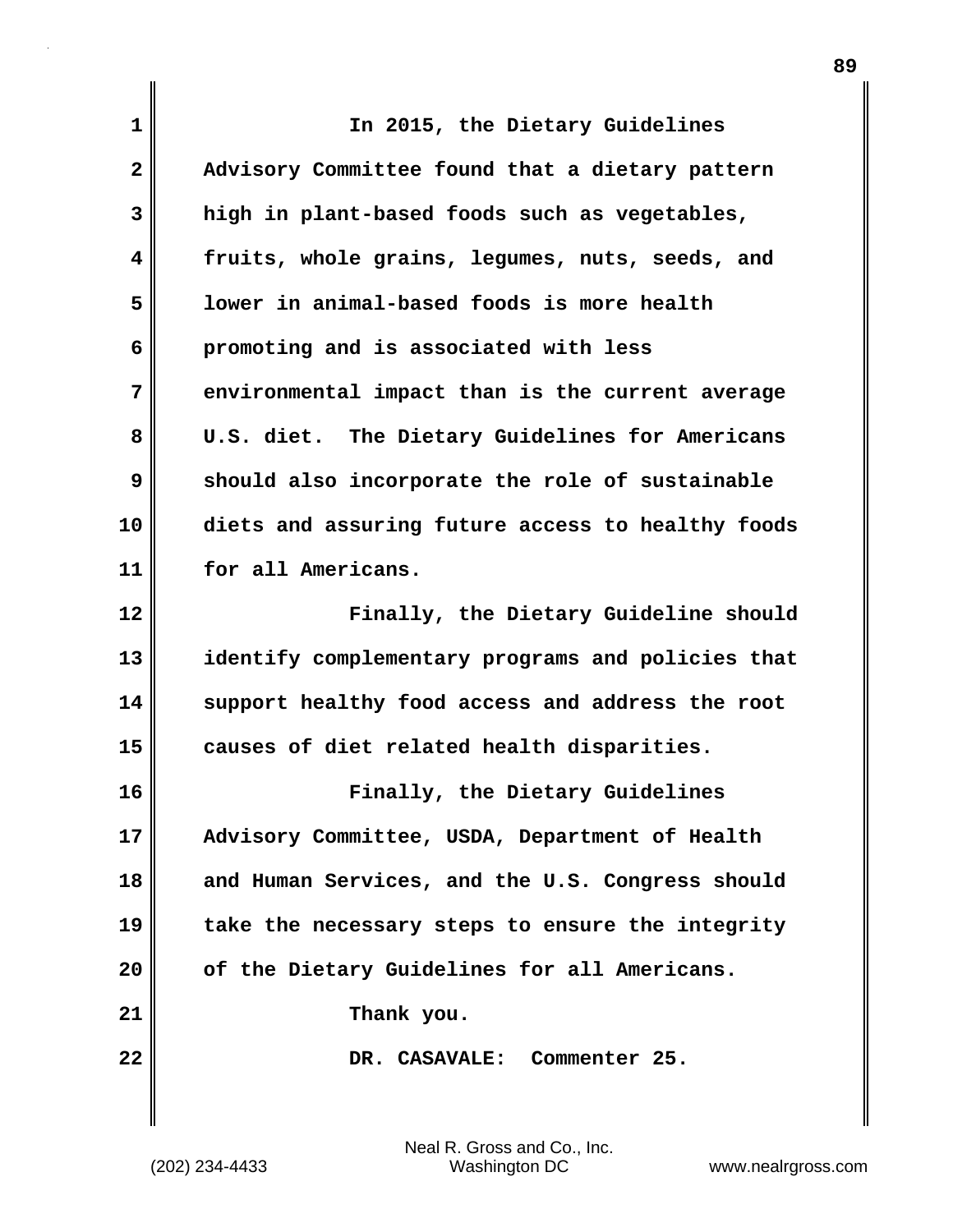In 2015, the Dietary Guidelines Advisory Committee found that a dietary pattern high in plant-based foods such as vegetables, fruits, whole grains, legumes, nuts, seeds, and lower in animal-based foods is more health promoting and is associated with less environmental impact than is the current average U.S. diet. The Dietary Guidelines for Americans should also incorporate the role of sustainable diets and assuring future access to healthy foods for all Americans.

Finally, the Dietary Guideline should identify complementary programs and policies that support healthy food access and address the root causes of diet related health disparities.

Finally, the Dietary Guidelines Advisory Committee, USDA, Department of Health and Human Services, and the U.S. Congress should take the necessary steps to ensure the integrity of the Dietary Guidelines for all Americans.

Thank you.

DR. CASAVALE: Commenter 25.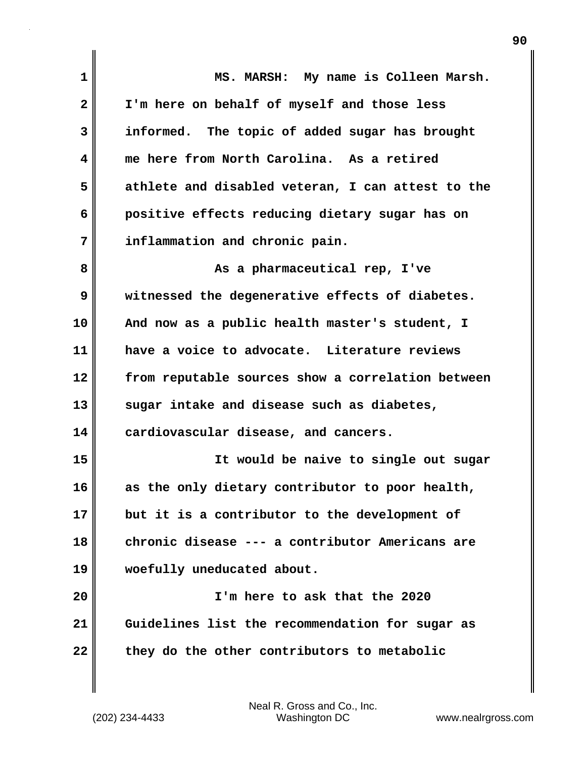MS. MARSH: My name is Colleen Marsh. I'm here on behalf of myself and those less informed. The topic of added sugar has brought me here from North Carolina. As a retired athlete and disabled veteran, I can attest to the positive effects reducing dietary sugar has on inflammation and chronic pain.

As a pharmaceutical rep, I've witnessed the degenerative effects of diabetes. And now as a public health master's student, I have a voice to advocate. Literature reviews from reputable sources show a correlation between sugar intake and disease such as diabetes, cardiovascular disease, and cancers.

It would be naive to single out sugar as the only dietary contributor to poor health, but it is a contributor to the development of chronic disease --- a contributor Americans are woefully uneducated about.

I'm here to ask that the 2020 Guidelines list the recommendation for sugar as they do the other contributors to metabolic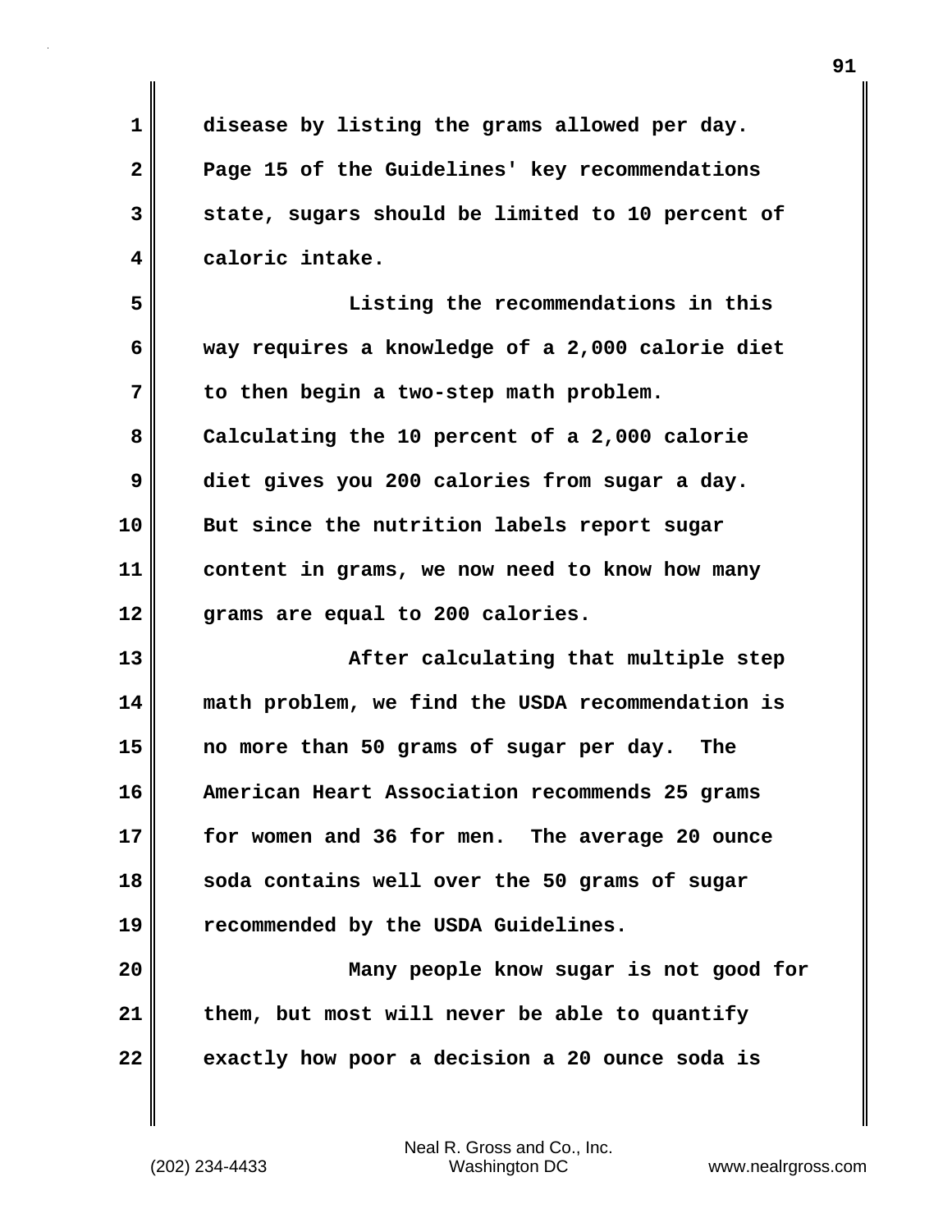disease by listing the grams allowed per day. Page 15 of the Guidelines' key recommendations state, sugars should be limited to 10 percent of caloric intake.

Listing the recommendations in this way requires a knowledge of a 2,000 calorie diet to then begin a two-step math problem. Calculating the 10 percent of a 2,000 calorie diet gives you 200 calories from sugar a day. But since the nutrition labels report sugar content in grams, we now need to know how many grams are equal to 200 calories.

After calculating that multiple step math problem, we find the USDA recommendation is no more than 50 grams of sugar per day. The American Heart Association recommends 25 grams for women and 36 for men. The average 20 ounce soda contains well over the 50 grams of sugar recommended by the USDA Guidelines.

Many people know sugar is not good for them, but most will never be able to quantify exactly how poor a decision a 20 ounce soda is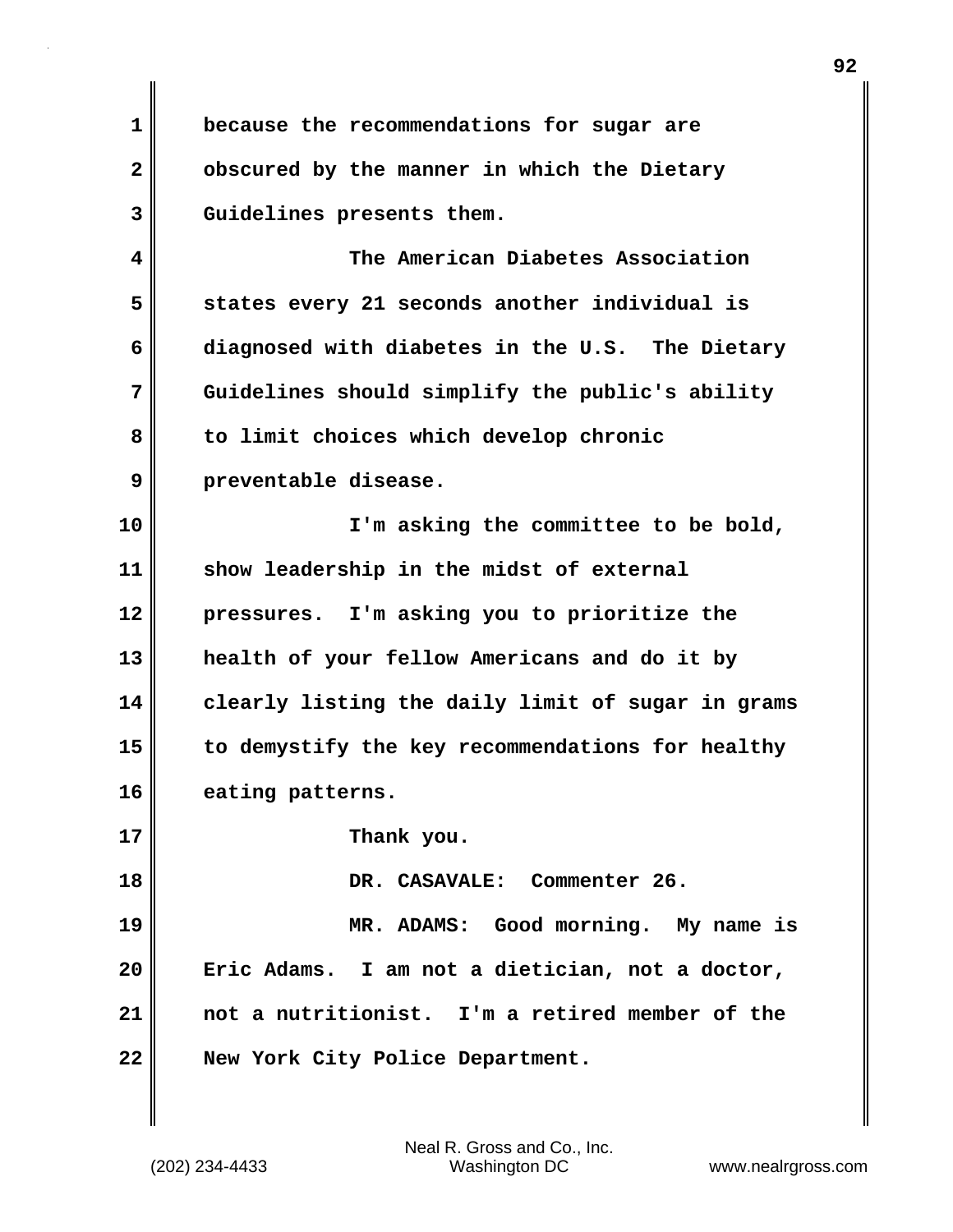because the recommendations for sugar are obscured by the manner in which the Dietary Guidelines presents them.

The American Diabetes Association states every 21 seconds another individual is diagnosed with diabetes in the U.S. The Dietary Guidelines should simplify the public's ability to limit choices which develop chronic preventable disease.

I'm asking the committee to be bold, show leadership in the midst of external pressures. I'm asking you to prioritize the health of your fellow Americans and do it by clearly listing the daily limit of sugar in grams to demystify the key recommendations for healthy eating patterns.

Thank you.

DR. CASAVALE: Commenter 26.

MR. ADAMS: Good morning. My name is Eric Adams. I am not a dietician, not a doctor, not a nutritionist. I'm a retired member of the New York City Police Department.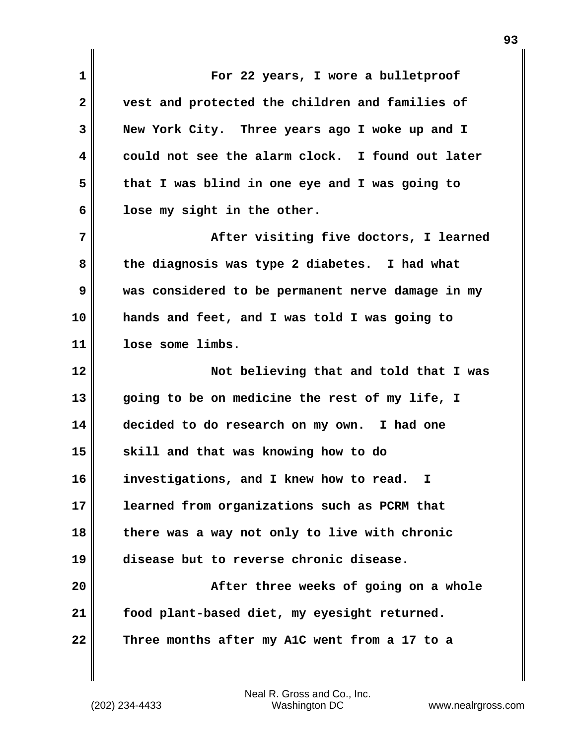For 22 years, I wore a bulletproof vest and protected the children and families of New York City. Three years ago I woke up and I could not see the alarm clock. I found out later that I was blind in one eye and I was going to lose my sight in the other.

After visiting five doctors, I learned the diagnosis was type 2 diabetes. I had what was considered to be permanent nerve damage in my hands and feet, and I was told I was going to lose some limbs.

Not believing that and told that I was going to be on medicine the rest of my life, I decided to do research on my own. I had one skill and that was knowing how to do investigations, and I knew how to read. I learned from organizations such as PCRM that there was a way not only to live with chronic disease but to reverse chronic disease.

After three weeks of going on a whole food plant-based diet, my eyesight returned. Three months after my A1C went from a 17 to a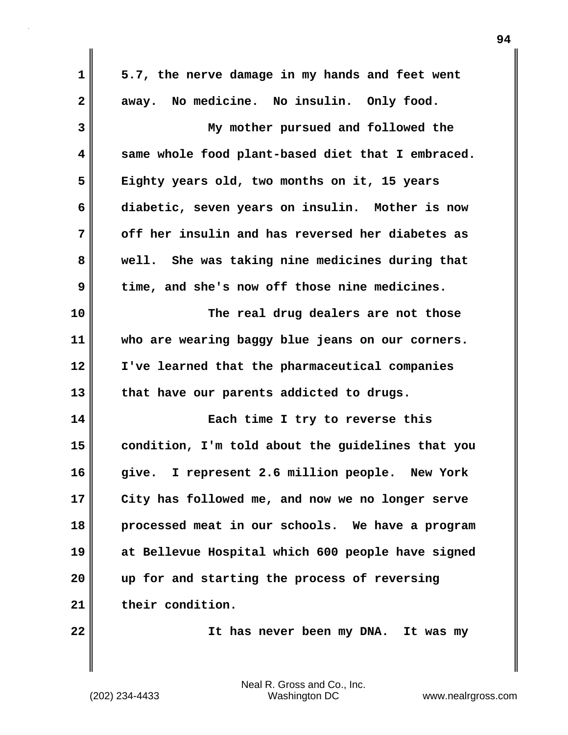5.7, the nerve damage in my hands and feet went away. No medicine. No insulin. Only food.

My mother pursued and followed the same whole food plant-based diet that I embraced. Eighty years old, two months on it, 15 years diabetic, seven years on insulin. Mother is now off her insulin and has reversed her diabetes as well. She was taking nine medicines during that time, and she's now off those nine medicines.

The real drug dealers are not those who are wearing baggy blue jeans on our corners. I've learned that the pharmaceutical companies that have our parents addicted to drugs.

Each time I try to reverse this condition, I'm told about the guidelines that you give. I represent 2.6 million people. New York City has followed me, and now we no longer serve processed meat in our schools. We have a program at Bellevue Hospital which 600 people have signed up for and starting the process of reversing their condition.

It has never been my DNA. It was my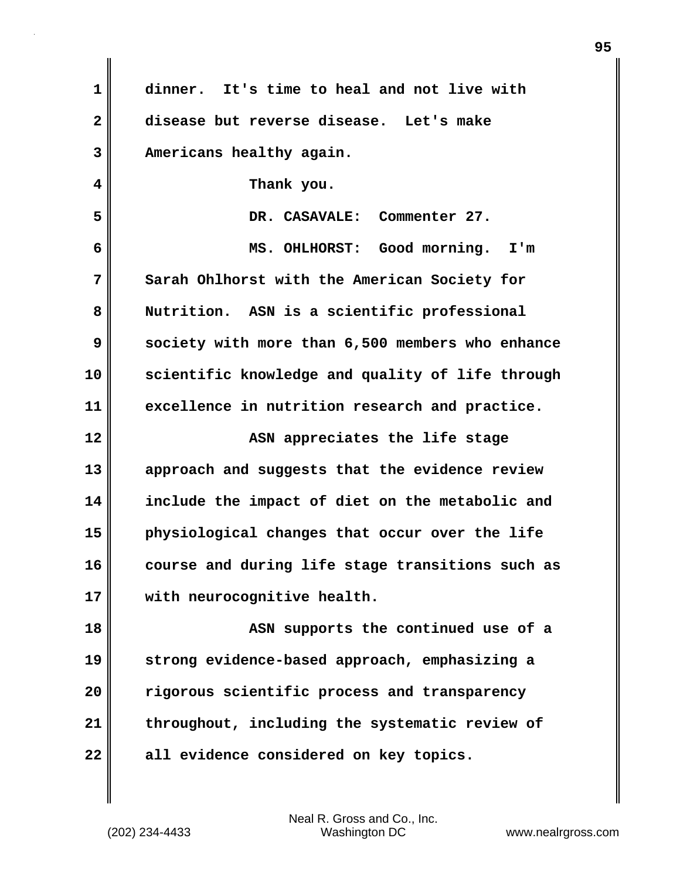dinner. It's time to heal and not live with disease but reverse disease. Let's make Americans healthy again.

Thank you.

DR. CASAVALE: Commenter 27.

MS. OHLHORST: Good morning. I'm Sarah Ohlhorst with the American Society for Nutrition. ASN is a scientific professional society with more than 6,500 members who enhance scientific knowledge and quality of life through excellence in nutrition research and practice.

ASN appreciates the life stage approach and suggests that the evidence review include the impact of diet on the metabolic and physiological changes that occur over the life course and during life stage transitions such as with neurocognitive health.

ASN supports the continued use of a strong evidence-based approach, emphasizing a rigorous scientific process and transparency throughout, including the systematic review of all evidence considered on key topics.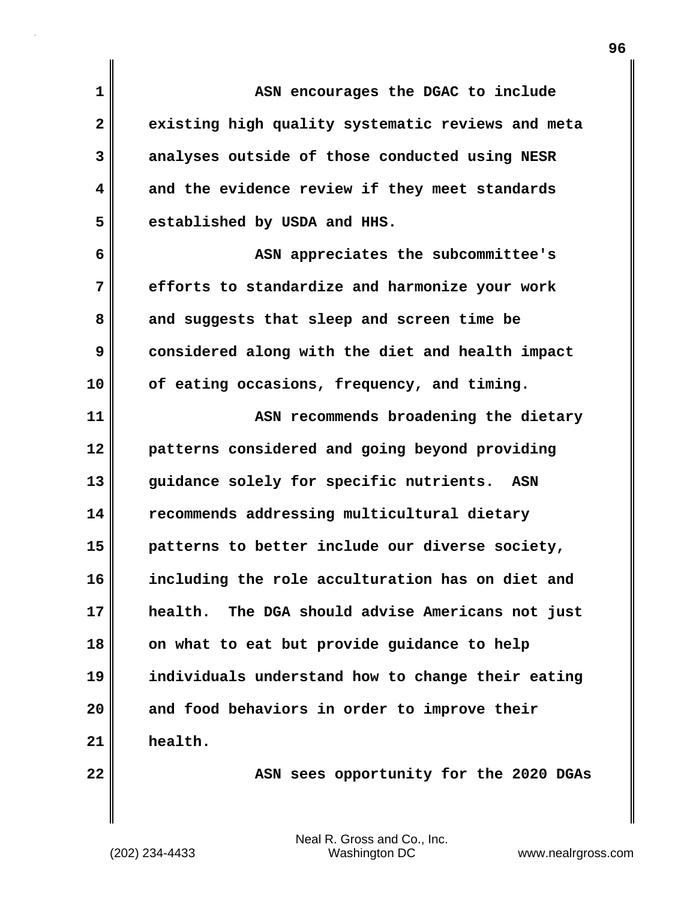ASN encourages the DGAC to include existing high quality systematic reviews and meta analyses outside of those conducted using NESR and the evidence review if they meet standards established by USDA and HHS.

ASN appreciates the subcommittee's efforts to standardize and harmonize your work and suggests that sleep and screen time be considered along with the diet and health impact of eating occasions, frequency, and timing.

ASN recommends broadening the dietary patterns considered and going beyond providing guidance solely for specific nutrients. ASN recommends addressing multicultural dietary patterns to better include our diverse society, including the role acculturation has on diet and health. The DGA should advise Americans not just on what to eat but provide guidance to help individuals understand how to change their eating and food behaviors in order to improve their health.

ASN sees opportunity for the 2020 DGAs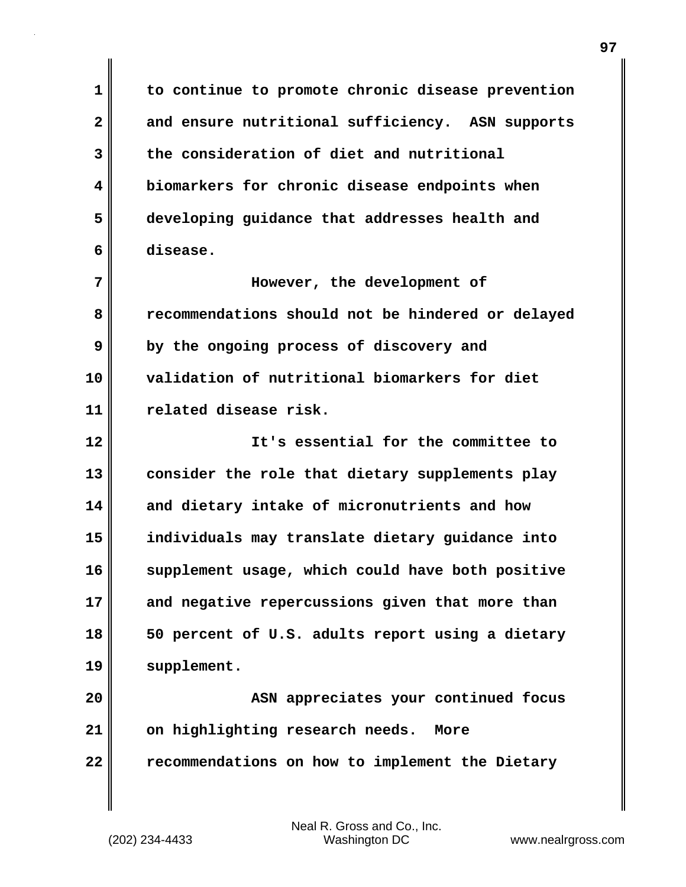to continue to promote chronic disease prevention and ensure nutritional sufficiency. ASN supports the consideration of diet and nutritional biomarkers for chronic disease endpoints when developing guidance that addresses health and disease.

However, the development of recommendations should not be hindered or delayed by the ongoing process of discovery and validation of nutritional biomarkers for diet related disease risk.

It's essential for the committee to consider the role that dietary supplements play and dietary intake of micronutrients and how individuals may translate dietary guidance into supplement usage, which could have both positive and negative repercussions given that more than 50 percent of U.S. adults report using a dietary supplement.

ASN appreciates your continued focus on highlighting research needs. More recommendations on how to implement the Dietary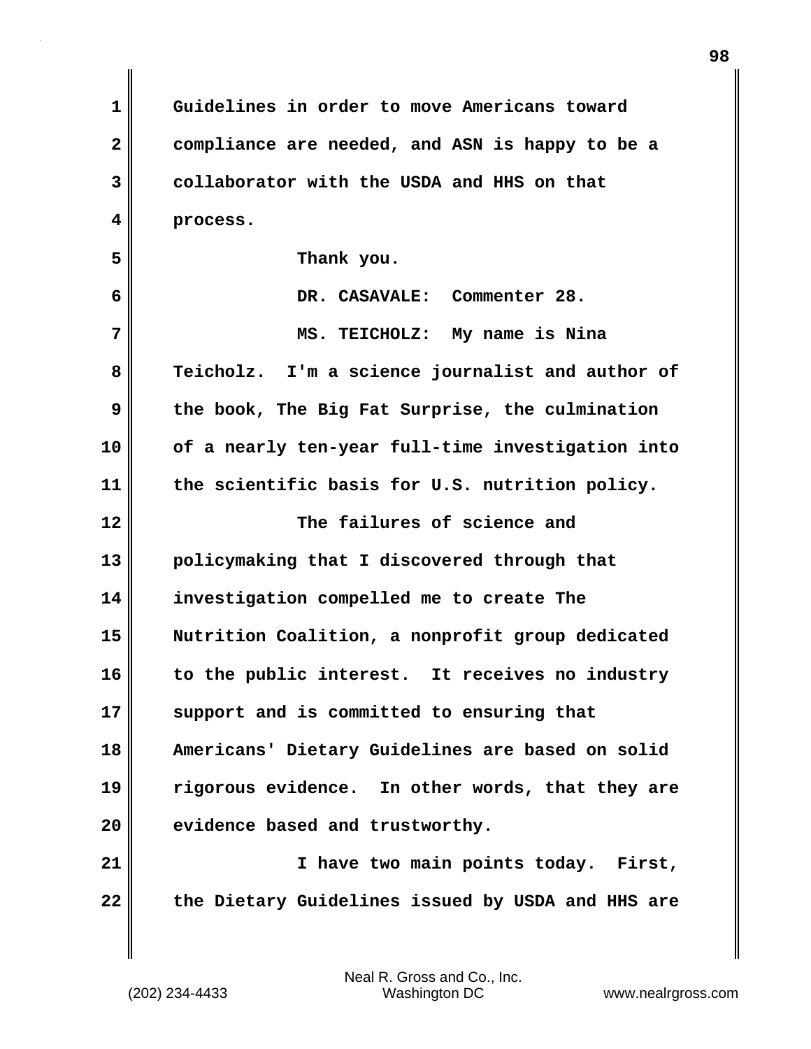Guidelines in order to move Americans toward compliance are needed, and ASN is happy to be a collaborator with the USDA and HHS on that process.

Thank you.

DR. CASAVALE: Commenter 28.

MS. TEICHOLZ: My name is Nina Teicholz. I'm a science journalist and author of the book, The Big Fat Surprise, the culmination of a nearly ten-year full-time investigation into the scientific basis for U.S. nutrition policy.

The failures of science and policymaking that I discovered through that investigation compelled me to create The Nutrition Coalition, a nonprofit group dedicated to the public interest. It receives no industry support and is committed to ensuring that Americans' Dietary Guidelines are based on solid rigorous evidence. In other words, that they are evidence based and trustworthy.

I have two main points today. First, the Dietary Guidelines issued by USDA and HHS are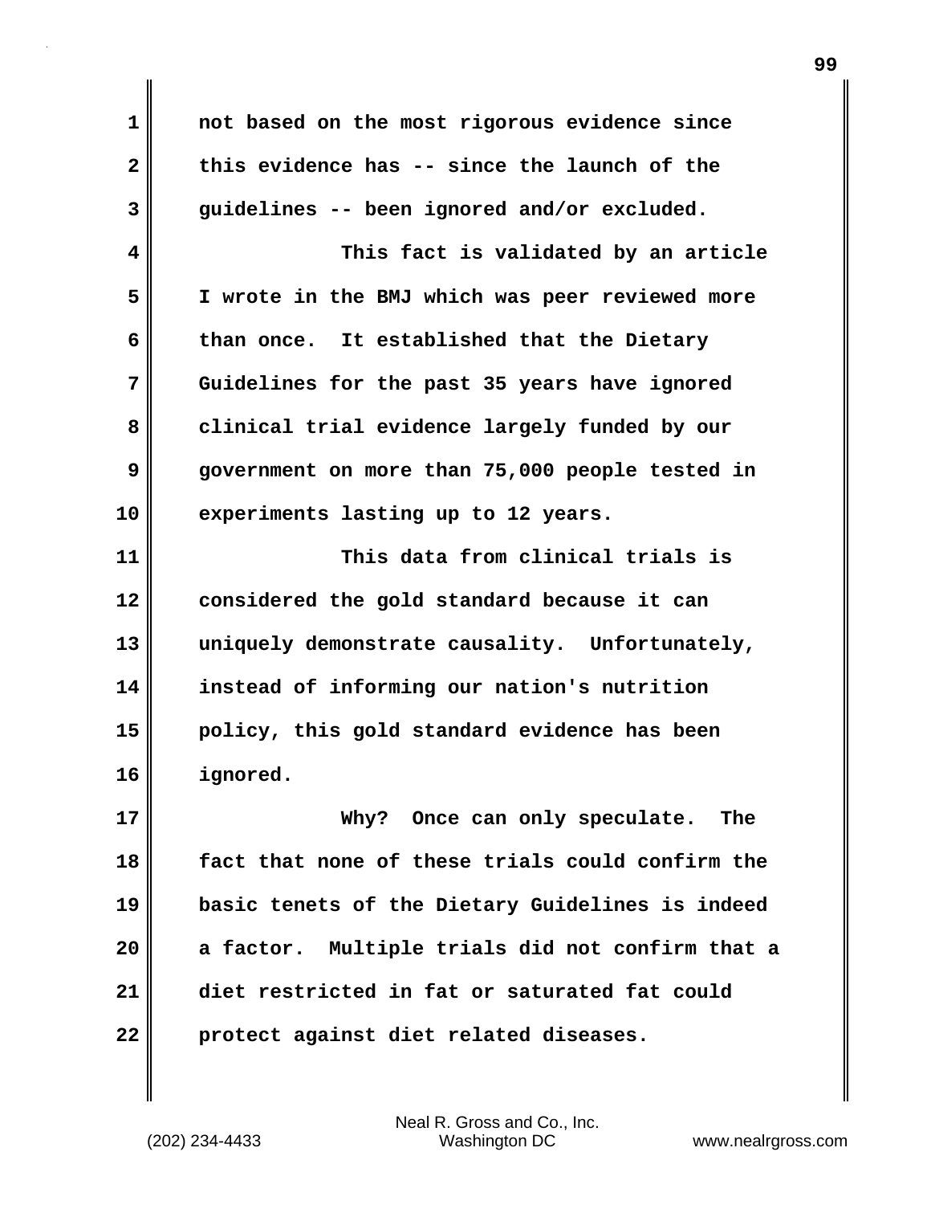not based on the most rigorous evidence since this evidence has -- since the launch of the guidelines -- been ignored and/or excluded.

This fact is validated by an article I wrote in the BMJ which was peer reviewed more than once. It established that the Dietary Guidelines for the past 35 years have ignored clinical trial evidence largely funded by our government on more than 75,000 people tested in experiments lasting up to 12 years.

This data from clinical trials is considered the gold standard because it can uniquely demonstrate causality. Unfortunately, instead of informing our nation's nutrition policy, this gold standard evidence has been ignored.

Why? Once can only speculate. The fact that none of these trials could confirm the basic tenets of the Dietary Guidelines is indeed a factor. Multiple trials did not confirm that a diet restricted in fat or saturated fat could protect against diet related diseases.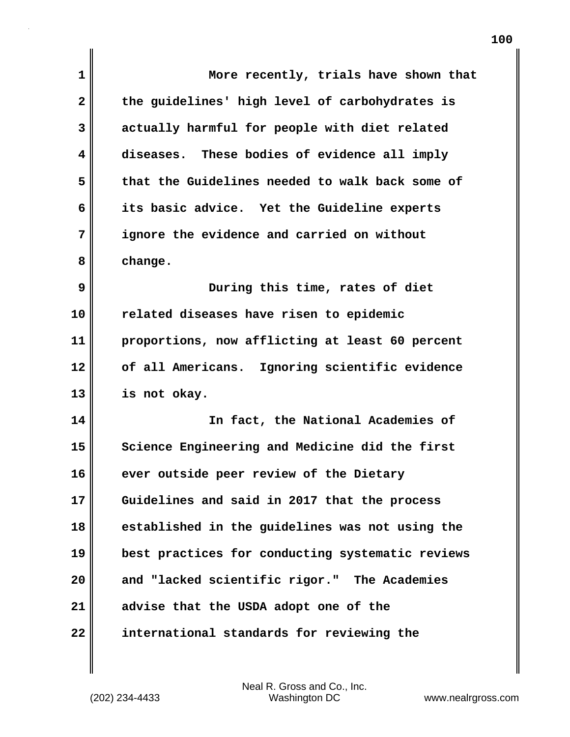More recently, trials have shown that the guidelines' high level of carbohydrates is actually harmful for people with diet related diseases. These bodies of evidence all imply that the Guidelines needed to walk back some of its basic advice. Yet the Guideline experts ignore the evidence and carried on without change.

During this time, rates of diet related diseases have risen to epidemic proportions, now afflicting at least 60 percent of all Americans. Ignoring scientific evidence is not okay.

In fact, the National Academies of Science Engineering and Medicine did the first ever outside peer review of the Dietary Guidelines and said in 2017 that the process established in the guidelines was not using the best practices for conducting systematic reviews and "lacked scientific rigor." The Academies advise that the USDA adopt one of the international standards for reviewing the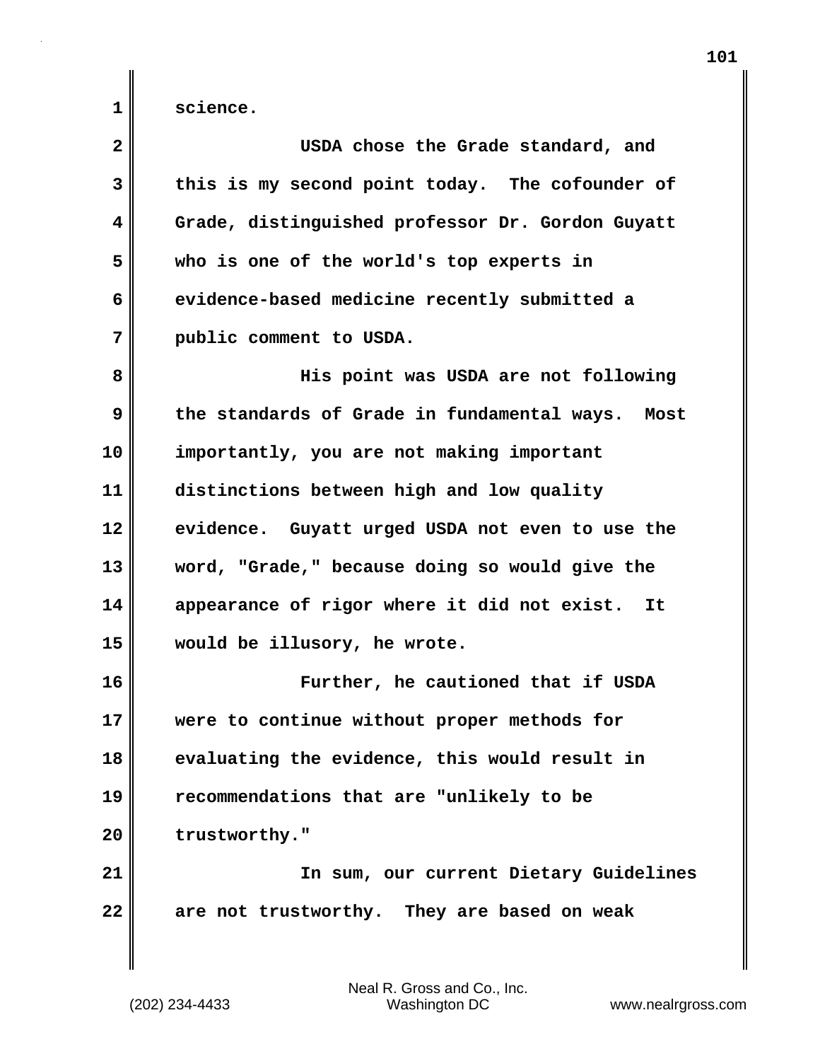science.

USDA chose the Grade standard, and this is my second point today. The cofounder of Grade, distinguished professor Dr. Gordon Guyatt who is one of the world's top experts in evidence-based medicine recently submitted a public comment to USDA.

His point was USDA are not following the standards of Grade in fundamental ways. Most importantly, you are not making important distinctions between high and low quality evidence. Guyatt urged USDA not even to use the word, "Grade," because doing so would give the appearance of rigor where it did not exist. It would be illusory, he wrote.

Further, he cautioned that if USDA were to continue without proper methods for evaluating the evidence, this would result in recommendations that are "unlikely to be trustworthy."

In sum, our current Dietary Guidelines are not trustworthy. They are based on weak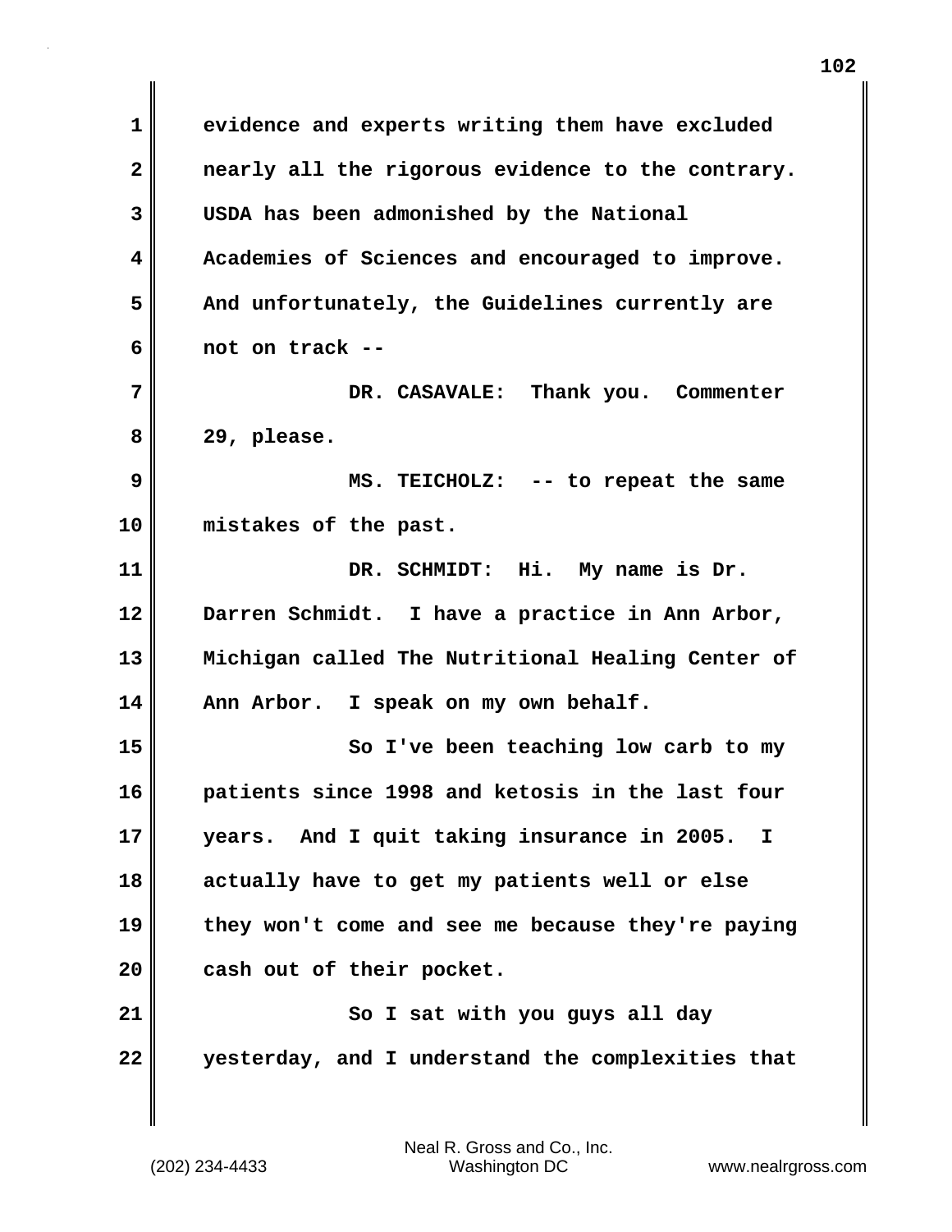evidence and experts writing them have excluded nearly all the rigorous evidence to the contrary. USDA has been admonished by the National Academies of Sciences and encouraged to improve. And unfortunately, the Guidelines currently are not on track --

DR. CASAVALE: Thank you. Commenter 29, please.

MS. TEICHOLZ: -- to repeat the same mistakes of the past.

DR. SCHMIDT: Hi. My name is Dr. Darren Schmidt. I have a practice in Ann Arbor, Michigan called The Nutritional Healing Center of Ann Arbor. I speak on my own behalf.

So I've been teaching low carb to my patients since 1998 and ketosis in the last four years. And I quit taking insurance in 2005. I actually have to get my patients well or else they won't come and see me because they're paying cash out of their pocket.

So I sat with you guys all day yesterday, and I understand the complexities that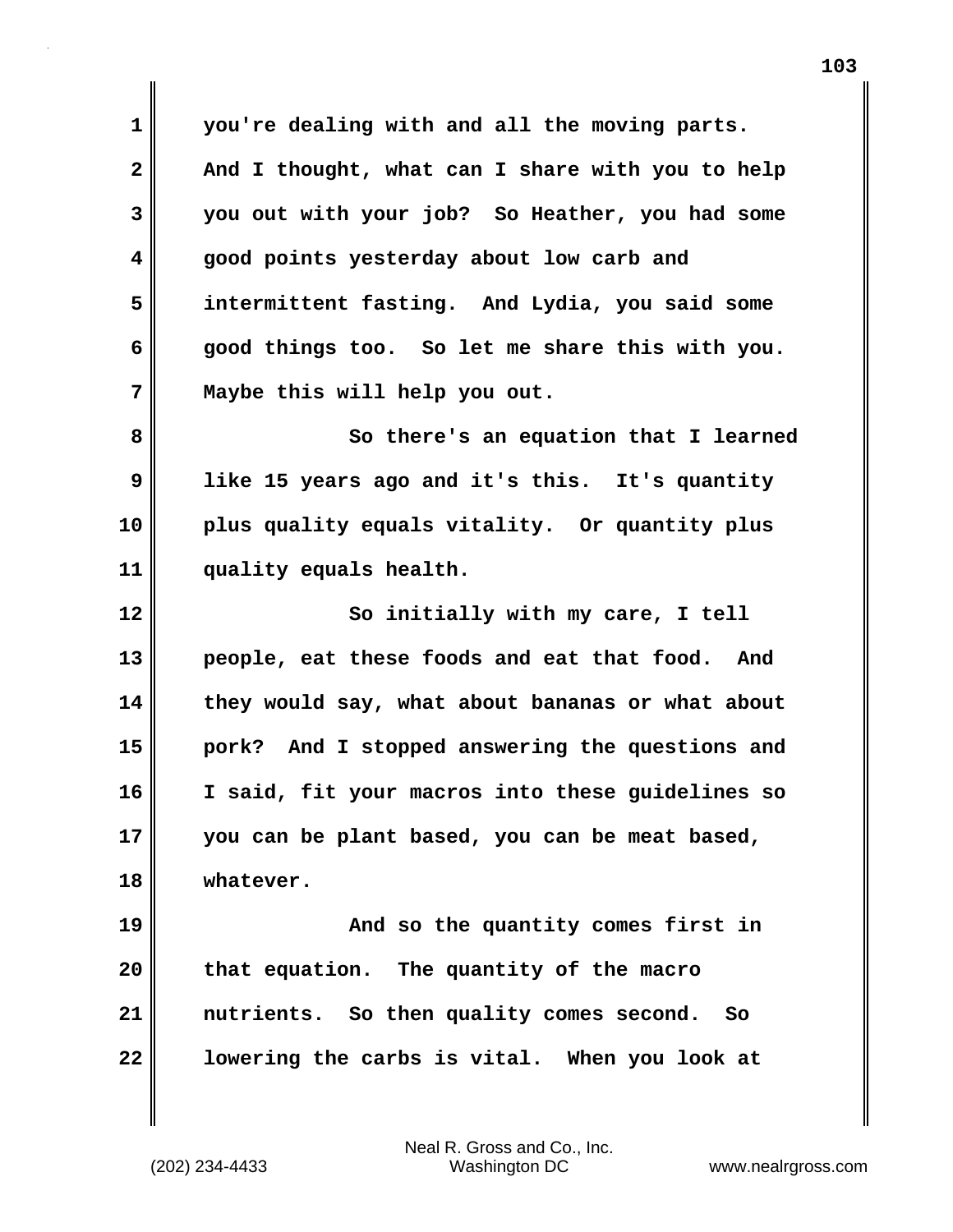you're dealing with and all the moving parts. And I thought, what can I share with you to help you out with your job? So Heather, you had some good points yesterday about low carb and intermittent fasting. And Lydia, you said some good things too. So let me share this with you. Maybe this will help you out.

So there's an equation that I learned like 15 years ago and it's this. It's quantity plus quality equals vitality. Or quantity plus quality equals health.

So initially with my care, I tell people, eat these foods and eat that food. And they would say, what about bananas or what about pork? And I stopped answering the questions and I said, fit your macros into these guidelines so you can be plant based, you can be meat based, whatever.

And so the quantity comes first in that equation. The quantity of the macro nutrients. So then quality comes second. So lowering the carbs is vital. When you look at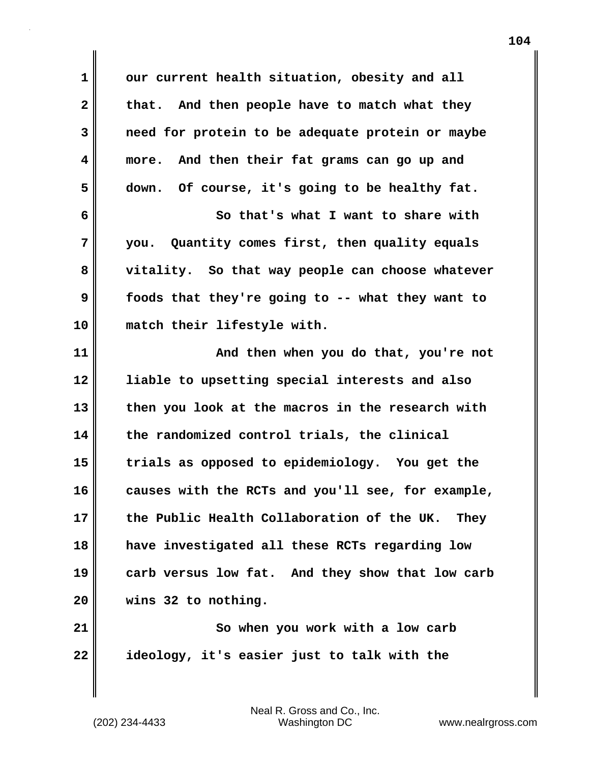our current health situation, obesity and all that. And then people have to match what they need for protein to be adequate protein or maybe more. And then their fat grams can go up and down. Of course, it's going to be healthy fat.

So that's what I want to share with you. Quantity comes first, then quality equals vitality. So that way people can choose whatever foods that they're going to -- what they want to match their lifestyle with.

And then when you do that, you're not liable to upsetting special interests and also then you look at the macros in the research with the randomized control trials, the clinical trials as opposed to epidemiology. You get the causes with the RCTs and you'll see, for example, the Public Health Collaboration of the UK. They have investigated all these RCTs regarding low carb versus low fat. And they show that low carb wins 32 to nothing.

So when you work with a low carb ideology, it's easier just to talk with the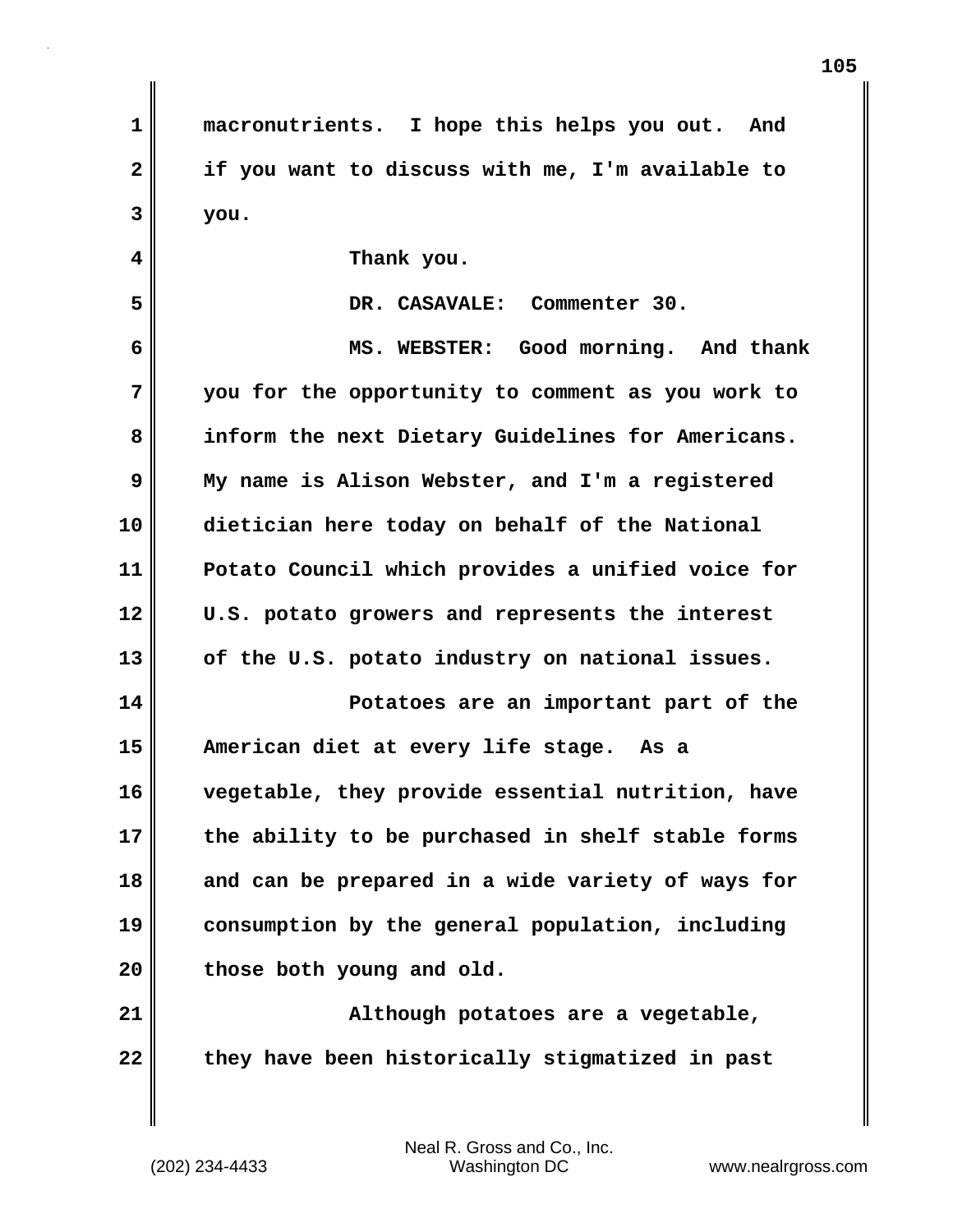macronutrients. I hope this helps you out. And if you want to discuss with me, I'm available to you.

Thank you.

DR. CASAVALE: Commenter 30.

MS. WEBSTER: Good morning. And thank you for the opportunity to comment as you work to inform the next Dietary Guidelines for Americans. My name is Alison Webster, and I'm a registered dietician here today on behalf of the National Potato Council which provides a unified voice for U.S. potato growers and represents the interest of the U.S. potato industry on national issues.

Potatoes are an important part of the American diet at every life stage. As a vegetable, they provide essential nutrition, have the ability to be purchased in shelf stable forms and can be prepared in a wide variety of ways for consumption by the general population, including those both young and old.

Although potatoes are a vegetable, they have been historically stigmatized in past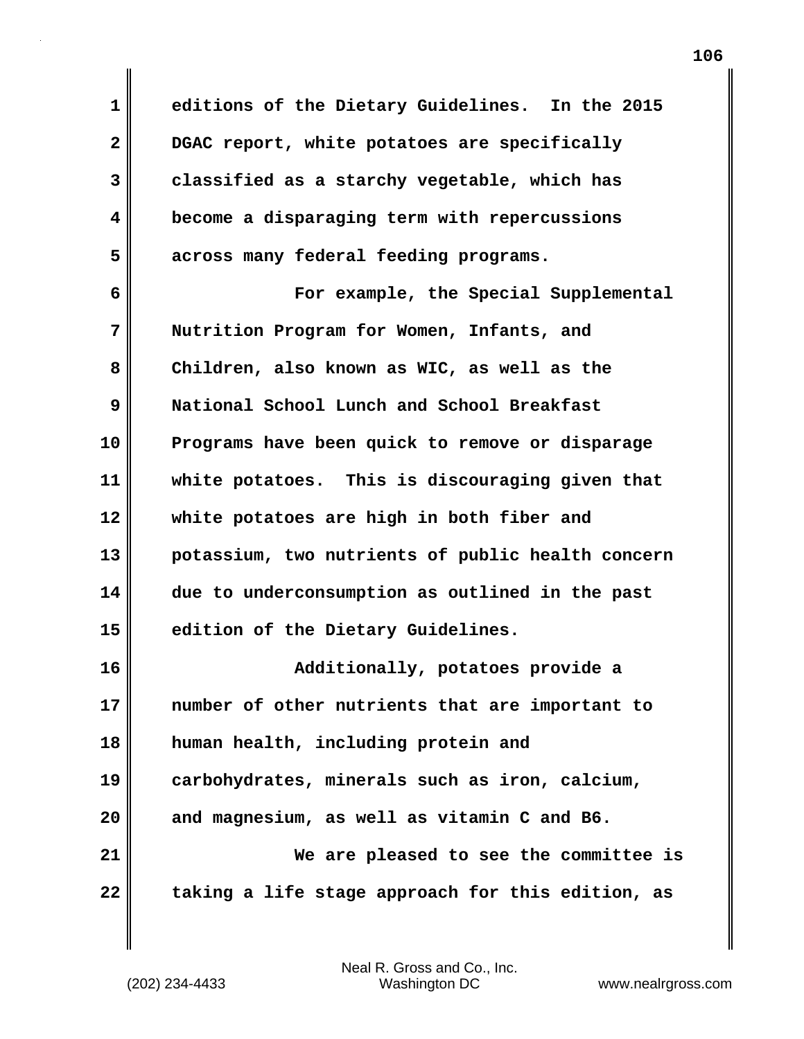editions of the Dietary Guidelines. In the 2015 DGAC report, white potatoes are specifically classified as a starchy vegetable, which has become a disparaging term with repercussions across many federal feeding programs.

For example, the Special Supplemental Nutrition Program for Women, Infants, and Children, also known as WIC, as well as the National School Lunch and School Breakfast Programs have been quick to remove or disparage white potatoes. This is discouraging given that white potatoes are high in both fiber and potassium, two nutrients of public health concern due to underconsumption as outlined in the past edition of the Dietary Guidelines.

Additionally, potatoes provide a number of other nutrients that are important to human health, including protein and carbohydrates, minerals such as iron, calcium, and magnesium, as well as vitamin C and B6.

We are pleased to see the committee is taking a life stage approach for this edition, as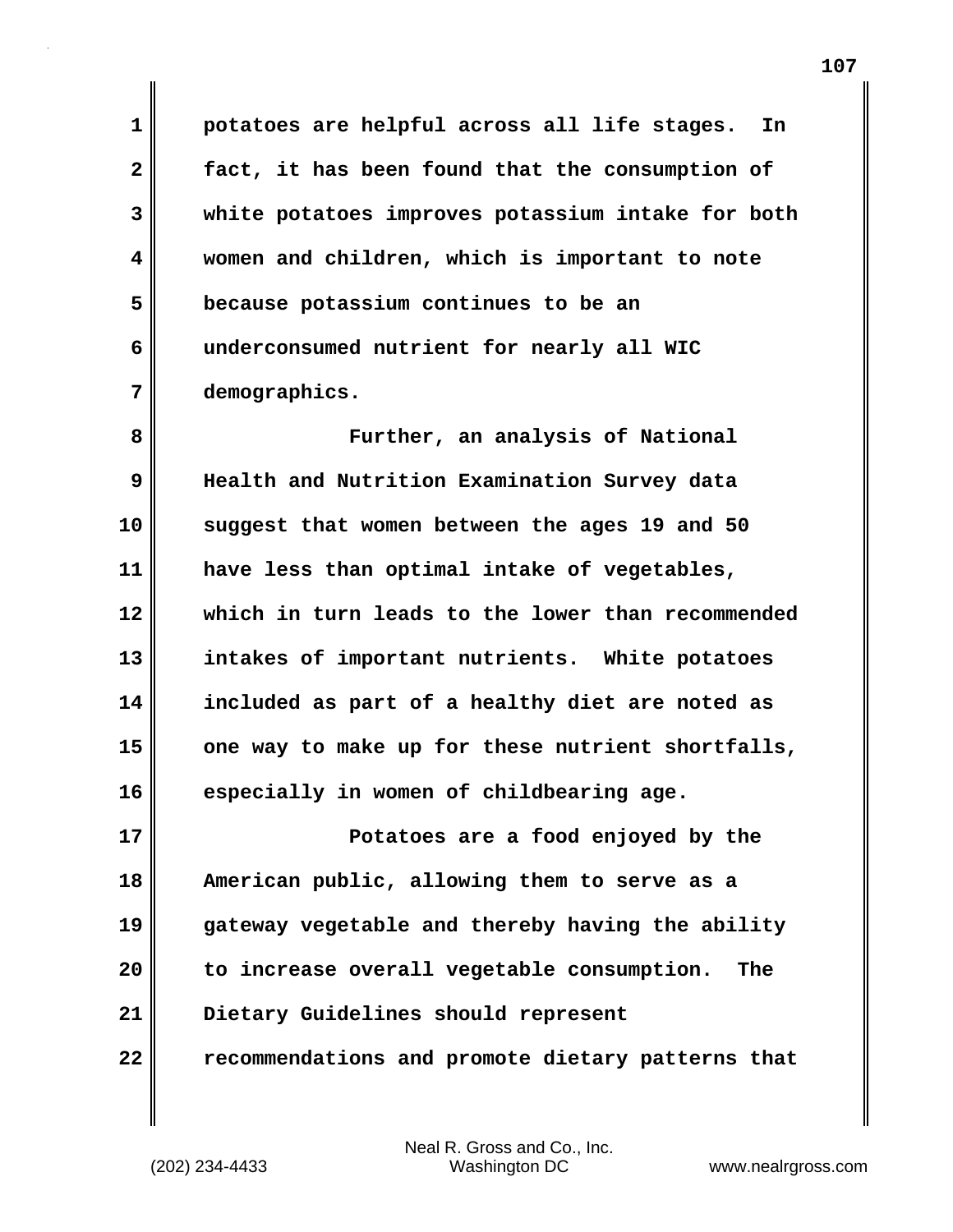potatoes are helpful across all life stages. In fact, it has been found that the consumption of white potatoes improves potassium intake for both women and children, which is important to note because potassium continues to be an underconsumed nutrient for nearly all WIC demographics.

Further, an analysis of National Health and Nutrition Examination Survey data suggest that women between the ages 19 and 50 have less than optimal intake of vegetables, which in turn leads to the lower than recommended intakes of important nutrients. White potatoes included as part of a healthy diet are noted as one way to make up for these nutrient shortfalls, especially in women of childbearing age.

Potatoes are a food enjoyed by the American public, allowing them to serve as a gateway vegetable and thereby having the ability to increase overall vegetable consumption. The Dietary Guidelines should represent recommendations and promote dietary patterns that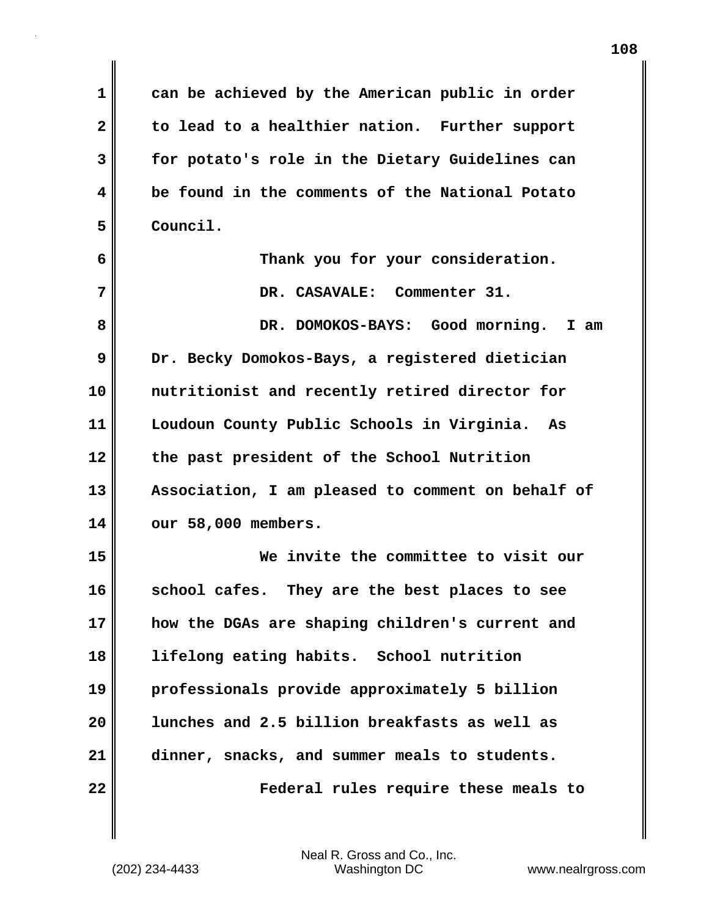can be achieved by the American public in order to lead to a healthier nation. Further support for potato's role in the Dietary Guidelines can be found in the comments of the National Potato Council.

Thank you for your consideration.

DR. CASAVALE: Commenter 31.

DR. DOMOKOS-BAYS: Good morning. I am Dr. Becky Domokos-Bays, a registered dietician nutritionist and recently retired director for Loudoun County Public Schools in Virginia. As the past president of the School Nutrition Association, I am pleased to comment on behalf of our 58,000 members.

We invite the committee to visit our school cafes. They are the best places to see how the DGAs are shaping children's current and lifelong eating habits. School nutrition professionals provide approximately 5 billion lunches and 2.5 billion breakfasts as well as dinner, snacks, and summer meals to students.

Federal rules require these meals to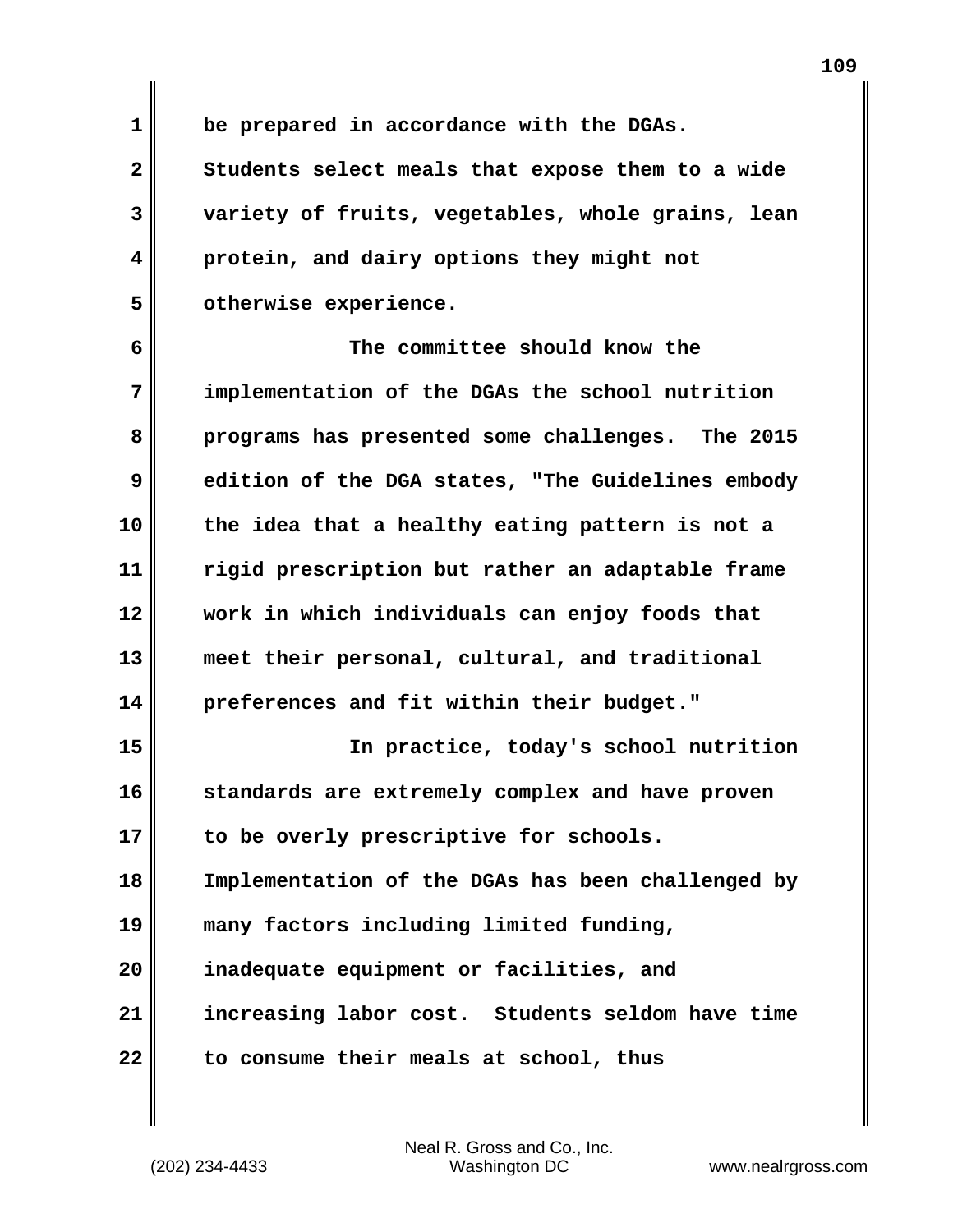be prepared in accordance with the DGAs. Students select meals that expose them to a wide variety of fruits, vegetables, whole grains, lean protein, and dairy options they might not otherwise experience.

The committee should know the implementation of the DGAs the school nutrition programs has presented some challenges. The 2015 edition of the DGA states, "The Guidelines embody the idea that a healthy eating pattern is not a rigid prescription but rather an adaptable frame work in which individuals can enjoy foods that meet their personal, cultural, and traditional preferences and fit within their budget."

In practice, today's school nutrition standards are extremely complex and have proven to be overly prescriptive for schools. Implementation of the DGAs has been challenged by many factors including limited funding, inadequate equipment or facilities, and increasing labor cost. Students seldom have time to consume their meals at school, thus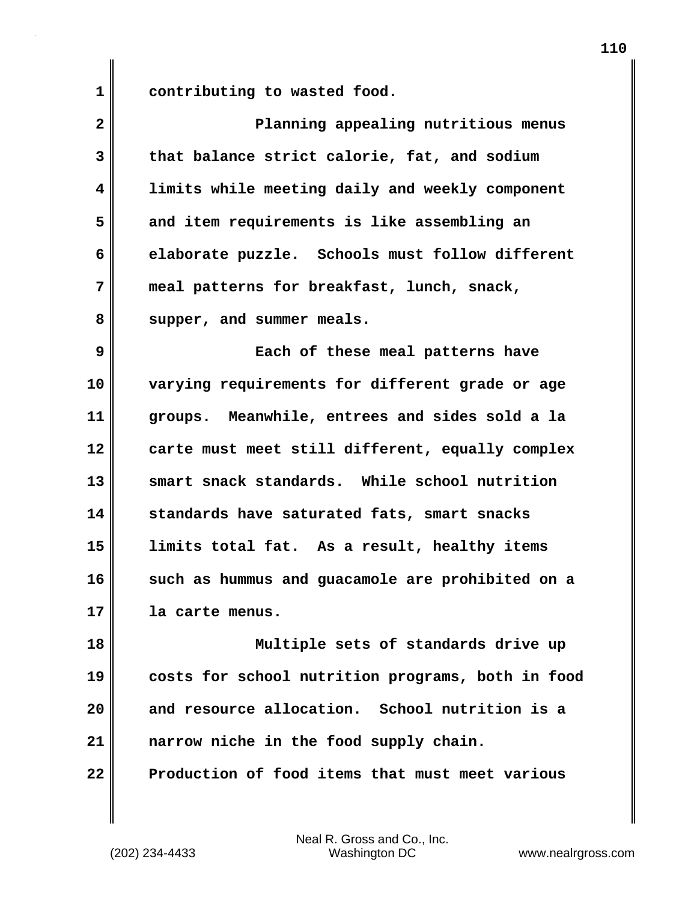contributing to wasted food.

Planning appealing nutritious menus that balance strict calorie, fat, and sodium limits while meeting daily and weekly component and item requirements is like assembling an elaborate puzzle. Schools must follow different meal patterns for breakfast, lunch, snack, supper, and summer meals.

Each of these meal patterns have varying requirements for different grade or age groups. Meanwhile, entrees and sides sold a la carte must meet still different, equally complex smart snack standards. While school nutrition standards have saturated fats, smart snacks limits total fat. As a result, healthy items such as hummus and guacamole are prohibited on a la carte menus.

Multiple sets of standards drive up costs for school nutrition programs, both in food and resource allocation. School nutrition is a narrow niche in the food supply chain. Production of food items that must meet various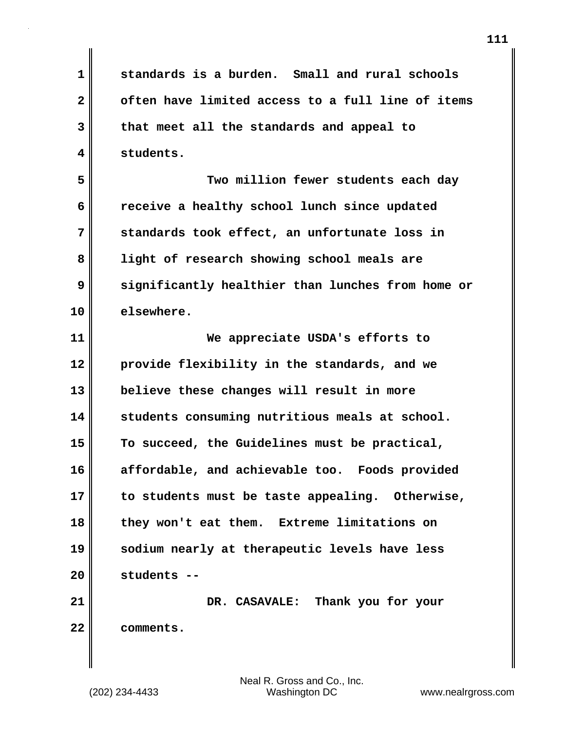standards is a burden. Small and rural schools often have limited access to a full line of items that meet all the standards and appeal to students.

Two million fewer students each day receive a healthy school lunch since updated standards took effect, an unfortunate loss in light of research showing school meals are significantly healthier than lunches from home or elsewhere.

We appreciate USDA's efforts to provide flexibility in the standards, and we believe these changes will result in more students consuming nutritious meals at school. To succeed, the Guidelines must be practical, affordable, and achievable too. Foods provided to students must be taste appealing. Otherwise, they won't eat them. Extreme limitations on sodium nearly at therapeutic levels have less students --

DR. CASAVALE: Thank you for your comments.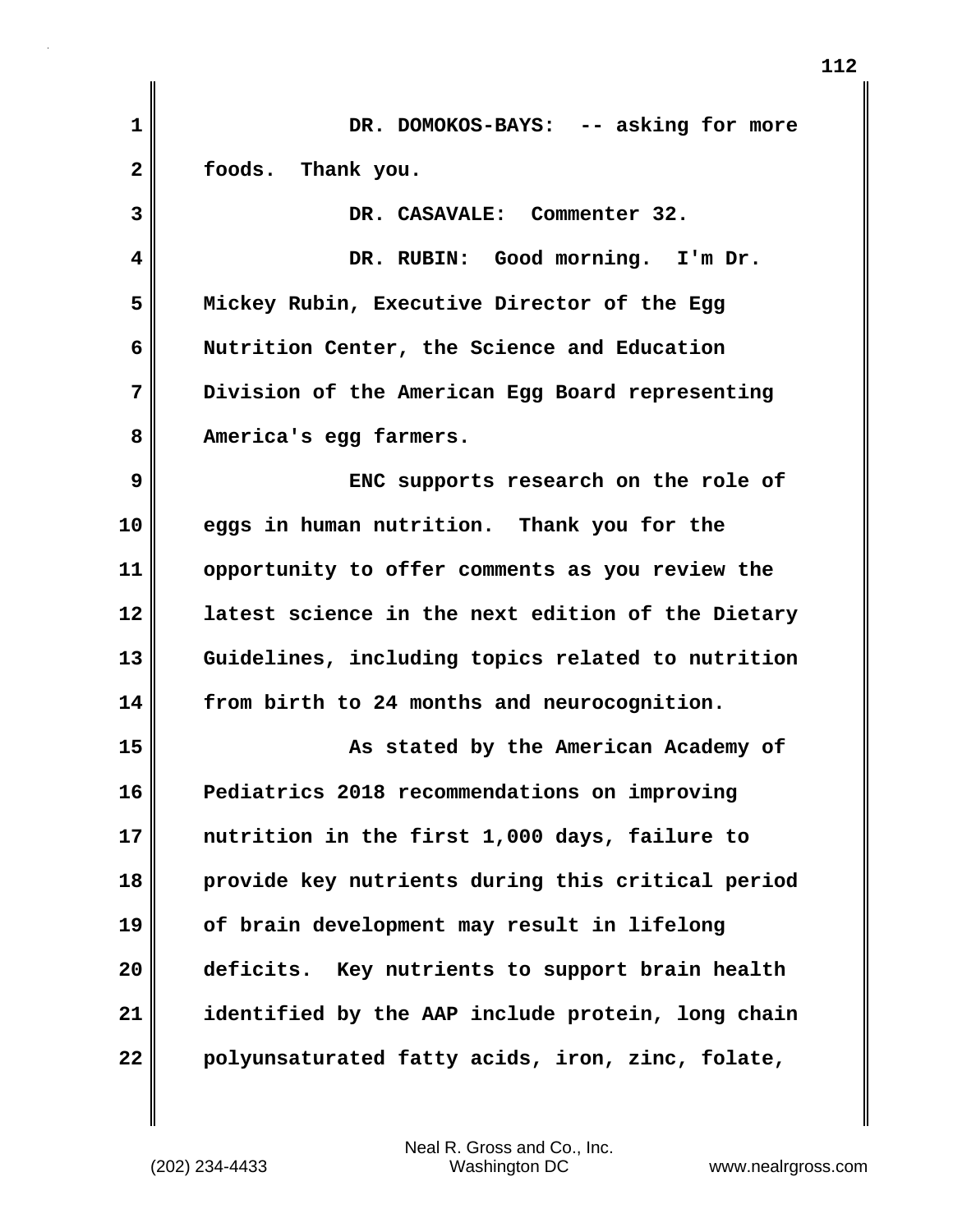DR. DOMOKOS-BAYS: -- asking for more foods. Thank you.

DR. CASAVALE: Commenter 32.

DR. RUBIN: Good morning. I'm Dr. Mickey Rubin, Executive Director of the Egg Nutrition Center, the Science and Education Division of the American Egg Board representing America's egg farmers.

ENC supports research on the role of eggs in human nutrition. Thank you for the opportunity to offer comments as you review the latest science in the next edition of the Dietary Guidelines, including topics related to nutrition from birth to 24 months and neurocognition.

As stated by the American Academy of Pediatrics 2018 recommendations on improving nutrition in the first 1,000 days, failure to provide key nutrients during this critical period of brain development may result in lifelong deficits. Key nutrients to support brain health identified by the AAP include protein, long chain polyunsaturated fatty acids, iron, zinc, folate,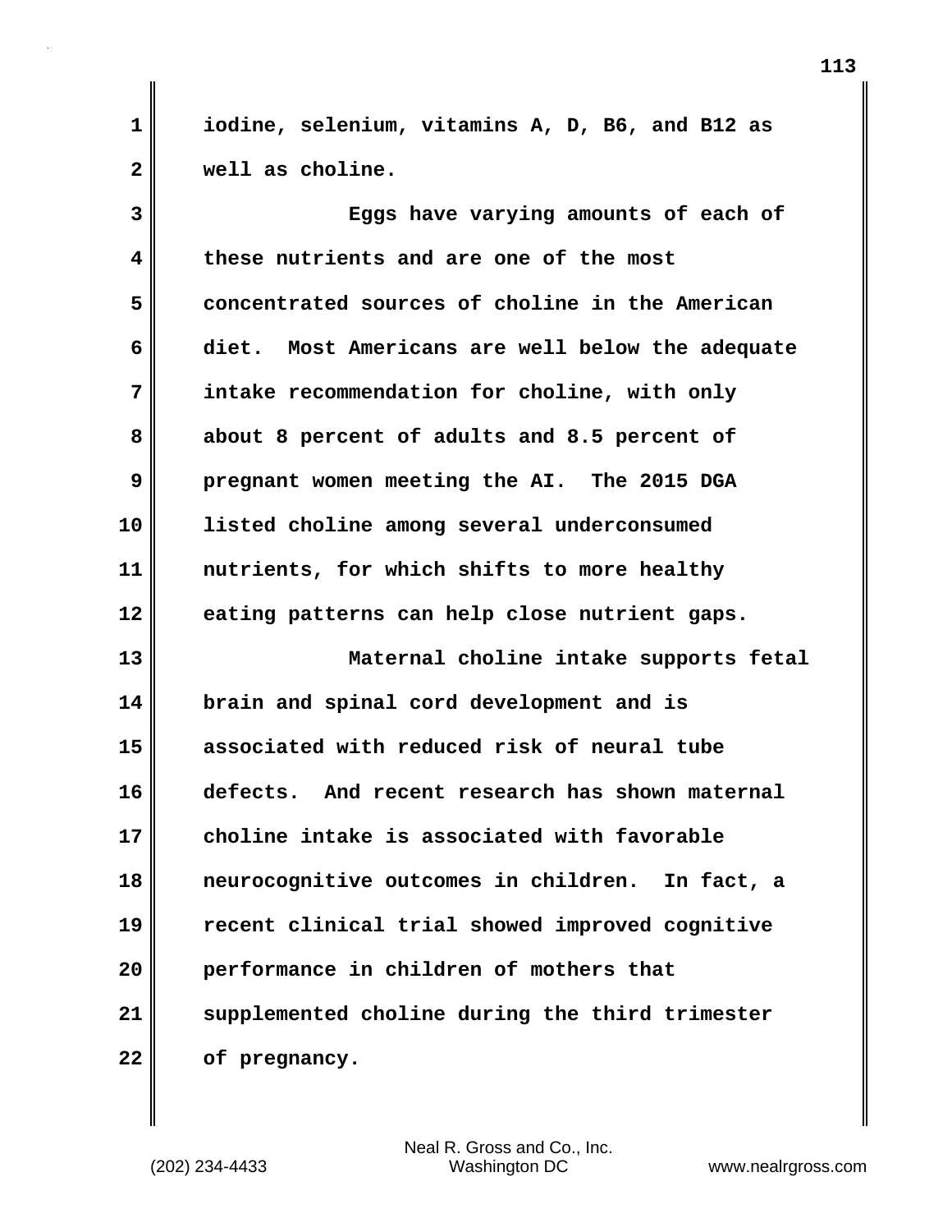iodine, selenium, vitamins A, D, B6, and B12 as well as choline.

Eggs have varying amounts of each of these nutrients and are one of the most concentrated sources of choline in the American diet. Most Americans are well below the adequate intake recommendation for choline, with only about 8 percent of adults and 8.5 percent of pregnant women meeting the AI. The 2015 DGA listed choline among several underconsumed nutrients, for which shifts to more healthy eating patterns can help close nutrient gaps.

Maternal choline intake supports fetal brain and spinal cord development and is associated with reduced risk of neural tube defects. And recent research has shown maternal choline intake is associated with favorable neurocognitive outcomes in children. In fact, a recent clinical trial showed improved cognitive performance in children of mothers that supplemented choline during the third trimester of pregnancy.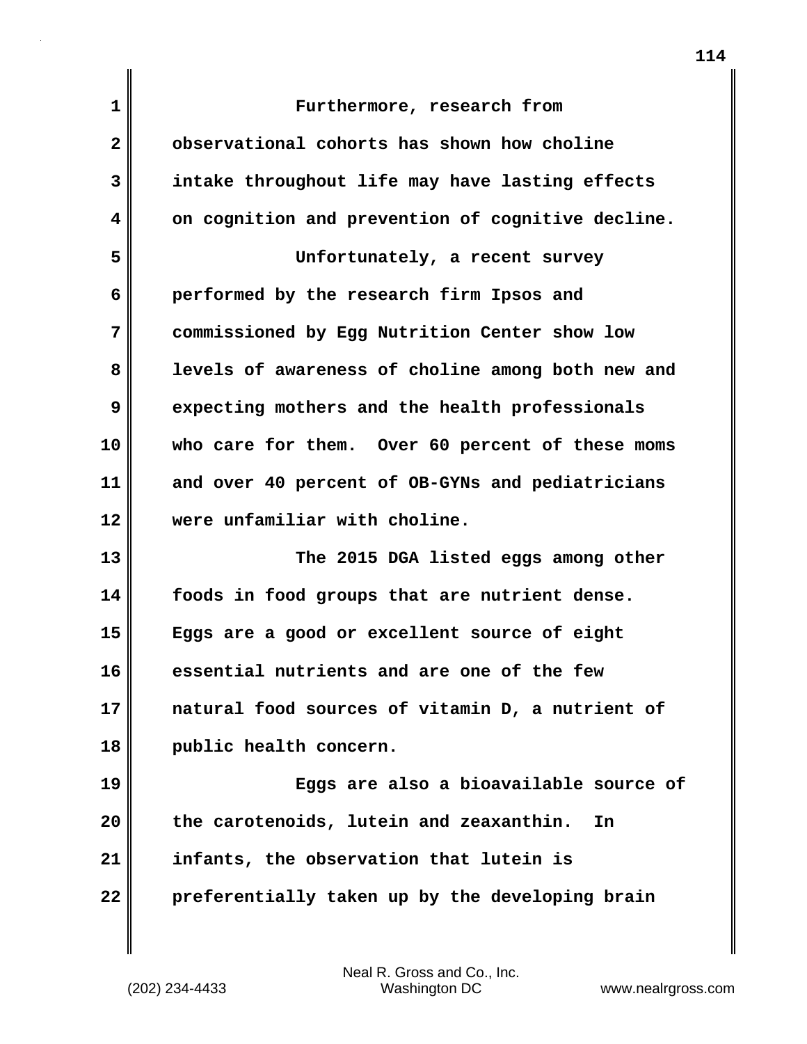Furthermore, research from observational cohorts has shown how choline intake throughout life may have lasting effects on cognition and prevention of cognitive decline.

Unfortunately, a recent survey performed by the research firm Ipsos and commissioned by Egg Nutrition Center show low levels of awareness of choline among both new and expecting mothers and the health professionals who care for them. Over 60 percent of these moms and over 40 percent of OB-GYNs and pediatricians were unfamiliar with choline.

The 2015 DGA listed eggs among other foods in food groups that are nutrient dense. Eggs are a good or excellent source of eight essential nutrients and are one of the few natural food sources of vitamin D, a nutrient of public health concern.

Eggs are also a bioavailable source of the carotenoids, lutein and zeaxanthin. In infants, the observation that lutein is preferentially taken up by the developing brain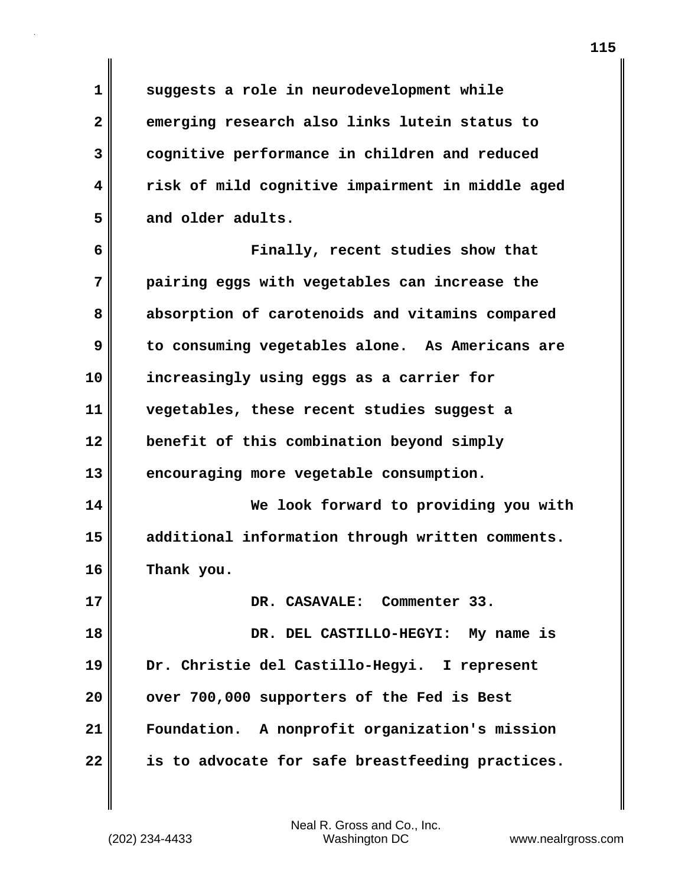suggests a role in neurodevelopment while emerging research also links lutein status to cognitive performance in children and reduced risk of mild cognitive impairment in middle aged and older adults.

Finally, recent studies show that pairing eggs with vegetables can increase the absorption of carotenoids and vitamins compared to consuming vegetables alone. As Americans are increasingly using eggs as a carrier for vegetables, these recent studies suggest a benefit of this combination beyond simply encouraging more vegetable consumption.

We look forward to providing you with additional information through written comments. Thank you.

DR. CASAVALE: Commenter 33.

DR. DEL CASTILLO-HEGYI: My name is Dr. Christie del Castillo-Hegyi. I represent over 700,000 supporters of the Fed is Best Foundation. A nonprofit organization's mission is to advocate for safe breastfeeding practices.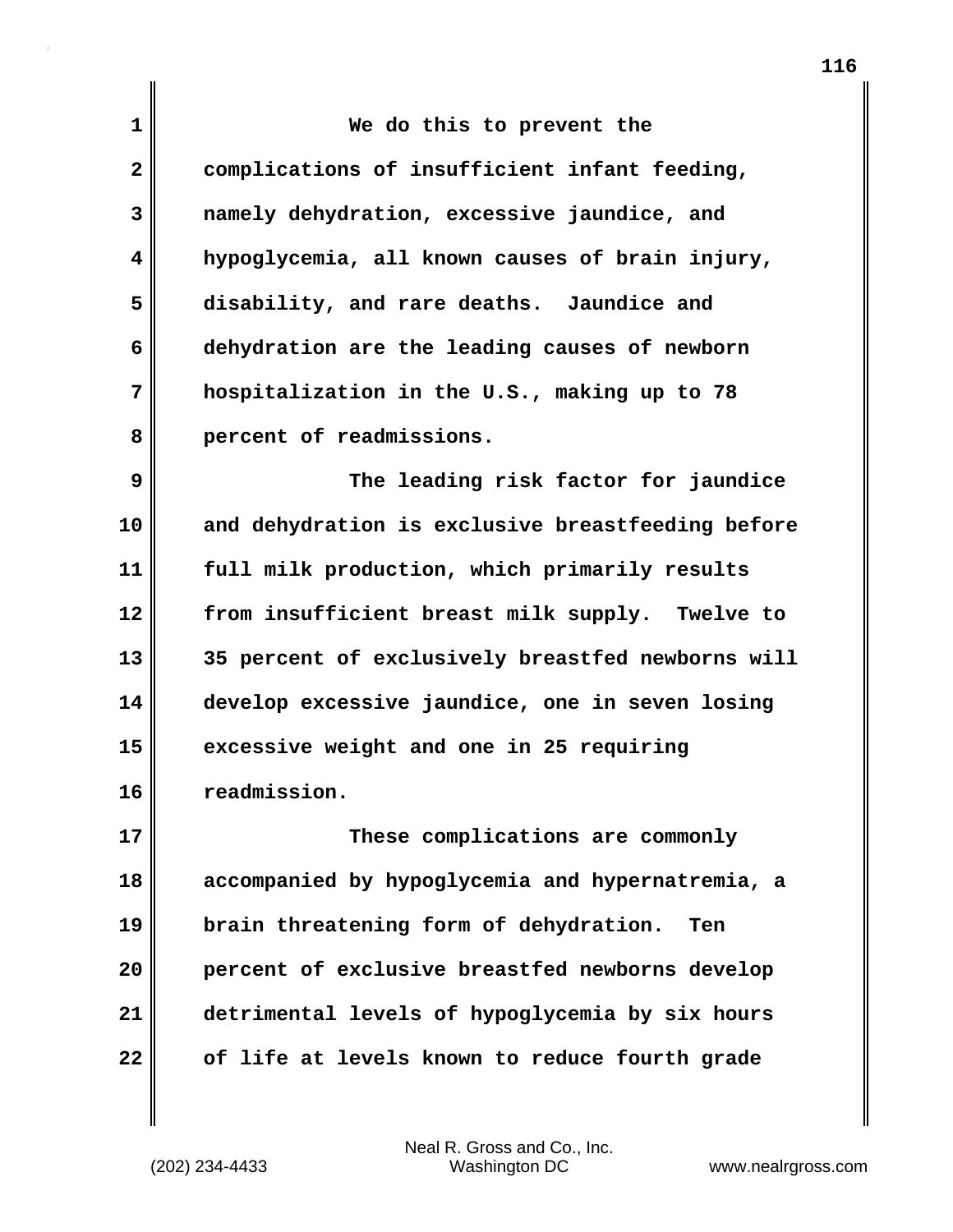We do this to prevent the complications of insufficient infant feeding, namely dehydration, excessive jaundice, and hypoglycemia, all known causes of brain injury, disability, and rare deaths. Jaundice and dehydration are the leading causes of newborn hospitalization in the U.S., making up to 78 percent of readmissions.

The leading risk factor for jaundice and dehydration is exclusive breastfeeding before full milk production, which primarily results from insufficient breast milk supply. Twelve to 35 percent of exclusively breastfed newborns will develop excessive jaundice, one in seven losing excessive weight and one in 25 requiring readmission.

These complications are commonly accompanied by hypoglycemia and hypernatremia, a brain threatening form of dehydration. Ten percent of exclusive breastfed newborns develop detrimental levels of hypoglycemia by six hours of life at levels known to reduce fourth grade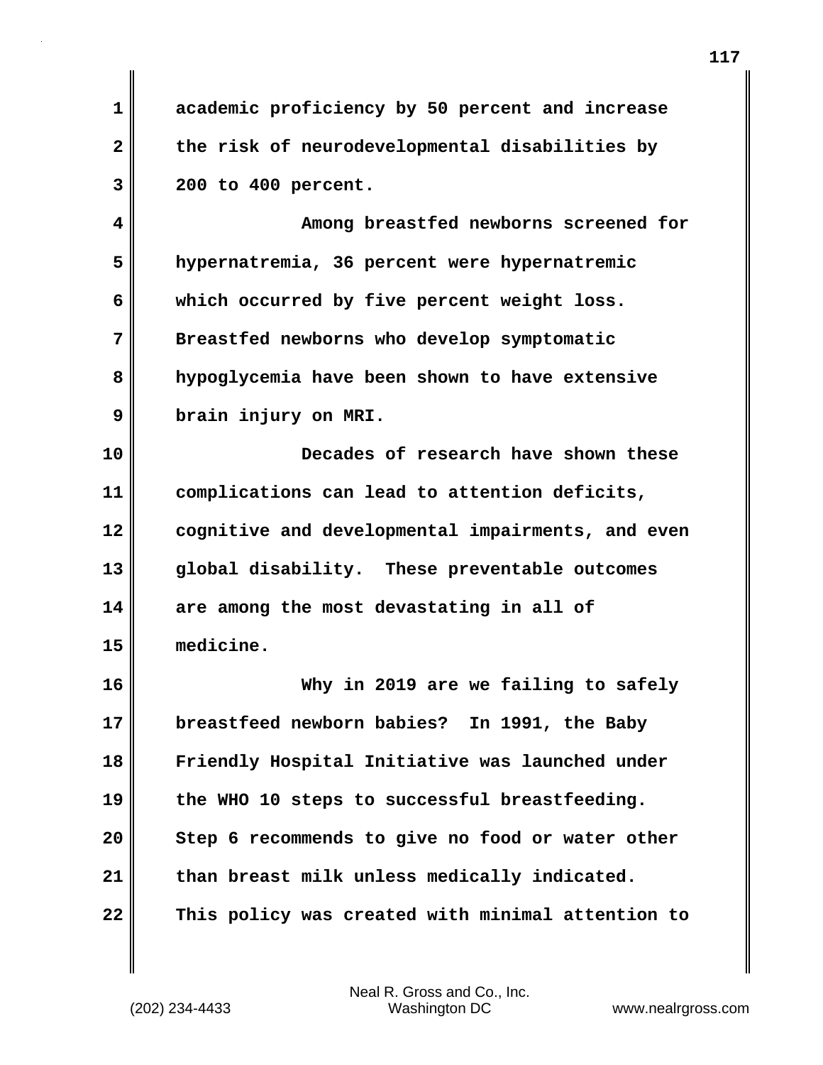academic proficiency by 50 percent and increase the risk of neurodevelopmental disabilities by 200 to 400 percent.

Among breastfed newborns screened for hypernatremia, 36 percent were hypernatremic which occurred by five percent weight loss. Breastfed newborns who develop symptomatic hypoglycemia have been shown to have extensive brain injury on MRI.

Decades of research have shown these complications can lead to attention deficits, cognitive and developmental impairments, and even global disability. These preventable outcomes are among the most devastating in all of medicine.

Why in 2019 are we failing to safely breastfeed newborn babies? In 1991, the Baby Friendly Hospital Initiative was launched under the WHO 10 steps to successful breastfeeding. Step 6 recommends to give no food or water other than breast milk unless medically indicated. This policy was created with minimal attention to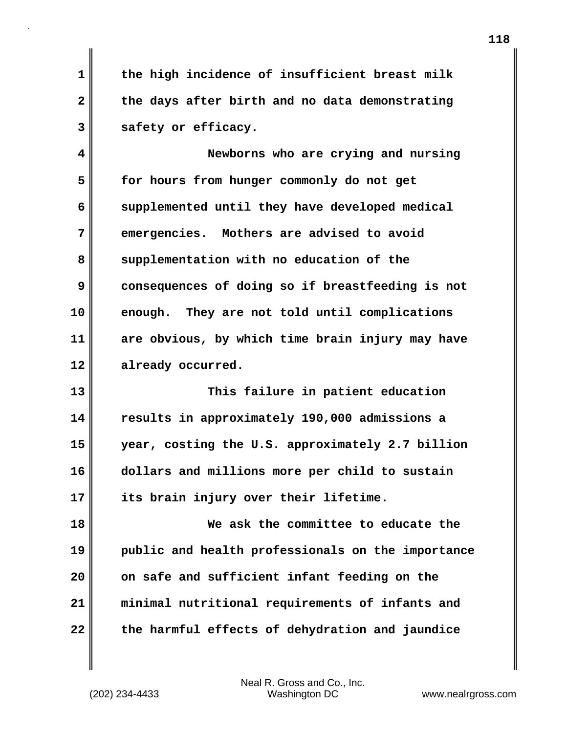the high incidence of insufficient breast milk the days after birth and no data demonstrating safety or efficacy.

Newborns who are crying and nursing for hours from hunger commonly do not get supplemented until they have developed medical emergencies. Mothers are advised to avoid supplementation with no education of the consequences of doing so if breastfeeding is not enough. They are not told until complications are obvious, by which time brain injury may have already occurred.

This failure in patient education results in approximately 190,000 admissions a year, costing the U.S. approximately 2.7 billion dollars and millions more per child to sustain its brain injury over their lifetime.

We ask the committee to educate the public and health professionals on the importance on safe and sufficient infant feeding on the minimal nutritional requirements of infants and the harmful effects of dehydration and jaundice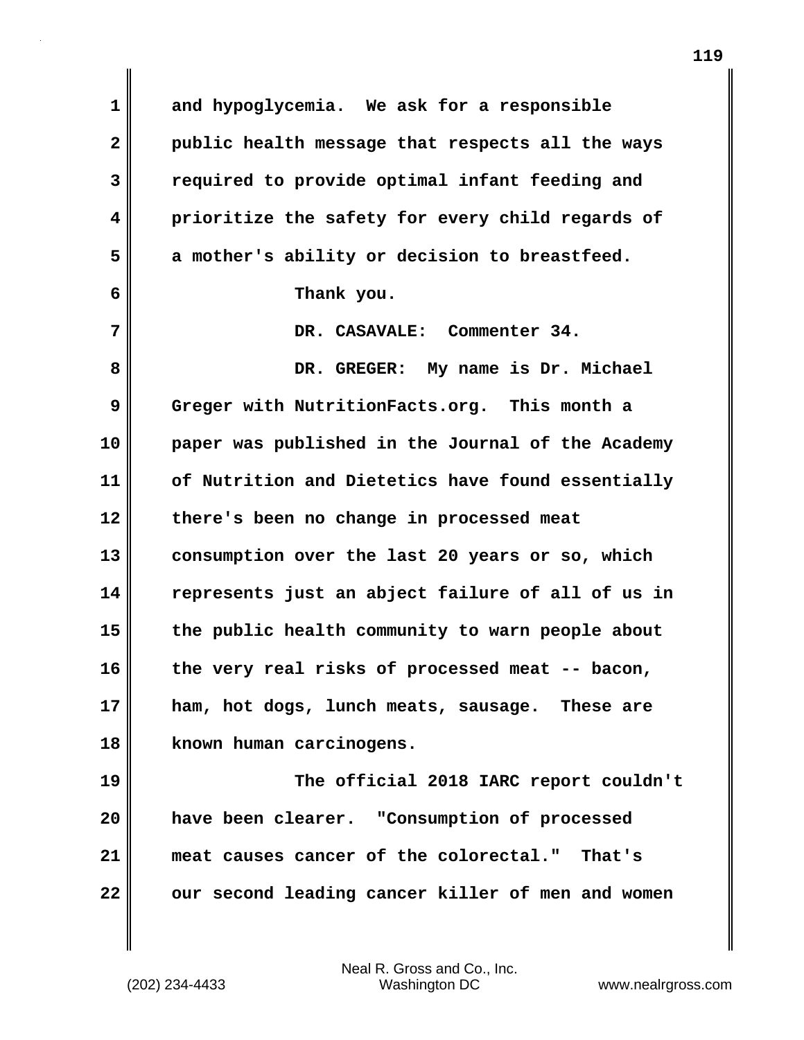and hypoglycemia. We ask for a responsible public health message that respects all the ways required to provide optimal infant feeding and prioritize the safety for every child regards of a mother's ability or decision to breastfeed.

Thank you.

DR. CASAVALE: Commenter 34.

DR. GREGER: My name is Dr. Michael Greger with NutritionFacts.org. This month a paper was published in the Journal of the Academy of Nutrition and Dietetics have found essentially there's been no change in processed meat consumption over the last 20 years or so, which represents just an abject failure of all of us in the public health community to warn people about the very real risks of processed meat -- bacon, ham, hot dogs, lunch meats, sausage. These are known human carcinogens.

The official 2018 IARC report couldn't have been clearer. "Consumption of processed meat causes cancer of the colorectal." That's our second leading cancer killer of men and women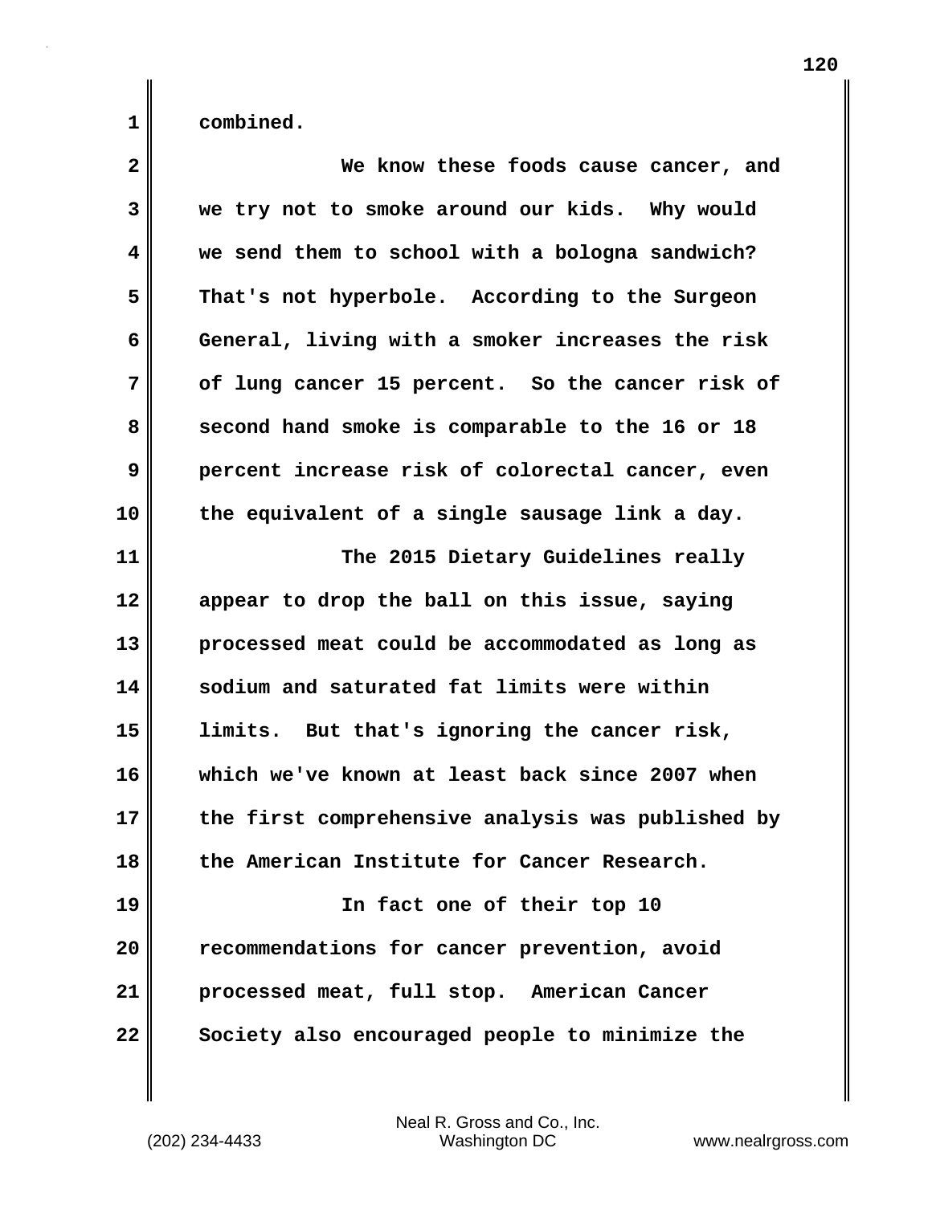combined.

We know these foods cause cancer, and we try not to smoke around our kids. Why would we send them to school with a bologna sandwich? That's not hyperbole. According to the Surgeon General, living with a smoker increases the risk of lung cancer 15 percent. So the cancer risk of second hand smoke is comparable to the 16 or 18 percent increase risk of colorectal cancer, even the equivalent of a single sausage link a day.

The 2015 Dietary Guidelines really appear to drop the ball on this issue, saying processed meat could be accommodated as long as sodium and saturated fat limits were within limits. But that's ignoring the cancer risk, which we've known at least back since 2007 when the first comprehensive analysis was published by the American Institute for Cancer Research.

In fact one of their top 10 recommendations for cancer prevention, avoid processed meat, full stop. American Cancer Society also encouraged people to minimize the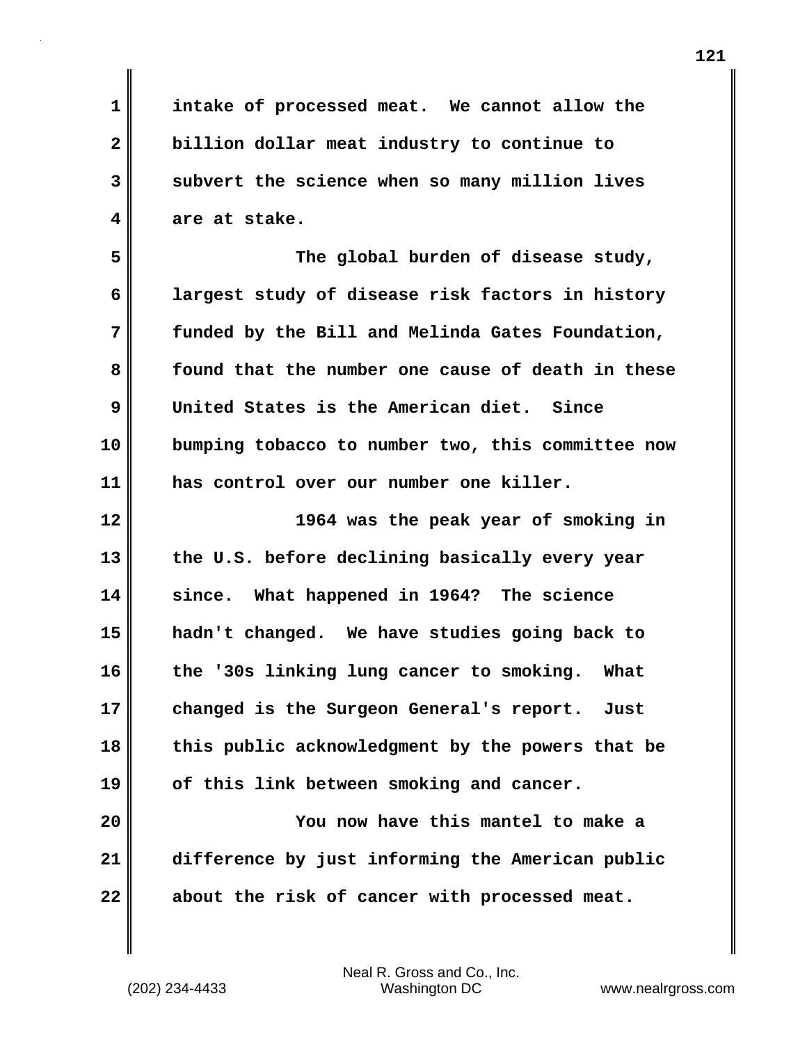intake of processed meat. We cannot allow the billion dollar meat industry to continue to subvert the science when so many million lives are at stake.

The global burden of disease study, largest study of disease risk factors in history funded by the Bill and Melinda Gates Foundation, found that the number one cause of death in these United States is the American diet. Since bumping tobacco to number two, this committee now has control over our number one killer.

1964 was the peak year of smoking in the U.S. before declining basically every year since. What happened in 1964? The science hadn't changed. We have studies going back to the '30s linking lung cancer to smoking. What changed is the Surgeon General's report. Just this public acknowledgment by the powers that be of this link between smoking and cancer.

You now have this mantel to make a difference by just informing the American public about the risk of cancer with processed meat.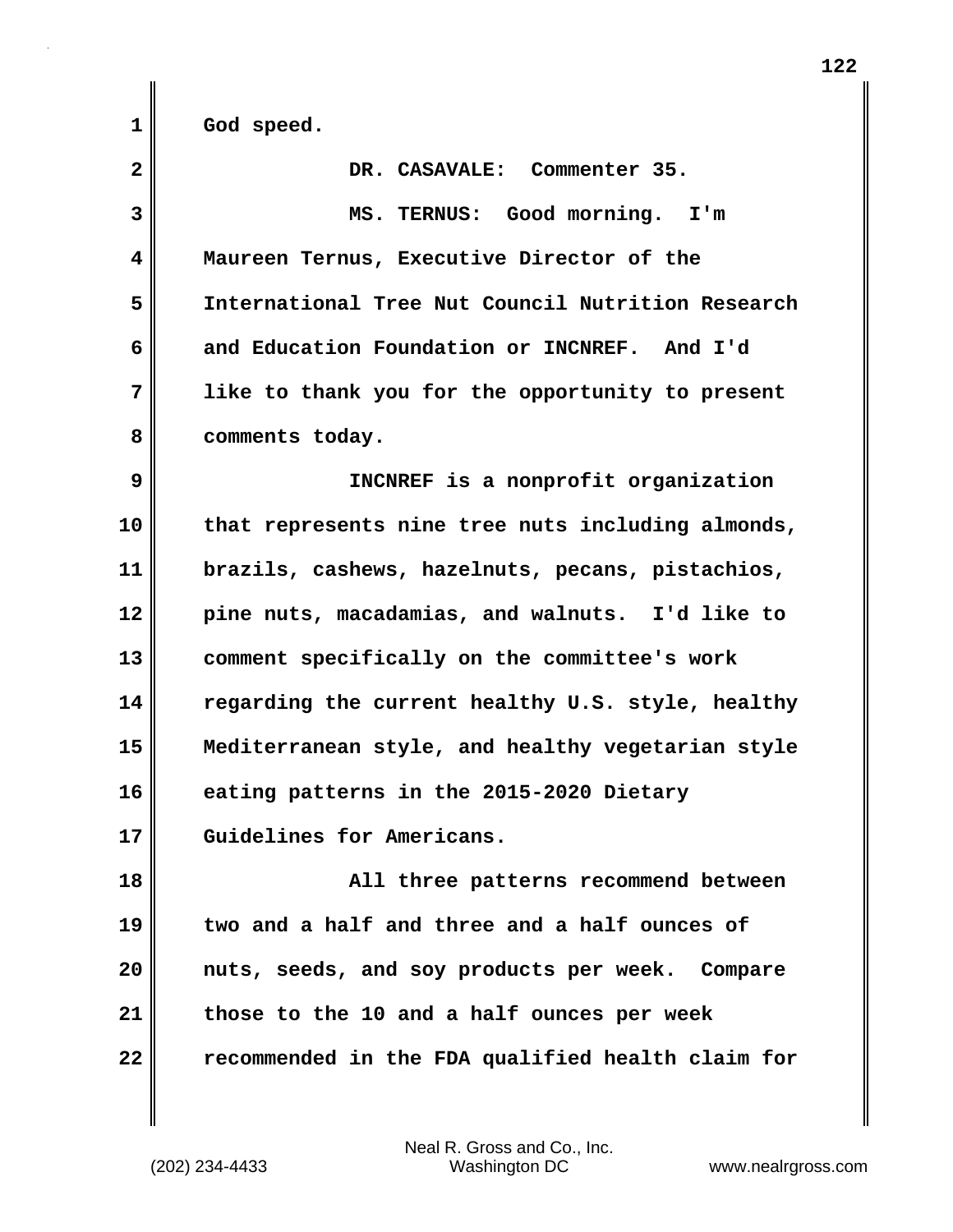God speed.

DR. CASAVALE: Commenter 35.

MS. TERNUS: Good morning. I'm Maureen Ternus, Executive Director of the International Tree Nut Council Nutrition Research and Education Foundation or INCNREF. And I'd like to thank you for the opportunity to present comments today.

INCNREF is a nonprofit organization that represents nine tree nuts including almonds, brazils, cashews, hazelnuts, pecans, pistachios, pine nuts, macadamias, and walnuts. I'd like to comment specifically on the committee's work regarding the current healthy U.S. style, healthy Mediterranean style, and healthy vegetarian style eating patterns in the 2015-2020 Dietary Guidelines for Americans.

All three patterns recommend between two and a half and three and a half ounces of nuts, seeds, and soy products per week. Compare those to the 10 and a half ounces per week recommended in the FDA qualified health claim for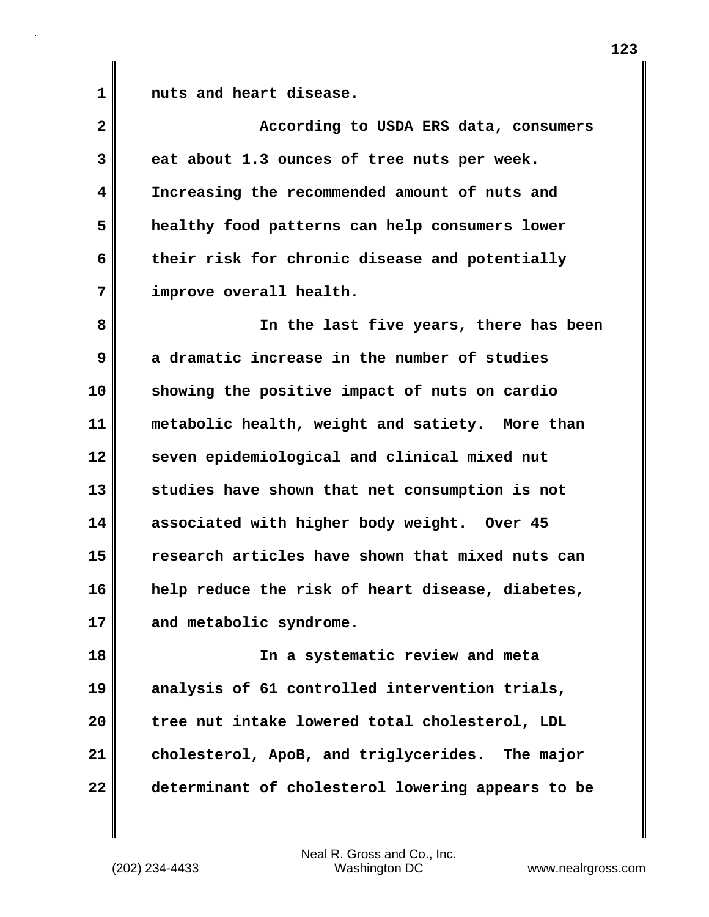nuts and heart disease.

According to USDA ERS data, consumers eat about 1.3 ounces of tree nuts per week. Increasing the recommended amount of nuts and healthy food patterns can help consumers lower their risk for chronic disease and potentially improve overall health.

In the last five years, there has been a dramatic increase in the number of studies showing the positive impact of nuts on cardio metabolic health, weight and satiety. More than seven epidemiological and clinical mixed nut studies have shown that net consumption is not associated with higher body weight. Over 45 research articles have shown that mixed nuts can help reduce the risk of heart disease, diabetes, and metabolic syndrome.

In a systematic review and meta analysis of 61 controlled intervention trials, tree nut intake lowered total cholesterol, LDL cholesterol, ApoB, and triglycerides. The major determinant of cholesterol lowering appears to be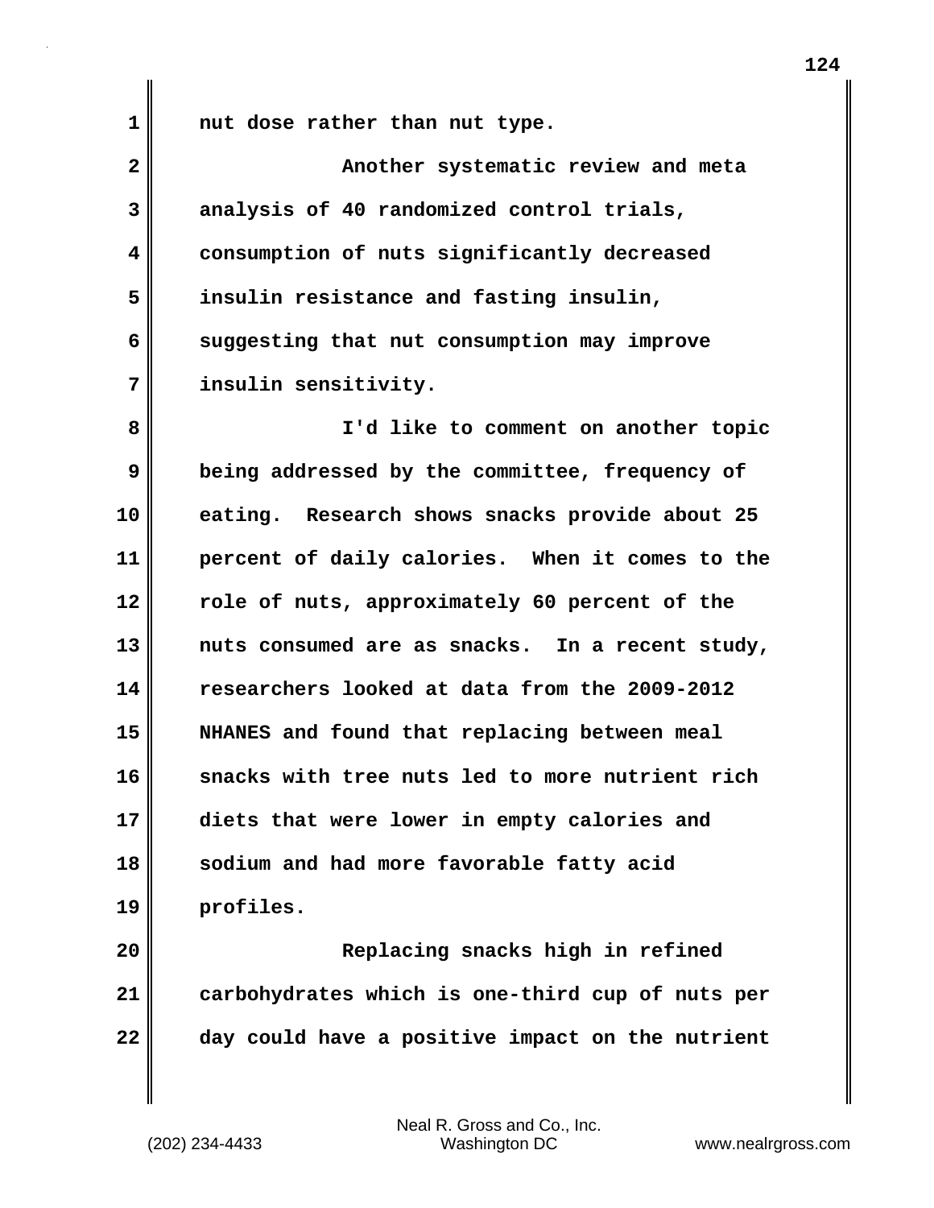nut dose rather than nut type.

Another systematic review and meta analysis of 40 randomized control trials, consumption of nuts significantly decreased insulin resistance and fasting insulin, suggesting that nut consumption may improve insulin sensitivity.

I'd like to comment on another topic being addressed by the committee, frequency of eating. Research shows snacks provide about 25 percent of daily calories. When it comes to the role of nuts, approximately 60 percent of the nuts consumed are as snacks. In a recent study, researchers looked at data from the 2009-2012 NHANES and found that replacing between meal snacks with tree nuts led to more nutrient rich diets that were lower in empty calories and sodium and had more favorable fatty acid profiles.

Replacing snacks high in refined carbohydrates which is one-third cup of nuts per day could have a positive impact on the nutrient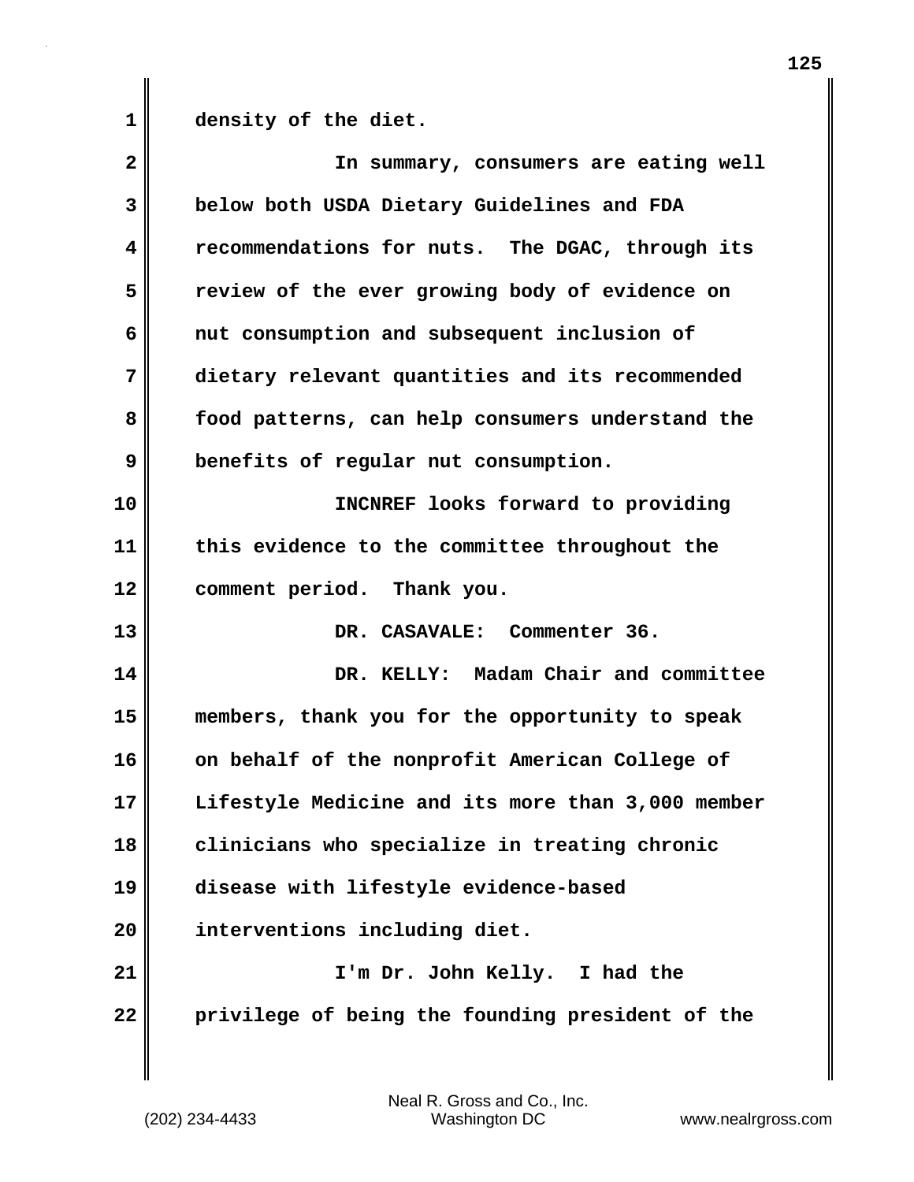density of the diet.

In summary, consumers are eating well below both USDA Dietary Guidelines and FDA recommendations for nuts. The DGAC, through its review of the ever growing body of evidence on nut consumption and subsequent inclusion of dietary relevant quantities and its recommended food patterns, can help consumers understand the benefits of regular nut consumption.

INCNREF looks forward to providing this evidence to the committee throughout the comment period. Thank you.

DR. CASAVALE: Commenter 36.

DR. KELLY: Madam Chair and committee members, thank you for the opportunity to speak on behalf of the nonprofit American College of Lifestyle Medicine and its more than 3,000 member clinicians who specialize in treating chronic disease with lifestyle evidence-based interventions including diet.

I'm Dr. John Kelly. I had the privilege of being the founding president of the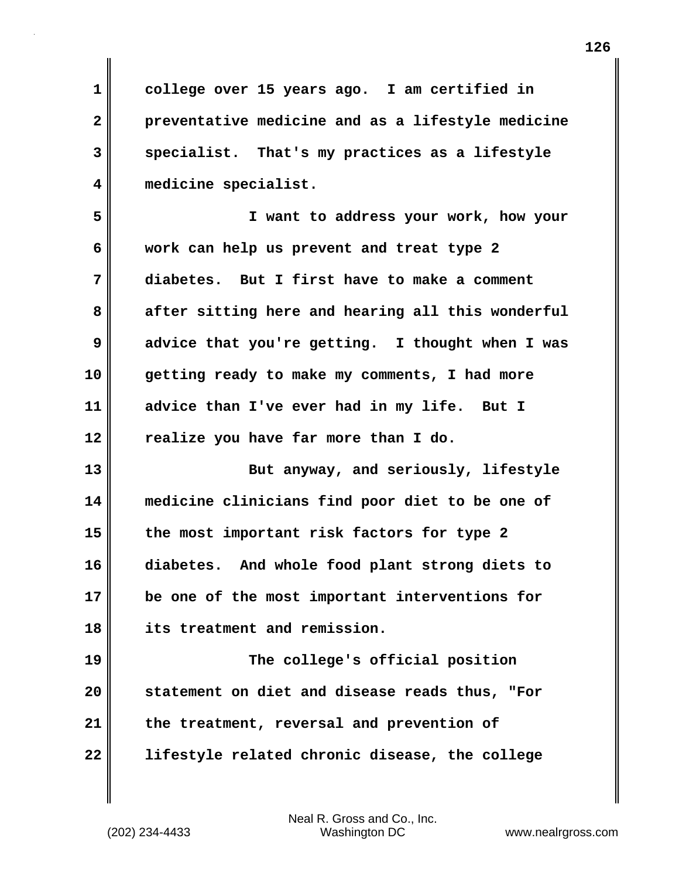college over 15 years ago. I am certified in preventative medicine and as a lifestyle medicine specialist. That's my practices as a lifestyle medicine specialist.

I want to address your work, how your work can help us prevent and treat type 2 diabetes. But I first have to make a comment after sitting here and hearing all this wonderful advice that you're getting. I thought when I was getting ready to make my comments, I had more advice than I've ever had in my life. But I realize you have far more than I do.

But anyway, and seriously, lifestyle medicine clinicians find poor diet to be one of the most important risk factors for type 2 diabetes. And whole food plant strong diets to be one of the most important interventions for its treatment and remission.

The college's official position statement on diet and disease reads thus, "For the treatment, reversal and prevention of lifestyle related chronic disease, the college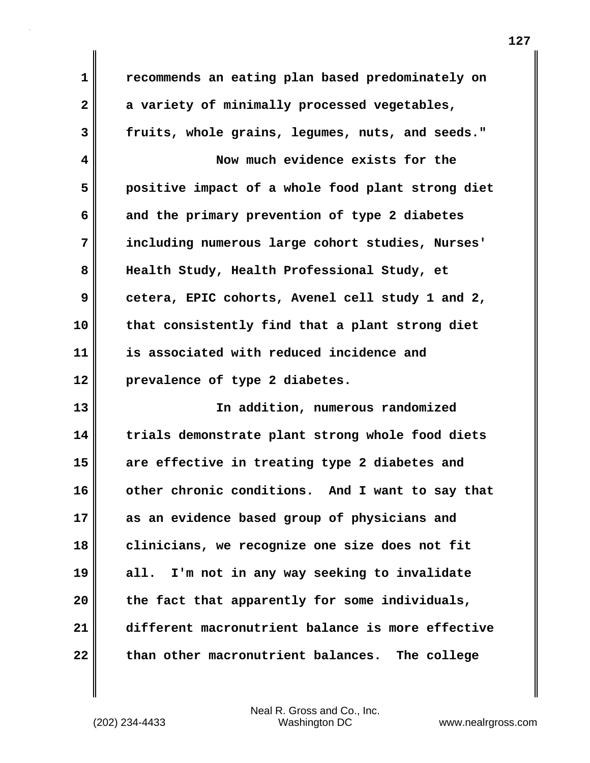recommends an eating plan based predominately on a variety of minimally processed vegetables, fruits, whole grains, legumes, nuts, and seeds."

Now much evidence exists for the positive impact of a whole food plant strong diet and the primary prevention of type 2 diabetes including numerous large cohort studies, Nurses' Health Study, Health Professional Study, et cetera, EPIC cohorts, Avenel cell study 1 and 2, that consistently find that a plant strong diet is associated with reduced incidence and prevalence of type 2 diabetes.

In addition, numerous randomized trials demonstrate plant strong whole food diets are effective in treating type 2 diabetes and other chronic conditions. And I want to say that as an evidence based group of physicians and clinicians, we recognize one size does not fit all. I'm not in any way seeking to invalidate the fact that apparently for some individuals, different macronutrient balance is more effective than other macronutrient balances. The college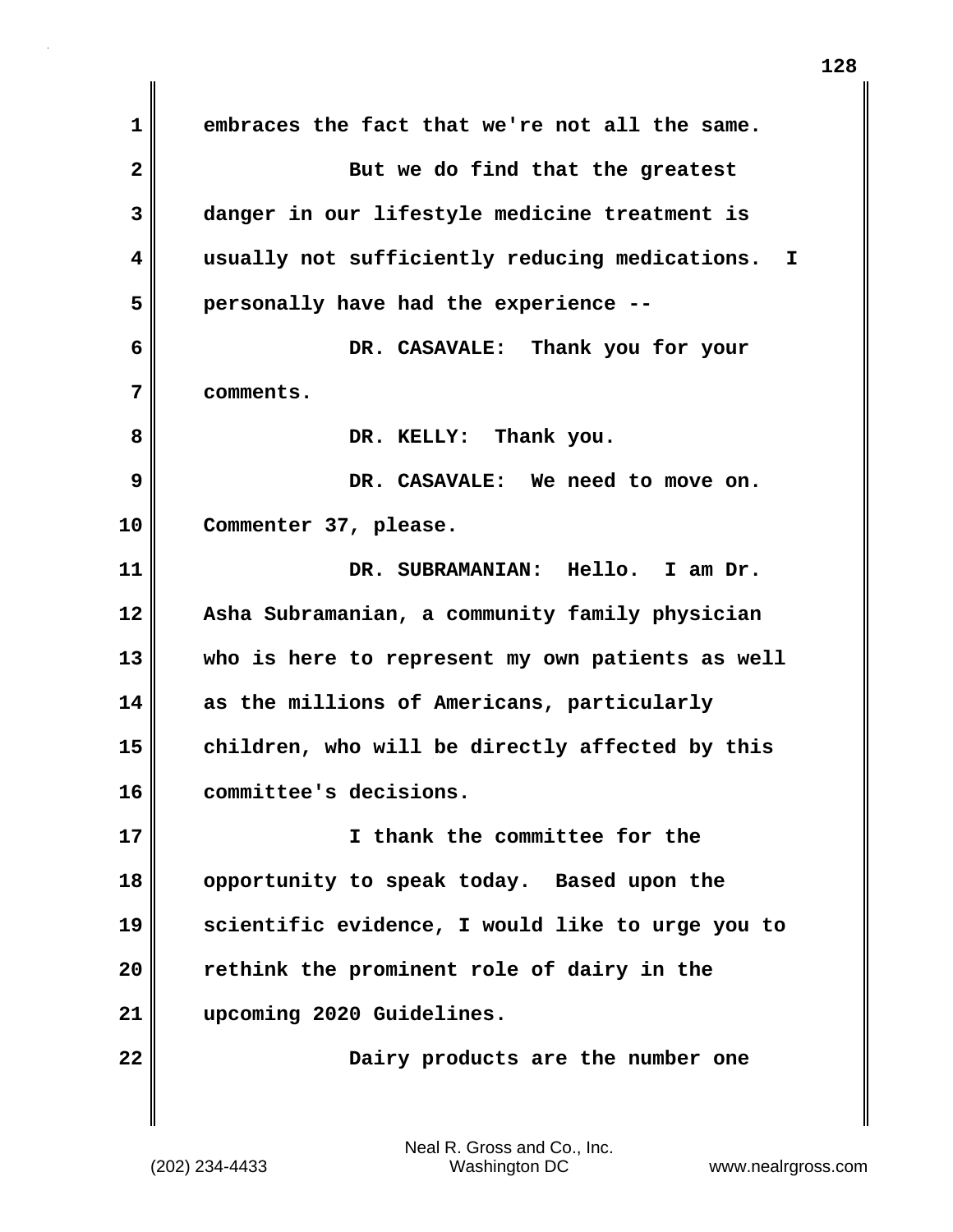embraces the fact that we're not all the same.

But we do find that the greatest danger in our lifestyle medicine treatment is usually not sufficiently reducing medications. I personally have had the experience --

DR. CASAVALE: Thank you for your comments.

DR. KELLY: Thank you.

DR. CASAVALE: We need to move on. Commenter 37, please.

DR. SUBRAMANIAN: Hello. I am Dr. Asha Subramanian, a community family physician who is here to represent my own patients as well as the millions of Americans, particularly children, who will be directly affected by this committee's decisions.

I thank the committee for the opportunity to speak today. Based upon the scientific evidence, I would like to urge you to rethink the prominent role of dairy in the upcoming 2020 Guidelines.

Dairy products are the number one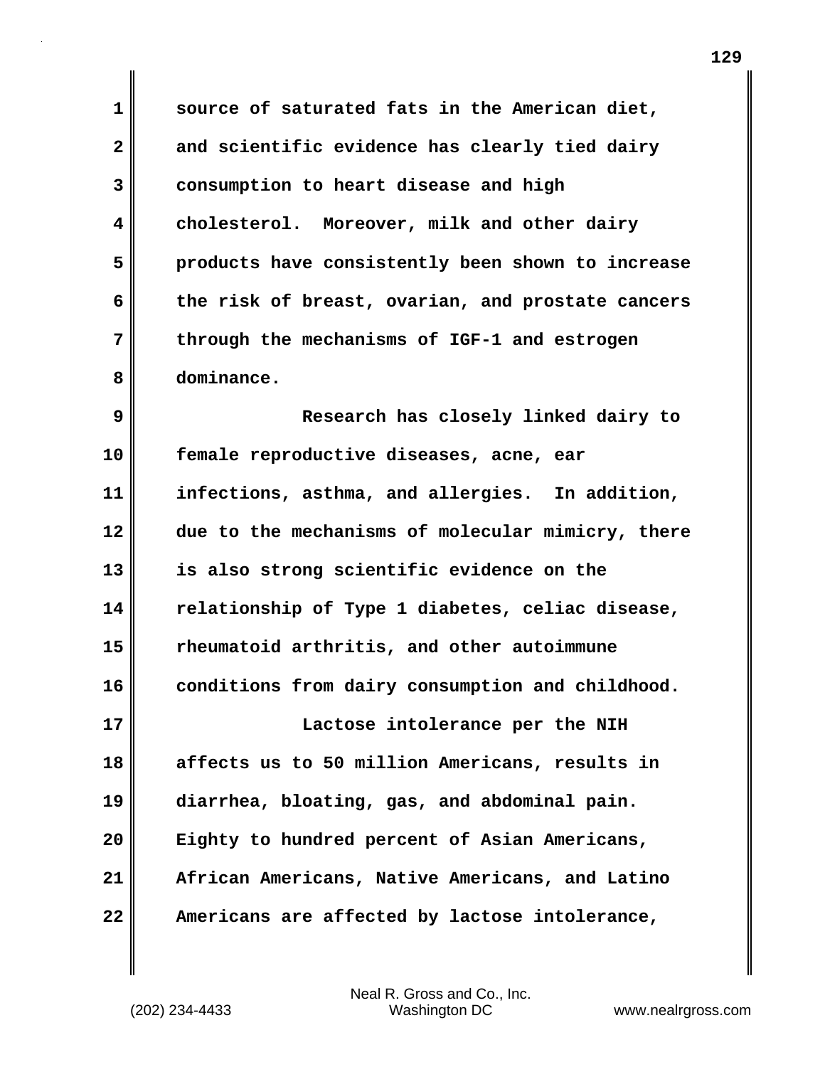source of saturated fats in the American diet, and scientific evidence has clearly tied dairy consumption to heart disease and high cholesterol. Moreover, milk and other dairy products have consistently been shown to increase the risk of breast, ovarian, and prostate cancers through the mechanisms of IGF-1 and estrogen dominance.

Research has closely linked dairy to female reproductive diseases, acne, ear infections, asthma, and allergies. In addition, due to the mechanisms of molecular mimicry, there is also strong scientific evidence on the relationship of Type 1 diabetes, celiac disease, rheumatoid arthritis, and other autoimmune conditions from dairy consumption and childhood.

Lactose intolerance per the NIH affects us to 50 million Americans, results in diarrhea, bloating, gas, and abdominal pain. Eighty to hundred percent of Asian Americans, African Americans, Native Americans, and Latino Americans are affected by lactose intolerance,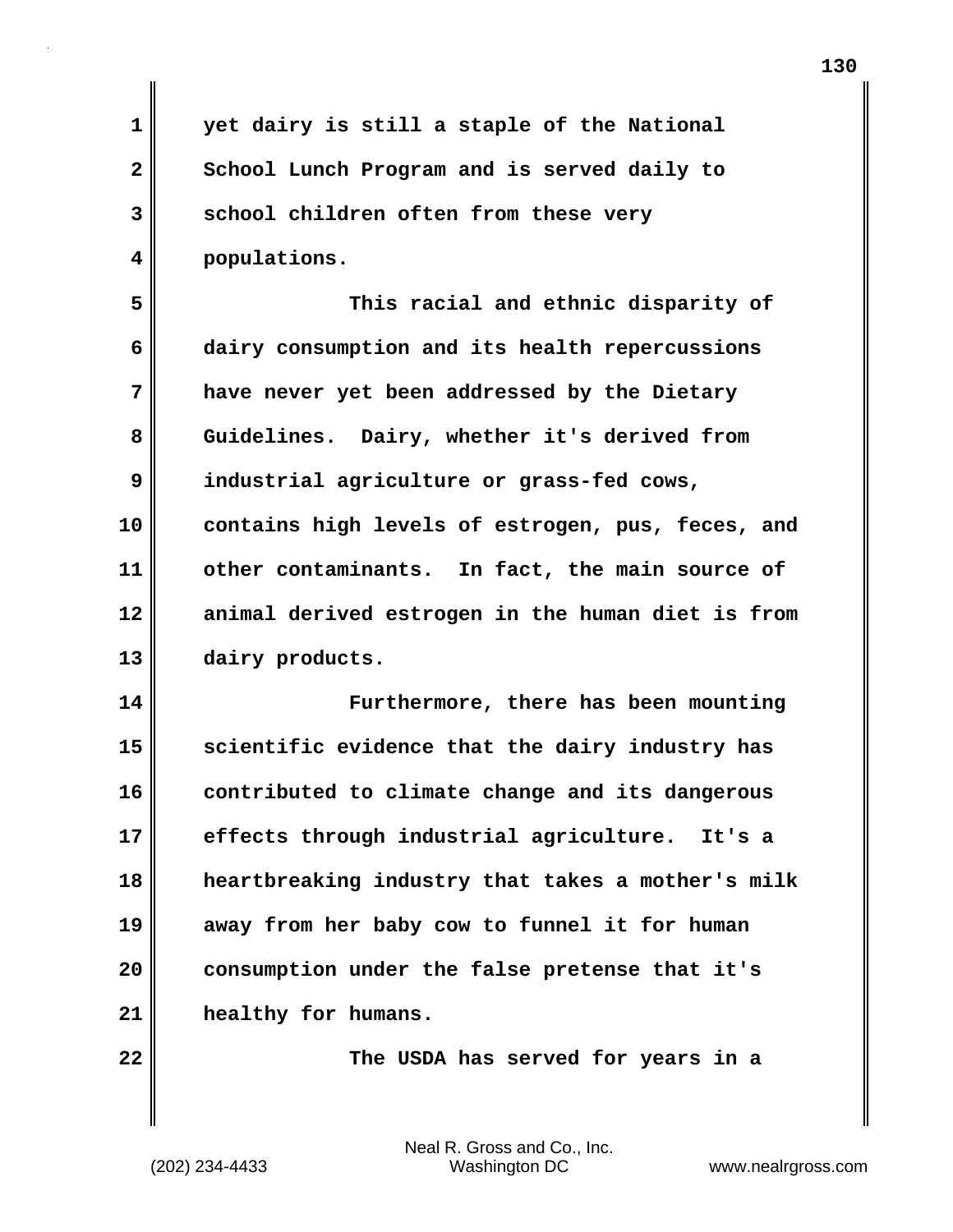yet dairy is still a staple of the National School Lunch Program and is served daily to school children often from these very populations.

This racial and ethnic disparity of dairy consumption and its health repercussions have never yet been addressed by the Dietary Guidelines. Dairy, whether it's derived from industrial agriculture or grass-fed cows, contains high levels of estrogen, pus, feces, and other contaminants. In fact, the main source of animal derived estrogen in the human diet is from dairy products.

Furthermore, there has been mounting scientific evidence that the dairy industry has contributed to climate change and its dangerous effects through industrial agriculture. It's a heartbreaking industry that takes a mother's milk away from her baby cow to funnel it for human consumption under the false pretense that it's healthy for humans.

The USDA has served for years in a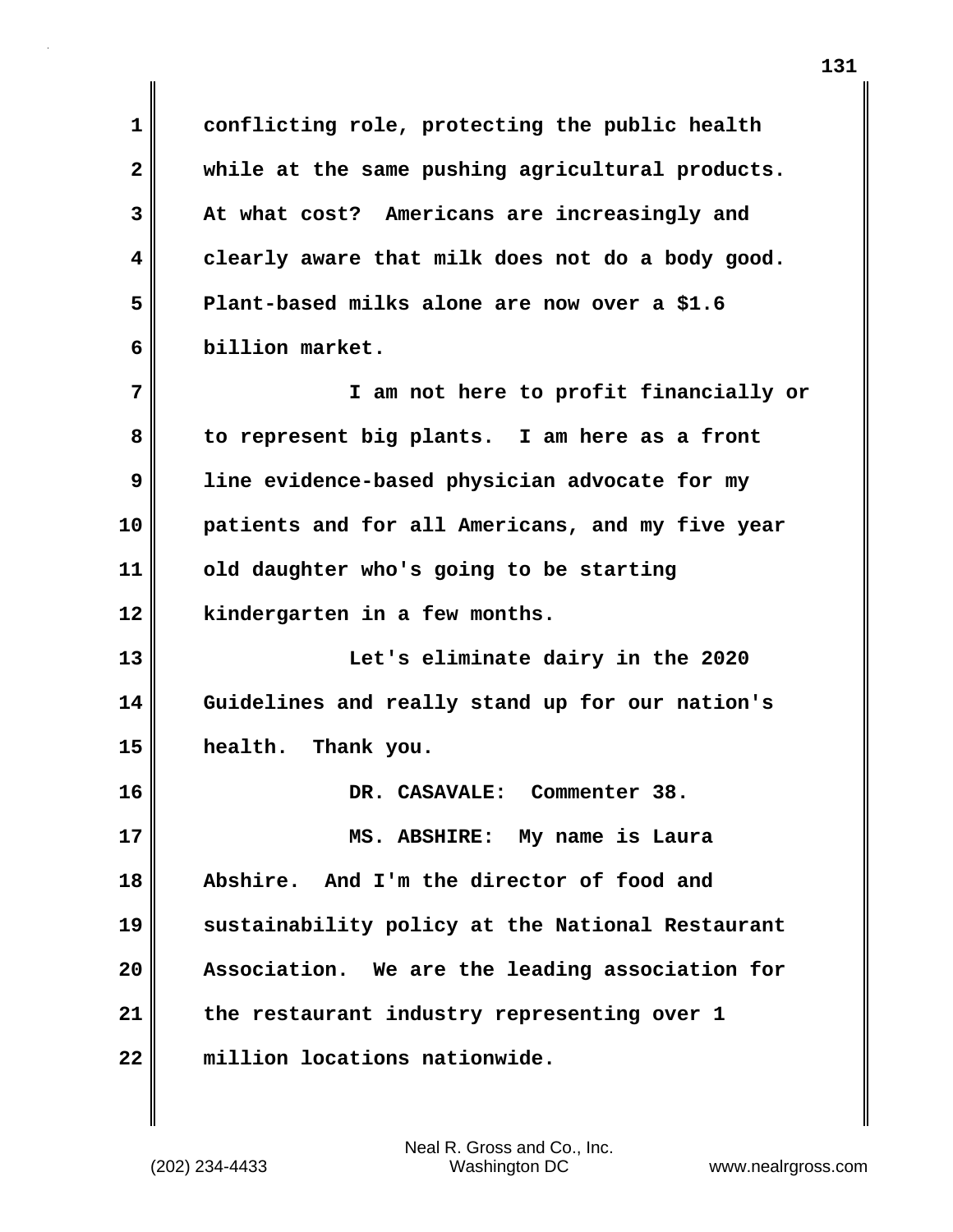conflicting role, protecting the public health while at the same pushing agricultural products. At what cost? Americans are increasingly and clearly aware that milk does not do a body good. Plant-based milks alone are now over a $1.6 billion market.

I am not here to profit financially or to represent big plants. I am here as a front line evidence-based physician advocate for my patients and for all Americans, and my five year old daughter who's going to be starting kindergarten in a few months.

Let's eliminate dairy in the 2020 Guidelines and really stand up for our nation's health. Thank you.

DR. CASAVALE: Commenter 38.

MS. ABSHIRE: My name is Laura Abshire. And I'm the director of food and sustainability policy at the National Restaurant Association. We are the leading association for the restaurant industry representing over 1 million locations nationwide.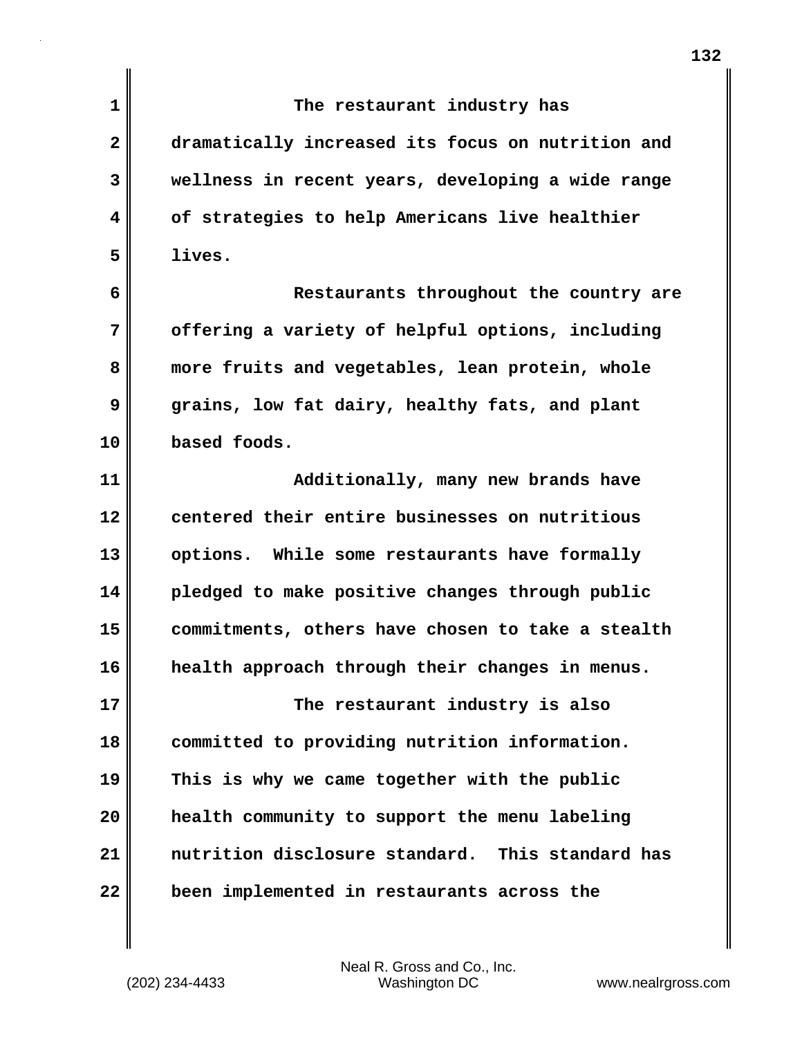The restaurant industry has dramatically increased its focus on nutrition and wellness in recent years, developing a wide range of strategies to help Americans live healthier lives.

Restaurants throughout the country are offering a variety of helpful options, including more fruits and vegetables, lean protein, whole grains, low fat dairy, healthy fats, and plant based foods.

Additionally, many new brands have centered their entire businesses on nutritious options. While some restaurants have formally pledged to make positive changes through public commitments, others have chosen to take a stealth health approach through their changes in menus.

The restaurant industry is also committed to providing nutrition information. This is why we came together with the public health community to support the menu labeling nutrition disclosure standard. This standard has been implemented in restaurants across the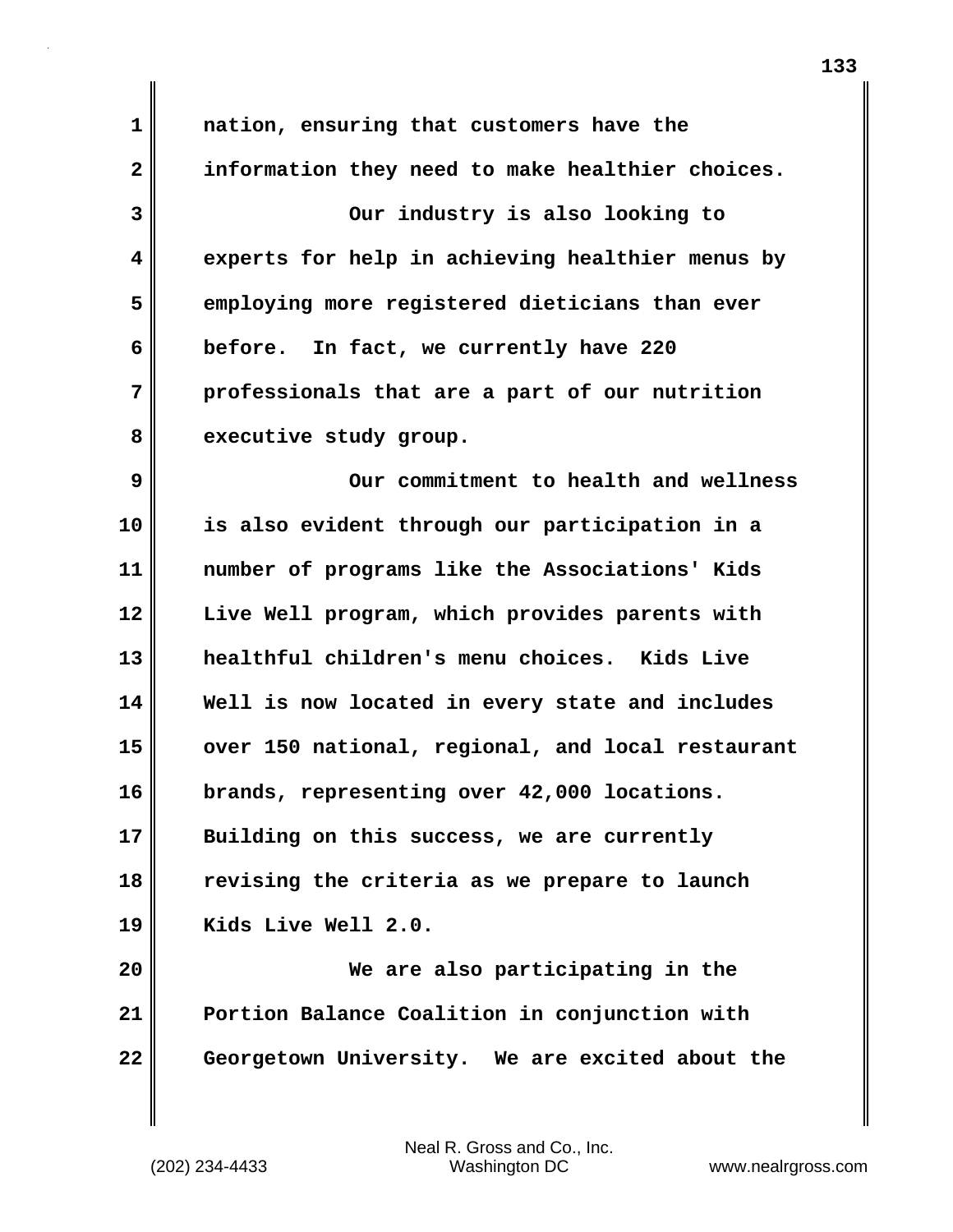nation, ensuring that customers have the information they need to make healthier choices.

Our industry is also looking to experts for help in achieving healthier menus by employing more registered dieticians than ever before. In fact, we currently have 220 professionals that are a part of our nutrition executive study group.

Our commitment to health and wellness is also evident through our participation in a number of programs like the Associations' Kids Live Well program, which provides parents with healthful children's menu choices. Kids Live Well is now located in every state and includes over 150 national, regional, and local restaurant brands, representing over 42,000 locations. Building on this success, we are currently revising the criteria as we prepare to launch Kids Live Well 2.0.

We are also participating in the Portion Balance Coalition in conjunction with Georgetown University. We are excited about the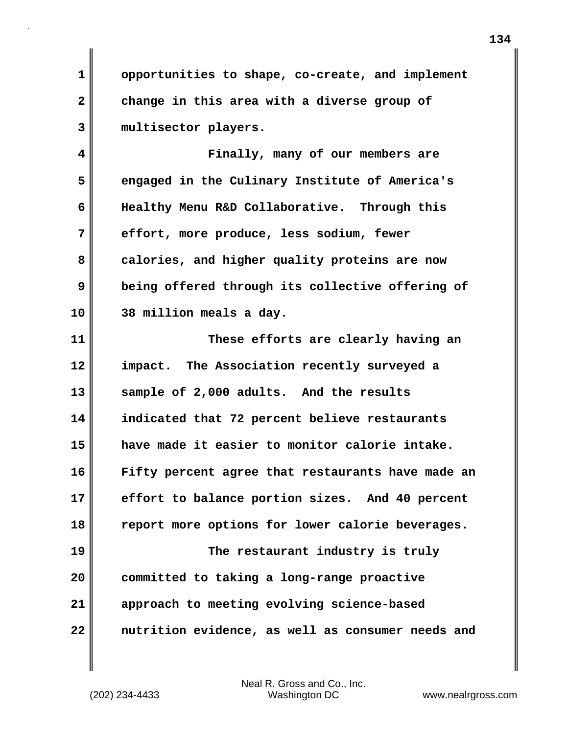opportunities to shape, co-create, and implement change in this area with a diverse group of multisector players.

Finally, many of our members are engaged in the Culinary Institute of America's Healthy Menu R&D Collaborative. Through this effort, more produce, less sodium, fewer calories, and higher quality proteins are now being offered through its collective offering of 38 million meals a day.

These efforts are clearly having an impact. The Association recently surveyed a sample of 2,000 adults. And the results indicated that 72 percent believe restaurants have made it easier to monitor calorie intake. Fifty percent agree that restaurants have made an effort to balance portion sizes. And 40 percent report more options for lower calorie beverages.

The restaurant industry is truly committed to taking a long-range proactive approach to meeting evolving science-based nutrition evidence, as well as consumer needs and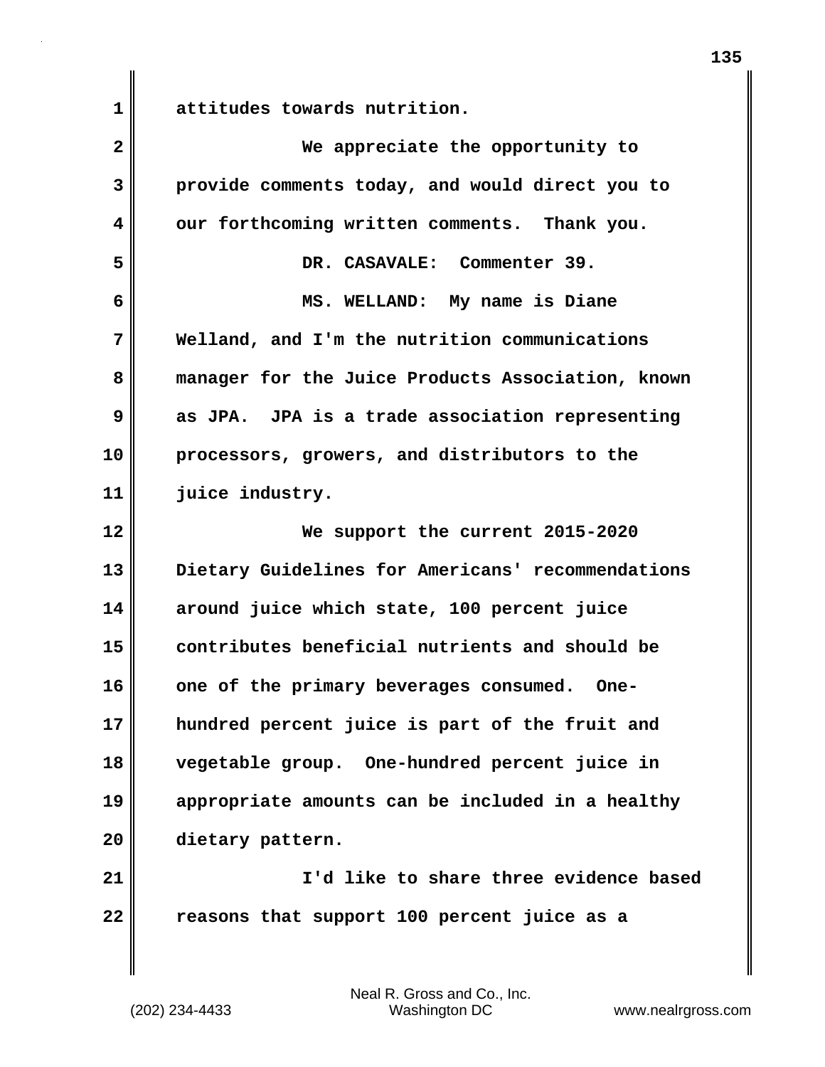attitudes towards nutrition.

We appreciate the opportunity to provide comments today, and would direct you to our forthcoming written comments. Thank you.

DR. CASAVALE: Commenter 39.

MS. WELLAND: My name is Diane Welland, and I'm the nutrition communications manager for the Juice Products Association, known as JPA. JPA is a trade association representing processors, growers, and distributors to the juice industry.

We support the current 2015-2020 Dietary Guidelines for Americans' recommendations around juice which state, 100 percent juice contributes beneficial nutrients and should be one of the primary beverages consumed. One-hundred percent juice is part of the fruit and vegetable group. One-hundred percent juice in appropriate amounts can be included in a healthy dietary pattern.

I'd like to share three evidence based reasons that support 100 percent juice as a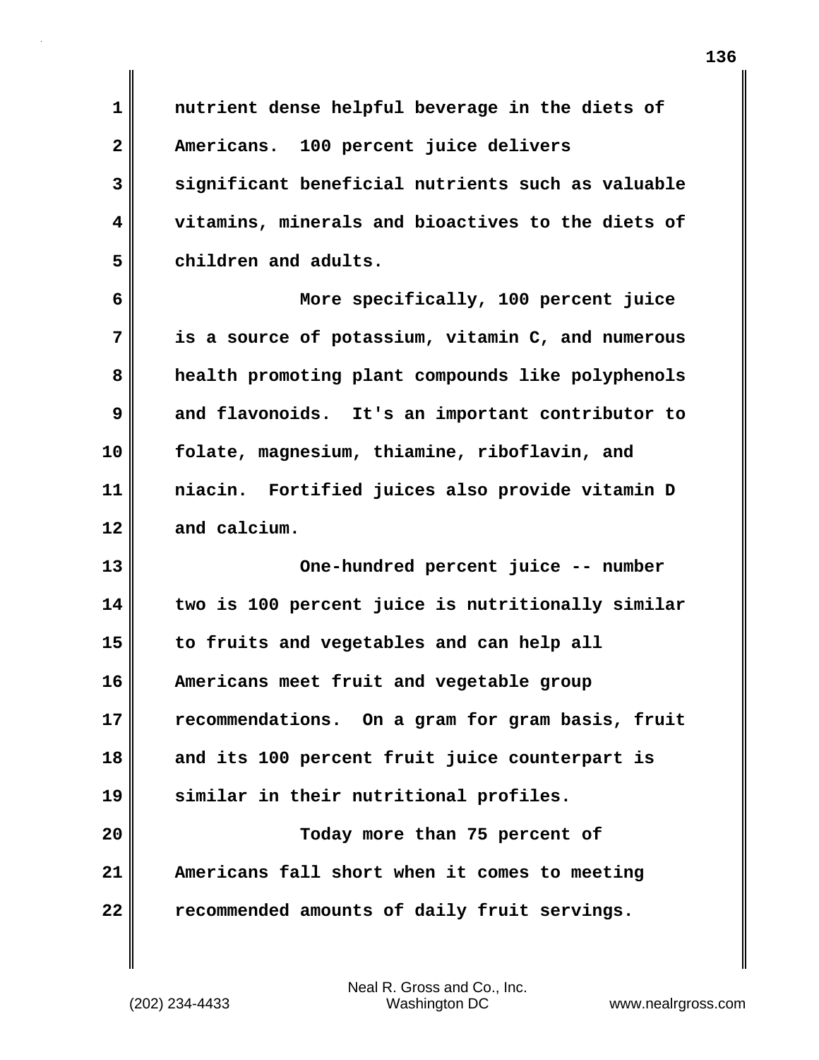nutrient dense helpful beverage in the diets of Americans. 100 percent juice delivers significant beneficial nutrients such as valuable vitamins, minerals and bioactives to the diets of children and adults.

More specifically, 100 percent juice is a source of potassium, vitamin C, and numerous health promoting plant compounds like polyphenols and flavonoids. It's an important contributor to folate, magnesium, thiamine, riboflavin, and niacin. Fortified juices also provide vitamin D and calcium.

One-hundred percent juice -- number two is 100 percent juice is nutritionally similar to fruits and vegetables and can help all Americans meet fruit and vegetable group recommendations. On a gram for gram basis, fruit and its 100 percent fruit juice counterpart is similar in their nutritional profiles.

Today more than 75 percent of Americans fall short when it comes to meeting recommended amounts of daily fruit servings.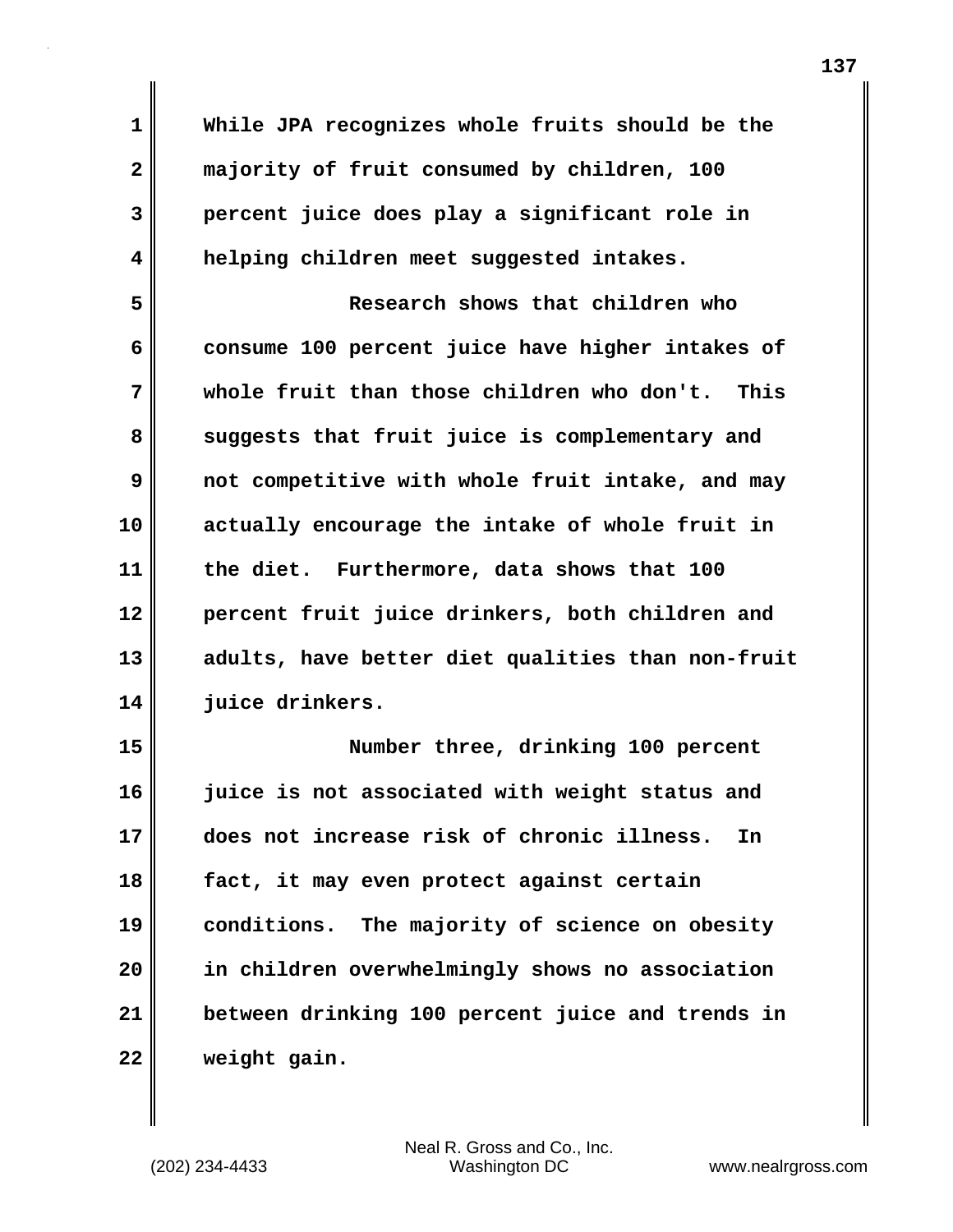While JPA recognizes whole fruits should be the majority of fruit consumed by children, 100 percent juice does play a significant role in helping children meet suggested intakes.

Research shows that children who consume 100 percent juice have higher intakes of whole fruit than those children who don't. This suggests that fruit juice is complementary and not competitive with whole fruit intake, and may actually encourage the intake of whole fruit in the diet. Furthermore, data shows that 100 percent fruit juice drinkers, both children and adults, have better diet qualities than non-fruit juice drinkers.

Number three, drinking 100 percent juice is not associated with weight status and does not increase risk of chronic illness. In fact, it may even protect against certain conditions. The majority of science on obesity in children overwhelmingly shows no association between drinking 100 percent juice and trends in weight gain.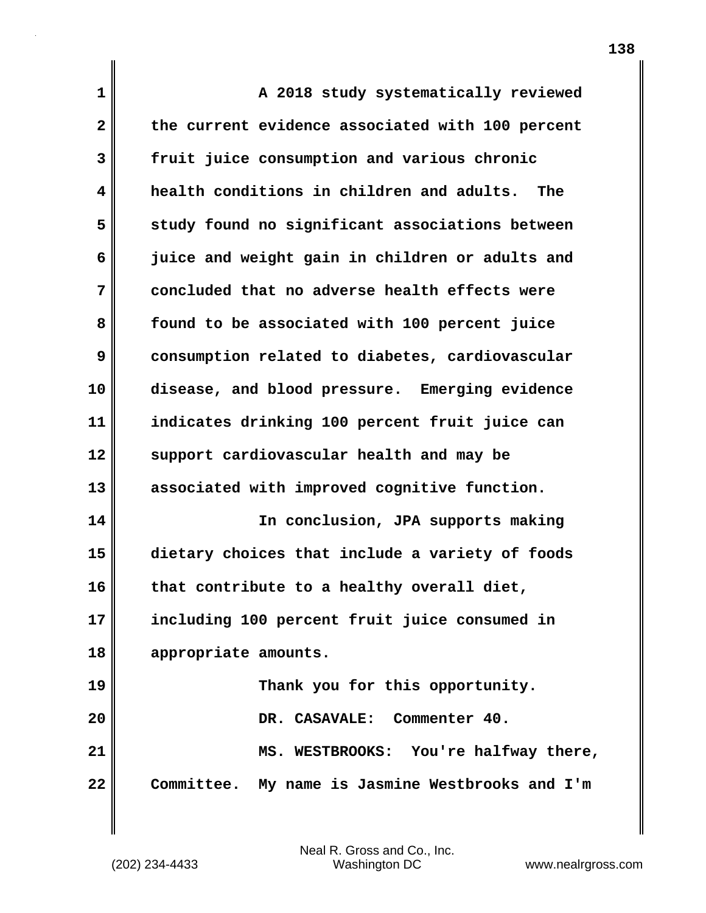A 2018 study systematically reviewed the current evidence associated with 100 percent fruit juice consumption and various chronic health conditions in children and adults. The study found no significant associations between juice and weight gain in children or adults and concluded that no adverse health effects were found to be associated with 100 percent juice consumption related to diabetes, cardiovascular disease, and blood pressure. Emerging evidence indicates drinking 100 percent fruit juice can support cardiovascular health and may be associated with improved cognitive function.

In conclusion, JPA supports making dietary choices that include a variety of foods that contribute to a healthy overall diet, including 100 percent fruit juice consumed in appropriate amounts.

Thank you for this opportunity.

DR. CASAVALE: Commenter 40.

MS. WESTBROOKS: You're halfway there, Committee. My name is Jasmine Westbrooks and I'm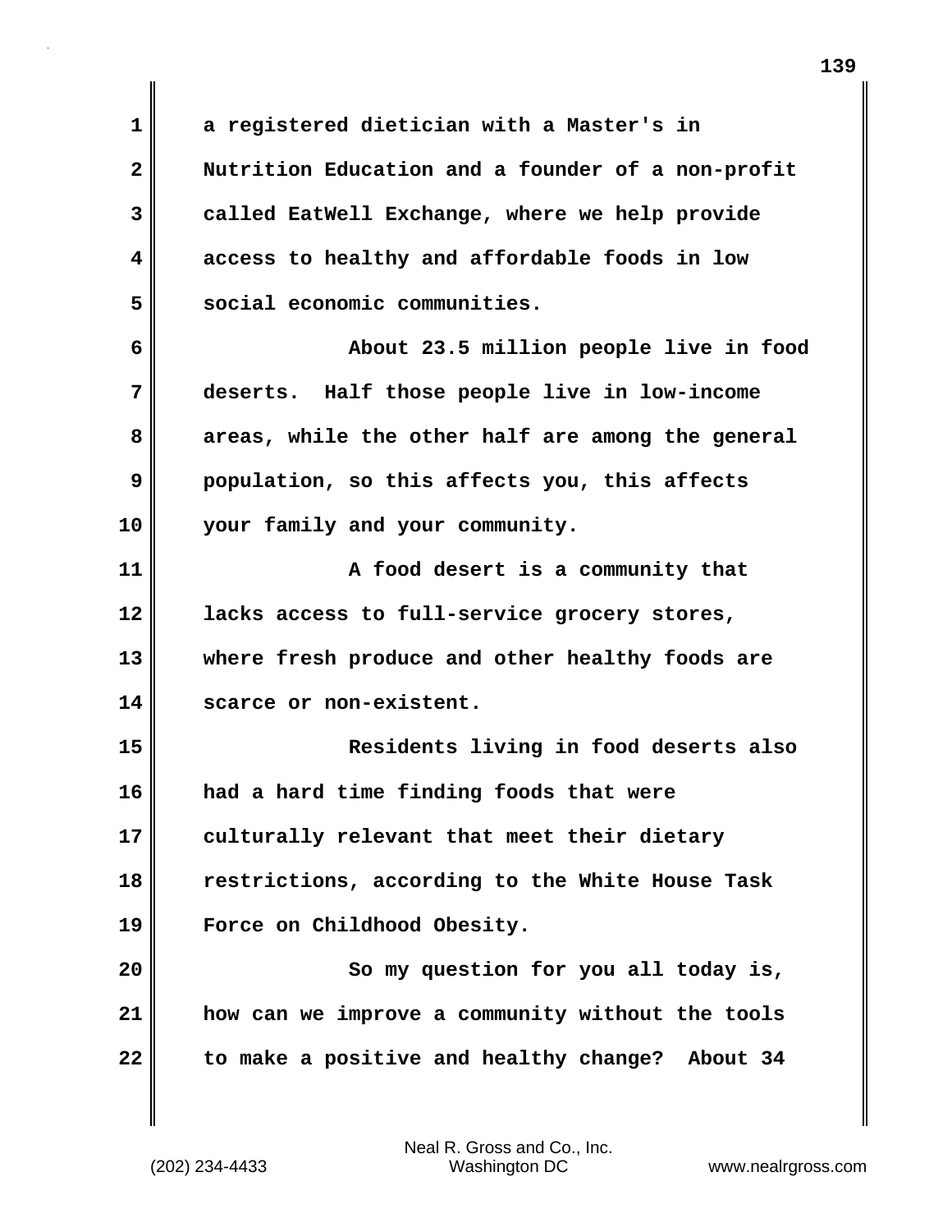a registered dietician with a Master's in Nutrition Education and a founder of a non-profit called EatWell Exchange, where we help provide access to healthy and affordable foods in low social economic communities.

About 23.5 million people live in food deserts. Half those people live in low-income areas, while the other half are among the general population, so this affects you, this affects your family and your community.

A food desert is a community that lacks access to full-service grocery stores, where fresh produce and other healthy foods are scarce or non-existent.

Residents living in food deserts also had a hard time finding foods that were culturally relevant that meet their dietary restrictions, according to the White House Task Force on Childhood Obesity.

So my question for you all today is, how can we improve a community without the tools to make a positive and healthy change? About 34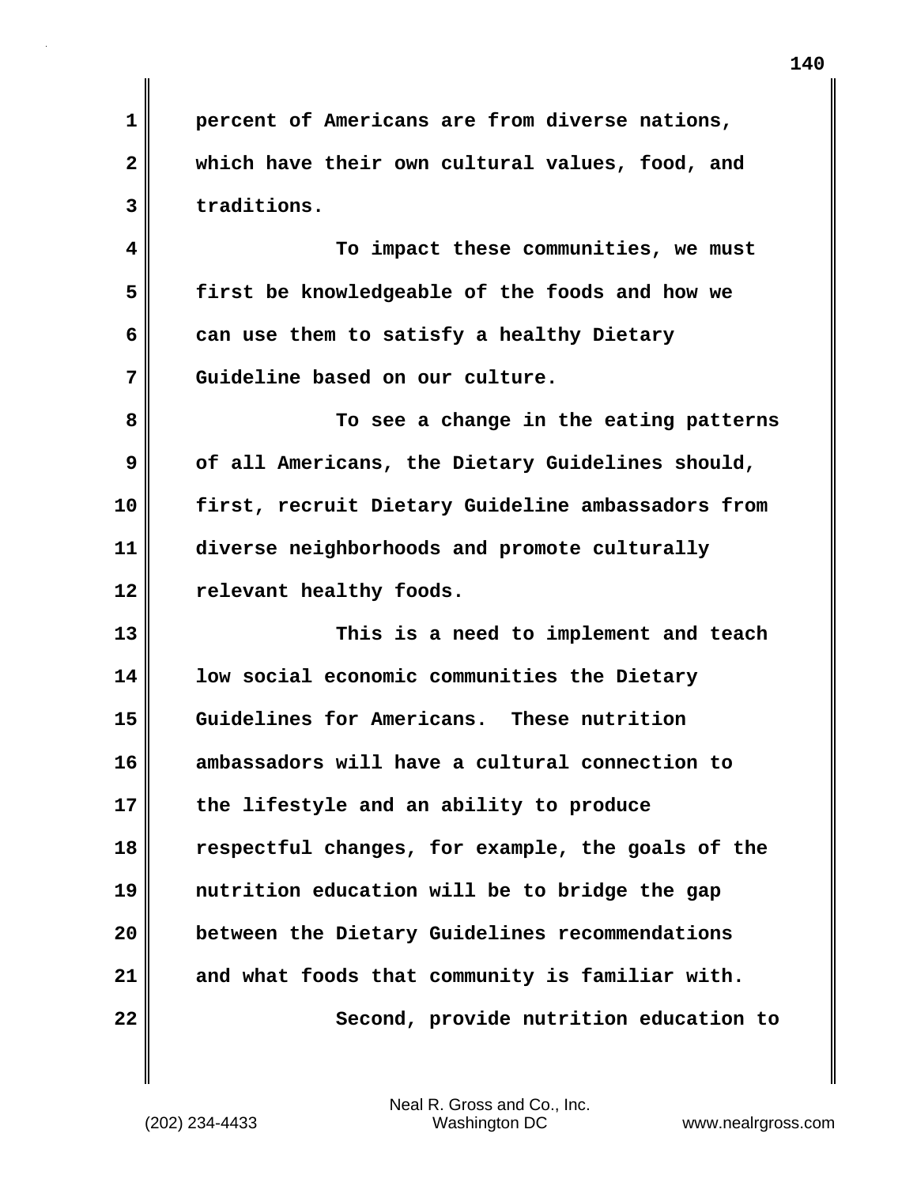percent of Americans are from diverse nations, which have their own cultural values, food, and traditions.

To impact these communities, we must first be knowledgeable of the foods and how we can use them to satisfy a healthy Dietary Guideline based on our culture.

To see a change in the eating patterns of all Americans, the Dietary Guidelines should, first, recruit Dietary Guideline ambassadors from diverse neighborhoods and promote culturally relevant healthy foods.

This is a need to implement and teach low social economic communities the Dietary Guidelines for Americans. These nutrition ambassadors will have a cultural connection to the lifestyle and an ability to produce respectful changes, for example, the goals of the nutrition education will be to bridge the gap between the Dietary Guidelines recommendations and what foods that community is familiar with.

Second, provide nutrition education to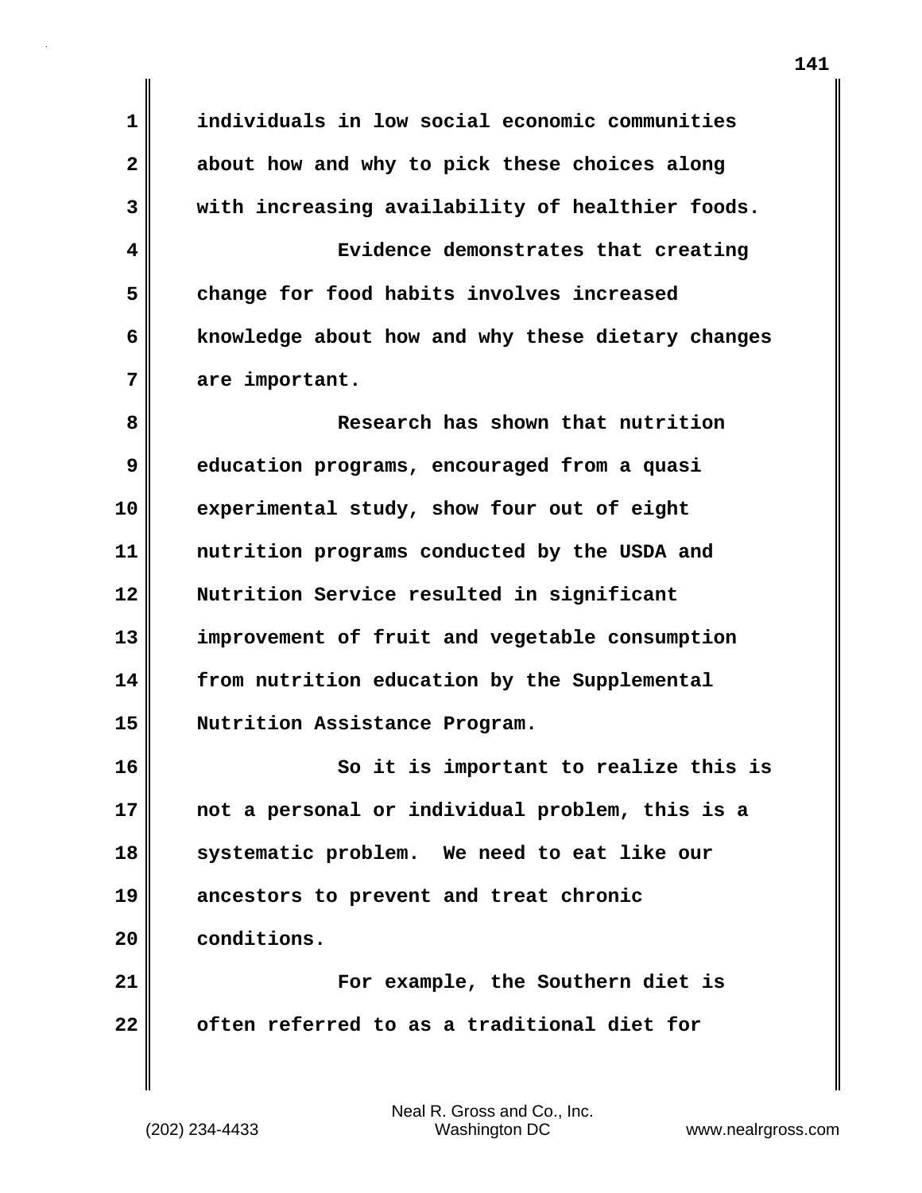individuals in low social economic communities about how and why to pick these choices along with increasing availability of healthier foods.

Evidence demonstrates that creating change for food habits involves increased knowledge about how and why these dietary changes are important.

Research has shown that nutrition education programs, encouraged from a quasi experimental study, show four out of eight nutrition programs conducted by the USDA and Nutrition Service resulted in significant improvement of fruit and vegetable consumption from nutrition education by the Supplemental Nutrition Assistance Program.

So it is important to realize this is not a personal or individual problem, this is a systematic problem. We need to eat like our ancestors to prevent and treat chronic conditions.

For example, the Southern diet is often referred to as a traditional diet for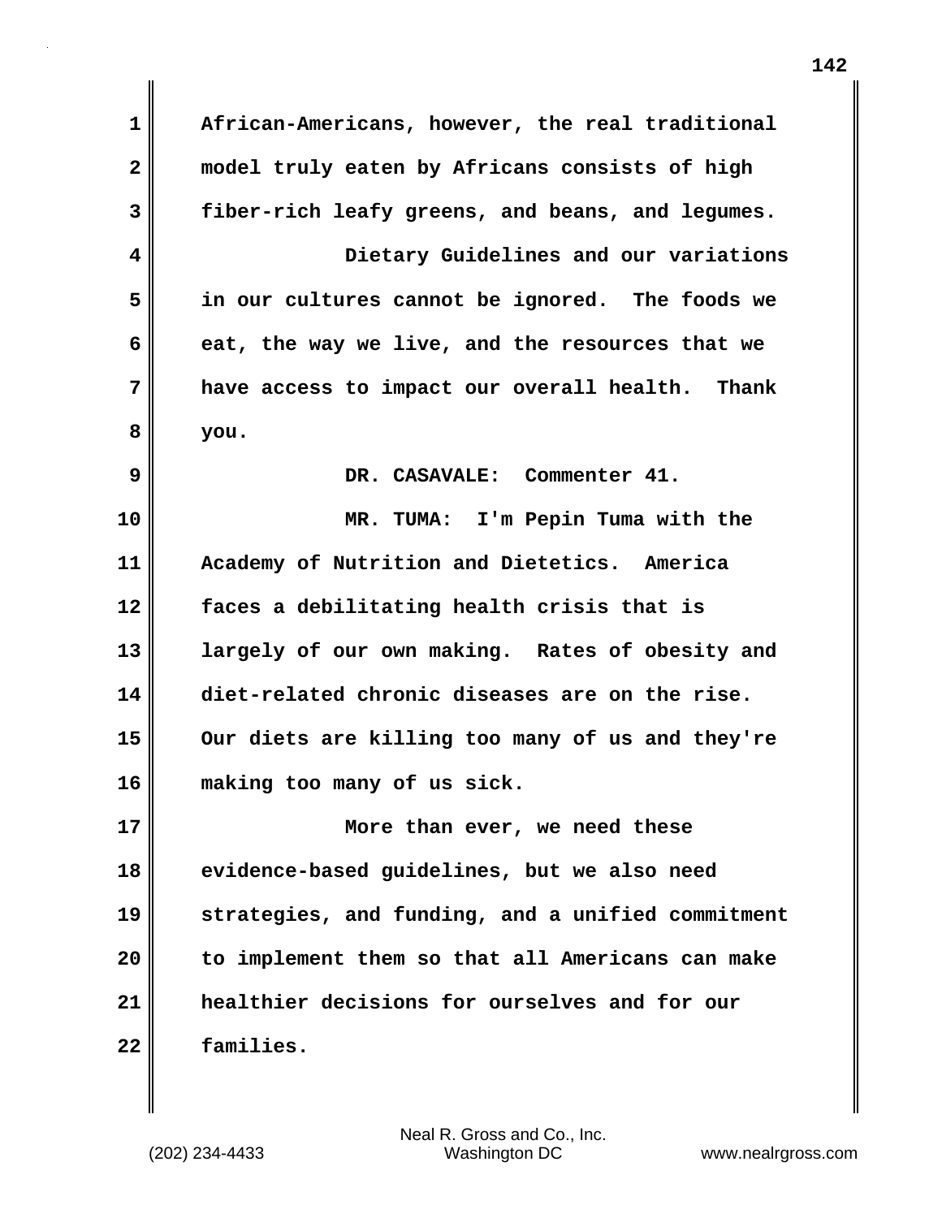African-Americans, however, the real traditional model truly eaten by Africans consists of high fiber-rich leafy greens, and beans, and legumes.

Dietary Guidelines and our variations in our cultures cannot be ignored. The foods we eat, the way we live, and the resources that we have access to impact our overall health. Thank you.

DR. CASAVALE: Commenter 41.

MR. TUMA: I'm Pepin Tuma with the Academy of Nutrition and Dietetics. America faces a debilitating health crisis that is largely of our own making. Rates of obesity and diet-related chronic diseases are on the rise. Our diets are killing too many of us and they're making too many of us sick.

More than ever, we need these evidence-based guidelines, but we also need strategies, and funding, and a unified commitment to implement them so that all Americans can make healthier decisions for ourselves and for our families.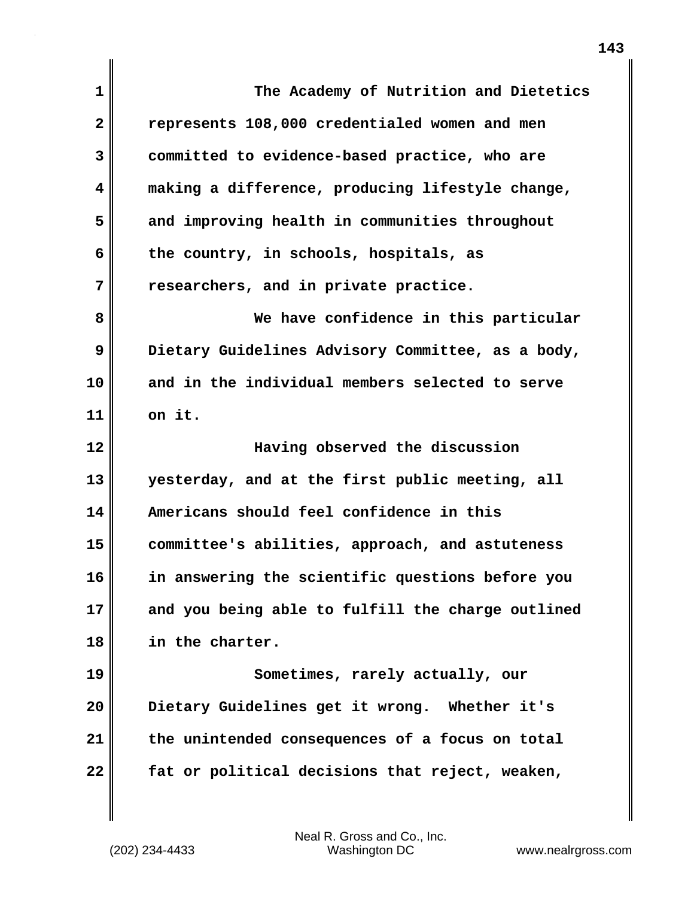The Academy of Nutrition and Dietetics represents 108,000 credentialed women and men committed to evidence-based practice, who are making a difference, producing lifestyle change, and improving health in communities throughout the country, in schools, hospitals, as researchers, and in private practice.

We have confidence in this particular Dietary Guidelines Advisory Committee, as a body, and in the individual members selected to serve on it.

Having observed the discussion yesterday, and at the first public meeting, all Americans should feel confidence in this committee's abilities, approach, and astuteness in answering the scientific questions before you and you being able to fulfill the charge outlined in the charter.

Sometimes, rarely actually, our Dietary Guidelines get it wrong. Whether it's the unintended consequences of a focus on total fat or political decisions that reject, weaken,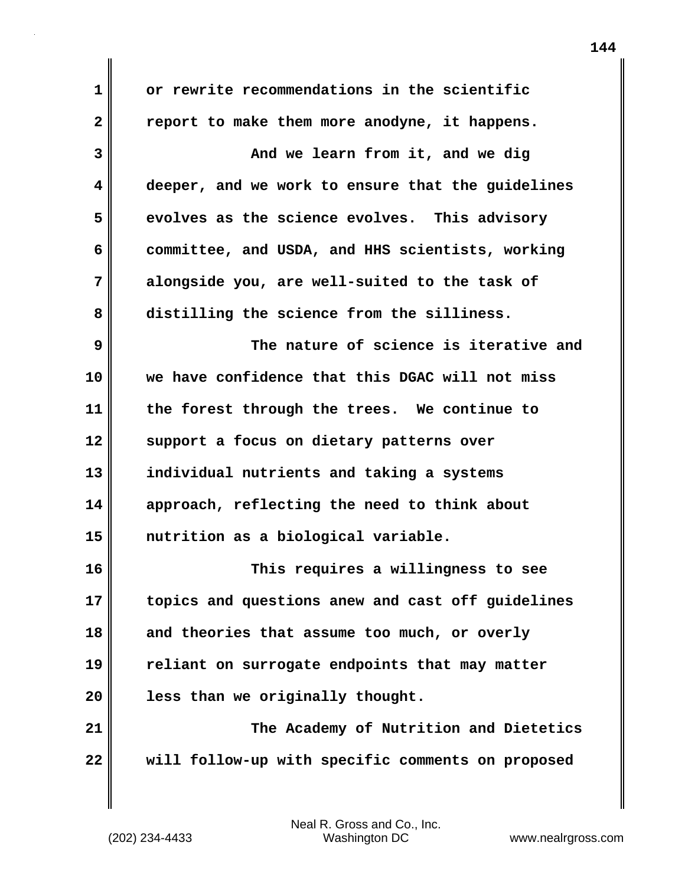or rewrite recommendations in the scientific report to make them more anodyne, it happens.

And we learn from it, and we dig deeper, and we work to ensure that the guidelines evolves as the science evolves. This advisory committee, and USDA, and HHS scientists, working alongside you, are well-suited to the task of distilling the science from the silliness.

The nature of science is iterative and we have confidence that this DGAC will not miss the forest through the trees. We continue to support a focus on dietary patterns over individual nutrients and taking a systems approach, reflecting the need to think about nutrition as a biological variable.

This requires a willingness to see topics and questions anew and cast off guidelines and theories that assume too much, or overly reliant on surrogate endpoints that may matter less than we originally thought.

The Academy of Nutrition and Dietetics will follow-up with specific comments on proposed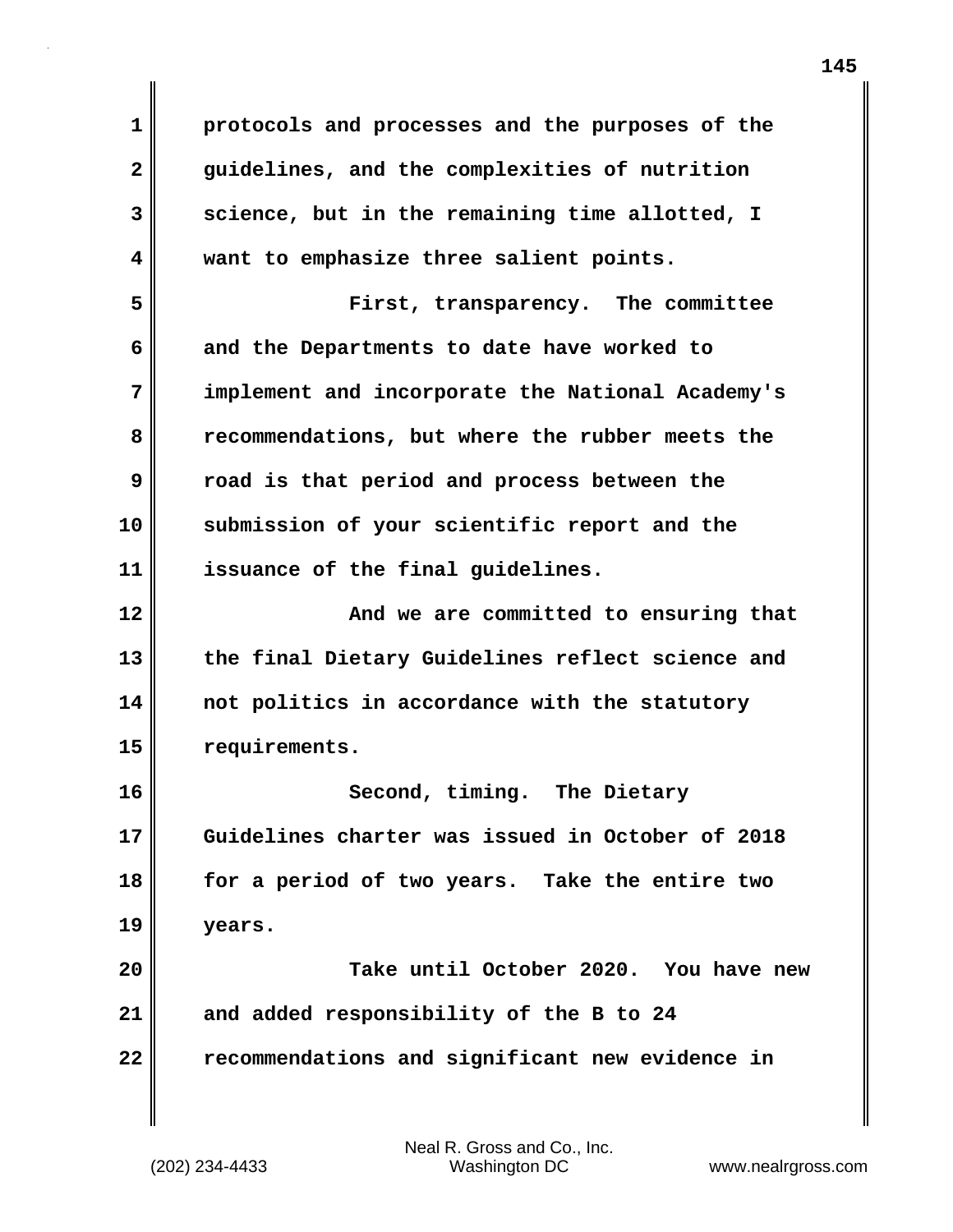protocols and processes and the purposes of the guidelines, and the complexities of nutrition science, but in the remaining time allotted, I want to emphasize three salient points.

First, transparency. The committee and the Departments to date have worked to implement and incorporate the National Academy's recommendations, but where the rubber meets the road is that period and process between the submission of your scientific report and the issuance of the final guidelines.

And we are committed to ensuring that the final Dietary Guidelines reflect science and not politics in accordance with the statutory requirements.

Second, timing. The Dietary Guidelines charter was issued in October of 2018 for a period of two years. Take the entire two years.

Take until October 2020. You have new and added responsibility of the B to 24 recommendations and significant new evidence in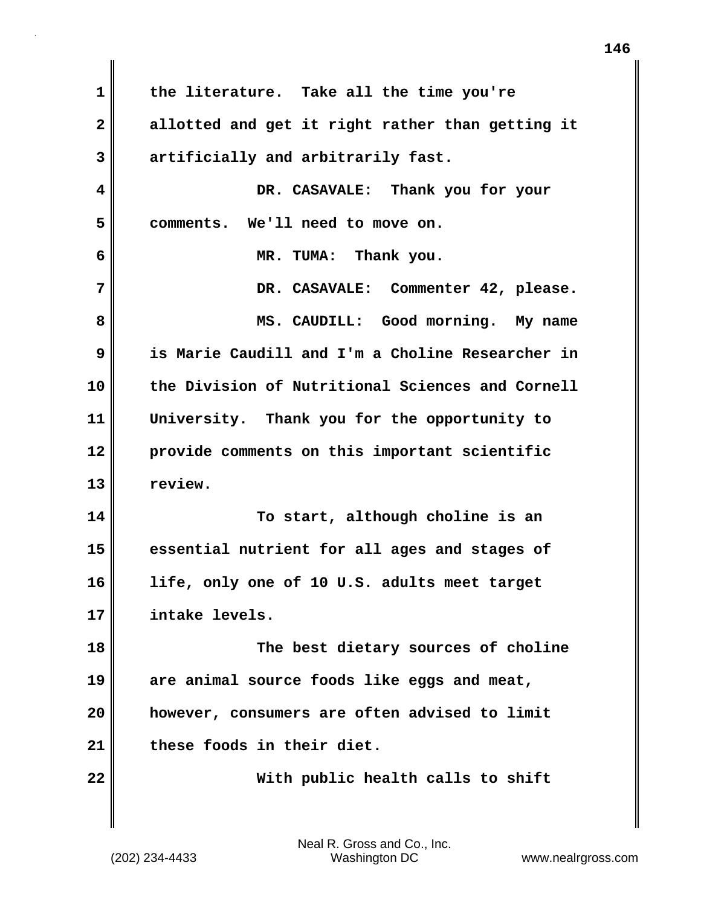the literature. Take all the time you're allotted and get it right rather than getting it artificially and arbitrarily fast.

DR. CASAVALE: Thank you for your comments. We'll need to move on.

MR. TUMA: Thank you.

DR. CASAVALE: Commenter 42, please.

MS. CAUDILL: Good morning. My name is Marie Caudill and I'm a Choline Researcher in the Division of Nutritional Sciences and Cornell University. Thank you for the opportunity to provide comments on this important scientific review.

To start, although choline is an essential nutrient for all ages and stages of life, only one of 10 U.S. adults meet target intake levels.

The best dietary sources of choline are animal source foods like eggs and meat, however, consumers are often advised to limit these foods in their diet.

With public health calls to shift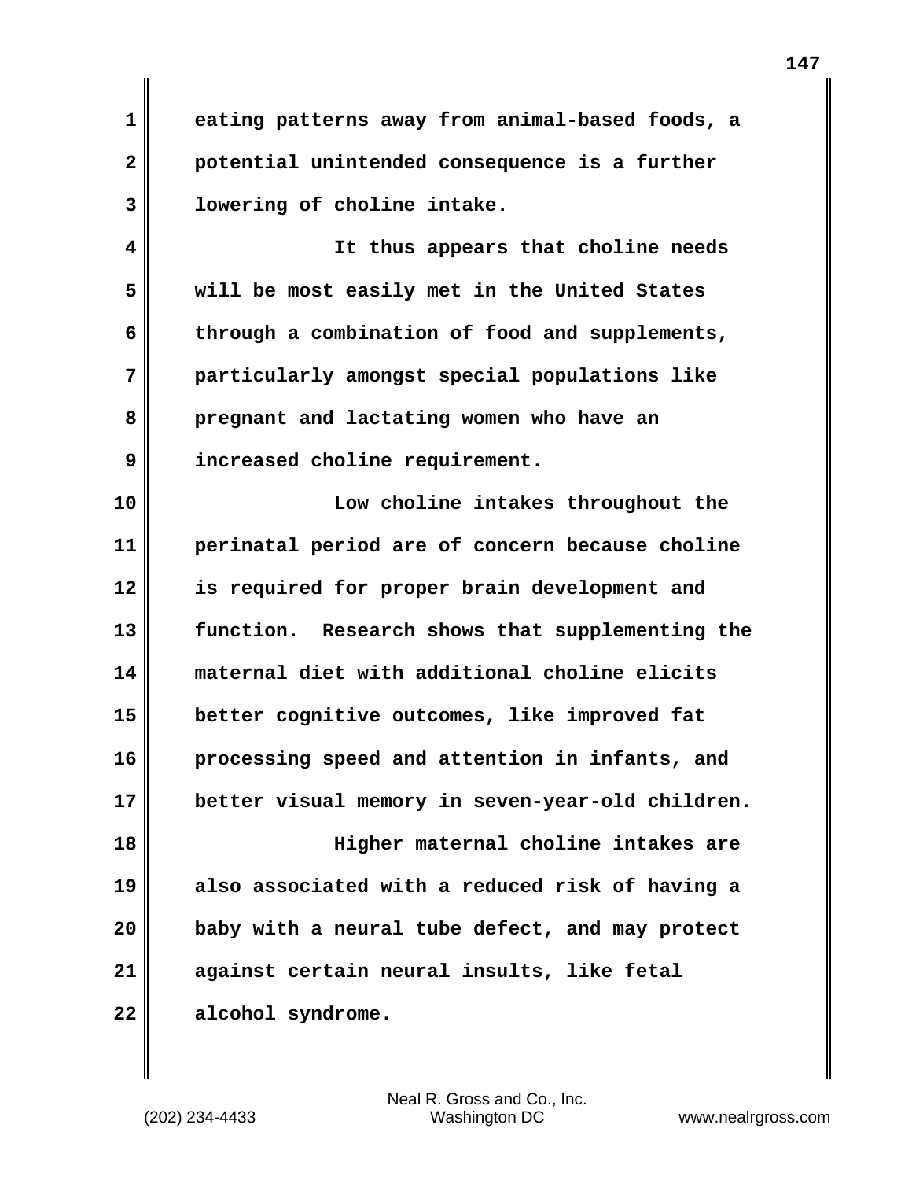eating patterns away from animal-based foods, a potential unintended consequence is a further lowering of choline intake.

It thus appears that choline needs will be most easily met in the United States through a combination of food and supplements, particularly amongst special populations like pregnant and lactating women who have an increased choline requirement.

Low choline intakes throughout the perinatal period are of concern because choline is required for proper brain development and function. Research shows that supplementing the maternal diet with additional choline elicits better cognitive outcomes, like improved fat processing speed and attention in infants, and better visual memory in seven-year-old children.

Higher maternal choline intakes are also associated with a reduced risk of having a baby with a neural tube defect, and may protect against certain neural insults, like fetal alcohol syndrome.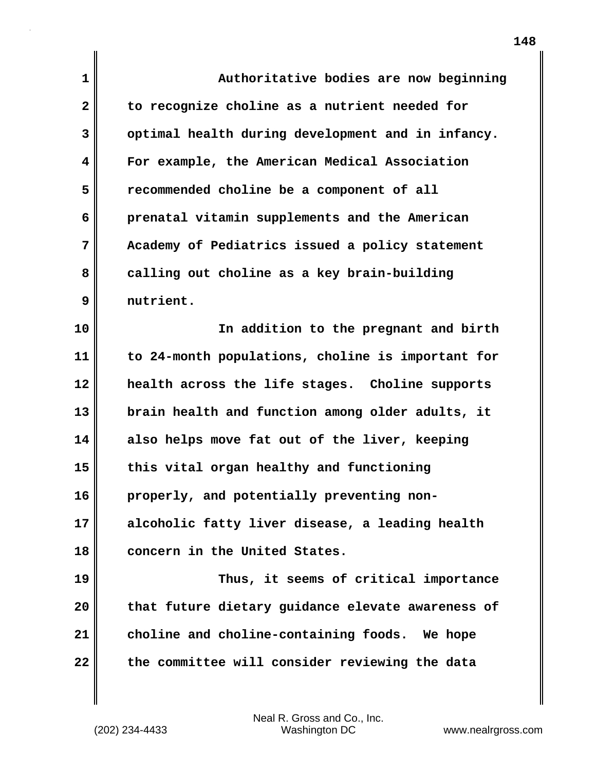Authoritative bodies are now beginning to recognize choline as a nutrient needed for optimal health during development and in infancy. For example, the American Medical Association recommended choline be a component of all prenatal vitamin supplements and the American Academy of Pediatrics issued a policy statement calling out choline as a key brain-building nutrient.

In addition to the pregnant and birth to 24-month populations, choline is important for health across the life stages. Choline supports brain health and function among older adults, it also helps move fat out of the liver, keeping this vital organ healthy and functioning properly, and potentially preventing non-alcoholic fatty liver disease, a leading health concern in the United States.

Thus, it seems of critical importance that future dietary guidance elevate awareness of choline and choline-containing foods. We hope the committee will consider reviewing the data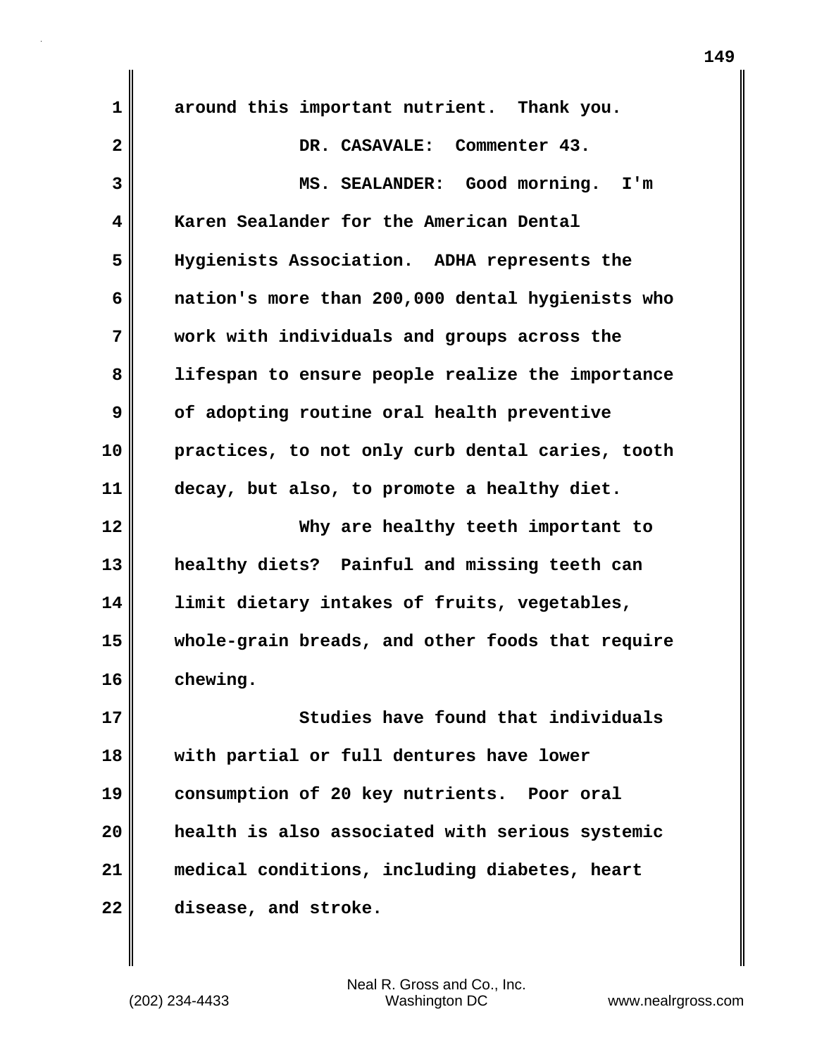around this important nutrient. Thank you.

DR. CASAVALE: Commenter 43.

MS. SEALANDER: Good morning. I'm Karen Sealander for the American Dental Hygienists Association. ADHA represents the nation's more than 200,000 dental hygienists who work with individuals and groups across the lifespan to ensure people realize the importance of adopting routine oral health preventive practices, to not only curb dental caries, tooth decay, but also, to promote a healthy diet.

Why are healthy teeth important to healthy diets? Painful and missing teeth can limit dietary intakes of fruits, vegetables, whole-grain breads, and other foods that require chewing.

Studies have found that individuals with partial or full dentures have lower consumption of 20 key nutrients. Poor oral health is also associated with serious systemic medical conditions, including diabetes, heart disease, and stroke.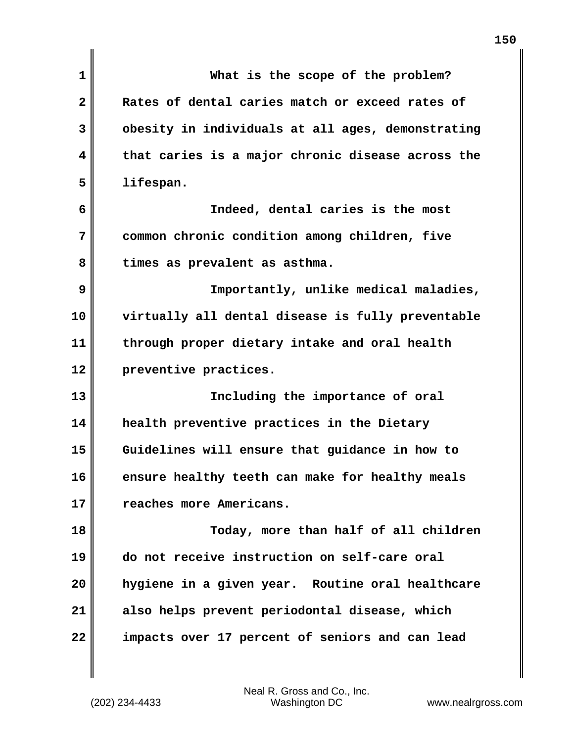What is the scope of the problem? Rates of dental caries match or exceed rates of obesity in individuals at all ages, demonstrating that caries is a major chronic disease across the lifespan.

Indeed, dental caries is the most common chronic condition among children, five times as prevalent as asthma.

Importantly, unlike medical maladies, virtually all dental disease is fully preventable through proper dietary intake and oral health preventive practices.

Including the importance of oral health preventive practices in the Dietary Guidelines will ensure that guidance in how to ensure healthy teeth can make for healthy meals reaches more Americans.

Today, more than half of all children do not receive instruction on self-care oral hygiene in a given year. Routine oral healthcare also helps prevent periodontal disease, which impacts over 17 percent of seniors and can lead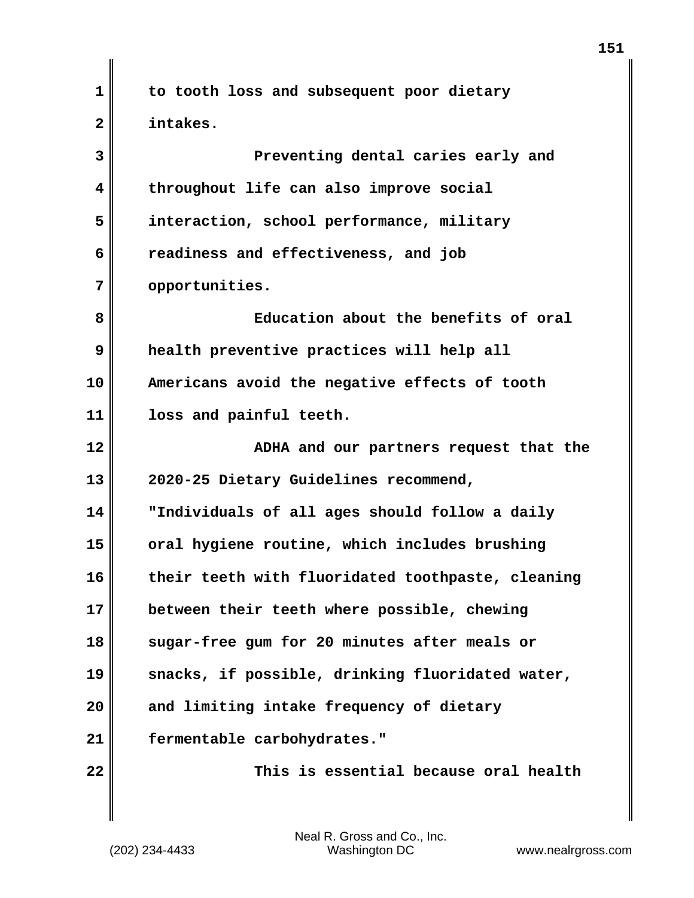to tooth loss and subsequent poor dietary intakes.

Preventing dental caries early and throughout life can also improve social interaction, school performance, military readiness and effectiveness, and job opportunities.

Education about the benefits of oral health preventive practices will help all Americans avoid the negative effects of tooth loss and painful teeth.

ADHA and our partners request that the 2020-25 Dietary Guidelines recommend, "Individuals of all ages should follow a daily oral hygiene routine, which includes brushing their teeth with fluoridated toothpaste, cleaning between their teeth where possible, chewing sugar-free gum for 20 minutes after meals or snacks, if possible, drinking fluoridated water, and limiting intake frequency of dietary fermentable carbohydrates."

This is essential because oral health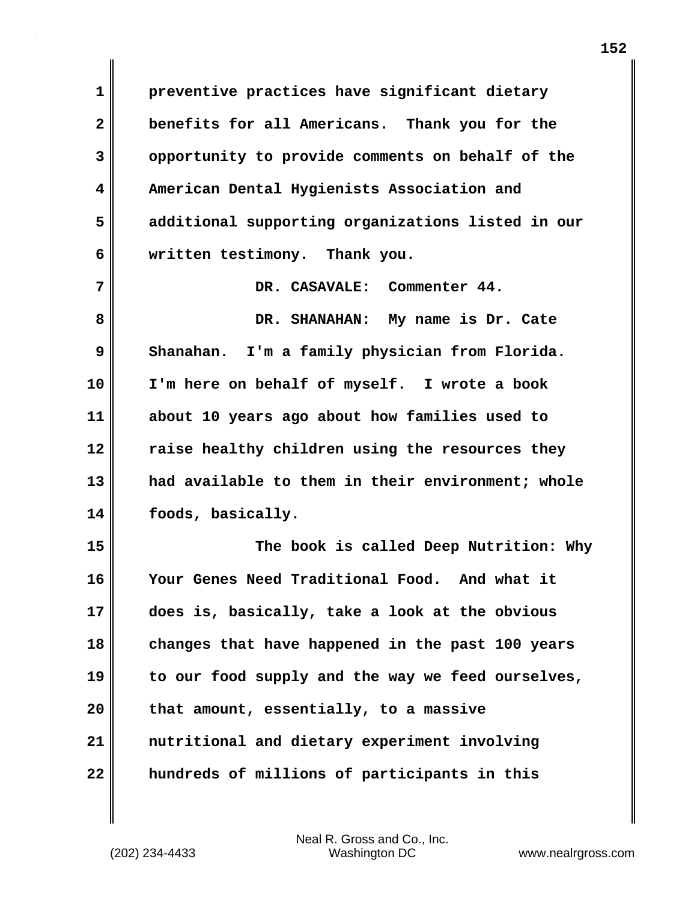preventive practices have significant dietary benefits for all Americans. Thank you for the opportunity to provide comments on behalf of the American Dental Hygienists Association and additional supporting organizations listed in our written testimony. Thank you.

DR. CASAVALE: Commenter 44.

DR. SHANAHAN: My name is Dr. Cate Shanahan. I'm a family physician from Florida. I'm here on behalf of myself. I wrote a book about 10 years ago about how families used to raise healthy children using the resources they had available to them in their environment; whole foods, basically.

The book is called Deep Nutrition: Why Your Genes Need Traditional Food. And what it does is, basically, take a look at the obvious changes that have happened in the past 100 years to our food supply and the way we feed ourselves, that amount, essentially, to a massive nutritional and dietary experiment involving hundreds of millions of participants in this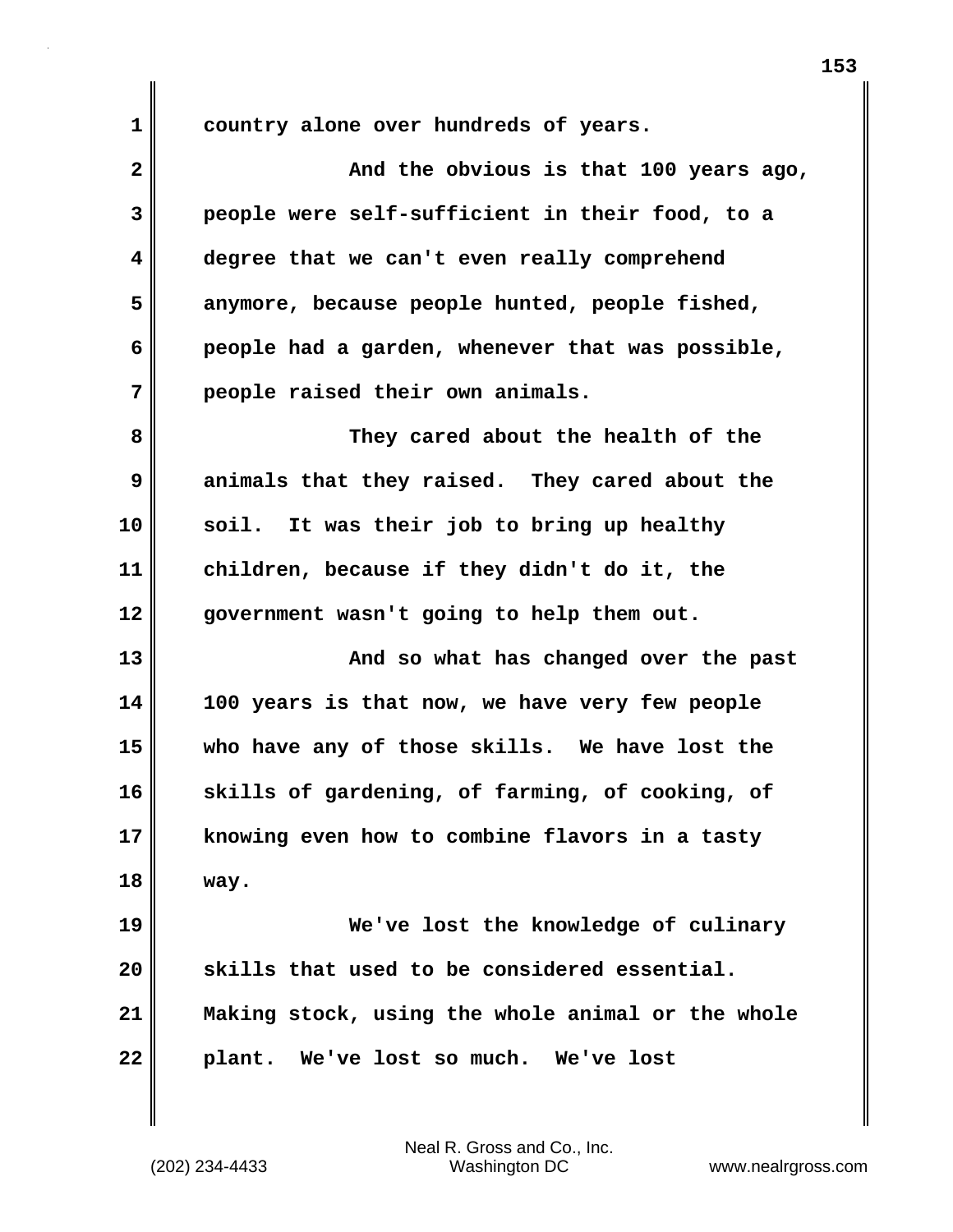country alone over hundreds of years.

And the obvious is that 100 years ago, people were self-sufficient in their food, to a degree that we can't even really comprehend anymore, because people hunted, people fished, people had a garden, whenever that was possible, people raised their own animals.

They cared about the health of the animals that they raised. They cared about the soil. It was their job to bring up healthy children, because if they didn't do it, the government wasn't going to help them out.

And so what has changed over the past 100 years is that now, we have very few people who have any of those skills. We have lost the skills of gardening, of farming, of cooking, of knowing even how to combine flavors in a tasty way.

We've lost the knowledge of culinary skills that used to be considered essential. Making stock, using the whole animal or the whole plant. We've lost so much. We've lost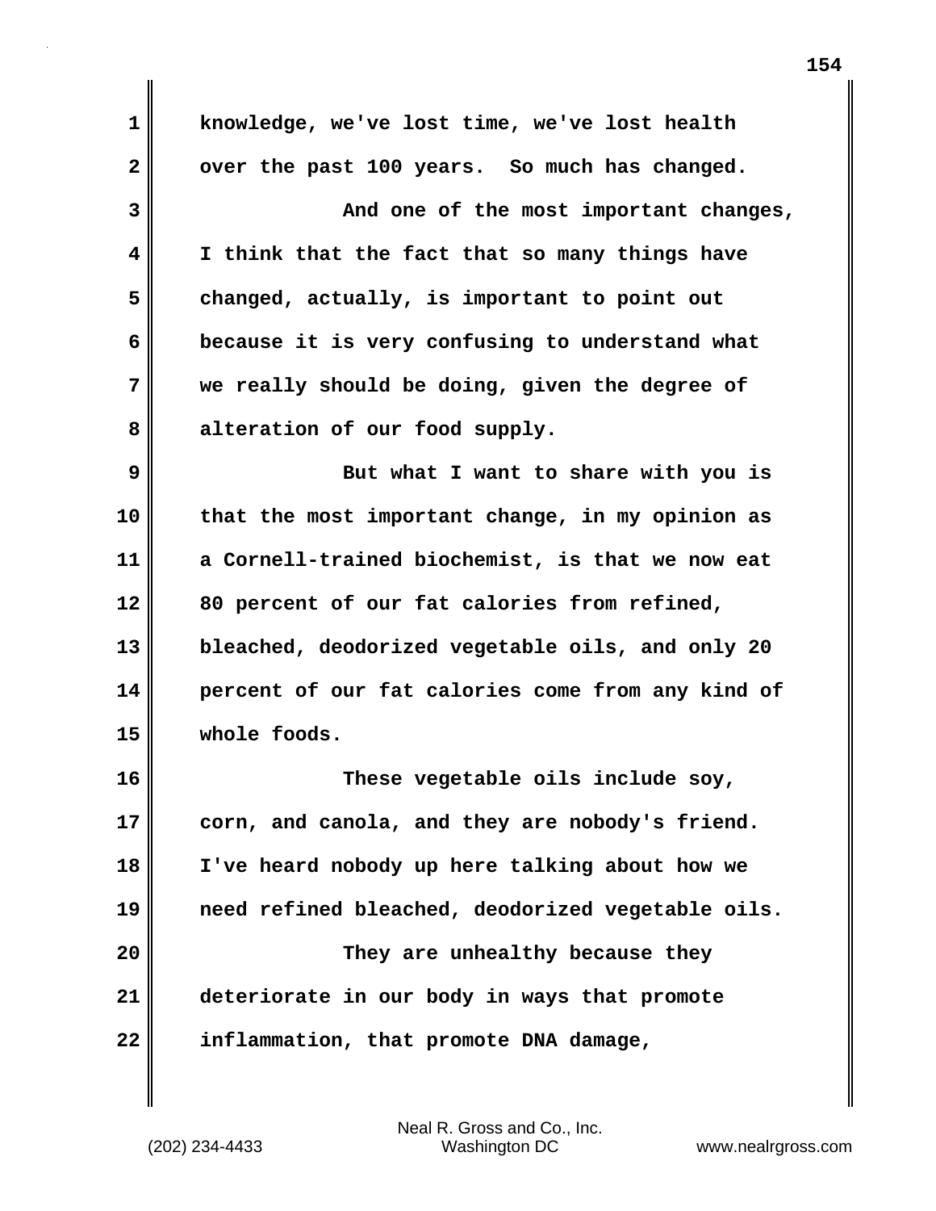knowledge, we've lost time, we've lost health over the past 100 years. So much has changed.

And one of the most important changes, I think that the fact that so many things have changed, actually, is important to point out because it is very confusing to understand what we really should be doing, given the degree of alteration of our food supply.

But what I want to share with you is that the most important change, in my opinion as a Cornell-trained biochemist, is that we now eat 80 percent of our fat calories from refined, bleached, deodorized vegetable oils, and only 20 percent of our fat calories come from any kind of whole foods.

These vegetable oils include soy, corn, and canola, and they are nobody's friend. I've heard nobody up here talking about how we need refined bleached, deodorized vegetable oils.

They are unhealthy because they deteriorate in our body in ways that promote inflammation, that promote DNA damage,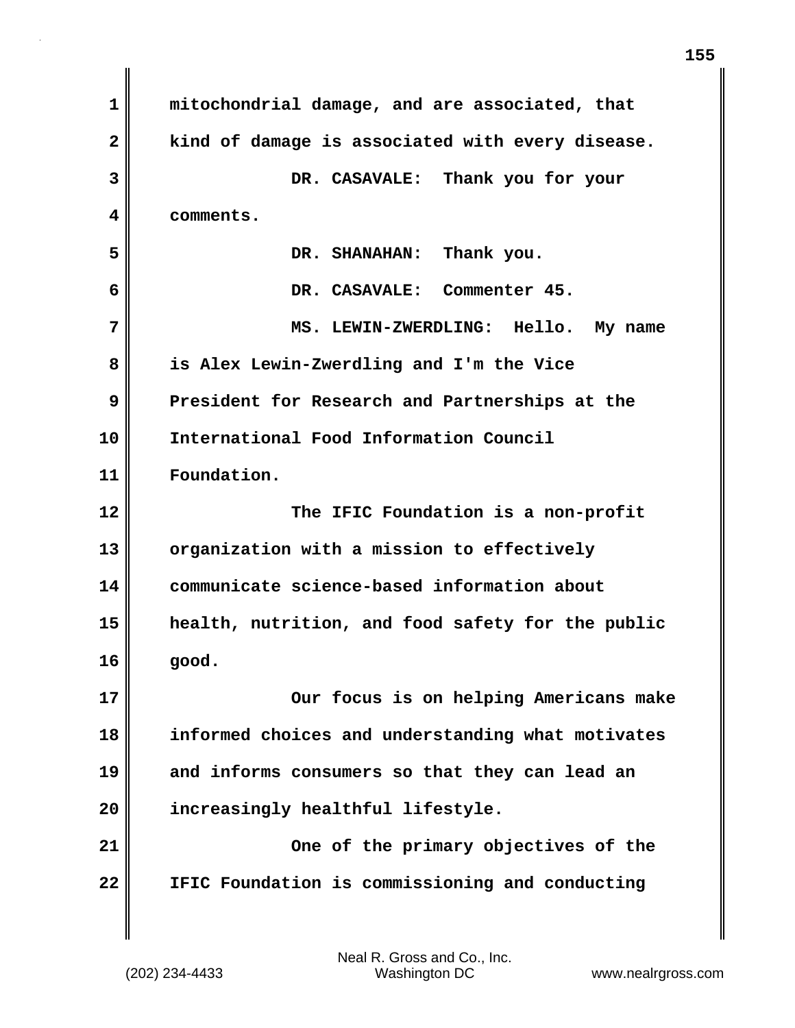mitochondrial damage, and are associated, that kind of damage is associated with every disease.

DR. CASAVALE: Thank you for your comments.

DR. SHANAHAN: Thank you.

DR. CASAVALE: Commenter 45.

MS. LEWIN-ZWERDLING: Hello. My name is Alex Lewin-Zwerdling and I'm the Vice President for Research and Partnerships at the International Food Information Council Foundation.

The IFIC Foundation is a non-profit organization with a mission to effectively communicate science-based information about health, nutrition, and food safety for the public good.

Our focus is on helping Americans make informed choices and understanding what motivates and informs consumers so that they can lead an increasingly healthful lifestyle.

One of the primary objectives of the IFIC Foundation is commissioning and conducting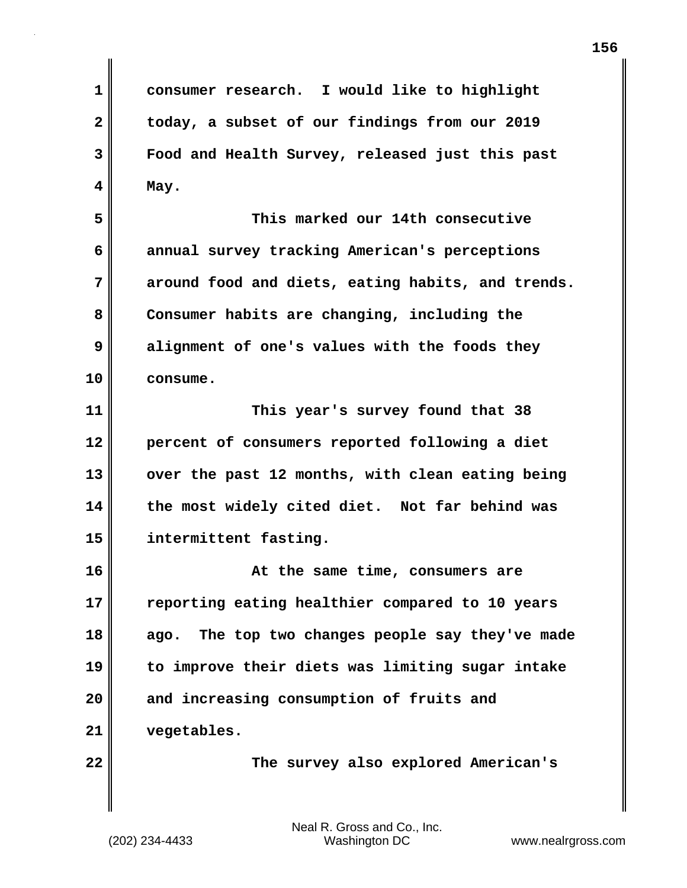consumer research. I would like to highlight today, a subset of our findings from our 2019 Food and Health Survey, released just this past May.

This marked our 14th consecutive annual survey tracking American's perceptions around food and diets, eating habits, and trends. Consumer habits are changing, including the alignment of one's values with the foods they consume.

This year's survey found that 38 percent of consumers reported following a diet over the past 12 months, with clean eating being the most widely cited diet. Not far behind was intermittent fasting.

At the same time, consumers are reporting eating healthier compared to 10 years ago. The top two changes people say they've made to improve their diets was limiting sugar intake and increasing consumption of fruits and vegetables.

The survey also explored American's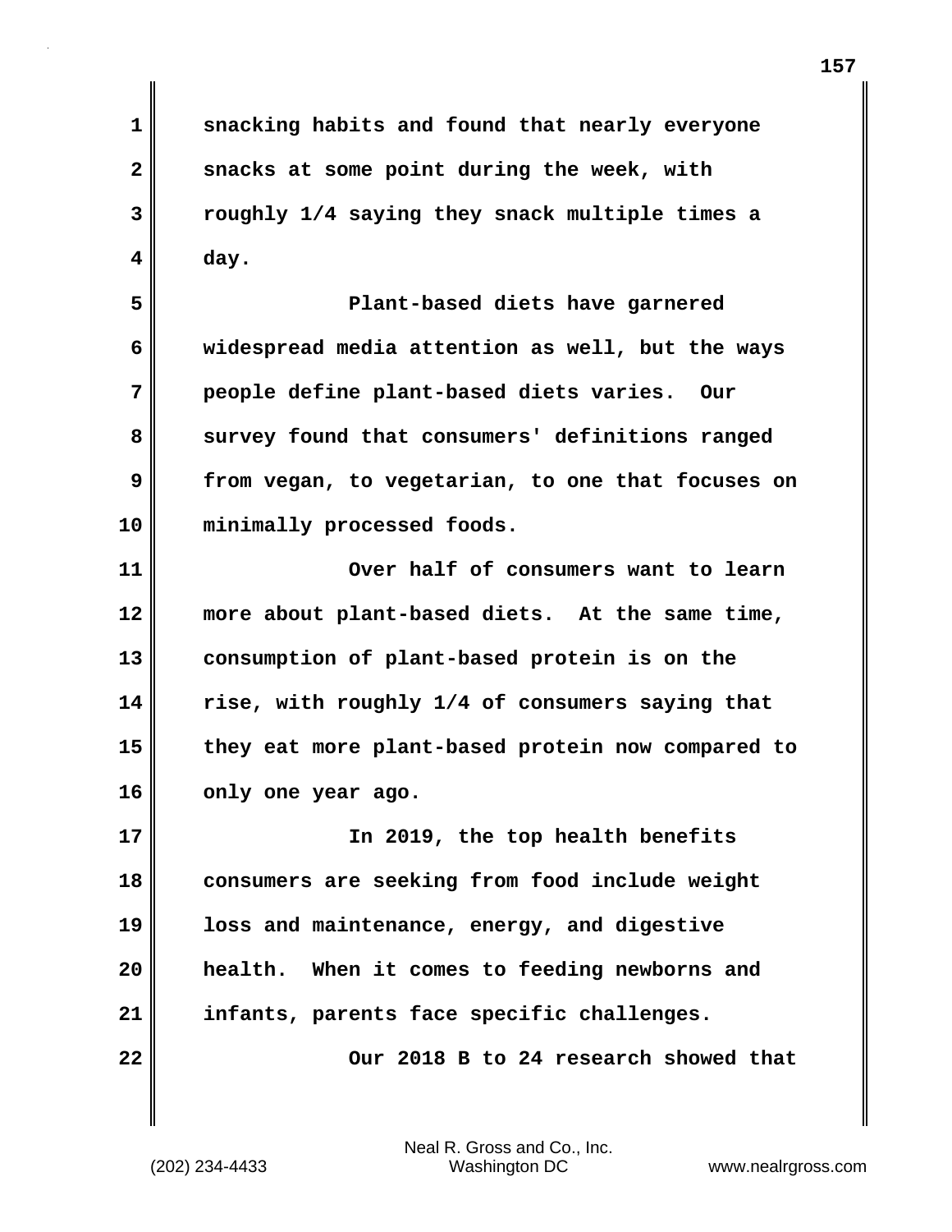snacking habits and found that nearly everyone snacks at some point during the week, with roughly 1/4 saying they snack multiple times a day.

Plant-based diets have garnered widespread media attention as well, but the ways people define plant-based diets varies. Our survey found that consumers' definitions ranged from vegan, to vegetarian, to one that focuses on minimally processed foods.

Over half of consumers want to learn more about plant-based diets. At the same time, consumption of plant-based protein is on the rise, with roughly 1/4 of consumers saying that they eat more plant-based protein now compared to only one year ago.

In 2019, the top health benefits consumers are seeking from food include weight loss and maintenance, energy, and digestive health. When it comes to feeding newborns and infants, parents face specific challenges.

Our 2018 B to 24 research showed that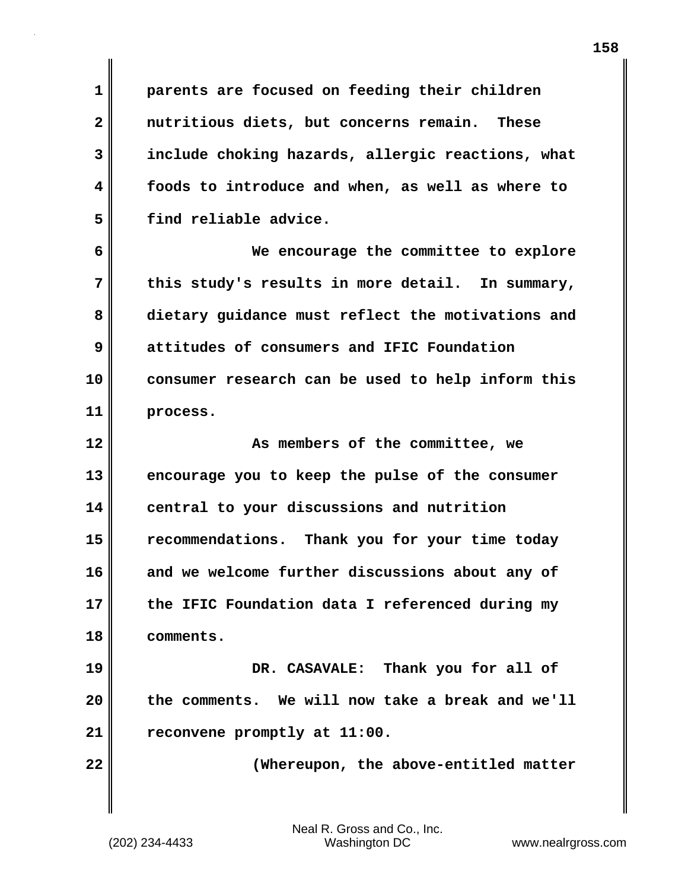parents are focused on feeding their children nutritious diets, but concerns remain. These include choking hazards, allergic reactions, what foods to introduce and when, as well as where to find reliable advice.

We encourage the committee to explore this study's results in more detail. In summary, dietary guidance must reflect the motivations and attitudes of consumers and IFIC Foundation consumer research can be used to help inform this process.

As members of the committee, we encourage you to keep the pulse of the consumer central to your discussions and nutrition recommendations. Thank you for your time today and we welcome further discussions about any of the IFIC Foundation data I referenced during my comments.

DR. CASAVALE: Thank you for all of the comments. We will now take a break and we'll reconvene promptly at 11:00.

(Whereupon, the above-entitled matter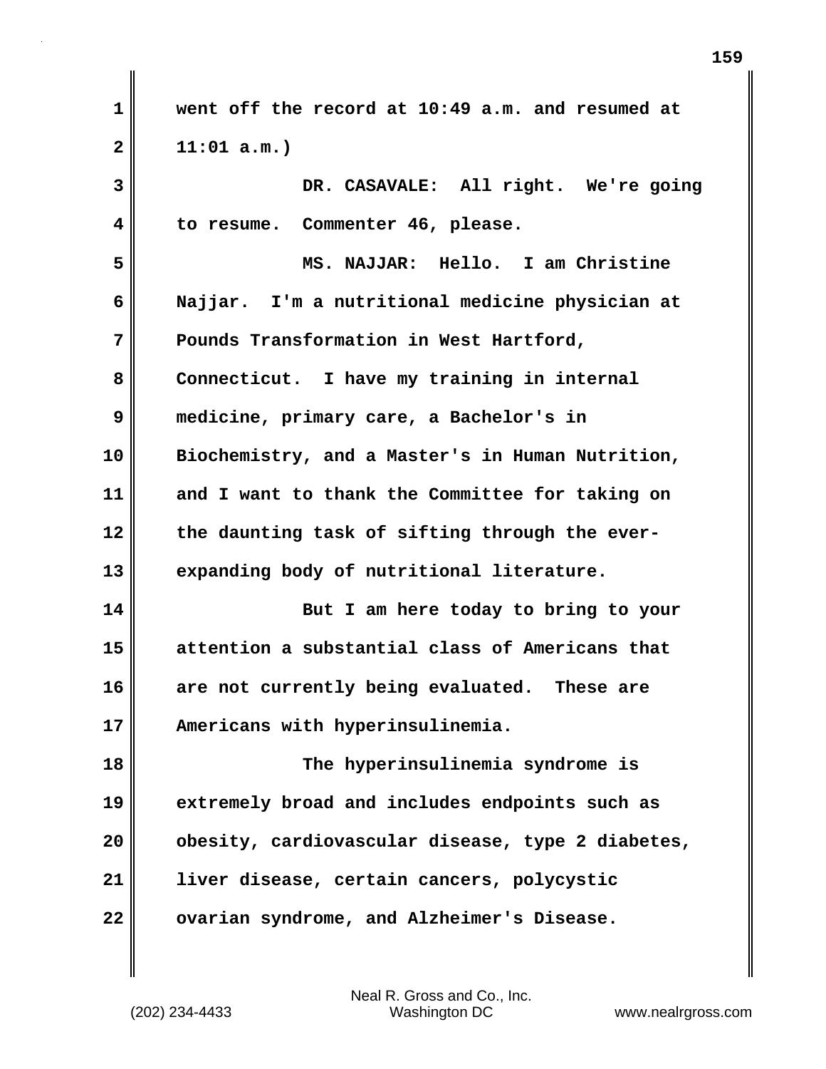went off the record at 10:49 a.m. and resumed at 11:01 a.m.)

DR. CASAVALE: All right. We're going to resume. Commenter 46, please.

MS. NAJJAR: Hello. I am Christine Najjar. I'm a nutritional medicine physician at Pounds Transformation in West Hartford, Connecticut. I have my training in internal medicine, primary care, a Bachelor's in Biochemistry, and a Master's in Human Nutrition, and I want to thank the Committee for taking on the daunting task of sifting through the ever-expanding body of nutritional literature.

But I am here today to bring to your attention a substantial class of Americans that are not currently being evaluated. These are Americans with hyperinsulinemia.

The hyperinsulinemia syndrome is extremely broad and includes endpoints such as obesity, cardiovascular disease, type 2 diabetes, liver disease, certain cancers, polycystic ovarian syndrome, and Alzheimer's Disease.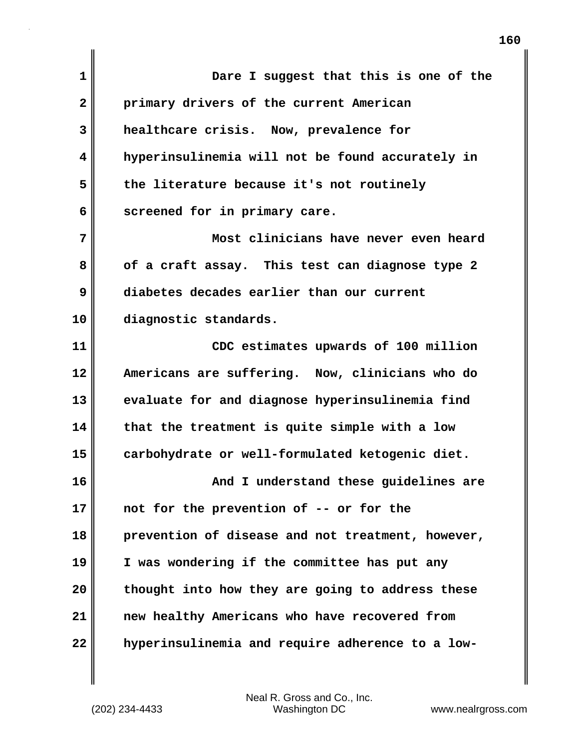Dare I suggest that this is one of the primary drivers of the current American healthcare crisis. Now, prevalence for hyperinsulinemia will not be found accurately in the literature because it's not routinely screened for in primary care.

Most clinicians have never even heard of a craft assay. This test can diagnose type 2 diabetes decades earlier than our current diagnostic standards.

CDC estimates upwards of 100 million Americans are suffering. Now, clinicians who do evaluate for and diagnose hyperinsulinemia find that the treatment is quite simple with a low carbohydrate or well-formulated ketogenic diet.

And I understand these guidelines are not for the prevention of -- or for the prevention of disease and not treatment, however, I was wondering if the committee has put any thought into how they are going to address these new healthy Americans who have recovered from hyperinsulinemia and require adherence to a low-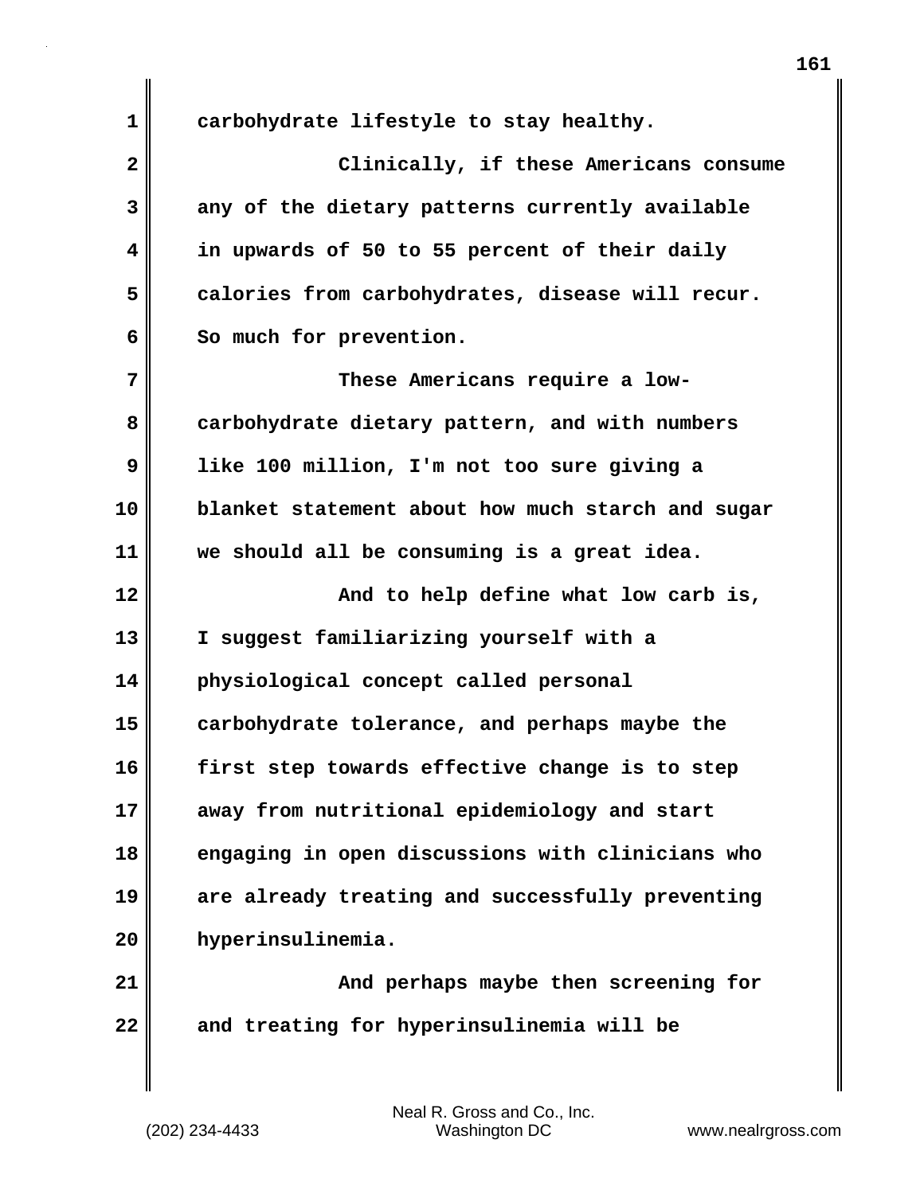carbohydrate lifestyle to stay healthy.

Clinically, if these Americans consume any of the dietary patterns currently available in upwards of 50 to 55 percent of their daily calories from carbohydrates, disease will recur. So much for prevention.

These Americans require a low-carbohydrate dietary pattern, and with numbers like 100 million, I'm not too sure giving a blanket statement about how much starch and sugar we should all be consuming is a great idea.

And to help define what low carb is, I suggest familiarizing yourself with a physiological concept called personal carbohydrate tolerance, and perhaps maybe the first step towards effective change is to step away from nutritional epidemiology and start engaging in open discussions with clinicians who are already treating and successfully preventing hyperinsulinemia.

And perhaps maybe then screening for and treating for hyperinsulinemia will be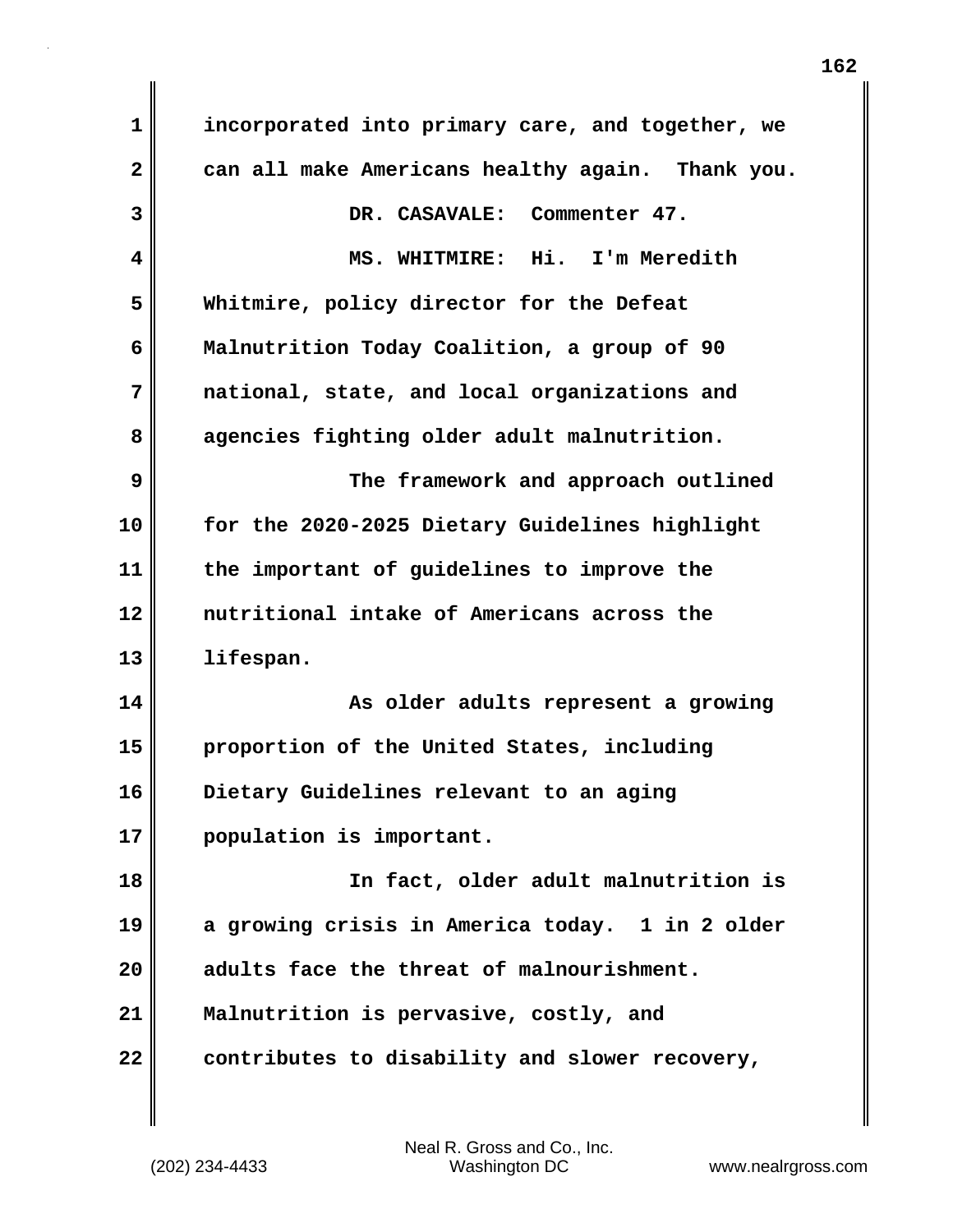incorporated into primary care, and together, we can all make Americans healthy again. Thank you.

DR. CASAVALE: Commenter 47.

MS. WHITMIRE: Hi. I'm Meredith Whitmire, policy director for the Defeat Malnutrition Today Coalition, a group of 90 national, state, and local organizations and agencies fighting older adult malnutrition.

The framework and approach outlined for the 2020-2025 Dietary Guidelines highlight the important of guidelines to improve the nutritional intake of Americans across the lifespan.

As older adults represent a growing proportion of the United States, including Dietary Guidelines relevant to an aging population is important.

In fact, older adult malnutrition is a growing crisis in America today. 1 in 2 older adults face the threat of malnourishment. Malnutrition is pervasive, costly, and contributes to disability and slower recovery,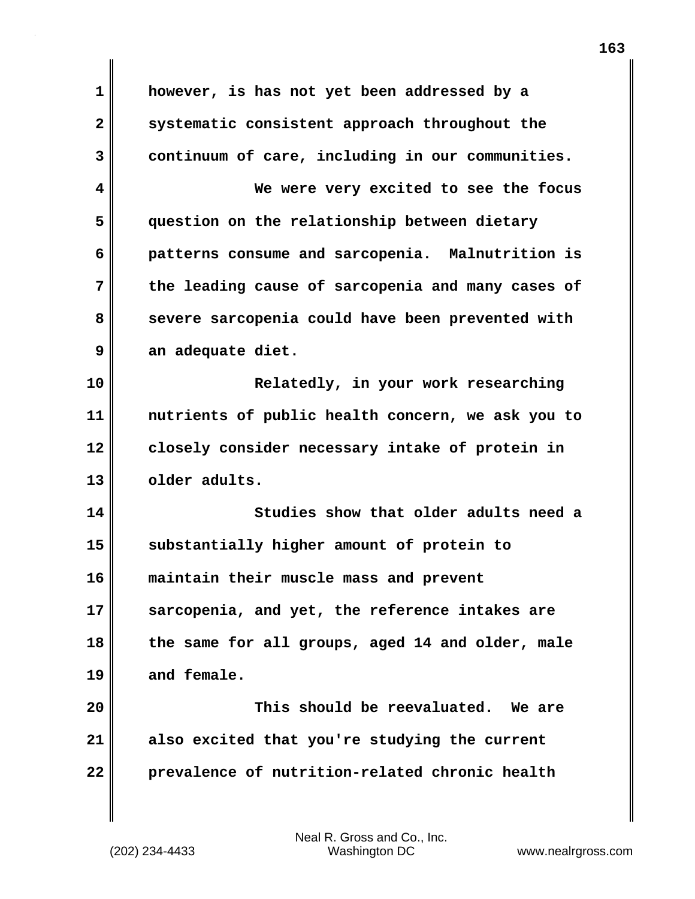however, is has not yet been addressed by a systematic consistent approach throughout the continuum of care, including in our communities.

We were very excited to see the focus question on the relationship between dietary patterns consume and sarcopenia. Malnutrition is the leading cause of sarcopenia and many cases of severe sarcopenia could have been prevented with an adequate diet.

Relatedly, in your work researching nutrients of public health concern, we ask you to closely consider necessary intake of protein in older adults.

Studies show that older adults need a substantially higher amount of protein to maintain their muscle mass and prevent sarcopenia, and yet, the reference intakes are the same for all groups, aged 14 and older, male and female.

This should be reevaluated. We are also excited that you're studying the current prevalence of nutrition-related chronic health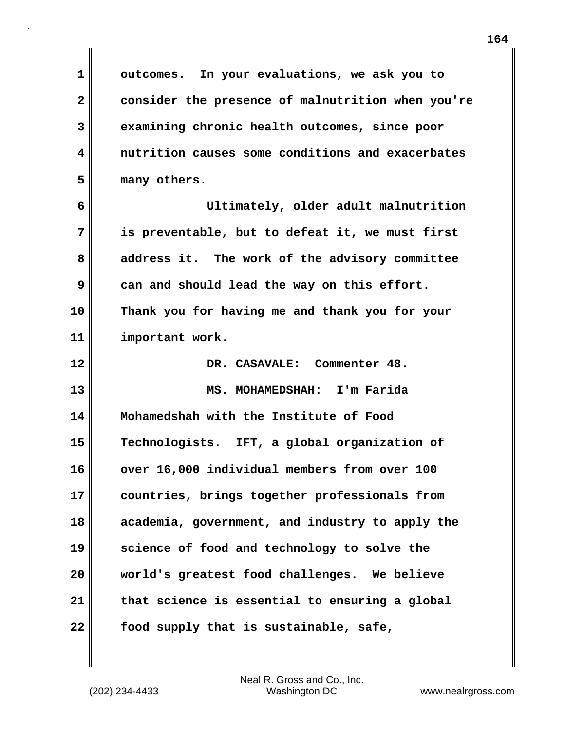outcomes. In your evaluations, we ask you to consider the presence of malnutrition when you're examining chronic health outcomes, since poor nutrition causes some conditions and exacerbates many others.

Ultimately, older adult malnutrition is preventable, but to defeat it, we must first address it. The work of the advisory committee can and should lead the way on this effort. Thank you for having me and thank you for your important work.

DR. CASAVALE: Commenter 48.

MS. MOHAMEDSHAH: I'm Farida Mohamedshah with the Institute of Food Technologists. IFT, a global organization of over 16,000 individual members from over 100 countries, brings together professionals from academia, government, and industry to apply the science of food and technology to solve the world's greatest food challenges. We believe that science is essential to ensuring a global food supply that is sustainable, safe,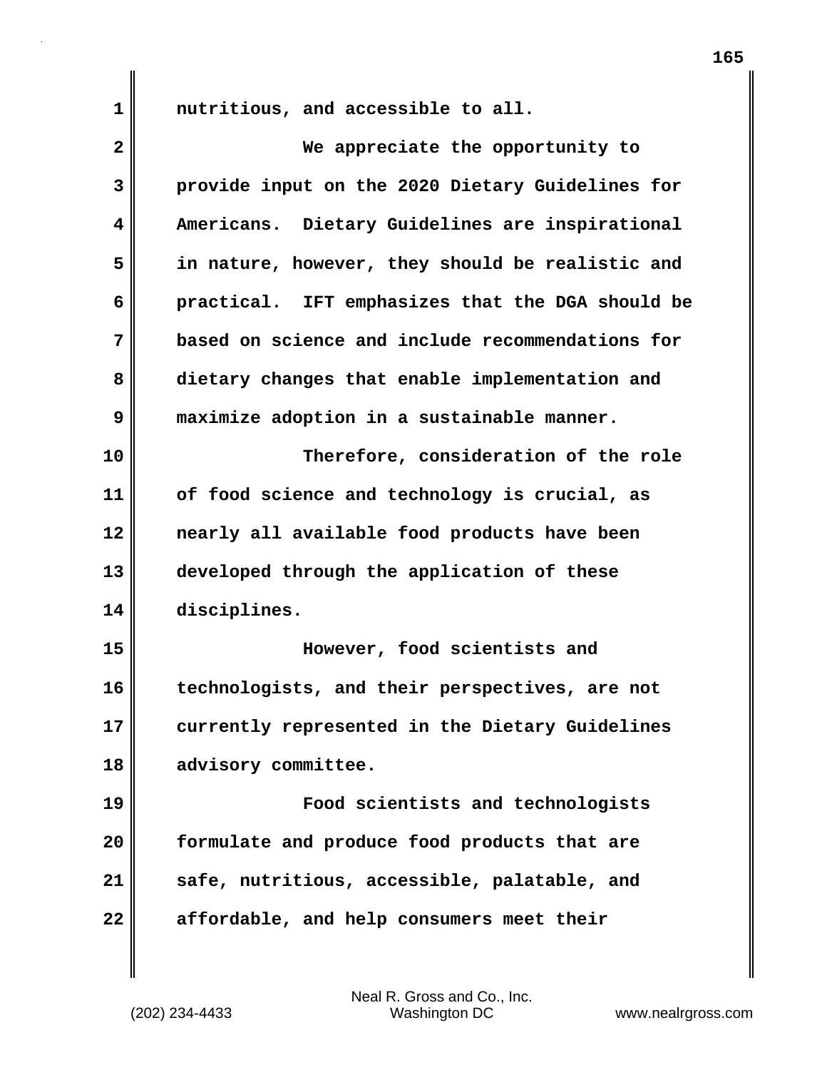nutritious, and accessible to all.

We appreciate the opportunity to provide input on the 2020 Dietary Guidelines for Americans. Dietary Guidelines are inspirational in nature, however, they should be realistic and practical. IFT emphasizes that the DGA should be based on science and include recommendations for dietary changes that enable implementation and maximize adoption in a sustainable manner.

Therefore, consideration of the role of food science and technology is crucial, as nearly all available food products have been developed through the application of these disciplines.

However, food scientists and technologists, and their perspectives, are not currently represented in the Dietary Guidelines advisory committee.

Food scientists and technologists formulate and produce food products that are safe, nutritious, accessible, palatable, and affordable, and help consumers meet their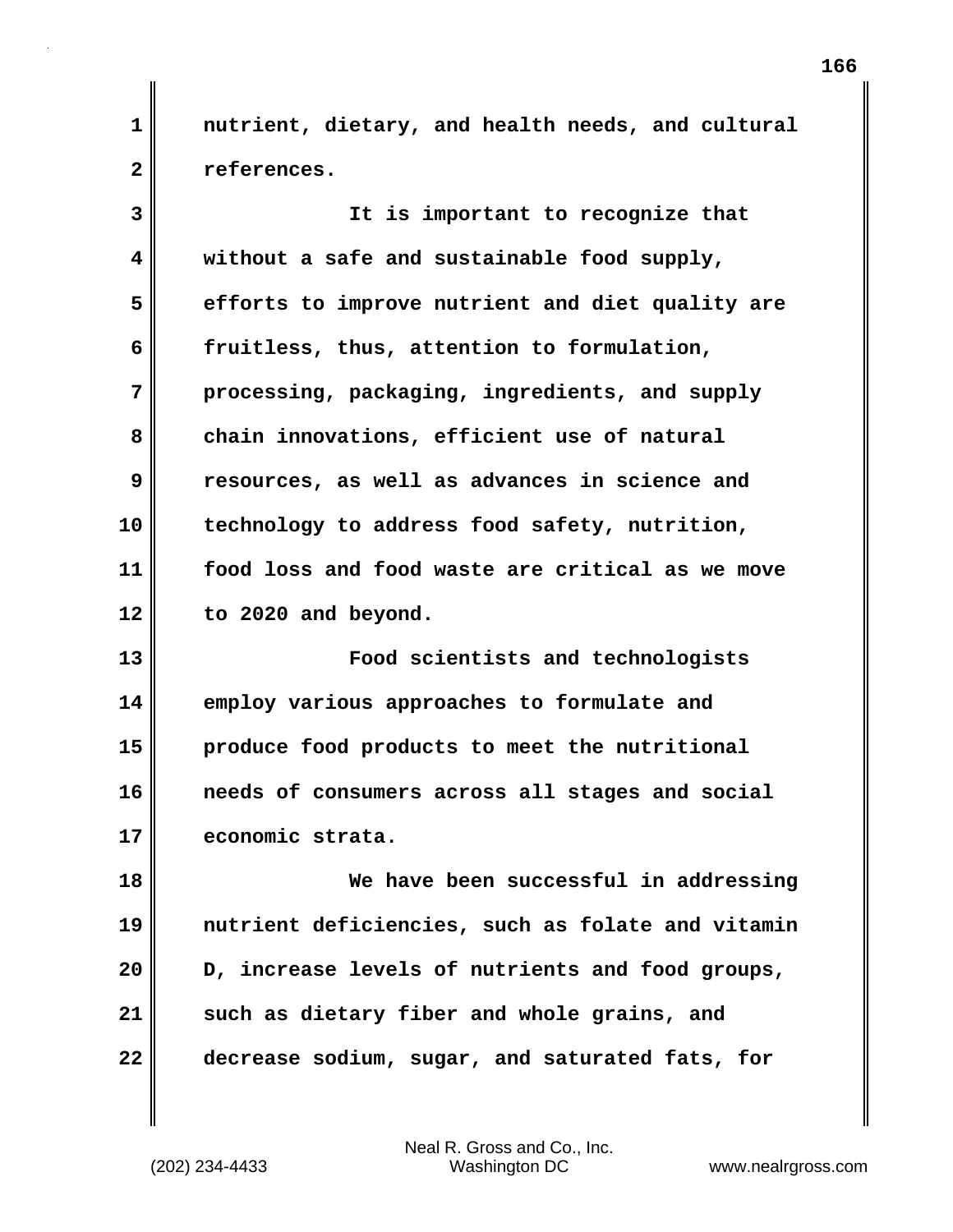nutrient, dietary, and health needs, and cultural references.

It is important to recognize that without a safe and sustainable food supply, efforts to improve nutrient and diet quality are fruitless, thus, attention to formulation, processing, packaging, ingredients, and supply chain innovations, efficient use of natural resources, as well as advances in science and technology to address food safety, nutrition, food loss and food waste are critical as we move to 2020 and beyond.

Food scientists and technologists employ various approaches to formulate and produce food products to meet the nutritional needs of consumers across all stages and social economic strata.

We have been successful in addressing nutrient deficiencies, such as folate and vitamin D, increase levels of nutrients and food groups, such as dietary fiber and whole grains, and decrease sodium, sugar, and saturated fats, for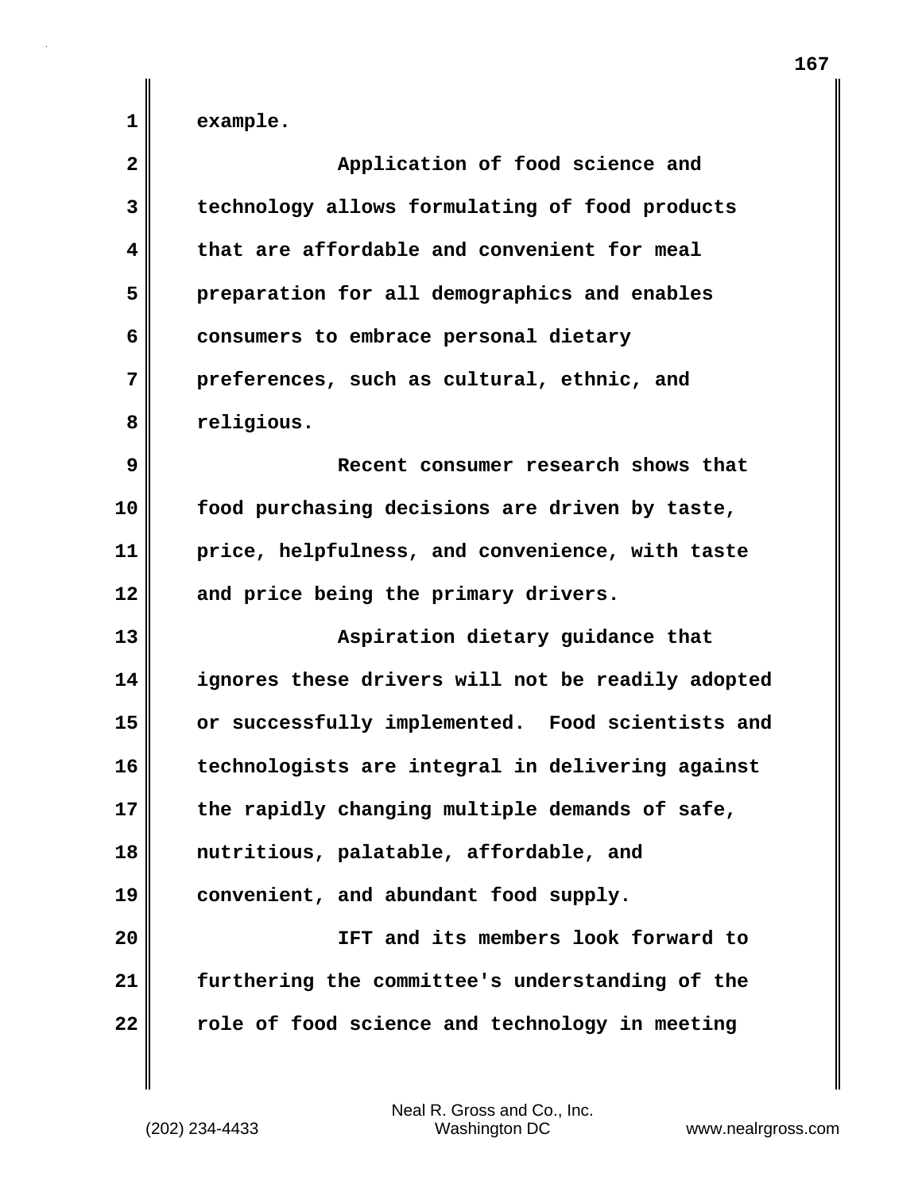example.

Application of food science and technology allows formulating of food products that are affordable and convenient for meal preparation for all demographics and enables consumers to embrace personal dietary preferences, such as cultural, ethnic, and religious.

Recent consumer research shows that food purchasing decisions are driven by taste, price, helpfulness, and convenience, with taste and price being the primary drivers.

Aspiration dietary guidance that ignores these drivers will not be readily adopted or successfully implemented. Food scientists and technologists are integral in delivering against the rapidly changing multiple demands of safe, nutritious, palatable, affordable, and convenient, and abundant food supply.

IFT and its members look forward to furthering the committee's understanding of the role of food science and technology in meeting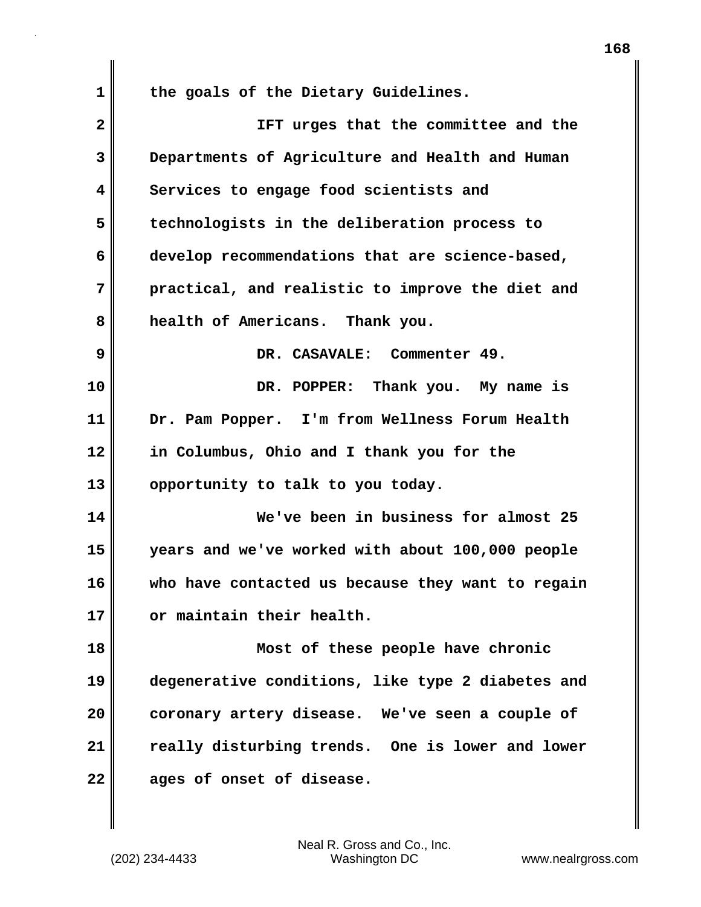the goals of the Dietary Guidelines.

IFT urges that the committee and the Departments of Agriculture and Health and Human Services to engage food scientists and technologists in the deliberation process to develop recommendations that are science-based, practical, and realistic to improve the diet and health of Americans. Thank you.

DR. CASAVALE: Commenter 49.

DR. POPPER: Thank you. My name is Dr. Pam Popper. I'm from Wellness Forum Health in Columbus, Ohio and I thank you for the opportunity to talk to you today.

We've been in business for almost 25 years and we've worked with about 100,000 people who have contacted us because they want to regain or maintain their health.

Most of these people have chronic degenerative conditions, like type 2 diabetes and coronary artery disease. We've seen a couple of really disturbing trends. One is lower and lower ages of onset of disease.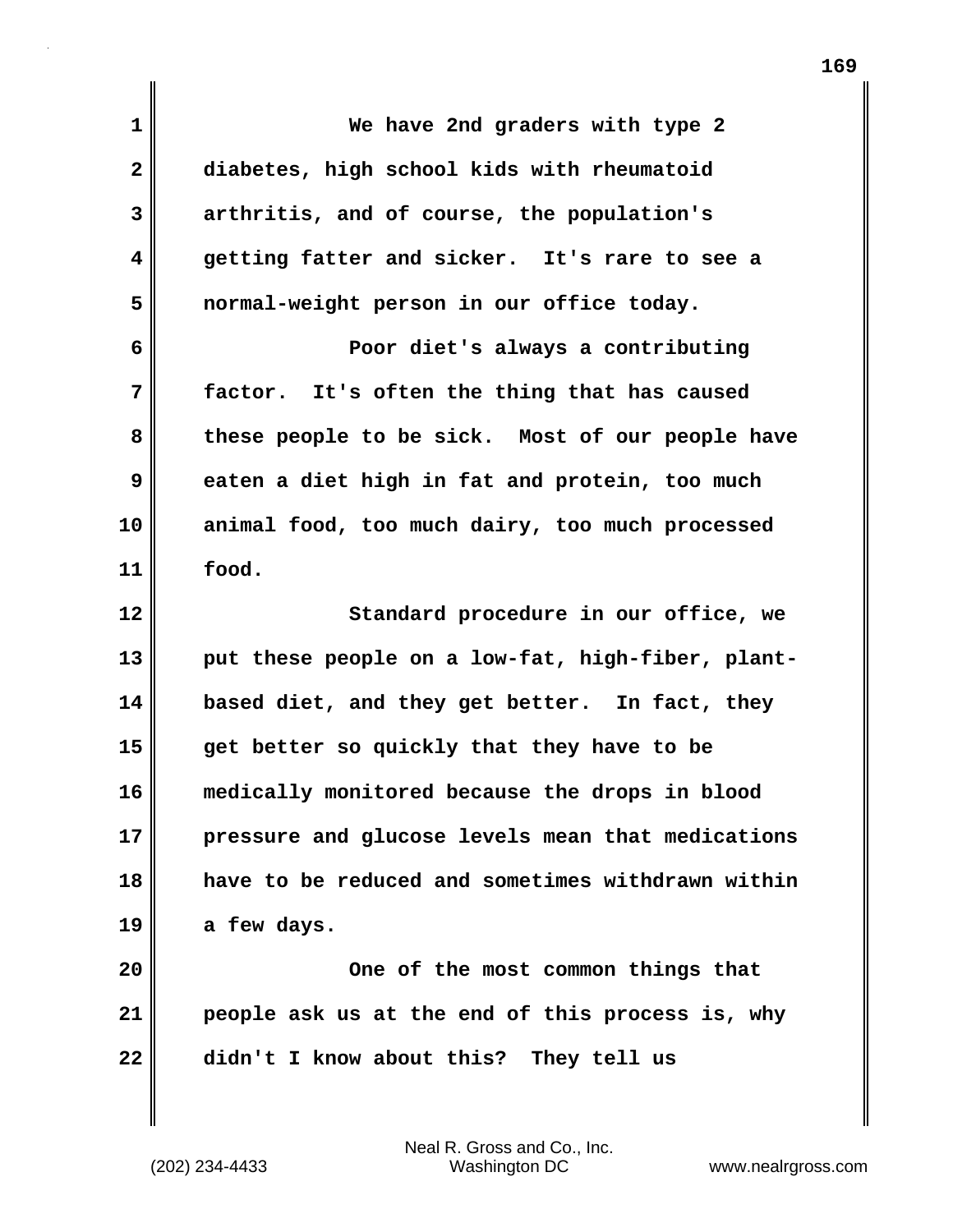We have 2nd graders with type 2 diabetes, high school kids with rheumatoid arthritis, and of course, the population's getting fatter and sicker. It's rare to see a normal-weight person in our office today.

Poor diet's always a contributing factor. It's often the thing that has caused these people to be sick. Most of our people have eaten a diet high in fat and protein, too much animal food, too much dairy, too much processed food.

Standard procedure in our office, we put these people on a low-fat, high-fiber, plant-based diet, and they get better. In fact, they get better so quickly that they have to be medically monitored because the drops in blood pressure and glucose levels mean that medications have to be reduced and sometimes withdrawn within a few days.

One of the most common things that people ask us at the end of this process is, why didn't I know about this? They tell us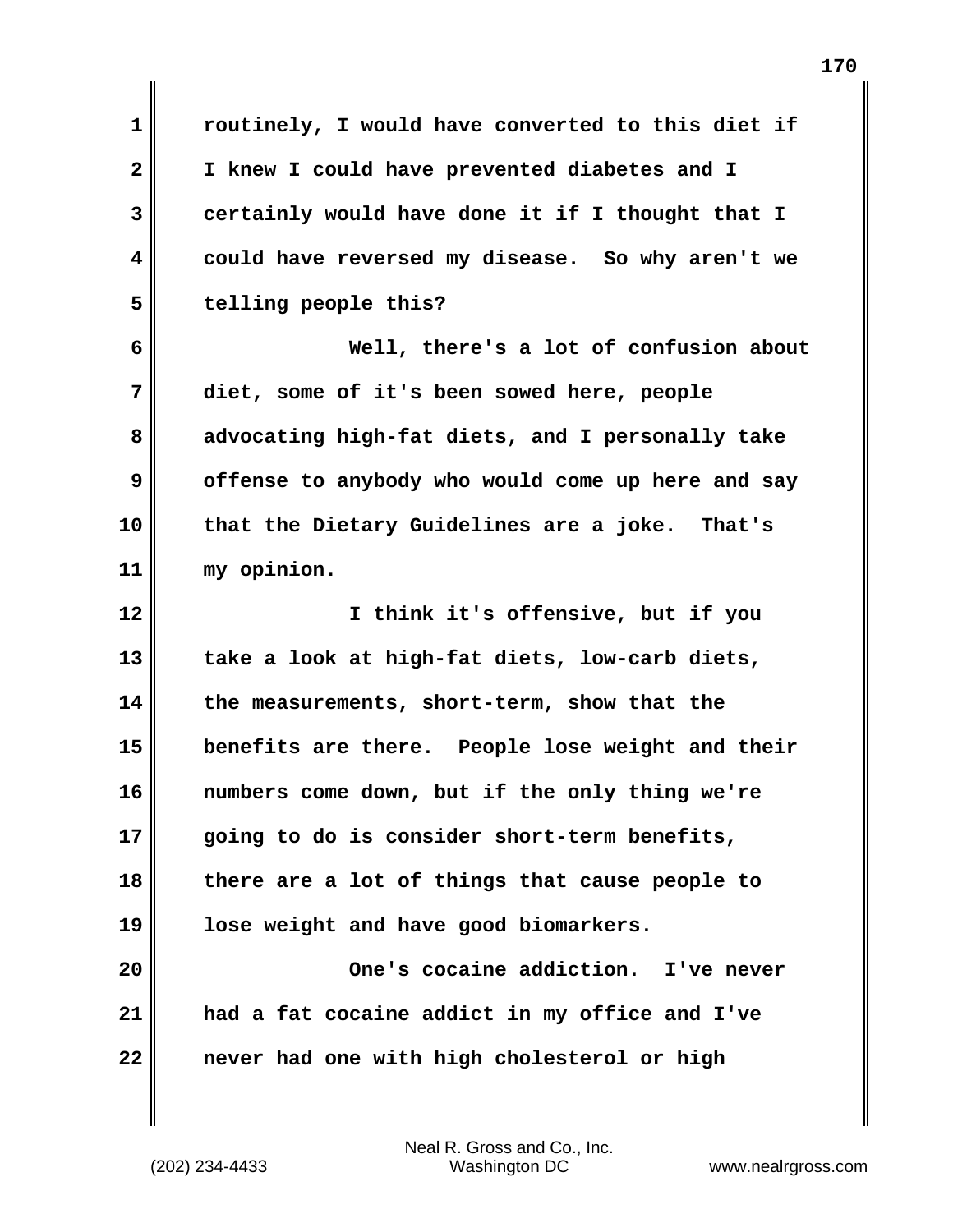routinely, I would have converted to this diet if I knew I could have prevented diabetes and I certainly would have done it if I thought that I could have reversed my disease. So why aren't we telling people this?

Well, there's a lot of confusion about diet, some of it's been sowed here, people advocating high-fat diets, and I personally take offense to anybody who would come up here and say that the Dietary Guidelines are a joke. That's my opinion.

I think it's offensive, but if you take a look at high-fat diets, low-carb diets, the measurements, short-term, show that the benefits are there. People lose weight and their numbers come down, but if the only thing we're going to do is consider short-term benefits, there are a lot of things that cause people to lose weight and have good biomarkers.

One's cocaine addiction. I've never had a fat cocaine addict in my office and I've never had one with high cholesterol or high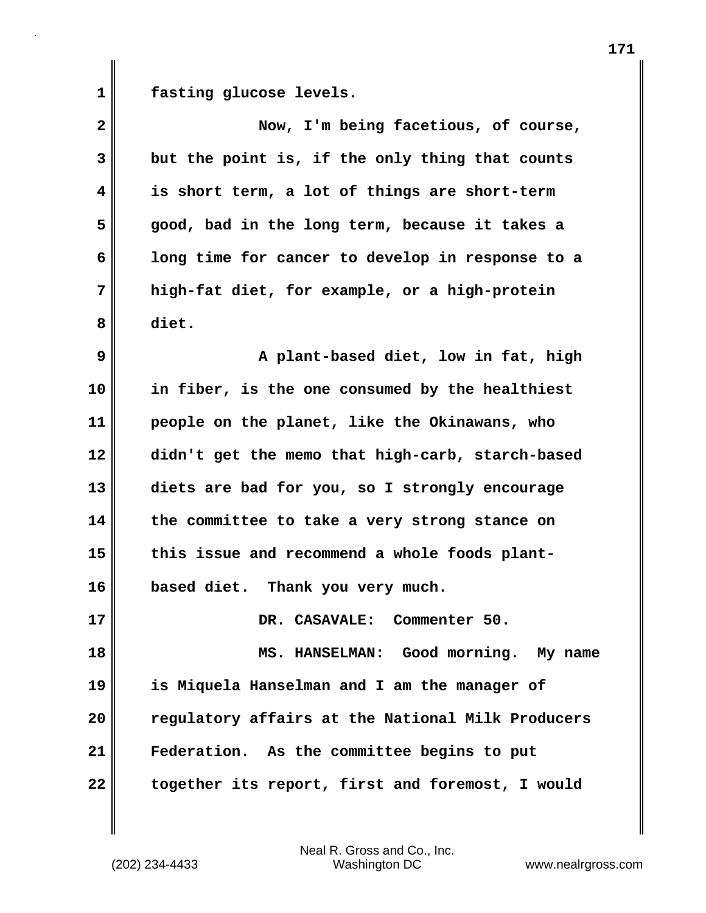fasting glucose levels.

Now, I'm being facetious, of course, but the point is, if the only thing that counts is short term, a lot of things are short-term good, bad in the long term, because it takes a long time for cancer to develop in response to a high-fat diet, for example, or a high-protein diet.

A plant-based diet, low in fat, high in fiber, is the one consumed by the healthiest people on the planet, like the Okinawans, who didn't get the memo that high-carb, starch-based diets are bad for you, so I strongly encourage the committee to take a very strong stance on this issue and recommend a whole foods plant-based diet. Thank you very much.

DR. CASAVALE: Commenter 50.

MS. HANSELMAN: Good morning. My name is Miquela Hanselman and I am the manager of regulatory affairs at the National Milk Producers Federation. As the committee begins to put together its report, first and foremost, I would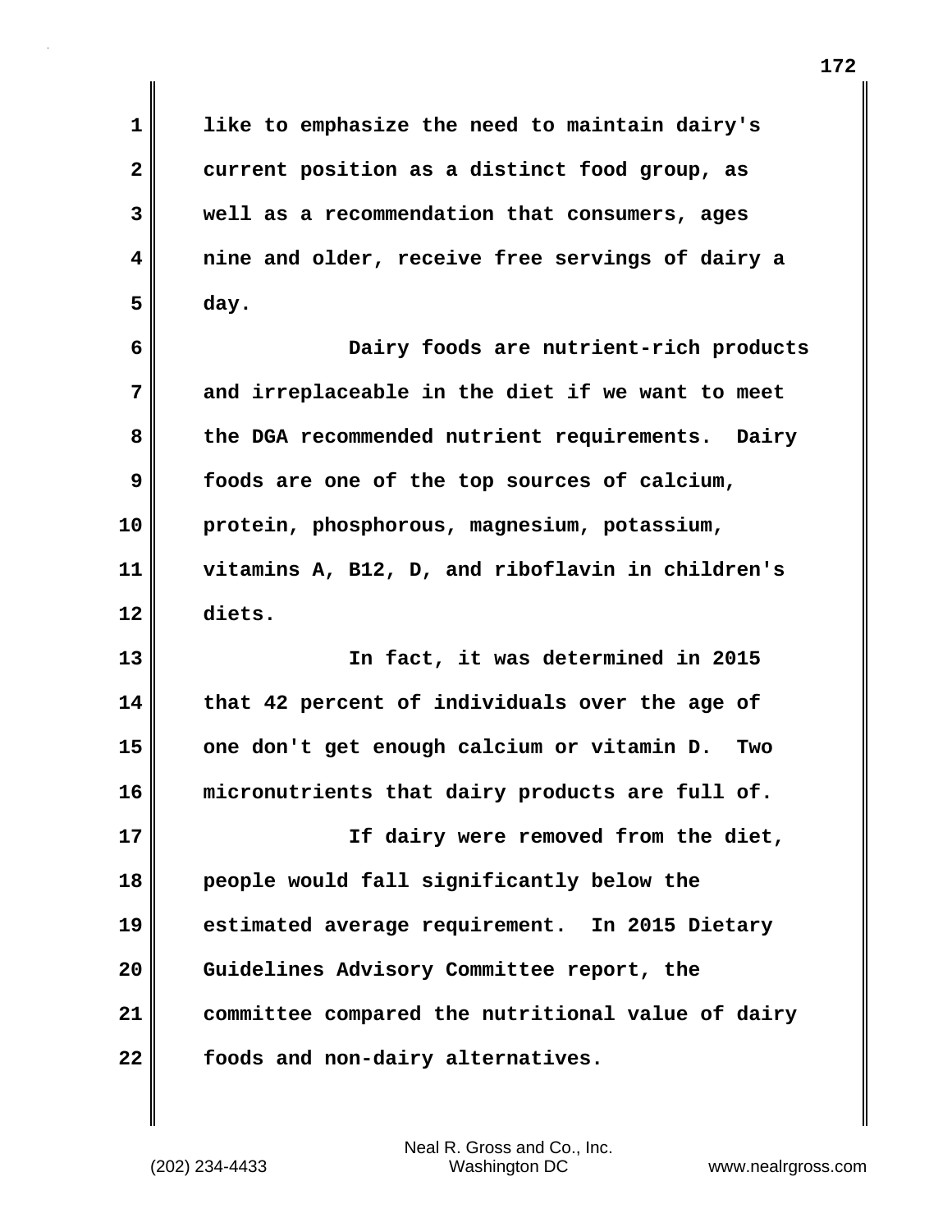like to emphasize the need to maintain dairy's current position as a distinct food group, as well as a recommendation that consumers, ages nine and older, receive free servings of dairy a day.

Dairy foods are nutrient-rich products and irreplaceable in the diet if we want to meet the DGA recommended nutrient requirements. Dairy foods are one of the top sources of calcium, protein, phosphorous, magnesium, potassium, vitamins A, B12, D, and riboflavin in children's diets.

In fact, it was determined in 2015 that 42 percent of individuals over the age of one don't get enough calcium or vitamin D. Two micronutrients that dairy products are full of.

If dairy were removed from the diet, people would fall significantly below the estimated average requirement. In 2015 Dietary Guidelines Advisory Committee report, the committee compared the nutritional value of dairy foods and non-dairy alternatives.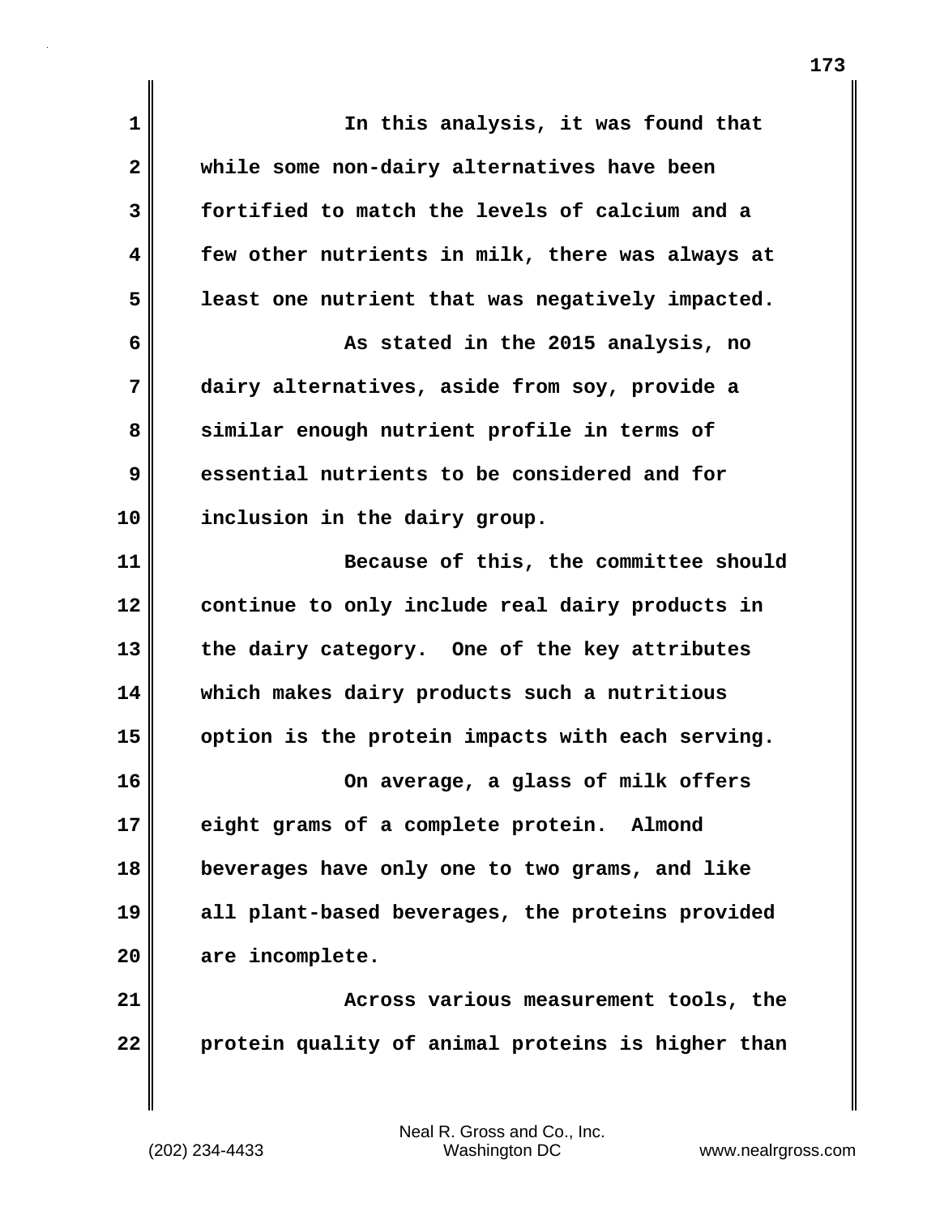In this analysis, it was found that while some non-dairy alternatives have been fortified to match the levels of calcium and a few other nutrients in milk, there was always at least one nutrient that was negatively impacted.

As stated in the 2015 analysis, no dairy alternatives, aside from soy, provide a similar enough nutrient profile in terms of essential nutrients to be considered and for inclusion in the dairy group.

Because of this, the committee should continue to only include real dairy products in the dairy category. One of the key attributes which makes dairy products such a nutritious option is the protein impacts with each serving.

On average, a glass of milk offers eight grams of a complete protein. Almond beverages have only one to two grams, and like all plant-based beverages, the proteins provided are incomplete.

Across various measurement tools, the protein quality of animal proteins is higher than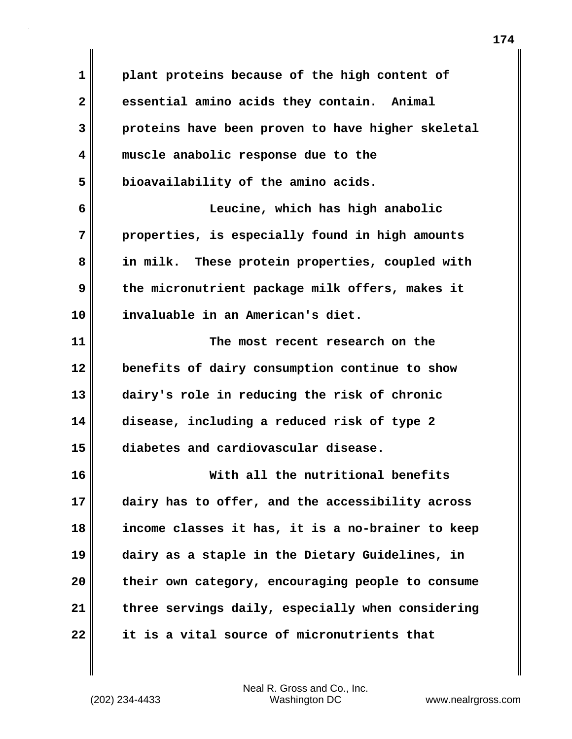plant proteins because of the high content of essential amino acids they contain. Animal proteins have been proven to have higher skeletal muscle anabolic response due to the bioavailability of the amino acids.

Leucine, which has high anabolic properties, is especially found in high amounts in milk. These protein properties, coupled with the micronutrient package milk offers, makes it invaluable in an American's diet.

The most recent research on the benefits of dairy consumption continue to show dairy's role in reducing the risk of chronic disease, including a reduced risk of type 2 diabetes and cardiovascular disease.

With all the nutritional benefits dairy has to offer, and the accessibility across income classes it has, it is a no-brainer to keep dairy as a staple in the Dietary Guidelines, in their own category, encouraging people to consume three servings daily, especially when considering it is a vital source of micronutrients that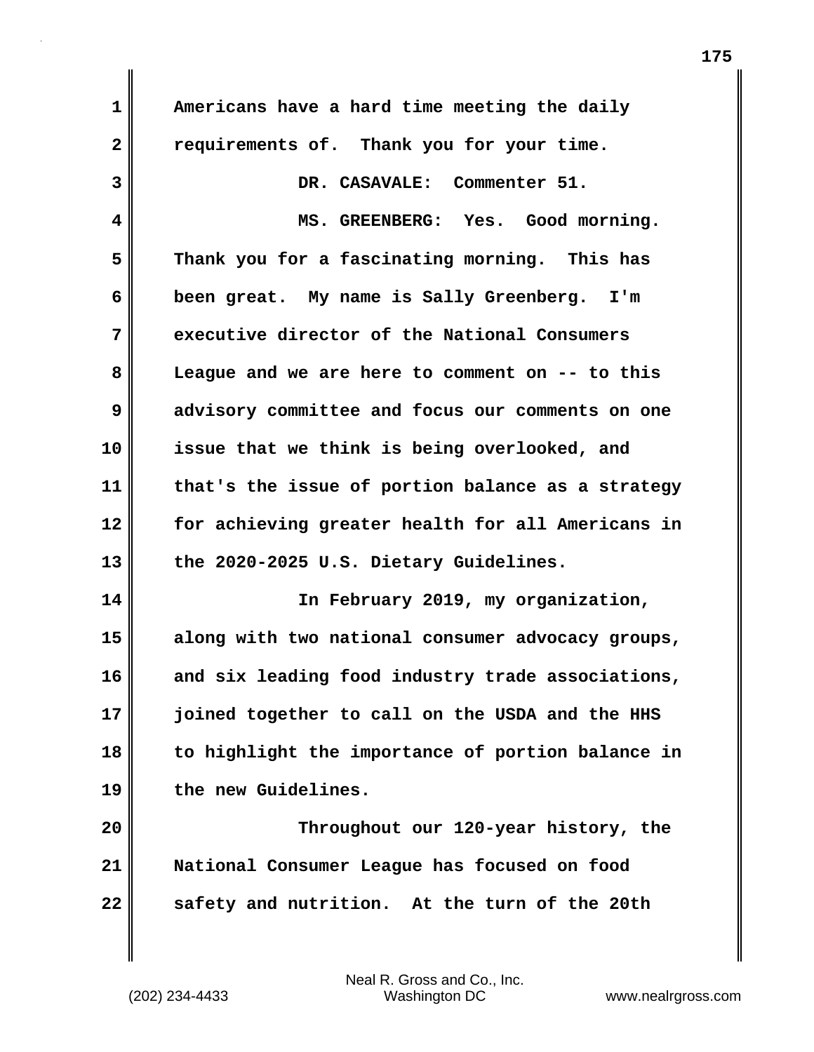Americans have a hard time meeting the daily requirements of. Thank you for your time.

DR. CASAVALE: Commenter 51.

MS. GREENBERG: Yes. Good morning. Thank you for a fascinating morning. This has been great. My name is Sally Greenberg. I'm executive director of the National Consumers League and we are here to comment on -- to this advisory committee and focus our comments on one issue that we think is being overlooked, and that's the issue of portion balance as a strategy for achieving greater health for all Americans in the 2020-2025 U.S. Dietary Guidelines.

In February 2019, my organization, along with two national consumer advocacy groups, and six leading food industry trade associations, joined together to call on the USDA and the HHS to highlight the importance of portion balance in the new Guidelines.

Throughout our 120-year history, the National Consumer League has focused on food safety and nutrition. At the turn of the 20th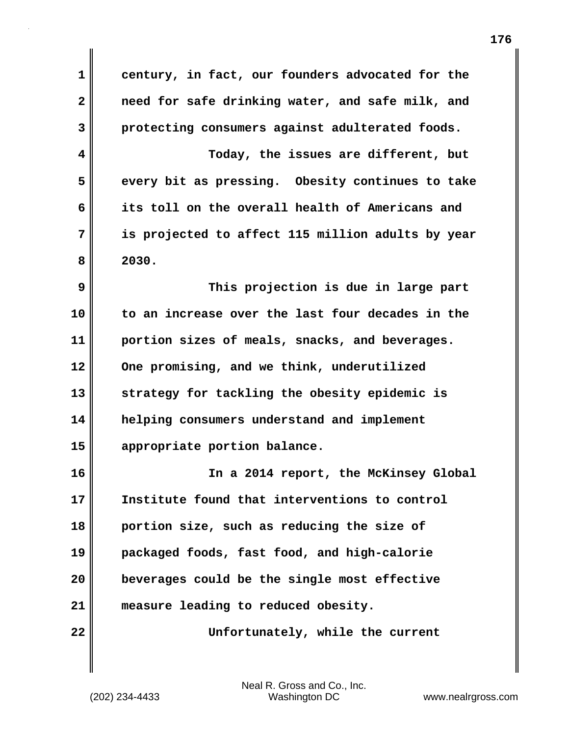century, in fact, our founders advocated for the need for safe drinking water, and safe milk, and protecting consumers against adulterated foods.

Today, the issues are different, but every bit as pressing. Obesity continues to take its toll on the overall health of Americans and is projected to affect 115 million adults by year 2030.

This projection is due in large part to an increase over the last four decades in the portion sizes of meals, snacks, and beverages. One promising, and we think, underutilized strategy for tackling the obesity epidemic is helping consumers understand and implement appropriate portion balance.

In a 2014 report, the McKinsey Global Institute found that interventions to control portion size, such as reducing the size of packaged foods, fast food, and high-calorie beverages could be the single most effective measure leading to reduced obesity.

Unfortunately, while the current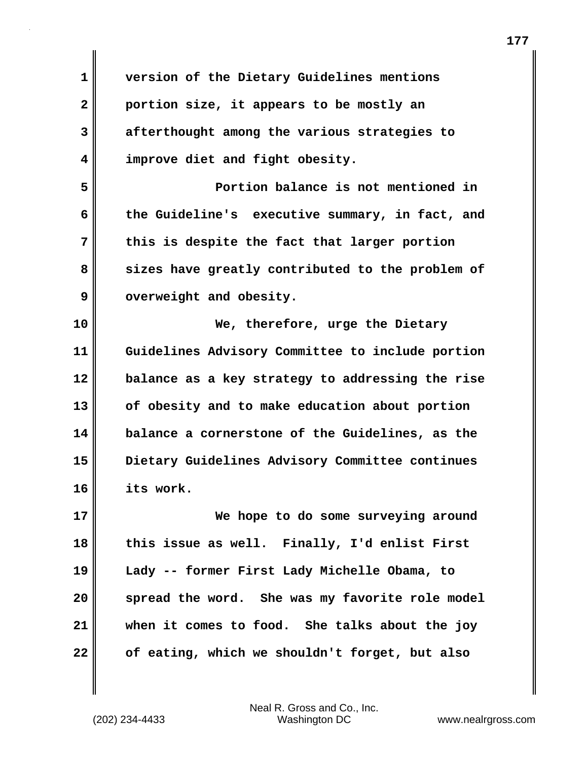version of the Dietary Guidelines mentions portion size, it appears to be mostly an afterthought among the various strategies to improve diet and fight obesity.

Portion balance is not mentioned in the Guideline's executive summary, in fact, and this is despite the fact that larger portion sizes have greatly contributed to the problem of overweight and obesity.

We, therefore, urge the Dietary Guidelines Advisory Committee to include portion balance as a key strategy to addressing the rise of obesity and to make education about portion balance a cornerstone of the Guidelines, as the Dietary Guidelines Advisory Committee continues its work.

We hope to do some surveying around this issue as well. Finally, I'd enlist First Lady -- former First Lady Michelle Obama, to spread the word. She was my favorite role model when it comes to food. She talks about the joy of eating, which we shouldn't forget, but also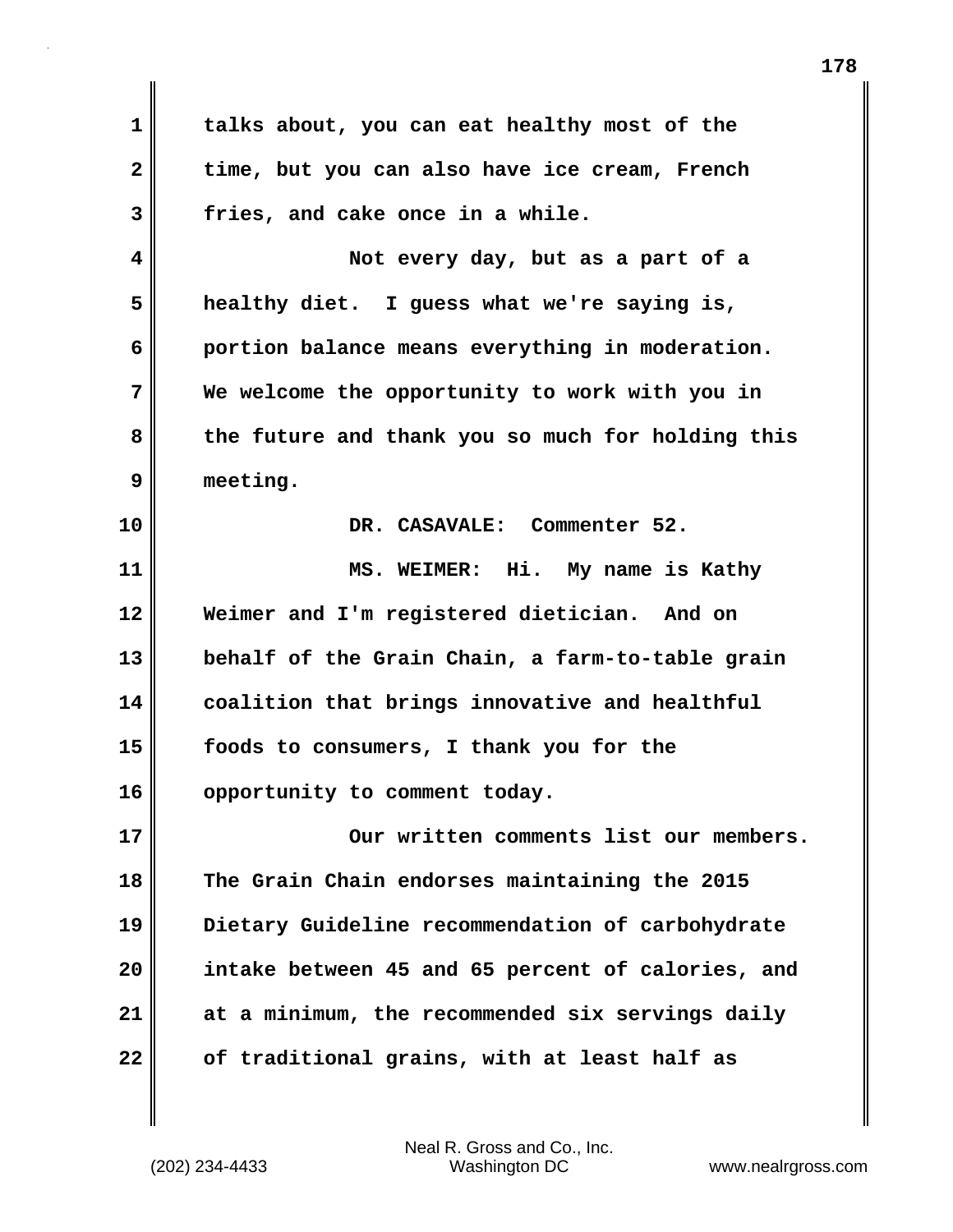talks about, you can eat healthy most of the time, but you can also have ice cream, French fries, and cake once in a while.

Not every day, but as a part of a healthy diet. I guess what we're saying is, portion balance means everything in moderation. We welcome the opportunity to work with you in the future and thank you so much for holding this meeting.

DR. CASAVALE: Commenter 52.

MS. WEIMER: Hi. My name is Kathy Weimer and I'm registered dietician. And on behalf of the Grain Chain, a farm-to-table grain coalition that brings innovative and healthful foods to consumers, I thank you for the opportunity to comment today.

Our written comments list our members. The Grain Chain endorses maintaining the 2015 Dietary Guideline recommendation of carbohydrate intake between 45 and 65 percent of calories, and at a minimum, the recommended six servings daily of traditional grains, with at least half as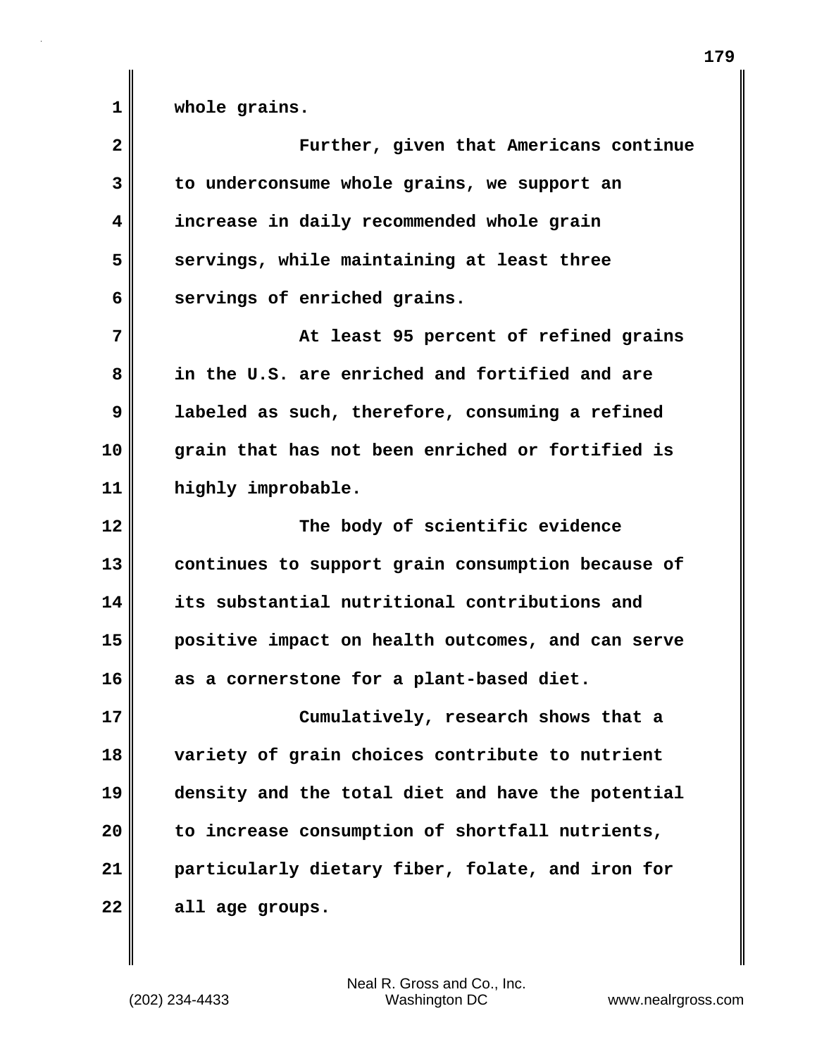whole grains.

Further, given that Americans continue to underconsume whole grains, we support an increase in daily recommended whole grain servings, while maintaining at least three servings of enriched grains.

At least 95 percent of refined grains in the U.S. are enriched and fortified and are labeled as such, therefore, consuming a refined grain that has not been enriched or fortified is highly improbable.

The body of scientific evidence continues to support grain consumption because of its substantial nutritional contributions and positive impact on health outcomes, and can serve as a cornerstone for a plant-based diet.

Cumulatively, research shows that a variety of grain choices contribute to nutrient density and the total diet and have the potential to increase consumption of shortfall nutrients, particularly dietary fiber, folate, and iron for all age groups.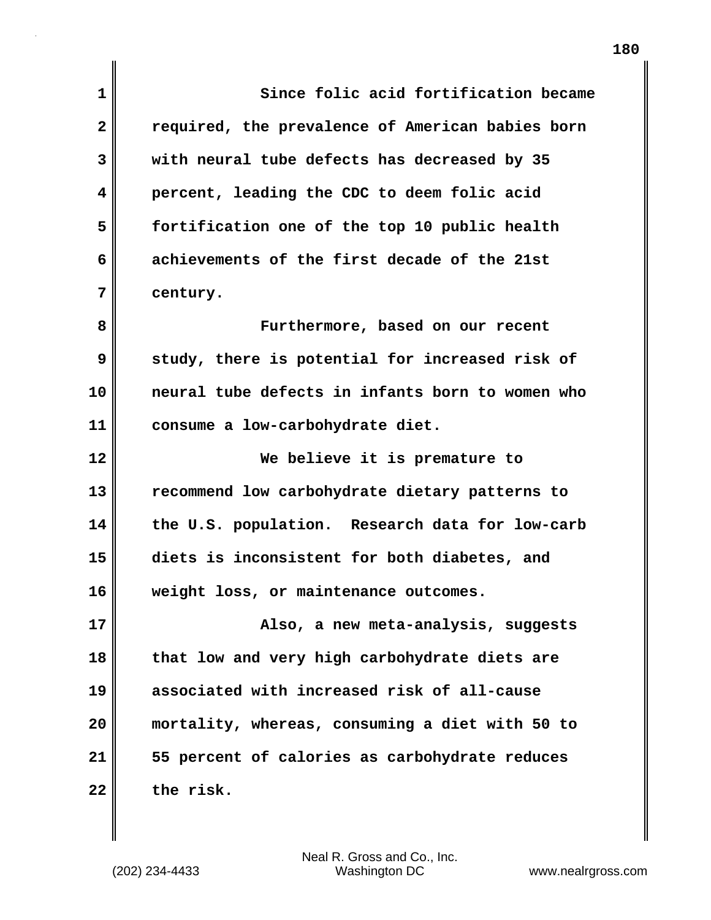Since folic acid fortification became required, the prevalence of American babies born with neural tube defects has decreased by 35 percent, leading the CDC to deem folic acid fortification one of the top 10 public health achievements of the first decade of the 21st century.

Furthermore, based on our recent study, there is potential for increased risk of neural tube defects in infants born to women who consume a low-carbohydrate diet.

We believe it is premature to recommend low carbohydrate dietary patterns to the U.S. population. Research data for low-carb diets is inconsistent for both diabetes, and weight loss, or maintenance outcomes.

Also, a new meta-analysis, suggests that low and very high carbohydrate diets are associated with increased risk of all-cause mortality, whereas, consuming a diet with 50 to 55 percent of calories as carbohydrate reduces the risk.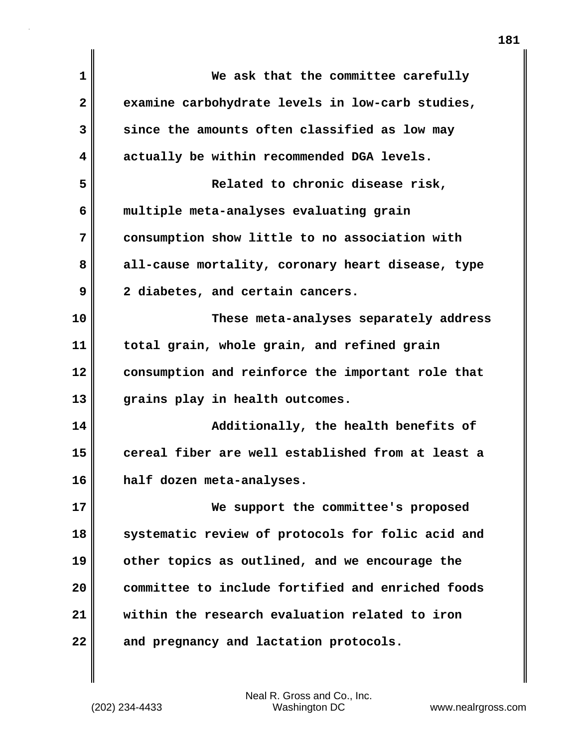We ask that the committee carefully examine carbohydrate levels in low-carb studies, since the amounts often classified as low may actually be within recommended DGA levels.

Related to chronic disease risk, multiple meta-analyses evaluating grain consumption show little to no association with all-cause mortality, coronary heart disease, type 2 diabetes, and certain cancers.

These meta-analyses separately address total grain, whole grain, and refined grain consumption and reinforce the important role that grains play in health outcomes.

Additionally, the health benefits of cereal fiber are well established from at least a half dozen meta-analyses.

We support the committee's proposed systematic review of protocols for folic acid and other topics as outlined, and we encourage the committee to include fortified and enriched foods within the research evaluation related to iron and pregnancy and lactation protocols.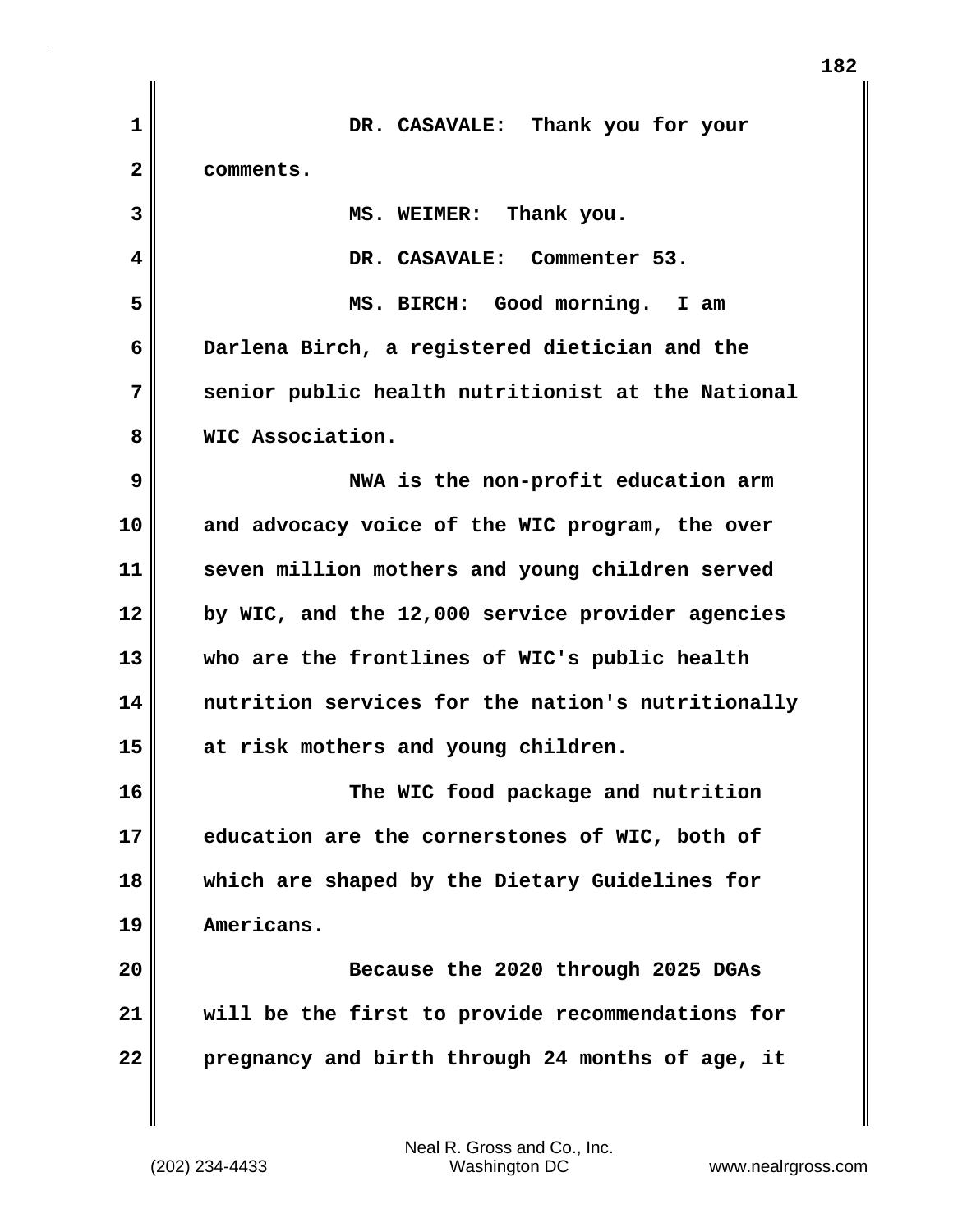DR. CASAVALE: Thank you for your comments.

MS. WEIMER: Thank you.

DR. CASAVALE: Commenter 53.

MS. BIRCH: Good morning. I am Darlena Birch, a registered dietician and the senior public health nutritionist at the National WIC Association.

NWA is the non-profit education arm and advocacy voice of the WIC program, the over seven million mothers and young children served by WIC, and the 12,000 service provider agencies who are the frontlines of WIC's public health nutrition services for the nation's nutritionally at risk mothers and young children.

The WIC food package and nutrition education are the cornerstones of WIC, both of which are shaped by the Dietary Guidelines for Americans.

Because the 2020 through 2025 DGAs will be the first to provide recommendations for pregnancy and birth through 24 months of age, it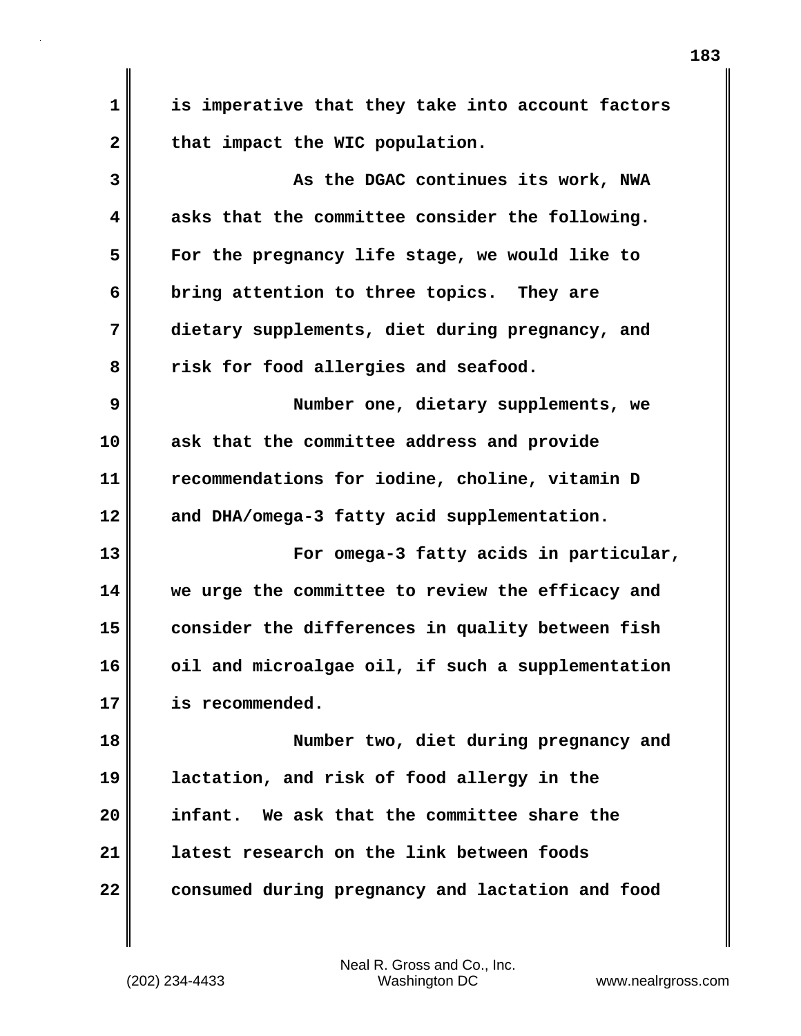is imperative that they take into account factors that impact the WIC population.

As the DGAC continues its work, NWA asks that the committee consider the following. For the pregnancy life stage, we would like to bring attention to three topics. They are dietary supplements, diet during pregnancy, and risk for food allergies and seafood.

Number one, dietary supplements, we ask that the committee address and provide recommendations for iodine, choline, vitamin D and DHA/omega-3 fatty acid supplementation.

For omega-3 fatty acids in particular, we urge the committee to review the efficacy and consider the differences in quality between fish oil and microalgae oil, if such a supplementation is recommended.

Number two, diet during pregnancy and lactation, and risk of food allergy in the infant. We ask that the committee share the latest research on the link between foods consumed during pregnancy and lactation and food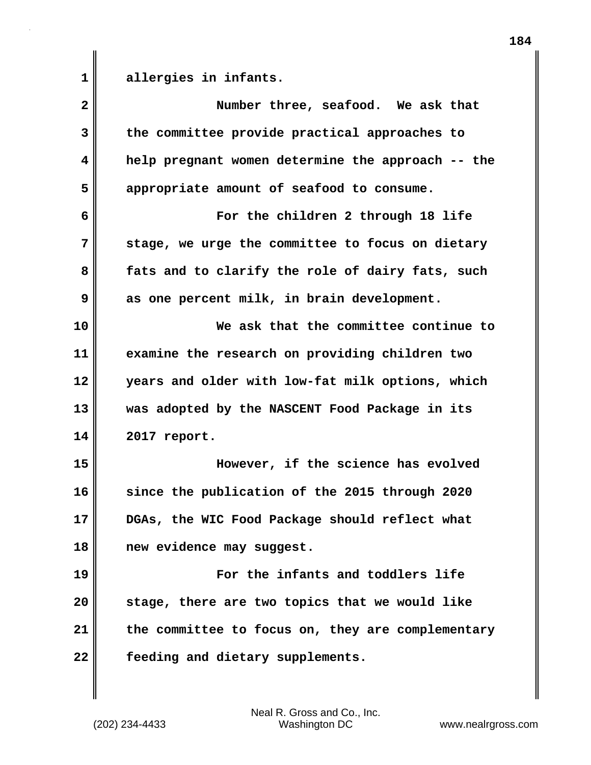allergies in infants.

Number three, seafood. We ask that the committee provide practical approaches to help pregnant women determine the approach -- the appropriate amount of seafood to consume.

For the children 2 through 18 life stage, we urge the committee to focus on dietary fats and to clarify the role of dairy fats, such as one percent milk, in brain development.

We ask that the committee continue to examine the research on providing children two years and older with low-fat milk options, which was adopted by the NASCENT Food Package in its 2017 report.

However, if the science has evolved since the publication of the 2015 through 2020 DGAs, the WIC Food Package should reflect what new evidence may suggest.

For the infants and toddlers life stage, there are two topics that we would like the committee to focus on, they are complementary feeding and dietary supplements.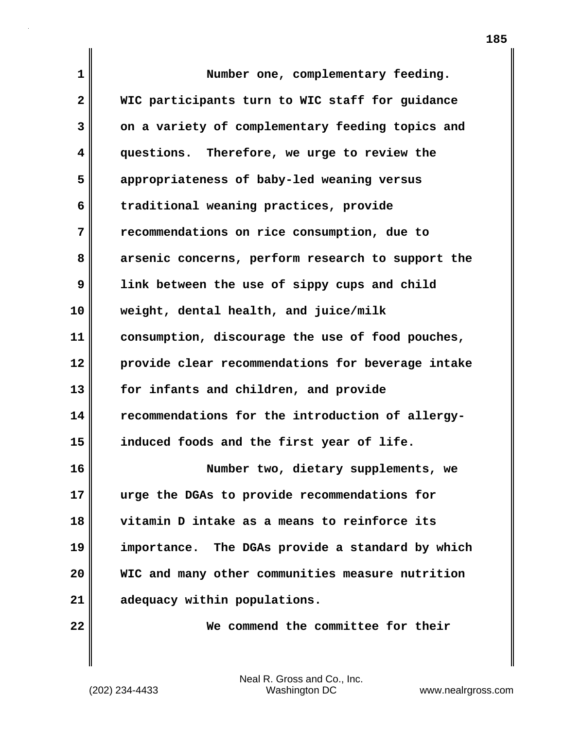Number one, complementary feeding. WIC participants turn to WIC staff for guidance on a variety of complementary feeding topics and questions. Therefore, we urge to review the appropriateness of baby-led weaning versus traditional weaning practices, provide recommendations on rice consumption, due to arsenic concerns, perform research to support the link between the use of sippy cups and child weight, dental health, and juice/milk consumption, discourage the use of food pouches, provide clear recommendations for beverage intake for infants and children, and provide recommendations for the introduction of allergy-induced foods and the first year of life.

Number two, dietary supplements, we urge the DGAs to provide recommendations for vitamin D intake as a means to reinforce its importance. The DGAs provide a standard by which WIC and many other communities measure nutrition adequacy within populations.

We commend the committee for their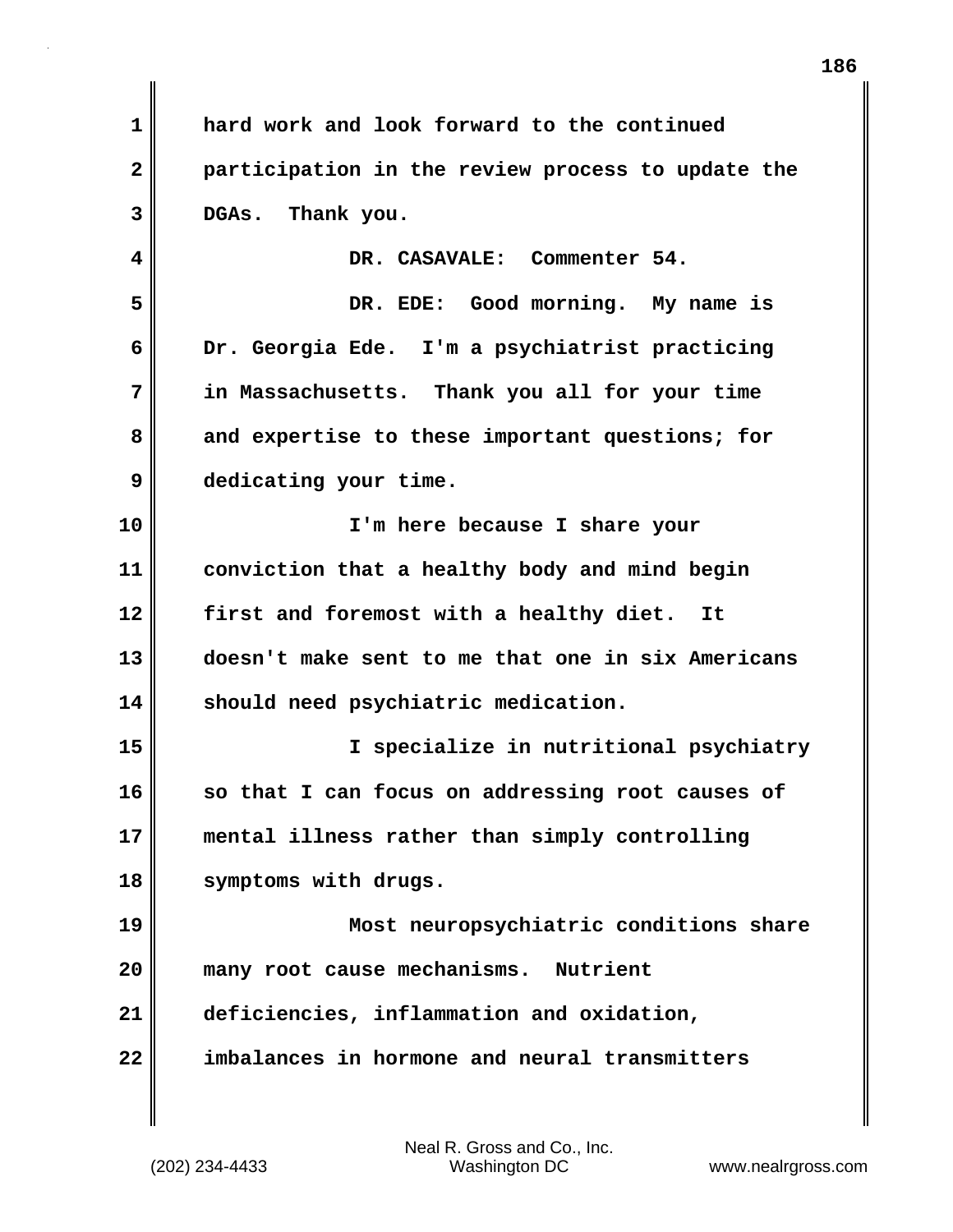hard work and look forward to the continued participation in the review process to update the DGAs. Thank you.

DR. CASAVALE: Commenter 54.

DR. EDE: Good morning. My name is Dr. Georgia Ede. I'm a psychiatrist practicing in Massachusetts. Thank you all for your time and expertise to these important questions; for dedicating your time.

I'm here because I share your conviction that a healthy body and mind begin first and foremost with a healthy diet. It doesn't make sent to me that one in six Americans should need psychiatric medication.

I specialize in nutritional psychiatry so that I can focus on addressing root causes of mental illness rather than simply controlling symptoms with drugs.

Most neuropsychiatric conditions share many root cause mechanisms. Nutrient deficiencies, inflammation and oxidation, imbalances in hormone and neural transmitters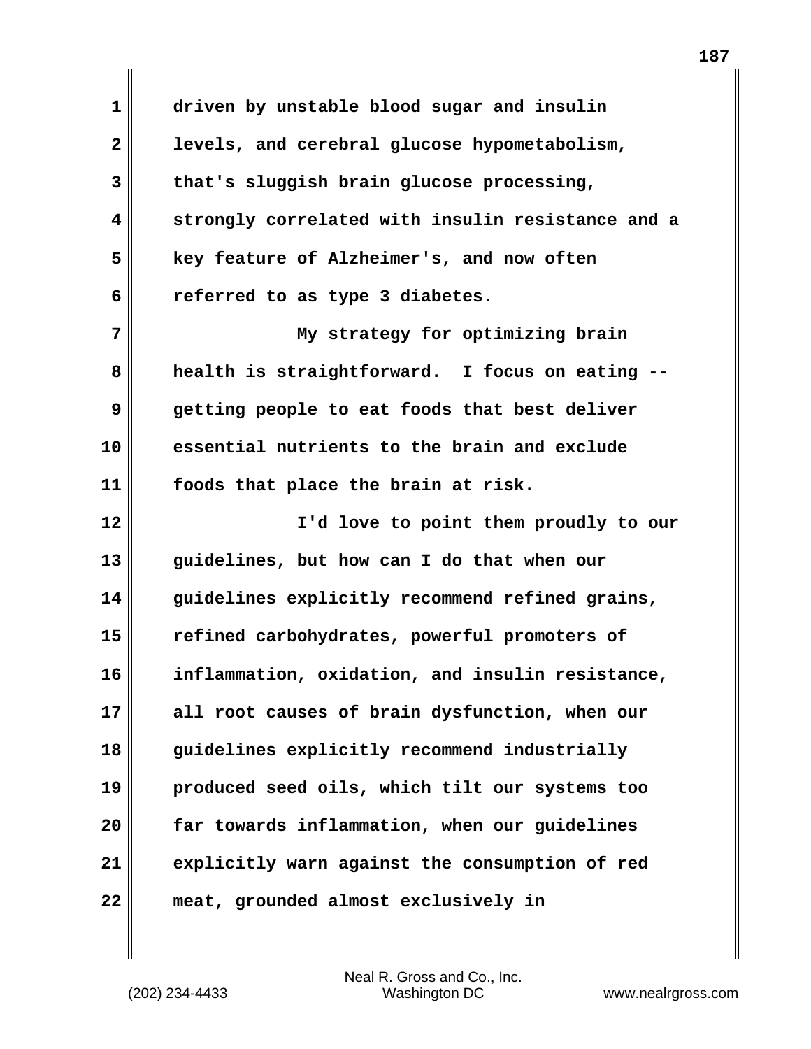driven by unstable blood sugar and insulin levels, and cerebral glucose hypometabolism, that's sluggish brain glucose processing, strongly correlated with insulin resistance and a key feature of Alzheimer's, and now often referred to as type 3 diabetes.

My strategy for optimizing brain health is straightforward. I focus on eating -- getting people to eat foods that best deliver essential nutrients to the brain and exclude foods that place the brain at risk.

I'd love to point them proudly to our guidelines, but how can I do that when our guidelines explicitly recommend refined grains, refined carbohydrates, powerful promoters of inflammation, oxidation, and insulin resistance, all root causes of brain dysfunction, when our guidelines explicitly recommend industrially produced seed oils, which tilt our systems too far towards inflammation, when our guidelines explicitly warn against the consumption of red meat, grounded almost exclusively in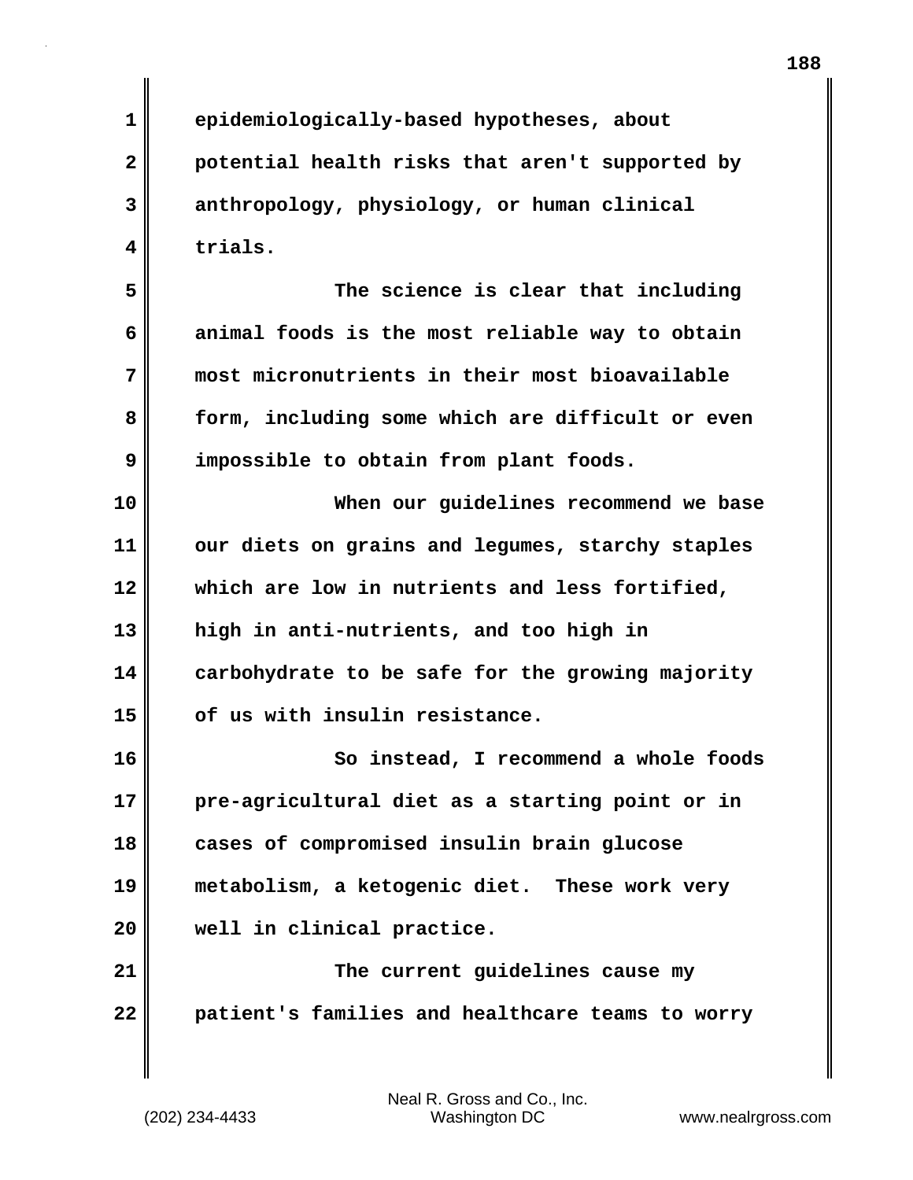epidemiologically-based hypotheses, about potential health risks that aren't supported by anthropology, physiology, or human clinical trials.

The science is clear that including animal foods is the most reliable way to obtain most micronutrients in their most bioavailable form, including some which are difficult or even impossible to obtain from plant foods.

When our guidelines recommend we base our diets on grains and legumes, starchy staples which are low in nutrients and less fortified, high in anti-nutrients, and too high in carbohydrate to be safe for the growing majority of us with insulin resistance.

So instead, I recommend a whole foods pre-agricultural diet as a starting point or in cases of compromised insulin brain glucose metabolism, a ketogenic diet. These work very well in clinical practice.

The current guidelines cause my patient's families and healthcare teams to worry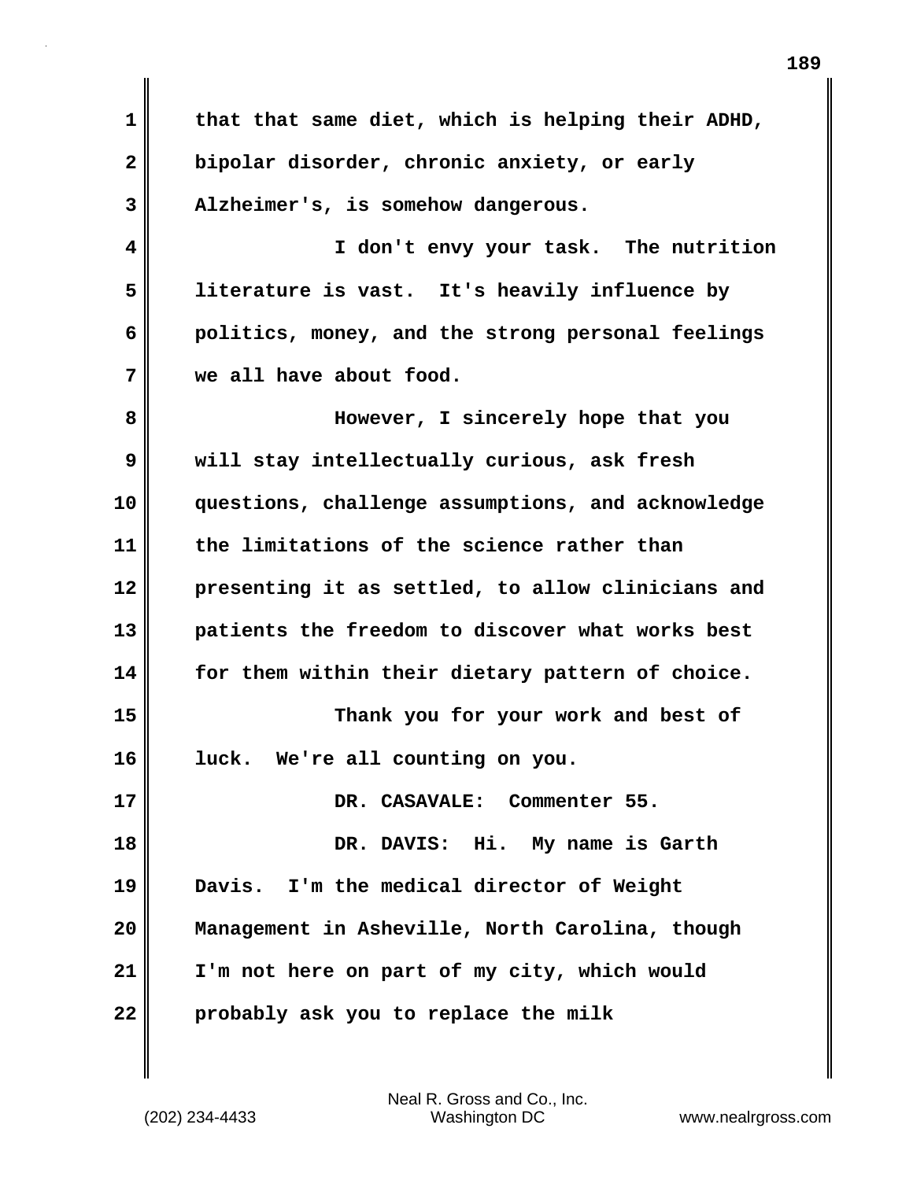that that same diet, which is helping their ADHD, bipolar disorder, chronic anxiety, or early Alzheimer's, is somehow dangerous.

I don't envy your task. The nutrition literature is vast. It's heavily influence by politics, money, and the strong personal feelings we all have about food.

However, I sincerely hope that you will stay intellectually curious, ask fresh questions, challenge assumptions, and acknowledge the limitations of the science rather than presenting it as settled, to allow clinicians and patients the freedom to discover what works best for them within their dietary pattern of choice.

Thank you for your work and best of luck. We're all counting on you.

DR. CASAVALE: Commenter 55.

DR. DAVIS: Hi. My name is Garth Davis. I'm the medical director of Weight Management in Asheville, North Carolina, though I'm not here on part of my city, which would probably ask you to replace the milk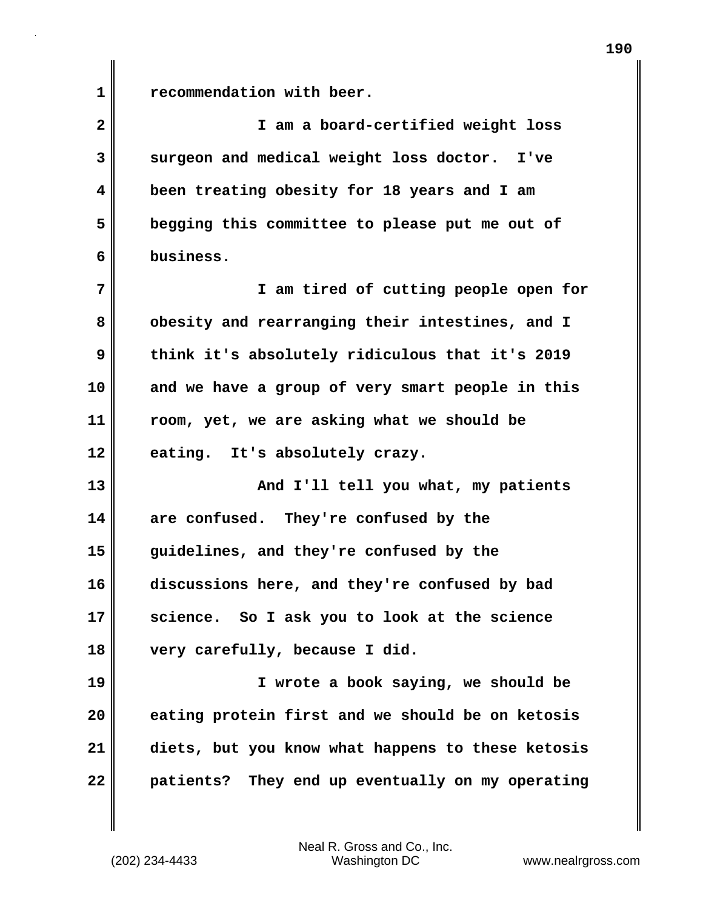recommendation with beer.

I am a board-certified weight loss surgeon and medical weight loss doctor. I've been treating obesity for 18 years and I am begging this committee to please put me out of business.

I am tired of cutting people open for obesity and rearranging their intestines, and I think it's absolutely ridiculous that it's 2019 and we have a group of very smart people in this room, yet, we are asking what we should be eating. It's absolutely crazy.

And I'll tell you what, my patients are confused. They're confused by the guidelines, and they're confused by the discussions here, and they're confused by bad science. So I ask you to look at the science very carefully, because I did.

I wrote a book saying, we should be eating protein first and we should be on ketosis diets, but you know what happens to these ketosis patients? They end up eventually on my operating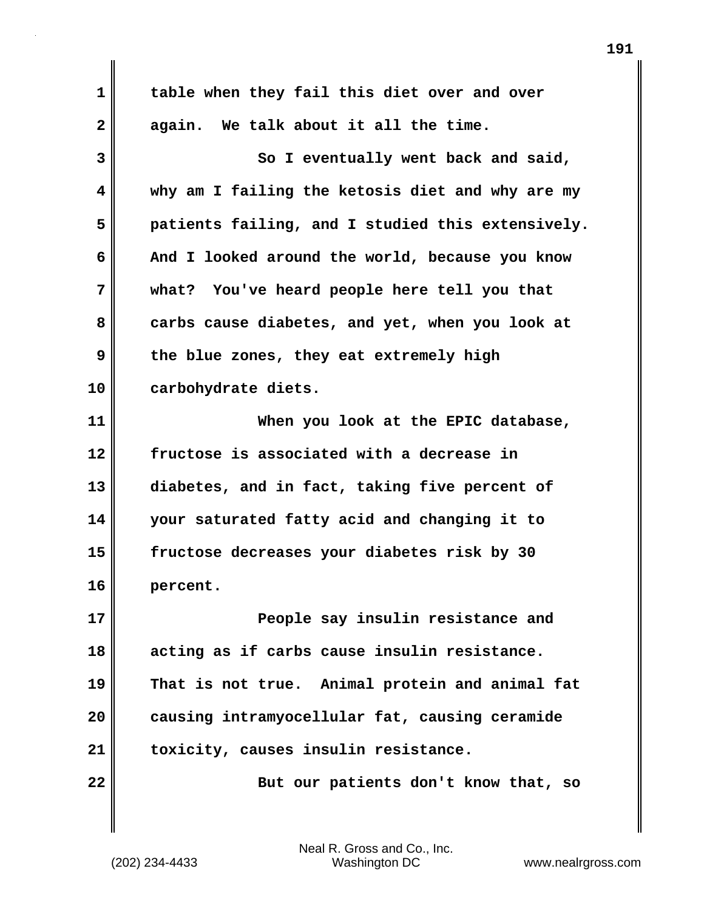table when they fail this diet over and over again. We talk about it all the time.

So I eventually went back and said, why am I failing the ketosis diet and why are my patients failing, and I studied this extensively. And I looked around the world, because you know what? You've heard people here tell you that carbs cause diabetes, and yet, when you look at the blue zones, they eat extremely high carbohydrate diets.

When you look at the EPIC database, fructose is associated with a decrease in diabetes, and in fact, taking five percent of your saturated fatty acid and changing it to fructose decreases your diabetes risk by 30 percent.

People say insulin resistance and acting as if carbs cause insulin resistance. That is not true. Animal protein and animal fat causing intramyocellular fat, causing ceramide toxicity, causes insulin resistance.

But our patients don't know that, so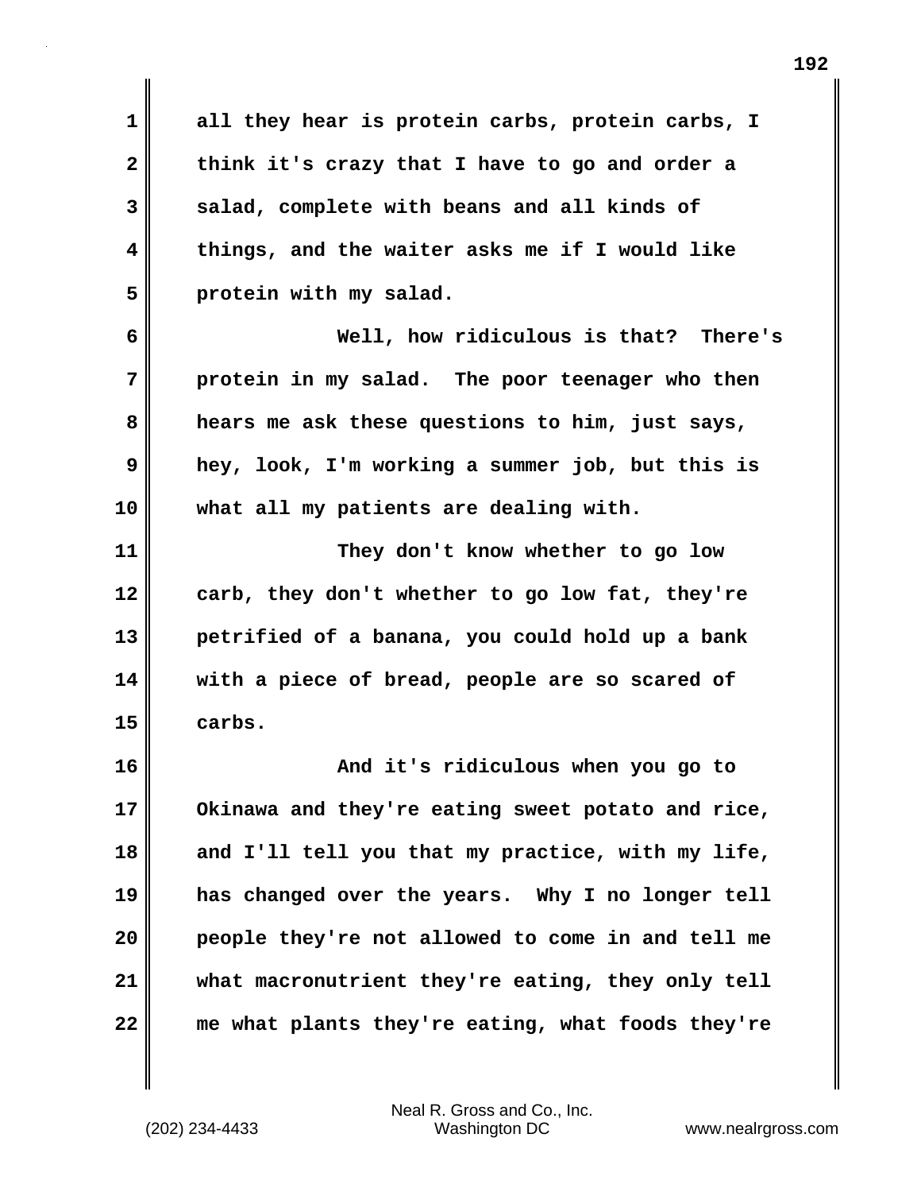all they hear is protein carbs, protein carbs, I think it's crazy that I have to go and order a salad, complete with beans and all kinds of things, and the waiter asks me if I would like protein with my salad.

Well, how ridiculous is that? There's protein in my salad. The poor teenager who then hears me ask these questions to him, just says, hey, look, I'm working a summer job, but this is what all my patients are dealing with.

They don't know whether to go low carb, they don't whether to go low fat, they're petrified of a banana, you could hold up a bank with a piece of bread, people are so scared of carbs.

And it's ridiculous when you go to Okinawa and they're eating sweet potato and rice, and I'll tell you that my practice, with my life, has changed over the years. Why I no longer tell people they're not allowed to come in and tell me what macronutrient they're eating, they only tell me what plants they're eating, what foods they're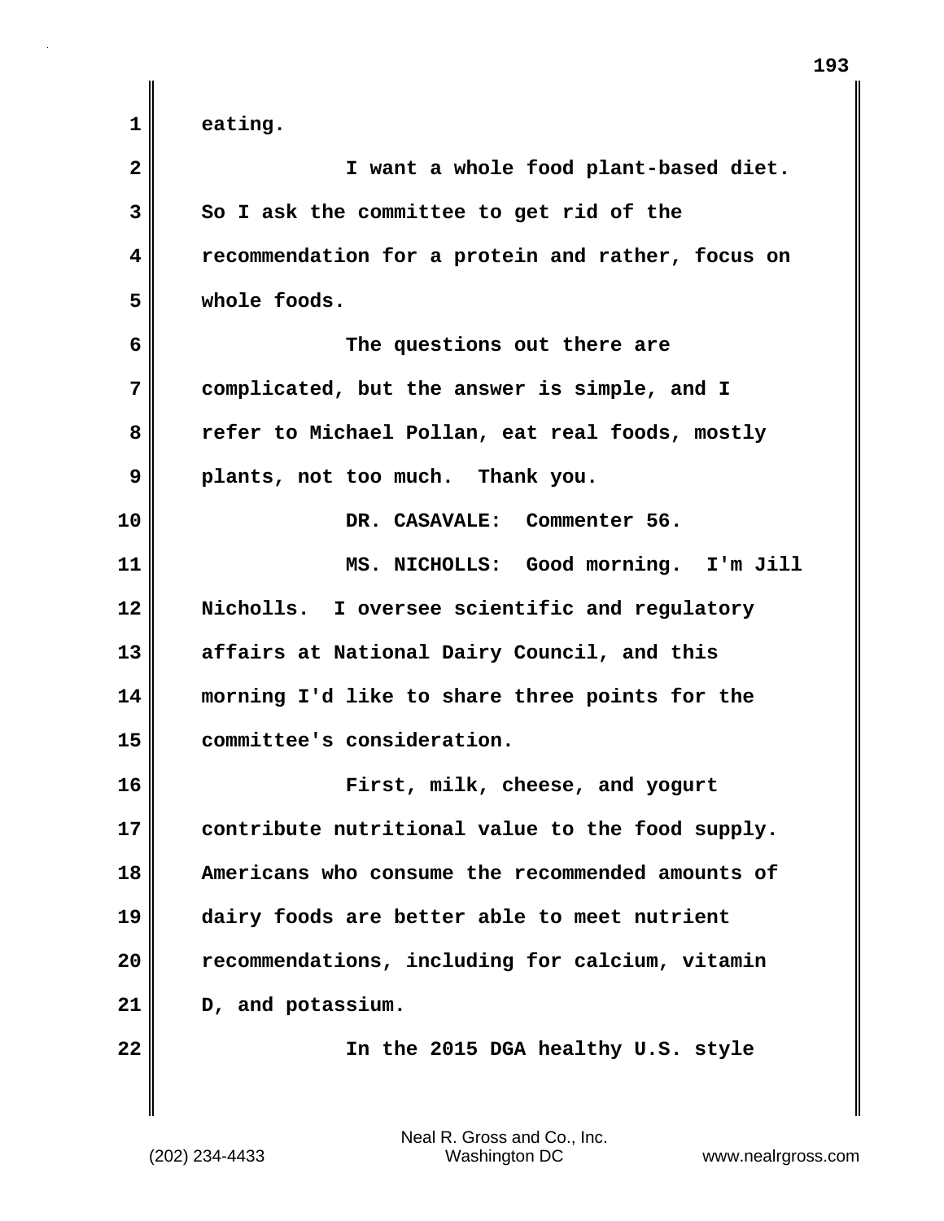eating.

I want a whole food plant-based diet. So I ask the committee to get rid of the recommendation for a protein and rather, focus on whole foods.

The questions out there are complicated, but the answer is simple, and I refer to Michael Pollan, eat real foods, mostly plants, not too much. Thank you.

DR. CASAVALE: Commenter 56.

MS. NICHOLLS: Good morning. I'm Jill Nicholls. I oversee scientific and regulatory affairs at National Dairy Council, and this morning I'd like to share three points for the committee's consideration.

First, milk, cheese, and yogurt contribute nutritional value to the food supply. Americans who consume the recommended amounts of dairy foods are better able to meet nutrient recommendations, including for calcium, vitamin D, and potassium.

In the 2015 DGA healthy U.S. style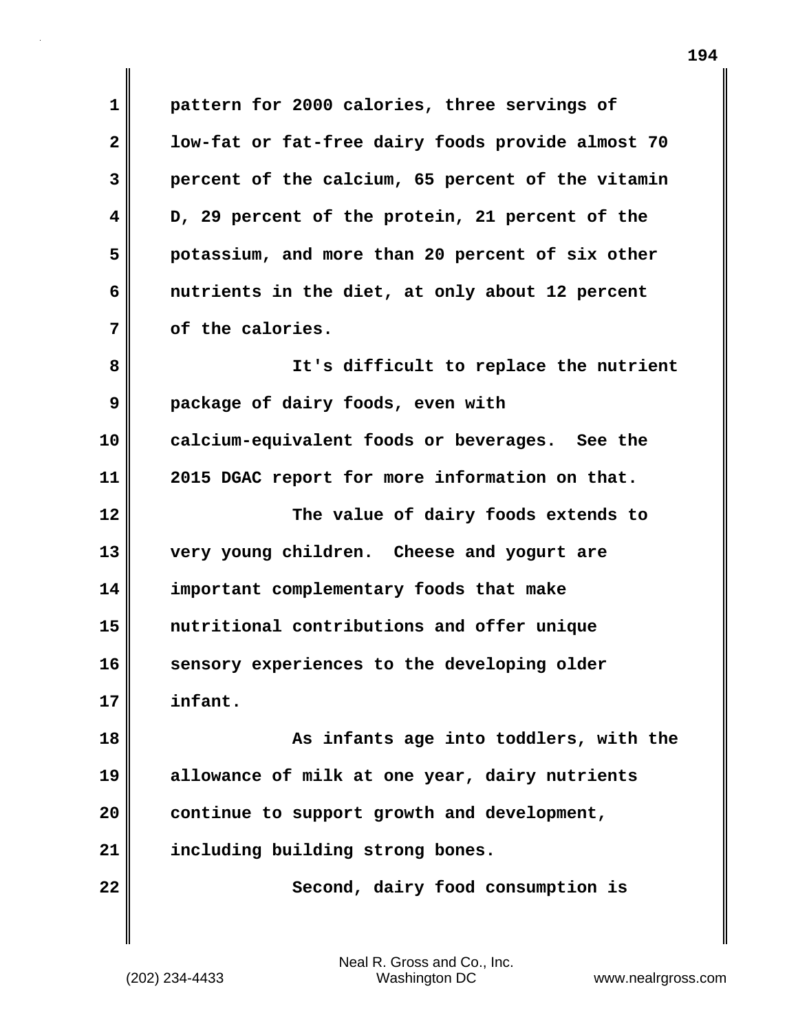pattern for 2000 calories, three servings of low-fat or fat-free dairy foods provide almost 70 percent of the calcium, 65 percent of the vitamin D, 29 percent of the protein, 21 percent of the potassium, and more than 20 percent of six other nutrients in the diet, at only about 12 percent of the calories.

It's difficult to replace the nutrient package of dairy foods, even with calcium-equivalent foods or beverages. See the 2015 DGAC report for more information on that.

The value of dairy foods extends to very young children. Cheese and yogurt are important complementary foods that make nutritional contributions and offer unique sensory experiences to the developing older infant.

As infants age into toddlers, with the allowance of milk at one year, dairy nutrients continue to support growth and development, including building strong bones.

Second, dairy food consumption is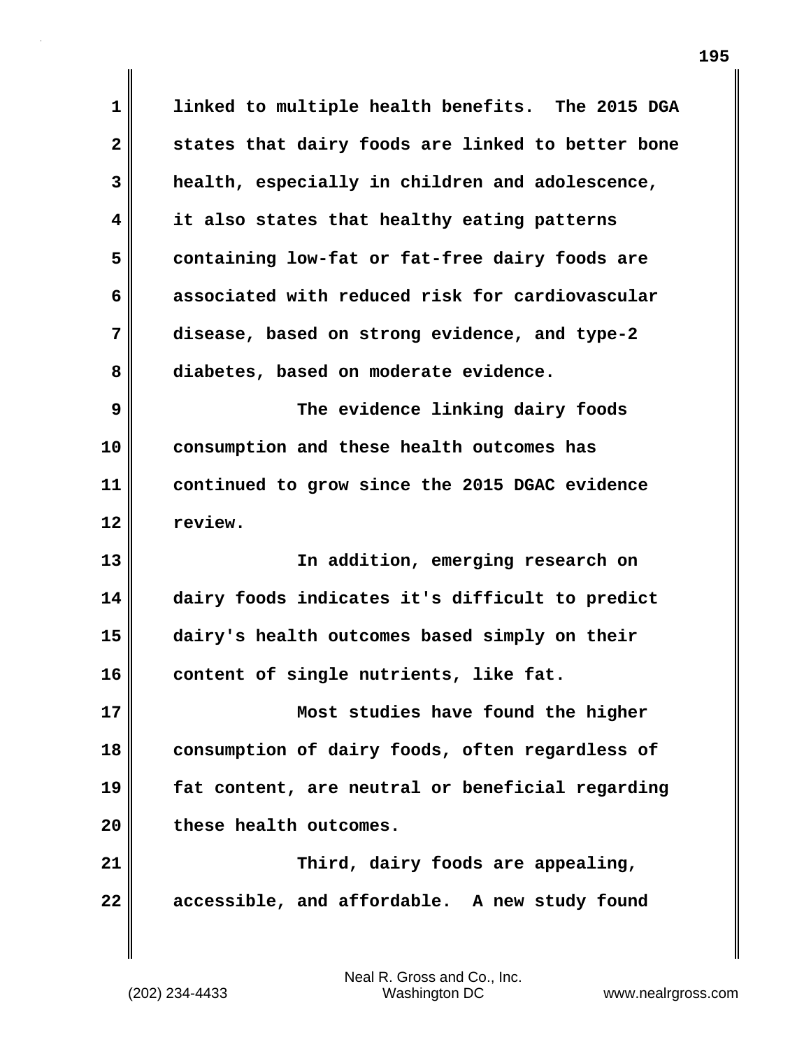linked to multiple health benefits. The 2015 DGA states that dairy foods are linked to better bone health, especially in children and adolescence, it also states that healthy eating patterns containing low-fat or fat-free dairy foods are associated with reduced risk for cardiovascular disease, based on strong evidence, and type-2 diabetes, based on moderate evidence.

The evidence linking dairy foods consumption and these health outcomes has continued to grow since the 2015 DGAC evidence review.

In addition, emerging research on dairy foods indicates it's difficult to predict dairy's health outcomes based simply on their content of single nutrients, like fat.

Most studies have found the higher consumption of dairy foods, often regardless of fat content, are neutral or beneficial regarding these health outcomes.

Third, dairy foods are appealing, accessible, and affordable. A new study found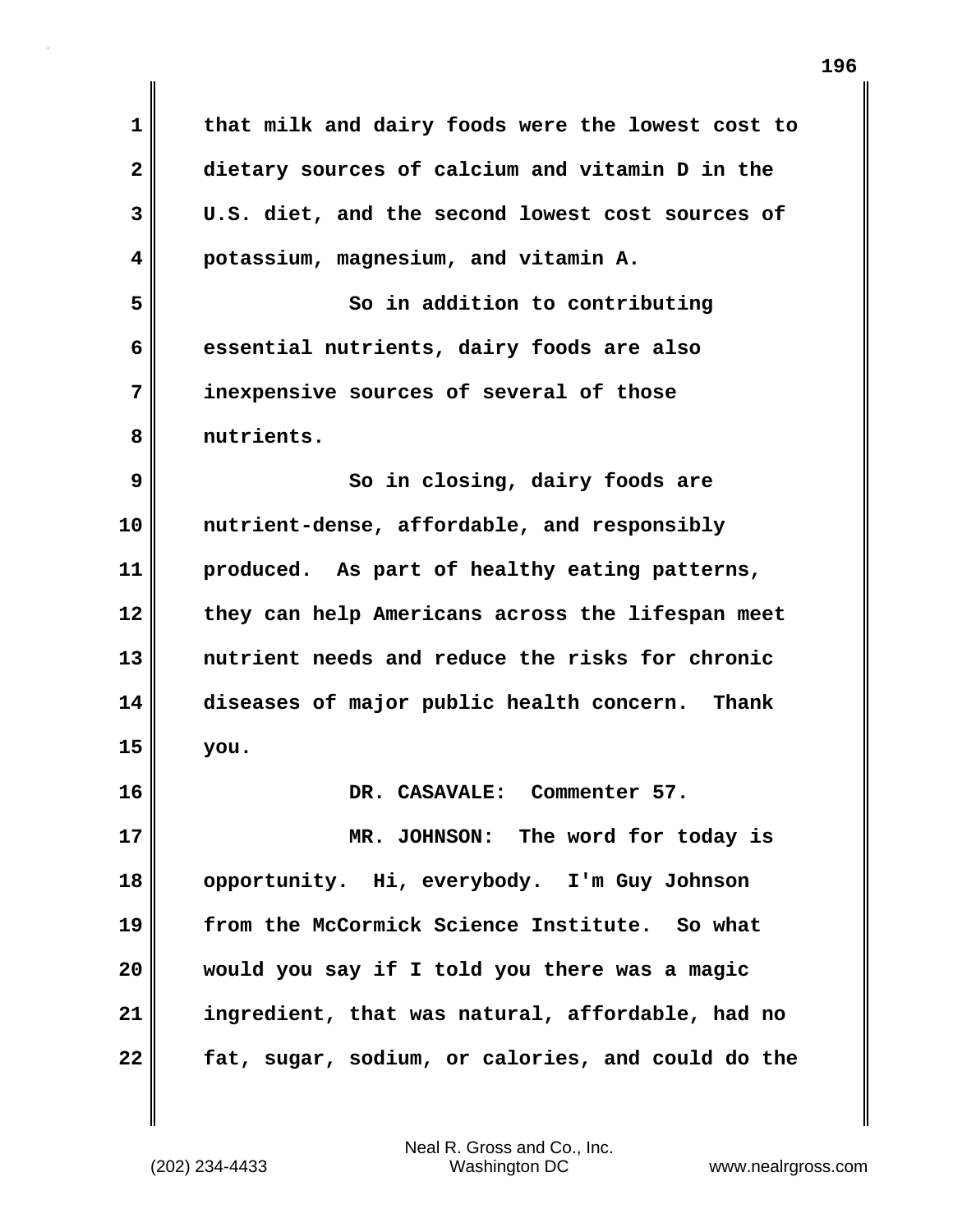that milk and dairy foods were the lowest cost to dietary sources of calcium and vitamin D in the U.S. diet, and the second lowest cost sources of potassium, magnesium, and vitamin A.

So in addition to contributing essential nutrients, dairy foods are also inexpensive sources of several of those nutrients.

So in closing, dairy foods are nutrient-dense, affordable, and responsibly produced. As part of healthy eating patterns, they can help Americans across the lifespan meet nutrient needs and reduce the risks for chronic diseases of major public health concern. Thank you.

DR. CASAVALE: Commenter 57.

MR. JOHNSON: The word for today is opportunity. Hi, everybody. I'm Guy Johnson from the McCormick Science Institute. So what would you say if I told you there was a magic ingredient, that was natural, affordable, had no fat, sugar, sodium, or calories, and could do the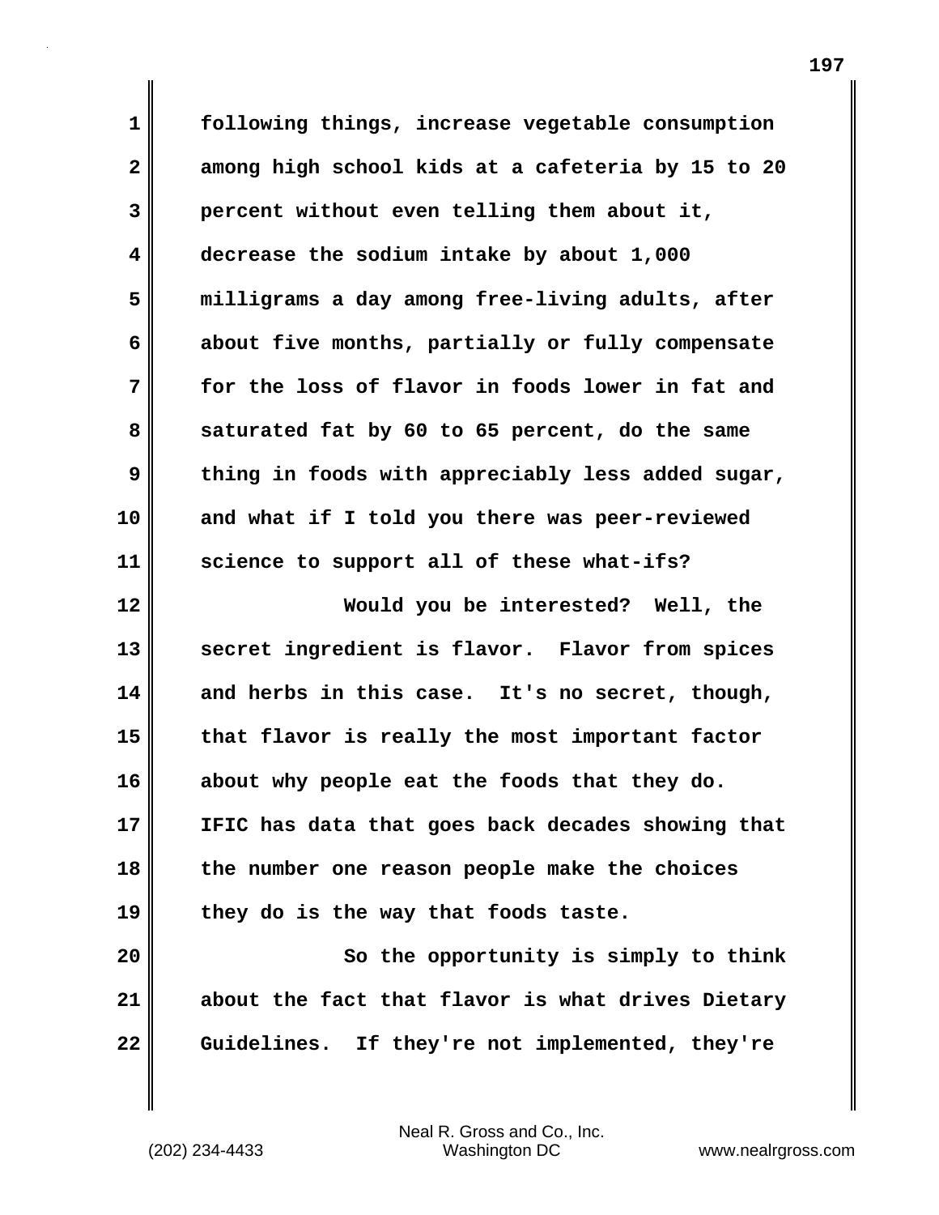following things, increase vegetable consumption among high school kids at a cafeteria by 15 to 20 percent without even telling them about it, decrease the sodium intake by about 1,000 milligrams a day among free-living adults, after about five months, partially or fully compensate for the loss of flavor in foods lower in fat and saturated fat by 60 to 65 percent, do the same thing in foods with appreciably less added sugar, and what if I told you there was peer-reviewed science to support all of these what-ifs?

Would you be interested? Well, the secret ingredient is flavor. Flavor from spices and herbs in this case. It's no secret, though, that flavor is really the most important factor about why people eat the foods that they do. IFIC has data that goes back decades showing that the number one reason people make the choices they do is the way that foods taste.

So the opportunity is simply to think about the fact that flavor is what drives Dietary Guidelines. If they're not implemented, they're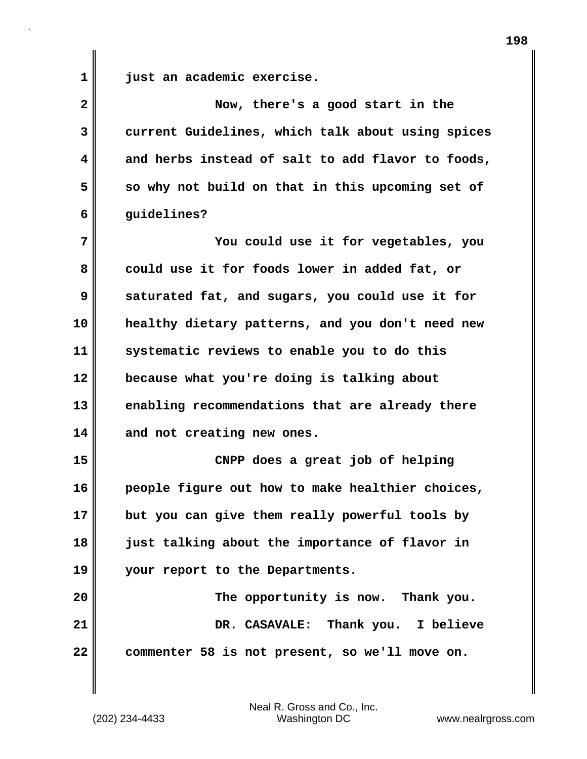just an academic exercise.

Now, there's a good start in the current Guidelines, which talk about using spices and herbs instead of salt to add flavor to foods, so why not build on that in this upcoming set of guidelines?

You could use it for vegetables, you could use it for foods lower in added fat, or saturated fat, and sugars, you could use it for healthy dietary patterns, and you don't need new systematic reviews to enable you to do this because what you're doing is talking about enabling recommendations that are already there and not creating new ones.

CNPP does a great job of helping people figure out how to make healthier choices, but you can give them really powerful tools by just talking about the importance of flavor in your report to the Departments.

The opportunity is now. Thank you.

DR. CASAVALE: Thank you. I believe commenter 58 is not present, so we'll move on.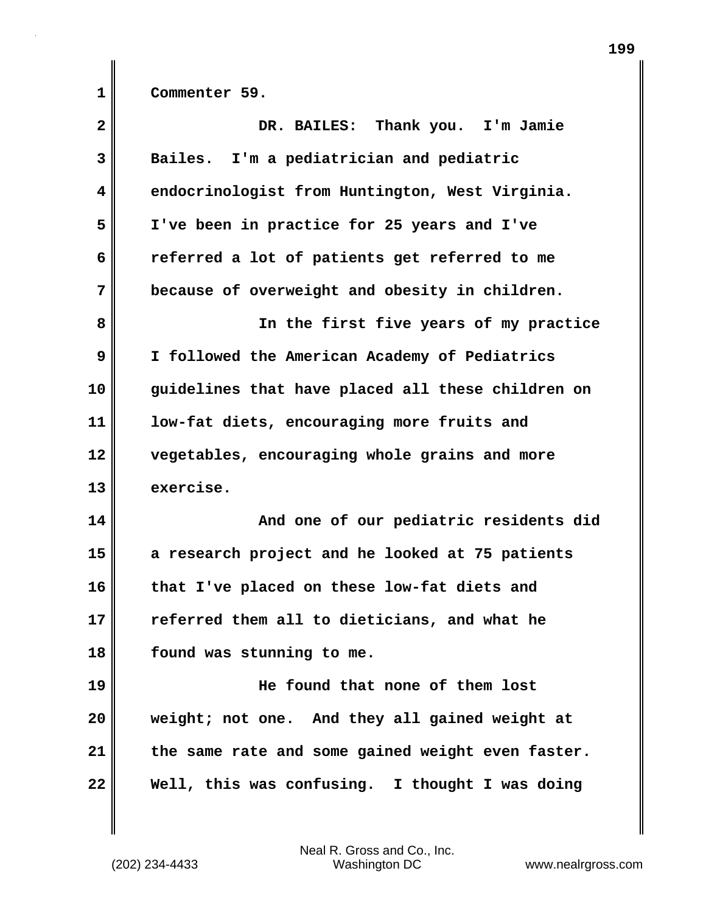Commenter 59.

DR. BAILES: Thank you. I'm Jamie Bailes. I'm a pediatrician and pediatric endocrinologist from Huntington, West Virginia. I've been in practice for 25 years and I've referred a lot of patients get referred to me because of overweight and obesity in children.

In the first five years of my practice I followed the American Academy of Pediatrics guidelines that have placed all these children on low-fat diets, encouraging more fruits and vegetables, encouraging whole grains and more exercise.

And one of our pediatric residents did a research project and he looked at 75 patients that I've placed on these low-fat diets and referred them all to dieticians, and what he found was stunning to me.

He found that none of them lost weight; not one. And they all gained weight at the same rate and some gained weight even faster. Well, this was confusing. I thought I was doing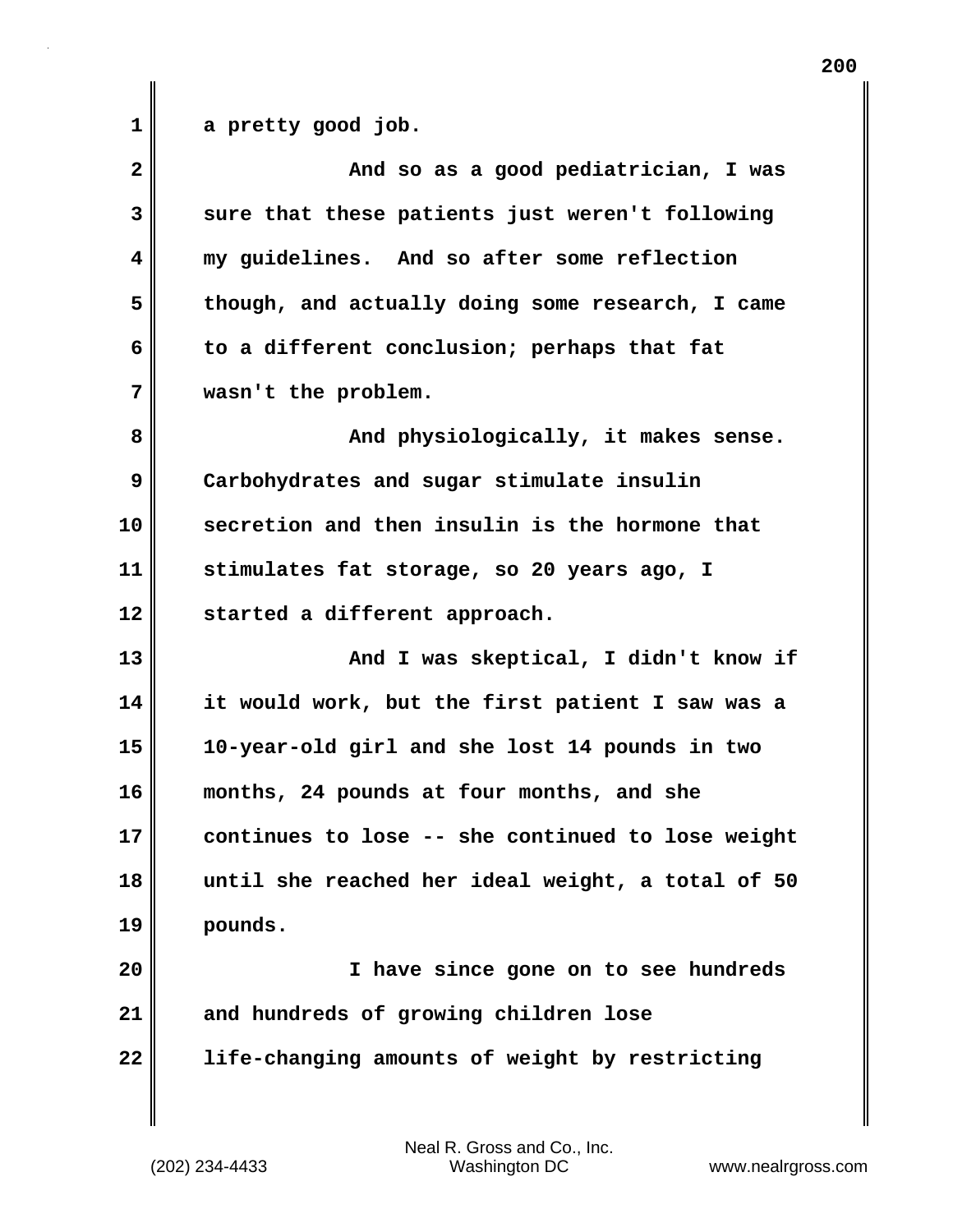a pretty good job.

And so as a good pediatrician, I was sure that these patients just weren't following my guidelines. And so after some reflection though, and actually doing some research, I came to a different conclusion; perhaps that fat wasn't the problem.

And physiologically, it makes sense. Carbohydrates and sugar stimulate insulin secretion and then insulin is the hormone that stimulates fat storage, so 20 years ago, I started a different approach.

And I was skeptical, I didn't know if it would work, but the first patient I saw was a 10-year-old girl and she lost 14 pounds in two months, 24 pounds at four months, and she continues to lose -- she continued to lose weight until she reached her ideal weight, a total of 50 pounds.

I have since gone on to see hundreds and hundreds of growing children lose life-changing amounts of weight by restricting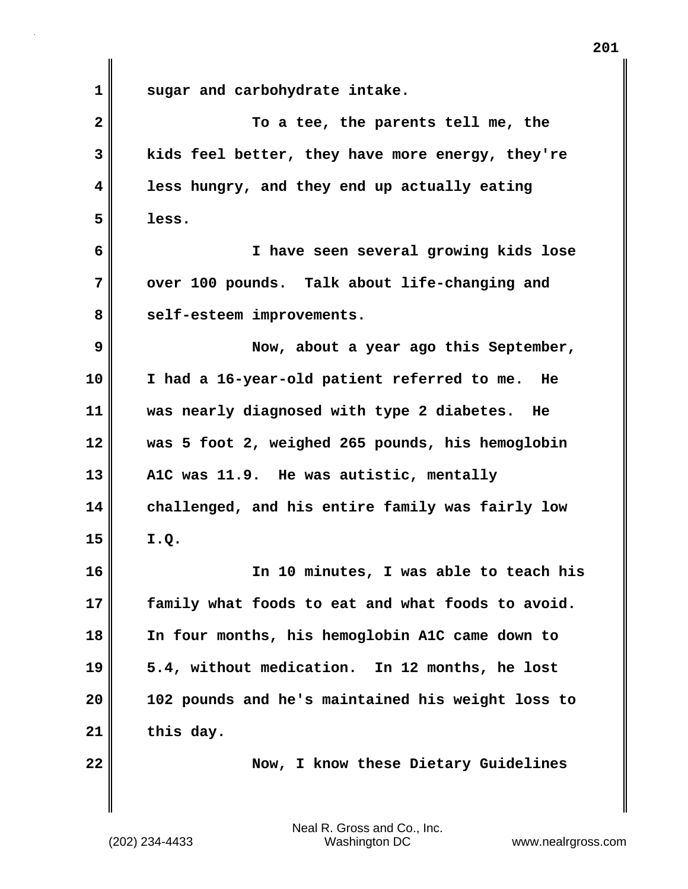sugar and carbohydrate intake.

To a tee, the parents tell me, the kids feel better, they have more energy, they're less hungry, and they end up actually eating less.

I have seen several growing kids lose over 100 pounds. Talk about life-changing and self-esteem improvements.

Now, about a year ago this September, I had a 16-year-old patient referred to me. He was nearly diagnosed with type 2 diabetes. He was 5 foot 2, weighed 265 pounds, his hemoglobin A1C was 11.9. He was autistic, mentally challenged, and his entire family was fairly low I.Q.

In 10 minutes, I was able to teach his family what foods to eat and what foods to avoid. In four months, his hemoglobin A1C came down to 5.4, without medication. In 12 months, he lost 102 pounds and he's maintained his weight loss to this day.

Now, I know these Dietary Guidelines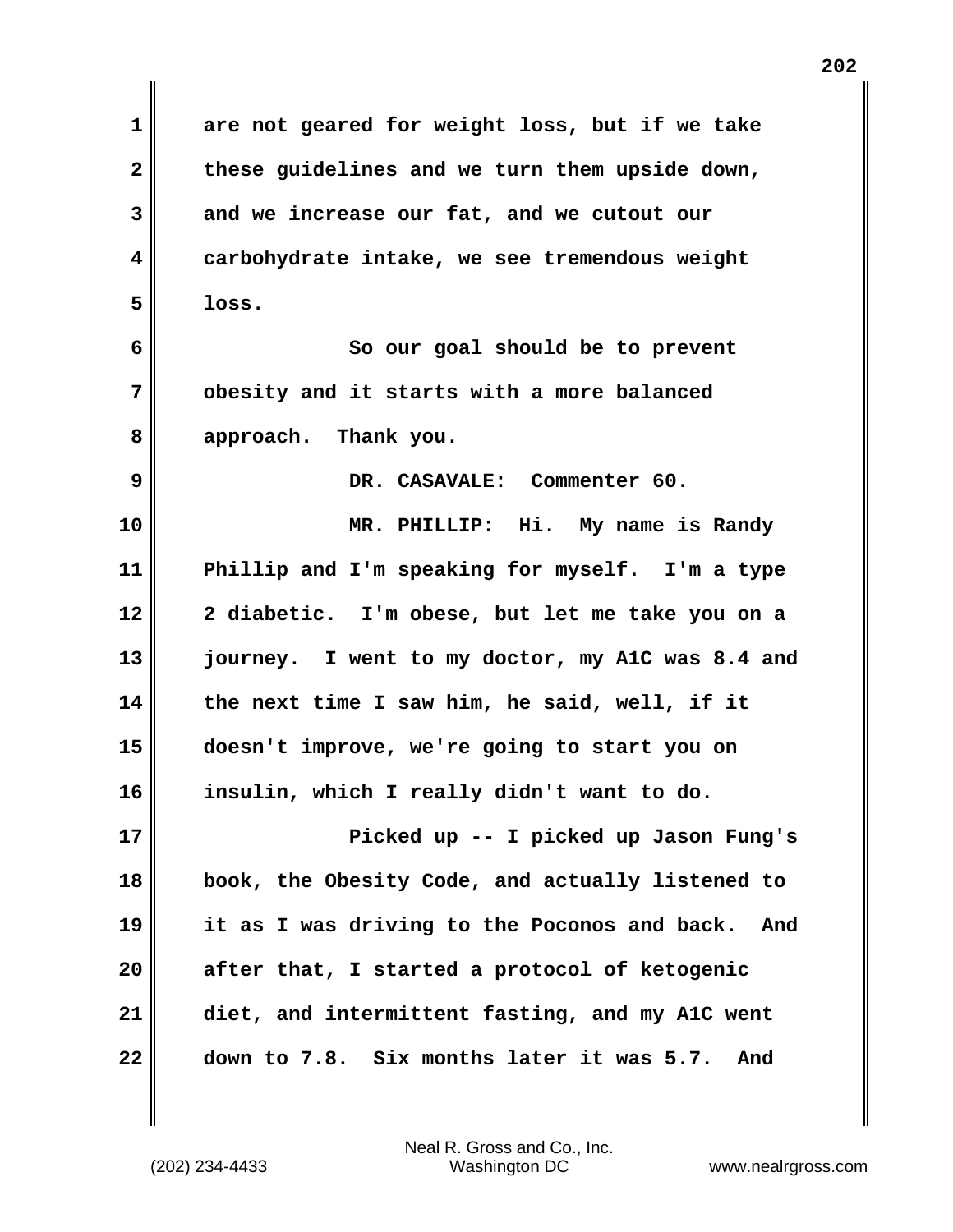are not geared for weight loss, but if we take these guidelines and we turn them upside down, and we increase our fat, and we cutout our carbohydrate intake, we see tremendous weight loss.

So our goal should be to prevent obesity and it starts with a more balanced approach. Thank you.

DR. CASAVALE: Commenter 60.

MR. PHILLIP: Hi. My name is Randy Phillip and I'm speaking for myself. I'm a type 2 diabetic. I'm obese, but let me take you on a journey. I went to my doctor, my A1C was 8.4 and the next time I saw him, he said, well, if it doesn't improve, we're going to start you on insulin, which I really didn't want to do.

Picked up -- I picked up Jason Fung's book, the Obesity Code, and actually listened to it as I was driving to the Poconos and back. And after that, I started a protocol of ketogenic diet, and intermittent fasting, and my A1C went down to 7.8. Six months later it was 5.7. And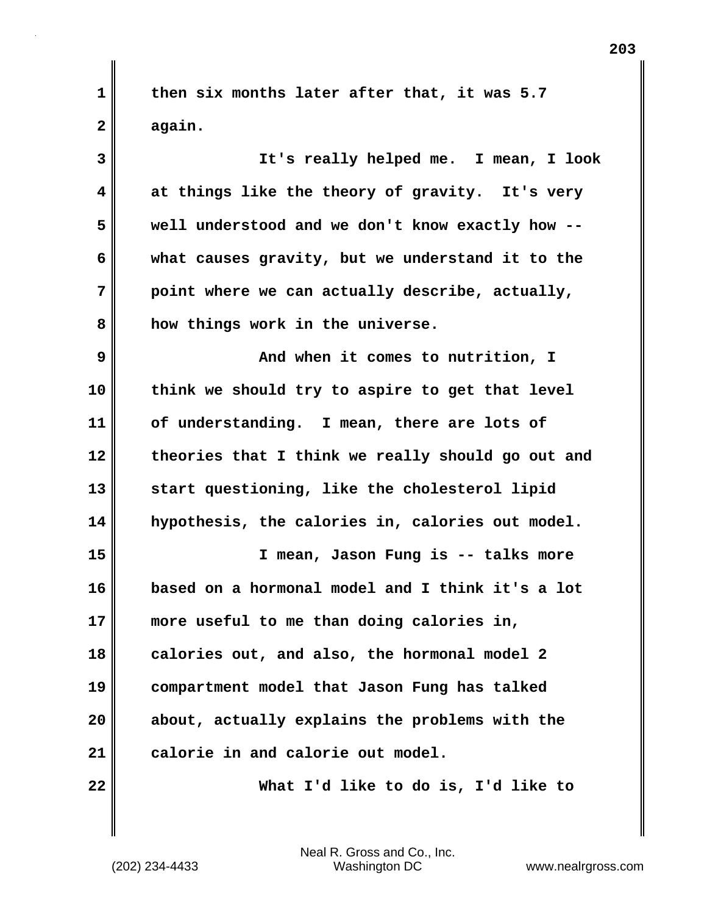then six months later after that, it was 5.7 again.

It's really helped me. I mean, I look at things like the theory of gravity. It's very well understood and we don't know exactly how -- what causes gravity, but we understand it to the point where we can actually describe, actually, how things work in the universe.

And when it comes to nutrition, I think we should try to aspire to get that level of understanding. I mean, there are lots of theories that I think we really should go out and start questioning, like the cholesterol lipid hypothesis, the calories in, calories out model.

I mean, Jason Fung is -- talks more based on a hormonal model and I think it's a lot more useful to me than doing calories in, calories out, and also, the hormonal model 2 compartment model that Jason Fung has talked about, actually explains the problems with the calorie in and calorie out model.

What I'd like to do is, I'd like to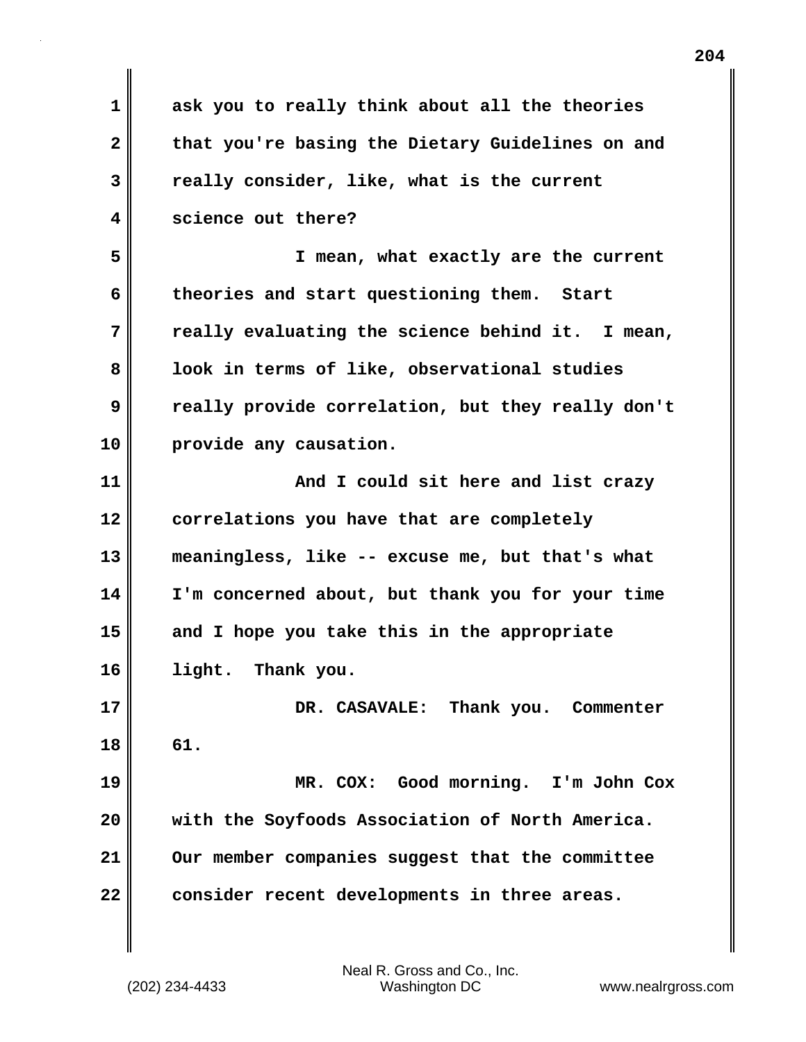ask you to really think about all the theories that you're basing the Dietary Guidelines on and really consider, like, what is the current science out there?

I mean, what exactly are the current theories and start questioning them. Start really evaluating the science behind it. I mean, look in terms of like, observational studies really provide correlation, but they really don't provide any causation.

And I could sit here and list crazy correlations you have that are completely meaningless, like -- excuse me, but that's what I'm concerned about, but thank you for your time and I hope you take this in the appropriate light. Thank you.

DR. CASAVALE: Thank you. Commenter 61.

MR. COX: Good morning. I'm John Cox with the Soyfoods Association of North America. Our member companies suggest that the committee consider recent developments in three areas.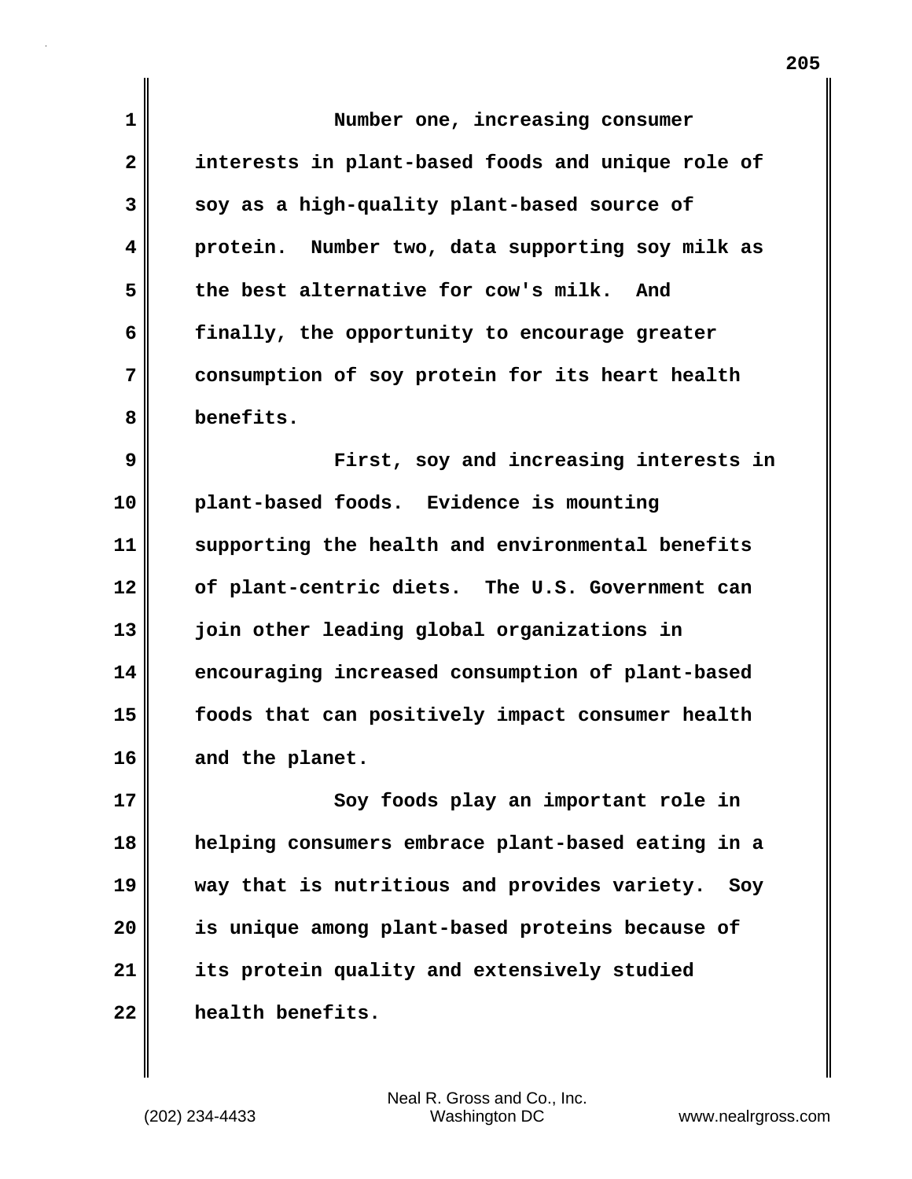Number one, increasing consumer interests in plant-based foods and unique role of soy as a high-quality plant-based source of protein. Number two, data supporting soy milk as the best alternative for cow's milk. And finally, the opportunity to encourage greater consumption of soy protein for its heart health benefits.

First, soy and increasing interests in plant-based foods. Evidence is mounting supporting the health and environmental benefits of plant-centric diets. The U.S. Government can join other leading global organizations in encouraging increased consumption of plant-based foods that can positively impact consumer health and the planet.

Soy foods play an important role in helping consumers embrace plant-based eating in a way that is nutritious and provides variety. Soy is unique among plant-based proteins because of its protein quality and extensively studied health benefits.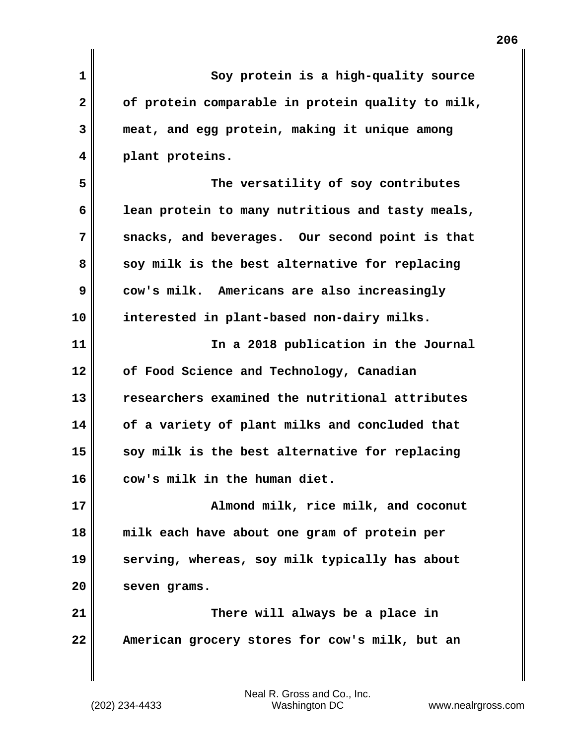Soy protein is a high-quality source of protein comparable in protein quality to milk, meat, and egg protein, making it unique among plant proteins.

The versatility of soy contributes lean protein to many nutritious and tasty meals, snacks, and beverages. Our second point is that soy milk is the best alternative for replacing cow's milk. Americans are also increasingly interested in plant-based non-dairy milks.

In a 2018 publication in the Journal of Food Science and Technology, Canadian researchers examined the nutritional attributes of a variety of plant milks and concluded that soy milk is the best alternative for replacing cow's milk in the human diet.

Almond milk, rice milk, and coconut milk each have about one gram of protein per serving, whereas, soy milk typically has about seven grams.

There will always be a place in American grocery stores for cow's milk, but an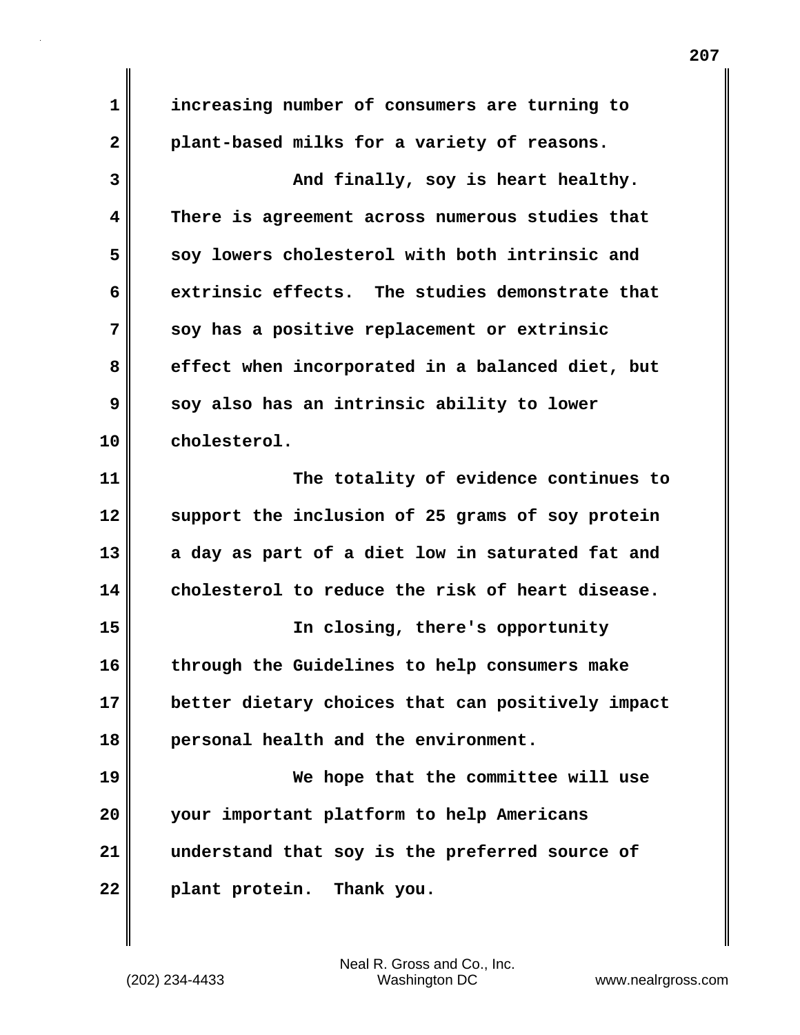increasing number of consumers are turning to plant-based milks for a variety of reasons.

And finally, soy is heart healthy. There is agreement across numerous studies that soy lowers cholesterol with both intrinsic and extrinsic effects. The studies demonstrate that soy has a positive replacement or extrinsic effect when incorporated in a balanced diet, but soy also has an intrinsic ability to lower cholesterol.

The totality of evidence continues to support the inclusion of 25 grams of soy protein a day as part of a diet low in saturated fat and cholesterol to reduce the risk of heart disease.

In closing, there's opportunity through the Guidelines to help consumers make better dietary choices that can positively impact personal health and the environment.

We hope that the committee will use your important platform to help Americans understand that soy is the preferred source of plant protein. Thank you.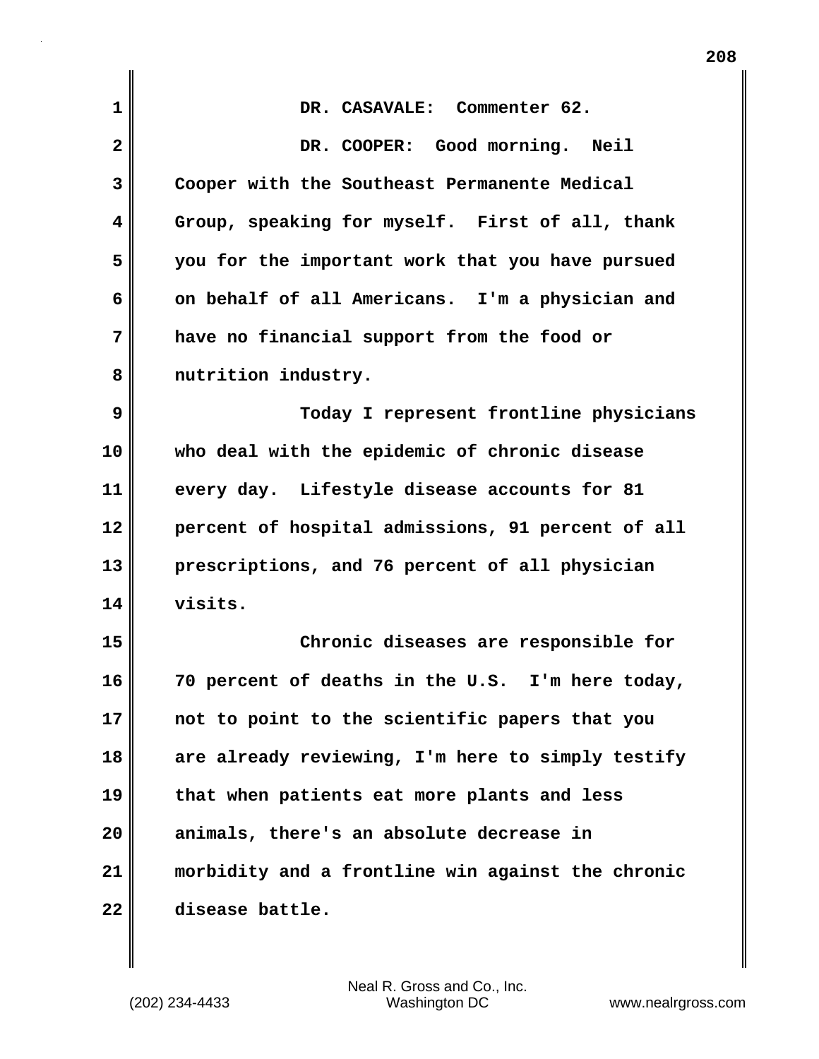DR. CASAVALE: Commenter 62.

DR. COOPER: Good morning. Neil Cooper with the Southeast Permanente Medical Group, speaking for myself. First of all, thank you for the important work that you have pursued on behalf of all Americans. I'm a physician and have no financial support from the food or nutrition industry.

Today I represent frontline physicians who deal with the epidemic of chronic disease every day. Lifestyle disease accounts for 81 percent of hospital admissions, 91 percent of all prescriptions, and 76 percent of all physician visits.

Chronic diseases are responsible for 70 percent of deaths in the U.S. I'm here today, not to point to the scientific papers that you are already reviewing, I'm here to simply testify that when patients eat more plants and less animals, there's an absolute decrease in morbidity and a frontline win against the chronic disease battle.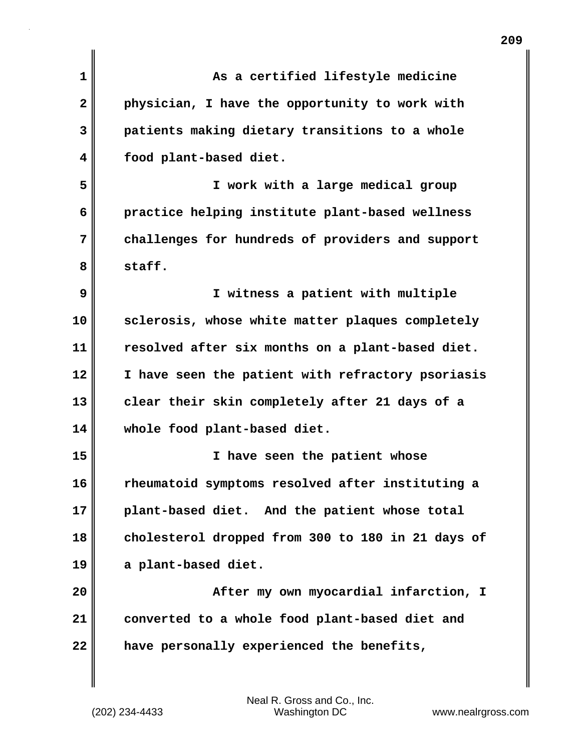As a certified lifestyle medicine physician, I have the opportunity to work with patients making dietary transitions to a whole food plant-based diet.

I work with a large medical group practice helping institute plant-based wellness challenges for hundreds of providers and support staff.

I witness a patient with multiple sclerosis, whose white matter plaques completely resolved after six months on a plant-based diet. I have seen the patient with refractory psoriasis clear their skin completely after 21 days of a whole food plant-based diet.

I have seen the patient whose rheumatoid symptoms resolved after instituting a plant-based diet. And the patient whose total cholesterol dropped from 300 to 180 in 21 days of a plant-based diet.

After my own myocardial infarction, I converted to a whole food plant-based diet and have personally experienced the benefits,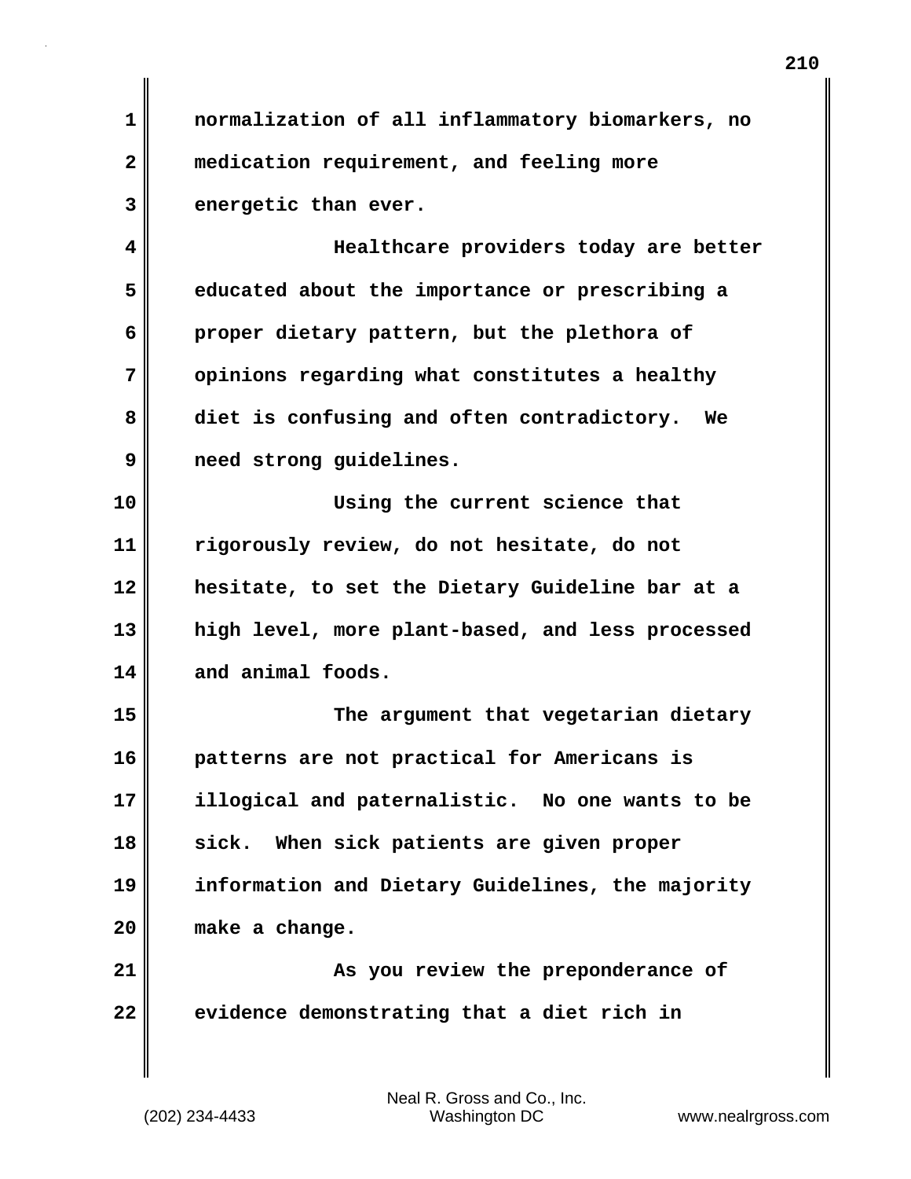normalization of all inflammatory biomarkers, no medication requirement, and feeling more energetic than ever.

Healthcare providers today are better educated about the importance or prescribing a proper dietary pattern, but the plethora of opinions regarding what constitutes a healthy diet is confusing and often contradictory. We need strong guidelines.

Using the current science that rigorously review, do not hesitate, do not hesitate, to set the Dietary Guideline bar at a high level, more plant-based, and less processed and animal foods.

The argument that vegetarian dietary patterns are not practical for Americans is illogical and paternalistic. No one wants to be sick. When sick patients are given proper information and Dietary Guidelines, the majority make a change.

As you review the preponderance of evidence demonstrating that a diet rich in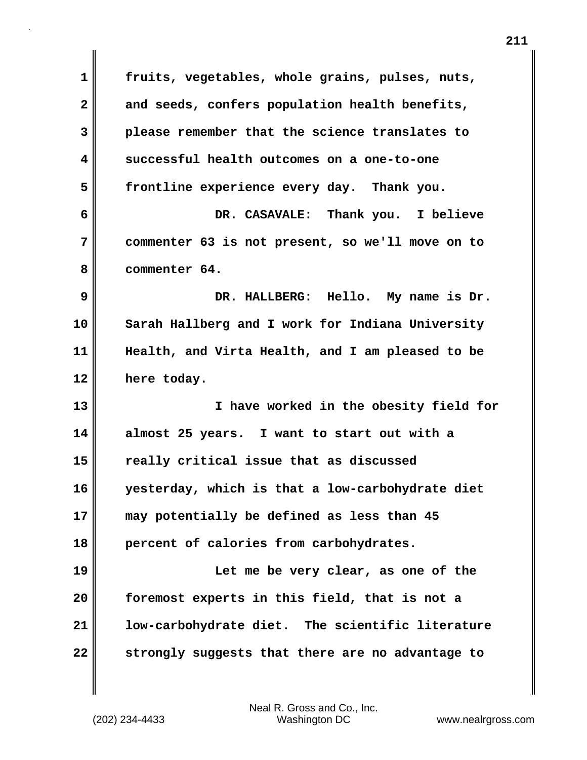fruits, vegetables, whole grains, pulses, nuts, and seeds, confers population health benefits, please remember that the science translates to successful health outcomes on a one-to-one frontline experience every day. Thank you.

DR. CASAVALE: Thank you. I believe commenter 63 is not present, so we'll move on to commenter 64.

DR. HALLBERG: Hello. My name is Dr. Sarah Hallberg and I work for Indiana University Health, and Virta Health, and I am pleased to be here today.

I have worked in the obesity field for almost 25 years. I want to start out with a really critical issue that as discussed yesterday, which is that a low-carbohydrate diet may potentially be defined as less than 45 percent of calories from carbohydrates.

Let me be very clear, as one of the foremost experts in this field, that is not a low-carbohydrate diet. The scientific literature strongly suggests that there are no advantage to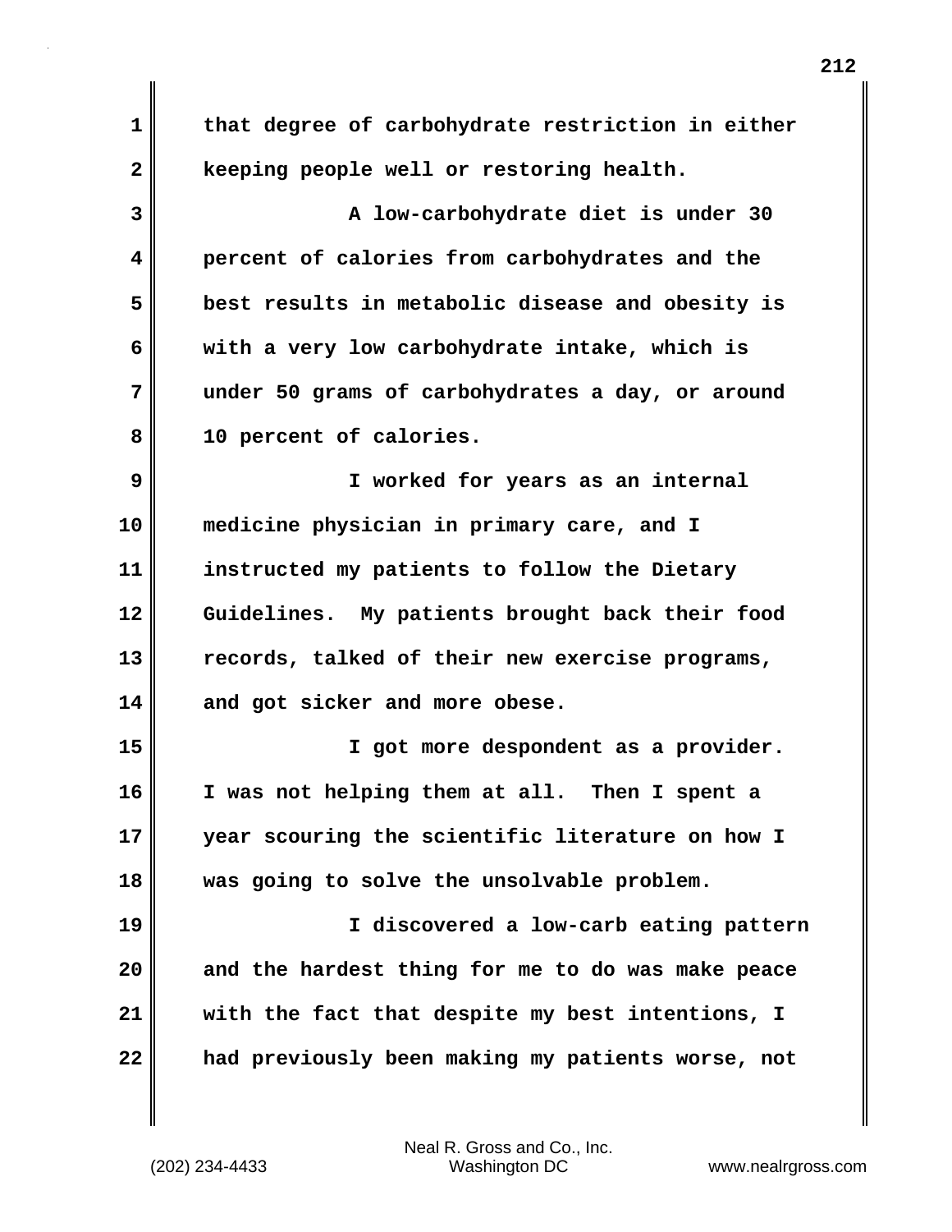that degree of carbohydrate restriction in either keeping people well or restoring health.

A low-carbohydrate diet is under 30 percent of calories from carbohydrates and the best results in metabolic disease and obesity is with a very low carbohydrate intake, which is under 50 grams of carbohydrates a day, or around 10 percent of calories.

I worked for years as an internal medicine physician in primary care, and I instructed my patients to follow the Dietary Guidelines. My patients brought back their food records, talked of their new exercise programs, and got sicker and more obese.

I got more despondent as a provider. I was not helping them at all. Then I spent a year scouring the scientific literature on how I was going to solve the unsolvable problem.

I discovered a low-carb eating pattern and the hardest thing for me to do was make peace with the fact that despite my best intentions, I had previously been making my patients worse, not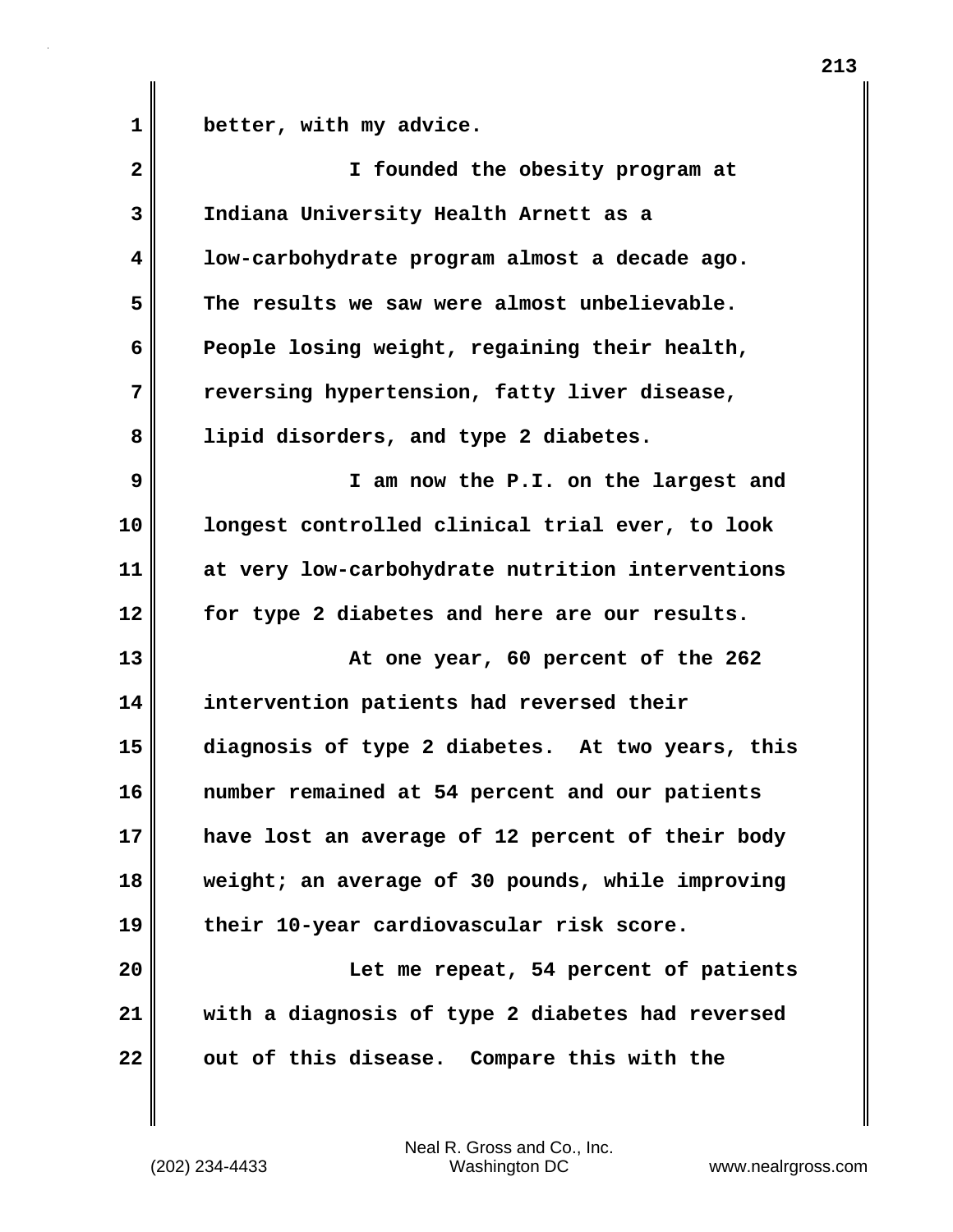better, with my advice.

I founded the obesity program at Indiana University Health Arnett as a low-carbohydrate program almost a decade ago. The results we saw were almost unbelievable. People losing weight, regaining their health, reversing hypertension, fatty liver disease, lipid disorders, and type 2 diabetes.

I am now the P.I. on the largest and longest controlled clinical trial ever, to look at very low-carbohydrate nutrition interventions for type 2 diabetes and here are our results.

At one year, 60 percent of the 262 intervention patients had reversed their diagnosis of type 2 diabetes. At two years, this number remained at 54 percent and our patients have lost an average of 12 percent of their body weight; an average of 30 pounds, while improving their 10-year cardiovascular risk score.

Let me repeat, 54 percent of patients with a diagnosis of type 2 diabetes had reversed out of this disease. Compare this with the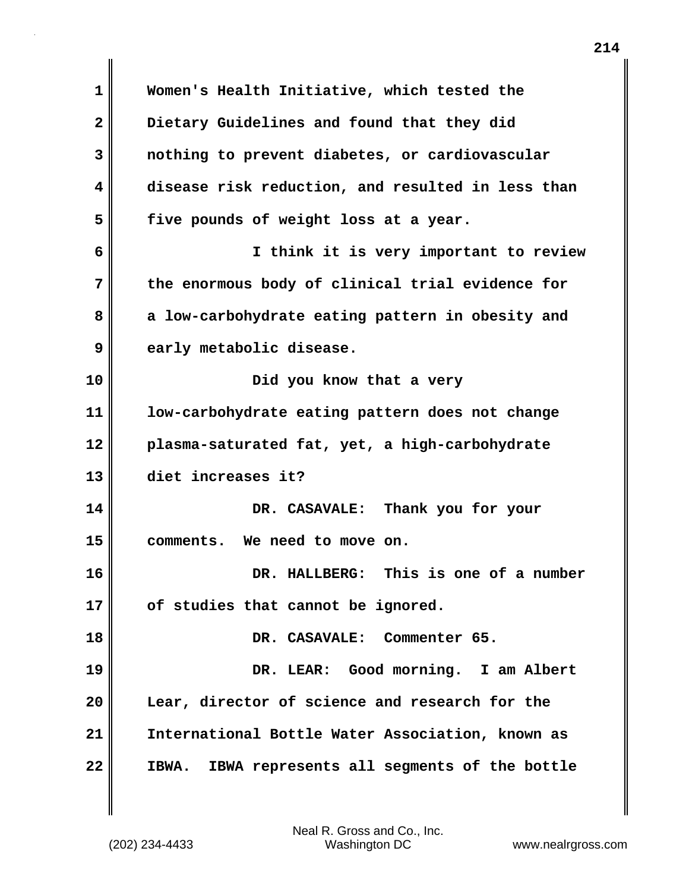Women's Health Initiative, which tested the Dietary Guidelines and found that they did nothing to prevent diabetes, or cardiovascular disease risk reduction, and resulted in less than five pounds of weight loss at a year.

I think it is very important to review the enormous body of clinical trial evidence for a low-carbohydrate eating pattern in obesity and early metabolic disease.

Did you know that a very low-carbohydrate eating pattern does not change plasma-saturated fat, yet, a high-carbohydrate diet increases it?

DR. CASAVALE: Thank you for your comments. We need to move on.

DR. HALLBERG: This is one of a number of studies that cannot be ignored.

DR. CASAVALE: Commenter 65.

DR. LEAR: Good morning. I am Albert Lear, director of science and research for the International Bottle Water Association, known as IBWA. IBWA represents all segments of the bottle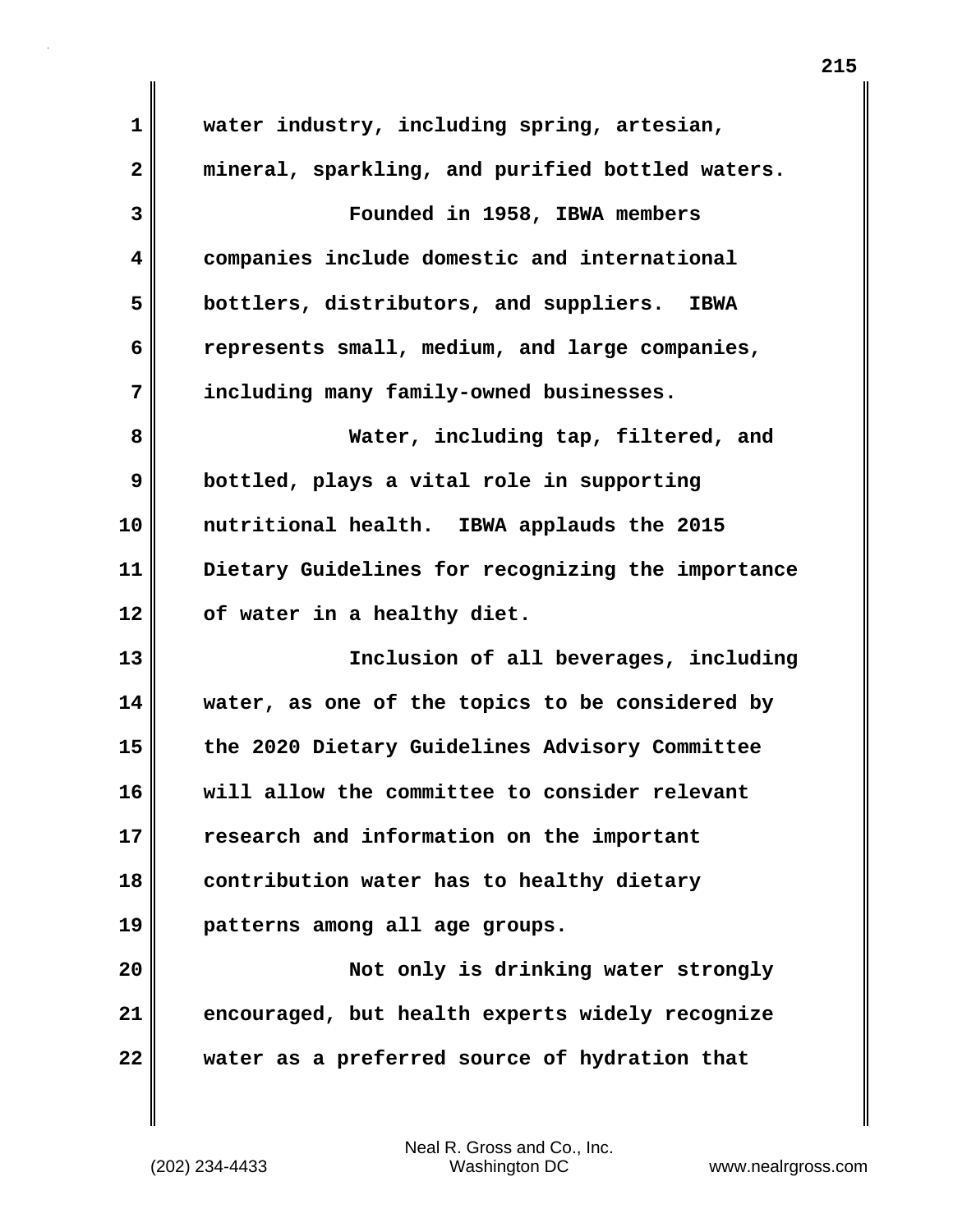water industry, including spring, artesian, mineral, sparkling, and purified bottled waters.

Founded in 1958, IBWA members companies include domestic and international bottlers, distributors, and suppliers. IBWA represents small, medium, and large companies, including many family-owned businesses.

Water, including tap, filtered, and bottled, plays a vital role in supporting nutritional health. IBWA applauds the 2015 Dietary Guidelines for recognizing the importance of water in a healthy diet.

Inclusion of all beverages, including water, as one of the topics to be considered by the 2020 Dietary Guidelines Advisory Committee will allow the committee to consider relevant research and information on the important contribution water has to healthy dietary patterns among all age groups.

Not only is drinking water strongly encouraged, but health experts widely recognize water as a preferred source of hydration that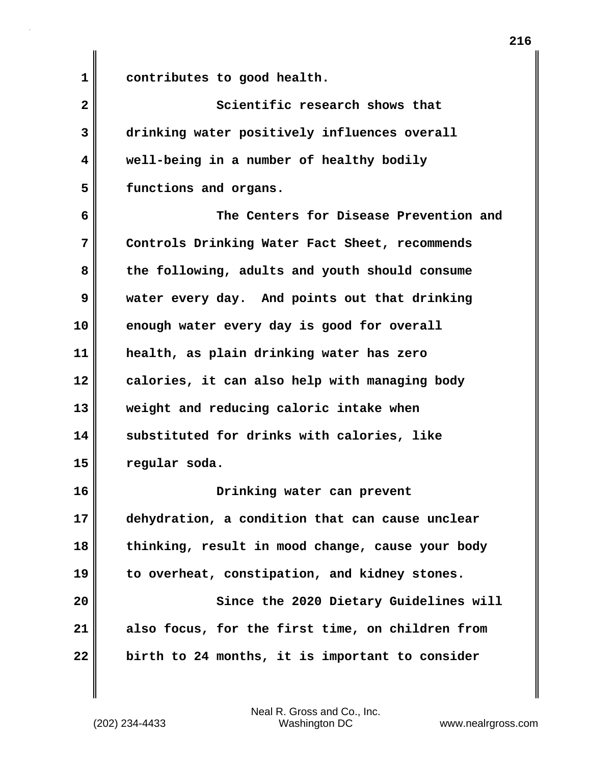contributes to good health.

Scientific research shows that drinking water positively influences overall well-being in a number of healthy bodily functions and organs.

The Centers for Disease Prevention and Controls Drinking Water Fact Sheet, recommends the following, adults and youth should consume water every day. And points out that drinking enough water every day is good for overall health, as plain drinking water has zero calories, it can also help with managing body weight and reducing caloric intake when substituted for drinks with calories, like regular soda.

Drinking water can prevent dehydration, a condition that can cause unclear thinking, result in mood change, cause your body to overheat, constipation, and kidney stones.

Since the 2020 Dietary Guidelines will also focus, for the first time, on children from birth to 24 months, it is important to consider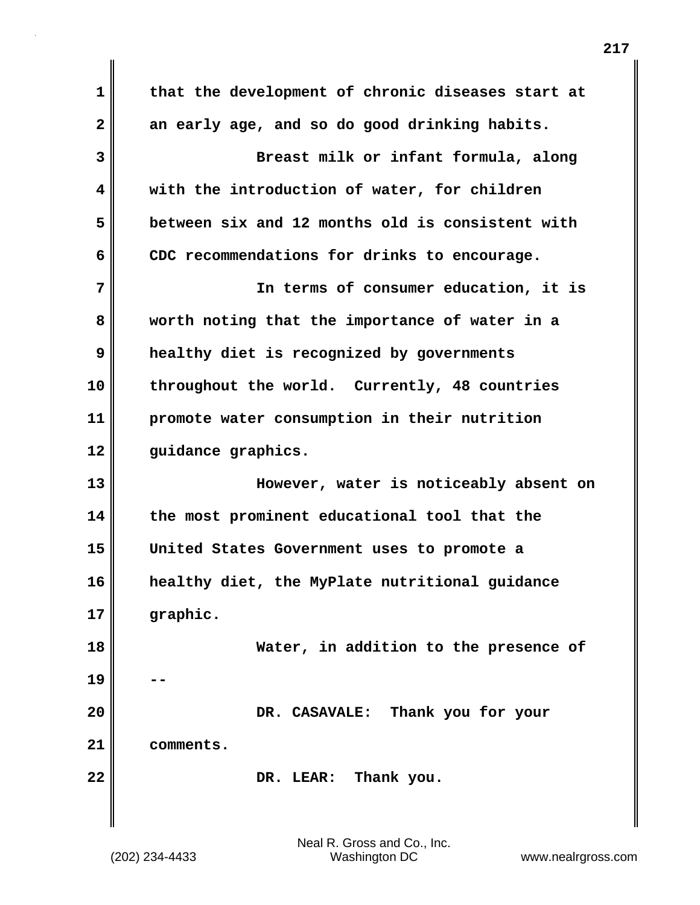that the development of chronic diseases start at an early age, and so do good drinking habits.

Breast milk or infant formula, along with the introduction of water, for children between six and 12 months old is consistent with CDC recommendations for drinks to encourage.

In terms of consumer education, it is worth noting that the importance of water in a healthy diet is recognized by governments throughout the world. Currently, 48 countries promote water consumption in their nutrition guidance graphics.

However, water is noticeably absent on the most prominent educational tool that the United States Government uses to promote a healthy diet, the MyPlate nutritional guidance graphic.

Water, in addition to the presence of --

DR. CASAVALE: Thank you for your comments.

DR. LEAR: Thank you.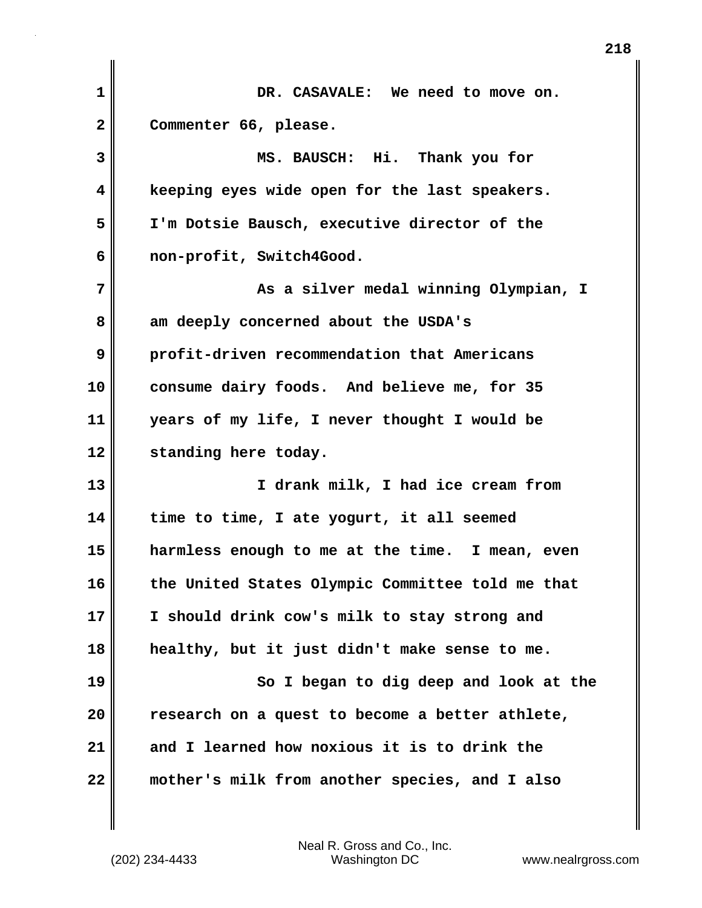DR. CASAVALE: We need to move on. Commenter 66, please.

MS. BAUSCH: Hi. Thank you for keeping eyes wide open for the last speakers. I'm Dotsie Bausch, executive director of the non-profit, Switch4Good.

As a silver medal winning Olympian, I am deeply concerned about the USDA's profit-driven recommendation that Americans consume dairy foods. And believe me, for 35 years of my life, I never thought I would be standing here today.

I drank milk, I had ice cream from time to time, I ate yogurt, it all seemed harmless enough to me at the time. I mean, even the United States Olympic Committee told me that I should drink cow's milk to stay strong and healthy, but it just didn't make sense to me.

So I began to dig deep and look at the research on a quest to become a better athlete, and I learned how noxious it is to drink the mother's milk from another species, and I also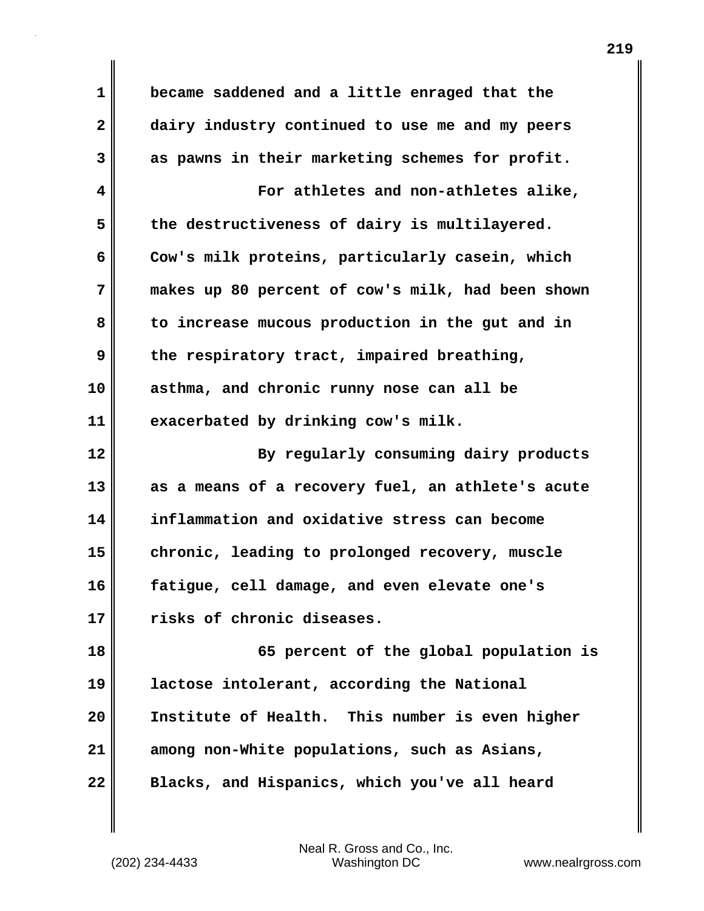became saddened and a little enraged that the dairy industry continued to use me and my peers as pawns in their marketing schemes for profit.

For athletes and non-athletes alike, the destructiveness of dairy is multilayered. Cow's milk proteins, particularly casein, which makes up 80 percent of cow's milk, had been shown to increase mucous production in the gut and in the respiratory tract, impaired breathing, asthma, and chronic runny nose can all be exacerbated by drinking cow's milk.

By regularly consuming dairy products as a means of a recovery fuel, an athlete's acute inflammation and oxidative stress can become chronic, leading to prolonged recovery, muscle fatigue, cell damage, and even elevate one's risks of chronic diseases.

65 percent of the global population is lactose intolerant, according the National Institute of Health. This number is even higher among non-White populations, such as Asians, Blacks, and Hispanics, which you've all heard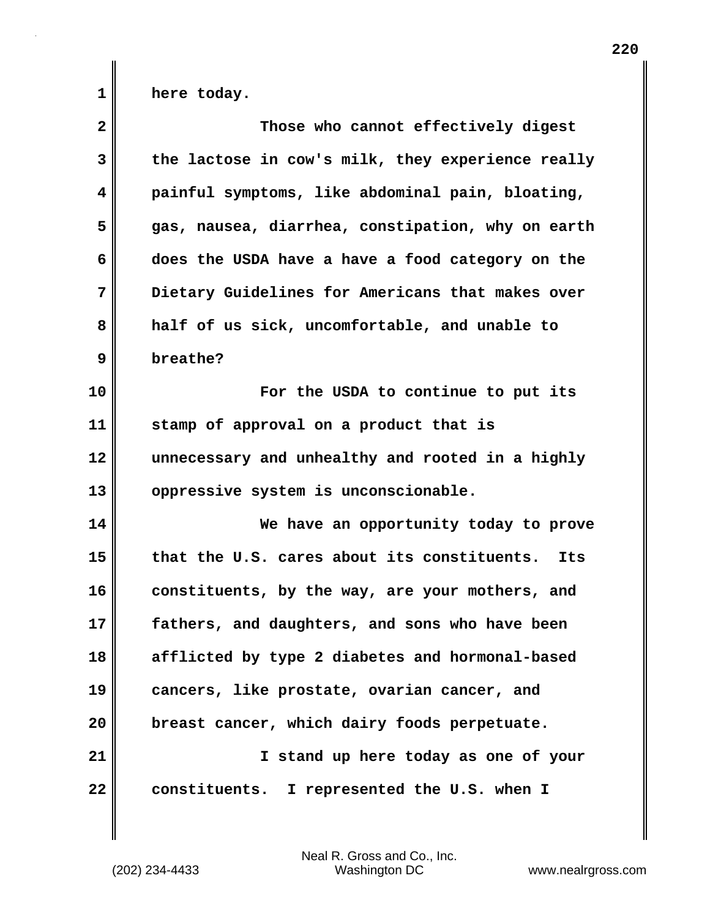here today.

Those who cannot effectively digest the lactose in cow's milk, they experience really painful symptoms, like abdominal pain, bloating, gas, nausea, diarrhea, constipation, why on earth does the USDA have a have a food category on the Dietary Guidelines for Americans that makes over half of us sick, uncomfortable, and unable to breathe?

For the USDA to continue to put its stamp of approval on a product that is unnecessary and unhealthy and rooted in a highly oppressive system is unconscionable.

We have an opportunity today to prove that the U.S. cares about its constituents. Its constituents, by the way, are your mothers, and fathers, and daughters, and sons who have been afflicted by type 2 diabetes and hormonal-based cancers, like prostate, ovarian cancer, and breast cancer, which dairy foods perpetuate.

I stand up here today as one of your constituents. I represented the U.S. when I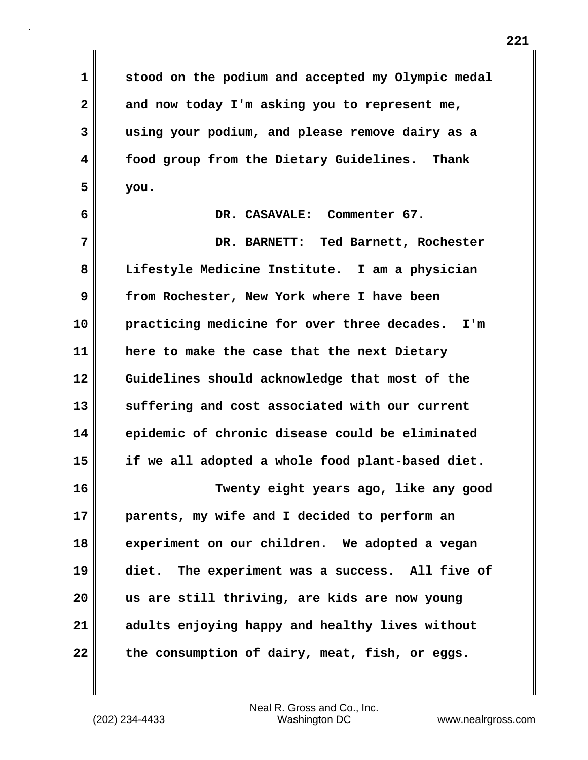stood on the podium and accepted my Olympic medal and now today I'm asking you to represent me, using your podium, and please remove dairy as a food group from the Dietary Guidelines. Thank you.

DR. CASAVALE: Commenter 67.

DR. BARNETT: Ted Barnett, Rochester Lifestyle Medicine Institute. I am a physician from Rochester, New York where I have been practicing medicine for over three decades. I'm here to make the case that the next Dietary Guidelines should acknowledge that most of the suffering and cost associated with our current epidemic of chronic disease could be eliminated if we all adopted a whole food plant-based diet.

Twenty eight years ago, like any good parents, my wife and I decided to perform an experiment on our children. We adopted a vegan diet. The experiment was a success. All five of us are still thriving, are kids are now young adults enjoying happy and healthy lives without the consumption of dairy, meat, fish, or eggs.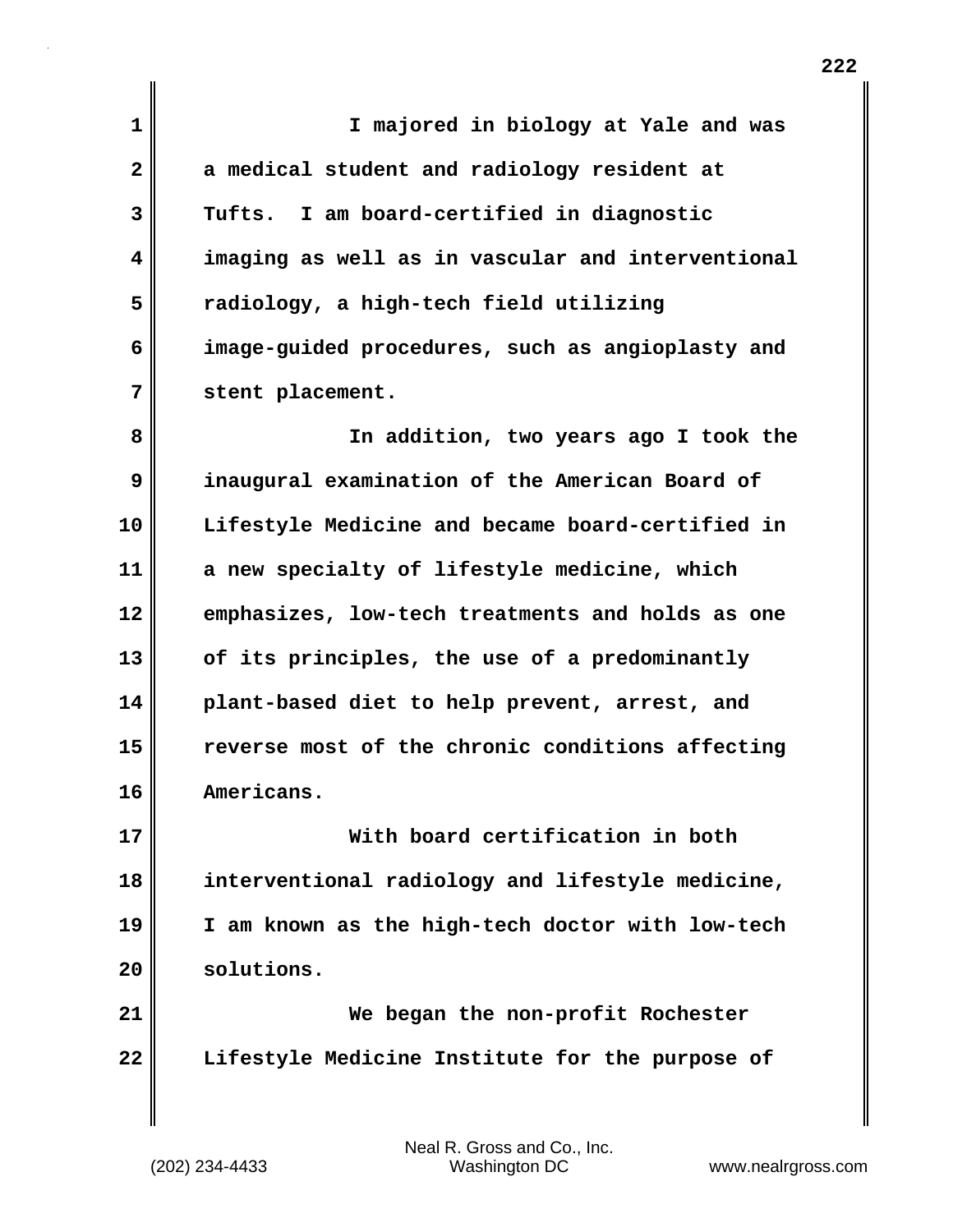I majored in biology at Yale and was a medical student and radiology resident at Tufts. I am board-certified in diagnostic imaging as well as in vascular and interventional radiology, a high-tech field utilizing image-guided procedures, such as angioplasty and stent placement.

In addition, two years ago I took the inaugural examination of the American Board of Lifestyle Medicine and became board-certified in a new specialty of lifestyle medicine, which emphasizes, low-tech treatments and holds as one of its principles, the use of a predominantly plant-based diet to help prevent, arrest, and reverse most of the chronic conditions affecting Americans.

With board certification in both interventional radiology and lifestyle medicine, I am known as the high-tech doctor with low-tech solutions.

We began the non-profit Rochester Lifestyle Medicine Institute for the purpose of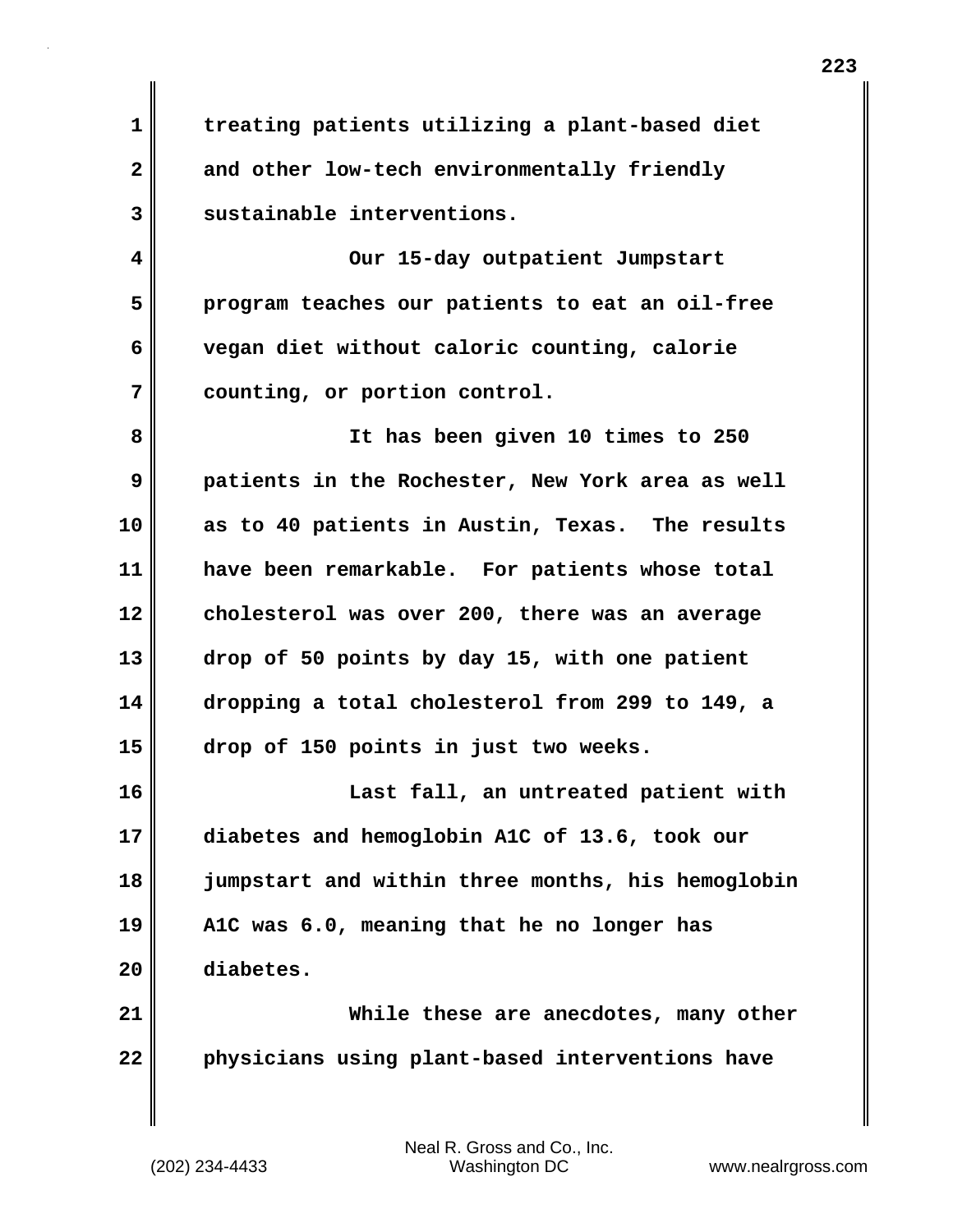treating patients utilizing a plant-based diet and other low-tech environmentally friendly sustainable interventions.

Our 15-day outpatient Jumpstart program teaches our patients to eat an oil-free vegan diet without caloric counting, calorie counting, or portion control.

It has been given 10 times to 250 patients in the Rochester, New York area as well as to 40 patients in Austin, Texas. The results have been remarkable. For patients whose total cholesterol was over 200, there was an average drop of 50 points by day 15, with one patient dropping a total cholesterol from 299 to 149, a drop of 150 points in just two weeks.

Last fall, an untreated patient with diabetes and hemoglobin A1C of 13.6, took our jumpstart and within three months, his hemoglobin A1C was 6.0, meaning that he no longer has diabetes.

While these are anecdotes, many other physicians using plant-based interventions have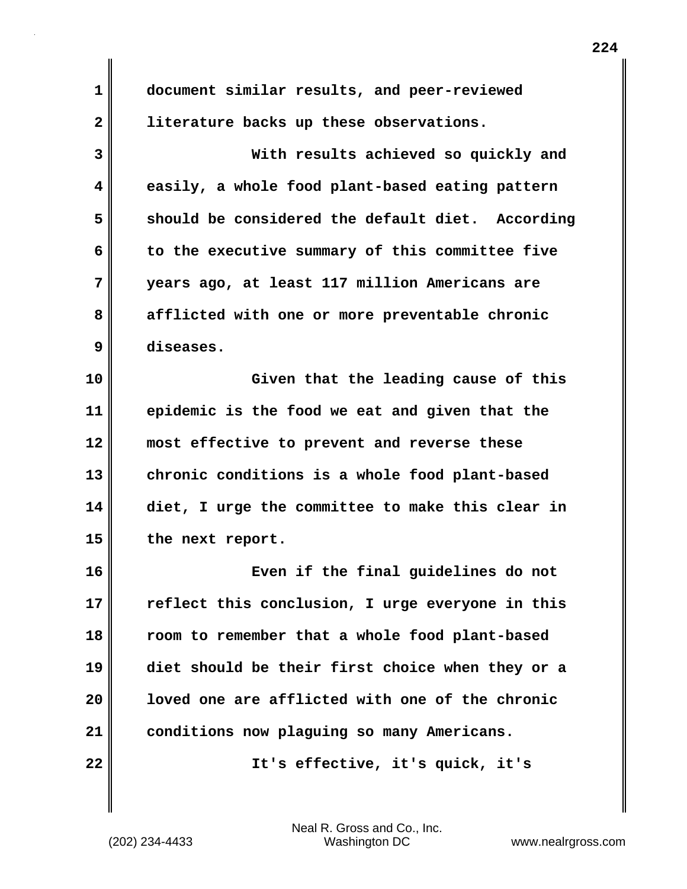document similar results, and peer-reviewed literature backs up these observations.

With results achieved so quickly and easily, a whole food plant-based eating pattern should be considered the default diet. According to the executive summary of this committee five years ago, at least 117 million Americans are afflicted with one or more preventable chronic diseases.

Given that the leading cause of this epidemic is the food we eat and given that the most effective to prevent and reverse these chronic conditions is a whole food plant-based diet, I urge the committee to make this clear in the next report.

Even if the final guidelines do not reflect this conclusion, I urge everyone in this room to remember that a whole food plant-based diet should be their first choice when they or a loved one are afflicted with one of the chronic conditions now plaguing so many Americans.

It's effective, it's quick, it's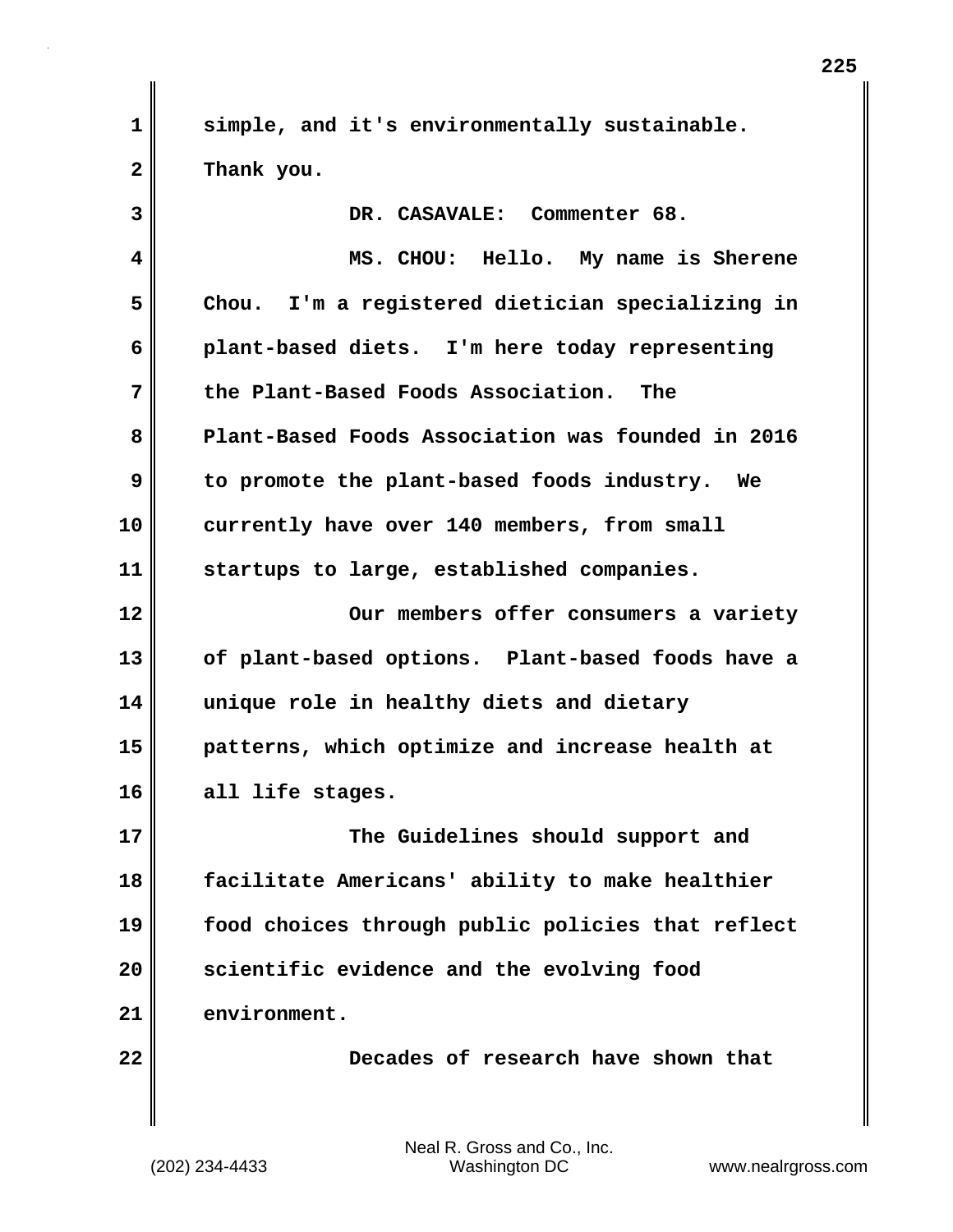simple, and it's environmentally sustainable. Thank you.

DR. CASAVALE: Commenter 68.

MS. CHOU: Hello. My name is Sherene Chou. I'm a registered dietician specializing in plant-based diets. I'm here today representing the Plant-Based Foods Association. The Plant-Based Foods Association was founded in 2016 to promote the plant-based foods industry. We currently have over 140 members, from small startups to large, established companies.

Our members offer consumers a variety of plant-based options. Plant-based foods have a unique role in healthy diets and dietary patterns, which optimize and increase health at all life stages.

The Guidelines should support and facilitate Americans' ability to make healthier food choices through public policies that reflect scientific evidence and the evolving food environment.

Decades of research have shown that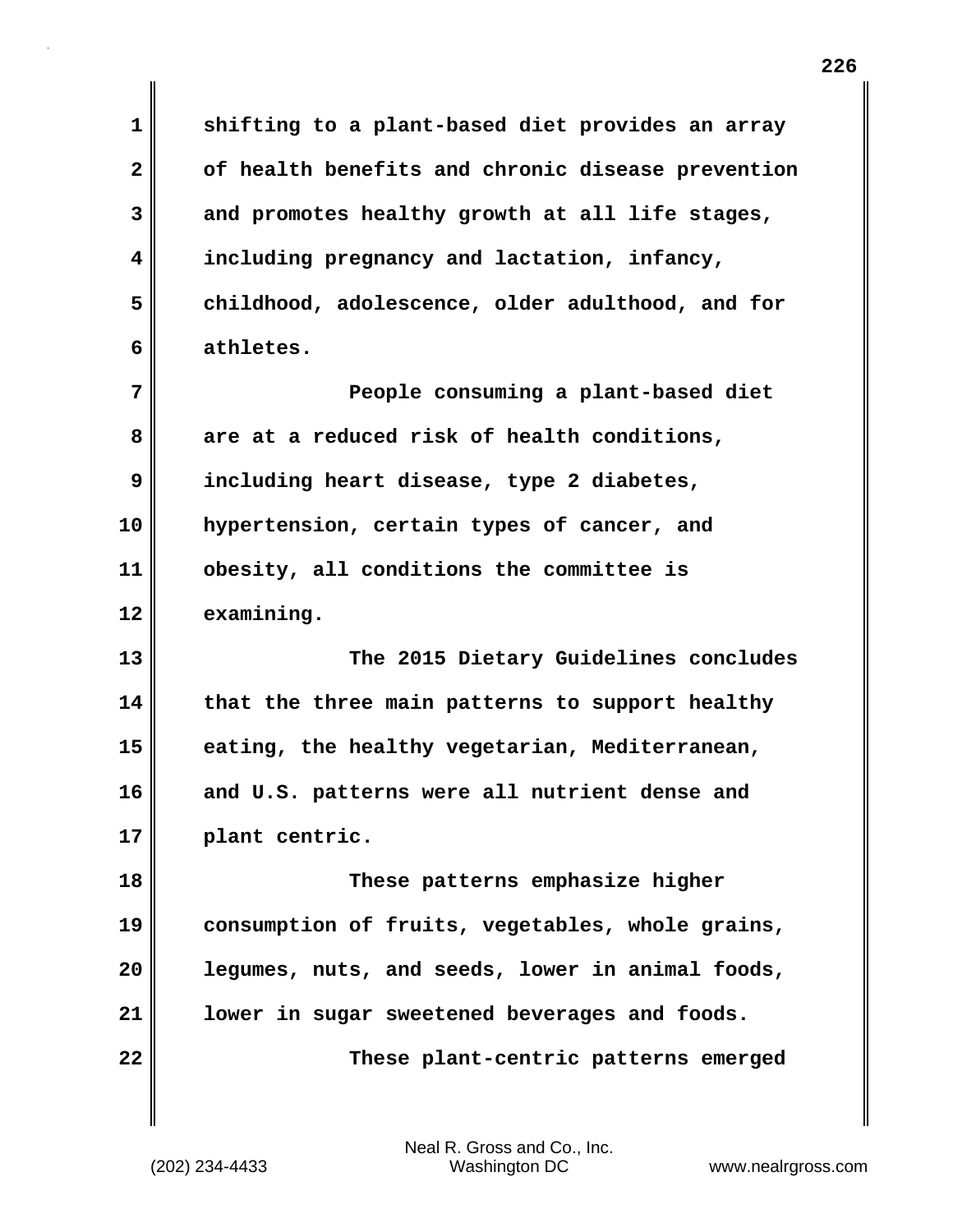shifting to a plant-based diet provides an array of health benefits and chronic disease prevention and promotes healthy growth at all life stages, including pregnancy and lactation, infancy, childhood, adolescence, older adulthood, and for athletes.

People consuming a plant-based diet are at a reduced risk of health conditions, including heart disease, type 2 diabetes, hypertension, certain types of cancer, and obesity, all conditions the committee is examining.

The 2015 Dietary Guidelines concludes that the three main patterns to support healthy eating, the healthy vegetarian, Mediterranean, and U.S. patterns were all nutrient dense and plant centric.

These patterns emphasize higher consumption of fruits, vegetables, whole grains, legumes, nuts, and seeds, lower in animal foods, lower in sugar sweetened beverages and foods.

These plant-centric patterns emerged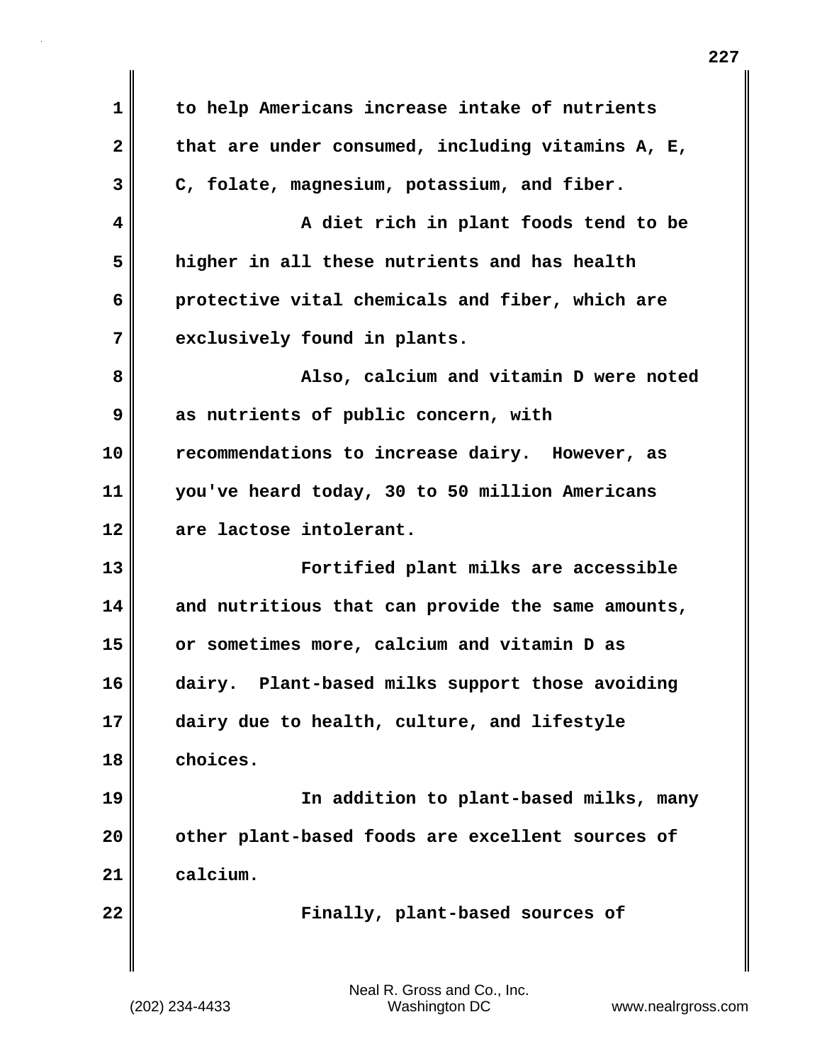to help Americans increase intake of nutrients that are under consumed, including vitamins A, E, C, folate, magnesium, potassium, and fiber.

A diet rich in plant foods tend to be higher in all these nutrients and has health protective vital chemicals and fiber, which are exclusively found in plants.

Also, calcium and vitamin D were noted as nutrients of public concern, with recommendations to increase dairy. However, as you've heard today, 30 to 50 million Americans are lactose intolerant.

Fortified plant milks are accessible and nutritious that can provide the same amounts, or sometimes more, calcium and vitamin D as dairy. Plant-based milks support those avoiding dairy due to health, culture, and lifestyle choices.

In addition to plant-based milks, many other plant-based foods are excellent sources of calcium.

Finally, plant-based sources of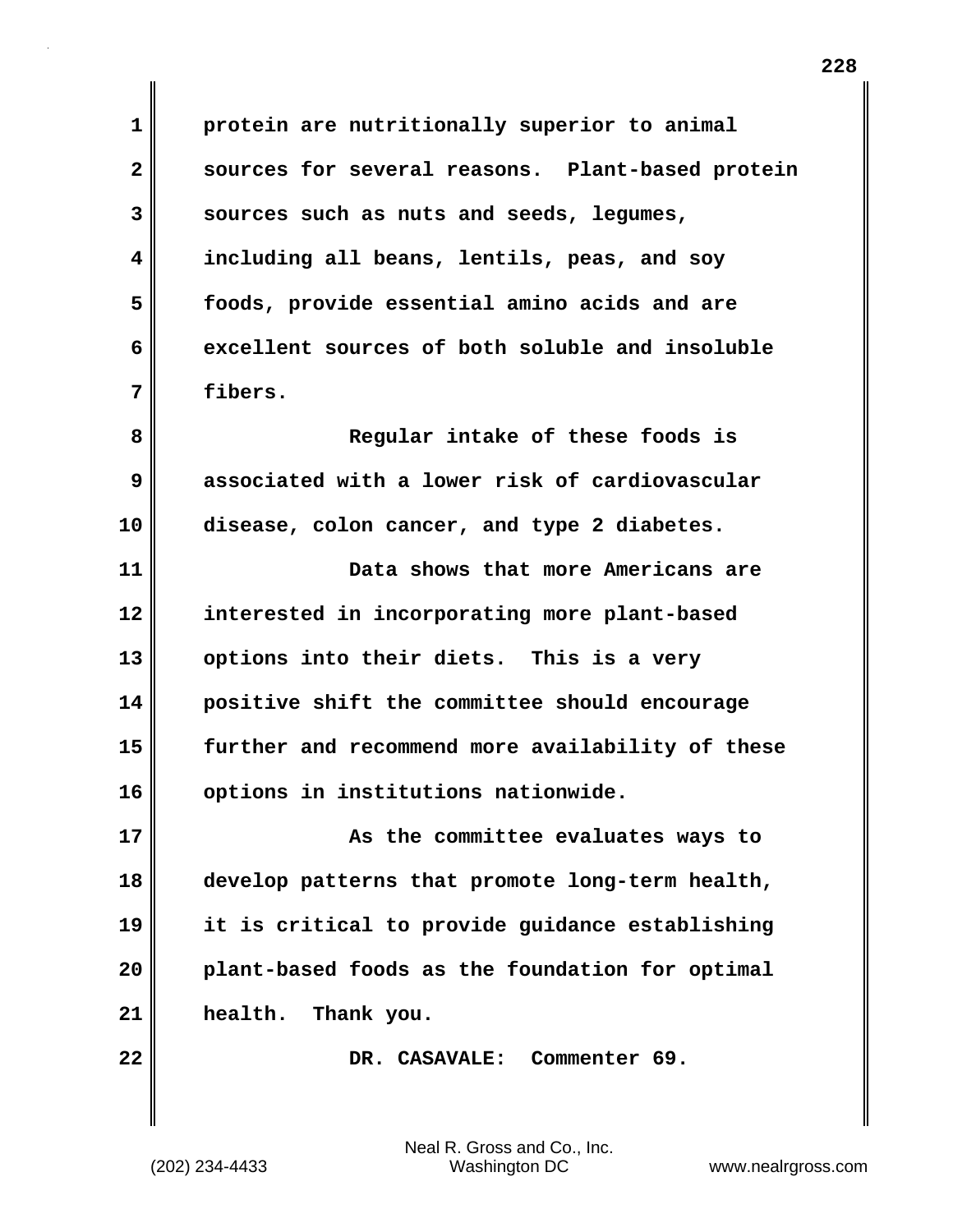protein are nutritionally superior to animal sources for several reasons. Plant-based protein sources such as nuts and seeds, legumes, including all beans, lentils, peas, and soy foods, provide essential amino acids and are excellent sources of both soluble and insoluble fibers.

Regular intake of these foods is associated with a lower risk of cardiovascular disease, colon cancer, and type 2 diabetes.

Data shows that more Americans are interested in incorporating more plant-based options into their diets. This is a very positive shift the committee should encourage further and recommend more availability of these options in institutions nationwide.

As the committee evaluates ways to develop patterns that promote long-term health, it is critical to provide guidance establishing plant-based foods as the foundation for optimal health. Thank you.

DR. CASAVALE: Commenter 69.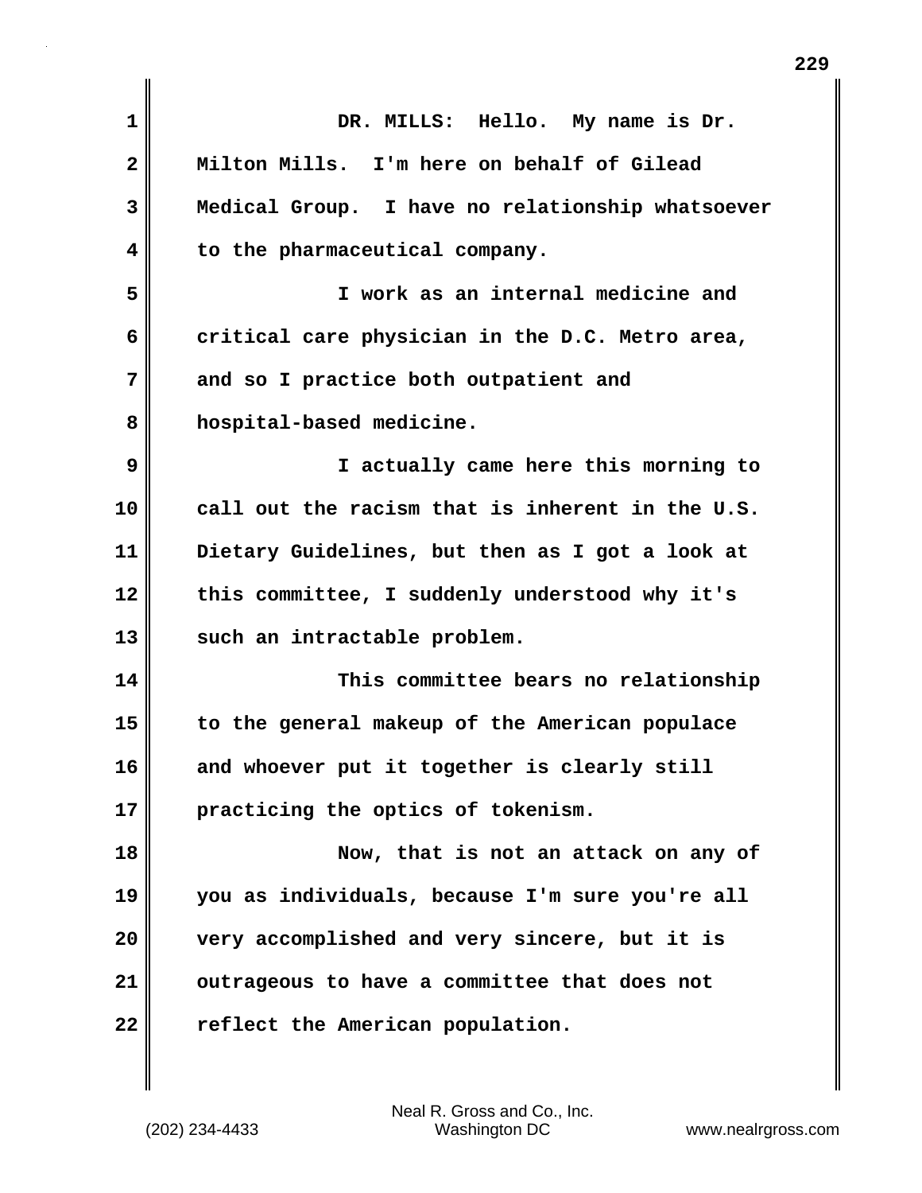DR. MILLS: Hello. My name is Dr. Milton Mills. I'm here on behalf of Gilead Medical Group. I have no relationship whatsoever to the pharmaceutical company.

I work as an internal medicine and critical care physician in the D.C. Metro area, and so I practice both outpatient and hospital-based medicine.

I actually came here this morning to call out the racism that is inherent in the U.S. Dietary Guidelines, but then as I got a look at this committee, I suddenly understood why it's such an intractable problem.

This committee bears no relationship to the general makeup of the American populace and whoever put it together is clearly still practicing the optics of tokenism.

Now, that is not an attack on any of you as individuals, because I'm sure you're all very accomplished and very sincere, but it is outrageous to have a committee that does not reflect the American population.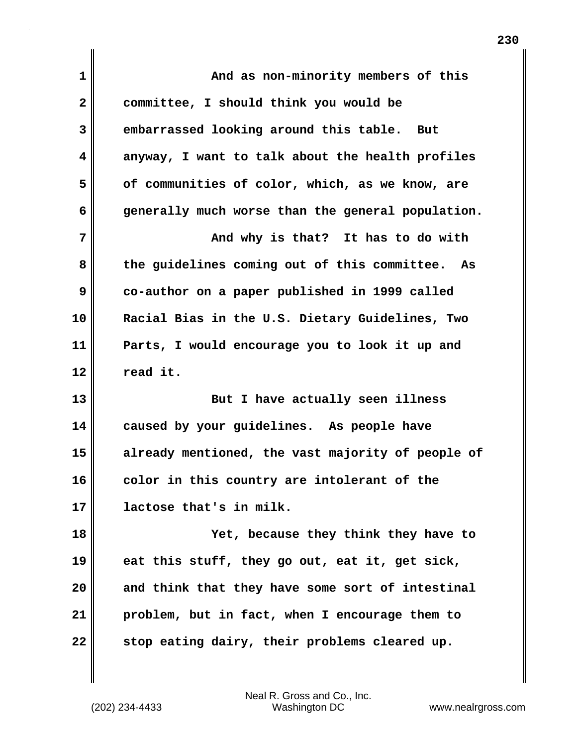And as non-minority members of this committee, I should think you would be embarrassed looking around this table. But anyway, I want to talk about the health profiles of communities of color, which, as we know, are generally much worse than the general population.

And why is that? It has to do with the guidelines coming out of this committee. As co-author on a paper published in 1999 called Racial Bias in the U.S. Dietary Guidelines, Two Parts, I would encourage you to look it up and read it.

But I have actually seen illness caused by your guidelines. As people have already mentioned, the vast majority of people of color in this country are intolerant of the lactose that's in milk.

Yet, because they think they have to eat this stuff, they go out, eat it, get sick, and think that they have some sort of intestinal problem, but in fact, when I encourage them to stop eating dairy, their problems cleared up.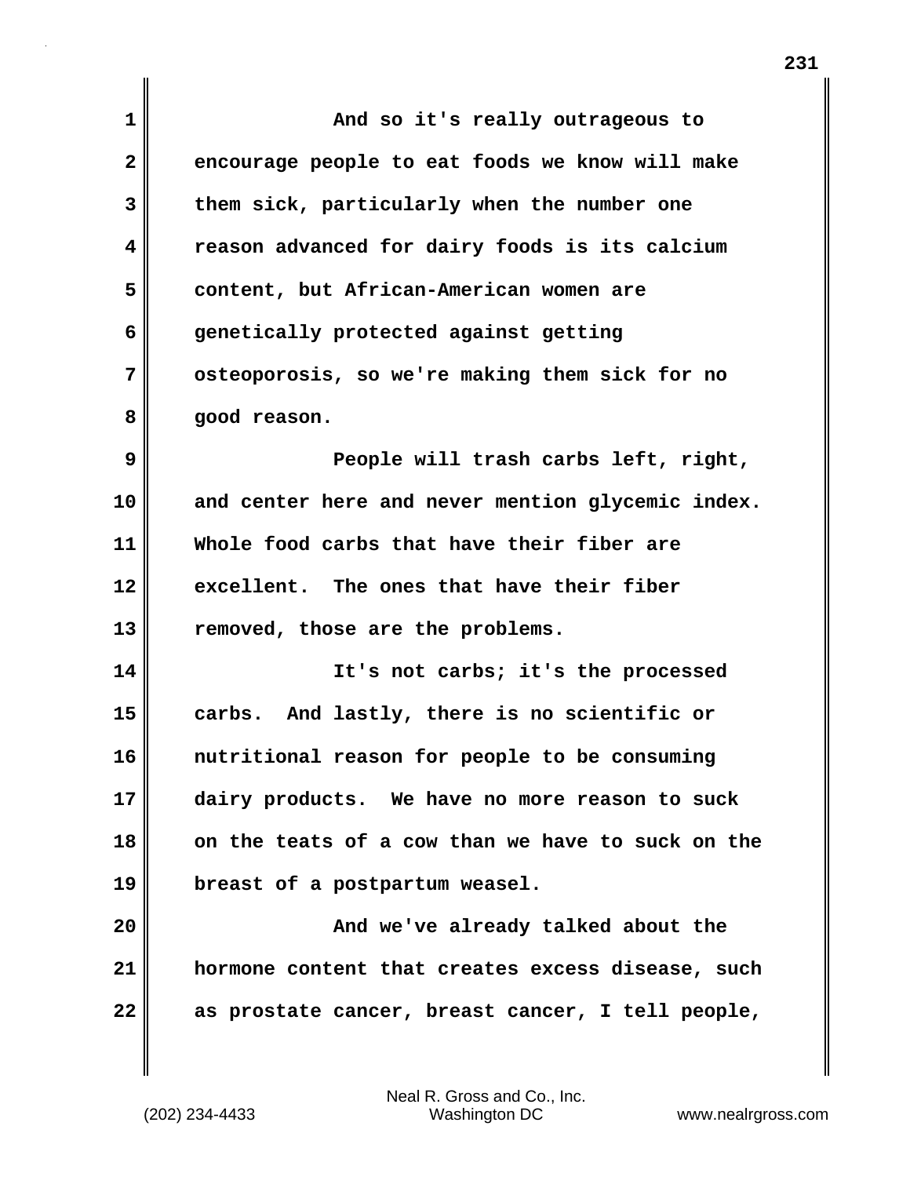And so it's really outrageous to encourage people to eat foods we know will make them sick, particularly when the number one reason advanced for dairy foods is its calcium content, but African-American women are genetically protected against getting osteoporosis, so we're making them sick for no good reason.

People will trash carbs left, right, and center here and never mention glycemic index. Whole food carbs that have their fiber are excellent. The ones that have their fiber removed, those are the problems.

It's not carbs; it's the processed carbs. And lastly, there is no scientific or nutritional reason for people to be consuming dairy products. We have no more reason to suck on the teats of a cow than we have to suck on the breast of a postpartum weasel.

And we've already talked about the hormone content that creates excess disease, such as prostate cancer, breast cancer, I tell people,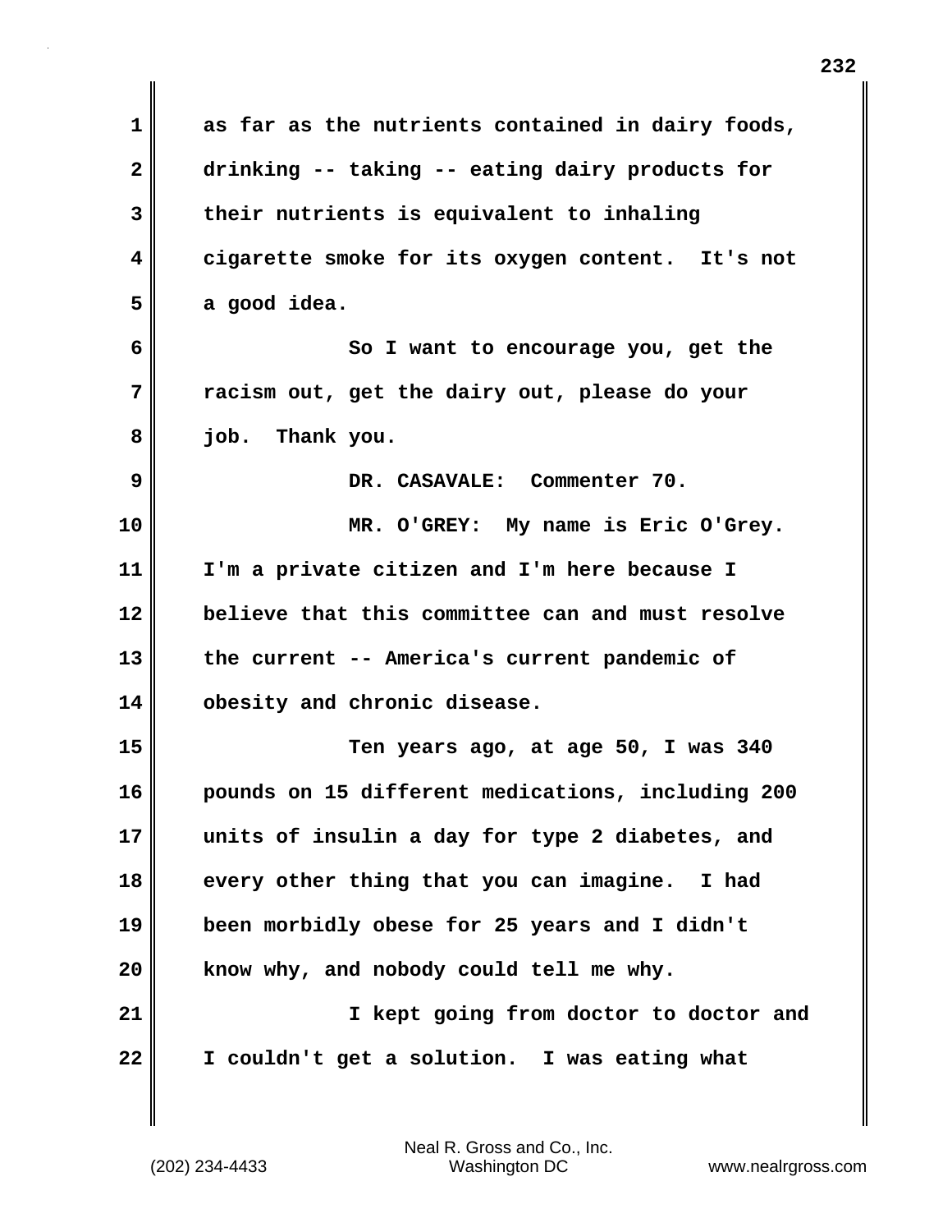as far as the nutrients contained in dairy foods, drinking -- taking -- eating dairy products for their nutrients is equivalent to inhaling cigarette smoke for its oxygen content. It's not a good idea.

So I want to encourage you, get the racism out, get the dairy out, please do your job. Thank you.

DR. CASAVALE: Commenter 70.

MR. O'GREY: My name is Eric O'Grey. I'm a private citizen and I'm here because I believe that this committee can and must resolve the current -- America's current pandemic of obesity and chronic disease.

Ten years ago, at age 50, I was 340 pounds on 15 different medications, including 200 units of insulin a day for type 2 diabetes, and every other thing that you can imagine. I had been morbidly obese for 25 years and I didn't know why, and nobody could tell me why.

I kept going from doctor to doctor and I couldn't get a solution. I was eating what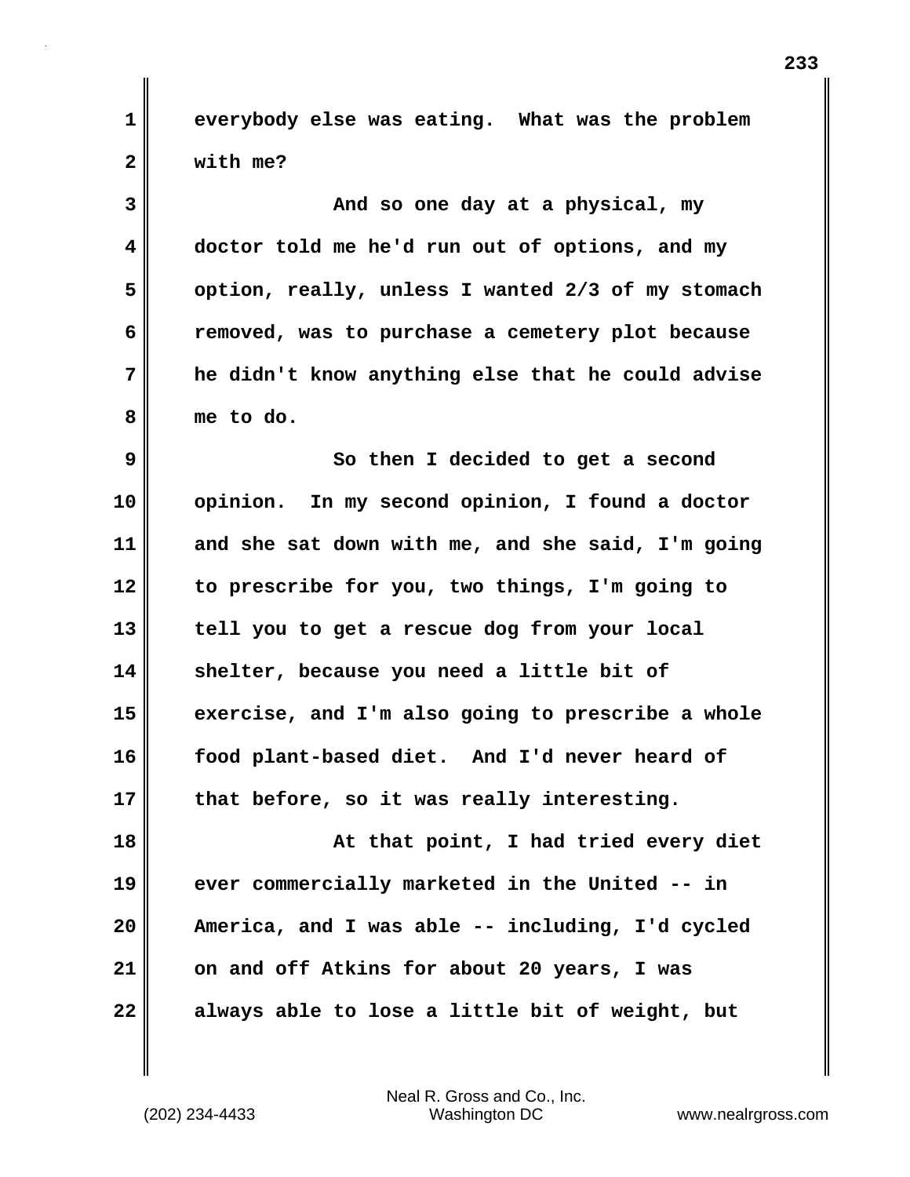everybody else was eating. What was the problem with me?

And so one day at a physical, my doctor told me he'd run out of options, and my option, really, unless I wanted 2/3 of my stomach removed, was to purchase a cemetery plot because he didn't know anything else that he could advise me to do.

So then I decided to get a second opinion. In my second opinion, I found a doctor and she sat down with me, and she said, I'm going to prescribe for you, two things, I'm going to tell you to get a rescue dog from your local shelter, because you need a little bit of exercise, and I'm also going to prescribe a whole food plant-based diet. And I'd never heard of that before, so it was really interesting.

At that point, I had tried every diet ever commercially marketed in the United -- in America, and I was able -- including, I'd cycled on and off Atkins for about 20 years, I was always able to lose a little bit of weight, but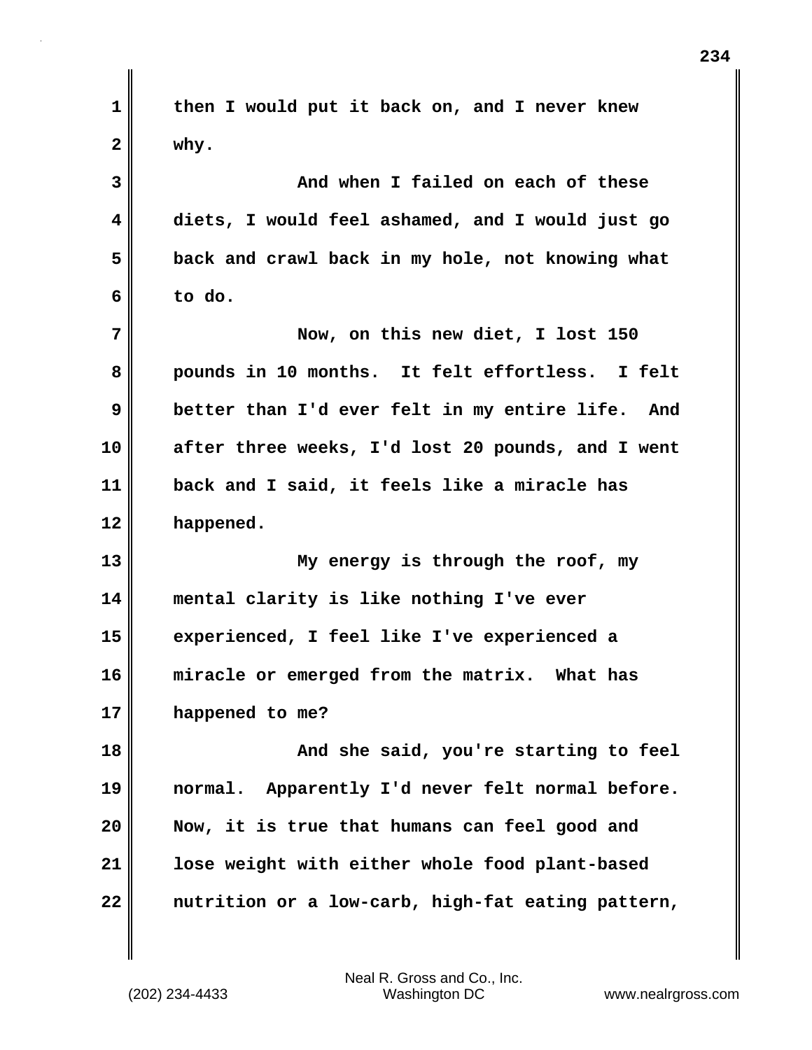then I would put it back on, and I never knew why.

And when I failed on each of these diets, I would feel ashamed, and I would just go back and crawl back in my hole, not knowing what to do.

Now, on this new diet, I lost 150 pounds in 10 months. It felt effortless. I felt better than I'd ever felt in my entire life. And after three weeks, I'd lost 20 pounds, and I went back and I said, it feels like a miracle has happened.

My energy is through the roof, my mental clarity is like nothing I've ever experienced, I feel like I've experienced a miracle or emerged from the matrix. What has happened to me?

And she said, you're starting to feel normal. Apparently I'd never felt normal before. Now, it is true that humans can feel good and lose weight with either whole food plant-based nutrition or a low-carb, high-fat eating pattern,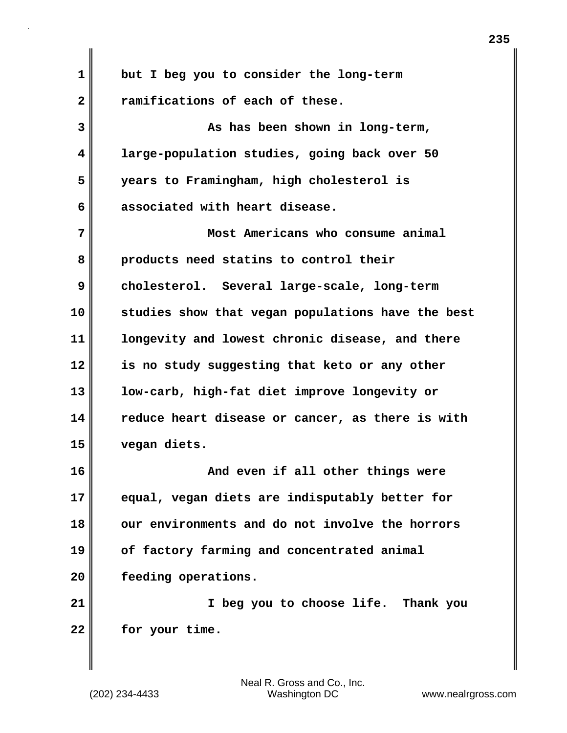but I beg you to consider the long-term ramifications of each of these.

As has been shown in long-term, large-population studies, going back over 50 years to Framingham, high cholesterol is associated with heart disease.

Most Americans who consume animal products need statins to control their cholesterol. Several large-scale, long-term studies show that vegan populations have the best longevity and lowest chronic disease, and there is no study suggesting that keto or any other low-carb, high-fat diet improve longevity or reduce heart disease or cancer, as there is with vegan diets.

And even if all other things were equal, vegan diets are indisputably better for our environments and do not involve the horrors of factory farming and concentrated animal feeding operations.

I beg you to choose life. Thank you for your time.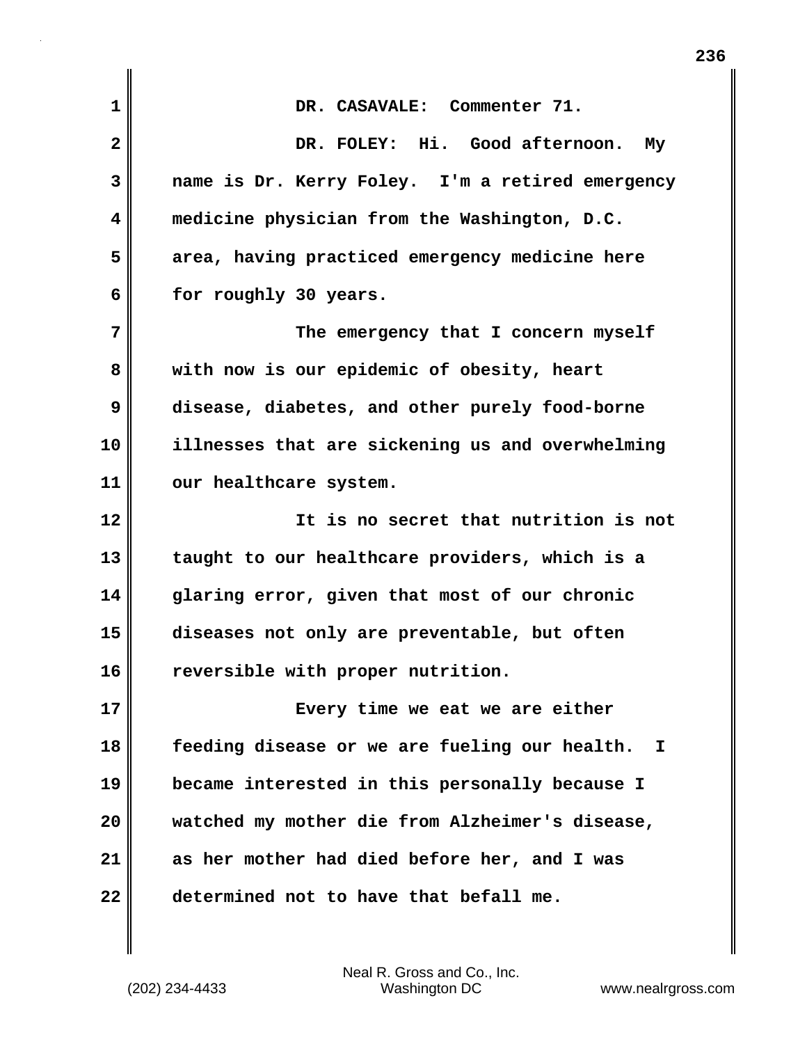DR. CASAVALE: Commenter 71.

DR. FOLEY: Hi. Good afternoon. My name is Dr. Kerry Foley. I'm a retired emergency medicine physician from the Washington, D.C. area, having practiced emergency medicine here for roughly 30 years.

The emergency that I concern myself with now is our epidemic of obesity, heart disease, diabetes, and other purely food-borne illnesses that are sickening us and overwhelming our healthcare system.

It is no secret that nutrition is not taught to our healthcare providers, which is a glaring error, given that most of our chronic diseases not only are preventable, but often reversible with proper nutrition.

Every time we eat we are either feeding disease or we are fueling our health. I became interested in this personally because I watched my mother die from Alzheimer's disease, as her mother had died before her, and I was determined not to have that befall me.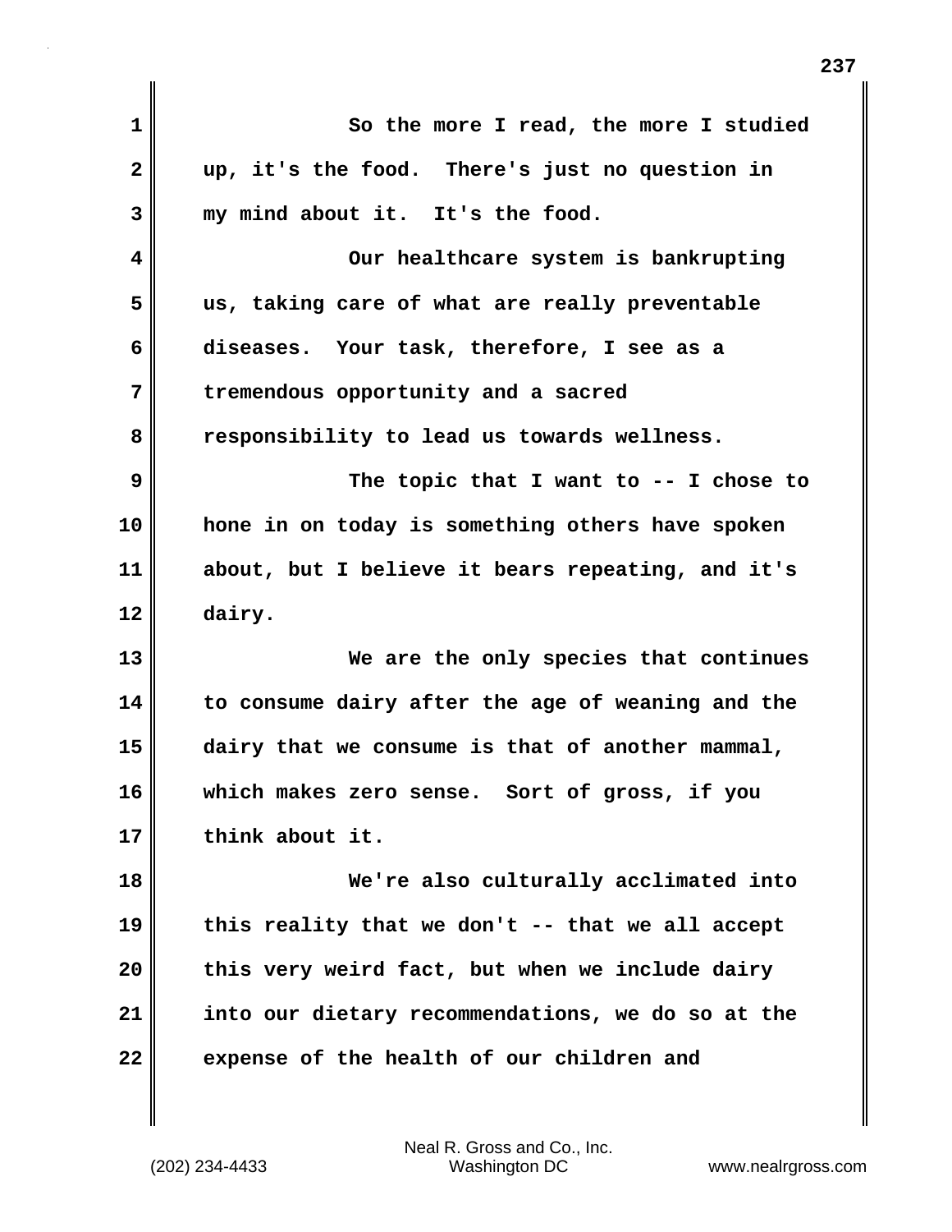So the more I read, the more I studied up, it's the food. There's just no question in my mind about it. It's the food.

Our healthcare system is bankrupting us, taking care of what are really preventable diseases. Your task, therefore, I see as a tremendous opportunity and a sacred responsibility to lead us towards wellness.

The topic that I want to -- I chose to hone in on today is something others have spoken about, but I believe it bears repeating, and it's dairy.

We are the only species that continues to consume dairy after the age of weaning and the dairy that we consume is that of another mammal, which makes zero sense. Sort of gross, if you think about it.

We're also culturally acclimated into this reality that we don't -- that we all accept this very weird fact, but when we include dairy into our dietary recommendations, we do so at the expense of the health of our children and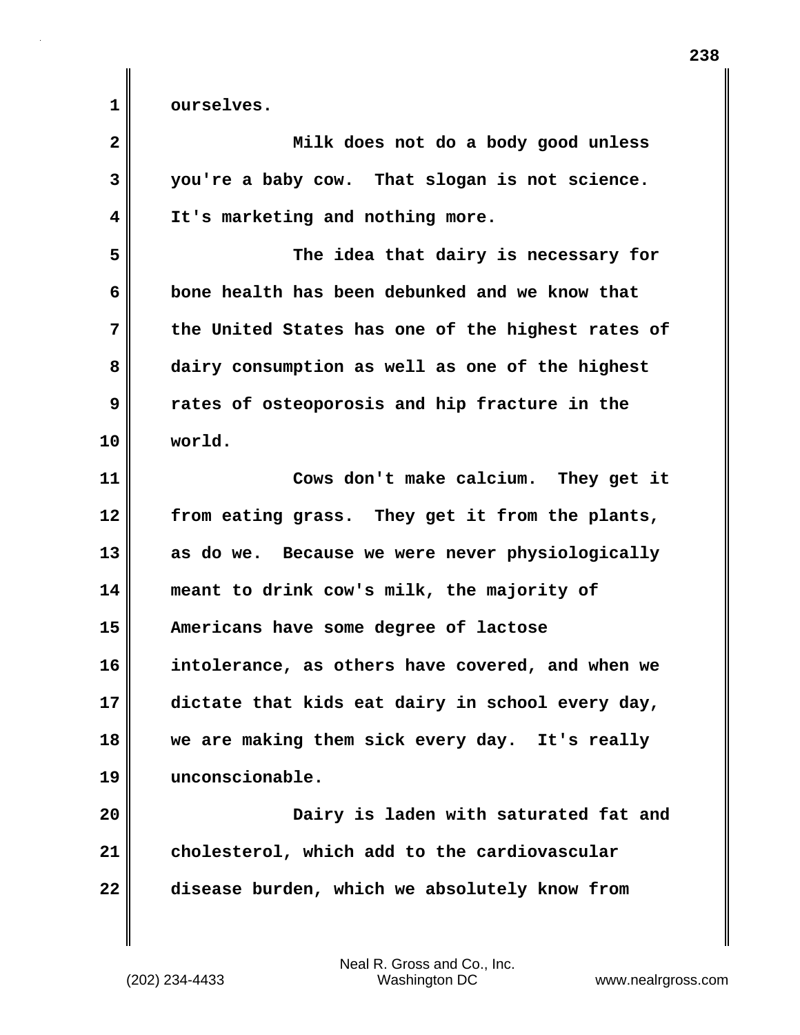ourselves.

Milk does not do a body good unless you're a baby cow. That slogan is not science. It's marketing and nothing more.

The idea that dairy is necessary for bone health has been debunked and we know that the United States has one of the highest rates of dairy consumption as well as one of the highest rates of osteoporosis and hip fracture in the world.

Cows don't make calcium. They get it from eating grass. They get it from the plants, as do we. Because we were never physiologically meant to drink cow's milk, the majority of Americans have some degree of lactose intolerance, as others have covered, and when we dictate that kids eat dairy in school every day, we are making them sick every day. It's really unconscionable.

Dairy is laden with saturated fat and cholesterol, which add to the cardiovascular disease burden, which we absolutely know from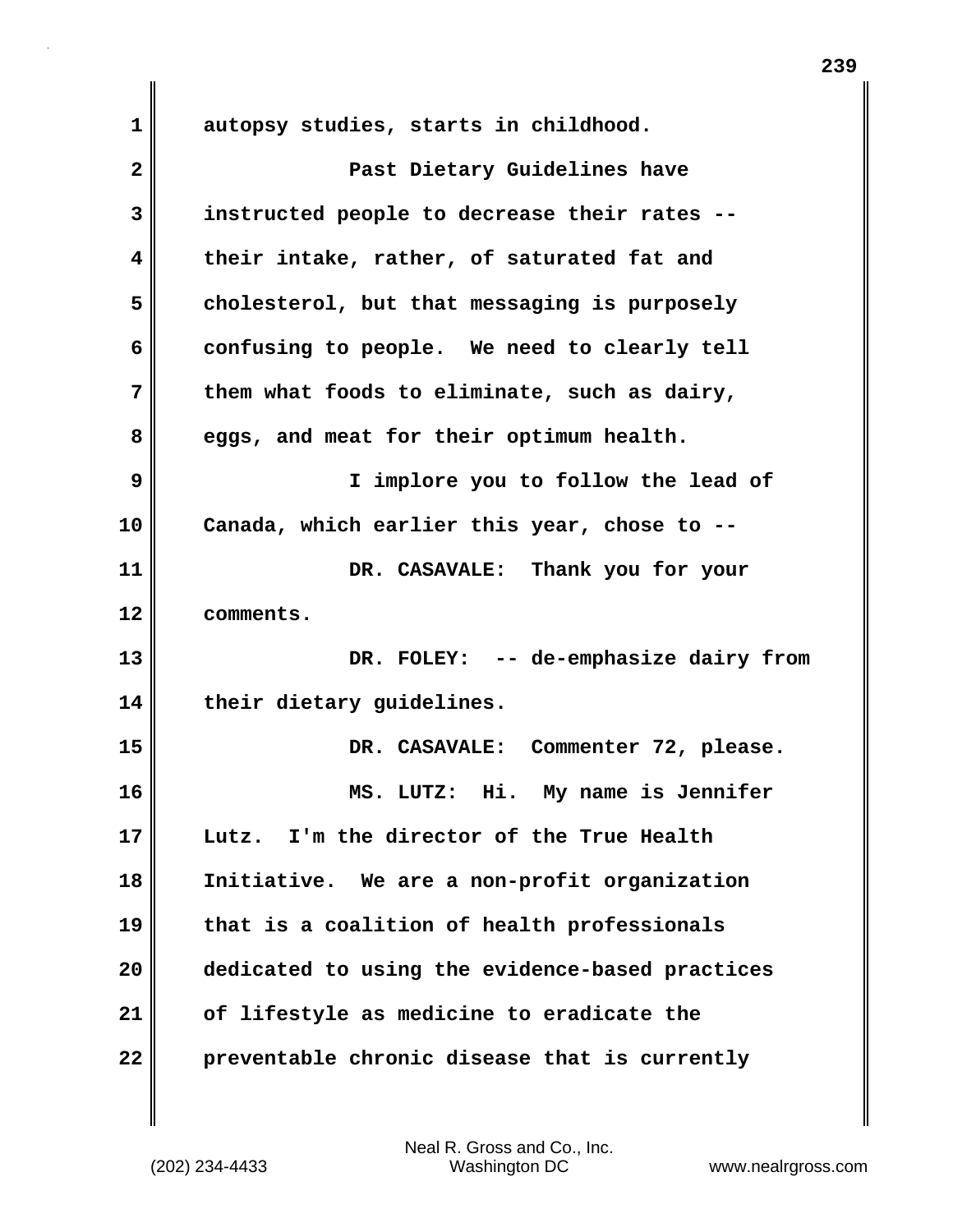autopsy studies, starts in childhood.

Past Dietary Guidelines have instructed people to decrease their rates -- their intake, rather, of saturated fat and cholesterol, but that messaging is purposely confusing to people. We need to clearly tell them what foods to eliminate, such as dairy, eggs, and meat for their optimum health.

I implore you to follow the lead of Canada, which earlier this year, chose to --

DR. CASAVALE: Thank you for your comments.

DR. FOLEY: -- de-emphasize dairy from their dietary guidelines.

DR. CASAVALE: Commenter 72, please.

MS. LUTZ: Hi. My name is Jennifer Lutz. I'm the director of the True Health Initiative. We are a non-profit organization that is a coalition of health professionals dedicated to using the evidence-based practices of lifestyle as medicine to eradicate the preventable chronic disease that is currently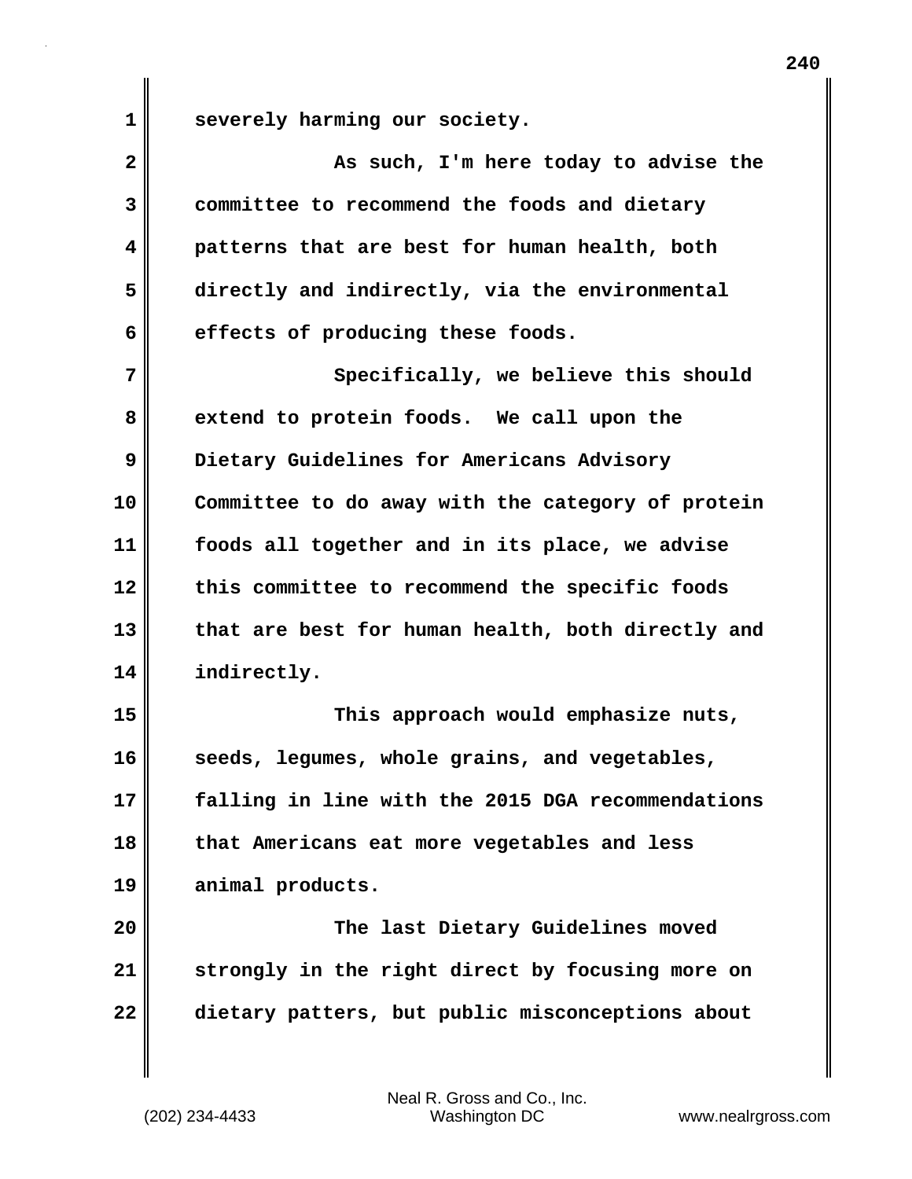severely harming our society.

As such, I'm here today to advise the committee to recommend the foods and dietary patterns that are best for human health, both directly and indirectly, via the environmental effects of producing these foods.

Specifically, we believe this should extend to protein foods. We call upon the Dietary Guidelines for Americans Advisory Committee to do away with the category of protein foods all together and in its place, we advise this committee to recommend the specific foods that are best for human health, both directly and indirectly.

This approach would emphasize nuts, seeds, legumes, whole grains, and vegetables, falling in line with the 2015 DGA recommendations that Americans eat more vegetables and less animal products.

The last Dietary Guidelines moved strongly in the right direct by focusing more on dietary patters, but public misconceptions about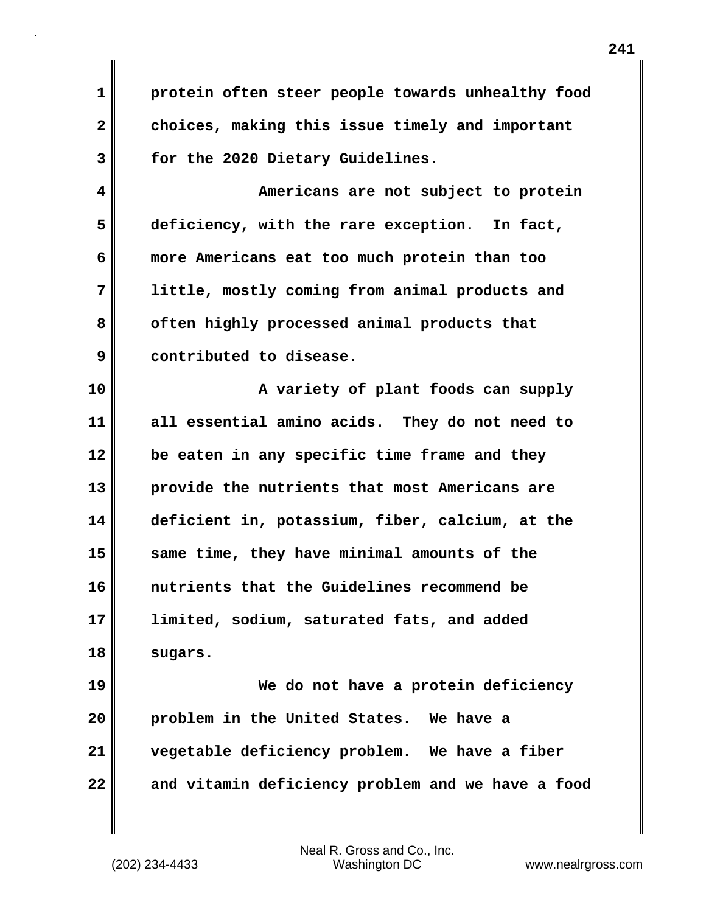protein often steer people towards unhealthy food choices, making this issue timely and important for the 2020 Dietary Guidelines.

Americans are not subject to protein deficiency, with the rare exception. In fact, more Americans eat too much protein than too little, mostly coming from animal products and often highly processed animal products that contributed to disease.

A variety of plant foods can supply all essential amino acids. They do not need to be eaten in any specific time frame and they provide the nutrients that most Americans are deficient in, potassium, fiber, calcium, at the same time, they have minimal amounts of the nutrients that the Guidelines recommend be limited, sodium, saturated fats, and added sugars.

We do not have a protein deficiency problem in the United States. We have a vegetable deficiency problem. We have a fiber and vitamin deficiency problem and we have a food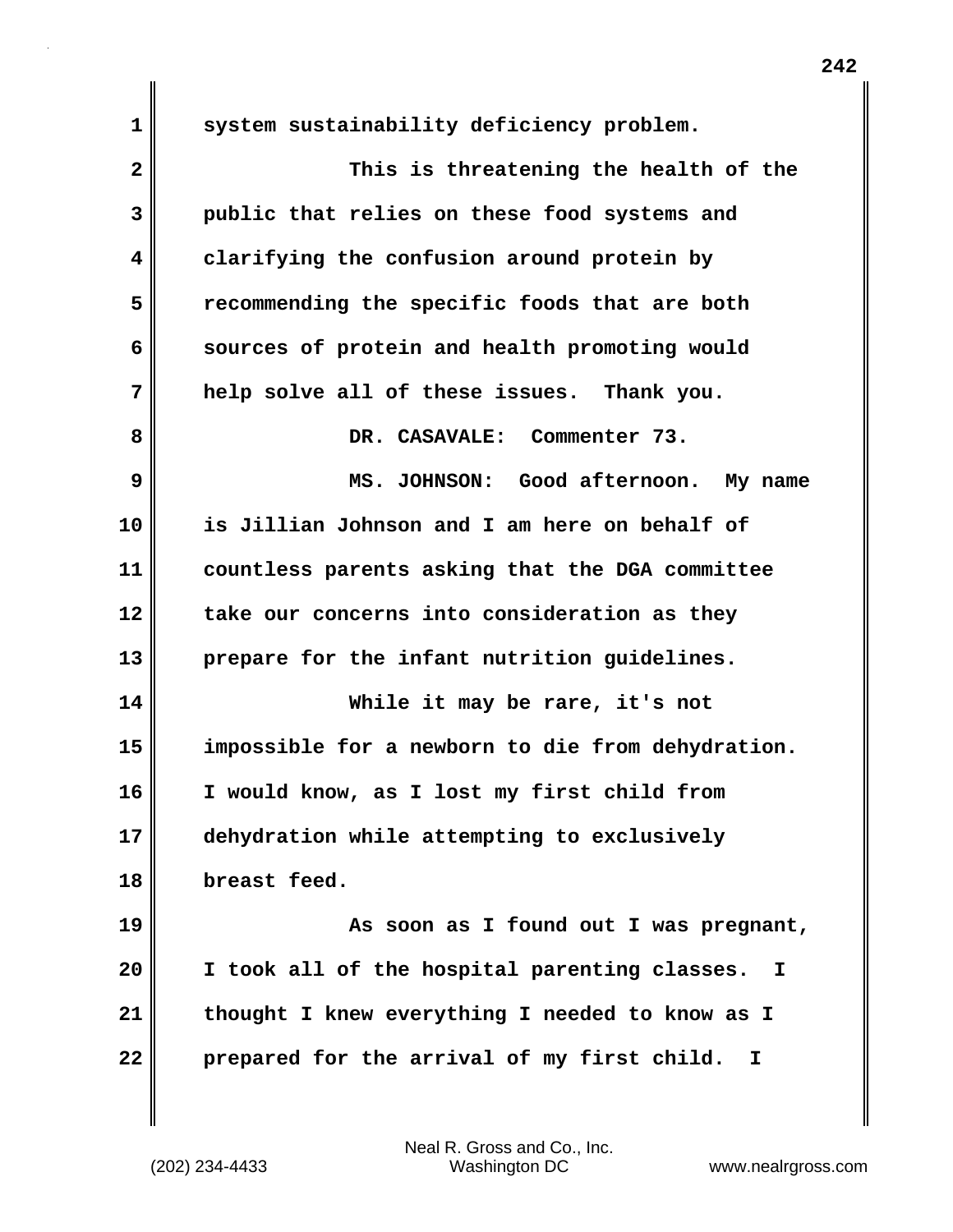system sustainability deficiency problem.

This is threatening the health of the public that relies on these food systems and clarifying the confusion around protein by recommending the specific foods that are both sources of protein and health promoting would help solve all of these issues. Thank you.

DR. CASAVALE: Commenter 73.

MS. JOHNSON: Good afternoon. My name is Jillian Johnson and I am here on behalf of countless parents asking that the DGA committee take our concerns into consideration as they prepare for the infant nutrition guidelines.

While it may be rare, it's not impossible for a newborn to die from dehydration. I would know, as I lost my first child from dehydration while attempting to exclusively breast feed.

As soon as I found out I was pregnant, I took all of the hospital parenting classes. I thought I knew everything I needed to know as I prepared for the arrival of my first child. I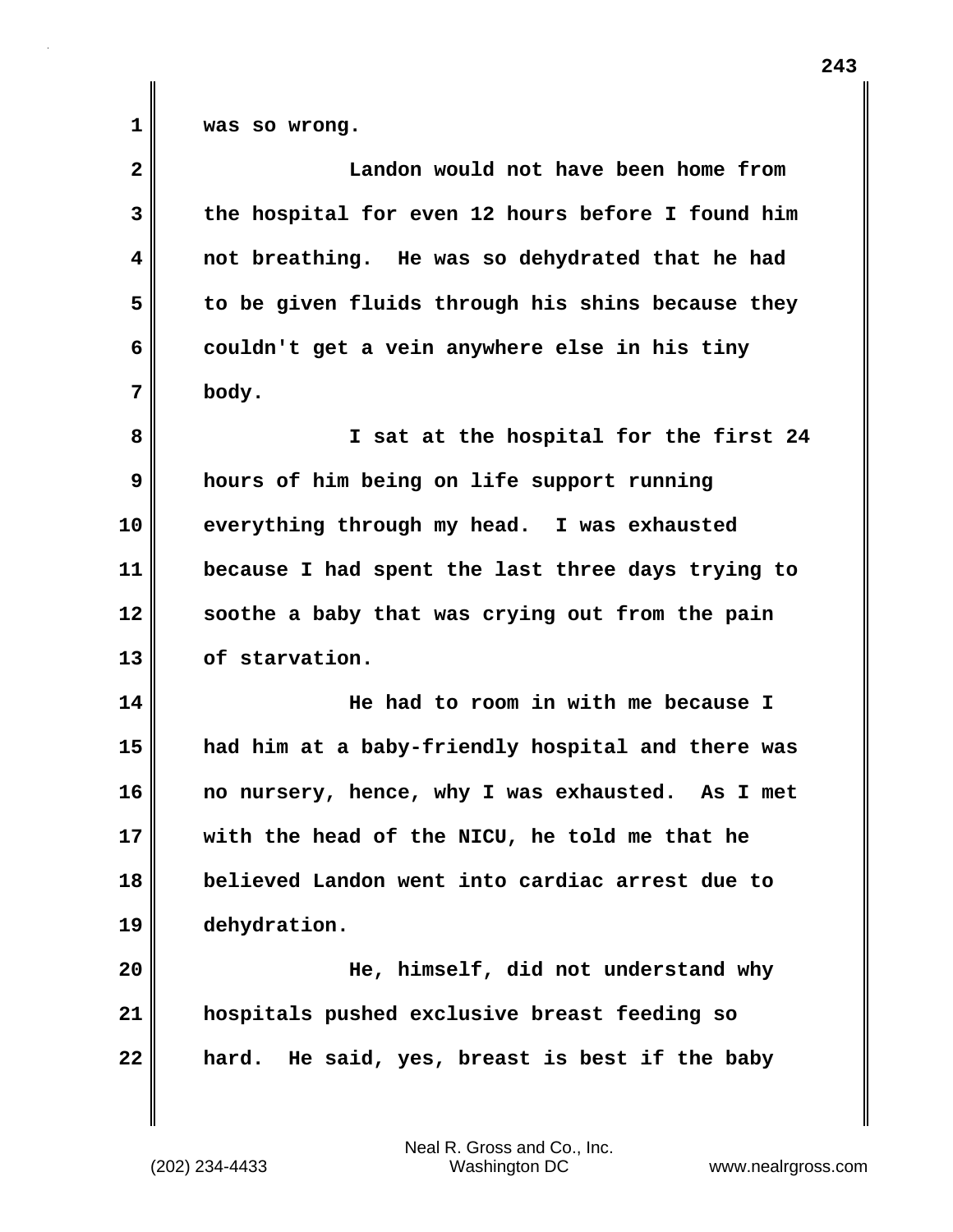was so wrong.

Landon would not have been home from the hospital for even 12 hours before I found him not breathing. He was so dehydrated that he had to be given fluids through his shins because they couldn't get a vein anywhere else in his tiny body.

I sat at the hospital for the first 24 hours of him being on life support running everything through my head. I was exhausted because I had spent the last three days trying to soothe a baby that was crying out from the pain of starvation.

He had to room in with me because I had him at a baby-friendly hospital and there was no nursery, hence, why I was exhausted. As I met with the head of the NICU, he told me that he believed Landon went into cardiac arrest due to dehydration.

He, himself, did not understand why hospitals pushed exclusive breast feeding so hard. He said, yes, breast is best if the baby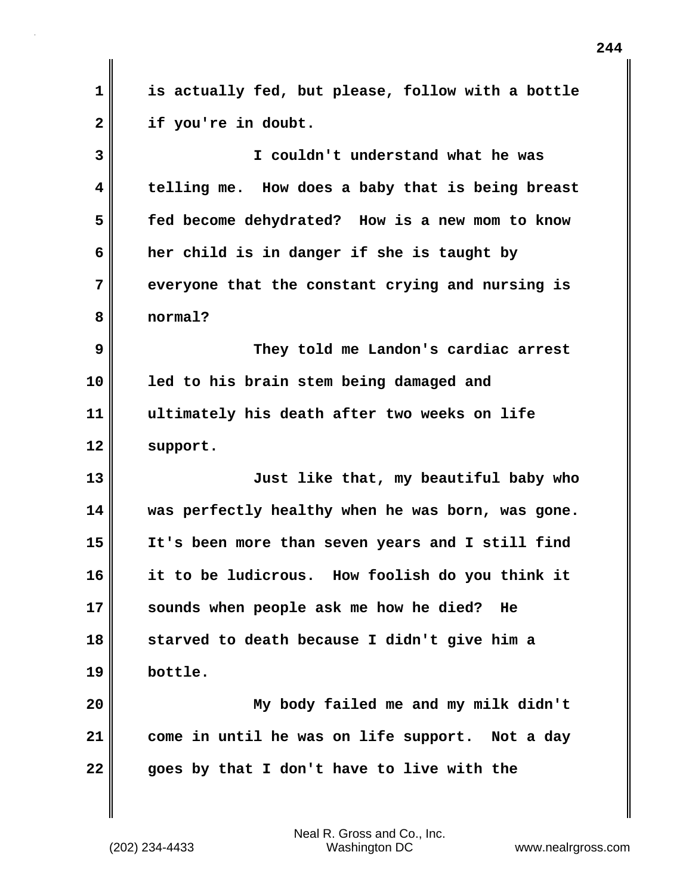is actually fed, but please, follow with a bottle if you're in doubt.

I couldn't understand what he was telling me. How does a baby that is being breast fed become dehydrated? How is a new mom to know her child is in danger if she is taught by everyone that the constant crying and nursing is normal?

They told me Landon's cardiac arrest led to his brain stem being damaged and ultimately his death after two weeks on life support.

Just like that, my beautiful baby who was perfectly healthy when he was born, was gone. It's been more than seven years and I still find it to be ludicrous. How foolish do you think it sounds when people ask me how he died? He starved to death because I didn't give him a bottle.

My body failed me and my milk didn't come in until he was on life support. Not a day goes by that I don't have to live with the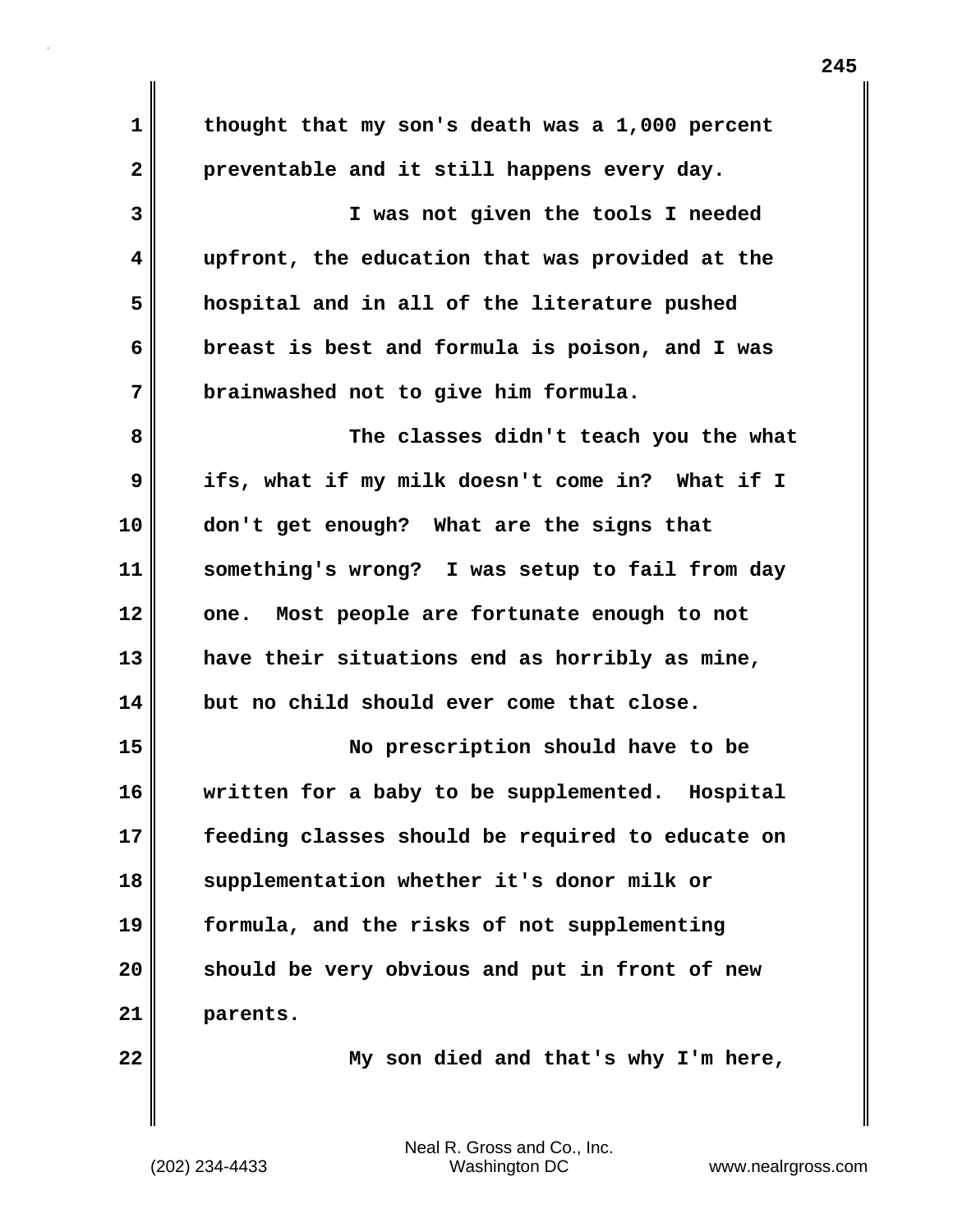thought that my son's death was a 1,000 percent preventable and it still happens every day.

I was not given the tools I needed upfront, the education that was provided at the hospital and in all of the literature pushed breast is best and formula is poison, and I was brainwashed not to give him formula.

The classes didn't teach you the what ifs, what if my milk doesn't come in? What if I don't get enough? What are the signs that something's wrong? I was setup to fail from day one. Most people are fortunate enough to not have their situations end as horribly as mine, but no child should ever come that close.

No prescription should have to be written for a baby to be supplemented. Hospital feeding classes should be required to educate on supplementation whether it's donor milk or formula, and the risks of not supplementing should be very obvious and put in front of new parents.

My son died and that's why I'm here,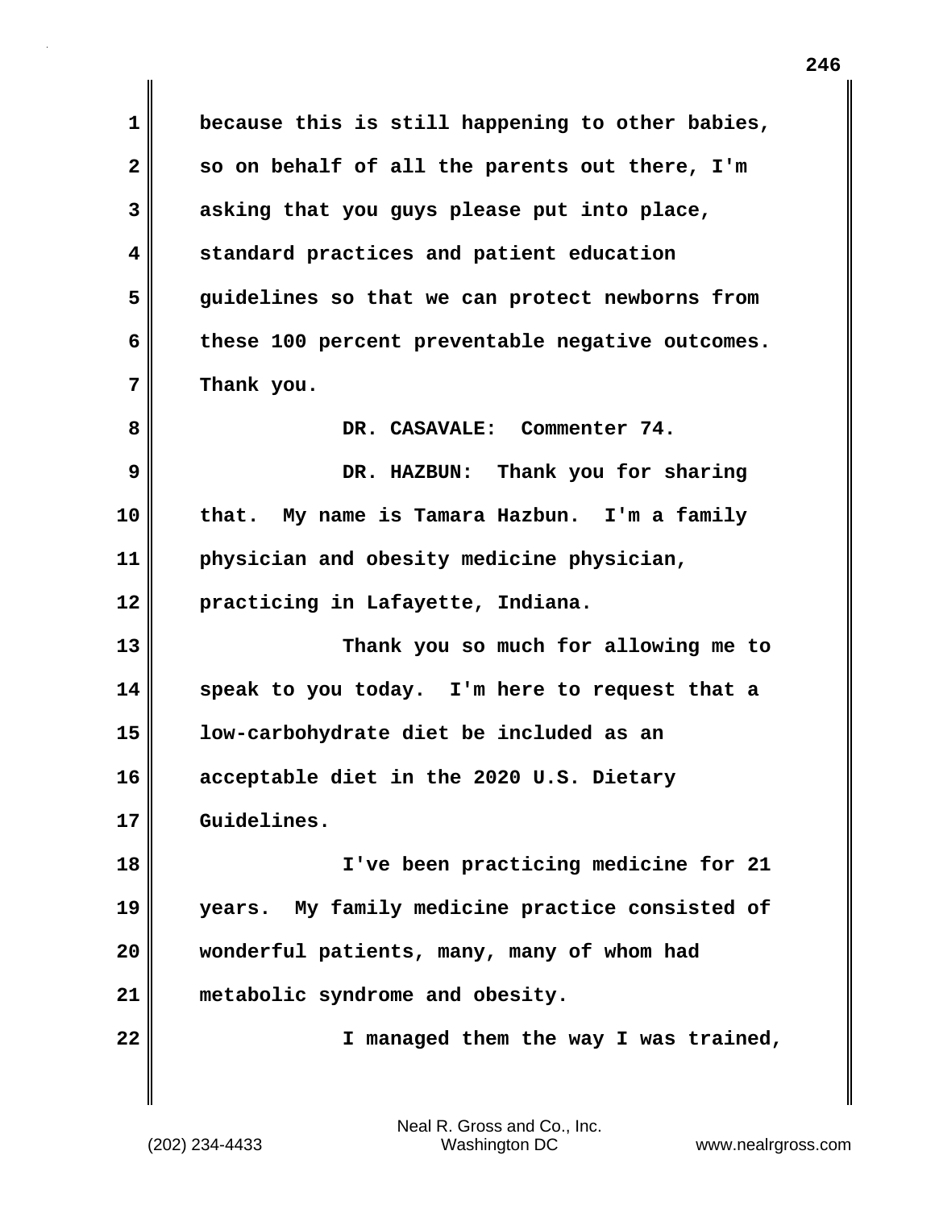because this is still happening to other babies, so on behalf of all the parents out there, I'm asking that you guys please put into place, standard practices and patient education guidelines so that we can protect newborns from these 100 percent preventable negative outcomes. Thank you.

DR. CASAVALE: Commenter 74.

DR. HAZBUN: Thank you for sharing that. My name is Tamara Hazbun. I'm a family physician and obesity medicine physician, practicing in Lafayette, Indiana.

Thank you so much for allowing me to speak to you today. I'm here to request that a low-carbohydrate diet be included as an acceptable diet in the 2020 U.S. Dietary Guidelines.

I've been practicing medicine for 21 years. My family medicine practice consisted of wonderful patients, many, many of whom had metabolic syndrome and obesity.

I managed them the way I was trained,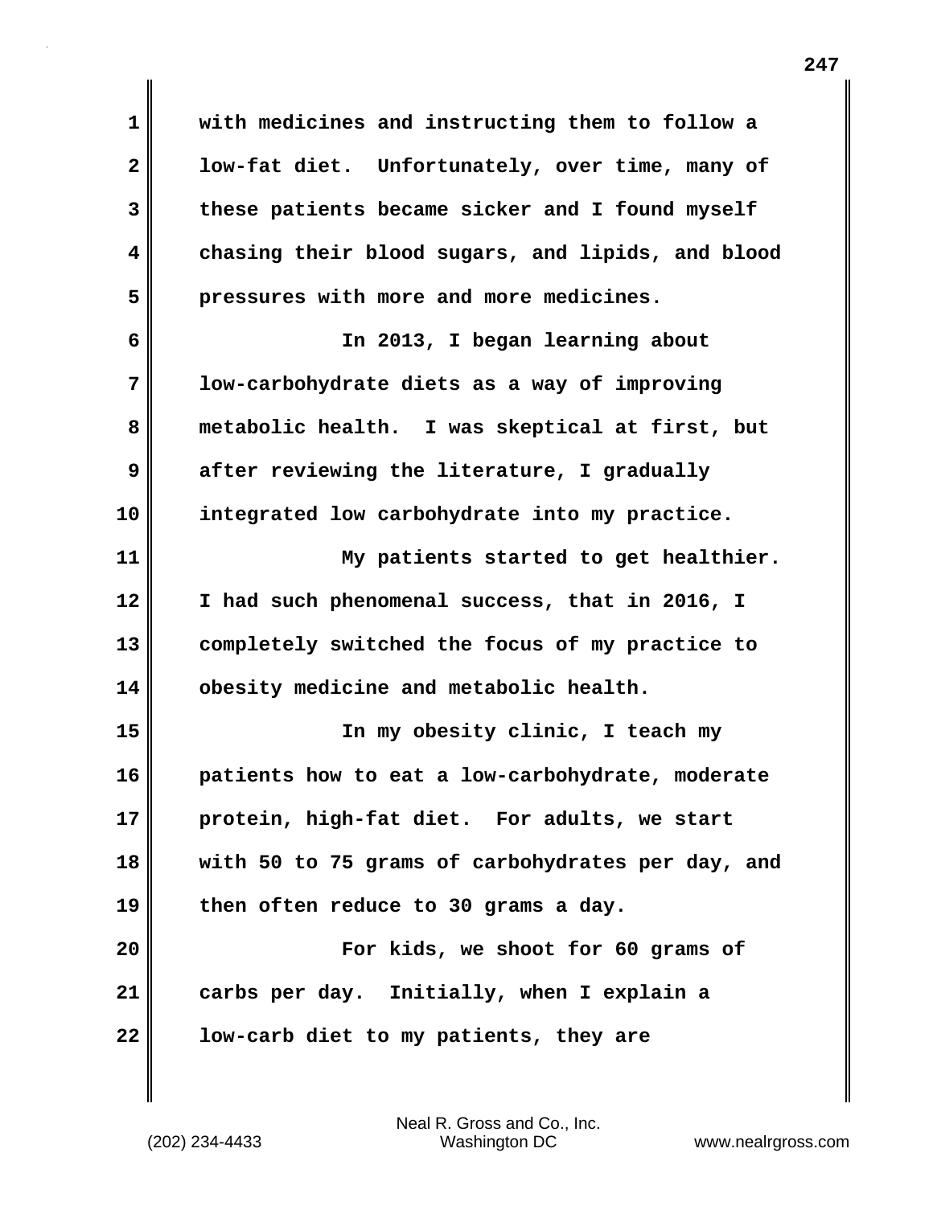with medicines and instructing them to follow a low-fat diet. Unfortunately, over time, many of these patients became sicker and I found myself chasing their blood sugars, and lipids, and blood pressures with more and more medicines.

In 2013, I began learning about low-carbohydrate diets as a way of improving metabolic health. I was skeptical at first, but after reviewing the literature, I gradually integrated low carbohydrate into my practice.

My patients started to get healthier. I had such phenomenal success, that in 2016, I completely switched the focus of my practice to obesity medicine and metabolic health.

In my obesity clinic, I teach my patients how to eat a low-carbohydrate, moderate protein, high-fat diet. For adults, we start with 50 to 75 grams of carbohydrates per day, and then often reduce to 30 grams a day.

For kids, we shoot for 60 grams of carbs per day. Initially, when I explain a low-carb diet to my patients, they are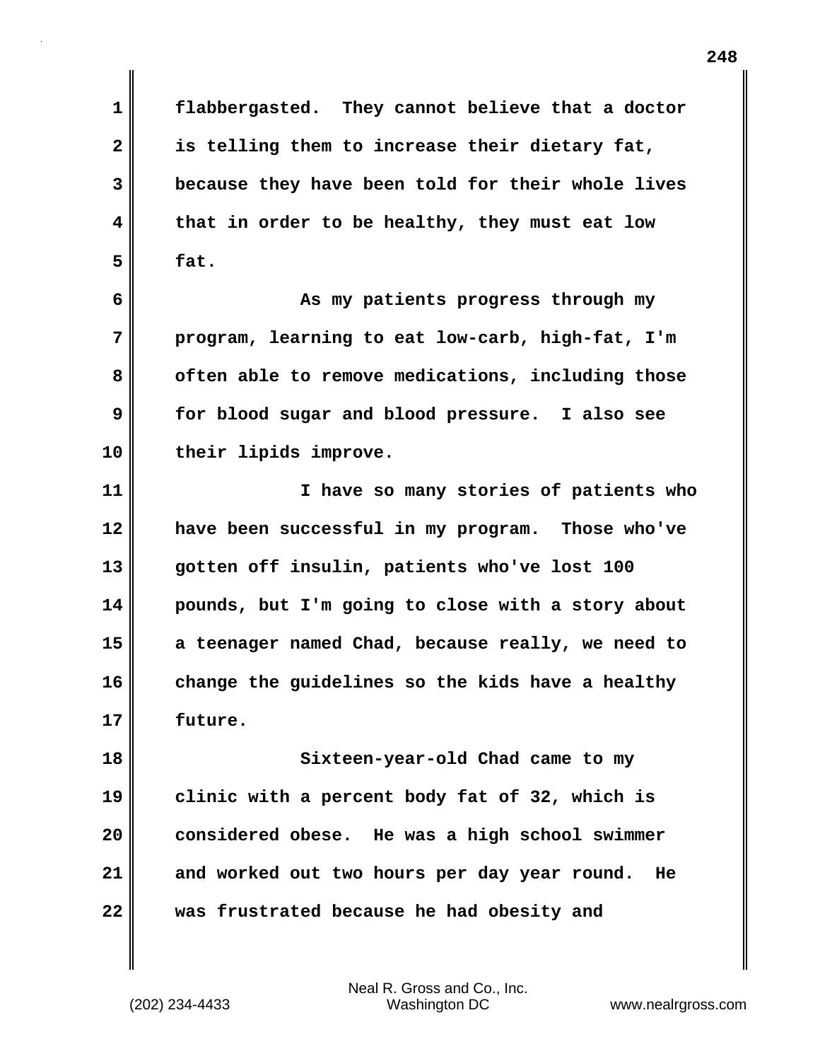flabbergasted. They cannot believe that a doctor is telling them to increase their dietary fat, because they have been told for their whole lives that in order to be healthy, they must eat low fat.

As my patients progress through my program, learning to eat low-carb, high-fat, I'm often able to remove medications, including those for blood sugar and blood pressure. I also see their lipids improve.

I have so many stories of patients who have been successful in my program. Those who've gotten off insulin, patients who've lost 100 pounds, but I'm going to close with a story about a teenager named Chad, because really, we need to change the guidelines so the kids have a healthy future.

Sixteen-year-old Chad came to my clinic with a percent body fat of 32, which is considered obese. He was a high school swimmer and worked out two hours per day year round. He was frustrated because he had obesity and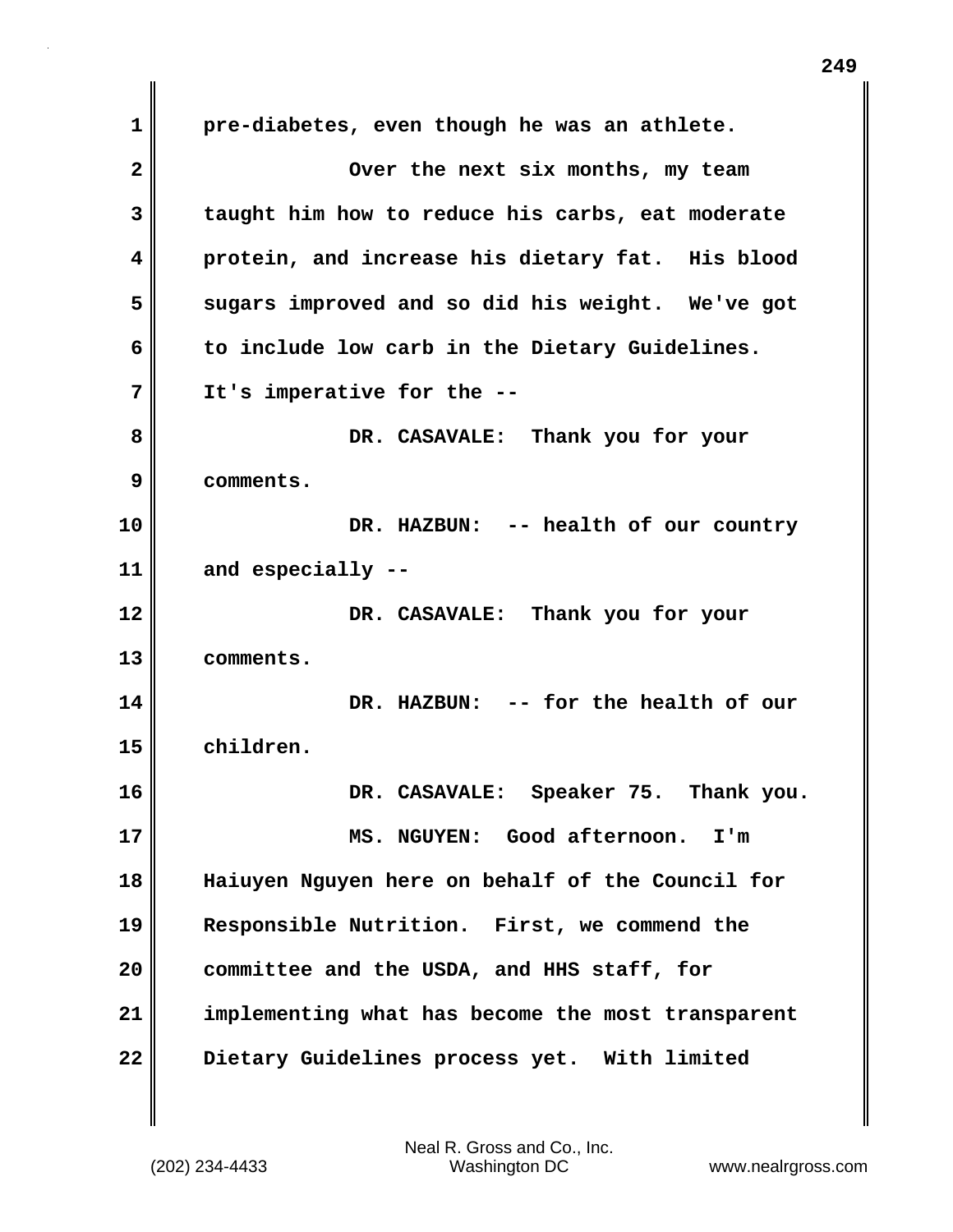pre-diabetes, even though he was an athlete.

Over the next six months, my team taught him how to reduce his carbs, eat moderate protein, and increase his dietary fat. His blood sugars improved and so did his weight. We've got to include low carb in the Dietary Guidelines. It's imperative for the --

DR. CASAVALE: Thank you for your comments.

DR. HAZBUN: -- health of our country and especially --

DR. CASAVALE: Thank you for your comments.

DR. HAZBUN: -- for the health of our children.

DR. CASAVALE: Speaker 75. Thank you.

MS. NGUYEN: Good afternoon. I'm Haiuyen Nguyen here on behalf of the Council for Responsible Nutrition. First, we commend the committee and the USDA, and HHS staff, for implementing what has become the most transparent Dietary Guidelines process yet. With limited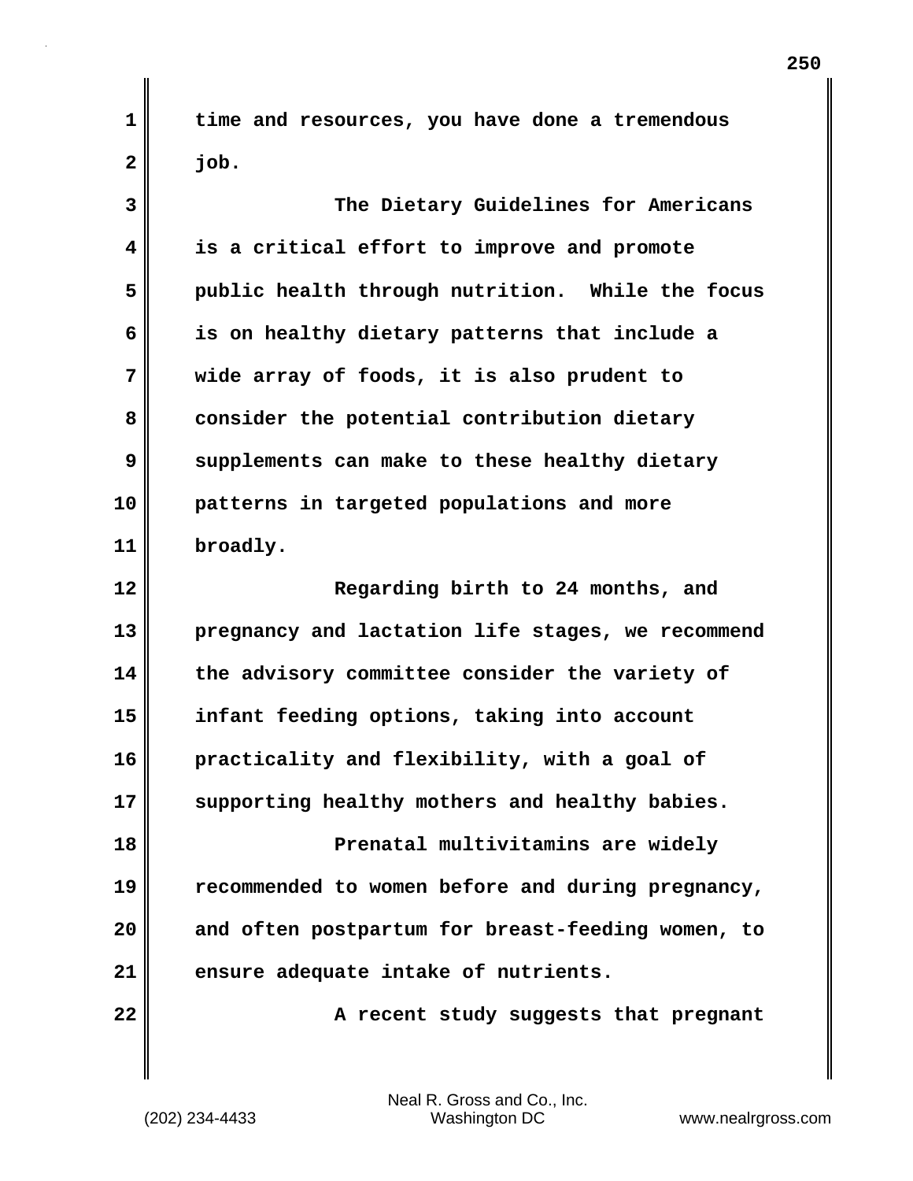time and resources, you have done a tremendous job.

The Dietary Guidelines for Americans is a critical effort to improve and promote public health through nutrition. While the focus is on healthy dietary patterns that include a wide array of foods, it is also prudent to consider the potential contribution dietary supplements can make to these healthy dietary patterns in targeted populations and more broadly.

Regarding birth to 24 months, and pregnancy and lactation life stages, we recommend the advisory committee consider the variety of infant feeding options, taking into account practicality and flexibility, with a goal of supporting healthy mothers and healthy babies.

Prenatal multivitamins are widely recommended to women before and during pregnancy, and often postpartum for breast-feeding women, to ensure adequate intake of nutrients.

A recent study suggests that pregnant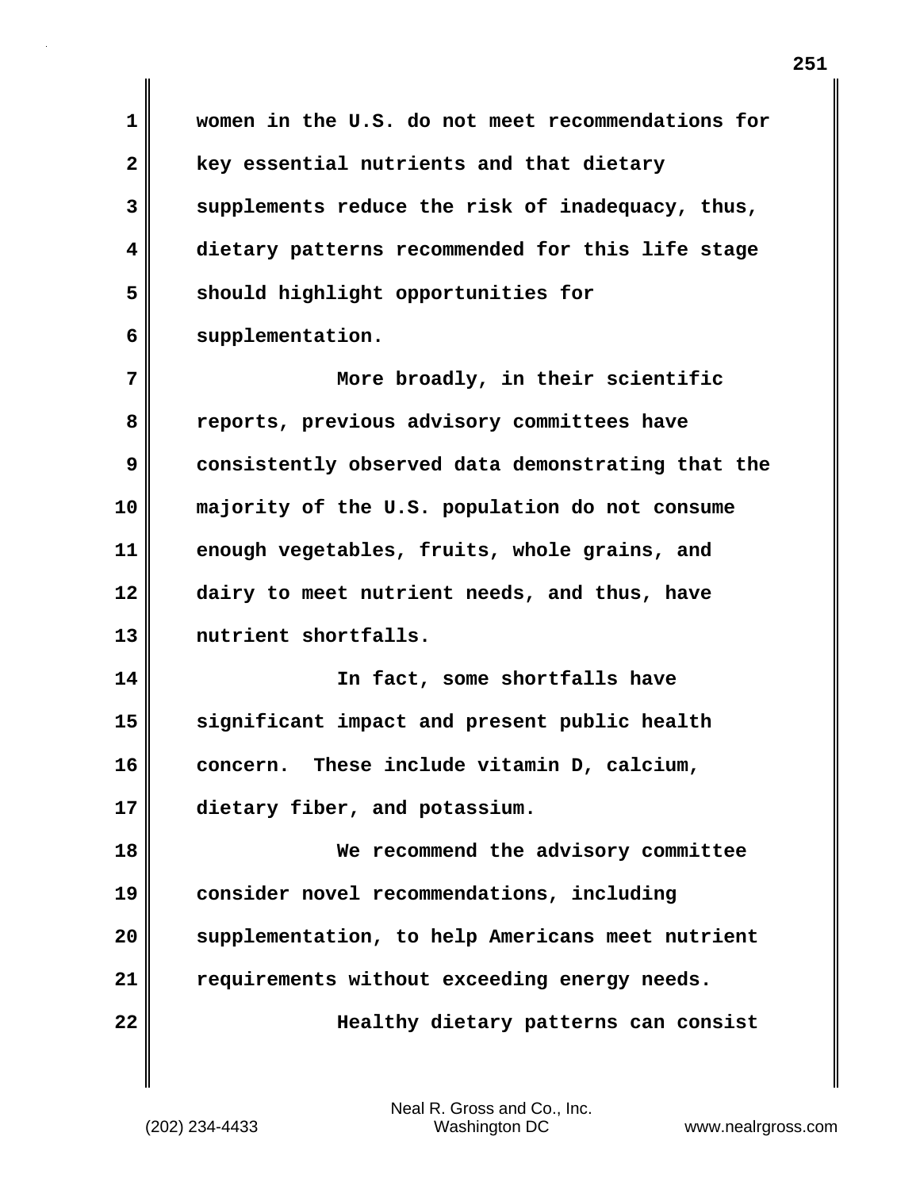women in the U.S. do not meet recommendations for key essential nutrients and that dietary supplements reduce the risk of inadequacy, thus, dietary patterns recommended for this life stage should highlight opportunities for supplementation.

More broadly, in their scientific reports, previous advisory committees have consistently observed data demonstrating that the majority of the U.S. population do not consume enough vegetables, fruits, whole grains, and dairy to meet nutrient needs, and thus, have nutrient shortfalls.

In fact, some shortfalls have significant impact and present public health concern. These include vitamin D, calcium, dietary fiber, and potassium.

We recommend the advisory committee consider novel recommendations, including supplementation, to help Americans meet nutrient requirements without exceeding energy needs.

Healthy dietary patterns can consist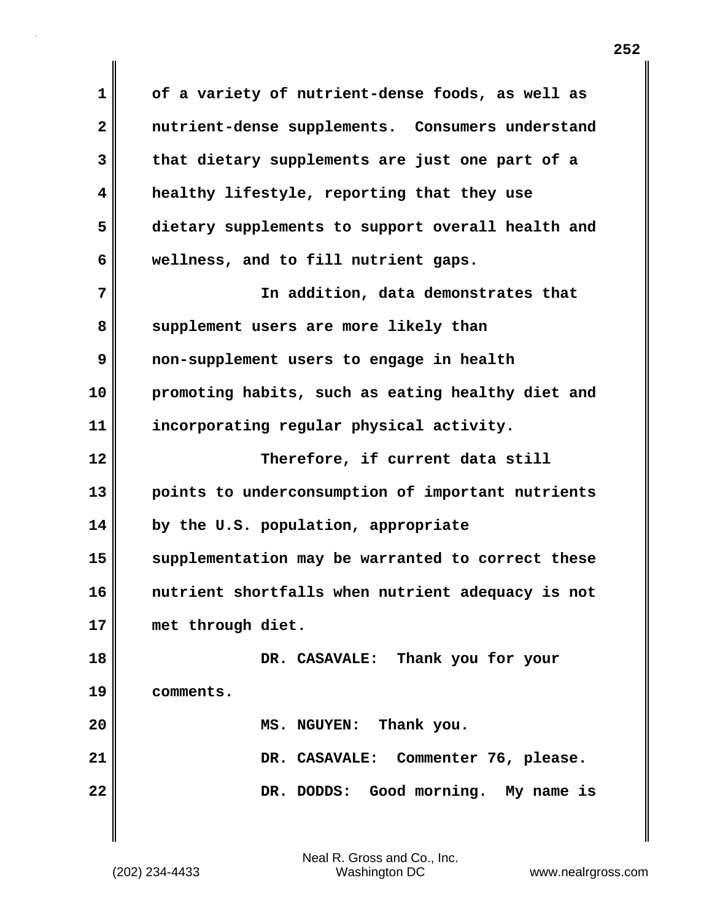of a variety of nutrient-dense foods, as well as nutrient-dense supplements. Consumers understand that dietary supplements are just one part of a healthy lifestyle, reporting that they use dietary supplements to support overall health and wellness, and to fill nutrient gaps.

In addition, data demonstrates that supplement users are more likely than non-supplement users to engage in health promoting habits, such as eating healthy diet and incorporating regular physical activity.

Therefore, if current data still points to underconsumption of important nutrients by the U.S. population, appropriate supplementation may be warranted to correct these nutrient shortfalls when nutrient adequacy is not met through diet.

DR. CASAVALE: Thank you for your comments.

MS. NGUYEN: Thank you.

DR. CASAVALE: Commenter 76, please.

DR. DODDS: Good morning. My name is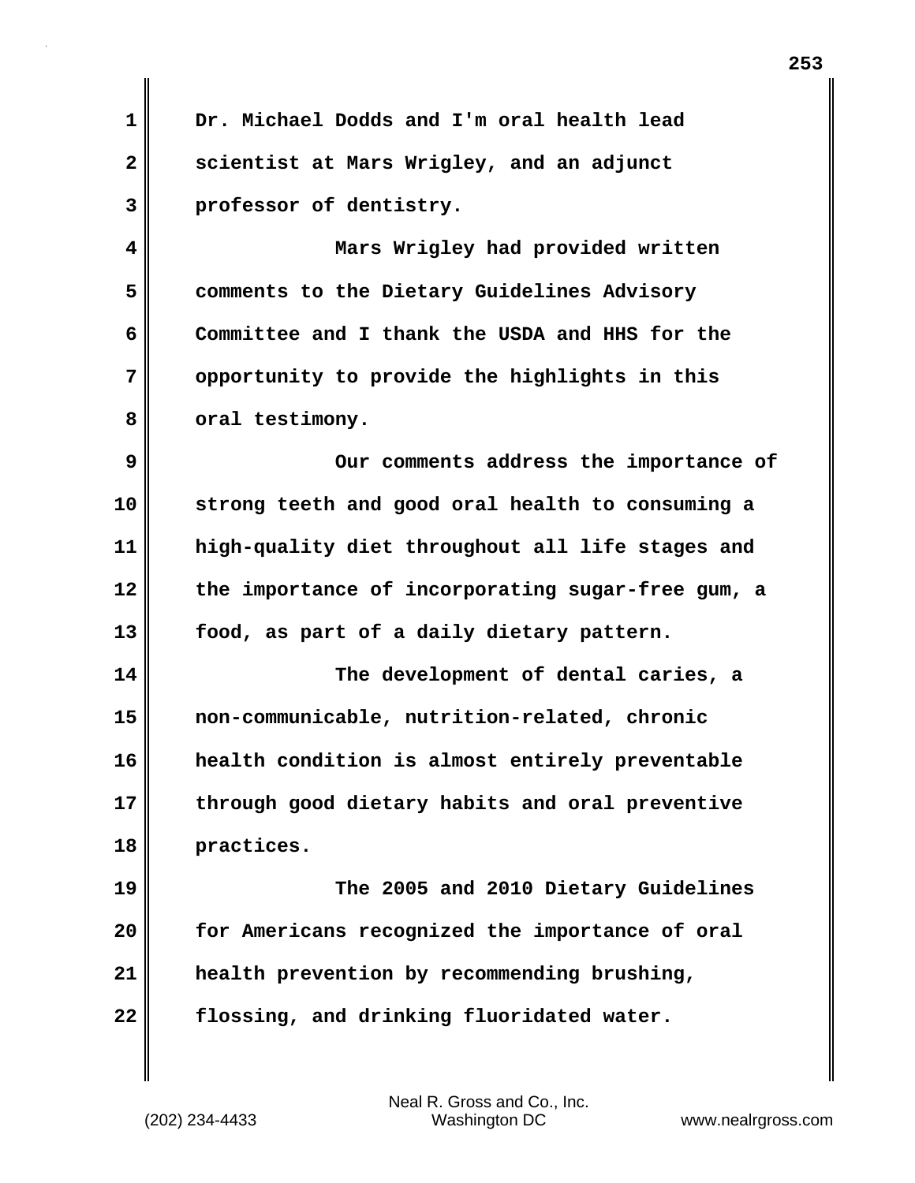Dr. Michael Dodds and I'm oral health lead scientist at Mars Wrigley, and an adjunct professor of dentistry.

Mars Wrigley had provided written comments to the Dietary Guidelines Advisory Committee and I thank the USDA and HHS for the opportunity to provide the highlights in this oral testimony.

Our comments address the importance of strong teeth and good oral health to consuming a high-quality diet throughout all life stages and the importance of incorporating sugar-free gum, a food, as part of a daily dietary pattern.

The development of dental caries, a non-communicable, nutrition-related, chronic health condition is almost entirely preventable through good dietary habits and oral preventive practices.

The 2005 and 2010 Dietary Guidelines for Americans recognized the importance of oral health prevention by recommending brushing, flossing, and drinking fluoridated water.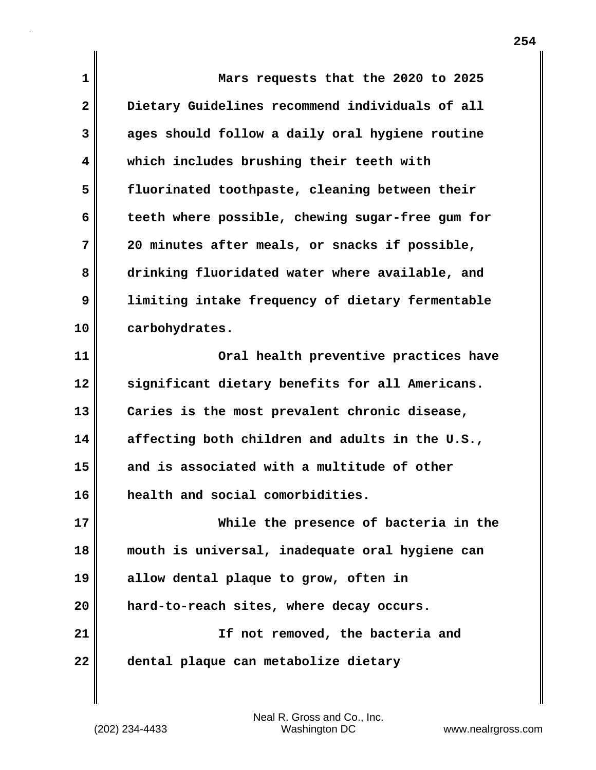Mars requests that the 2020 to 2025 Dietary Guidelines recommend individuals of all ages should follow a daily oral hygiene routine which includes brushing their teeth with fluorinated toothpaste, cleaning between their teeth where possible, chewing sugar-free gum for 20 minutes after meals, or snacks if possible, drinking fluoridated water where available, and limiting intake frequency of dietary fermentable carbohydrates.

Oral health preventive practices have significant dietary benefits for all Americans. Caries is the most prevalent chronic disease, affecting both children and adults in the U.S., and is associated with a multitude of other health and social comorbidities.

While the presence of bacteria in the mouth is universal, inadequate oral hygiene can allow dental plaque to grow, often in hard-to-reach sites, where decay occurs.

If not removed, the bacteria and dental plaque can metabolize dietary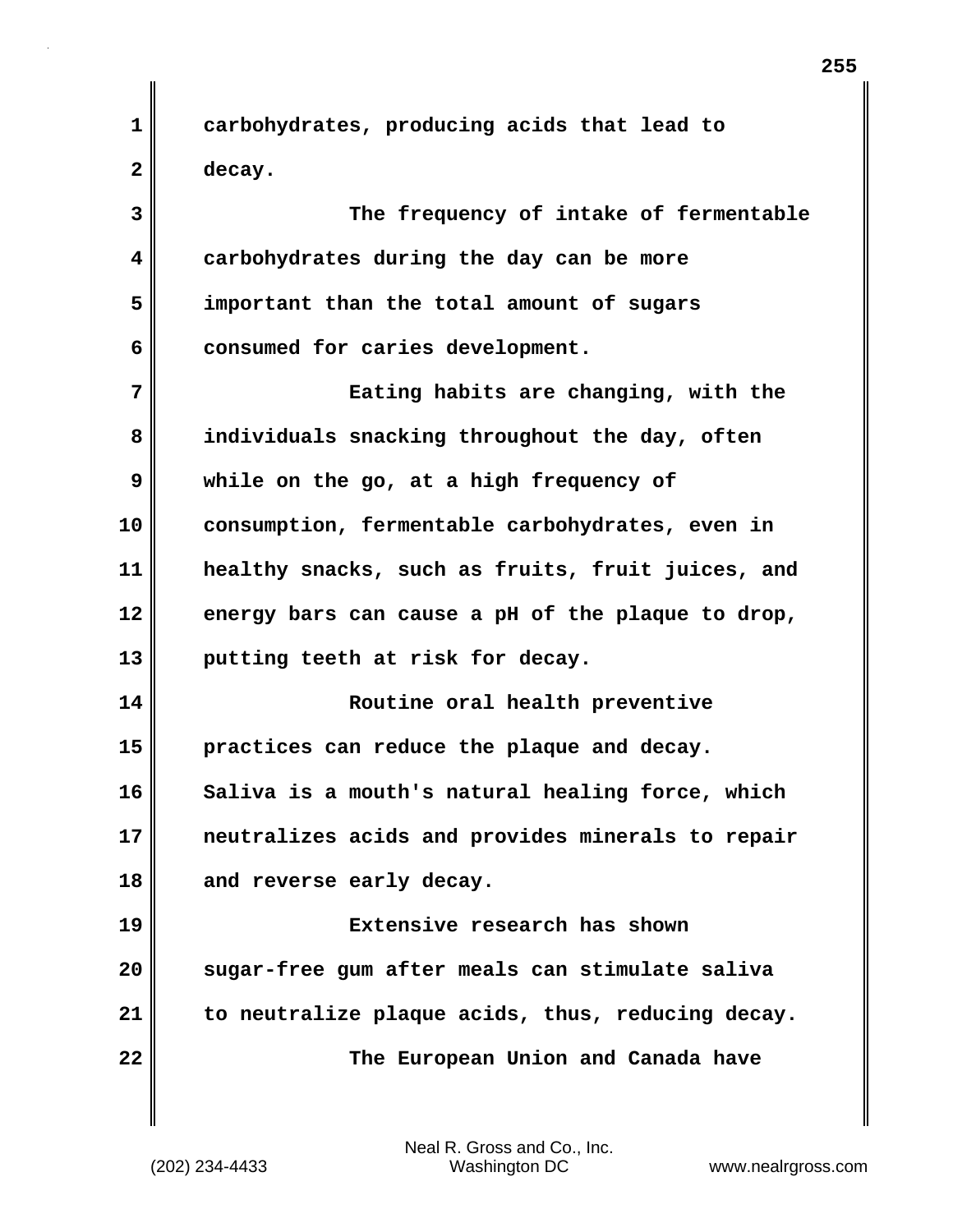carbohydrates, producing acids that lead to decay.

The frequency of intake of fermentable carbohydrates during the day can be more important than the total amount of sugars consumed for caries development.

Eating habits are changing, with the individuals snacking throughout the day, often while on the go, at a high frequency of consumption, fermentable carbohydrates, even in healthy snacks, such as fruits, fruit juices, and energy bars can cause a pH of the plaque to drop, putting teeth at risk for decay.

Routine oral health preventive practices can reduce the plaque and decay. Saliva is a mouth's natural healing force, which neutralizes acids and provides minerals to repair and reverse early decay.

Extensive research has shown sugar-free gum after meals can stimulate saliva to neutralize plaque acids, thus, reducing decay.

The European Union and Canada have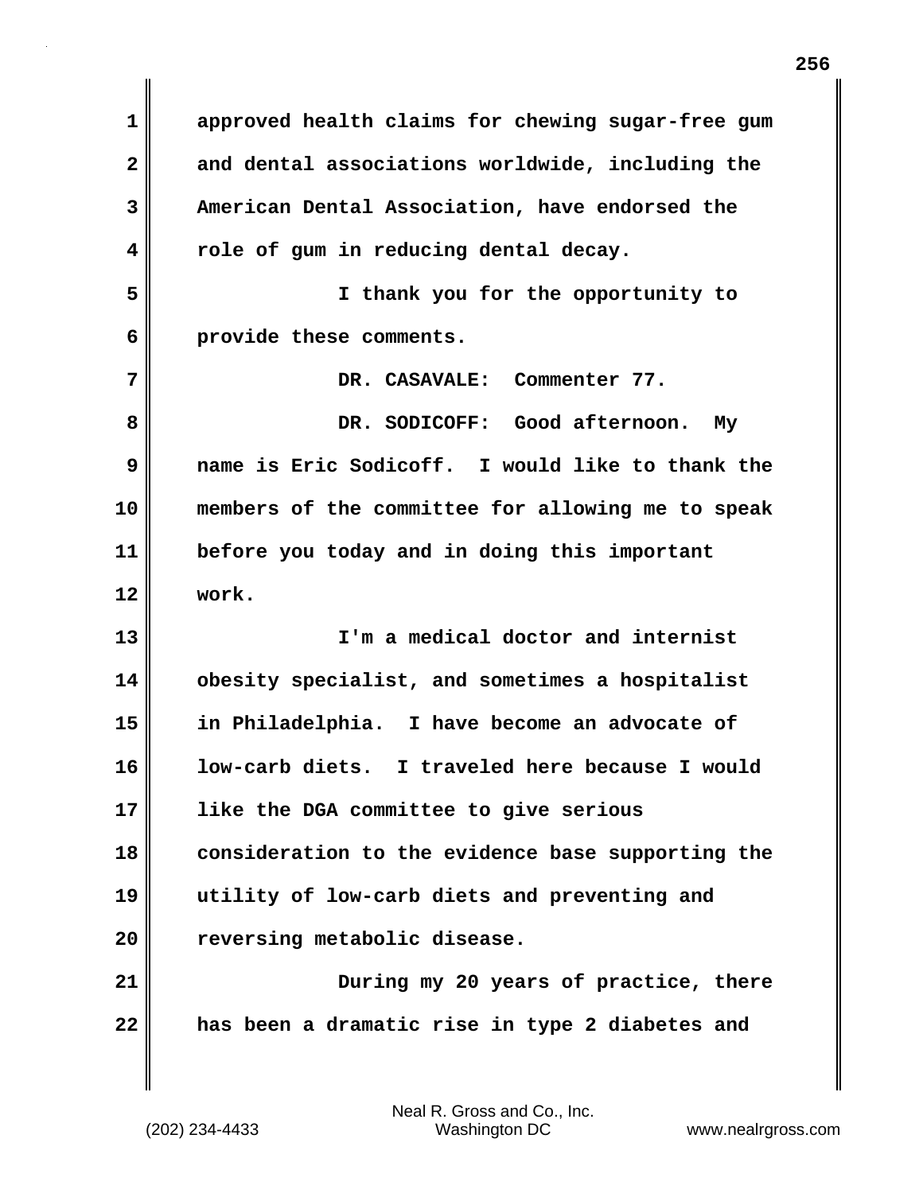approved health claims for chewing sugar-free gum and dental associations worldwide, including the American Dental Association, have endorsed the role of gum in reducing dental decay.

I thank you for the opportunity to provide these comments.

DR. CASAVALE: Commenter 77.

DR. SODICOFF: Good afternoon. My name is Eric Sodicoff. I would like to thank the members of the committee for allowing me to speak before you today and in doing this important work.

I'm a medical doctor and internist obesity specialist, and sometimes a hospitalist in Philadelphia. I have become an advocate of low-carb diets. I traveled here because I would like the DGA committee to give serious consideration to the evidence base supporting the utility of low-carb diets and preventing and reversing metabolic disease.

During my 20 years of practice, there has been a dramatic rise in type 2 diabetes and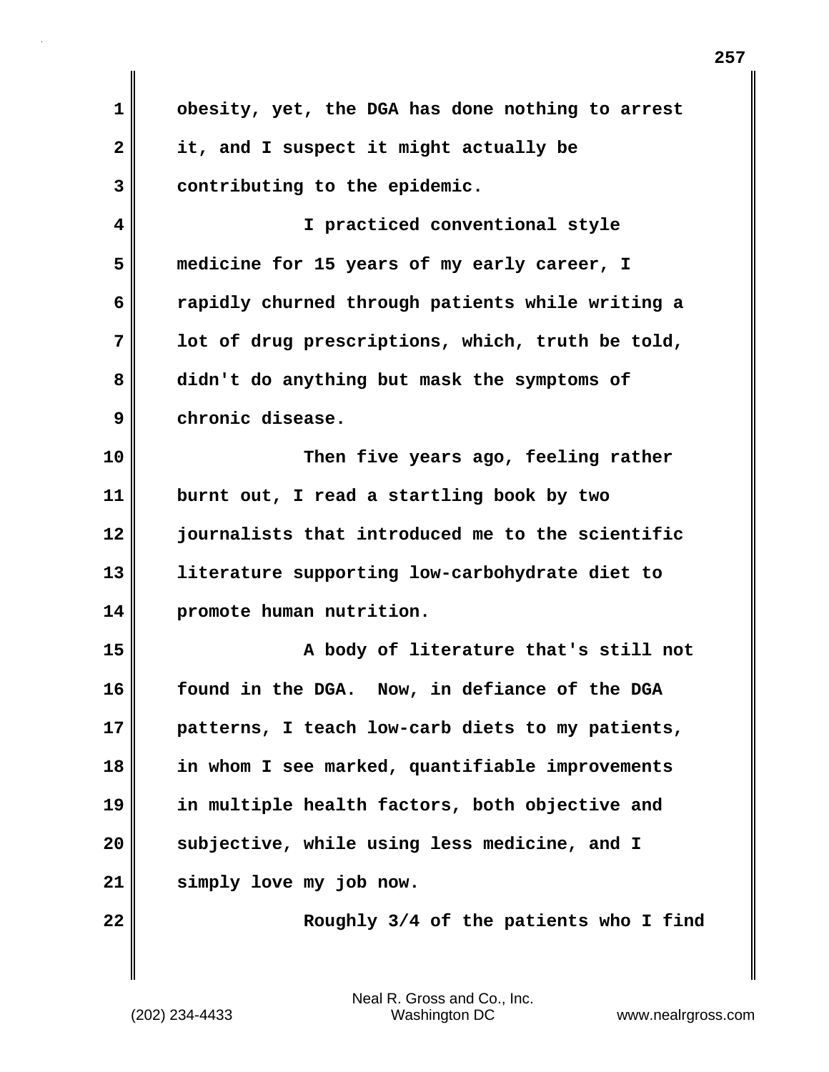obesity, yet, the DGA has done nothing to arrest it, and I suspect it might actually be contributing to the epidemic.

I practiced conventional style medicine for 15 years of my early career, I rapidly churned through patients while writing a lot of drug prescriptions, which, truth be told, didn't do anything but mask the symptoms of chronic disease.

Then five years ago, feeling rather burnt out, I read a startling book by two journalists that introduced me to the scientific literature supporting low-carbohydrate diet to promote human nutrition.

A body of literature that's still not found in the DGA. Now, in defiance of the DGA patterns, I teach low-carb diets to my patients, in whom I see marked, quantifiable improvements in multiple health factors, both objective and subjective, while using less medicine, and I simply love my job now.

Roughly 3/4 of the patients who I find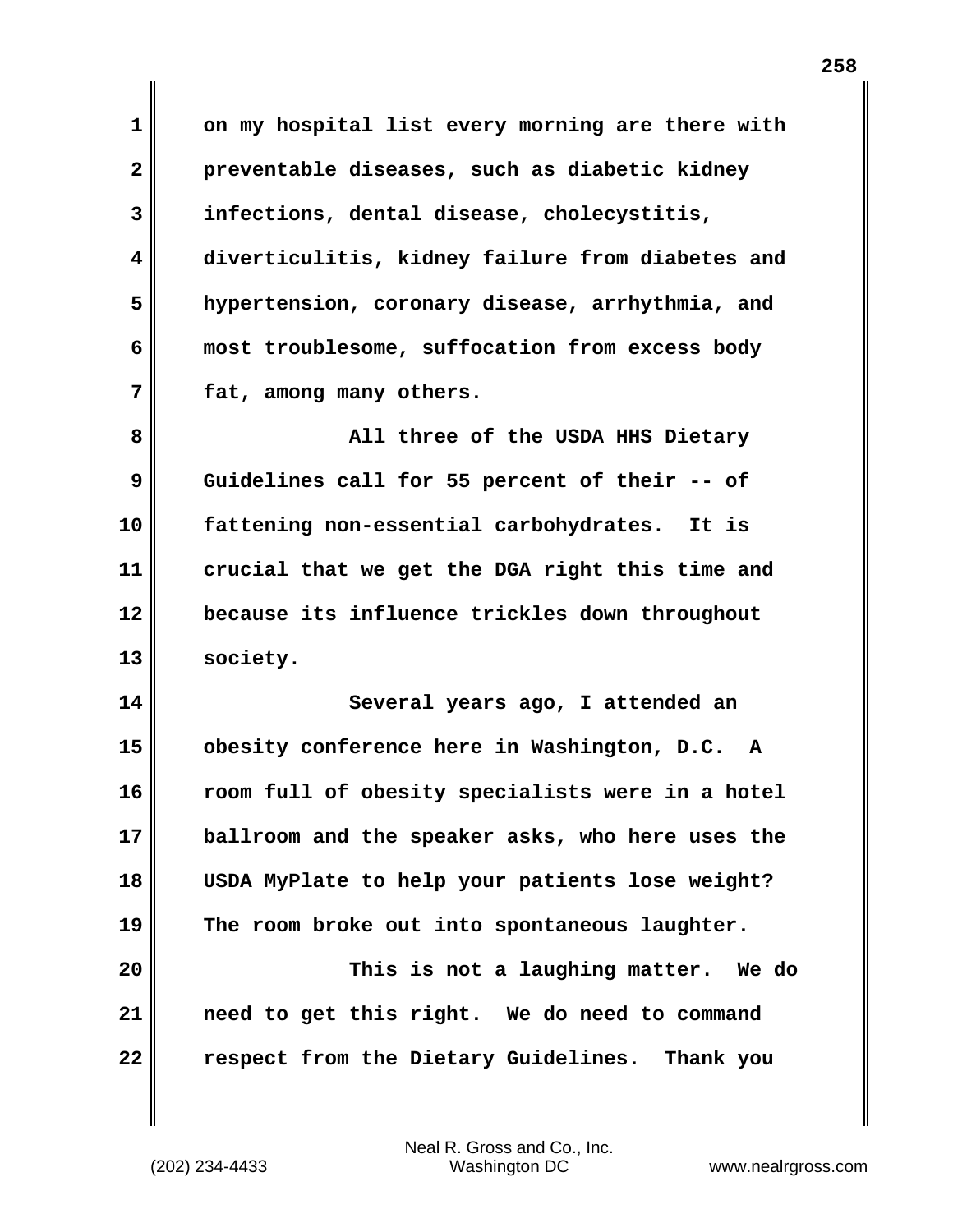on my hospital list every morning are there with preventable diseases, such as diabetic kidney infections, dental disease, cholecystitis, diverticulitis, kidney failure from diabetes and hypertension, coronary disease, arrhythmia, and most troublesome, suffocation from excess body fat, among many others.

All three of the USDA HHS Dietary Guidelines call for 55 percent of their -- of fattening non-essential carbohydrates. It is crucial that we get the DGA right this time and because its influence trickles down throughout society.

Several years ago, I attended an obesity conference here in Washington, D.C. A room full of obesity specialists were in a hotel ballroom and the speaker asks, who here uses the USDA MyPlate to help your patients lose weight? The room broke out into spontaneous laughter.

This is not a laughing matter. We do need to get this right. We do need to command respect from the Dietary Guidelines. Thank you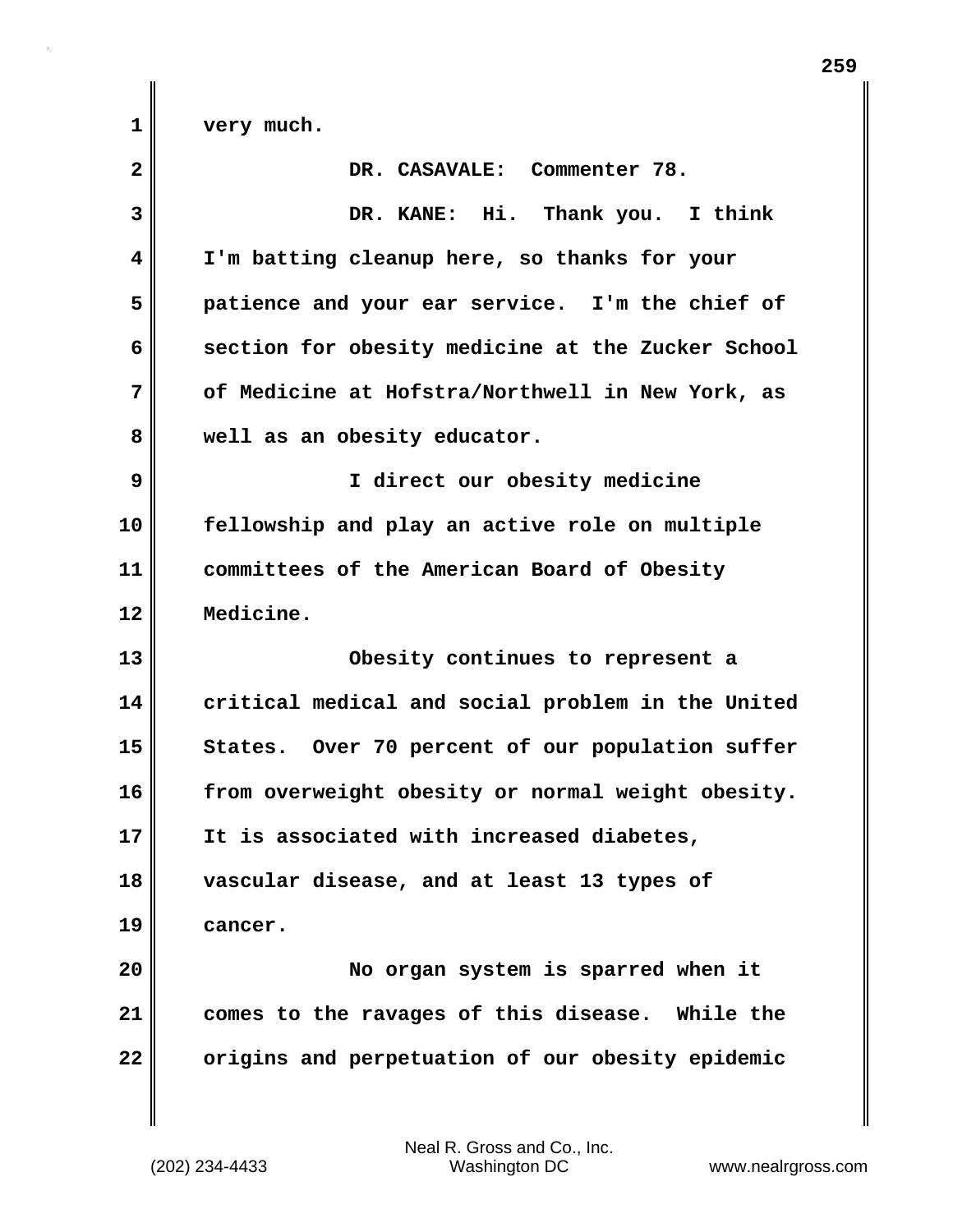very much.

DR. CASAVALE: Commenter 78.

DR. KANE: Hi. Thank you. I think I'm batting cleanup here, so thanks for your patience and your ear service. I'm the chief of section for obesity medicine at the Zucker School of Medicine at Hofstra/Northwell in New York, as well as an obesity educator.

I direct our obesity medicine fellowship and play an active role on multiple committees of the American Board of Obesity Medicine.

Obesity continues to represent a critical medical and social problem in the United States. Over 70 percent of our population suffer from overweight obesity or normal weight obesity. It is associated with increased diabetes, vascular disease, and at least 13 types of cancer.

No organ system is sparred when it comes to the ravages of this disease. While the origins and perpetuation of our obesity epidemic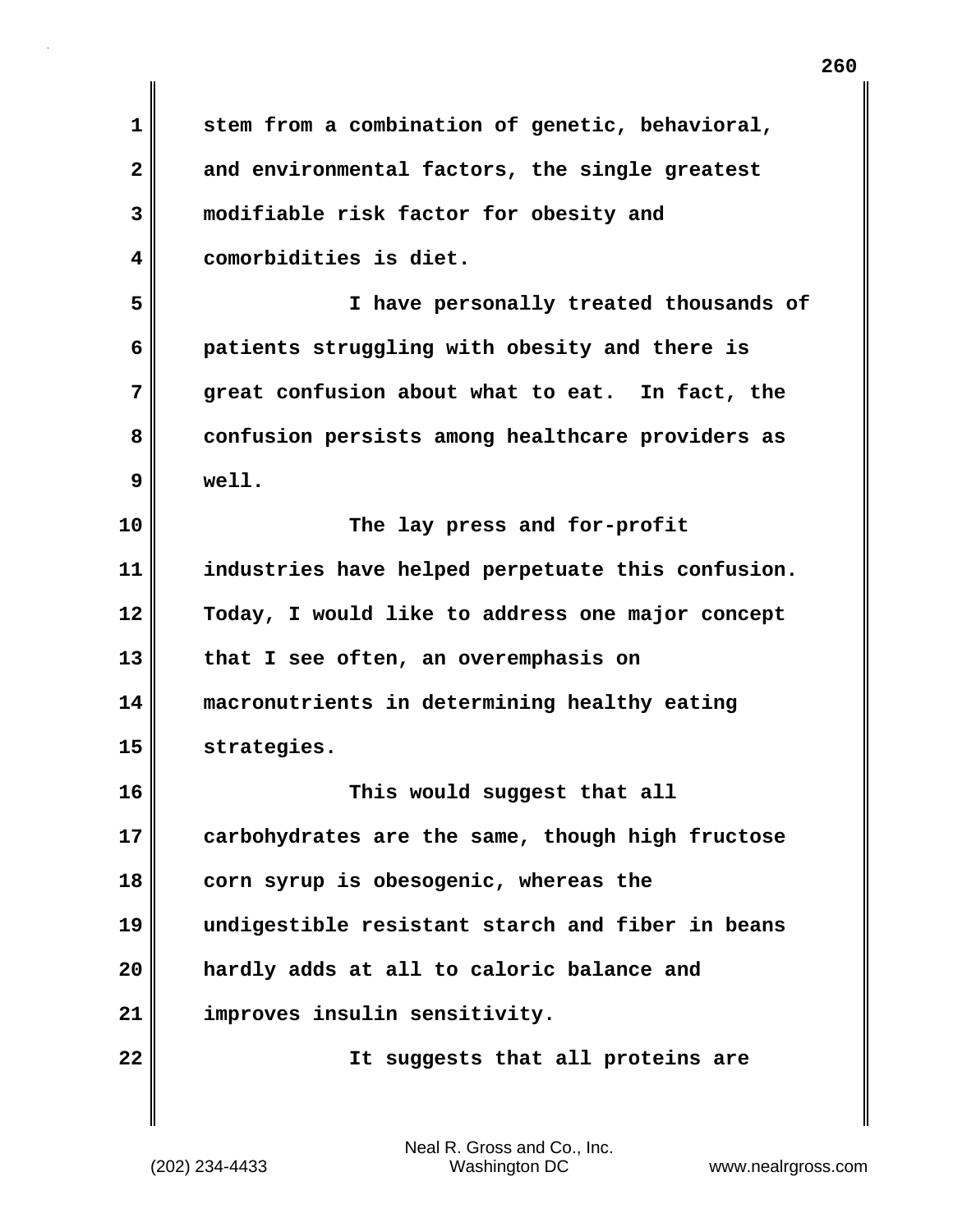stem from a combination of genetic, behavioral, and environmental factors, the single greatest modifiable risk factor for obesity and comorbidities is diet.

I have personally treated thousands of patients struggling with obesity and there is great confusion about what to eat. In fact, the confusion persists among healthcare providers as well.

The lay press and for-profit industries have helped perpetuate this confusion. Today, I would like to address one major concept that I see often, an overemphasis on macronutrients in determining healthy eating strategies.

This would suggest that all carbohydrates are the same, though high fructose corn syrup is obesogenic, whereas the undigestible resistant starch and fiber in beans hardly adds at all to caloric balance and improves insulin sensitivity.

It suggests that all proteins are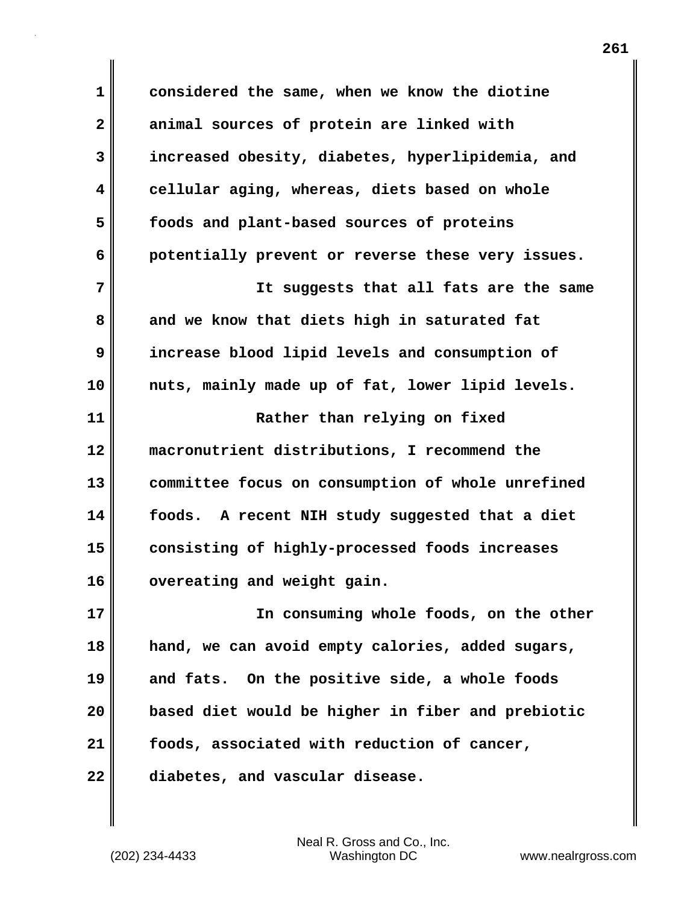considered the same, when we know the diotine animal sources of protein are linked with increased obesity, diabetes, hyperlipidemia, and cellular aging, whereas, diets based on whole foods and plant-based sources of proteins potentially prevent or reverse these very issues.

It suggests that all fats are the same and we know that diets high in saturated fat increase blood lipid levels and consumption of nuts, mainly made up of fat, lower lipid levels.

Rather than relying on fixed macronutrient distributions, I recommend the committee focus on consumption of whole unrefined foods. A recent NIH study suggested that a diet consisting of highly-processed foods increases overeating and weight gain.

In consuming whole foods, on the other hand, we can avoid empty calories, added sugars, and fats. On the positive side, a whole foods based diet would be higher in fiber and prebiotic foods, associated with reduction of cancer, diabetes, and vascular disease.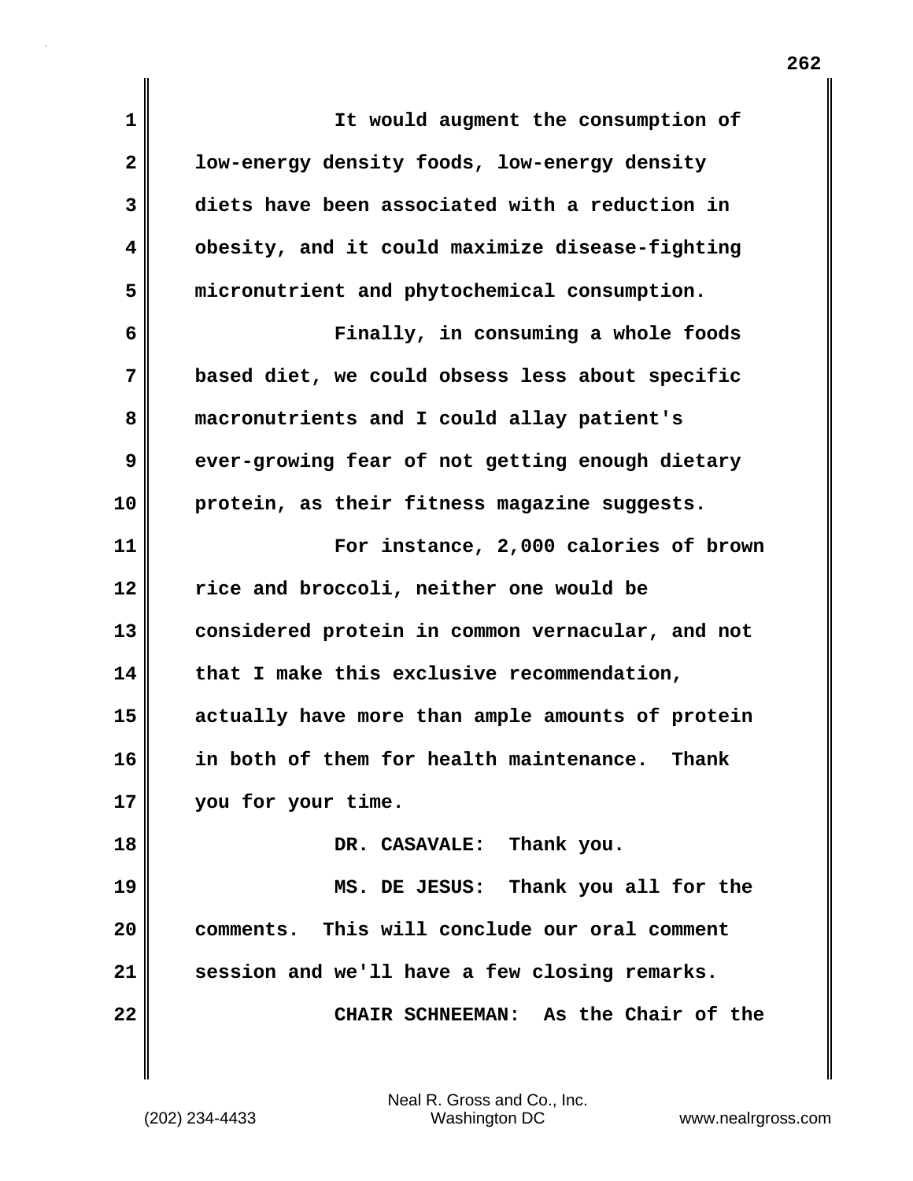It would augment the consumption of low-energy density foods, low-energy density diets have been associated with a reduction in obesity, and it could maximize disease-fighting micronutrient and phytochemical consumption.

Finally, in consuming a whole foods based diet, we could obsess less about specific macronutrients and I could allay patient's ever-growing fear of not getting enough dietary protein, as their fitness magazine suggests.

For instance, 2,000 calories of brown rice and broccoli, neither one would be considered protein in common vernacular, and not that I make this exclusive recommendation, actually have more than ample amounts of protein in both of them for health maintenance. Thank you for your time.

DR. CASAVALE: Thank you.

MS. DE JESUS: Thank you all for the comments. This will conclude our oral comment session and we'll have a few closing remarks.

CHAIR SCHNEEMAN: As the Chair of the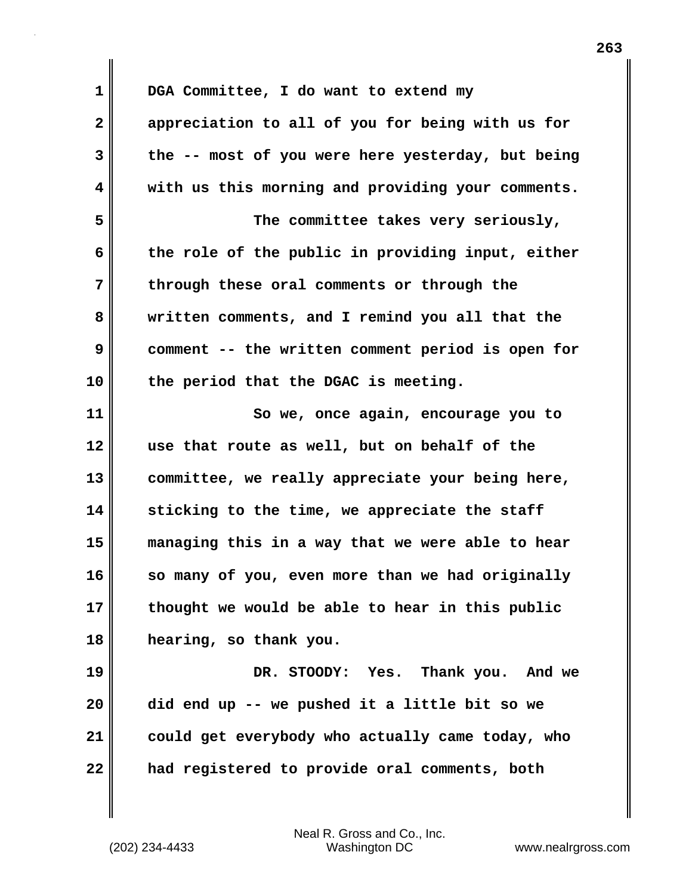DGA Committee, I do want to extend my appreciation to all of you for being with us for the -- most of you were here yesterday, but being with us this morning and providing your comments.

The committee takes very seriously, the role of the public in providing input, either through these oral comments or through the written comments, and I remind you all that the comment -- the written comment period is open for the period that the DGAC is meeting.

So we, once again, encourage you to use that route as well, but on behalf of the committee, we really appreciate your being here, sticking to the time, we appreciate the staff managing this in a way that we were able to hear so many of you, even more than we had originally thought we would be able to hear in this public hearing, so thank you.

DR. STOODY: Yes. Thank you. And we did end up -- we pushed it a little bit so we could get everybody who actually came today, who had registered to provide oral comments, both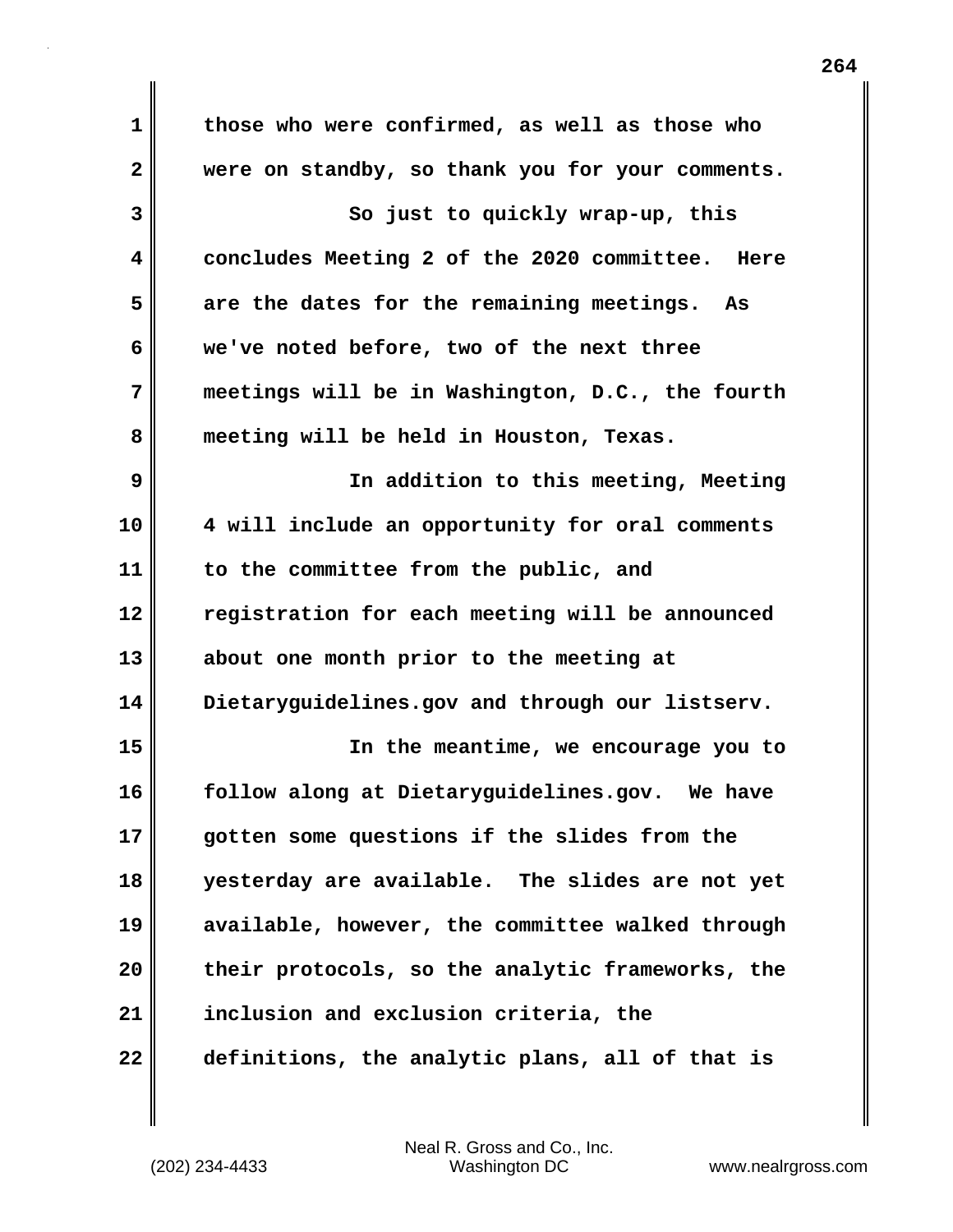those who were confirmed, as well as those who were on standby, so thank you for your comments.

So just to quickly wrap-up, this concludes Meeting 2 of the 2020 committee. Here are the dates for the remaining meetings. As we've noted before, two of the next three meetings will be in Washington, D.C., the fourth meeting will be held in Houston, Texas.

In addition to this meeting, Meeting 4 will include an opportunity for oral comments to the committee from the public, and registration for each meeting will be announced about one month prior to the meeting at Dietaryguidelines.gov and through our listserv.

In the meantime, we encourage you to follow along at Dietaryguidelines.gov. We have gotten some questions if the slides from the yesterday are available. The slides are not yet available, however, the committee walked through their protocols, so the analytic frameworks, the inclusion and exclusion criteria, the definitions, the analytic plans, all of that is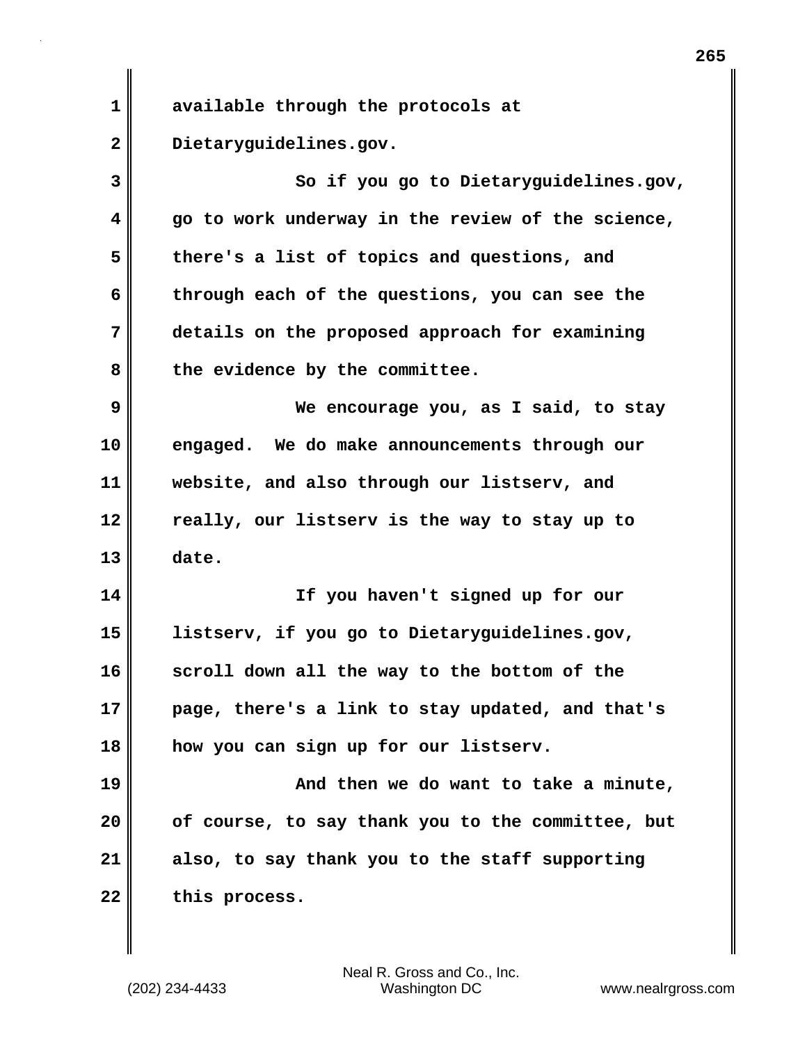available through the protocols at Dietaryguidelines.gov.

So if you go to Dietaryguidelines.gov, go to work underway in the review of the science, there's a list of topics and questions, and through each of the questions, you can see the details on the proposed approach for examining the evidence by the committee.

We encourage you, as I said, to stay engaged. We do make announcements through our website, and also through our listserv, and really, our listserv is the way to stay up to date.

If you haven't signed up for our listserv, if you go to Dietaryguidelines.gov, scroll down all the way to the bottom of the page, there's a link to stay updated, and that's how you can sign up for our listserv.

And then we do want to take a minute, of course, to say thank you to the committee, but also, to say thank you to the staff supporting this process.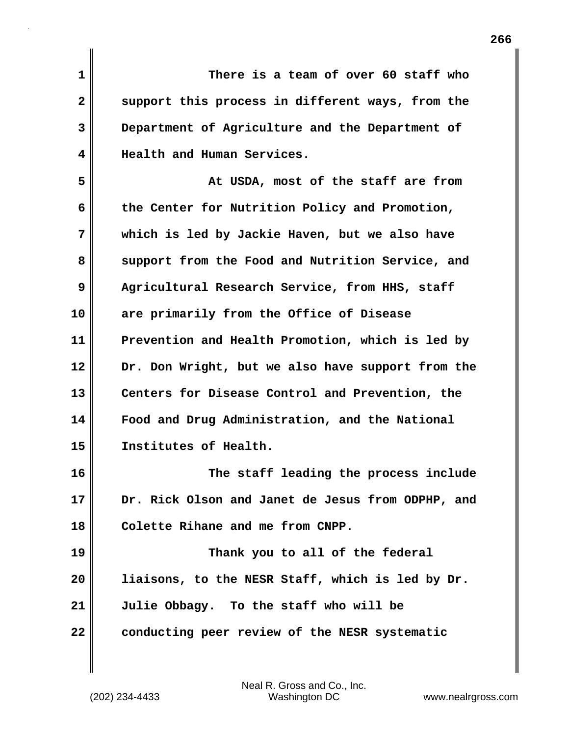There is a team of over 60 staff who support this process in different ways, from the Department of Agriculture and the Department of Health and Human Services.

At USDA, most of the staff are from the Center for Nutrition Policy and Promotion, which is led by Jackie Haven, but we also have support from the Food and Nutrition Service, and Agricultural Research Service, from HHS, staff are primarily from the Office of Disease Prevention and Health Promotion, which is led by Dr. Don Wright, but we also have support from the Centers for Disease Control and Prevention, the Food and Drug Administration, and the National Institutes of Health.

The staff leading the process include Dr. Rick Olson and Janet de Jesus from ODPHP, and Colette Rihane and me from CNPP.

Thank you to all of the federal liaisons, to the NESR Staff, which is led by Dr. Julie Obbagy. To the staff who will be conducting peer review of the NESR systematic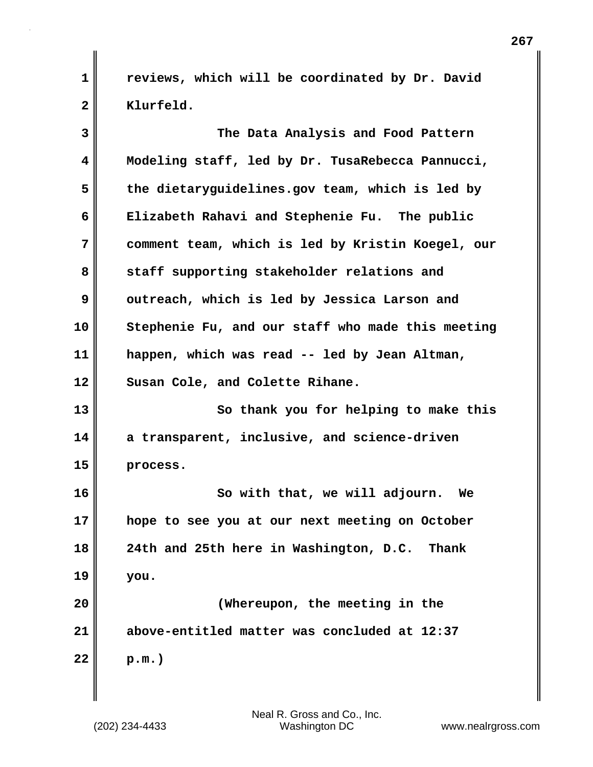reviews, which will be coordinated by Dr. David Klurfeld.

The Data Analysis and Food Pattern Modeling staff, led by Dr. TusaRebecca Pannucci, the dietaryguidelines.gov team, which is led by Elizabeth Rahavi and Stephenie Fu. The public comment team, which is led by Kristin Koegel, our staff supporting stakeholder relations and outreach, which is led by Jessica Larson and Stephenie Fu, and our staff who made this meeting happen, which was read -- led by Jean Altman, Susan Cole, and Colette Rihane.

So thank you for helping to make this a transparent, inclusive, and science-driven process.

So with that, we will adjourn. We hope to see you at our next meeting on October 24th and 25th here in Washington, D.C. Thank you.

(Whereupon, the meeting in the above-entitled matter was concluded at 12:37 p.m.)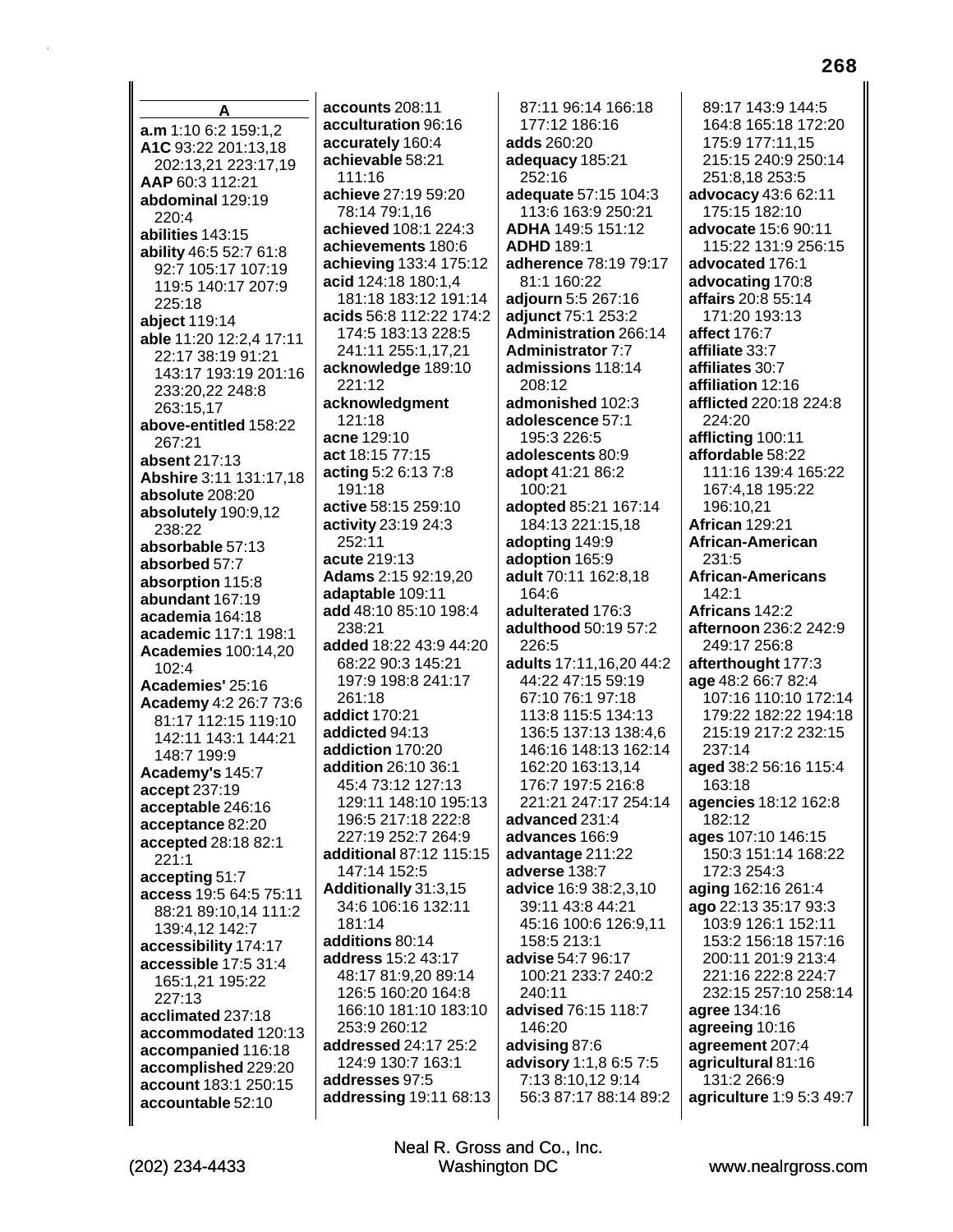## A

**a.m** 1:10 6:2 159:1,2
**A1C** 93:22 201:13,18 202:13,21 223:17,19
**AAP** 60:3 112:21
**abdominal** 129:19 220:4
**abilities** 143:15
**ability** 46:5 52:7 61:8 92:7 105:17 107:19 119:5 140:17 207:9 225:18
**abject** 119:14
**able** 11:20 12:2,4 17:11 22:17 38:19 91:21 143:17 193:19 201:16 233:20,22 248:8 263:15,17
**above-entitled** 158:22 267:21
**absent** 217:13
**Abshire** 3:11 131:17,18
**absolute** 208:20
**absolutely** 190:9,12 238:22
**absorbable** 57:13
**absorbed** 57:7
**absorption** 115:8
**abundant** 167:19
**academia** 164:18
**academic** 117:1 198:1
**Academies** 100:14,20 102:4
**Academies'** 25:16
**Academy** 4:2 26:7 73:6 81:17 112:15 119:10 142:11 143:1 144:21 148:7 199:9
**Academy's** 145:7
**accept** 237:19
**acceptable** 246:16
**acceptance** 82:20
**accepted** 28:18 82:1 221:1
**accepting** 51:7
**access** 19:5 64:5 75:11 88:21 89:10,14 111:2 139:4,12 142:7
**accessibility** 174:17
**accessible** 17:5 31:4 165:1,21 195:22 227:13
**acclimated** 237:18
**accommodated** 120:13
**accompanied** 116:18
**accomplished** 229:20
**account** 183:1 250:15
**accountable** 52:10
**accounts** 208:11
**acculturation** 96:16
**accurately** 160:4
**achievable** 58:21 111:16
**achieve** 27:19 59:20 78:14 79:1,16
**achieved** 108:1 224:3
**achievements** 180:6
**achieving** 133:4 175:12
**acid** 124:18 180:1,4 181:18 183:12 191:14
**acids** 56:8 112:22 174:2 174:5 183:13 228:5 241:11 255:1,17,21
**acknowledge** 189:10 221:12
**acknowledgment** 121:18
**acne** 129:10
**act** 18:15 77:15
**acting** 5:2 6:13 7:8 191:18
**active** 58:15 259:10
**activity** 23:19 24:3 252:11
**acute** 219:13
**Adams** 2:15 92:19,20
**adaptable** 109:11
**add** 48:10 85:10 198:4 238:21
**added** 18:22 43:9 44:20 68:22 90:3 145:21 197:9 198:8 241:17 261:18
**addict** 170:21
**addicted** 94:13
**addiction** 170:20
**addition** 26:10 36:1 45:4 73:12 127:13 129:11 148:10 195:13 196:5 217:18 222:8 227:19 252:7 264:9
**additional** 87:12 115:15 147:14 152:5
**Additionally** 31:3,15 34:6 106:16 132:11 181:14
**additions** 80:14
**address** 15:2 43:17 48:17 81:9,20 89:14 126:5 160:20 164:8 166:10 181:10 183:10 253:9 260:12
**addressed** 24:17 25:2 124:9 130:7 163:1
**addresses** 97:5
**addressing** 19:11 68:13 87:11 96:14 166:18 177:12 186:16
**adds** 260:20
**adequacy** 185:21 252:16
**adequate** 57:15 104:3 113:6 163:9 250:21
**ADHA** 149:5 151:12
**ADHD** 189:1
**adherence** 78:19 79:17 81:1 160:22
**adjourn** 5:5 267:16
**adjunct** 75:1 253:2
**Administration** 266:14
**Administrator** 7:7
**admissions** 118:14 208:12
**admonished** 102:3
**adolescence** 57:1 195:3 226:5
**adolescents** 80:9
**adopt** 41:21 86:2 100:21
**adopted** 85:21 167:14 184:13 221:15,18
**adopting** 149:9
**adoption** 165:9
**adult** 70:11 162:8,18 164:6
**adulterated** 176:3
**adulthood** 50:19 57:2 226:5
**adults** 17:11,16,20 44:2 44:22 47:15 59:19 67:10 76:1 97:18 113:8 115:5 134:13 136:5 137:13 138:4,6 146:16 148:13 162:14 162:20 163:13,14 176:7 197:5 216:8 221:21 247:17 254:14
**advanced** 231:4
**advances** 166:9
**advantage** 211:22
**adverse** 138:7
**advice** 16:9 38:2,3,10 39:11 43:8 44:21 45:16 100:6 126:9,11 158:5 213:1
**advise** 54:7 96:17 100:21 233:7 240:2 240:11
**advised** 76:15 118:7 146:20
**advising** 87:6
**advisory** 1:1,8 6:5 7:5 7:13 8:10,12 9:14 56:3 87:17 88:14 89:2 89:17 143:9 144:5 164:8 165:18 172:20 175:9 177:11,15 215:15 240:9 250:14 251:8,18 253:5
**advocacy** 43:6 62:11 175:15 182:10
**advocate** 15:6 90:11 115:22 131:9 256:15
**advocated** 176:1
**advocating** 170:8
**affairs** 20:8 55:14 171:20 193:13
**affect** 176:7
**affiliate** 33:7
**affiliates** 30:7
**affiliation** 12:16
**afflicted** 220:18 224:8 224:20
**afflicting** 100:11
**affordable** 58:22 111:16 139:4 165:22 167:4,18 195:22 196:10,21
**African** 129:21
**African-American** 231:5
**African-Americans** 142:1
**Africans** 142:2
**afternoon** 236:2 242:9 249:17 256:8
**afterthought** 177:3
**age** 48:2 66:7 82:4 107:16 110:10 172:14 179:22 182:22 194:18 215:19 217:2 232:15 237:14
**aged** 38:2 56:16 115:4 163:18
**agencies** 18:12 162:8 182:12
**ages** 107:10 146:15 150:3 151:14 168:22 172:3 254:3
**aging** 162:16 261:4
**ago** 22:13 35:17 93:3 103:9 126:1 152:11 153:2 156:18 157:16 200:11 201:9 213:4 221:16 222:8 224:7 232:15 257:10 258:14
**agree** 134:16
**agreeing** 10:16
**agreement** 207:4
**agricultural** 81:16 131:2 266:9
**agriculture** 1:9 5:3 49:7

Neal R. Gross and Co., Inc.
Washington DC
(202) 234-4433 www.nealrgross.com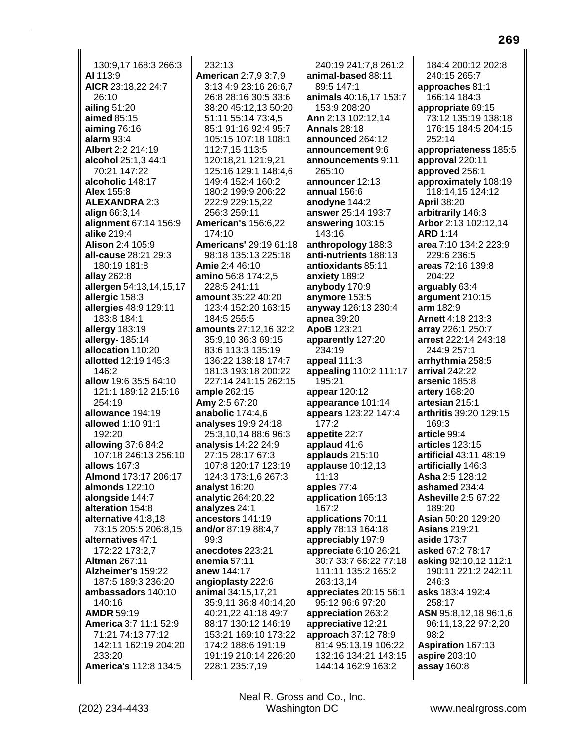130:9,17 168:3 266:3
**AI** 113:9
**AICR** 23:18,22 24:7 26:10
**ailing** 51:20
**aimed** 85:15
**aiming** 76:16
**alarm** 93:4
**Albert** 2:2 214:19
**alcohol** 25:1,3 44:1 70:21 147:22
**alcoholic** 148:17
**Alex** 155:8
**ALEXANDRA** 2:3
**align** 66:3,14
**alignment** 67:14 156:9
**alike** 219:4
**Alison** 2:4 105:9
**all-cause** 28:21 29:3 180:19 181:8
**allay** 262:8
**allergen** 54:13,14,15,17
**allergic** 158:3
**allergies** 48:9 129:11 183:8 184:1
**allergy** 183:19
**allergy-** 185:14
**allocation** 110:20
**allotted** 12:19 145:3 146:2
**allow** 19:6 35:5 64:10 121:1 189:12 215:16 254:19
**allowance** 194:19
**allowed** 1:10 91:1 192:20
**allowing** 37:6 84:2 107:18 246:13 256:10
**allows** 167:3
**Almond** 173:17 206:17
**almonds** 122:10
**alongside** 144:7
**alteration** 154:8
**alternative** 41:8,18 73:15 205:5 206:8,15
**alternatives** 47:1 172:22 173:2,7
**Altman** 267:11
**Alzheimer's** 159:22 187:5 189:3 236:20
**ambassadors** 140:10 140:16
**AMDR** 59:19
**America** 3:7 11:1 52:9 71:21 74:13 77:12 142:11 162:19 204:20 233:20
**America's** 112:8 134:5 232:13
**American** 2:7,9 3:7,9 3:13 4:9 23:16 26:6,7 26:8 28:16 30:5 33:6 38:20 45:12,13 50:20 51:11 55:14 73:4,5 85:1 91:16 92:4 95:7 105:15 107:18 108:1 112:7,15 113:5 120:18,21 121:9,21 125:16 129:1 148:4,6 149:4 152:4 160:2 180:2 199:9 206:22 222:9 229:15,22 256:3 259:11
**American's** 156:6,22 174:10
**Americans'** 29:19 61:18 98:18 135:13 225:18
**Amie** 2:4 46:10
**amino** 56:8 174:2,5 228:5 241:11
**amount** 35:22 40:20 123:4 152:20 163:15 184:5 255:5
**amounts** 27:12,16 32:2 35:9,10 36:3 69:15 83:6 113:3 135:19 136:22 138:18 174:7 181:3 193:18 200:22 227:14 241:15 262:15
**ample** 262:15
**Amy** 2:5 67:20
**anabolic** 174:4,6
**analyses** 19:9 24:18 25:3,10,14 88:6 96:3
**analysis** 14:22 24:9 27:15 28:17 67:3 107:8 120:17 123:19 124:3 173:1,6 267:3
**analyst** 16:20
**analytic** 264:20,22
**analyzes** 24:1
**ancestors** 141:19
**and/or** 87:19 88:4,7 99:3
**anecdotes** 223:21
**anemia** 57:11
**anew** 144:17
**angioplasty** 222:6
**animal** 34:15,17,21 35:9,11 36:8 40:14,20 40:21,22 41:18 49:7 88:17 130:12 146:19 153:21 169:10 173:22 174:2 188:6 191:19 191:19 210:14 226:20 228:1 235:7,19 240:19 241:7,8 261:2
**animal-based** 88:11 89:5 147:1
**animals** 40:16,17 153:7 153:9 208:20
**Ann** 2:13 102:12,14
**Annals** 28:18
**announced** 264:12
**announcement** 9:6
**announcements** 9:11 265:10
**announcer** 12:13
**annual** 156:6
**anodyne** 144:2
**answer** 25:14 193:7
**answering** 103:15 143:16
**anthropology** 188:3
**anti-nutrients** 188:13
**antioxidants** 85:11
**anxiety** 189:2
**anybody** 170:9
**anymore** 153:5
**anyway** 126:13 230:4
**apnea** 39:20
**ApoB** 123:21
**apparently** 127:20 234:19
**appeal** 111:3
**appealing** 110:2 111:17 195:21
**appear** 120:12
**appearance** 101:14
**appears** 123:22 147:4 177:2
**appetite** 22:7
**applaud** 41:6
**applauds** 215:10
**applause** 10:12,13 11:13
**apples** 77:4
**application** 165:13 167:2
**applications** 70:11
**apply** 78:13 164:18
**appreciably** 197:9
**appreciate** 6:10 26:21 30:7 33:7 66:22 77:18 111:11 135:2 165:2 263:13,14
**appreciates** 20:15 56:1 95:12 96:6 97:20
**appreciation** 263:2
**appreciative** 12:21
**approach** 37:12 78:9 81:4 95:13,19 106:22 132:16 134:21 143:15 144:14 162:9 163:2 184:4 200:12 202:8 240:15 265:7
**approaches** 81:1 166:14 184:3
**appropriate** 69:15 73:12 135:19 138:18 176:15 184:5 204:15 252:14
**appropriateness** 185:5
**approval** 220:11
**approved** 256:1
**approximately** 108:19 118:14,15 124:12
**April** 38:20
**arbitrarily** 146:3
**Arbor** 2:13 102:12,14
**ARD** 1:14
**area** 7:10 134:2 223:9 229:6 236:5
**areas** 72:16 139:8 204:22
**arguably** 63:4
**argument** 210:15
**arm** 182:9
**Arnett** 4:18 213:3
**array** 226:1 250:7
**arrest** 222:14 243:18 244:9 257:1
**arrhythmia** 258:5
**arrival** 242:22
**arsenic** 185:8
**artery** 168:20
**artesian** 215:1
**arthritis** 39:20 129:15 169:3
**article** 99:4
**articles** 123:15
**artificial** 43:11 48:19
**artificially** 146:3
**Asha** 2:5 128:12
**ashamed** 234:4
**Asheville** 2:5 67:22 189:20
**Asian** 50:20 129:20
**Asians** 219:21
**aside** 173:7
**asked** 67:2 78:17
**asking** 92:10,12 112:1 190:11 221:2 242:11 246:3
**asks** 183:4 192:4 258:17
**ASN** 95:8,12,18 96:1,6 96:11,13,22 97:2,20 98:2
**Aspiration** 167:13
**aspire** 203:10
**assay** 160:8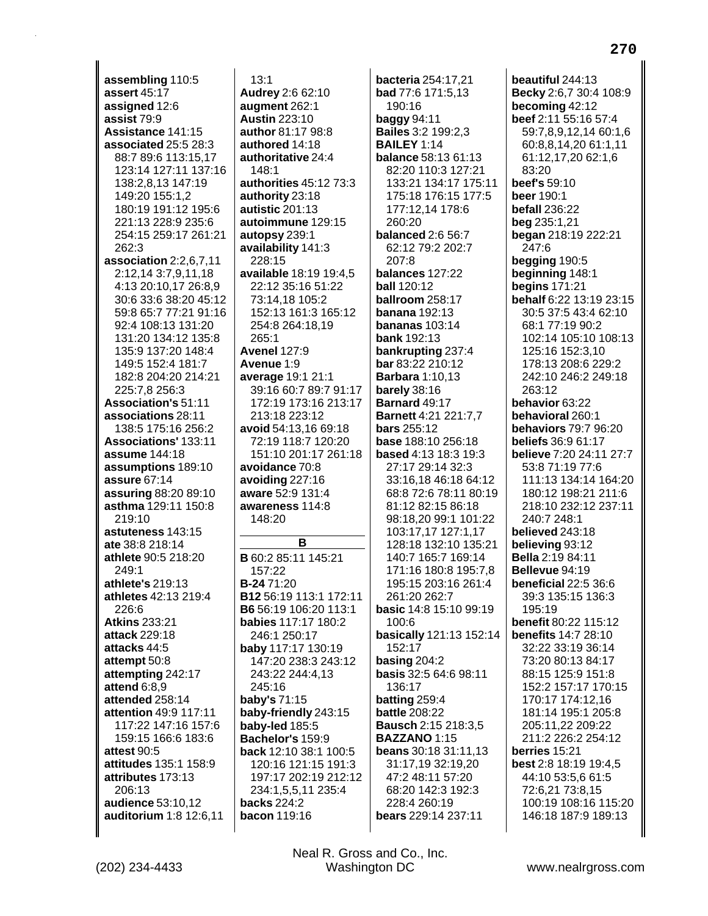**assembling** 110:5
**assert** 45:17
**assigned** 12:6
**assist** 79:9
**Assistance** 141:15
**associated** 25:5 28:3 88:7 89:6 113:15,17 123:14 127:11 137:16 138:2,8,13 147:19 149:20 155:1,2 180:19 191:12 195:6 221:13 228:9 235:6 254:15 259:17 261:21 262:3
**association** 2:2,6,7,11 2:12,14 3:7,9,11,18 4:13 20:10,17 26:8,9 30:6 33:6 38:20 45:12 59:8 65:7 77:21 91:16 92:4 108:13 131:20 131:20 134:12 135:8 135:9 137:20 148:4 149:5 152:4 181:7 182:8 204:20 214:21 225:7,8 256:3
**Association's** 51:11
**associations** 28:11 138:5 175:16 256:2
**Associations'** 133:11
**assume** 144:18
**assumptions** 189:10
**assure** 67:14
**assuring** 88:20 89:10
**asthma** 129:11 150:8 219:10
**astuteness** 143:15
**ate** 38:8 218:14
**athlete** 90:5 218:20 249:1
**athlete's** 219:13
**athletes** 42:13 219:4 226:6
**Atkins** 233:21
**attack** 229:18
**attacks** 44:5
**attempt** 50:8
**attempting** 242:17
**attend** 6:8,9
**attended** 258:14
**attention** 49:9 117:11 117:22 147:16 157:6 159:15 166:6 183:6
**attest** 90:5
**attitudes** 135:1 158:9
**attributes** 173:13 206:13
**audience** 53:10,12
**auditorium** 1:8 12:6,11 13:1
**Audrey** 2:6 62:10
**augment** 262:1
**Austin** 223:10
**author** 81:17 98:8
**authored** 14:18
**authoritative** 24:4 148:1
**authorities** 45:12 73:3
**authority** 23:18
**autistic** 201:13
**autoimmune** 129:15
**autopsy** 239:1
**availability** 141:3 228:15
**available** 18:19 19:4,5 22:12 35:16 51:22 73:14,18 105:2 152:13 161:3 165:12 254:8 264:18,19 265:1
**Avenel** 127:9
**Avenue** 1:9
**average** 19:1 21:1 39:16 60:7 89:7 91:17 172:19 173:16 213:17 213:18 223:12
**avoid** 54:13,16 69:18 72:19 118:7 120:20 151:10 201:17 261:18
**avoidance** 70:8
**avoiding** 227:16
**aware** 52:9 131:4
**awareness** 114:8 148:20

**B**

**B** 60:2 85:11 145:21 157:22
**B-24** 71:20
**B12** 56:19 113:1 172:11
**B6** 56:19 106:20 113:1
**babies** 117:17 180:2 246:1 250:17
**baby** 117:17 130:19 147:20 238:3 243:12 243:22 244:4,13 245:16
**baby's** 71:15
**baby-friendly** 243:15
**baby-led** 185:5
**Bachelor's** 159:9
**back** 12:10 38:1 100:5 120:16 121:15 191:3 197:17 202:19 212:12 234:1,5,5,11 235:4
**backs** 224:2
**bacon** 119:16
**bacteria** 254:17,21
**bad** 77:6 171:5,13 190:16
**baggy** 94:11
**Bailes** 3:2 199:2,3
**BAILEY** 1:14
**balance** 58:13 61:13 82:20 110:3 127:21 133:21 134:17 175:11 175:18 176:15 177:5 177:12,14 178:6 260:20
**balanced** 2:6 56:7 62:12 79:2 202:7 207:8
**balances** 127:22
**ball** 120:12
**ballroom** 258:17
**banana** 192:13
**bananas** 103:14
**bank** 192:13
**bankrupting** 237:4
**bar** 83:22 210:12
**Barbara** 1:10,13
**barely** 38:16
**Barnard** 49:17
**Barnett** 4:21 221:7,7
**bars** 255:12
**base** 188:10 256:18
**based** 4:13 18:3 19:3 27:17 29:14 32:3 33:16,18 46:18 64:12 68:8 72:6 78:11 80:19 81:12 82:15 86:18 98:18,20 99:1 101:22 103:17,17 127:1,17 128:18 132:10 135:21 140:7 165:7 169:14 171:16 180:8 195:7,8 195:15 203:16 261:4 261:20 262:7
**basic** 14:8 15:10 99:19 100:6
**basically** 121:13 152:14 152:17
**basing** 204:2
**basis** 32:5 64:6 98:11 136:17
**batting** 259:4
**battle** 208:22
**Bausch** 2:15 218:3,5
**BAZZANO** 1:15
**beans** 30:18 31:11,13 31:17,19 32:19,20 47:2 48:11 57:20 68:20 142:3 192:3 228:4 260:19
**bears** 229:14 237:11
**beautiful** 244:13
**Becky** 2:6,7 30:4 108:9
**becoming** 42:12
**beef** 2:11 55:16 57:4 59:7,8,9,12,14 60:1,6 60:8,8,14,20 61:1,11 61:12,17,20 62:1,6 83:20
**beef's** 59:10
**beer** 190:1
**befall** 236:22
**beg** 235:1,21
**began** 218:19 222:21 247:6
**begging** 190:5
**beginning** 148:1
**begins** 171:21
**behalf** 6:22 13:19 23:15 30:5 37:5 43:4 62:10 68:1 77:19 90:2 102:14 105:10 108:13 125:16 152:3,10 178:13 208:6 229:2 242:10 246:2 249:18 263:12
**behavior** 63:22
**behavioral** 260:1
**behaviors** 79:7 96:20
**beliefs** 36:9 61:17
**believe** 7:20 24:11 27:7 53:8 71:19 77:6 111:13 134:14 164:20 180:12 198:21 211:6 218:10 232:12 237:11 240:7 248:1
**believed** 243:18
**believing** 93:12
**Bella** 2:19 84:11
**Bellevue** 94:19
**beneficial** 22:5 36:6 39:3 135:15 136:3 195:19
**benefit** 80:22 115:12
**benefits** 14:7 28:10 32:22 33:19 36:14 73:20 80:13 84:17 88:15 125:9 151:8 152:2 157:17 170:15 170:17 174:12,16 181:14 195:1 205:8 205:11,22 209:22 211:2 226:2 254:12
**berries** 15:21
**best** 2:8 18:19 19:4,5 44:10 53:5,6 61:5 72:6,21 73:8,15 100:19 108:16 115:20 146:18 187:9 189:13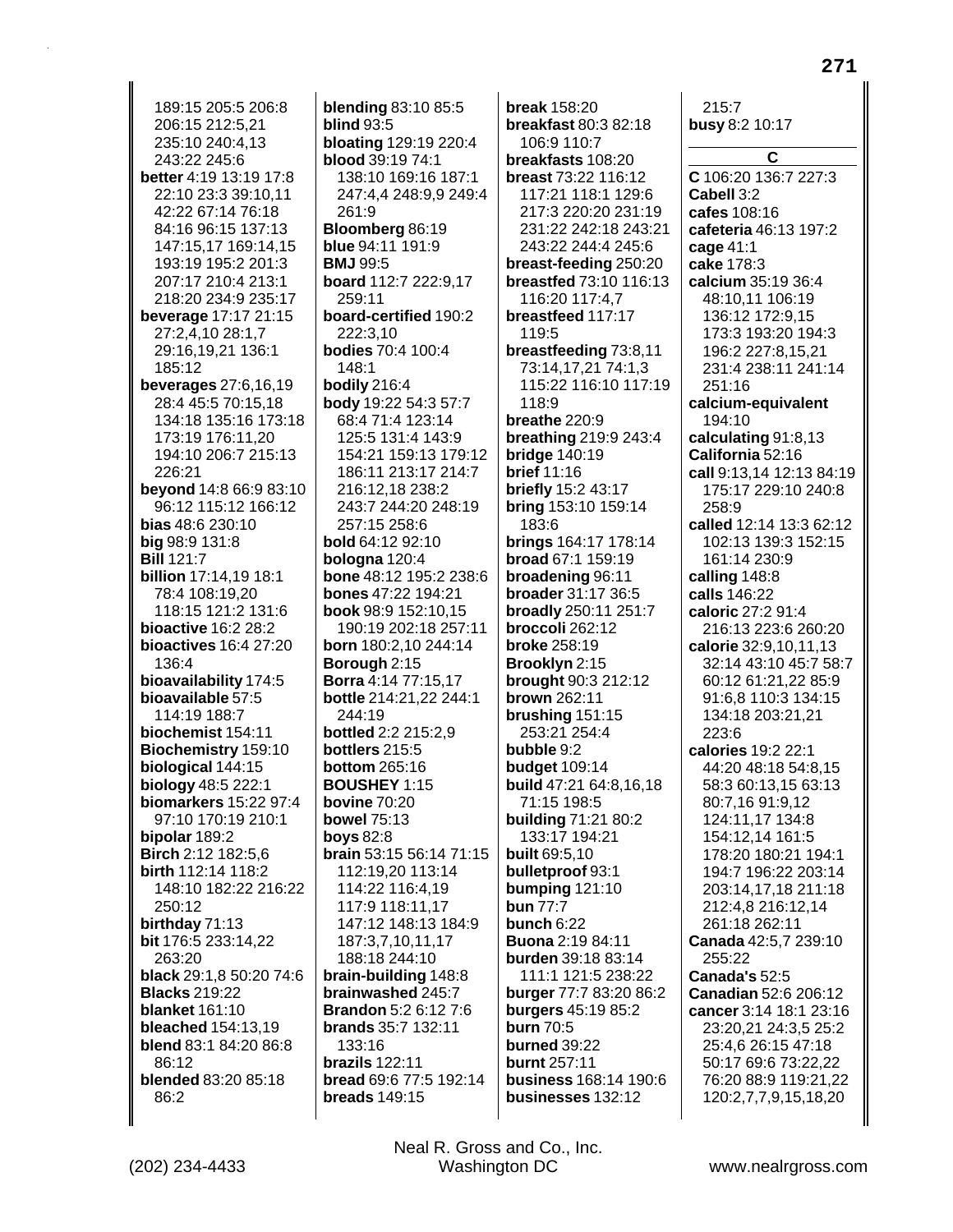189:15 205:5 206:8 206:15 212:5,21 235:10 240:4,13 243:22 245:6
**better** 4:19 13:19 17:8 22:10 23:3 39:10,11 42:22 67:14 76:18 84:16 96:15 137:13 147:15,17 169:14,15 193:19 195:2 201:3 207:17 210:4 213:1 218:20 234:9 235:17
**beverage** 17:17 21:15 27:2,4,10 28:1,7 29:16,19,21 136:1 185:12
**beverages** 27:6,16,19 28:4 45:5 70:15,18 134:18 135:16 173:18 173:19 176:11,20 194:10 206:7 215:13 226:21
**beyond** 14:8 66:9 83:10 96:12 115:12 166:12
**bias** 48:6 230:10
**big** 98:9 131:8
**Bill** 121:7
**billion** 17:14,19 18:1 78:4 108:19,20 118:15 121:2 131:6
**bioactive** 16:2 28:2
**bioactives** 16:4 27:20 136:4
**bioavailability** 174:5
**bioavailable** 57:5 114:19 188:7
**biochemist** 154:11
**Biochemistry** 159:10
**biological** 144:15
**biology** 48:5 222:1
**biomarkers** 15:22 97:4 97:10 170:19 210:1
**bipolar** 189:2
**Birch** 2:12 182:5,6
**birth** 112:14 118:2 148:10 182:22 216:22 250:12
**birthday** 71:13
**bit** 176:5 233:14,22 263:20
**black** 29:1,8 50:20 74:6
**Blacks** 219:22
**blanket** 161:10
**bleached** 154:13,19
**blend** 83:1 84:20 86:8 86:12
**blended** 83:20 85:18 86:2
**blending** 83:10 85:5
**blind** 93:5
**bloating** 129:19 220:4
**blood** 39:19 74:1 138:10 169:16 187:1 247:4,4 248:9,9 249:4 261:9
**Bloomberg** 86:19
**blue** 94:11 191:9
**BMJ** 99:5
**board** 112:7 222:9,17 259:11
**board-certified** 190:2 222:3,10
**bodies** 70:4 100:4 148:1
**bodily** 216:4
**body** 19:22 54:3 57:7 68:4 71:4 123:14 125:5 131:4 143:9 154:21 159:13 179:12 186:11 213:17 214:7 216:12,18 238:2 243:7 244:20 248:19 257:15 258:6
**bold** 64:12 92:10
**bologna** 120:4
**bone** 48:12 195:2 238:6
**bones** 47:22 194:21
**book** 98:9 152:10,15 190:19 202:18 257:11
**born** 180:2,10 244:14
**Borough** 2:15
**Borra** 4:14 77:15,17
**bottle** 214:21,22 244:1 244:19
**bottled** 2:2 215:2,9
**bottlers** 215:5
**bottom** 265:16
**BOUSHEY** 1:15
**bovine** 70:20
**bowel** 75:13
**boys** 82:8
**brain** 53:15 56:14 71:15 112:19,20 113:14 114:22 116:4,19 117:9 118:11,17 147:12 148:13 184:9 187:3,7,10,11,17 188:18 244:10
**brain-building** 148:8
**brainwashed** 245:7
**Brandon** 5:2 6:12 7:6
**brands** 35:7 132:11 133:16
**brazils** 122:11
**bread** 69:6 77:5 192:14
**breads** 149:15
**break** 158:20
**breakfast** 80:3 82:18 106:9 110:7
**breakfasts** 108:20
**breast** 73:22 116:12 117:21 118:1 129:6 217:3 220:20 231:19 231:22 242:18 243:21 243:22 244:4 245:6
**breast-feeding** 250:20
**breastfed** 73:10 116:13 116:20 117:4,7
**breastfeed** 117:17 119:5
**breastfeeding** 73:8,11 73:14,17,21 74:1,3 115:22 116:10 117:19 118:9
**breathe** 220:9
**breathing** 219:9 243:4
**bridge** 140:19
**brief** 11:16
**briefly** 15:2 43:17
**bring** 153:10 159:14 183:6
**brings** 164:17 178:14
**broad** 67:1 159:19
**broadening** 96:11
**broader** 31:17 36:5
**broadly** 250:11 251:7
**broccoli** 262:12
**broke** 258:19
**Brooklyn** 2:15
**brought** 90:3 212:12
**brown** 262:11
**brushing** 151:15 253:21 254:4
**bubble** 9:2
**budget** 109:14
**build** 47:21 64:8,16,18 71:15 198:5
**building** 71:21 80:2 133:17 194:21
**built** 69:5,10
**bulletproof** 93:1
**bumping** 121:10
**bun** 77:7
**bunch** 6:22
**Buona** 2:19 84:11
**burden** 39:18 83:14 111:1 121:5 238:22
**burger** 77:7 83:20 86:2
**burgers** 45:19 85:2
**burn** 70:5
**burned** 39:22
**burnt** 257:11
**business** 168:14 190:6
**businesses** 132:12
215:7
**busy** 8:2 10:17

**C**

**C** 106:20 136:7 227:3
**Cabell** 3:2
**cafes** 108:16
**cafeteria** 46:13 197:2
**cage** 41:1
**cake** 178:3
**calcium** 35:19 36:4 48:10,11 106:19 136:12 172:9,15 173:3 193:20 194:3 196:2 227:8,15,21 231:4 238:11 241:14 251:16
**calcium-equivalent** 194:10
**calculating** 91:8,13
**California** 52:16
**call** 9:13,14 12:13 84:19 175:17 229:10 240:8 258:9
**called** 12:14 13:3 62:12 102:13 139:3 152:15 161:14 230:9
**calling** 148:8
**calls** 146:22
**caloric** 27:2 91:4 216:13 223:6 260:20
**calorie** 32:9,10,11,13 32:14 43:10 45:7 58:7 60:12 61:21,22 85:9 91:6,8 110:3 134:15 134:18 203:21,21 223:6
**calories** 19:2 22:1 44:20 48:18 54:8,15 58:3 60:13,15 63:13 80:7,16 91:9,12 124:11,17 134:8 154:12,14 161:5 178:20 180:21 194:1 194:7 196:22 203:14 203:14,17,18 211:18 212:4,8 216:12,14 261:18 262:11
**Canada** 42:5,7 239:10 255:22
**Canada's** 52:5
**Canadian** 52:6 206:12
**cancer** 3:14 18:1 23:16 23:20,21 24:3,5 25:2 25:4,6 26:15 47:18 50:17 69:6 73:22,22 76:20 88:9 119:21,22 120:2,7,7,9,15,18,20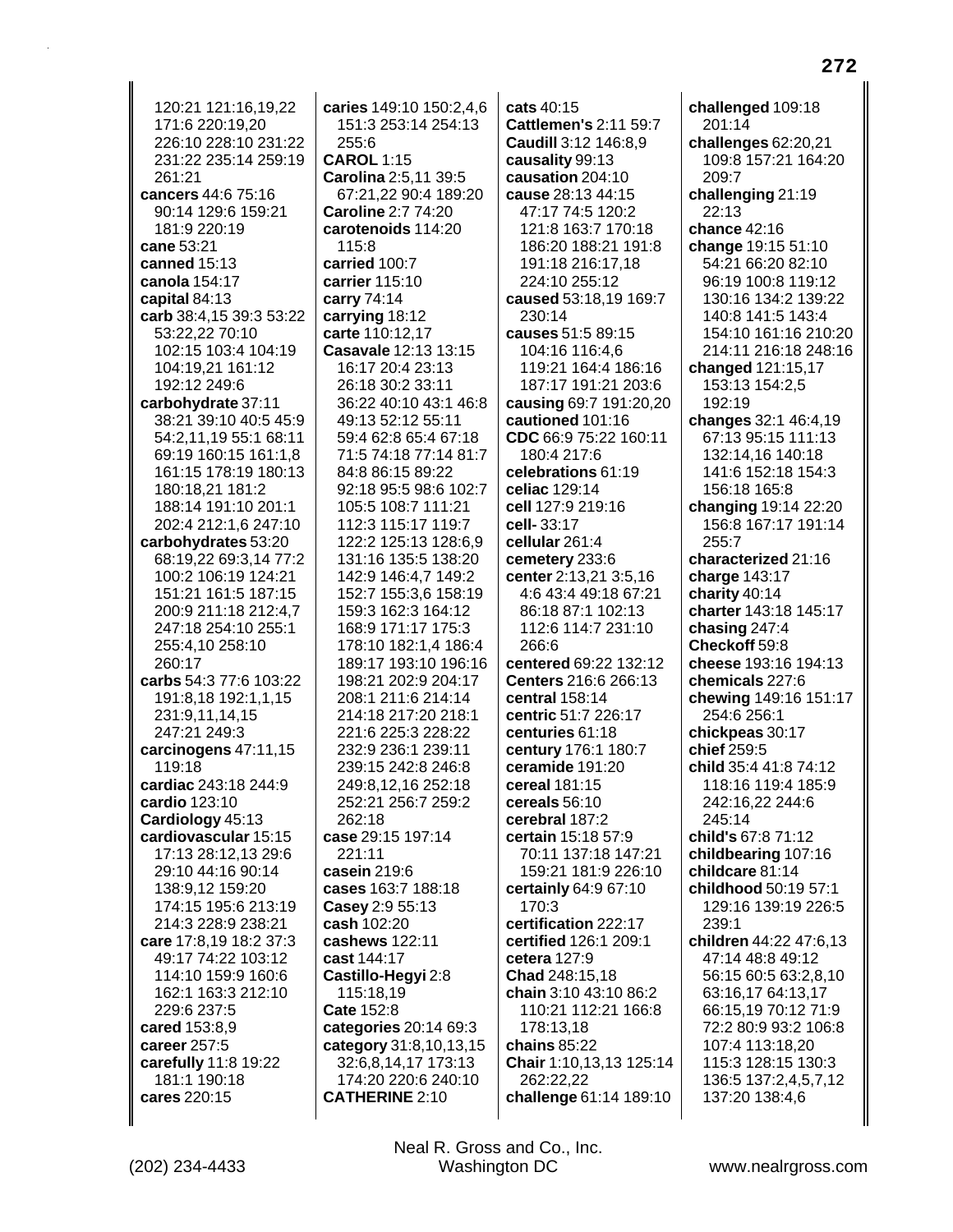120:21 121:16,19,22 171:6 220:19,20 226:10 228:10 231:22 231:22 235:14 259:19 261:21
**cancers** 44:6 75:16 90:14 129:6 159:21 181:9 220:19
**cane** 53:21
**canned** 15:13
**canola** 154:17
**capital** 84:13
**carb** 38:4,15 39:3 53:22 53:22,22 70:10 102:15 103:4 104:19 104:19,21 161:12 192:12 249:6
**carbohydrate** 37:11 38:21 39:10 40:5 45:9 54:2,11,19 55:1 68:11 69:19 160:15 161:1,8 161:15 178:19 180:13 180:18,21 181:2 188:14 191:10 201:1 202:4 212:1,6 247:10
**carbohydrates** 53:20 68:19,22 69:3,14 77:2 100:2 106:19 124:21 151:21 161:5 187:15 200:9 211:18 212:4,7 247:18 254:10 255:1 255:4,10 258:10 260:17
**carbs** 54:3 77:6 103:22 191:8,18 192:1,1,15 231:9,11,14,15 247:21 249:3
**carcinogens** 47:11,15 119:18
**cardiac** 243:18 244:9
**cardio** 123:10
**Cardiology** 45:13
**cardiovascular** 15:15 17:13 28:12,13 29:6 29:10 44:16 90:14 138:9,12 159:20 174:15 195:6 213:19 214:3 228:9 238:21
**care** 17:8,19 18:2 37:3 49:17 74:22 103:12 114:10 159:9 160:6 162:1 163:3 212:10 229:6 237:5
**cared** 153:8,9
**career** 257:5
**carefully** 11:8 19:22 181:1 190:18
**cares** 220:15
**caries** 149:10 150:2,4,6 151:3 253:14 254:13 255:6
**CAROL** 1:15
**Carolina** 2:5,11 39:5 67:21,22 90:4 189:20
**Caroline** 2:7 74:20
**carotenoids** 114:20 115:8
**carried** 100:7
**carrier** 115:10
**carry** 74:14
**carrying** 18:12
**carte** 110:12,17
**Casavale** 12:13 13:15 16:17 20:4 23:13 26:18 30:2 33:11 36:22 40:10 43:1 46:8 49:13 52:12 55:11 59:4 62:8 65:4 67:18 71:5 74:18 77:14 81:7 84:8 86:15 89:22 92:18 95:5 98:6 102:7 105:5 108:7 111:21 112:3 115:17 119:7 122:2 125:13 128:6,9 131:16 135:5 138:20 142:9 146:4,7 149:2 152:7 155:3,6 158:19 159:3 162:3 164:12 168:9 171:17 175:3 178:10 182:1,4 186:4 189:17 193:10 196:16 198:21 202:9 204:17 208:1 211:6 214:14 214:18 217:20 218:1 221:6 225:3 228:22 232:9 236:1 239:11 239:15 242:8 246:8 249:8,12,16 252:18 252:21 256:7 259:2 262:18
**case** 29:15 197:14 221:11
**casein** 219:6
**cases** 163:7 188:18
**Casey** 2:9 55:13
**cash** 102:20
**cashews** 122:11
**cast** 144:17
**Castillo-Hegyi** 2:8 115:18,19
**Cate** 152:8
**categories** 20:14 69:3
**category** 31:8,10,13,15 32:6,8,14,17 173:13 174:20 220:6 240:10
**CATHERINE** 2:10
**cats** 40:15
**Cattlemen's** 2:11 59:7
**Caudill** 3:12 146:8,9
**causality** 99:13
**causation** 204:10
**cause** 28:13 44:15 47:17 74:5 120:2 121:8 163:7 170:18 186:20 188:21 191:8 191:18 216:17,18 224:10 255:12
**caused** 53:18,19 169:7 230:14
**causes** 51:5 89:15 104:16 116:4,6 119:21 164:4 186:16 187:17 191:21 203:6
**causing** 69:7 191:20,20
**cautioned** 101:16
**CDC** 66:9 75:22 160:11 180:4 217:6
**celebrations** 61:19
**celiac** 129:14
**cell** 127:9 219:16
**cell-** 33:17
**cellular** 261:4
**cemetery** 233:6
**center** 2:13,21 3:5,16 4:6 43:4 49:18 67:21 86:18 87:1 102:13 112:6 114:7 231:10 266:6
**centered** 69:22 132:12
**Centers** 216:6 266:13
**central** 158:14
**centric** 51:7 226:17
**centuries** 61:18
**century** 176:1 180:7
**ceramide** 191:20
**cereal** 181:15
**cereals** 56:10
**cerebral** 187:2
**certain** 15:18 57:9 70:11 137:18 147:21 159:21 181:9 226:10
**certainly** 64:9 67:10 170:3
**certification** 222:17
**certified** 126:1 209:1
**cetera** 127:9
**Chad** 248:15,18
**chain** 3:10 43:10 86:2 110:21 112:21 166:8 178:13,18
**chains** 85:22
**Chair** 1:10,13,13 125:14 262:22,22
**challenge** 61:14 189:10
**challenged** 109:18 201:14
**challenges** 62:20,21 109:8 157:21 164:20 209:7
**challenging** 21:19 22:13
**chance** 42:16
**change** 19:15 51:10 54:21 66:20 82:10 96:19 100:8 119:12 130:16 134:2 139:22 140:8 141:5 143:4 154:10 161:16 210:20 214:11 216:18 248:16
**changed** 121:15,17 153:13 154:2,5 192:19
**changes** 32:1 46:4,19 67:13 95:15 111:13 132:14,16 140:18 141:6 152:18 154:3 156:18 165:8
**changing** 19:14 22:20 156:8 167:17 191:14 255:7
**characterized** 21:16
**charge** 143:17
**charity** 40:14
**charter** 143:18 145:17
**chasing** 247:4
**Checkoff** 59:8
**cheese** 193:16 194:13
**chemicals** 227:6
**chewing** 149:16 151:17 254:6 256:1
**chickpeas** 30:17
**chief** 259:5
**child** 35:4 41:8 74:12 118:16 119:4 185:9 242:16,22 244:6 245:14
**child's** 67:8 71:12
**childbearing** 107:16
**childcare** 81:14
**childhood** 50:19 57:1 129:16 139:19 226:5 239:1
**children** 44:22 47:6,13 47:14 48:8 49:12 56:15 60:5 63:2,8,10 63:16,17 64:13,17 66:15,19 70:12 71:9 72:2 80:9 93:2 106:8 107:4 113:18,20 115:3 128:15 130:3 136:5 137:2,4,5,7,12 137:20 138:4,6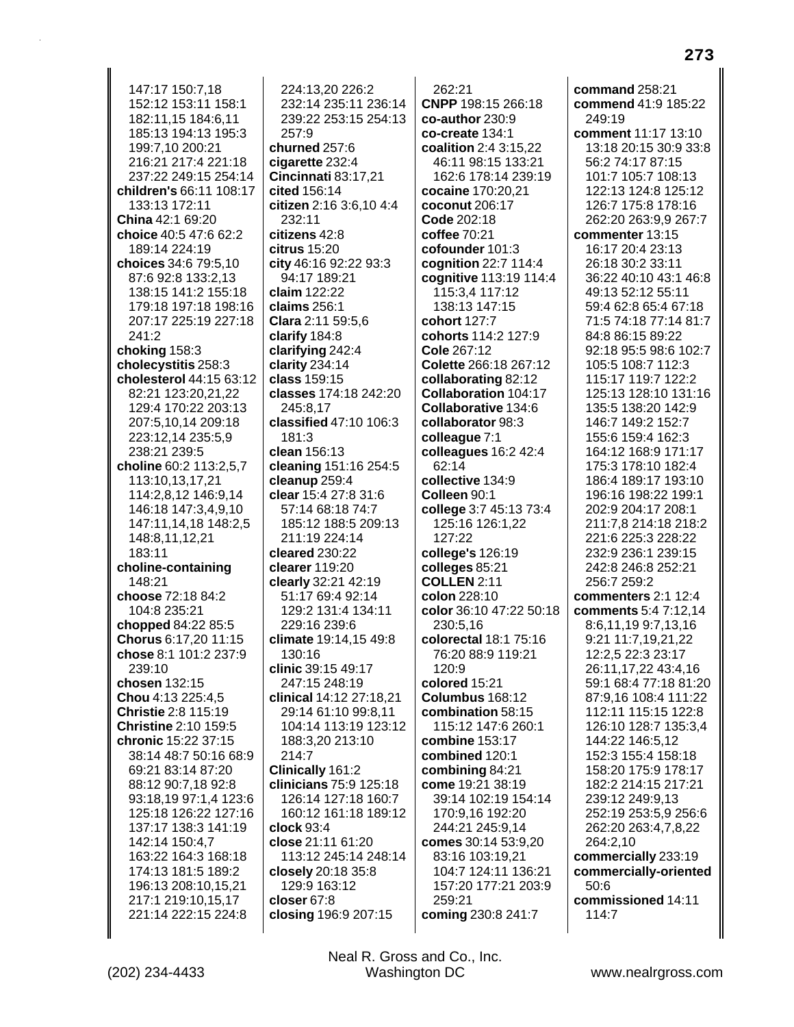147:17 150:7,18 152:12 153:11 158:1 182:11,15 184:6,11 185:13 194:13 195:3 199:7,10 200:21 216:21 217:4 221:18 237:22 249:15 254:14
**children's** 66:11 108:17 133:13 172:11
**China** 42:1 69:20
**choice** 40:5 47:6 62:2 189:14 224:19
**choices** 34:6 79:5,10 87:6 92:8 133:2,13 138:15 141:2 155:18 179:18 197:18 198:16 207:17 225:19 227:18 241:2
**choking** 158:3
**cholecystitis** 258:3
**cholesterol** 44:15 63:12 82:21 123:20,21,22 129:4 170:22 203:13 207:5,10,14 209:18 223:12,14 235:5,9 238:21 239:5
**choline** 60:2 113:2,5,7 113:10,13,17,21 114:2,8,12 146:9,14 146:18 147:3,4,9,10 147:11,14,18 148:2,5 148:8,11,12,21 183:11
**choline-containing** 148:21
**choose** 72:18 84:2 104:8 235:21
**chopped** 84:22 85:5
**Chorus** 6:17,20 11:15
**chose** 8:1 101:2 237:9 239:10
**chosen** 132:15
**Chou** 4:13 225:4,5
**Christie** 2:8 115:19
**Christine** 2:10 159:5
**chronic** 15:22 37:15 38:14 48:7 50:16 68:9 69:21 83:14 87:20 88:12 90:7,18 92:8 93:18,19 97:1,4 123:6 125:18 126:22 127:16 137:17 138:3 141:19 142:14 150:4,7 163:22 164:3 168:18 174:13 181:5 189:2 196:13 208:10,15,21 217:1 219:10,15,17 221:14 222:15 224:8 224:13,20 226:2 232:14 235:11 236:14 239:22 253:15 254:13 257:9
**churned** 257:6
**cigarette** 232:4
**Cincinnati** 83:17,21
**cited** 156:14
**citizen** 2:16 3:6,10 4:4 232:11
**citizens** 42:8
**citrus** 15:20
**city** 46:16 92:22 93:3 94:17 189:21
**claim** 122:22
**claims** 256:1
**Clara** 2:11 59:5,6
**clarify** 184:8
**clarifying** 242:4
**clarity** 234:14
**class** 159:15
**classes** 174:18 242:20 245:8,17
**classified** 47:10 106:3 181:3
**clean** 156:13
**cleaning** 151:16 254:5
**cleanup** 259:4
**clear** 15:4 27:8 31:6 57:14 68:18 74:7 185:12 188:5 209:13 211:19 224:14
**cleared** 230:22
**clearer** 119:20
**clearly** 32:21 42:19 51:17 69:4 92:14 129:2 131:4 134:11 229:16 239:6
**climate** 19:14,15 49:8 130:16
**clinic** 39:15 49:17 247:15 248:19
**clinical** 14:12 27:18,21 29:14 61:10 99:8,11 104:14 113:19 123:12 188:3,20 213:10 214:7
**Clinically** 161:2
**clinicians** 75:9 125:18 126:14 127:18 160:7 160:12 161:18 189:12
**clock** 93:4
**close** 21:11 61:20 113:12 245:14 248:14
**closely** 20:18 35:8 129:9 163:12
**closer** 67:8
**closing** 196:9 207:15
262:21
**CNPP** 198:15 266:18
**co-author** 230:9
**co-create** 134:1
**coalition** 2:4 3:15,22 46:11 98:15 133:21 162:6 178:14 239:19
**cocaine** 170:20,21
**coconut** 206:17
**Code** 202:18
**coffee** 70:21
**cofounder** 101:3
**cognition** 22:7 114:4
**cognitive** 113:19 114:4 115:3,4 117:12 138:13 147:15
**cohort** 127:7
**cohorts** 114:2 127:9
**Cole** 267:12
**Colette** 266:18 267:12
**collaborating** 82:12
**Collaboration** 104:17
**Collaborative** 134:6
**collaborator** 98:3
**colleague** 7:1
**colleagues** 16:2 42:4 62:14
**collective** 134:9
**Colleen** 90:1
**college** 3:7 45:13 73:4 125:16 126:1,22 127:22
**college's** 126:19
**colleges** 85:21
**COLLEN** 2:11
**colon** 228:10
**color** 36:10 47:22 50:18 230:5,16
**colorectal** 18:1 75:16 76:20 88:9 119:21 120:9
**colored** 15:21
**Columbus** 168:12
**combination** 58:15 115:12 147:6 260:1
**combine** 153:17
**combined** 120:1
**combining** 84:21
**come** 19:21 38:19 39:14 102:19 154:14 170:9,16 192:20 244:21 245:9,14
**comes** 30:14 53:9,20 83:16 103:19,21 104:7 124:11 136:21 157:20 177:21 203:9 259:21
**coming** 230:8 241:7
**command** 258:21
**commend** 41:9 185:22 249:19
**comment** 11:17 13:10 13:18 20:15 30:9 33:8 56:2 74:17 87:15 101:7 105:7 108:13 122:13 124:8 125:12 126:7 175:8 178:16 262:20 263:9,9 267:7
**commenter** 13:15 16:17 20:4 23:13 26:18 30:2 33:11 36:22 40:10 43:1 46:8 49:13 52:12 55:11 59:4 62:8 65:4 67:18 71:5 74:18 77:14 81:7 84:8 86:15 89:22 92:18 95:5 98:6 102:7 105:5 108:7 112:3 115:17 119:7 122:2 125:13 128:10 131:16 135:5 138:20 142:9 146:7 149:2 152:7 155:6 159:4 162:3 164:12 168:9 171:17 175:3 178:10 182:4 186:4 189:17 193:10 196:16 198:22 199:1 202:9 204:17 208:1 211:7,8 214:18 218:2 221:6 225:3 228:22 232:9 236:1 239:15 242:8 246:8 252:21 256:7 259:2
**commenters** 2:1 12:4
**comments** 5:4 7:12,14 8:6,11,19 9:7,13,16 9:21 11:7,19,21,22 12:2,5 22:3 23:17 26:11,17,22 43:4,16 59:1 68:4 77:18 81:20 87:9,16 108:4 111:22 112:11 115:15 122:8 126:10 128:7 135:3,4 144:22 146:5,12 152:3 155:4 158:18 158:20 175:9 178:17 182:2 214:15 217:21 239:12 249:9,13 252:19 253:5,9 256:6 262:20 263:4,7,8,22 264:2,10
**commercially** 233:19
**commercially-oriented** 50:6
**commissioned** 14:11 114:7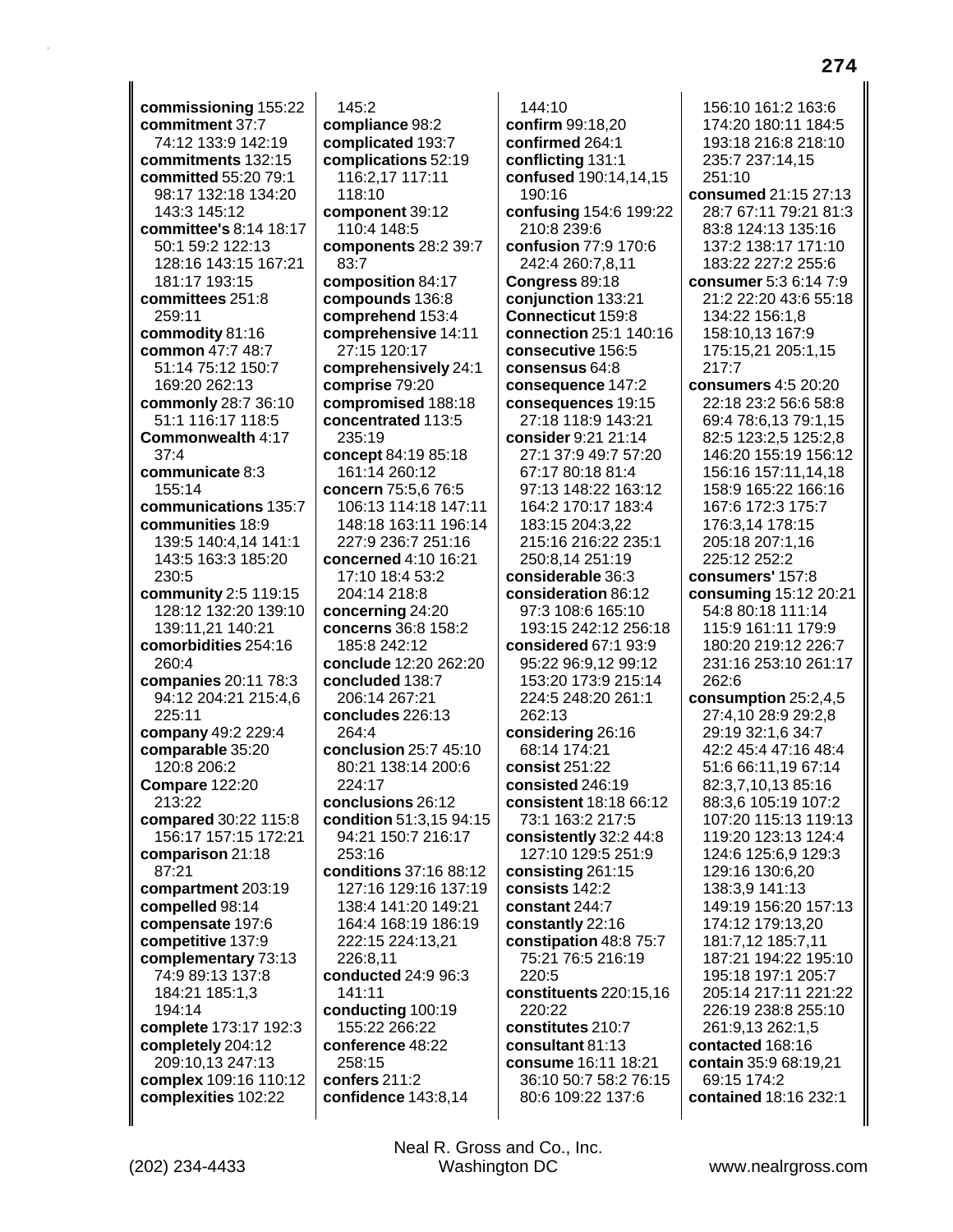**commissioning** 155:22
**commitment** 37:7 74:12 133:9 142:19
**commitments** 132:15
**committed** 55:20 79:1 98:17 132:18 134:20 143:3 145:12
**committee's** 8:14 18:17 50:1 59:2 122:13 128:16 143:15 167:21 181:17 193:15
**committees** 251:8 259:11
**commodity** 81:16
**common** 47:7 48:7 51:14 75:12 150:7 169:20 262:13
**commonly** 28:7 36:10 51:1 116:17 118:5
**Commonwealth** 4:17 37:4
**communicate** 8:3 155:14
**communications** 135:7
**communities** 18:9 139:5 140:4,14 141:1 143:5 163:3 185:20 230:5
**community** 2:5 119:15 128:12 132:20 139:10 139:11,21 140:21
**comorbidities** 254:16 260:4
**companies** 20:11 78:3 94:12 204:21 215:4,6 225:11
**company** 49:2 229:4
**comparable** 35:20 120:8 206:2
**Compare** 122:20 213:22
**compared** 30:22 115:8 156:17 157:15 172:21
**comparison** 21:18 87:21
**compartment** 203:19
**compelled** 98:14
**compensate** 197:6
**competitive** 137:9
**complementary** 73:13 74:9 89:13 137:8 184:21 185:1,3 194:14
**complete** 173:17 192:3
**completely** 204:12 209:10,13 247:13
**complex** 109:16 110:12
**complexities** 102:22
145:2
**compliance** 98:2
**complicated** 193:7
**complications** 52:19 116:2,17 117:11 118:10
**component** 39:12 110:4 148:5
**components** 28:2 39:7 83:7
**composition** 84:17
**compounds** 136:8
**comprehend** 153:4
**comprehensive** 14:11 27:15 120:17
**comprehensively** 24:1
**comprise** 79:20
**compromised** 188:18
**concentrated** 113:5 235:19
**concept** 84:19 85:18 161:14 260:12
**concern** 75:5,6 76:5 106:13 114:18 147:11 148:18 163:11 196:14 227:9 236:7 251:16
**concerned** 4:10 16:21 17:10 18:4 53:2 204:14 218:8
**concerning** 24:20
**concerns** 36:8 158:2 185:8 242:12
**conclude** 12:20 262:20
**concluded** 138:7 206:14 267:21
**concludes** 226:13 264:4
**conclusion** 25:7 45:10 80:21 138:14 200:6 224:17
**conclusions** 26:12
**condition** 51:3,15 94:15 94:21 150:7 216:17 253:16
**conditions** 37:16 88:12 127:16 129:16 137:19 138:4 141:20 149:21 164:4 168:19 186:19 222:15 224:13,21 226:8,11
**conducted** 24:9 96:3 141:11
**conducting** 100:19 155:22 266:22
**conference** 48:22 258:15
**confers** 211:2
**confidence** 143:8,14
144:10
**confirm** 99:18,20
**confirmed** 264:1
**conflicting** 131:1
**confused** 190:14,14,15 190:16
**confusing** 154:6 199:22 210:8 239:6
**confusion** 77:9 170:6 242:4 260:7,8,11
**Congress** 89:18
**conjunction** 133:21
**Connecticut** 159:8
**connection** 25:1 140:16
**consecutive** 156:5
**consensus** 64:8
**consequence** 147:2
**consequences** 19:15 27:18 118:9 143:21
**consider** 9:21 21:14 27:1 37:9 49:7 57:20 67:17 80:18 81:4 97:13 148:22 163:12 164:2 170:17 183:4 183:15 204:3,22 215:16 216:22 235:1 250:8,14 251:19
**considerable** 36:3
**consideration** 86:12 97:3 108:6 165:10 193:15 242:12 256:18
**considered** 67:1 93:9 95:22 96:9,12 99:12 153:20 173:9 215:14 224:5 248:20 261:1 262:13
**considering** 26:16 68:14 174:21
**consist** 251:22
**consisted** 246:19
**consistent** 18:18 66:12 73:1 163:2 217:5
**consistently** 32:2 44:8 127:10 129:5 251:9
**consisting** 261:15
**consists** 142:2
**constant** 244:7
**constantly** 22:16
**constipation** 48:8 75:7 75:21 76:5 216:19 220:5
**constituents** 220:15,16 220:22
**constitutes** 210:7
**consultant** 81:13
**consume** 16:11 18:21 36:10 50:7 58:2 76:15 80:6 109:22 137:6
156:10 161:2 163:6 174:20 180:11 184:5 193:18 216:8 218:10 235:7 237:14,15 251:10
**consumed** 21:15 27:13 28:7 67:11 79:21 81:3 83:8 124:13 135:16 137:2 138:17 171:10 183:22 227:2 255:6
**consumer** 5:3 6:14 7:9 21:2 22:20 43:6 55:18 134:22 156:1,8 158:10,13 167:9 175:15,21 205:1,15 217:7
**consumers** 4:5 20:20 22:18 23:2 56:6 58:8 69:4 78:6,13 79:1,15 82:5 123:2,5 125:2,8 146:20 155:19 156:12 156:16 157:11,14,18 158:9 165:22 166:16 167:6 172:3 175:7 176:3,14 178:15 205:18 207:1,16 225:12 252:2
**consumers'** 157:8
**consuming** 15:12 20:21 54:8 80:18 111:14 115:9 161:11 179:9 180:20 219:12 226:7 231:16 253:10 261:17 262:6
**consumption** 25:2,4,5 27:4,10 28:9 29:2,8 29:19 32:1,6 34:7 42:2 45:4 47:16 48:4 51:6 66:11,19 67:14 82:3,7,10,13 85:16 88:3,6 105:19 107:2 107:20 115:13 119:13 119:20 123:13 124:4 124:6 125:6,9 129:3 129:16 130:6,20 138:3,9 141:13 149:19 156:20 157:13 174:12 179:13,20 181:7,12 185:7,11 187:21 194:22 195:10 195:18 197:1 205:7 205:14 217:11 221:22 226:19 238:8 255:10 261:9,13 262:1,5
**contacted** 168:16
**contain** 35:9 68:19,21 69:15 174:2
**contained** 18:16 232:1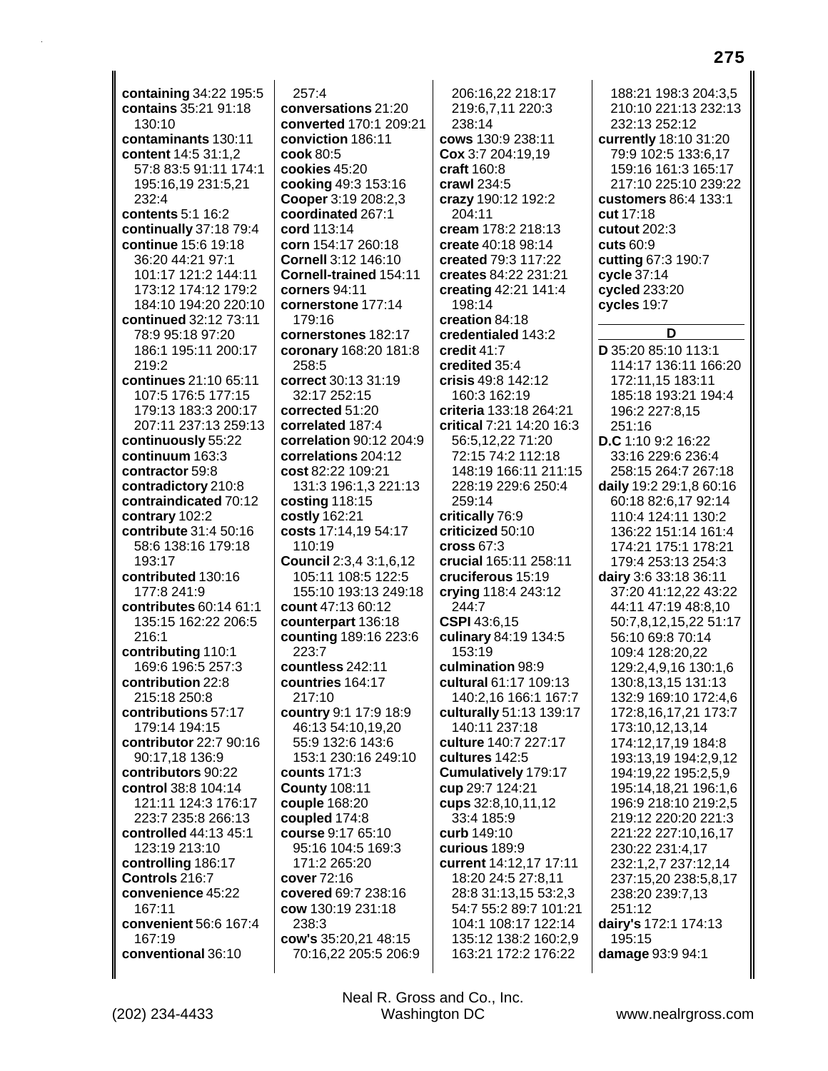**containing** 34:22 195:5
**contains** 35:21 91:18 130:10
**contaminants** 130:11
**content** 14:5 31:1,2 57:8 83:5 91:11 174:1 195:16,19 231:5,21 232:4
**contents** 5:1 16:2
**continually** 37:18 79:4
**continue** 15:6 19:18 36:20 44:21 97:1 101:17 121:2 144:11 173:12 174:12 179:2 184:10 194:20 220:10
**continued** 32:12 73:11 78:9 95:18 97:20 186:1 195:11 200:17 219:2
**continues** 21:10 65:11 107:5 176:5 177:15 179:13 183:3 200:17 207:11 237:13 259:13
**continuously** 55:22
**continuum** 163:3
**contractor** 59:8
**contradictory** 210:8
**contraindicated** 70:12
**contrary** 102:2
**contribute** 31:4 50:16 58:6 138:16 179:18 193:17
**contributed** 130:16 177:8 241:9
**contributes** 60:14 61:1 135:15 162:22 206:5 216:1
**contributing** 110:1 169:6 196:5 257:3
**contribution** 22:8 215:18 250:8
**contributions** 57:17 179:14 194:15
**contributor** 22:7 90:16 90:17,18 136:9
**contributors** 90:22
**control** 38:8 104:14 121:11 124:3 176:17 223:7 235:8 266:13
**controlled** 44:13 45:1 123:19 213:10
**controlling** 186:17
**Controls** 216:7
**convenience** 45:22 167:11
**convenient** 56:6 167:4 167:19
**conventional** 36:10 257:4
**conversations** 21:20
**converted** 170:1 209:21
**conviction** 186:11
**cook** 80:5
**cookies** 45:20
**cooking** 49:3 153:16
**Cooper** 3:19 208:2,3
**coordinated** 267:1
**cord** 113:14
**corn** 154:17 260:18
**Cornell** 3:12 146:10
**Cornell-trained** 154:11
**corners** 94:11
**cornerstone** 177:14 179:16
**cornerstones** 182:17
**coronary** 168:20 181:8 258:5
**correct** 30:13 31:19 32:17 252:15
**corrected** 51:20
**correlated** 187:4
**correlation** 90:12 204:9
**correlations** 204:12
**cost** 82:22 109:21 131:3 196:1,3 221:13
**costing** 118:15
**costly** 162:21
**costs** 17:14,19 54:17 110:19
**Council** 2:3,4 3:1,6,12 105:11 108:5 122:5 155:10 193:13 249:18
**count** 47:13 60:12
**counterpart** 136:18
**counting** 189:16 223:6 223:7
**countless** 242:11
**countries** 164:17 217:10
**country** 9:1 17:9 18:9 46:13 54:10,19,20 55:9 132:6 143:6 153:1 230:16 249:10
**counts** 171:3
**County** 108:11
**couple** 168:20
**coupled** 174:8
**course** 9:17 65:10 95:16 104:5 169:3 171:2 265:20
**cover** 72:16
**covered** 69:7 238:16
**cow** 130:19 231:18 238:3
**cow's** 35:20,21 48:15 70:16,22 205:5 206:9 206:16,22 218:17 219:6,7,11 220:3 238:14
**cows** 130:9 238:11
**Cox** 3:7 204:19,19
**craft** 160:8
**crawl** 234:5
**crazy** 190:12 192:2 204:11
**cream** 178:2 218:13
**create** 40:18 98:14
**created** 79:3 117:22
**creates** 84:22 231:21
**creating** 42:21 141:4 198:14
**creation** 84:18
**credentialed** 143:2
**credit** 41:7
**credited** 35:4
**crisis** 49:8 142:12 160:3 162:19
**criteria** 133:18 264:21
**critical** 7:21 14:20 16:3 56:5,12,22 71:20 72:15 74:2 112:18 148:19 166:11 211:15 228:19 229:6 250:4 259:14
**critically** 76:9
**criticized** 50:10
**cross** 67:3
**crucial** 165:11 258:11
**cruciferous** 15:19
**crying** 118:4 243:12 244:7
**CSPI** 43:6,15
**culinary** 84:19 134:5 153:19
**culmination** 98:9
**cultural** 61:17 109:13 140:2,16 166:1 167:7
**culturally** 51:13 139:17 140:11 237:18
**culture** 140:7 227:17
**cultures** 142:5
**Cumulatively** 179:17
**cup** 29:7 124:21
**cups** 32:8,10,11,12 33:4 185:9
**curb** 149:10
**curious** 189:9
**current** 14:12,17 17:11 18:20 24:5 27:8,11 28:8 31:13,15 53:2,3 54:7 55:2 89:7 101:21 104:1 108:17 122:14 135:12 138:2 160:2,9 163:21 172:2 176:22 188:21 198:3 204:3,5 210:10 221:13 232:13 232:13 252:12
**currently** 18:10 31:20 79:9 102:5 133:6,17 159:16 161:3 165:17 217:10 225:10 239:22
**customers** 86:4 133:1
**cut** 17:18
**cutout** 202:3
**cuts** 60:9
**cutting** 67:3 190:7
**cycle** 37:14
**cycled** 233:20
**cycles** 19:7

## D

**D** 35:20 85:10 113:1 114:17 136:11 166:20 172:11,15 183:11 185:18 193:21 194:4 196:2 227:8,15 251:16
**D.C** 1:10 9:2 16:22 33:16 229:6 236:4 258:15 264:7 267:18
**daily** 19:2 29:1,8 60:16 60:18 82:6,17 92:14 110:4 124:11 130:2 136:22 151:14 161:4 174:21 175:1 178:21 179:4 253:13 254:3
**dairy** 3:6 33:18 36:11 37:20 41:12,22 43:22 44:11 47:19 48:8,10 50:7,8,12,15,22 51:17 56:10 69:8 70:14 109:4 128:20,22 129:2,4,9,16 130:1,6 130:8,13,15 131:13 132:9 169:10 172:4,6 172:8,16,17,21 173:7 173:10,12,13,14 174:12,17,19 184:8 193:13,19 194:2,9,12 194:19,22 195:2,5,9 195:14,18,21 196:1,6 196:9 218:10 219:2,5 219:12 220:20 221:3 221:22 227:10,16,17 230:22 231:4,17 232:1,2,7 237:12,14 237:15,20 238:5,8,17 238:20 239:7,13 251:12
**dairy's** 172:1 174:13 195:15
**damage** 93:9 94:1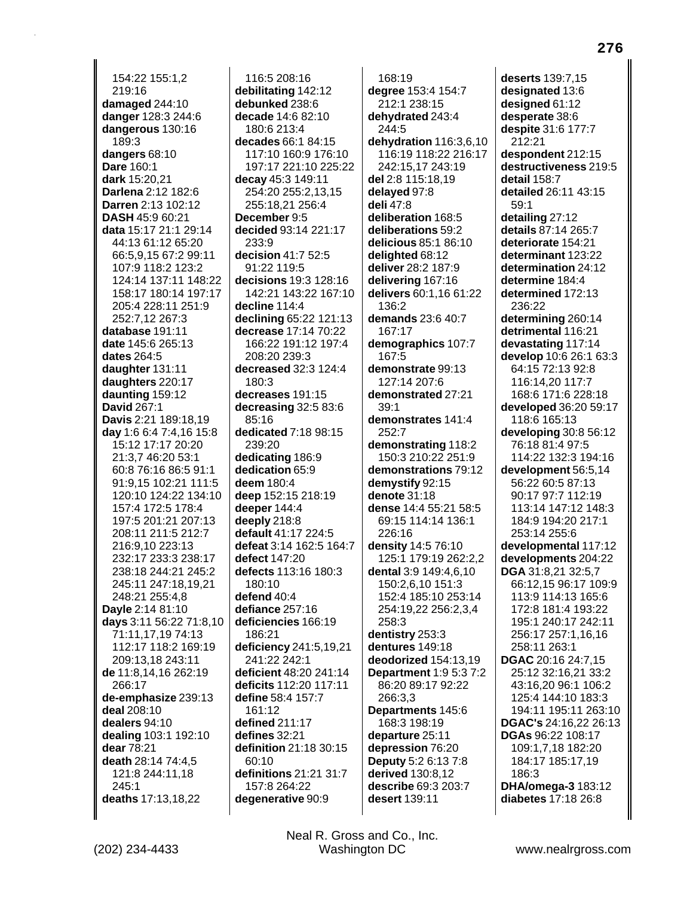154:22 155:1,2 219:16
**damaged** 244:10
**danger** 128:3 244:6
**dangerous** 130:16 189:3
**dangers** 68:10
**Dare** 160:1
**dark** 15:20,21
**Darlena** 2:12 182:6
**Darren** 2:13 102:12
**DASH** 45:9 60:21
**data** 15:17 21:1 29:14 44:13 61:12 65:20 66:5,9,15 67:2 99:11 107:9 118:2 123:2 124:14 137:11 148:22 158:17 180:14 197:17 205:4 228:11 251:9 252:7,12 267:3
**database** 191:11
**date** 145:6 265:13
**dates** 264:5
**daughter** 131:11
**daughters** 220:17
**daunting** 159:12
**David** 267:1
**Davis** 2:21 189:18,19
**day** 1:6 6:4 7:4,16 15:8 15:12 17:17 20:20 21:3,7 46:20 53:1 60:8 76:16 86:5 91:1 91:9,15 102:21 111:5 120:10 124:22 134:10 157:4 172:5 178:4 197:5 201:21 207:13 208:11 211:5 212:7 216:9,10 223:13 232:17 233:3 238:17 238:18 244:21 245:2 245:11 247:18,19,21 248:21 255:4,8
**Dayle** 2:14 81:10
**days** 3:11 56:22 71:8,10 71:11,17,19 74:13 112:17 118:2 169:19 209:13,18 243:11
**de** 11:8,14,16 262:19 266:17
**de-emphasize** 239:13
**deal** 208:10
**dealers** 94:10
**dealing** 103:1 192:10
**dear** 78:21
**death** 28:14 74:4,5 121:8 244:11,18 245:1
**deaths** 17:13,18,22
116:5 208:16
**debilitating** 142:12
**debunked** 238:6
**decade** 14:6 82:10 180:6 213:4
**decades** 66:1 84:15 117:10 160:9 176:10 197:17 221:10 225:22
**decay** 45:3 149:11 254:20 255:2,13,15 255:18,21 256:4
**December** 9:5
**decided** 93:14 221:17 233:9
**decision** 41:7 52:5 91:22 119:5
**decisions** 19:3 128:16 142:21 143:22 167:10
**decline** 114:4
**declining** 65:22 121:13
**decrease** 17:14 70:22 166:22 191:12 197:4 208:20 239:3
**decreased** 32:3 124:4 180:3
**decreases** 191:15
**decreasing** 32:5 83:6 85:16
**dedicated** 7:18 98:15 239:20
**dedicating** 186:9
**dedication** 65:9
**deem** 180:4
**deep** 152:15 218:19
**deeper** 144:4
**deeply** 218:8
**default** 41:17 224:5
**defeat** 3:14 162:5 164:7
**defect** 147:20
**defects** 113:16 180:3 180:10
**defend** 40:4
**defiance** 257:16
**deficiencies** 166:19 186:21
**deficiency** 241:5,19,21 241:22 242:1
**deficient** 48:20 241:14
**deficits** 112:20 117:11
**define** 58:4 157:7 161:12
**defined** 211:17
**defines** 32:21
**definition** 21:18 30:15 60:10
**definitions** 21:21 31:7 157:8 264:22
**degenerative** 90:9
168:19
**degree** 153:4 154:7 212:1 238:15
**dehydrated** 243:4 244:5
**dehydration** 116:3,6,10 116:19 118:22 216:17 242:15,17 243:19
**del** 2:8 115:18,19
**delayed** 97:8
**deli** 47:8
**deliberation** 168:5
**deliberations** 59:2
**delicious** 85:1 86:10
**delighted** 68:12
**deliver** 28:2 187:9
**delivering** 167:16
**delivers** 60:1,16 61:22 136:2
**demands** 23:6 40:7 167:17
**demographics** 107:7 167:5
**demonstrate** 99:13 127:14 207:6
**demonstrated** 27:21 39:1
**demonstrates** 141:4 252:7
**demonstrating** 118:2 150:3 210:22 251:9
**demonstrations** 79:12
**demystify** 92:15
**denote** 31:18
**dense** 14:4 55:21 58:5 69:15 114:14 136:1 226:16
**density** 14:5 76:10 125:1 179:19 262:2,2
**dental** 3:9 149:4,6,10 150:2,6,10 151:3 152:4 185:10 253:14 254:19,22 256:2,3,4 258:3
**dentistry** 253:3
**dentures** 149:18
**deodorized** 154:13,19
**Department** 1:9 5:3 7:2 86:20 89:17 92:22 266:3,3
**Departments** 145:6 168:3 198:19
**departure** 25:11
**depression** 76:20
**Deputy** 5:2 6:13 7:8
**derived** 130:8,12
**describe** 69:3 203:7
**desert** 139:11
**deserts** 139:7,15
**designated** 13:6
**designed** 61:12
**desperate** 38:6
**despite** 31:6 177:7 212:21
**despondent** 212:15
**destructiveness** 219:5
**detail** 158:7
**detailed** 26:11 43:15 59:1
**detailing** 27:12
**details** 87:14 265:7
**deteriorate** 154:21
**determinant** 123:22
**determination** 24:12
**determine** 184:4
**determined** 172:13 236:22
**determining** 260:14
**detrimental** 116:21
**devastating** 117:14
**develop** 10:6 26:1 63:3 64:15 72:13 92:8 116:14,20 117:7 168:6 171:6 228:18
**developed** 36:20 59:17 118:6 165:13
**developing** 30:8 56:12 76:18 81:4 97:5 114:22 132:3 194:16
**development** 56:5,14 56:22 60:5 87:13 90:17 97:7 112:19 113:14 147:12 148:3 184:9 194:20 217:1 253:14 255:6
**developmental** 117:12
**developments** 204:22
**DGA** 31:8,21 32:5,7 66:12,15 96:17 109:9 113:9 114:13 165:6 172:8 181:4 193:22 195:1 240:17 242:11 256:17 257:1,16,16 258:11 263:1
**DGAC** 20:16 24:7,15 25:12 32:16,21 33:2 43:16,20 96:1 106:2 125:4 144:10 183:3 194:11 195:11 263:10
**DGAC's** 24:16,22 26:13
**DGAs** 96:22 108:17 109:1,7,18 182:20 184:17 185:17,19 186:3
**DHA/omega-3** 183:12
**diabetes** 17:18 26:8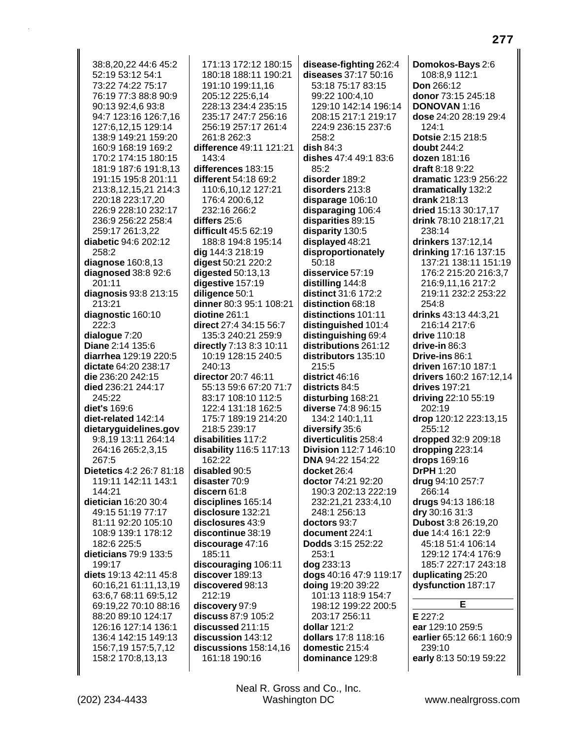38:8,20,22 44:6 45:2 52:19 53:12 54:1 73:22 74:22 75:17 76:19 77:3 88:8 90:9 90:13 92:4,6 93:8 94:7 123:16 126:7,16 127:6,12,15 129:14 138:9 149:21 159:20 160:9 168:19 169:2 170:2 174:15 180:15 181:9 187:6 191:8,13 191:15 195:8 201:11 213:8,12,15,21 214:3 220:18 223:17,20 226:9 228:10 232:17 236:9 256:22 258:4 259:17 261:3,22

**diabetic** 94:6 202:12 258:2

**diagnose** 160:8,13

**diagnosed** 38:8 92:6 201:11

**diagnosis** 93:8 213:15 213:21

**diagnostic** 160:10 222:3

**dialogue** 7:20

**Diane** 2:14 135:6

**diarrhea** 129:19 220:5

**dictate** 64:20 238:17

**die** 236:20 242:15

**died** 236:21 244:17 245:22

**diet's** 169:6

**diet-related** 142:14

**dietaryguidelines.gov** 9:8,19 13:11 264:14 264:16 265:2,3,15 267:5

**Dietetics** 4:2 26:7 81:18 119:11 142:11 143:1 144:21

**dietician** 16:20 30:4 49:15 51:19 77:17 81:11 92:20 105:10 108:9 139:1 178:12 182:6 225:5

**dieticians** 79:9 133:5 199:17

**diets** 19:13 42:11 45:8 60:16,21 61:11,13,19 63:6,7 68:11 69:5,12 69:19,22 70:10 88:16 88:20 89:10 124:17 126:16 127:14 136:1 136:4 142:15 149:13 156:7,19 157:5,7,12 158:2 170:8,13,13

171:13 172:12 180:15 180:18 188:11 190:21 191:10 199:11,16 205:12 225:6,14 228:13 234:4 235:15 235:17 247:7 256:16 256:19 257:17 261:4 261:8 262:3

**difference** 49:11 121:21 143:4

**differences** 183:15

**different** 54:18 69:2 110:6,10,12 127:21 176:4 200:6,12 232:16 266:2

**differs** 25:6

**difficult** 45:5 62:19 188:8 194:8 195:14

**dig** 144:3 218:19

**digest** 50:21 220:2

**digested** 50:13,13

**digestive** 157:19

**diligence** 50:1

**dinner** 80:3 95:1 108:21

**diotine** 261:1

**direct** 27:4 34:15 56:7 135:3 240:21 259:9

**directly** 7:13 8:3 10:11 10:19 128:15 240:5 240:13

**director** 20:7 46:11 55:13 59:6 67:20 71:7 83:17 108:10 112:5 122:4 131:18 162:5 175:7 189:19 214:20 218:5 239:17

**disabilities** 117:2

**disability** 116:5 117:13 162:22

**disabled** 90:5

**disaster** 70:9

**discern** 61:8

**disciplines** 165:14

**disclosure** 132:21

**disclosures** 43:9

**discontinue** 38:19

**discourage** 47:16 185:11

**discouraging** 106:11

**discover** 189:13

**discovered** 98:13 212:19

**discovery** 97:9

**discuss** 87:9 105:2

**discussed** 211:15

**discussion** 143:12

**discussions** 158:14,16 161:18 190:16

**disease-fighting** 262:4

**diseases** 37:17 50:16 53:18 75:17 83:15 99:22 100:4,10 129:10 142:14 196:14 208:15 217:1 219:17 224:9 236:15 237:6 258:2

**dish** 84:3

**dishes** 47:4 49:1 83:6 85:2

**disorder** 189:2

**disorders** 213:8

**disparage** 106:10

**disparaging** 106:4

**disparities** 89:15

**disparity** 130:5

**displayed** 48:21

**disproportionately** 50:18

**disservice** 57:19

**distilling** 144:8

**distinct** 31:6 172:2

**distinction** 68:18

**distinctions** 101:11

**distinguished** 101:4

**distinguishing** 69:4

**distributions** 261:12

**distributors** 135:10 215:5

**district** 46:16

**districts** 84:5

**disturbing** 168:21

**diverse** 74:8 96:15 134:2 140:1,11

**diversify** 35:6

**diverticulitis** 258:4

**Division** 112:7 146:10

**DNA** 94:22 154:22

**docket** 26:4

**doctor** 74:21 92:20 190:3 202:13 222:19 232:21,21 233:4,10 248:1 256:13

**doctors** 93:7

**document** 224:1

**Dodds** 3:15 252:22 253:1

**dog** 233:13

**dogs** 40:16 47:9 119:17

**doing** 19:20 39:22 101:13 118:9 154:7 198:12 199:22 200:5 203:17 256:11

**dollar** 121:2

**dollars** 17:8 118:16

**domestic** 215:4

**dominance** 129:8

**Domokos-Bays** 2:6 108:8,9 112:1

**Don** 266:12

**donor** 73:15 245:18

**DONOVAN** 1:16

**dose** 24:20 28:19 29:4 124:1

**Dotsie** 2:15 218:5

**doubt** 244:2

**dozen** 181:16

**draft** 8:18 9:22

**dramatic** 123:9 256:22

**dramatically** 132:2

**drank** 218:13

**dried** 15:13 30:17,17

**drink** 78:10 218:17,21 238:14

**drinkers** 137:12,14

**drinking** 17:16 137:15 137:21 138:11 151:19 176:2 215:20 216:3,7 216:9,11,16 217:2 219:11 232:2 253:22 254:8

**drinks** 43:13 44:3,21 216:14 217:6

**drive** 110:18

**drive-in** 86:3

**Drive-ins** 86:1

**driven** 167:10 187:1

**drivers** 160:2 167:12,14

**drives** 197:21

**driving** 22:10 55:19 202:19

**drop** 120:12 223:13,15 255:12

**dropped** 32:9 209:18

**dropping** 223:14

**drops** 169:16

**DrPH** 1:20

**drug** 94:10 257:7 266:14

**drugs** 94:13 186:18

**dry** 30:16 31:3

**Dubost** 3:8 26:19,20

**due** 14:4 16:1 22:9 45:18 51:4 106:14 129:12 174:4 176:9 185:7 227:17 243:18

**duplicating** 25:20

**dysfunction** 187:17

## E

**E** 227:2

**ear** 129:10 259:5

**earlier** 65:12 66:1 160:9 239:10

**early** 8:13 50:19 59:22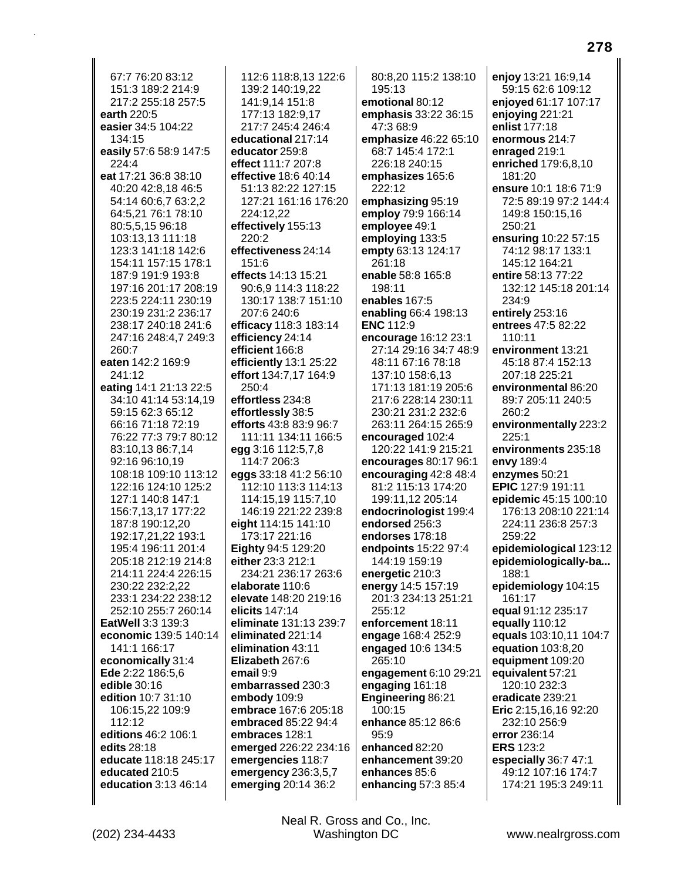67:7 76:20 83:12 151:3 189:2 214:9 217:2 255:18 257:5
**earth** 220:5
**easier** 34:5 104:22 134:15
**easily** 57:6 58:9 147:5 224:4
**eat** 17:21 36:8 38:10 40:20 42:8,18 46:5 54:14 60:6,7 63:2,2 64:5,21 76:1 78:10 80:5,5,15 96:18 103:13,13 111:18 123:3 141:18 142:6 154:11 157:15 178:1 187:9 191:9 193:8 197:16 201:17 208:19 223:5 224:11 230:19 230:19 231:2 236:17 238:17 240:18 241:6 247:16 248:4,7 249:3 260:7
**eaten** 142:2 169:9 241:12
**eating** 14:1 21:13 22:5 34:10 41:14 53:14,19 59:15 62:3 65:12 66:16 71:18 72:19 76:22 77:3 79:7 80:12 83:10,13 86:7,14 92:16 96:10,19 108:18 109:10 113:12 122:16 124:10 125:2 127:1 140:8 147:1 156:7,13,17 177:22 187:8 190:12,20 192:17,21,22 193:1 195:4 196:11 201:4 205:18 212:19 214:8 214:11 224:4 226:15 230:22 232:2,22 233:1 234:22 238:12 252:10 255:7 260:14
**EatWell** 3:3 139:3
**economic** 139:5 140:14 141:1 166:17
**economically** 31:4
**Ede** 2:22 186:5,6
**edible** 30:16
**edition** 10:7 31:10 106:15,22 109:9 112:12
**editions** 46:2 106:1
**edits** 28:18
**educate** 118:18 245:17
**educated** 210:5
**education** 3:13 46:14 112:6 118:8,13 122:6 139:2 140:19,22 141:9,14 151:8 177:13 182:9,17 217:7 245:4 246:4
**educational** 217:14
**educator** 259:8
**effect** 111:7 207:8
**effective** 18:6 40:14 51:13 82:22 127:15 127:21 161:16 176:20 224:12,22
**effectively** 155:13 220:2
**effectiveness** 24:14 151:6
**effects** 14:13 15:21 90:6,9 114:3 118:22 130:17 138:7 151:10 207:6 240:6
**efficacy** 118:3 183:14
**efficiency** 24:14
**efficient** 166:8
**efficiently** 13:1 25:22
**effort** 134:7,17 164:9 250:4
**effortless** 234:8
**effortlessly** 38:5
**efforts** 43:8 83:9 96:7 111:11 134:11 166:5
**egg** 3:16 112:5,7,8 114:7 206:3
**eggs** 33:18 41:2 56:10 112:10 113:3 114:13 114:15,19 115:7,10 146:19 221:22 239:8
**eight** 114:15 141:10 173:17 221:16
**Eighty** 94:5 129:20
**either** 23:3 212:1 234:21 236:17 263:6
**elaborate** 110:6
**elevate** 148:20 219:16
**elicits** 147:14
**eliminate** 131:13 239:7
**eliminated** 221:14
**elimination** 43:11
**Elizabeth** 267:6
**email** 9:9
**embarrassed** 230:3
**embody** 109:9
**embrace** 167:6 205:18
**embraced** 85:22 94:4
**embraces** 128:1
**emerged** 226:22 234:16
**emergencies** 118:7
**emergency** 236:3,5,7
**emerging** 20:14 36:2 80:8,20 115:2 138:10 195:13
**emotional** 80:12
**emphasis** 33:22 36:15 47:3 68:9
**emphasize** 46:22 65:10 68:7 145:4 172:1 226:18 240:15
**emphasizes** 165:6 222:12
**emphasizing** 95:19
**employ** 79:9 166:14
**employee** 49:1
**employing** 133:5
**empty** 63:13 124:17 261:18
**enable** 58:8 165:8 198:11
**enables** 167:5
**enabling** 66:4 198:13
**ENC** 112:9
**encourage** 16:12 23:1 27:14 29:16 34:7 48:9 48:11 67:16 78:18 137:10 158:6,13 171:13 181:19 205:6 217:6 228:14 230:11 230:21 231:2 232:6 263:11 264:15 265:9
**encouraged** 102:4 120:22 141:9 215:21
**encourages** 80:17 96:1
**encouraging** 42:8 48:4 81:2 115:13 174:20 199:11,12 205:14
**endocrinologist** 199:4
**endorsed** 256:3
**endorses** 178:18
**endpoints** 15:22 97:4 144:19 159:19
**energetic** 210:3
**energy** 14:5 157:19 201:3 234:13 251:21 255:12
**enforcement** 18:11
**engage** 168:4 252:9
**engaged** 10:6 134:5 265:10
**engagement** 6:10 29:21
**engaging** 161:18
**Engineering** 86:21 100:15
**enhance** 85:12 86:6 95:9
**enhanced** 82:20
**enhancement** 39:20
**enhances** 85:6
**enhancing** 57:3 85:4
**enjoy** 13:21 16:9,14 59:15 62:6 109:12
**enjoyed** 61:17 107:17
**enjoying** 221:21
**enlist** 177:18
**enormous** 214:7
**enraged** 219:1
**enriched** 179:6,8,10 181:20
**ensure** 10:1 18:6 71:9 72:5 89:19 97:2 144:4 149:8 150:15,16 250:21
**ensuring** 10:22 57:15 74:12 98:17 133:1 145:12 164:21
**entire** 58:13 77:22 132:12 145:18 201:14 234:9
**entirely** 253:16
**entrees** 47:5 82:22 110:11
**environment** 13:21 45:18 87:4 152:13 207:18 225:21
**environmental** 86:20 89:7 205:11 240:5 260:2
**environmentally** 223:2 225:1
**environments** 235:18
**envy** 189:4
**enzymes** 50:21
**EPIC** 127:9 191:11
**epidemic** 45:15 100:10 176:13 208:10 221:14 224:11 236:8 257:3 259:22
**epidemiological** 123:12
**epidemiologically-ba...** 188:1
**epidemiology** 104:15 161:17
**equal** 91:12 235:17
**equally** 110:12
**equals** 103:10,11 104:7
**equation** 103:8,20
**equipment** 109:20
**equivalent** 57:21 120:10 232:3
**eradicate** 239:21
**Eric** 2:15,16,16 92:20 232:10 256:9
**error** 236:14
**ERS** 123:2
**especially** 36:7 47:1 49:12 107:16 174:7 174:21 195:3 249:11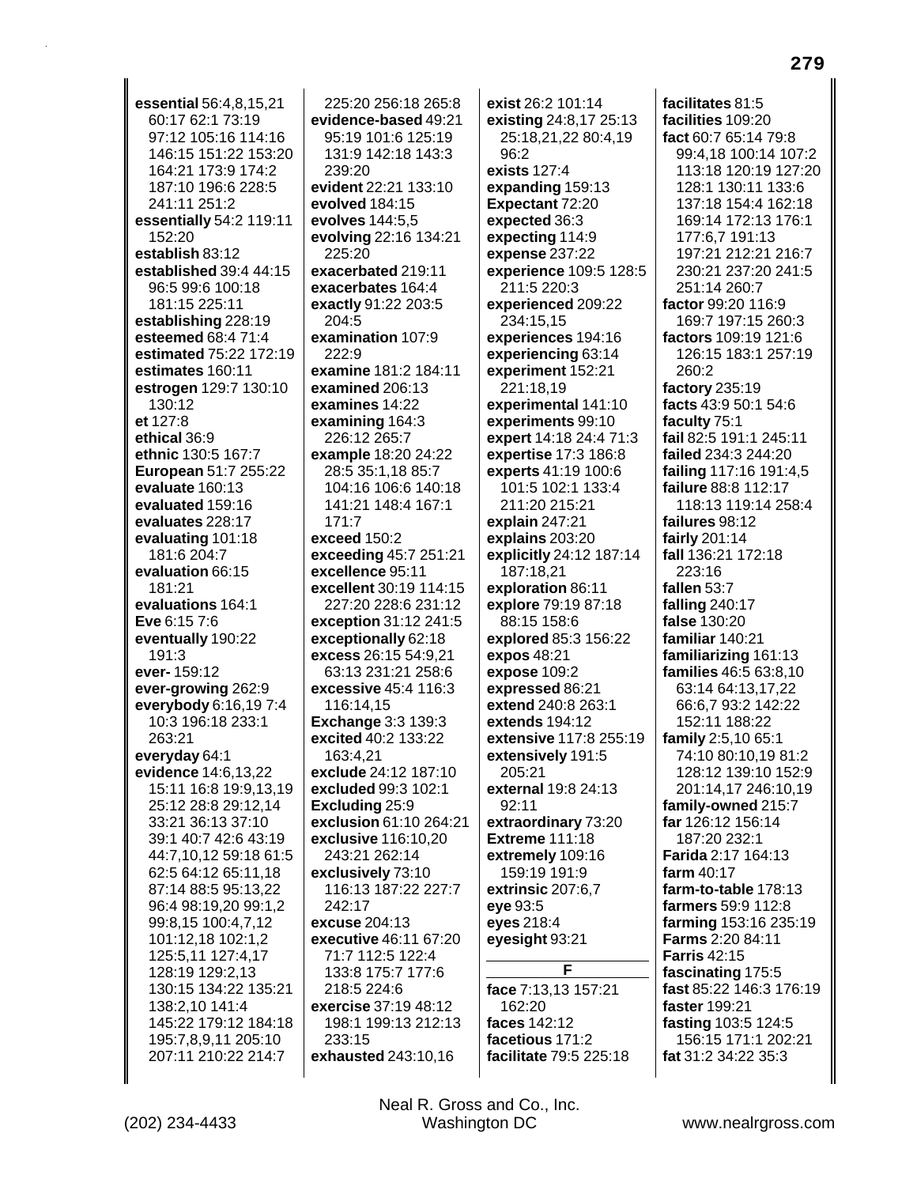**essential** 56:4,8,15,21 60:17 62:1 73:19 97:12 105:16 114:16 146:15 151:22 153:20 164:21 173:9 174:2 187:10 196:6 228:5 241:11 251:2
**essentially** 54:2 119:11 152:20
**establish** 83:12
**established** 39:4 44:15 96:5 99:6 100:18 181:15 225:11
**establishing** 228:19
**esteemed** 68:4 71:4
**estimated** 75:22 172:19
**estimates** 160:11
**estrogen** 129:7 130:10 130:12
**et** 127:8
**ethical** 36:9
**ethnic** 130:5 167:7
**European** 51:7 255:22
**evaluate** 160:13
**evaluated** 159:16
**evaluates** 228:17
**evaluating** 101:18 181:6 204:7
**evaluation** 66:15 181:21
**evaluations** 164:1
**Eve** 6:15 7:6
**eventually** 190:22 191:3
**ever-** 159:12
**ever-growing** 262:9
**everybody** 6:16,19 7:4 10:3 196:18 233:1 263:21
**everyday** 64:1
**evidence** 14:6,13,22 15:11 16:8 19:9,13,19 25:12 28:8 29:12,14 33:21 36:13 37:10 39:1 40:7 42:6 43:19 44:7,10,12 59:18 61:5 62:5 64:12 65:11,18 87:14 88:5 95:13,22 96:4 98:19,20 99:1,2 99:8,15 100:4,7,12 101:12,18 102:1,2 125:5,11 127:4,17 128:19 129:2,13 130:15 134:22 135:21 138:2,10 141:4 145:22 179:12 184:18 195:7,8,9,11 205:10 207:11 210:22 214:7 225:20 256:18 265:8
**evidence-based** 49:21 95:19 101:6 125:19 131:9 142:18 143:3 239:20
**evident** 22:21 133:10
**evolved** 184:15
**evolves** 144:5,5
**evolving** 22:16 134:21 225:20
**exacerbated** 219:11
**exacerbates** 164:4
**exactly** 91:22 203:5 204:5
**examination** 107:9 222:9
**examine** 181:2 184:11
**examined** 206:13
**examines** 14:22
**examining** 164:3 226:12 265:7
**example** 18:20 24:22 28:5 35:1,18 85:7 104:16 106:6 140:18 141:21 148:4 167:1 171:7
**exceed** 150:2
**exceeding** 45:7 251:21
**excellence** 95:11
**excellent** 30:19 114:15 227:20 228:6 231:12
**exception** 31:12 241:5
**exceptionally** 62:18
**excess** 26:15 54:9,21 63:13 231:21 258:6
**excessive** 45:4 116:3 116:14,15
**Exchange** 3:3 139:3
**excited** 40:2 133:22 163:4,21
**exclude** 24:12 187:10
**excluded** 99:3 102:1
**Excluding** 25:9
**exclusion** 61:10 264:21
**exclusive** 116:10,20 243:21 262:14
**exclusively** 73:10 116:13 187:22 227:7 242:17
**excuse** 204:13
**executive** 46:11 67:20 71:7 112:5 122:4 133:8 175:7 177:6 218:5 224:6
**exercise** 37:19 48:12 198:1 199:13 212:13 233:15
**exhausted** 243:10,16
**exist** 26:2 101:14
**existing** 24:8,17 25:13 25:18,21,22 80:4,19 96:2
**exists** 127:4
**expanding** 159:13
**Expectant** 72:20
**expected** 36:3
**expecting** 114:9
**expense** 237:22
**experience** 109:5 128:5 211:5 220:3
**experienced** 209:22 234:15,15
**experiences** 194:16
**experiencing** 63:14
**experiment** 152:21 221:18,19
**experimental** 141:10
**experiments** 99:10
**expert** 14:18 24:4 71:3
**expertise** 17:3 186:8
**experts** 41:19 100:6 101:5 102:1 133:4 211:20 215:21
**explain** 247:21
**explains** 203:20
**explicitly** 24:12 187:14 187:18,21
**exploration** 86:11
**explore** 79:19 87:18 88:15 158:6
**explored** 85:3 156:22
**expos** 48:21
**expose** 109:2
**expressed** 86:21
**extend** 240:8 263:1
**extends** 194:12
**extensive** 117:8 255:19
**extensively** 191:5 205:21
**external** 19:8 24:13 92:11
**extraordinary** 73:20
**Extreme** 111:18
**extremely** 109:16 159:19 191:9
**extrinsic** 207:6,7
**eye** 93:5
**eyes** 218:4
**eyesight** 93:21

## F

**face** 7:13,13 157:21 162:20
**faces** 142:12
**facetious** 171:2
**facilitate** 79:5 225:18
**facilitates** 81:5
**facilities** 109:20
**fact** 60:7 65:14 79:8 99:4,18 100:14 107:2 113:18 120:19 127:20 128:1 130:11 133:6 137:18 154:4 162:18 169:14 172:13 176:1 177:6,7 191:13 197:21 212:21 216:7 230:21 237:20 241:5 251:14 260:7
**factor** 99:20 116:9 169:7 197:15 260:3
**factors** 109:19 121:6 126:15 183:1 257:19 260:2
**factory** 235:19
**facts** 43:9 50:1 54:6
**faculty** 75:1
**fail** 82:5 191:1 245:11
**failed** 234:3 244:20
**failing** 117:16 191:4,5
**failure** 88:8 112:17 118:13 119:14 258:4
**failures** 98:12
**fairly** 201:14
**fall** 136:21 172:18 223:16
**fallen** 53:7
**falling** 240:17
**false** 130:20
**familiar** 140:21
**familiarizing** 161:13
**families** 46:5 63:8,10 63:14 64:13,17,22 66:6,7 93:2 142:22 152:11 188:22
**family** 2:5,10 65:1 74:10 80:10,19 81:2 128:12 139:10 152:9 201:14,17 246:10,19
**family-owned** 215:7
**far** 126:12 156:14 187:20 232:1
**Farida** 2:17 164:13
**farm** 40:17
**farm-to-table** 178:13
**farmers** 59:9 112:8
**farming** 153:16 235:19
**Farms** 2:20 84:11
**Farris** 42:15
**fascinating** 175:5
**fast** 85:22 146:3 176:19
**faster** 199:21
**fasting** 103:5 124:5 156:15 171:1 202:21
**fat** 31:2 34:22 35:3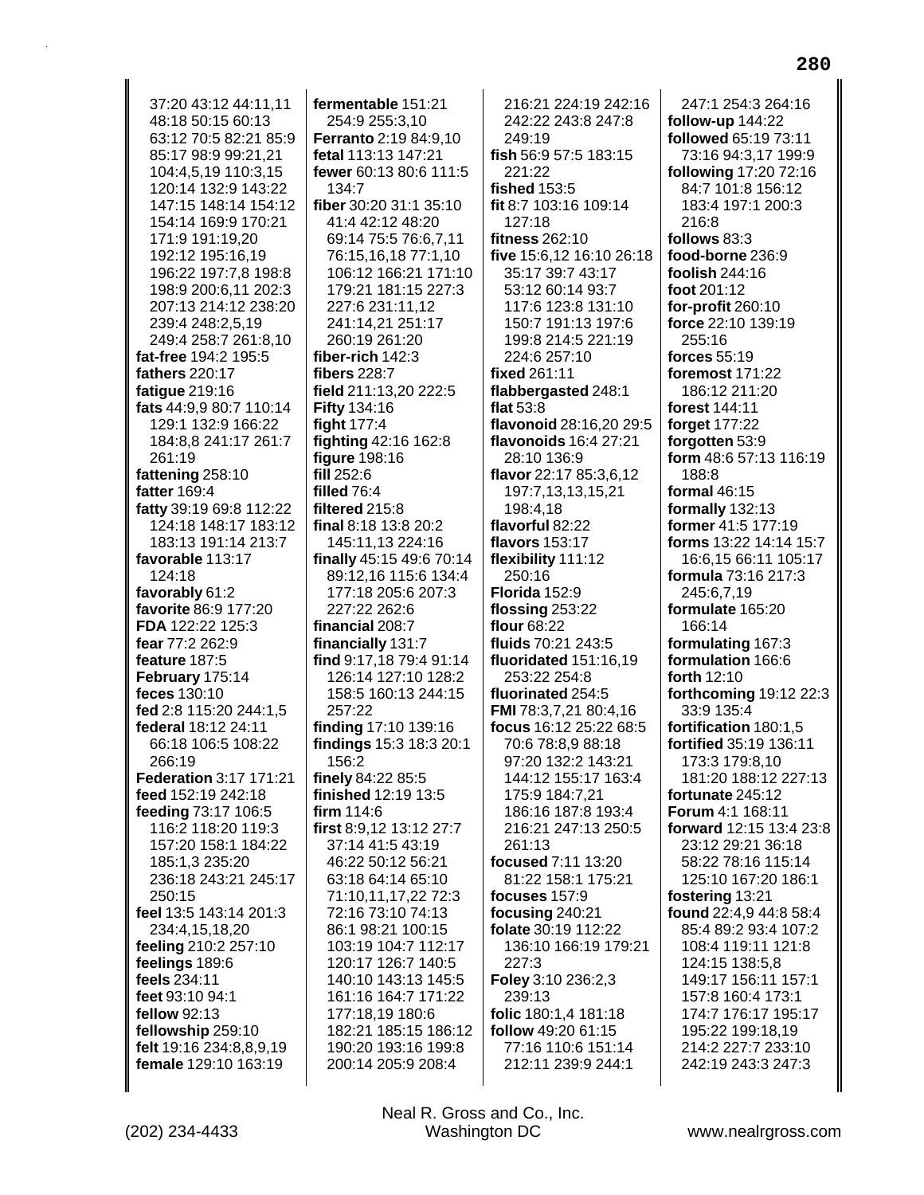37:20 43:12 44:11,11 48:18 50:15 60:13 63:12 70:5 82:21 85:9 85:17 98:9 99:21,21 104:4,5,19 110:3,15 120:14 132:9 143:22 147:15 148:14 154:12 154:14 169:9 170:21 171:9 191:19,20 192:12 195:16,19 196:22 197:7,8 198:8 198:9 200:6,11 202:3 207:13 214:12 238:20 239:4 248:2,5,19 249:4 258:7 261:8,10
**fat-free** 194:2 195:5
**fathers** 220:17
**fatigue** 219:16
**fats** 44:9,9 80:7 110:14 129:1 132:9 166:22 184:8,8 241:17 261:7 261:19
**fattening** 258:10
**fatter** 169:4
**fatty** 39:19 69:8 112:22 124:18 148:17 183:12 183:13 191:14 213:7
**favorable** 113:17 124:18
**favorably** 61:2
**favorite** 86:9 177:20
**FDA** 122:22 125:3
**fear** 77:2 262:9
**feature** 187:5
**February** 175:14
**feces** 130:10
**fed** 2:8 115:20 244:1,5
**federal** 18:12 24:11 66:18 106:5 108:22 266:19
**Federation** 3:17 171:21
**feed** 152:19 242:18
**feeding** 73:17 106:5 116:2 118:20 119:3 157:20 158:1 184:22 185:1,3 235:20 236:18 243:21 245:17 250:15
**feel** 13:5 143:14 201:3 234:4,15,18,20
**feeling** 210:2 257:10
**feelings** 189:6
**feels** 234:11
**feet** 93:10 94:1
**fellow** 92:13
**fellowship** 259:10
**felt** 19:16 234:8,8,9,19
**female** 129:10 163:19
**fermentable** 151:21 254:9 255:3,10
**Ferranto** 2:19 84:9,10
**fetal** 113:13 147:21
**fewer** 60:13 80:6 111:5 134:7
**fiber** 30:20 31:1 35:10 41:4 42:12 48:20 69:14 75:5 76:6,7,11 76:15,16,18 77:1,10 106:12 166:21 171:10 179:21 181:15 227:3 227:6 231:11,12 241:14,21 251:17 260:19 261:20
**fiber-rich** 142:3
**fibers** 228:7
**field** 211:13,20 222:5
**Fifty** 134:16
**fight** 177:4
**fighting** 42:16 162:8
**figure** 198:16
**fill** 252:6
**filled** 76:4
**filtered** 215:8
**final** 8:18 13:8 20:2 145:11,13 224:16
**finally** 45:15 49:6 70:14 89:12,16 115:6 134:4 177:18 205:6 207:3 227:22 262:6
**financial** 208:7
**financially** 131:7
**find** 9:17,18 79:4 91:14 126:14 127:10 128:2 158:5 160:13 244:15 257:22
**finding** 17:10 139:16
**findings** 15:3 18:3 20:1 156:2
**finely** 84:22 85:5
**finished** 12:19 13:5
**firm** 114:6
**first** 8:9,12 13:12 27:7 37:14 41:5 43:19 46:22 50:12 56:21 63:18 64:14 65:10 71:10,11,17,22 72:3 72:16 73:10 74:13 86:1 98:21 100:15 103:19 104:7 112:17 120:17 126:7 140:5 140:10 143:13 145:5 161:16 164:7 171:22 177:18,19 180:6 182:21 185:15 186:12 190:20 193:16 199:8 200:14 205:9 208:4 216:21 224:19 242:16 242:22 243:8 247:8 249:19
**fish** 56:9 57:5 183:15 221:22
**fished** 153:5
**fit** 8:7 103:16 109:14 127:18
**fitness** 262:10
**five** 15:6,12 16:10 26:18 35:17 39:7 43:17 53:12 60:14 93:7 117:6 123:8 131:10 150:7 191:13 197:6 199:8 214:5 221:19 224:6 257:10
**fixed** 261:11
**flabbergasted** 248:1
**flat** 53:8
**flavonoid** 28:16,20 29:5
**flavonoids** 16:4 27:21 28:10 136:9
**flavor** 22:17 85:3,6,12 197:7,13,13,15,21 198:4,18
**flavorful** 82:22
**flavors** 153:17
**flexibility** 111:12 250:16
**Florida** 152:9
**flossing** 253:22
**flour** 68:22
**fluids** 70:21 243:5
**fluoridated** 151:16,19 253:22 254:8
**fluorinated** 254:5
**FMI** 78:3,7,21 80:4,16
**focus** 16:12 25:22 68:5 70:6 78:8,9 88:18 97:20 132:2 143:21 144:12 155:17 163:4 175:9 184:7,21 186:16 187:8 193:4 216:21 247:13 250:5 261:13
**focused** 7:11 13:20 81:22 158:1 175:21
**focuses** 157:9
**focusing** 240:21
**folate** 30:19 112:22 136:10 166:19 179:21 227:3
**Foley** 3:10 236:2,3 239:13
**folic** 180:1,4 181:18
**follow** 49:20 61:15 77:16 110:6 151:14 212:11 239:9 244:1 247:1 254:3 264:16
**follow-up** 144:22
**followed** 65:19 73:11 73:16 94:3,17 199:9
**following** 17:20 72:16 84:7 101:8 156:12 183:4 197:1 200:3 216:8
**follows** 83:3
**food-borne** 236:9
**foolish** 244:16
**foot** 201:12
**for-profit** 260:10
**force** 22:10 139:19 255:16
**forces** 55:19
**foremost** 171:22 186:12 211:20
**forest** 144:11
**forget** 177:22
**forgotten** 53:9
**form** 48:6 57:13 116:19 188:8
**formal** 46:15
**formally** 132:13
**former** 41:5 177:19
**forms** 13:22 14:14 15:7 16:6,15 66:11 105:17
**formula** 73:16 217:3 245:6,7,19
**formulate** 165:20 166:14
**formulating** 167:3
**formulation** 166:6
**forth** 12:10
**forthcoming** 19:12 22:3 33:9 135:4
**fortification** 180:1,5
**fortified** 35:19 136:11 173:3 179:8,10 181:20 188:12 227:13
**fortunate** 245:12
**Forum** 4:1 168:11
**forward** 12:15 13:4 23:8 23:12 29:21 36:18 58:22 78:16 115:14 125:10 167:20 186:1
**fostering** 13:21
**found** 22:4,9 44:8 58:4 85:4 89:2 93:4 107:2 108:4 119:11 121:8 124:15 138:5,8 149:17 156:11 157:1 157:8 160:4 173:1 174:7 176:17 195:17 195:22 199:18,19 214:2 227:7 233:10 242:19 243:3 247:3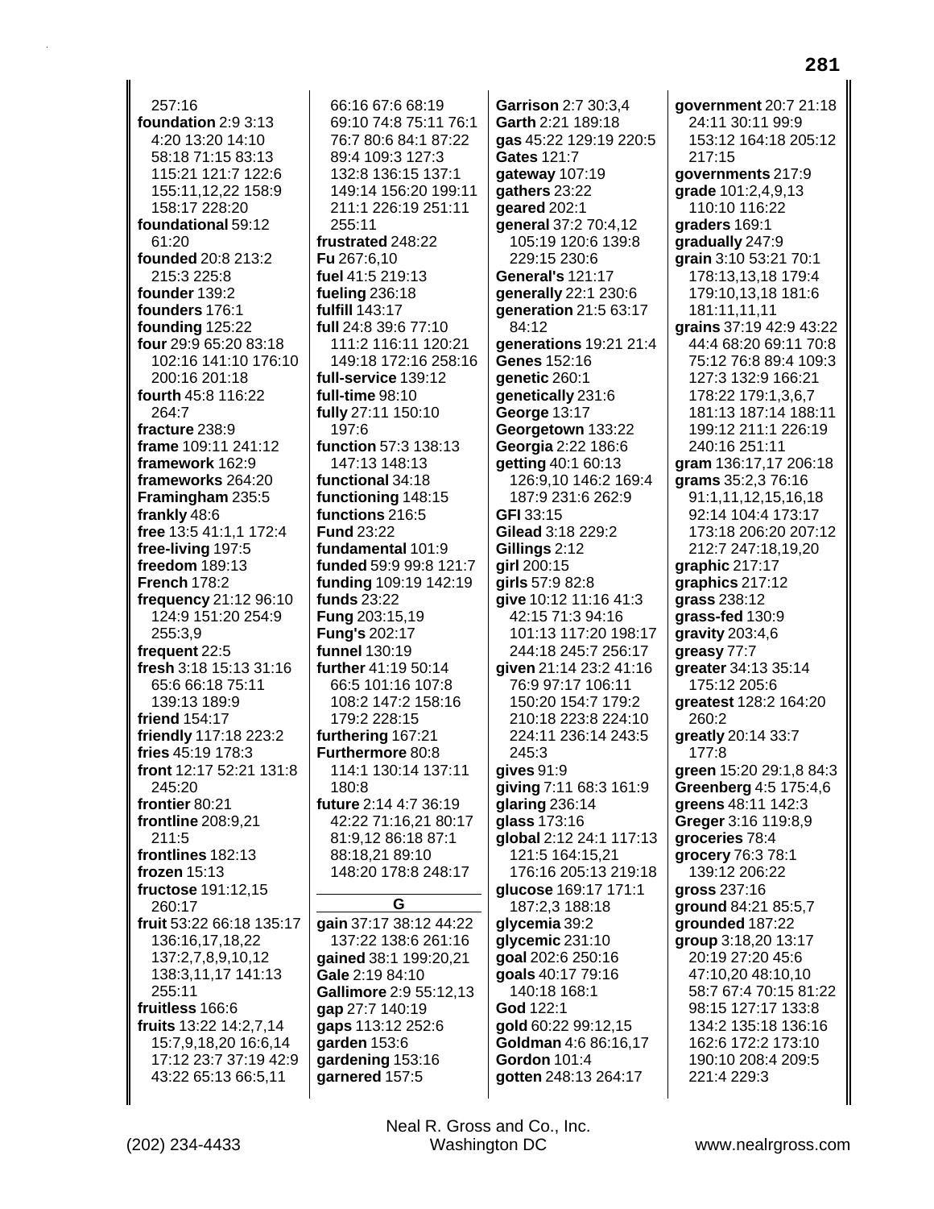257:16
**foundation** 2:9 3:13 4:20 13:20 14:10 58:18 71:15 83:13 115:21 121:7 122:6 155:11,12,22 158:9 158:17 228:20
**foundational** 59:12 61:20
**founded** 20:8 213:2 215:3 225:8
**founder** 139:2
**founders** 176:1
**founding** 125:22
**four** 29:9 65:20 83:18 102:16 141:10 176:10 200:16 201:18
**fourth** 45:8 116:22 264:7
**fracture** 238:9
**frame** 109:11 241:12
**framework** 162:9
**frameworks** 264:20
**Framingham** 235:5
**frankly** 48:6
**free** 13:5 41:1,1 172:4
**free-living** 197:5
**freedom** 189:13
**French** 178:2
**frequency** 21:12 96:10 124:9 151:20 254:9 255:3,9
**frequent** 22:5
**fresh** 3:18 15:13 31:16 65:6 66:18 75:11 139:13 189:9
**friend** 154:17
**friendly** 117:18 223:2
**fries** 45:19 178:3
**front** 12:17 52:21 131:8 245:20
**frontier** 80:21
**frontline** 208:9,21 211:5
**frontlines** 182:13
**frozen** 15:13
**fructose** 191:12,15 260:17
**fruit** 53:22 66:18 135:17 136:16,17,18,22 137:2,7,8,9,10,12 138:3,11,17 141:13 255:11
**fruitless** 166:6
**fruits** 13:22 14:2,7,14 15:7,9,18,20 16:6,14 17:12 23:7 37:19 42:9 43:22 65:13 66:5,11 66:16 67:6 68:19 69:10 74:8 75:11 76:1 76:7 80:6 84:1 87:22 89:4 109:3 127:3 132:8 136:15 137:1 149:14 156:20 199:11 211:1 226:19 251:11 255:11
**frustrated** 248:22
**Fu** 267:6,10
**fuel** 41:5 219:13
**fueling** 236:18
**fulfill** 143:17
**full** 24:8 39:6 77:10 111:2 116:11 120:21 149:18 172:16 258:16
**full-service** 139:12
**full-time** 98:10
**fully** 27:11 150:10 197:6
**function** 57:3 138:13 147:13 148:13
**functional** 34:18
**functioning** 148:15
**functions** 216:5
**Fund** 23:22
**fundamental** 101:9
**funded** 59:9 99:8 121:7
**funding** 109:19 142:19
**funds** 23:22
**Fung** 203:15,19
**Fung's** 202:17
**funnel** 130:19
**further** 41:19 50:14 66:5 101:16 107:8 108:2 147:2 158:16 179:2 228:15
**furthering** 167:21
**Furthermore** 80:8 114:1 130:14 137:11 180:8
**future** 2:14 4:7 36:19 42:22 71:16,21 80:17 81:9,12 86:18 87:1 88:18,21 89:10 148:20 178:8 248:17

## G

**gain** 37:17 38:12 44:22 137:22 138:6 261:16
**gained** 38:1 199:20,21
**Gale** 2:19 84:10
**Gallimore** 2:9 55:12,13
**gap** 27:7 140:19
**gaps** 113:12 252:6
**garden** 153:6
**gardening** 153:16
**garnered** 157:5
**Garrison** 2:7 30:3,4
**Garth** 2:21 189:18
**gas** 45:22 129:19 220:5
**Gates** 121:7
**gateway** 107:19
**gathers** 23:22
**geared** 202:1
**general** 37:2 70:4,12 105:19 120:6 139:8 229:15 230:6
**General's** 121:17
**generally** 22:1 230:6
**generation** 21:5 63:17 84:12
**generations** 19:21 21:4
**Genes** 152:16
**genetic** 260:1
**genetically** 231:6
**George** 13:17
**Georgetown** 133:22
**Georgia** 2:22 186:6
**getting** 40:1 60:13 126:9,10 146:2 169:4 187:9 231:6 262:9
**GFI** 33:15
**Gilead** 3:18 229:2
**Gillings** 2:12
**girl** 200:15
**girls** 57:9 82:8
**give** 10:12 11:16 41:3 42:15 71:3 94:16 101:13 117:20 198:17 244:18 245:7 256:17
**given** 21:14 23:2 41:16 76:9 97:17 106:11 150:20 154:7 179:2 210:18 223:8 224:10 224:11 236:14 243:5 245:3
**gives** 91:9
**giving** 7:11 68:3 161:9
**glaring** 236:14
**glass** 173:16
**global** 2:12 24:1 117:13 121:5 164:15,21 176:16 205:13 219:18
**glucose** 169:17 171:1 187:2,3 188:18
**glycemia** 39:2
**glycemic** 231:10
**goal** 202:6 250:16
**goals** 40:17 79:16 140:18 168:1
**God** 122:1
**gold** 60:22 99:12,15
**Goldman** 4:6 86:16,17
**Gordon** 101:4
**gotten** 248:13 264:17
**government** 20:7 21:18 24:11 30:11 99:9 153:12 164:18 205:12 217:15
**governments** 217:9
**grade** 101:2,4,9,13 110:10 116:22
**graders** 169:1
**gradually** 247:9
**grain** 3:10 53:21 70:1 178:13,13,18 179:4 179:10,13,18 181:6 181:11,11,11
**grains** 37:19 42:9 43:22 44:4 68:20 69:11 70:8 75:12 76:8 89:4 109:3 127:3 132:9 166:21 178:22 179:1,3,6,7 181:13 187:14 188:11 199:12 211:1 226:19 240:16 251:11
**gram** 136:17,17 206:18
**grams** 35:2,3 76:16 91:1,11,12,15,16,18 92:14 104:4 173:17 173:18 206:20 207:12 212:7 247:18,19,20
**graphic** 217:17
**graphics** 217:12
**grass** 238:12
**grass-fed** 130:9
**gravity** 203:4,6
**greasy** 77:7
**greater** 34:13 35:14 175:12 205:6
**greatest** 128:2 164:20 260:2
**greatly** 20:14 33:7 177:8
**green** 15:20 29:1,8 84:3
**Greenberg** 4:5 175:4,6
**greens** 48:11 142:3
**Greger** 3:16 119:8,9
**groceries** 78:4
**grocery** 76:3 78:1 139:12 206:22
**gross** 237:16
**ground** 84:21 85:5,7
**grounded** 187:22
**group** 3:18,20 13:17 20:19 27:20 45:6 47:10,20 48:10,10 58:7 67:4 70:15 81:22 98:15 127:17 133:8 134:2 135:18 136:16 162:6 172:2 173:10 190:10 208:4 209:5 221:4 229:3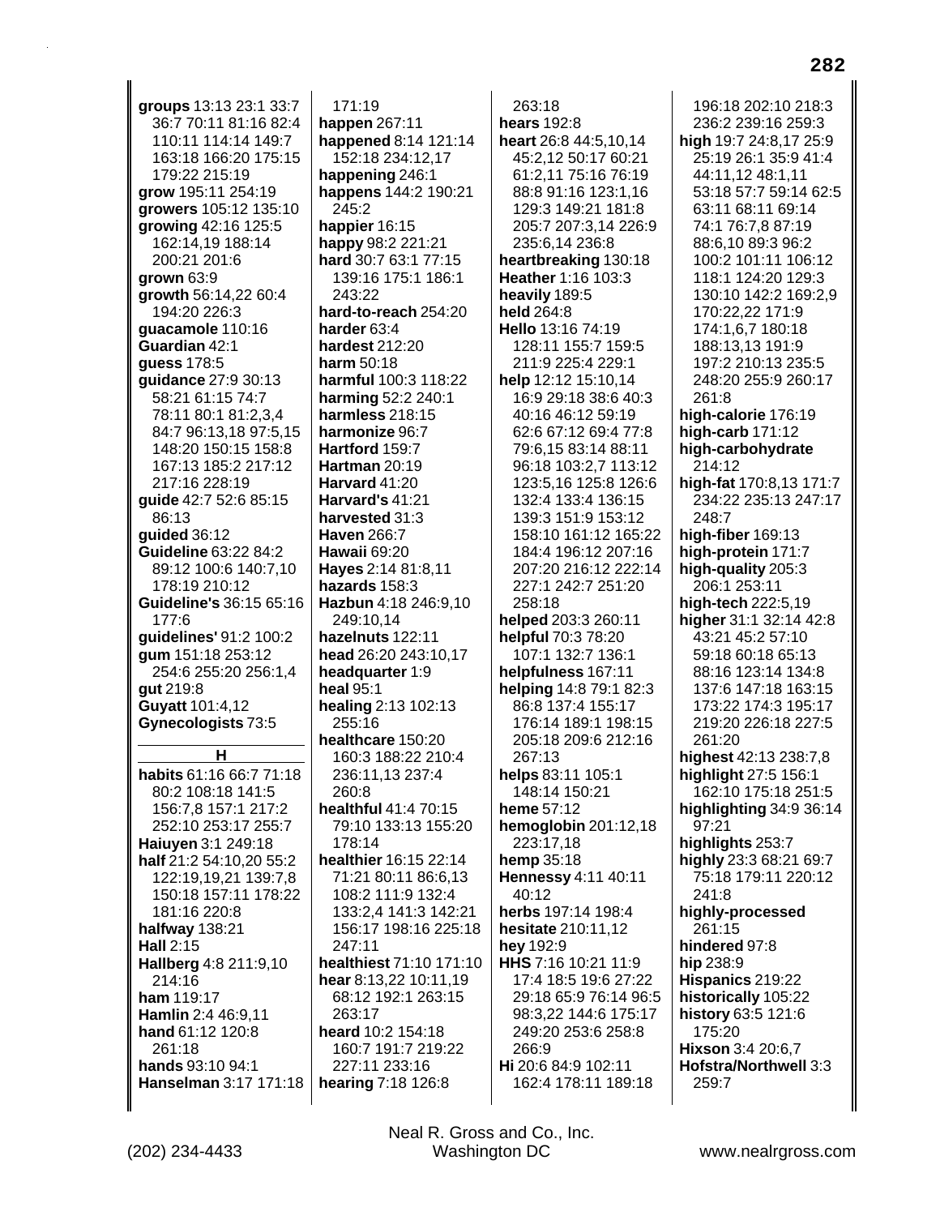**groups** 13:13 23:1 33:7 36:7 70:11 81:16 82:4 110:11 114:14 149:7 163:18 166:20 175:15 179:22 215:19
**grow** 195:11 254:19
**growers** 105:12 135:10
**growing** 42:16 125:5 162:14,19 188:14 200:21 201:6
**grown** 63:9
**growth** 56:14,22 60:4 194:20 226:3
**guacamole** 110:16
**Guardian** 42:1
**guess** 178:5
**guidance** 27:9 30:13 58:21 61:15 74:7 78:11 80:1 81:2,3,4 84:7 96:13,18 97:5,15 148:20 150:15 158:8 167:13 185:2 217:12 217:16 228:19
**guide** 42:7 52:6 85:15 86:13
**guided** 36:12
**Guideline** 63:22 84:2 89:12 100:6 140:7,10 178:19 210:12
**Guideline's** 36:15 65:16 177:6
**guidelines'** 91:2 100:2
**gum** 151:18 253:12 254:6 255:20 256:1,4
**gut** 219:8
**Guyatt** 101:4,12
**Gynecologists** 73:5

**H**

**habits** 61:16 66:7 71:18 80:2 108:18 141:5 156:7,8 157:1 217:2 252:10 253:17 255:7
**Haiuyen** 3:1 249:18
**half** 21:2 54:10,20 55:2 122:19,19,21 139:7,8 150:18 157:11 178:22 181:16 220:8
**halfway** 138:21
**Hall** 2:15
**Hallberg** 4:8 211:9,10 214:16
**ham** 119:17
**Hamlin** 2:4 46:9,11
**hand** 61:12 120:8 261:18
**hands** 93:10 94:1
**Hanselman** 3:17 171:18 171:19
**happen** 267:11
**happened** 8:14 121:14 152:18 234:12,17
**happening** 246:1
**happens** 144:2 190:21
**happier** 16:15
**happy** 98:2 221:21
**hard** 30:7 63:1 77:15 139:16 175:1 186:1 243:22
**hard-to-reach** 254:20
**harder** 63:4
**hardest** 212:20
**harm** 50:18
**harmful** 100:3 118:22
**harming** 52:2 240:1
**harmless** 218:15
**harmonize** 96:7
**Hartford** 159:7
**Hartman** 20:19
**Harvard** 41:20
**Harvard's** 41:21
**harvested** 31:3
**Haven** 266:7
**Hawaii** 69:20
**Hayes** 2:14 81:8,11
**hazards** 158:3
**Hazbun** 4:18 246:9,10 249:10,14
**hazelnuts** 122:11
**head** 26:20 243:10,17
**headquarter** 1:9
**heal** 95:1
**healing** 2:13 102:13 255:16
**healthcare** 150:20 160:3 188:22 210:4 236:11,13 237:4 260:8
**healthful** 41:4 70:15 79:10 133:13 155:20 178:14
**healthier** 16:15 22:14 71:21 80:11 86:6,13 108:2 111:9 132:4 133:2,4 141:3 142:21 156:17 198:16 225:18 247:11
**healthiest** 71:10 171:10
**hear** 8:13,22 10:11,19 68:12 192:1 263:15 263:17
**heard** 10:2 154:18 160:7 191:7 219:22 227:11 233:16
**hearing** 7:18 126:8 263:18
**hears** 192:8
**heart** 26:8 44:5,10,14 45:2,12 50:17 60:21 61:2,11 75:16 76:19 88:8 91:16 123:1,16 129:3 149:21 181:8 205:7 207:3,14 226:9 235:6,14 236:8
**heartbreaking** 130:18
**Heather** 1:16 103:3
**heavily** 189:5
**held** 264:8
**Hello** 13:16 74:19 128:11 155:7 159:5 211:9 225:4 229:1
**help** 12:12 15:10,14 16:9 29:18 38:6 40:3 40:16 46:12 59:19 62:6 67:12 69:4 77:8 79:6,15 83:14 88:11 96:18 103:2,7 113:12 123:5,16 125:8 126:6 132:4 133:4 136:15 139:3 151:9 153:12 158:10 161:12 165:22 184:4 196:12 207:16 207:20 216:12 222:14 227:1 242:7 251:20 258:18
**helped** 203:3 260:11
**helpful** 70:3 78:20 107:1 132:7 136:1
**helpfulness** 167:11
**helping** 14:8 79:1 82:3 86:8 137:4 155:17 176:14 189:1 198:15 205:18 209:6 212:16 267:13
**helps** 83:11 105:1 148:14 150:21
**heme** 57:12
**hemoglobin** 201:12,18 223:17,18
**hemp** 35:18
**Hennessy** 4:11 40:11 40:12
**herbs** 197:14 198:4
**hesitate** 210:11,12
**hey** 192:9
**HHS** 7:16 10:21 11:9 17:4 18:5 19:6 27:22 29:18 65:9 76:14 96:5 98:3,22 144:6 175:17 249:20 253:6 258:8 266:9
**Hi** 20:6 84:9 102:11 162:4 178:11 189:18 196:18 202:10 218:3 236:2 239:16 259:3
**high** 19:7 24:8,17 25:9 25:19 26:1 35:9 41:4 44:11,12 48:1,11 53:18 57:7 59:14 62:5 63:11 68:11 69:14 74:1 76:7,8 87:19 88:6,10 89:3 96:2 100:2 101:11 106:12 118:1 124:20 129:3 130:10 142:2 169:2,9 170:22,22 171:9 174:1,6,7 180:18 188:13,13 191:9 197:2 210:13 235:5 248:20 255:9 260:17 261:8
**high-calorie** 176:19
**high-carb** 171:12
**high-carbohydrate** 214:12
**high-fat** 170:8,13 171:7 234:22 235:13 247:17 248:7
**high-fiber** 169:13
**high-protein** 171:7
**high-quality** 205:3 206:1 253:11
**high-tech** 222:5,19
**higher** 31:1 32:14 42:8 43:21 45:2 57:10 59:18 60:18 65:13 88:16 123:14 134:8 137:6 147:18 163:15 173:22 174:3 195:17 219:20 226:18 227:5 261:20
**highest** 42:13 238:7,8
**highlight** 27:5 156:1 162:10 175:18 251:5
**highlighting** 34:9 36:14 97:21
**highlights** 253:7
**highly** 23:3 68:21 69:7 75:18 179:11 220:12 241:8
**highly-processed** 261:15
**hindered** 97:8
**hip** 238:9
**Hispanics** 219:22
**historically** 105:22
**history** 63:5 121:6 175:20
**Hixson** 3:4 20:6,7
**Hofstra/Northwell** 3:3 259:7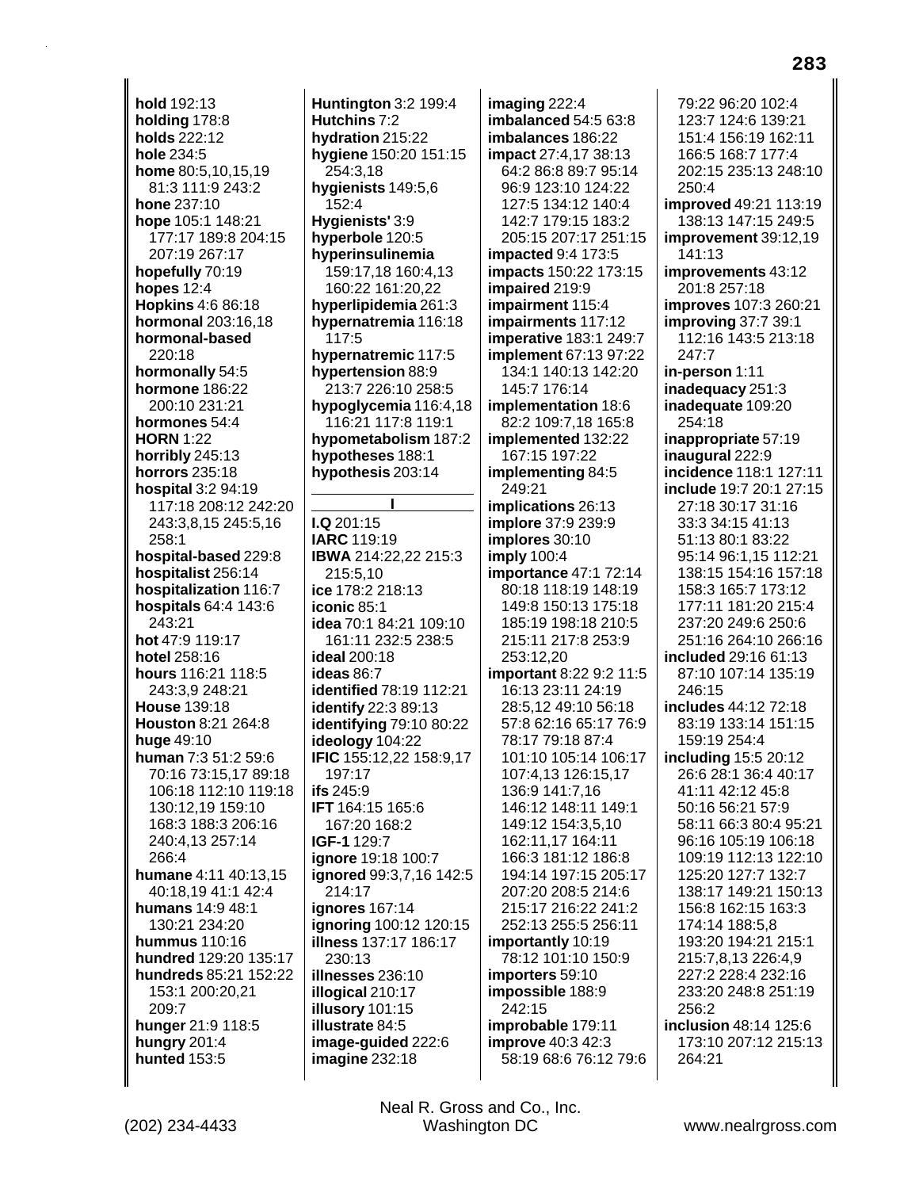**hold** 192:13
**holding** 178:8
**holds** 222:12
**hole** 234:5
**home** 80:5,10,15,19 81:3 111:9 243:2
**hone** 237:10
**hope** 105:1 148:21 177:17 189:8 204:15 207:19 267:17
**hopefully** 70:19
**hopes** 12:4
**Hopkins** 4:6 86:18
**hormonal** 203:16,18
**hormonal-based** 220:18
**hormonally** 54:5
**hormone** 186:22 200:10 231:21
**hormones** 54:4
**HORN** 1:22
**horribly** 245:13
**horrors** 235:18
**hospital** 3:2 94:19 117:18 208:12 242:20 243:3,8,15 245:5,16 258:1
**hospital-based** 229:8
**hospitalist** 256:14
**hospitalization** 116:7
**hospitals** 64:4 143:6 243:21
**hot** 47:9 119:17
**hotel** 258:16
**hours** 116:21 118:5 243:3,9 248:21
**House** 139:18
**Houston** 8:21 264:8
**huge** 49:10
**human** 7:3 51:2 59:6 70:16 73:15,17 89:18 106:18 112:10 119:18 130:12,19 159:10 168:3 188:3 206:16 240:4,13 257:14 266:4
**humane** 4:11 40:13,15 40:18,19 41:1 42:4
**humans** 14:9 48:1 130:21 234:20
**hummus** 110:16
**hundred** 129:20 135:17
**hundreds** 85:21 152:22 153:1 200:20,21 209:7
**hunger** 21:9 118:5
**hungry** 201:4
**hunted** 153:5
**Huntington** 3:2 199:4
**Hutchins** 7:2
**hydration** 215:22
**hygiene** 150:20 151:15 254:3,18
**hygienists** 149:5,6 152:4
**Hygienists'** 3:9
**hyperbole** 120:5
**hyperinsulinemia** 159:17,18 160:4,13 160:22 161:20,22
**hyperlipidemia** 261:3
**hypernatremia** 116:18 117:5
**hypernatremic** 117:5
**hypertension** 88:9 213:7 226:10 258:5
**hypoglycemia** 116:4,18 116:21 117:8 119:1
**hypometabolism** 187:2
**hypotheses** 188:1
**hypothesis** 203:14

**I**

**I.Q** 201:15
**IARC** 119:19
**IBWA** 214:22,22 215:3 215:5,10
**ice** 178:2 218:13
**iconic** 85:1
**idea** 70:1 84:21 109:10 161:11 232:5 238:5
**ideal** 200:18
**ideas** 86:7
**identified** 78:19 112:21
**identify** 22:3 89:13
**identifying** 79:10 80:22
**ideology** 104:22
**IFIC** 155:12,22 158:9,17 197:17
**ifs** 245:9
**IFT** 164:15 165:6 167:20 168:2
**IGF-1** 129:7
**ignore** 19:18 100:7
**ignored** 99:3,7,16 142:5 214:17
**ignores** 167:14
**ignoring** 100:12 120:15
**illness** 137:17 186:17 230:13
**illnesses** 236:10
**illogical** 210:17
**illusory** 101:15
**illustrate** 84:5
**image-guided** 222:6
**imagine** 232:18
**imaging** 222:4
**imbalanced** 54:5 63:8
**imbalances** 186:22
**impact** 27:4,17 38:13 64:2 86:8 89:7 95:14 96:9 123:10 124:22 127:5 134:12 140:4 142:7 179:15 183:2 205:15 207:17 251:15
**impacted** 9:4 173:5
**impacts** 150:22 173:15
**impaired** 219:9
**impairment** 115:4
**impairments** 117:12
**imperative** 183:1 249:7
**implement** 67:13 97:22 134:1 140:13 142:20 145:7 176:14
**implementation** 18:6 82:2 109:7,18 165:8
**implemented** 132:22 167:15 197:22
**implementing** 84:5 249:21
**implications** 26:13
**implore** 37:9 239:9
**implores** 30:10
**imply** 100:4
**importance** 47:1 72:14 80:18 118:19 148:19 149:8 150:13 175:18 185:19 198:18 210:5 215:11 217:8 253:9 253:12,20
**important** 8:22 9:2 11:5 16:13 23:11 24:19 28:5,12 49:10 56:18 57:8 62:16 65:17 76:9 78:17 79:18 87:4 101:10 105:14 106:17 107:4,13 126:15,17 136:9 141:7,16 146:12 148:11 149:1 149:12 154:3,5,10 162:11,17 164:11 166:3 181:12 186:8 194:14 197:15 205:17 207:20 208:5 214:6 215:17 216:22 241:2 252:13 255:5 256:11
**importantly** 10:19 78:12 101:10 150:9
**importers** 59:10
**impossible** 188:9 242:15
**improbable** 179:11
**improve** 40:3 42:3 58:19 68:6 76:12 79:6 79:22 96:20 102:4 123:7 124:6 139:21 151:4 156:19 162:11 166:5 168:7 177:4 202:15 235:13 248:10 250:4
**improved** 49:21 113:19 138:13 147:15 249:5
**improvement** 39:12,19 141:13
**improvements** 43:12 201:8 257:18
**improves** 107:3 260:21
**improving** 37:7 39:1 112:16 143:5 213:18 247:7
**in-person** 1:11
**inadequacy** 251:3
**inadequate** 109:20 254:18
**inappropriate** 57:19
**inaugural** 222:9
**incidence** 118:1 127:11
**include** 19:7 20:1 27:15 27:18 30:17 31:16 33:3 34:15 41:13 51:13 80:1 83:22 95:14 96:1,15 112:21 138:15 154:16 157:18 158:3 165:7 173:12 177:11 181:20 215:4 237:20 249:6 250:6 251:16 264:10 266:16
**included** 29:16 61:13 87:10 107:14 135:19 246:15
**includes** 44:12 72:18 83:19 133:14 151:15 159:19 254:4
**including** 15:5 20:12 26:6 28:1 36:4 40:17 41:11 42:12 45:8 50:16 56:21 57:9 58:11 66:3 80:4 95:21 96:16 105:19 106:18 109:19 112:13 122:10 125:20 127:7 132:7 138:17 149:21 150:13 156:8 162:15 163:3 174:14 188:5,8 193:20 194:21 215:1 215:7,8,13 226:4,9 227:2 228:4 232:16 233:20 248:8 251:19 256:2
**inclusion** 48:14 125:6 173:10 207:12 215:13 264:21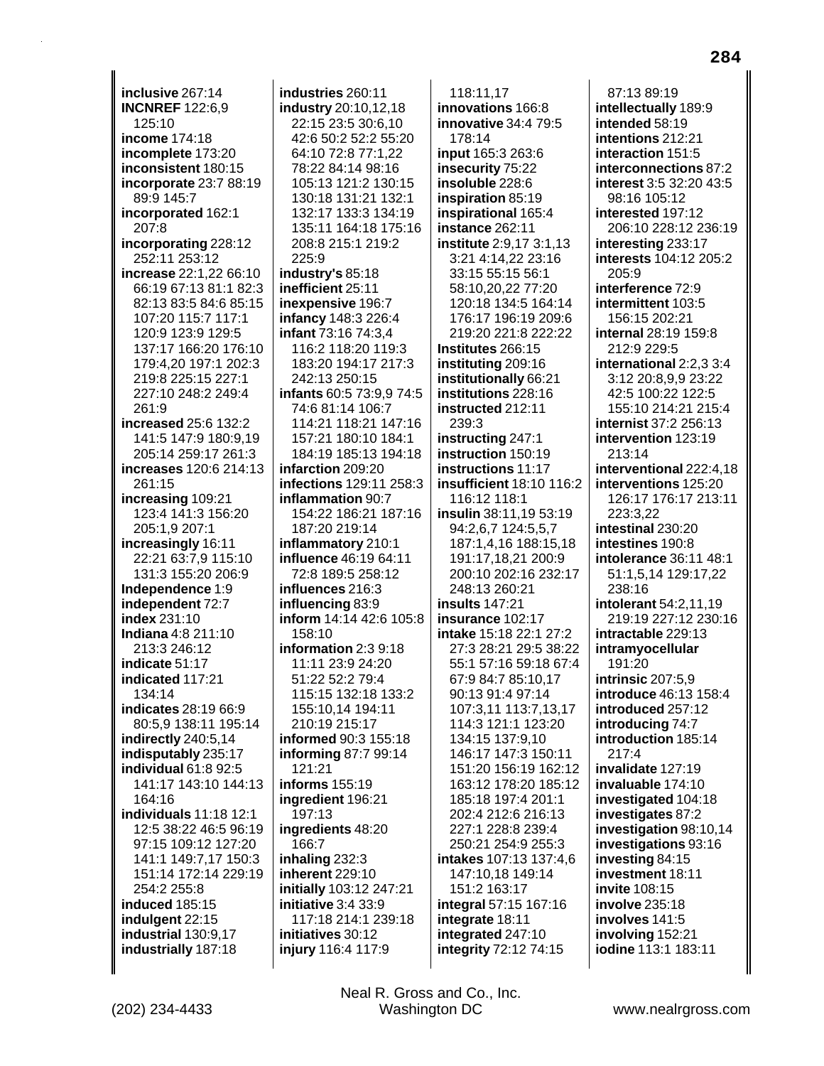**inclusive** 267:14
**INCNREF** 122:6,9 125:10
**income** 174:18
**incomplete** 173:20
**inconsistent** 180:15
**incorporate** 23:7 88:19 89:9 145:7
**incorporated** 162:1 207:8
**incorporating** 228:12 252:11 253:12
**increase** 22:1,22 66:10 66:19 67:13 81:1 82:3 82:13 83:5 84:6 85:15 107:20 115:7 117:1 120:9 123:9 129:5 137:17 166:20 176:10 179:4,20 197:1 202:3 219:8 225:15 227:1 227:10 248:2 249:4 261:9
**increased** 25:6 132:2 141:5 147:9 180:9,19 205:14 259:17 261:3
**increases** 120:6 214:13 261:15
**increasing** 109:21 123:4 141:3 156:20 205:1,9 207:1
**increasingly** 16:11 22:21 63:7,9 115:10 131:3 155:20 206:9
**Independence** 1:9
**independent** 72:7
**index** 231:10
**Indiana** 4:8 211:10 213:3 246:12
**indicate** 51:17
**indicated** 117:21 134:14
**indicates** 28:19 66:9 80:5,9 138:11 195:14
**indirectly** 240:5,14
**indisputably** 235:17
**individual** 61:8 92:5 141:17 143:10 144:13 164:16
**individuals** 11:18 12:1 12:5 38:22 46:5 96:19 97:15 109:12 127:20 141:1 149:7,17 150:3 151:14 172:14 229:19 254:2 255:8
**induced** 185:15
**indulgent** 22:15
**industrial** 130:9,17
**industrially** 187:18
**industries** 260:11
**industry** 20:10,12,18 22:15 23:5 30:6,10 42:6 50:2 52:2 55:20 64:10 72:8 77:1,22 78:22 84:14 98:16 105:13 121:2 130:15 130:18 131:21 132:1 132:17 133:3 134:19 135:11 164:18 175:16 208:8 215:1 219:2 225:9
**industry's** 85:18
**inefficient** 25:11
**inexpensive** 196:7
**infancy** 148:3 226:4
**infant** 73:16 74:3,4 116:2 118:20 119:3 183:20 194:17 217:3 242:13 250:15
**infants** 60:5 73:9,9 74:5 74:6 81:14 106:7 114:21 118:21 147:16 157:21 180:10 184:1 184:19 185:13 194:18
**infarction** 209:20
**infections** 129:11 258:3
**inflammation** 90:7 154:22 186:21 187:16 187:20 219:14
**inflammatory** 210:1
**influence** 46:19 64:11 72:8 189:5 258:12
**influences** 216:3
**influencing** 83:9
**inform** 14:14 42:6 105:8 158:10
**information** 2:3 9:18 11:11 23:9 24:20 51:22 52:2 79:4 115:15 132:18 133:2 155:10,14 194:11 210:19 215:17
**informed** 90:3 155:18
**informing** 87:7 99:14 121:21
**informs** 155:19
**ingredient** 196:21 197:13
**ingredients** 48:20 166:7
**inhaling** 232:3
**inherent** 229:10
**initially** 103:12 247:21
**initiative** 3:4 33:9 117:18 214:1 239:18
**initiatives** 30:12
**injury** 116:4 117:9
118:11,17
**innovations** 166:8
**innovative** 34:4 79:5 178:14
**input** 165:3 263:6
**insecurity** 75:22
**insoluble** 228:6
**inspiration** 85:19
**inspirational** 165:4
**instance** 262:11
**institute** 2:9,17 3:1,13 3:21 4:14,22 23:16 33:15 55:15 56:1 58:10,20,22 77:20 120:18 134:5 164:14 176:17 196:19 209:6 219:20 221:8 222:22
**Institutes** 266:15
**instituting** 209:16
**institutionally** 66:21
**institutions** 228:16
**instructed** 212:11 239:3
**instructing** 247:1
**instruction** 150:19
**instructions** 11:17
**insufficient** 18:10 116:2 116:12 118:1
**insulin** 38:11,19 53:19 94:2,6,7 124:5,5,7 187:1,4,16 188:15,18 191:17,18,21 200:9 200:10 202:16 232:17 248:13 260:21
**insults** 147:21
**insurance** 102:17
**intake** 15:18 22:1 27:2 27:3 28:21 29:5 38:22 55:1 57:16 59:18 67:4 67:9 84:7 85:10,17 90:13 91:4 97:14 107:3,11 113:7,13,17 114:3 121:1 123:20 134:15 137:9,10 146:17 147:3 150:11 151:20 156:19 162:12 163:12 178:20 185:12 185:18 197:4 201:1 202:4 212:6 216:13 227:1 228:8 239:4 250:21 254:9 255:3
**intakes** 107:13 137:4,6 147:10,18 149:14 151:2 163:17
**integral** 57:15 167:16
**integrate** 18:11
**integrated** 247:10
**integrity** 72:12 74:15
87:13 89:19
**intellectually** 189:9
**intended** 58:19
**intentions** 212:21
**interaction** 151:5
**interconnections** 87:2
**interest** 3:5 32:20 43:5 98:16 105:12
**interested** 197:12 206:10 228:12 236:19
**interesting** 233:17
**interests** 104:12 205:2 205:9
**interference** 72:9
**intermittent** 103:5 156:15 202:21
**internal** 28:19 159:8 212:9 229:5
**international** 2:2,3 3:4 3:12 20:8,9,9 23:22 42:5 100:22 122:5 155:10 214:21 215:4
**internist** 37:2 256:13
**intervention** 123:19 213:14
**interventional** 222:4,18
**interventions** 125:20 126:17 176:17 213:11 223:3,22
**intestinal** 230:20
**intestines** 190:8
**intolerance** 36:11 48:1 51:1,5,14 129:17,22 238:16
**intolerant** 54:2,11,19 219:19 227:12 230:16
**intractable** 229:13
**intramyocellular** 191:20
**intrinsic** 207:5,9
**introduce** 46:13 158:4
**introduced** 257:12
**introducing** 74:7
**introduction** 185:14 217:4
**invalidate** 127:19
**invaluable** 174:10
**investigated** 104:18
**investigates** 87:2
**investigation** 98:10,14
**investigations** 93:16
**investing** 84:15
**investment** 18:11
**invite** 108:15
**involve** 235:18
**involves** 141:5
**involving** 152:21
**iodine** 113:1 183:11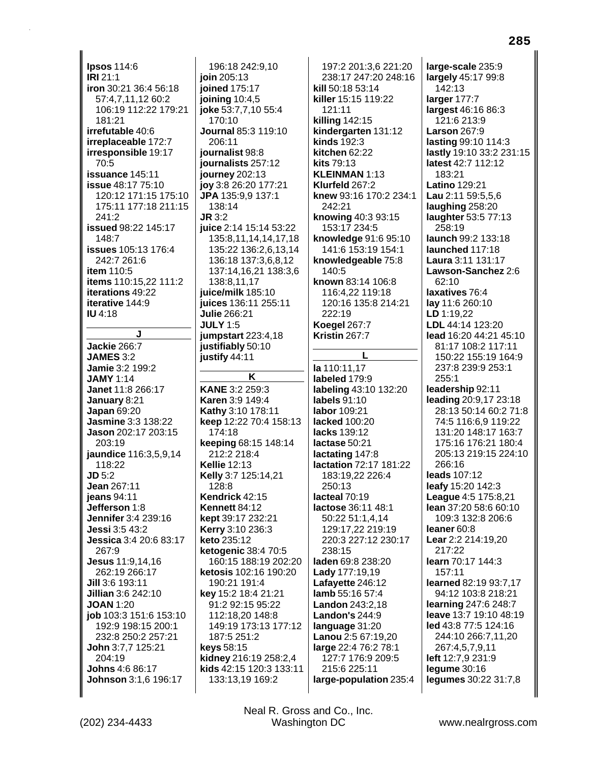**Ipsos** 114:6
**IRI** 21:1
**iron** 30:21 36:4 56:18 57:4,7,11,12 60:2 106:19 112:22 179:21 181:21
**irrefutable** 40:6
**irreplaceable** 172:7
**irresponsible** 19:17 70:5
**issuance** 145:11
**issue** 48:17 75:10 120:12 171:15 175:10 175:11 177:18 211:15 241:2
**issued** 98:22 145:17 148:7
**issues** 105:13 176:4 242:7 261:6
**item** 110:5
**items** 110:15,22 111:2
**iterations** 49:22
**iterative** 144:9
**IU** 4:18

J

**Jackie** 266:7
**JAMES** 3:2
**Jamie** 3:2 199:2
**JAMY** 1:14
**Janet** 11:8 266:17
**January** 8:21
**Japan** 69:20
**Jasmine** 3:3 138:22
**Jason** 202:17 203:15 203:19
**jaundice** 116:3,5,9,14 118:22
**JD** 5:2
**Jean** 267:11
**jeans** 94:11
**Jefferson** 1:8
**Jennifer** 3:4 239:16
**Jessi** 3:5 43:2
**Jessica** 3:4 20:6 83:17 267:9
**Jesus** 11:9,14,16 262:19 266:17
**Jill** 3:6 193:11
**Jillian** 3:6 242:10
**JOAN** 1:20
**job** 103:3 151:6 153:10 192:9 198:15 200:1 232:8 250:2 257:21
**John** 3:7,7 125:21 204:19
**Johns** 4:6 86:17
**Johnson** 3:1,6 196:17 196:18 242:9,10
**join** 205:13
**joined** 175:17
**joining** 10:4,5
**joke** 53:7,7,10 55:4 170:10
**Journal** 85:3 119:10 206:11
**journalist** 98:8
**journalists** 257:12
**journey** 202:13
**joy** 3:8 26:20 177:21
**JPA** 135:9,9 137:1 138:14
**JR** 3:2
**juice** 2:14 15:14 53:22 135:8,11,14,14,17,18 135:22 136:2,6,13,14 136:18 137:3,6,8,12 137:14,16,21 138:3,6 138:8,11,17
**juice/milk** 185:10
**juices** 136:11 255:11
**Julie** 266:21
**JULY** 1:5
**jumpstart** 223:4,18
**justifiably** 50:10
**justify** 44:11

K

**KANE** 3:2 259:3
**Karen** 3:9 149:4
**Kathy** 3:10 178:11
**keep** 12:22 70:4 158:13 174:18
**keeping** 68:15 148:14 212:2 218:4
**Kellie** 12:13
**Kelly** 3:7 125:14,21 128:8
**Kendrick** 42:15
**Kennett** 84:12
**kept** 39:17 232:21
**Kerry** 3:10 236:3
**keto** 235:12
**ketogenic** 38:4 70:5 160:15 188:19 202:20
**ketosis** 102:16 190:20 190:21 191:4
**key** 15:2 18:4 21:21 91:2 92:15 95:22 112:18,20 148:8 149:19 173:13 177:12 187:5 251:2
**keys** 58:15
**kidney** 216:19 258:2,4
**kids** 42:15 120:3 133:11 133:13,19 169:2 197:2 201:3,6 221:20 238:17 247:20 248:16
**kill** 50:18 53:14
**killer** 15:15 119:22 121:11
**killing** 142:15
**kindergarten** 131:12
**kinds** 192:3
**kitchen** 62:22
**kits** 79:13
**KLEINMAN** 1:13
**Klurfeld** 267:2
**knew** 93:16 170:2 234:1 242:21
**knowing** 40:3 93:15 153:17 234:5
**knowledge** 91:6 95:10 141:6 153:19 154:1
**knowledgeable** 75:8 140:5
**known** 83:14 106:8 116:4,22 119:18 120:16 135:8 214:21 222:19
**Koegel** 267:7
**Kristin** 267:7

L

**la** 110:11,17
**labeled** 179:9
**labeling** 43:10 132:20
**labels** 91:10
**labor** 109:21
**lacked** 100:20
**lacks** 139:12
**lactase** 50:21
**lactating** 147:8
**lactation** 72:17 181:22 183:19,22 226:4 250:13
**lacteal** 70:19
**lactose** 36:11 48:1 50:22 51:1,4,14 129:17,22 219:19 220:3 227:12 230:17 238:15
**laden** 69:8 238:20
**Lady** 177:19,19
**Lafayette** 246:12
**lamb** 55:16 57:4
**Landon** 243:2,18
**Landon's** 244:9
**language** 31:20
**Lanou** 2:5 67:19,20
**large** 22:4 76:2 78:1 127:7 176:9 209:5 215:6 225:11
**large-population** 235:4
**large-scale** 235:9
**largely** 45:17 99:8 142:13
**larger** 177:7
**largest** 46:16 86:3 121:6 213:9
**Larson** 267:9
**lasting** 99:10 114:3
**lastly** 19:10 33:2 231:15
**latest** 42:7 112:12 183:21
**Latino** 129:21
**Lau** 2:11 59:5,5,6
**laughing** 258:20
**laughter** 53:5 77:13 258:19
**launch** 99:2 133:18
**launched** 117:18
**Laura** 3:11 131:17
**Lawson-Sanchez** 2:6 62:10
**laxatives** 76:4
**lay** 11:6 260:10
**LD** 1:19,22
**LDL** 44:14 123:20
**lead** 16:20 44:21 45:10 81:17 108:2 117:11 150:22 155:19 164:9 237:8 239:9 253:1 255:1
**leadership** 92:11
**leading** 20:9,17 23:18 28:13 50:14 60:2 71:8 74:5 116:6,9 119:22 131:20 148:17 163:7 175:16 176:21 180:4 205:13 219:15 224:10 266:16
**leads** 107:12
**leafy** 15:20 142:3
**League** 4:5 175:8,21
**lean** 37:20 58:6 60:10 109:3 132:8 206:6
**leaner** 60:8
**Lear** 2:2 214:19,20 217:22
**learn** 70:17 144:3 157:11
**learned** 82:19 93:7,17 94:12 103:8 218:21
**learning** 247:6 248:7
**leave** 13:7 19:10 48:19
**led** 43:8 77:5 124:16 244:10 266:7,11,20 267:4,5,7,9,11
**left** 12:7,9 231:9
**legume** 30:16
**legumes** 30:22 31:7,8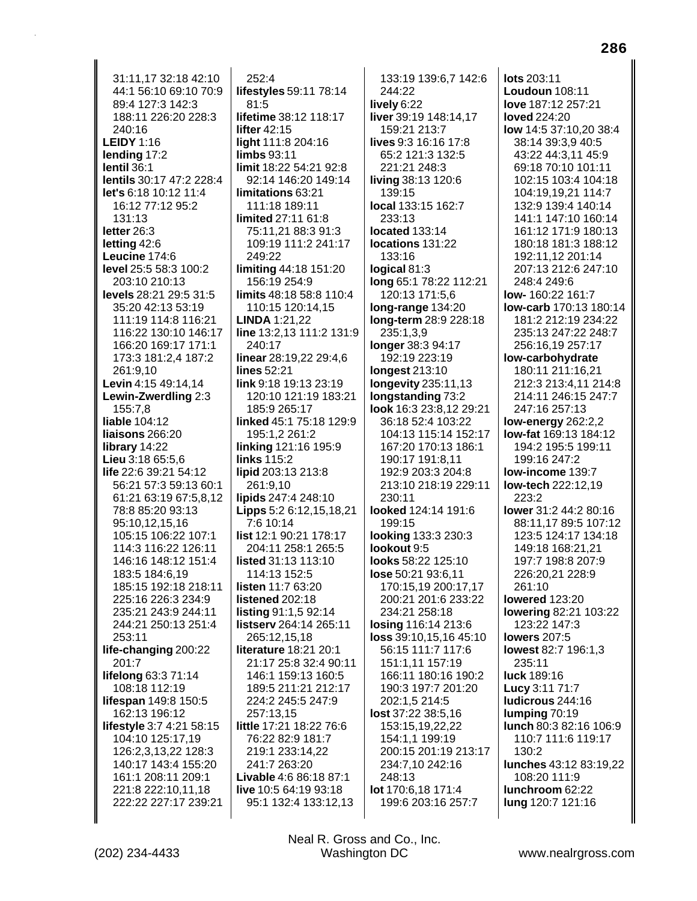31:11,17 32:18 42:10 44:1 56:10 69:10 70:9 89:4 127:3 142:3 188:11 226:20 228:3 240:16
**LEIDY** 1:16
**lending** 17:2
**lentil** 36:1
**lentils** 30:17 47:2 228:4
**let's** 6:18 10:12 11:4 16:12 77:12 95:2 131:13
**letter** 26:3
**letting** 42:6
**Leucine** 174:6
**level** 25:5 58:3 100:2 203:10 210:13
**levels** 28:21 29:5 31:5 35:20 42:13 53:19 111:19 114:8 116:21 116:22 130:10 146:17 166:20 169:17 171:1 173:3 181:2,4 187:2 261:9,10
**Levin** 4:15 49:14,14
**Lewin-Zwerdling** 2:3 155:7,8
**liable** 104:12
**liaisons** 266:20
**library** 14:22
**Lieu** 3:18 65:5,6
**life** 22:6 39:21 54:12 56:21 57:3 59:13 60:1 61:21 63:19 67:5,8,12 78:8 85:20 93:13 95:10,12,15,16 105:15 106:22 107:1 114:3 116:22 126:11 146:16 148:12 151:4 183:5 184:6,19 185:15 192:18 218:11 225:16 226:3 234:9 235:21 243:9 244:11 244:21 250:13 251:4 253:11
**life-changing** 200:22 201:7
**lifelong** 63:3 71:14 108:18 112:19
**lifespan** 149:8 150:5 162:13 196:12
**lifestyle** 3:7 4:21 58:15 104:10 125:17,19 126:2,3,13,22 128:3 140:17 143:4 155:20 161:1 208:11 209:1 221:8 222:10,11,18 222:22 227:17 239:21 252:4
**lifestyles** 59:11 78:14 81:5
**lifetime** 38:12 118:17
**lifter** 42:15
**light** 111:8 204:16
**limbs** 93:11
**limit** 18:22 54:21 92:8 92:14 146:20 149:14
**limitations** 63:21 111:18 189:11
**limited** 27:11 61:8 75:11,21 88:3 91:3 109:19 111:2 241:17 249:22
**limiting** 44:18 151:20 156:19 254:9
**limits** 48:18 58:8 110:4 110:15 120:14,15
**LINDA** 1:21,22
**line** 13:2,13 111:2 131:9 240:17
**linear** 28:19,22 29:4,6
**lines** 52:21
**link** 9:18 19:13 23:19 120:10 121:19 183:21 185:9 265:17
**linked** 45:1 75:18 129:9 195:1,2 261:2
**linking** 121:16 195:9
**links** 115:2
**lipid** 203:13 213:8 261:9,10
**lipids** 247:4 248:10
**Lipps** 5:2 6:12,15,18,21 7:6 10:14
**list** 12:1 90:21 178:17 204:11 258:1 265:5
**listed** 31:13 113:10 114:13 152:5
**listen** 11:7 63:20
**listened** 202:18
**listing** 91:1,5 92:14
**listserv** 264:14 265:11 265:12,15,18
**literature** 18:21 20:1 21:17 25:8 32:4 90:11 146:1 159:13 160:5 189:5 211:21 212:17 224:2 245:5 247:9 257:13,15
**little** 17:21 18:22 76:6 76:22 82:9 181:7 219:1 233:14,22 241:7 263:20
**Livable** 4:6 86:18 87:1
**live** 10:5 64:19 93:18 95:1 132:4 133:12,13 133:19 139:6,7 142:6 244:22
**lively** 6:22
**liver** 39:19 148:14,17 159:21 213:7
**lives** 9:3 16:16 17:8 65:2 121:3 132:5 221:21 248:3
**living** 38:13 120:6 139:15
**local** 133:15 162:7 233:13
**located** 133:14
**locations** 131:22 133:16
**logical** 81:3
**long** 65:1 78:22 112:21 120:13 171:5,6
**long-range** 134:20
**long-term** 28:9 228:18 235:1,3,9
**longer** 38:3 94:17 192:19 223:19
**longest** 213:10
**longevity** 235:11,13
**longstanding** 73:2
**look** 16:3 23:8,12 29:21 36:18 52:4 103:22 104:13 115:14 152:17 167:20 170:13 186:1 190:17 191:8,11 192:9 203:3 204:8 213:10 218:19 229:11 230:11
**looked** 124:14 191:6 199:15
**looking** 133:3 230:3
**lookout** 9:5
**looks** 58:22 125:10
**lose** 50:21 93:6,11 170:15,19 200:17,17 200:21 201:6 233:22 234:21 258:18
**losing** 116:14 213:6
**loss** 39:10,15,16 45:10 56:15 111:7 117:6 151:1,11 157:19 166:11 180:16 190:2 190:3 197:7 201:20 202:1,5 214:5
**lost** 37:22 38:5,16 153:15,19,22,22 154:1,1 199:19 200:15 201:19 213:17 234:7,10 242:16 248:13
**lot** 170:6,18 171:4 199:6 203:16 257:7
**lots** 203:11
**Loudoun** 108:11
**love** 187:12 257:21
**loved** 224:20
**low** 14:5 37:10,20 38:4 38:14 39:3,9 40:5 43:22 44:3,11 45:9 69:18 70:10 101:11 102:15 103:4 104:18 104:19,19,21 114:7 132:9 139:4 140:14 141:1 147:10 160:14 161:12 171:9 180:13 180:18 181:3 188:12 192:11,12 201:14 207:13 212:6 247:10 248:4 249:6
**low-** 160:22 161:7
**low-carb** 170:13 180:14 181:2 212:19 234:22 235:13 247:22 248:7 256:16,19 257:17
**low-carbohydrate** 180:11 211:16,21 212:3 213:4,11 214:8 214:11 246:15 247:7 247:16 257:13
**low-energy** 262:2,2
**low-fat** 169:13 184:12 194:2 195:5 199:11 199:16 247:2
**low-income** 139:7
**low-tech** 222:12,19 223:2
**lower** 31:2 44:2 80:16 88:11,17 89:5 107:12 123:5 124:17 134:18 149:18 168:21,21 197:7 198:8 207:9 226:20,21 228:9 261:10
**lowered** 123:20
**lowering** 82:21 103:22 123:22 147:3
**lowers** 207:5
**lowest** 82:7 196:1,3 235:11
**luck** 189:16
**Lucy** 3:11 71:7
**ludicrous** 244:16
**lumping** 70:19
**lunch** 80:3 82:16 106:9 110:7 111:6 119:17 130:2
**lunches** 43:12 83:19,22 108:20 111:9
**lunchroom** 62:22
**lung** 120:7 121:16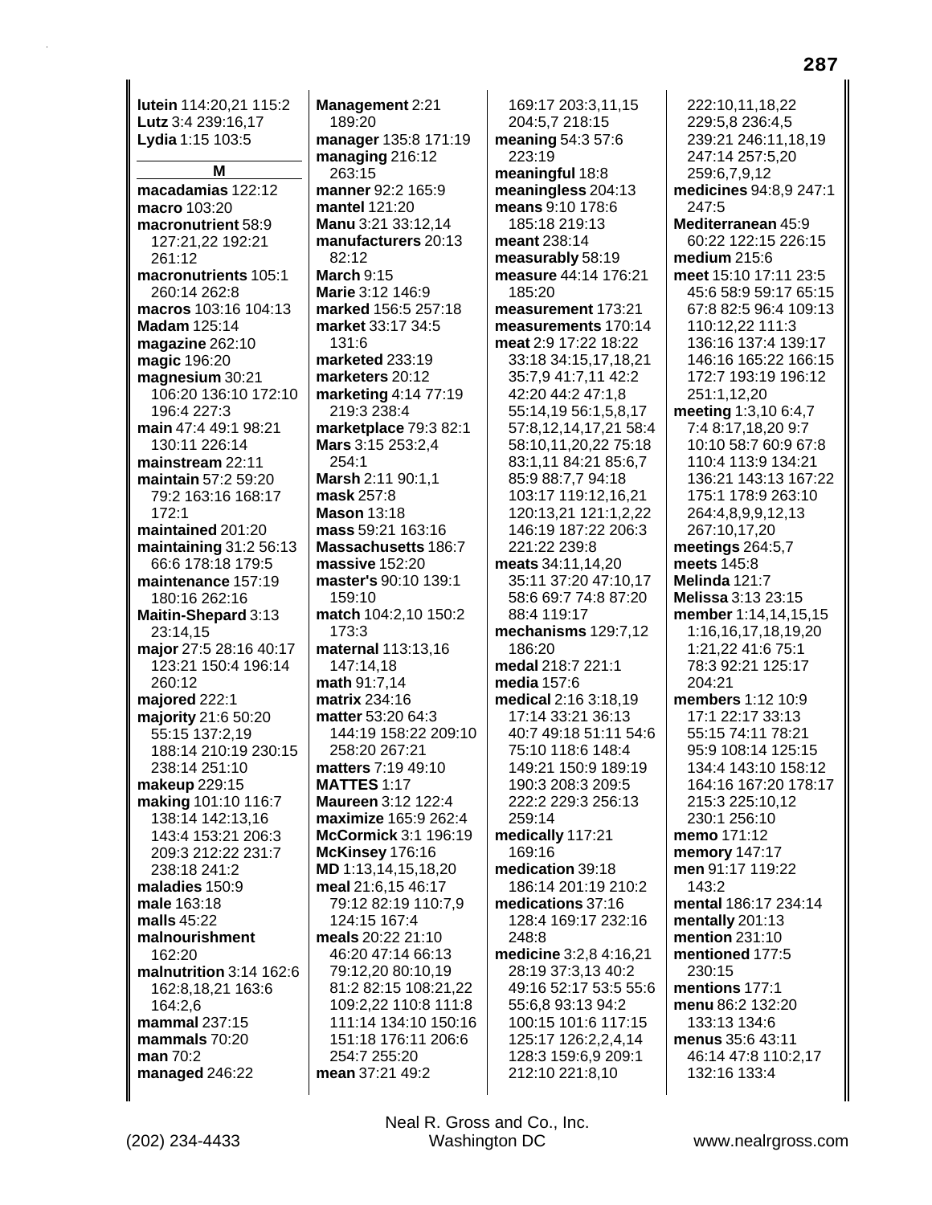**lutein** 114:20,21 115:2
**Lutz** 3:4 239:16,17
**Lydia** 1:15 103:5

## M

**macadamias** 122:12
**macro** 103:20
**macronutrient** 58:9 127:21,22 192:21 261:12
**macronutrients** 105:1 260:14 262:8
**macros** 103:16 104:13
**Madam** 125:14
**magazine** 262:10
**magic** 196:20
**magnesium** 30:21 106:20 136:10 172:10 196:4 227:3
**main** 47:4 49:1 98:21 130:11 226:14
**mainstream** 22:11
**maintain** 57:2 59:20 79:2 163:16 168:17 172:1
**maintained** 201:20
**maintaining** 31:2 56:13 66:6 178:18 179:5
**maintenance** 157:19 180:16 262:16
**Maitin-Shepard** 3:13 23:14,15
**major** 27:5 28:16 40:17 123:21 150:4 196:14 260:12
**majored** 222:1
**majority** 21:6 50:20 55:15 137:2,19 188:14 210:19 230:15 238:14 251:10
**makeup** 229:15
**making** 101:10 116:7 138:14 142:13,16 143:4 153:21 206:3 209:3 212:22 231:7 238:18 241:2
**maladies** 150:9
**male** 163:18
**malls** 45:22
**malnourishment** 162:20
**malnutrition** 3:14 162:6 162:8,18,21 163:6 164:2,6
**mammal** 237:15
**mammals** 70:20
**man** 70:2
**managed** 246:22
**Management** 2:21 189:20
**manager** 135:8 171:19
**managing** 216:12 263:15
**manner** 92:2 165:9
**mantel** 121:20
**Manu** 3:21 33:12,14
**manufacturers** 20:13 82:12
**March** 9:15
**Marie** 3:12 146:9
**marked** 156:5 257:18
**market** 33:17 34:5 131:6
**marketed** 233:19
**marketers** 20:12
**marketing** 4:14 77:19 219:3 238:4
**marketplace** 79:3 82:1
**Mars** 3:15 253:2,4 254:1
**Marsh** 2:11 90:1,1
**mask** 257:8
**Mason** 13:18
**mass** 59:21 163:16
**Massachusetts** 186:7
**massive** 152:20
**master's** 90:10 139:1 159:10
**match** 104:2,10 150:2 173:3
**maternal** 113:13,16 147:14,18
**math** 91:7,14
**matrix** 234:16
**matter** 53:20 64:3 144:19 158:22 209:10 258:20 267:21
**matters** 7:19 49:10
**MATTES** 1:17
**Maureen** 3:12 122:4
**maximize** 165:9 262:4
**McCormick** 3:1 196:19
**McKinsey** 176:16
**MD** 1:13,14,15,18,20
**meal** 21:6,15 46:17 79:12 82:19 110:7,9 124:15 167:4
**meals** 20:22 21:10 46:20 47:14 66:13 79:12,20 80:10,19 81:2 82:15 108:21,22 109:2,22 110:8 111:8 111:14 134:10 150:16 151:18 176:11 206:6 254:7 255:20
**mean** 37:21 49:2 169:17 203:3,11,15 204:5,7 218:15
**meaning** 54:3 57:6 223:19
**meaningful** 18:8
**meaningless** 204:13
**means** 9:10 178:6 185:18 219:13
**meant** 238:14
**measurably** 58:19
**measure** 44:14 176:21 185:20
**measurement** 173:21
**measurements** 170:14
**meat** 2:9 17:22 18:22 33:18 34:15,17,18,21 35:7,9 41:7,11 42:2 42:20 44:2 47:1,8 55:14,19 56:1,5,8,17 57:8,12,14,17,21 58:4 58:10,11,20,22 75:18 83:1,11 84:21 85:6,7 85:9 88:7,7 94:18 103:17 119:12,16,21 120:13,21 121:1,2,22 146:19 187:22 206:3 221:22 239:8
**meats** 34:11,14,20 35:11 37:20 47:10,17 58:6 69:7 74:8 87:20 88:4 119:17
**mechanisms** 129:7,12 186:20
**medal** 218:7 221:1
**media** 157:6
**medical** 2:16 3:18,19 17:14 33:21 36:13 40:7 49:18 51:11 54:6 75:10 118:6 148:4 149:21 150:9 189:19 190:3 208:3 209:5 222:2 229:3 256:13 259:14
**medically** 117:21 169:16
**medication** 39:18 186:14 201:19 210:2
**medications** 37:16 128:4 169:17 232:16 248:8
**medicine** 3:2,8 4:16,21 28:19 37:3,13 40:2 49:16 52:17 53:5 55:6 55:6,8 93:13 94:2 100:15 101:6 117:15 125:17 126:2,2,4,14 128:3 159:6,9 209:1 212:10 221:8,10 222:10,11,18,22 229:5,8 236:4,5 239:21 246:11,18,19 247:14 257:5,20 259:6,7,9,12
**medicines** 94:8,9 247:1 247:5
**Mediterranean** 45:9 60:22 122:15 226:15
**medium** 215:6
**meet** 15:10 17:11 23:5 45:6 58:9 59:17 65:15 67:8 82:5 96:4 109:13 110:12,22 111:3 136:16 137:4 139:17 146:16 165:22 166:15 172:7 193:19 196:12 251:1,12,20
**meeting** 1:3,10 6:4,7 7:4 8:17,18,20 9:7 10:10 58:7 60:9 67:8 110:4 113:9 134:21 136:21 143:13 167:22 175:1 178:9 263:10 264:4,8,9,9,12,13 267:10,17,20
**meetings** 264:5,7
**meets** 145:8
**Melinda** 121:7
**Melissa** 3:13 23:15
**member** 1:14,14,15,15 1:16,16,17,18,19,20 1:21,22 41:6 75:1 78:3 92:21 125:17 204:21
**members** 1:12 10:9 17:1 22:17 33:13 55:15 74:11 78:21 95:9 108:14 125:15 134:4 143:10 158:12 164:16 167:20 178:17 215:3 225:10,12 230:1 256:10
**memo** 171:12
**memory** 147:17
**men** 91:17 119:22 143:2
**mental** 186:17 234:14
**mentally** 201:13
**mention** 231:10
**mentioned** 177:5 230:15
**mentions** 177:1
**menu** 86:2 132:20 133:13 134:6
**menus** 35:6 43:11 46:14 47:8 110:2,17 132:16 133:4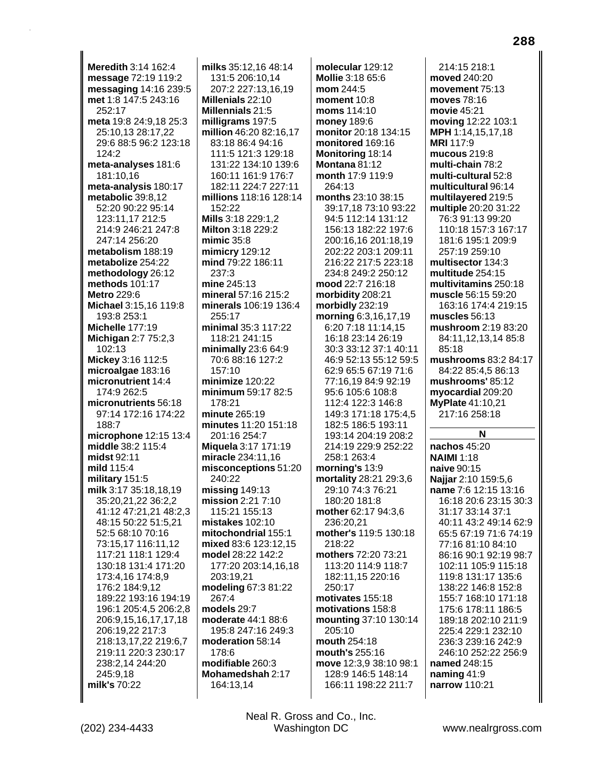**Meredith** 3:14 162:4
**message** 72:19 119:2
**messaging** 14:16 239:5
**met** 1:8 147:5 243:16 252:17
**meta** 19:8 24:9,18 25:3 25:10,13 28:17,22 29:6 88:5 96:2 123:18 124:2
**meta-analyses** 181:6 181:10,16
**meta-analysis** 180:17
**metabolic** 39:8,12 52:20 90:22 95:14 123:11,17 212:5 214:9 246:21 247:8 247:14 256:20
**metabolism** 188:19
**metabolize** 254:22
**methodology** 26:12
**methods** 101:17
**Metro** 229:6
**Michael** 3:15,16 119:8 193:8 253:1
**Michelle** 177:19
**Michigan** 2:7 75:2,3 102:13
**Mickey** 3:16 112:5
**microalgae** 183:16
**micronutrient** 14:4 174:9 262:5
**micronutrients** 56:18 97:14 172:16 174:22 188:7
**microphone** 12:15 13:4
**middle** 38:2 115:4
**midst** 92:11
**mild** 115:4
**military** 151:5
**milk** 3:17 35:18,18,19 35:20,21,22 36:2,2 41:12 47:21,21 48:2,3 48:15 50:22 51:5,21 52:5 68:10 70:16 73:15,17 116:11,12 117:21 118:1 129:4 130:18 131:4 171:20 173:4,16 174:8,9 176:2 184:9,12 189:22 193:16 194:19 196:1 205:4,5 206:2,8 206:9,15,16,17,17,18 206:19,22 217:3 218:13,17,22 219:6,7 219:11 220:3 230:17 238:2,14 244:20 245:9,18
**milk's** 70:22
**milks** 35:12,16 48:14 131:5 206:10,14 207:2 227:13,16,19
**Millenials** 22:10
**Millennials** 21:5
**milligrams** 197:5
**million** 46:20 82:16,17 83:18 86:4 94:16 111:5 121:3 129:18 131:22 134:10 139:6 160:11 161:9 176:7 182:11 224:7 227:11
**millions** 118:16 128:14 152:22
**Mills** 3:18 229:1,2
**Milton** 3:18 229:2
**mimic** 35:8
**mimicry** 129:12
**mind** 79:22 186:11 237:3
**mine** 245:13
**mineral** 57:16 215:2
**minerals** 106:19 136:4 255:17
**minimal** 35:3 117:22 118:21 241:15
**minimally** 23:6 64:9 70:6 88:16 127:2 157:10
**minimize** 120:22
**minimum** 59:17 82:5 178:21
**minute** 265:19
**minutes** 11:20 151:18 201:16 254:7
**Miquela** 3:17 171:19
**miracle** 234:11,16
**misconceptions** 51:20 240:22
**missing** 149:13
**mission** 2:21 7:10 115:21 155:13
**mistakes** 102:10
**mitochondrial** 155:1
**mixed** 83:6 123:12,15
**model** 28:22 142:2 177:20 203:14,16,18 203:19,21
**modeling** 67:3 81:22 267:4
**models** 29:7
**moderate** 44:1 88:6 195:8 247:16 249:3
**moderation** 58:14 178:6
**modifiable** 260:3
**Mohamedshah** 2:17 164:13,14
**molecular** 129:12
**Mollie** 3:18 65:6
**mom** 244:5
**moment** 10:8
**moms** 114:10
**money** 189:6
**monitor** 20:18 134:15
**monitored** 169:16
**Monitoring** 18:14
**Montana** 81:12
**month** 17:9 119:9 264:13
**months** 23:10 38:15 39:17,18 73:10 93:22 94:5 112:14 131:12 156:13 182:22 197:6 200:16,16 201:18,19 202:22 203:1 209:11 216:22 217:5 223:18 234:8 249:2 250:12
**mood** 22:7 216:18
**morbidity** 208:21
**morbidly** 232:19
**morning** 6:3,16,17,19 6:20 7:18 11:14,15 16:18 23:14 26:19 30:3 33:12 37:1 40:11 46:9 52:13 55:12 59:5 62:9 65:5 67:19 71:6 77:16,19 84:9 92:19 95:6 105:6 108:8 112:4 122:3 146:8 149:3 171:18 175:4,5 182:5 186:5 193:11 193:14 204:19 208:2 214:19 229:9 252:22 258:1 263:4
**morning's** 13:9
**mortality** 28:21 29:3,6 29:10 74:3 76:21 180:20 181:8
**mother** 62:17 94:3,6 236:20,21
**mother's** 119:5 130:18 218:22
**mothers** 72:20 73:21 113:20 114:9 118:7 182:11,15 220:16 250:17
**motivates** 155:18
**motivations** 158:8
**mounting** 37:10 130:14 205:10
**mouth** 254:18
**mouth's** 255:16
**move** 12:3,9 38:10 98:1 128:9 146:5 148:14 166:11 198:22 211:7 214:15 218:1
**moved** 240:20
**movement** 75:13
**moves** 78:16
**movie** 45:21
**moving** 12:22 103:1
**MPH** 1:14,15,17,18
**MRI** 117:9
**mucous** 219:8
**multi-chain** 78:2
**multi-cultural** 52:8
**multicultural** 96:14
**multilayered** 219:5
**multiple** 20:20 31:22 76:3 91:13 99:20 110:18 157:3 167:17 181:6 195:1 209:9 257:19 259:10
**multisector** 134:3
**multitude** 254:15
**multivitamins** 250:18
**muscle** 56:15 59:20 163:16 174:4 219:15
**muscles** 56:13
**mushroom** 2:19 83:20 84:11,12,13,14 85:8 85:18
**mushrooms** 83:2 84:17 84:22 85:4,5 86:13
**mushrooms'** 85:12
**myocardial** 209:20
**MyPlate** 41:10,21 217:16 258:18

## N

**nachos** 45:20
**NAIMI** 1:18
**naive** 90:15
**Najjar** 2:10 159:5,6
**name** 7:6 12:15 13:16 16:18 20:6 23:15 30:3 31:17 33:14 37:1 40:11 43:2 49:14 62:9 65:5 67:19 71:6 74:19 77:16 81:10 84:10 86:16 90:1 92:19 98:7 102:11 105:9 115:18 119:8 131:17 135:6 138:22 146:8 152:8 155:7 168:10 171:18 175:6 178:11 186:5 189:18 202:10 211:9 225:4 229:1 232:10 236:3 239:16 242:9 246:10 252:22 256:9
**named** 248:15
**naming** 41:9
**narrow** 110:21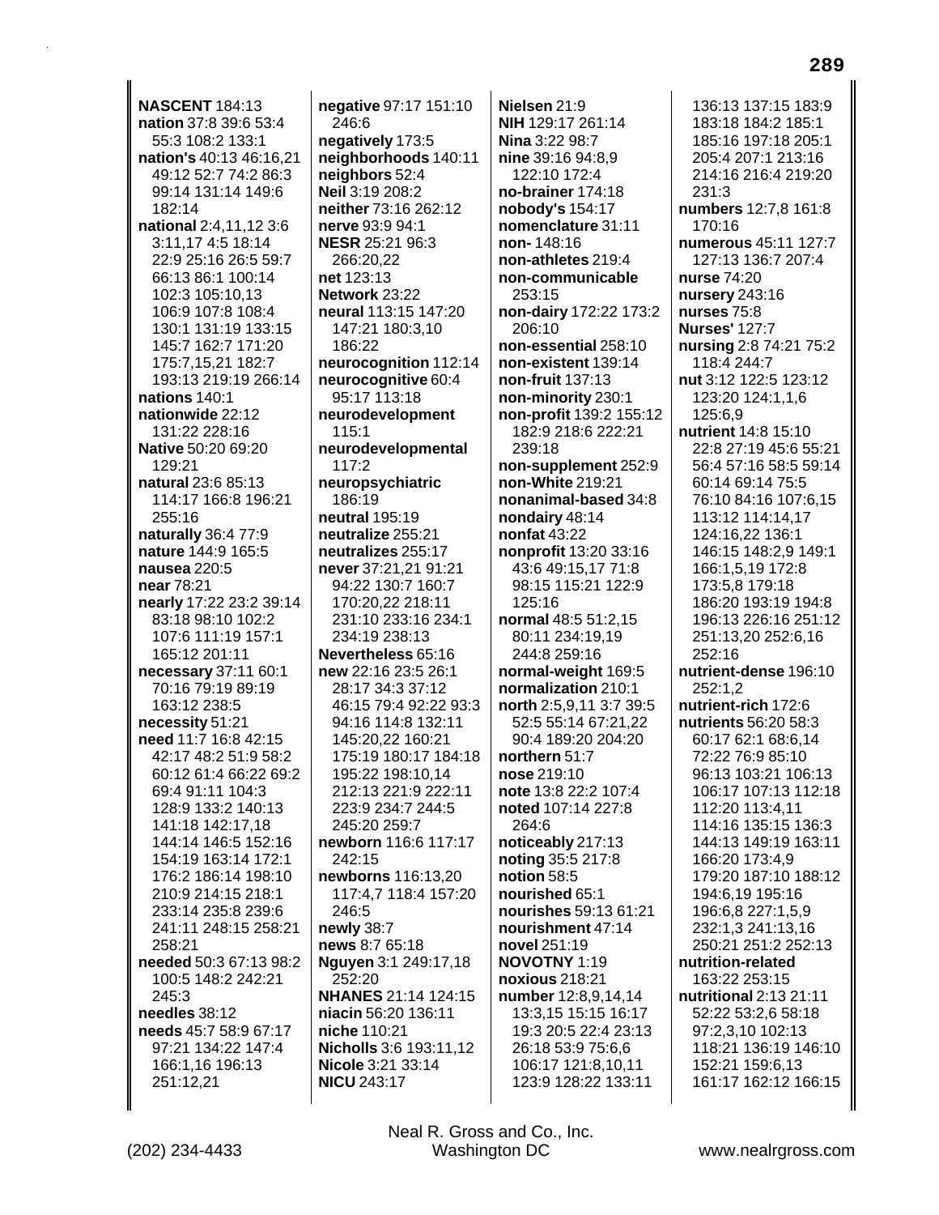**NASCENT** 184:13
**nation** 37:8 39:6 53:4 55:3 108:2 133:1
**nation's** 40:13 46:16,21 49:12 52:7 74:2 86:3 99:14 131:14 149:6 182:14
**national** 2:4,11,12 3:6 3:11,17 4:5 18:14 22:9 25:16 26:5 59:7 66:13 86:1 100:14 102:3 105:10,13 106:9 107:8 108:4 130:1 131:19 133:15 145:7 162:7 171:20 175:7,15,21 182:7 193:13 219:19 266:14
**nations** 140:1
**nationwide** 22:12 131:22 228:16
**Native** 50:20 69:20 129:21
**natural** 23:6 85:13 114:17 166:8 196:21 255:16
**naturally** 36:4 77:9
**nature** 144:9 165:5
**nausea** 220:5
**near** 78:21
**nearly** 17:22 23:2 39:14 83:18 98:10 102:2 107:6 111:19 157:1 165:12 201:11
**necessary** 37:11 60:1 70:16 79:19 89:19 163:12 238:5
**necessity** 51:21
**need** 11:7 16:8 42:15 42:17 48:2 51:9 58:2 60:12 61:4 66:22 69:2 69:4 91:11 104:3 128:9 133:2 140:13 141:18 142:17,18 144:14 146:5 152:16 154:19 163:14 172:1 176:2 186:14 198:10 210:9 214:15 218:1 233:14 235:8 239:6 241:11 248:15 258:21 258:21
**needed** 50:3 67:13 98:2 100:5 148:2 242:21 245:3
**needles** 38:12
**needs** 45:7 58:9 67:17 97:21 134:22 147:4 166:1,16 196:13 251:12,21
**negative** 97:17 151:10 246:6
**negatively** 173:5
**neighborhoods** 140:11
**neighbors** 52:4
**Neil** 3:19 208:2
**neither** 73:16 262:12
**nerve** 93:9 94:1
**NESR** 25:21 96:3 266:20,22
**net** 123:13
**Network** 23:22
**neural** 113:15 147:20 147:21 180:3,10 186:22
**neurocognition** 112:14
**neurocognitive** 60:4 95:17 113:18
**neurodevelopment** 115:1
**neurodevelopmental** 117:2
**neuropsychiatric** 186:19
**neutral** 195:19
**neutralize** 255:21
**neutralizes** 255:17
**never** 37:21,21 91:21 94:22 130:7 160:7 170:20,22 218:11 231:10 233:16 234:1 234:19 238:13
**Nevertheless** 65:16
**new** 22:16 23:5 26:1 28:17 34:3 37:12 46:15 79:4 92:22 93:3 94:16 114:8 132:11 145:20,22 160:21 175:19 180:17 184:18 195:22 198:10,14 212:13 221:9 222:11 223:9 234:7 244:5 245:20 259:7
**newborn** 116:6 117:17 242:15
**newborns** 116:13,20 117:4,7 118:4 157:20 246:5
**newly** 38:7
**news** 8:7 65:18
**Nguyen** 3:1 249:17,18 252:20
**NHANES** 21:14 124:15
**niacin** 56:20 136:11
**niche** 110:21
**Nicholls** 3:6 193:11,12
**Nicole** 3:21 33:14
**NICU** 243:17
**Nielsen** 21:9
**NIH** 129:17 261:14
**Nina** 3:22 98:7
**nine** 39:16 94:8,9 122:10 172:4
**no-brainer** 174:18
**nobody's** 154:17
**nomenclature** 31:11
**non-** 148:16
**non-athletes** 219:4
**non-communicable** 253:15
**non-dairy** 172:22 173:2 206:10
**non-essential** 258:10
**non-existent** 139:14
**non-fruit** 137:13
**non-minority** 230:1
**non-profit** 139:2 155:12 182:9 218:6 222:21 239:18
**non-supplement** 252:9
**non-White** 219:21
**nonanimal-based** 34:8
**nondairy** 48:14
**nonfat** 43:22
**nonprofit** 13:20 33:16 43:6 49:15,17 71:8 98:15 115:21 122:9 125:16
**normal** 48:5 51:2,15 80:11 234:19,19 244:8 259:16
**normal-weight** 169:5
**normalization** 210:1
**north** 2:5,9,11 3:7 39:5 52:5 55:14 67:21,22 90:4 189:20 204:20
**northern** 51:7
**nose** 219:10
**note** 13:8 22:2 107:4
**noted** 107:14 227:8 264:6
**noticeably** 217:13
**noting** 35:5 217:8
**notion** 58:5
**nourished** 65:1
**nourishes** 59:13 61:21
**nourishment** 47:14
**novel** 251:19
**NOVOTNY** 1:19
**noxious** 218:21
**number** 12:8,9,14,14 13:3,15 15:15 16:17 19:3 20:5 22:4 23:13 26:18 53:9 75:6,6 106:17 121:8,10,11 123:9 128:22 133:11 136:13 137:15 183:9 183:18 184:2 185:1 185:16 197:18 205:1 205:4 207:1 213:16 214:16 216:4 219:20 231:3
**numbers** 12:7,8 161:8 170:16
**numerous** 45:11 127:7 127:13 136:7 207:4
**nurse** 74:20
**nursery** 243:16
**nurses** 75:8
**Nurses'** 127:7
**nursing** 2:8 74:21 75:2 118:4 244:7
**nut** 3:12 122:5 123:12 123:20 124:1,1,6 125:6,9
**nutrient** 14:8 15:10 22:8 27:19 45:6 55:21 56:4 57:16 58:5 59:14 60:14 69:14 75:5 76:10 84:16 107:6,15 113:12 114:14,17 124:16,22 136:1 146:15 148:2,9 149:1 166:1,5,19 172:8 173:5,8 179:18 186:20 193:19 194:8 196:13 226:16 251:12 251:13,20 252:6,16 252:16
**nutrient-dense** 196:10 252:1,2
**nutrient-rich** 172:6
**nutrients** 56:20 58:3 60:17 62:1 68:6,14 72:22 76:9 85:10 96:13 103:21 106:13 106:17 107:13 112:18 112:20 113:4,11 114:16 135:15 136:3 144:13 149:19 163:11 166:20 173:4,9 179:20 187:10 188:12 194:6,19 195:16 196:6,8 227:1,5,9 232:1,3 241:13,16 250:21 251:2 252:13
**nutrition-related** 163:22 253:15
**nutritional** 2:13 21:11 52:22 53:2,6 58:18 97:2,3,10 102:13 118:21 136:19 146:10 152:21 159:6,13 161:17 162:12 166:15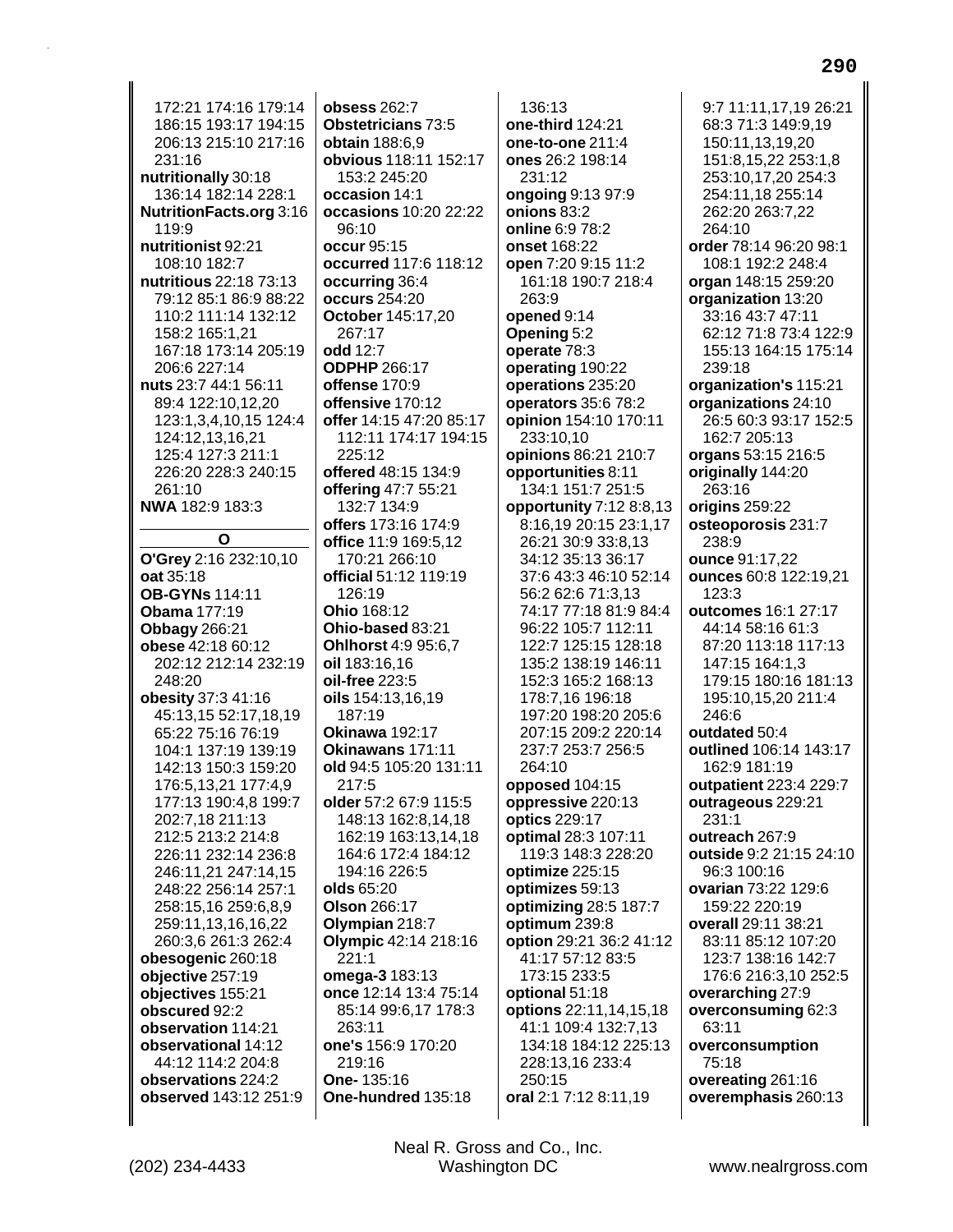172:21 174:16 179:14 186:15 193:17 194:15 206:13 215:10 217:16 231:16
**nutritionally** 30:18 136:14 182:14 228:1
**NutritionFacts.org** 3:16 119:9
**nutritionist** 92:21 108:10 182:7
**nutritious** 22:18 73:13 79:12 85:1 86:9 88:22 110:2 111:14 132:12 158:2 165:1,21 167:18 173:14 205:19 206:6 227:14
**nuts** 23:7 44:1 56:11 89:4 122:10,12,20 123:1,3,4,10,15 124:4 124:12,13,16,21 125:4 127:3 211:1 226:20 228:3 240:15 261:10
**NWA** 182:9 183:3

**O**

**O'Grey** 2:16 232:10,10
**oat** 35:18
**OB-GYNs** 114:11
**Obama** 177:19
**Obbagy** 266:21
**obese** 42:18 60:12 202:12 212:14 232:19 248:20
**obesity** 37:3 41:16 45:13,15 52:17,18,19 65:22 75:16 76:19 104:1 137:19 139:19 142:13 150:3 159:20 176:5,13,21 177:4,9 177:13 190:4,8 199:7 202:7,18 211:13 212:5 213:2 214:8 226:11 232:14 236:8 246:11,21 247:14,15 248:22 256:14 257:1 258:15,16 259:6,8,9 259:11,13,16,16,22 260:3,6 261:3 262:4
**obesogenic** 260:18
**objective** 257:19
**objectives** 155:21
**obscured** 92:2
**observation** 114:21
**observational** 14:12 44:12 114:2 204:8
**observations** 224:2
**observed** 143:12 251:9
**obsess** 262:7
**Obstetricians** 73:5
**obtain** 188:6,9
**obvious** 118:11 152:17 153:2 245:20
**occasion** 14:1
**occasions** 10:20 22:22 96:10
**occur** 95:15
**occurred** 117:6 118:12
**occurring** 36:4
**occurs** 254:20
**October** 145:17,20 267:17
**odd** 12:7
**ODPHP** 266:17
**offense** 170:9
**offensive** 170:12
**offer** 14:15 47:20 85:17 112:11 174:17 194:15 225:12
**offered** 48:15 134:9
**offering** 47:7 55:21 132:7 134:9
**offers** 173:16 174:9
**office** 11:9 169:5,12 170:21 266:10
**official** 51:12 119:19 126:19
**Ohio** 168:12
**Ohio-based** 83:21
**Ohlhorst** 4:9 95:6,7
**oil** 183:16,16
**oil-free** 223:5
**oils** 154:13,16,19 187:19
**Okinawa** 192:17
**Okinawans** 171:11
**old** 94:5 105:20 131:11 217:5
**older** 57:2 67:9 115:5 148:13 162:8,14,18 162:19 163:13,14,18 164:6 172:4 184:12 194:16 226:5
**olds** 65:20
**Olson** 266:17
**Olympian** 218:7
**Olympic** 42:14 218:16 221:1
**omega-3** 183:13
**once** 12:14 13:4 75:14 85:14 99:6,17 178:3 263:11
**one's** 156:9 170:20 219:16
**One-** 135:16
**One-hundred** 135:18
136:13
**one-third** 124:21
**one-to-one** 211:4
**ones** 26:2 198:14 231:12
**ongoing** 9:13 97:9
**onions** 83:2
**online** 6:9 78:2
**onset** 168:22
**open** 7:20 9:15 11:2 161:18 190:7 218:4 263:9
**opened** 9:14
**Opening** 5:2
**operate** 78:3
**operating** 190:22
**operations** 235:20
**operators** 35:6 78:2
**opinion** 154:10 170:11 233:10,10
**opinions** 86:21 210:7
**opportunities** 8:11 134:1 151:7 251:5
**opportunity** 7:12 8:8,13 8:16,19 20:15 23:1,17 26:21 30:9 33:8,13 34:12 35:13 36:17 37:6 43:3 46:10 52:14 56:2 62:6 71:3,13 74:17 77:18 81:9 84:4 96:22 105:7 112:11 122:7 125:15 128:18 135:2 138:19 146:11 152:3 165:2 168:13 178:7,16 196:18 197:20 198:20 205:6 207:15 209:2 220:14 237:7 253:7 256:5 264:10
**opposed** 104:15
**oppressive** 220:13
**optics** 229:17
**optimal** 28:3 107:11 119:3 148:3 228:20
**optimize** 225:15
**optimizes** 59:13
**optimizing** 28:5 187:7
**optimum** 239:8
**option** 29:21 36:2 41:12 41:17 57:12 83:5 173:15 233:5
**optional** 51:18
**options** 22:11,14,15,18 41:1 109:4 132:7,13 134:18 184:12 225:13 228:13,16 233:4 250:15
**oral** 2:1 7:12 8:11,19
9:7 11:11,17,19 26:21 68:3 71:3 149:9,19 150:11,13,19,20 151:8,15,22 253:1,8 253:10,17,20 254:3 254:11,18 255:14 262:20 263:7,22 264:10
**order** 78:14 96:20 98:1 108:1 192:2 248:4
**organ** 148:15 259:20
**organization** 13:20 33:16 43:7 47:11 62:12 71:8 73:4 122:9 155:13 164:15 175:14 239:18
**organization's** 115:21
**organizations** 24:10 26:5 60:3 93:17 152:5 162:7 205:13
**organs** 53:15 216:5
**originally** 144:20 263:16
**origins** 259:22
**osteoporosis** 231:7 238:9
**ounce** 91:17,22
**ounces** 60:8 122:19,21 123:3
**outcomes** 16:1 27:17 44:14 58:16 61:3 87:20 113:18 117:13 147:15 164:1,3 179:15 180:16 181:13 195:10,15,20 211:4 246:6
**outdated** 50:4
**outlined** 106:14 143:17 162:9 181:19
**outpatient** 223:4 229:7
**outrageous** 229:21 231:1
**outreach** 267:9
**outside** 9:2 21:15 24:10 96:3 100:16
**ovarian** 73:22 129:6 159:22 220:19
**overall** 29:11 38:21 83:11 85:12 107:20 123:7 138:16 142:7 176:6 216:3,10 252:5
**overarching** 27:9
**overconsuming** 62:3 63:11
**overconsumption** 75:18
**overeating** 261:16
**overemphasis** 260:13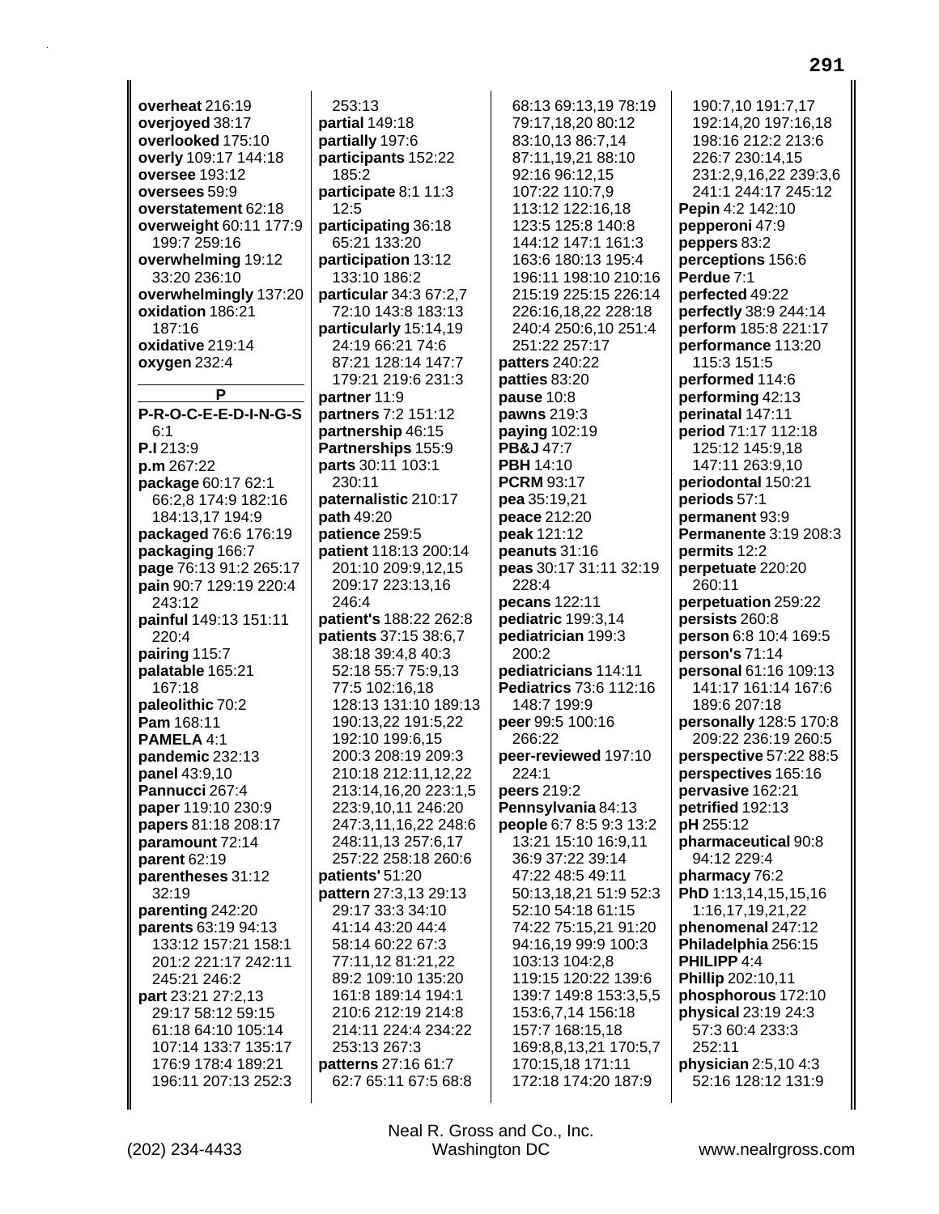**overheat** 216:19
**overjoyed** 38:17
**overlooked** 175:10
**overly** 109:17 144:18
**oversee** 193:12
**oversees** 59:9
**overstatement** 62:18
**overweight** 60:11 177:9 199:7 259:16
**overwhelming** 19:12 33:20 236:10
**overwhelmingly** 137:20
**oxidation** 186:21 187:16
**oxidative** 219:14
**oxygen** 232:4

**P**

**P-R-O-C-E-E-D-I-N-G-S** 6:1
**P.I** 213:9
**p.m** 267:22
**package** 60:17 62:1 66:2,8 174:9 182:16 184:13,17 194:9
**packaged** 76:6 176:19
**packaging** 166:7
**page** 76:13 91:2 265:17
**pain** 90:7 129:19 220:4 243:12
**painful** 149:13 151:11 220:4
**pairing** 115:7
**palatable** 165:21 167:18
**paleolithic** 70:2
**Pam** 168:11
**PAMELA** 4:1
**pandemic** 232:13
**panel** 43:9,10
**Pannucci** 267:4
**paper** 119:10 230:9
**papers** 81:18 208:17
**paramount** 72:14
**parent** 62:19
**parentheses** 31:12 32:19
**parenting** 242:20
**parents** 63:19 94:13 133:12 157:21 158:1 201:2 221:17 242:11 245:21 246:2
**part** 23:21 27:2,13 29:17 58:12 59:15 61:18 64:10 105:14 107:14 133:7 135:17 176:9 178:4 189:21 196:11 207:13 252:3 253:13
**partial** 149:18
**partially** 197:6
**participants** 152:22 185:2
**participate** 8:1 11:3 12:5
**participating** 36:18 65:21 133:20
**participation** 13:12 133:10 186:2
**particular** 34:3 67:2,7 72:10 143:8 183:13
**particularly** 15:14,19 24:19 66:21 74:6 87:21 128:14 147:7 179:21 219:6 231:3
**partner** 11:9
**partners** 7:2 151:12
**partnership** 46:15
**Partnerships** 155:9
**parts** 30:11 103:1 230:11
**paternalistic** 210:17
**path** 49:20
**patience** 259:5
**patient** 118:13 200:14 201:10 209:9,12,15 209:17 223:13,16 246:4
**patient's** 188:22 262:8
**patients** 37:15 38:6,7 38:18 39:4,8 40:3 52:18 55:7 75:9,13 77:5 102:16,18 128:13 131:10 189:13 190:13,22 191:5,22 192:10 199:6,15 200:3 208:19 209:3 210:18 212:11,12,22 213:14,16,20 223:1,5 223:9,10,11 246:20 247:3,11,16,22 248:6 248:11,13 257:6,17 257:22 258:18 260:6
**patients'** 51:20
**pattern** 27:3,13 29:13 29:17 33:3 34:10 41:14 43:20 44:4 58:14 60:22 67:3 77:11,12 81:21,22 89:2 109:10 135:20 161:8 189:14 194:1 210:6 212:19 214:8 214:11 224:4 234:22 253:13 267:3
**patterns** 27:16 61:7 62:7 65:11 67:5 68:8 68:13 69:13,19 78:19 79:17,18,20 80:12 83:10,13 86:7,14 87:11,19,21 88:10 92:16 96:12,15 107:22 110:7,9 113:12 122:16,18 123:5 125:8 140:8 144:12 147:1 161:3 163:6 180:13 195:4 196:11 198:10 210:16 215:19 225:15 226:14 226:16,18,22 228:18 240:4 250:6,10 251:4 251:22 257:17
**patters** 240:22
**patties** 83:20
**pause** 10:8
**pawns** 219:3
**paying** 102:19
**PB&J** 47:7
**PBH** 14:10
**PCRM** 93:17
**pea** 35:19,21
**peace** 212:20
**peak** 121:12
**peanuts** 31:16
**peas** 30:17 31:11 32:19 228:4
**pecans** 122:11
**pediatric** 199:3,14
**pediatrician** 199:3 200:2
**pediatricians** 114:11
**Pediatrics** 73:6 112:16 148:7 199:9
**peer** 99:5 100:16 266:22
**peer-reviewed** 197:10 224:1
**peers** 219:2
**Pennsylvania** 84:13
**people** 6:7 8:5 9:3 13:2 13:21 15:10 16:9,11 36:9 37:22 39:14 47:22 48:5 49:11 50:13,18,21 51:9 52:3 52:10 54:18 61:15 74:22 75:15,21 91:20 94:16,19 99:9 100:3 103:13 104:2,8 119:15 120:22 139:6 139:7 149:8 153:3,5,5 153:6,7,14 156:18 157:7 168:15,18 169:8,8,13,21 170:5,7 170:15,18 171:11 172:18 174:20 187:9 190:7,10 191:7,17 192:14,20 197:16,18 198:16 212:2 213:6 226:7 230:14,15 231:2,9,16,22 239:3,6 241:1 244:17 245:12
**Pepin** 4:2 142:10
**pepperoni** 47:9
**peppers** 83:2
**perceptions** 156:6
**Perdue** 7:1
**perfected** 49:22
**perfectly** 38:9 244:14
**perform** 185:8 221:17
**performance** 113:20 115:3 151:5
**performed** 114:6
**performing** 42:13
**perinatal** 147:11
**period** 71:17 112:18 125:12 145:9,18 147:11 263:9,10
**periodontal** 150:21
**periods** 57:1
**permanent** 93:9
**Permanente** 3:19 208:3
**permits** 12:2
**perpetuate** 220:20 260:11
**perpetuation** 259:22
**persists** 260:8
**person** 6:8 10:4 169:5
**person's** 71:14
**personal** 61:16 109:13 141:17 161:14 167:6 189:6 207:18
**personally** 128:5 170:8 209:22 236:19 260:5
**perspective** 57:22 88:5
**perspectives** 165:16
**pervasive** 162:21
**petrified** 192:13
**pH** 255:12
**pharmaceutical** 90:8 94:12 229:4
**pharmacy** 76:2
**PhD** 1:13,14,15,15,16 1:16,17,19,21,22
**phenomenal** 247:12
**Philadelphia** 256:15
**PHILIPP** 4:4
**Phillip** 202:10,11
**phosphorous** 172:10
**physical** 23:19 24:3 57:3 60:4 233:3 252:11
**physician** 2:5,10 4:3 52:16 128:12 131:9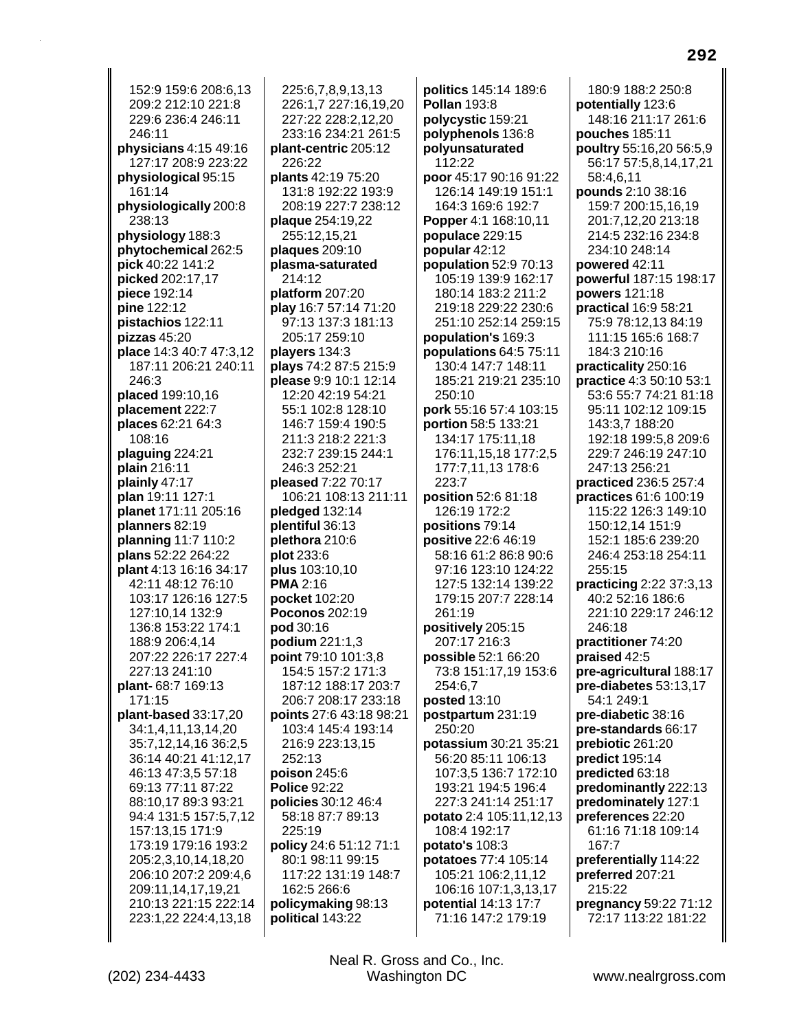152:9 159:6 208:6,13 209:2 212:10 221:8 229:6 236:4 246:11 246:11
**physicians** 4:15 49:16 127:17 208:9 223:22
**physiological** 95:15 161:14
**physiologically** 200:8 238:13
**physiology** 188:3
**phytochemical** 262:5
**pick** 40:22 141:2
**picked** 202:17,17
**piece** 192:14
**pine** 122:12
**pistachios** 122:11
**pizzas** 45:20
**place** 14:3 40:7 47:3,12 187:11 206:21 240:11 246:3
**placed** 199:10,16
**placement** 222:7
**places** 62:21 64:3 108:16
**plaguing** 224:21
**plain** 216:11
**plainly** 47:17
**plan** 19:11 127:1
**planet** 171:11 205:16
**planners** 82:19
**planning** 11:7 110:2
**plans** 52:22 264:22
**plant** 4:13 16:16 34:17 42:11 48:12 76:10 103:17 126:16 127:5 127:10,14 132:9 136:8 153:22 174:1 188:9 206:4,14 207:22 226:17 227:4 227:13 241:10
**plant-** 68:7 169:13 171:15
**plant-based** 33:17,20 34:1,4,11,13,14,20 35:7,12,14,16 36:2,5 36:14 40:21 41:12,17 46:13 47:3,5 57:18 69:13 77:11 87:22 88:10,17 89:3 93:21 94:4 131:5 157:5,7,12 157:13,15 171:9 173:19 179:16 193:2 205:2,3,10,14,18,20 206:10 207:2 209:4,6 209:11,14,17,19,21 210:13 221:15 222:14 223:1,22 224:4,13,18 225:6,7,8,9,13,13 226:1,7 227:16,19,20 227:22 228:2,12,20 233:16 234:21 261:5
**plant-centric** 205:12 226:22
**plants** 42:19 75:20 131:8 192:22 193:9 208:19 227:7 238:12
**plaque** 254:19,22 255:12,15,21
**plaques** 209:10
**plasma-saturated** 214:12
**platform** 207:20
**play** 16:7 57:14 71:20 97:13 137:3 181:13 205:17 259:10
**players** 134:3
**plays** 74:2 87:5 215:9
**please** 9:9 10:1 12:14 12:20 42:19 54:21 55:1 102:8 128:10 146:7 159:4 190:5 211:3 218:2 221:3 232:7 239:15 244:1 246:3 252:21
**pleased** 7:22 70:17 106:21 108:13 211:11
**pledged** 132:14
**plentiful** 36:13
**plethora** 210:6
**plot** 233:6
**plus** 103:10,10
**PMA** 2:16
**pocket** 102:20
**Poconos** 202:19
**pod** 30:16
**podium** 221:1,3
**point** 79:10 101:3,8 154:5 157:2 171:3 187:12 188:17 203:7 206:7 208:17 233:18
**points** 27:6 43:18 98:21 103:4 145:4 193:14 216:9 223:13,15 252:13
**poison** 245:6
**Police** 92:22
**policies** 30:12 46:4 58:18 87:7 89:13 225:19
**policy** 24:6 51:12 71:1 80:1 98:11 99:15 117:22 131:19 148:7 162:5 266:6
**policymaking** 98:13
**political** 143:22
**politics** 145:14 189:6
**Pollan** 193:8
**polycystic** 159:21
**polyphenols** 136:8
**polyunsaturated** 112:22
**poor** 45:17 90:16 91:22 126:14 149:19 151:1 164:3 169:6 192:7
**Popper** 4:1 168:10,11
**populace** 229:15
**popular** 42:12
**population** 52:9 70:13 105:19 139:9 162:17 180:14 183:2 211:2 219:18 229:22 230:6 251:10 252:14 259:15
**population's** 169:3
**populations** 64:5 75:11 130:4 147:7 148:11 185:21 219:21 235:10 250:10
**pork** 55:16 57:4 103:15
**portion** 58:5 133:21 134:17 175:11,18 176:11,15,18 177:2,5 177:7,11,13 178:6 223:7
**position** 52:6 81:18 126:19 172:2
**positions** 79:14
**positive** 22:6 46:19 58:16 61:2 86:8 90:6 97:16 123:10 124:22 127:5 132:14 139:22 179:15 207:7 228:14 261:19
**positively** 205:15 207:17 216:3
**possible** 52:1 66:20 73:8 151:17,19 153:6 254:6,7
**posted** 13:10
**postpartum** 231:19 250:20
**potassium** 30:21 35:21 56:20 85:11 106:13 107:3,5 136:7 172:10 193:21 194:5 196:4 227:3 241:14 251:17
**potato** 2:4 105:11,12,13 108:4 192:17
**potato's** 108:3
**potatoes** 77:4 105:14 105:21 106:2,11,12 106:16 107:1,3,13,17
**potential** 14:13 17:7 71:16 147:2 179:19 180:9 188:2 250:8
**potentially** 123:6 148:16 211:17 261:6
**pouches** 185:11
**poultry** 55:16,20 56:5,9 56:17 57:5,8,14,17,21 58:4,6,11
**pounds** 2:10 38:16 159:7 200:15,16,19 201:7,12,20 213:18 214:5 232:16 234:8 234:10 248:14
**powered** 42:11
**powerful** 187:15 198:17
**powers** 121:18
**practical** 16:9 58:21 75:9 78:12,13 84:19 111:15 165:6 168:7 184:3 210:16
**practicality** 250:16
**practice** 4:3 50:10 53:1 53:6 55:7 74:21 81:18 95:11 102:12 109:15 143:3,7 188:20 192:18 199:5,8 209:6 229:7 246:19 247:10 247:13 256:21
**practiced** 236:5 257:4
**practices** 61:6 100:19 115:22 126:3 149:10 150:12,14 151:9 152:1 185:6 239:20 246:4 253:18 254:11 255:15
**practicing** 2:22 37:3,13 40:2 52:16 186:6 221:10 229:17 246:12 246:18
**practitioner** 74:20
**praised** 42:5
**pre-agricultural** 188:17
**pre-diabetes** 53:13,17 54:1 249:1
**pre-diabetic** 38:16
**pre-standards** 66:17
**prebiotic** 261:20
**predict** 195:14
**predicted** 63:18
**predominantly** 222:13
**predominately** 127:1
**preferences** 22:20 61:16 71:18 109:14 167:7
**preferentially** 114:22
**preferred** 207:21 215:22
**pregnancy** 59:22 71:12 72:17 113:22 181:22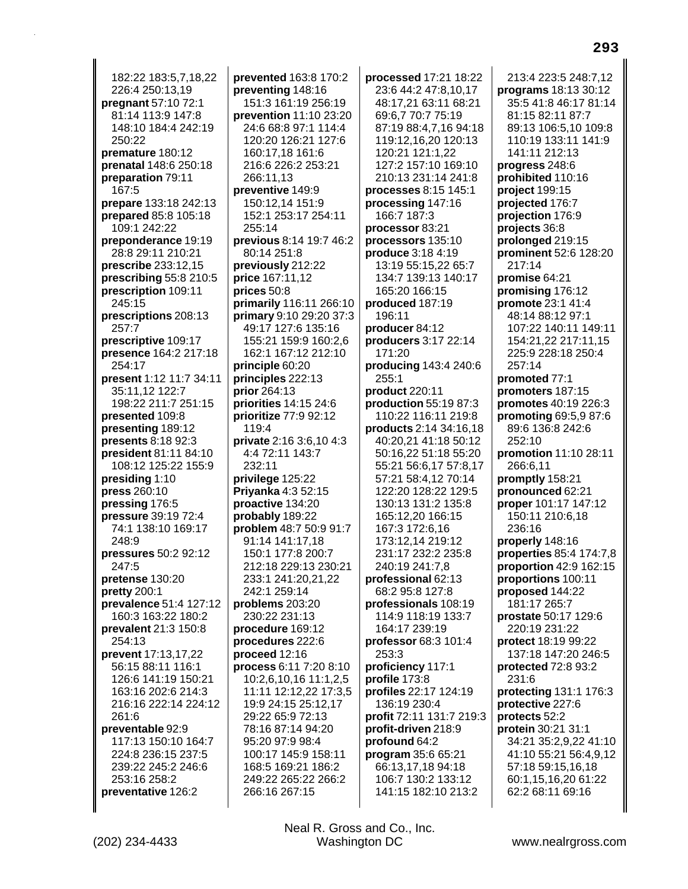182:22 183:5,7,18,22 226:4 250:13,19
**pregnant** 57:10 72:1 81:14 113:9 147:8 148:10 184:4 242:19 250:22
**premature** 180:12
**prenatal** 148:6 250:18
**preparation** 79:11 167:5
**prepare** 133:18 242:13
**prepared** 85:8 105:18 109:1 242:22
**preponderance** 19:19 28:8 29:11 210:21
**prescribe** 233:12,15
**prescribing** 55:8 210:5
**prescription** 109:11 245:15
**prescriptions** 208:13 257:7
**prescriptive** 109:17
**presence** 164:2 217:18 254:17
**present** 1:12 11:7 34:11 35:11,12 122:7 198:22 211:7 251:15
**presented** 109:8
**presenting** 189:12
**presents** 8:18 92:3
**president** 81:11 84:10 108:12 125:22 155:9
**presiding** 1:10
**press** 260:10
**pressing** 176:5
**pressure** 39:19 72:4 74:1 138:10 169:17 248:9
**pressures** 50:2 92:12 247:5
**pretense** 130:20
**pretty** 200:1
**prevalence** 51:4 127:12 160:3 163:22 180:2
**prevalent** 21:3 150:8 254:13
**prevent** 17:13,17,22 56:15 88:11 116:1 126:6 141:19 150:21 163:16 202:6 214:3 216:16 222:14 224:12 261:6
**preventable** 92:9 117:13 150:10 164:7 224:8 236:15 237:5 239:22 245:2 246:6 253:16 258:2
**preventative** 126:2
**prevented** 163:8 170:2
**preventing** 148:16 151:3 161:19 256:19
**prevention** 11:10 23:20 24:6 68:8 97:1 114:4 120:20 126:21 127:6 160:17,18 161:6 216:6 226:2 253:21 266:11,13
**preventive** 149:9 150:12,14 151:9 152:1 253:17 254:11 255:14
**previous** 8:14 19:7 46:2 80:14 251:8
**previously** 212:22
**price** 167:11,12
**prices** 50:8
**primarily** 116:11 266:10
**primary** 9:10 29:20 37:3 49:17 127:6 135:16 155:21 159:9 160:2,6 162:1 167:12 212:10
**principle** 60:20
**principles** 222:13
**prior** 264:13
**priorities** 14:15 24:6
**prioritize** 77:9 92:12 119:4
**private** 2:16 3:6,10 4:3 4:4 72:11 143:7 232:11
**privilege** 125:22
**Priyanka** 4:3 52:15
**proactive** 134:20
**probably** 189:22
**problem** 48:7 50:9 91:7 91:14 141:17,18 150:1 177:8 200:7 212:18 229:13 230:21 233:1 241:20,21,22 242:1 259:14
**problems** 203:20 230:22 231:13
**procedure** 169:12
**procedures** 222:6
**proceed** 12:16
**process** 6:11 7:20 8:10 10:2,6,10,16 11:1,2,5 11:11 12:12,22 17:3,5 19:9 24:15 25:12,17 29:22 65:9 72:13 78:16 87:14 94:20 95:20 97:9 98:4 100:17 145:9 158:11 168:5 169:21 186:2 249:22 265:22 266:2 266:16 267:15
**processed** 17:21 18:22 23:6 44:2 47:8,10,17 48:17,21 63:11 68:21 69:6,7 70:7 75:19 87:19 88:4,7,16 94:18 119:12,16,20 120:13 120:21 121:1,22 127:2 157:10 169:10 210:13 231:14 241:8
**processes** 8:15 145:1
**processing** 147:16 166:7 187:3
**processor** 83:21
**processors** 135:10
**produce** 3:18 4:19 13:19 55:15,22 65:7 134:7 139:13 140:17 165:20 166:15
**produced** 187:19 196:11
**producer** 84:12
**producers** 3:17 22:14 171:20
**producing** 143:4 240:6 255:1
**product** 220:11
**production** 55:19 87:3 110:22 116:11 219:8
**products** 2:14 34:16,18 40:20,21 41:18 50:12 50:16,22 51:18 55:20 55:21 56:6,17 57:8,17 57:21 58:4,12 70:14 122:20 128:22 129:5 130:13 131:2 135:8 165:12,20 166:15 167:3 172:6,16 173:12,14 219:12 231:17 232:2 235:8 240:19 241:7,8
**professional** 62:13 68:2 95:8 127:8
**professionals** 108:19 114:9 118:19 133:7 164:17 239:19
**professor** 68:3 101:4 253:3
**proficiency** 117:1
**profile** 173:8
**profiles** 22:17 124:19 136:19 230:4
**profit** 72:11 131:7 219:3
**profit-driven** 218:9
**profound** 64:2
**program** 35:6 65:21 66:13,17,18 94:18 106:7 130:2 133:12 141:15 182:10 213:2 213:4 223:5 248:7,12
**programs** 18:13 30:12 35:5 41:8 46:17 81:14 81:15 82:11 87:7 89:13 106:5,10 109:8 110:19 133:11 141:9 141:11 212:13
**progress** 248:6
**prohibited** 110:16
**project** 199:15
**projected** 176:7
**projection** 176:9
**projects** 36:8
**prolonged** 219:15
**prominent** 52:6 128:20 217:14
**promise** 64:21
**promising** 176:12
**promote** 23:1 41:4 48:14 88:12 97:1 107:22 140:11 149:11 154:21,22 217:11,15 225:9 228:18 250:4 257:14
**promoted** 77:1
**promoters** 187:15
**promotes** 40:19 226:3
**promoting** 69:5,9 87:6 89:6 136:8 242:6 252:10
**promotion** 11:10 28:11 266:6,11
**promptly** 158:21
**pronounced** 62:21
**proper** 101:17 147:12 150:11 210:6,18 236:16
**properly** 148:16
**properties** 85:4 174:7,8
**proportion** 42:9 162:15
**proportions** 100:11
**proposed** 144:22 181:17 265:7
**prostate** 50:17 129:6 220:19 231:22
**protect** 18:19 99:22 137:18 147:20 246:5
**protected** 72:8 93:2 231:6
**protecting** 131:1 176:3
**protective** 227:6
**protects** 52:2
**protein** 30:21 31:1 34:21 35:2,9,22 41:10 41:10 55:21 56:4,9,12 57:18 59:15,16,18 60:1,15,16,20 61:22 62:2 68:11 69:16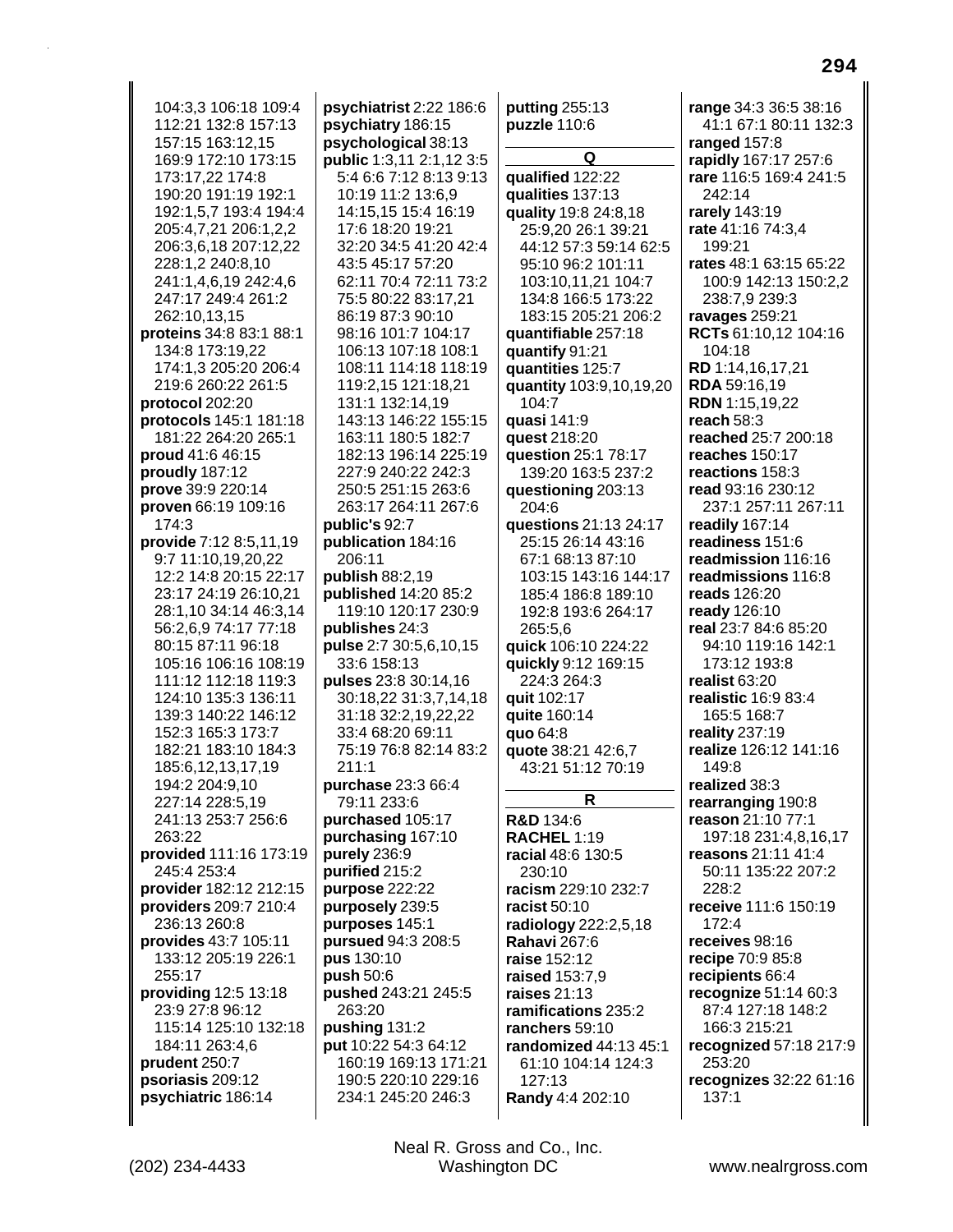104:3,3 106:18 109:4 112:21 132:8 157:13 157:15 163:12,15 169:9 172:10 173:15 173:17,22 174:8 190:20 191:19 192:1 192:1,5,7 193:4 194:4 205:4,7,21 206:1,2,2 206:3,6,18 207:12,22 228:1,2 240:8,10 241:1,4,6,19 242:4,6 247:17 249:4 261:2 262:10,13,15
**proteins** 34:8 83:1 88:1 134:8 173:19,22 174:1,3 205:20 206:4 219:6 260:22 261:5
**protocol** 202:20
**protocols** 145:1 181:18 181:22 264:20 265:1
**proud** 41:6 46:15
**proudly** 187:12
**prove** 39:9 220:14
**proven** 66:19 109:16 174:3
**provide** 7:12 8:5,11,19 9:7 11:10,19,20,22 12:2 14:8 20:15 22:17 23:17 24:19 26:10,21 28:1,10 34:14 46:3,14 56:2,6,9 74:17 77:18 80:15 87:11 96:18 105:16 106:16 108:19 111:12 112:18 119:3 124:10 135:3 136:11 139:3 140:22 146:12 152:3 165:3 173:7 182:21 183:10 184:3 185:6,12,13,17,19 194:2 204:9,10 227:14 228:5,19 241:13 253:7 256:6 263:22
**provided** 111:16 173:19 245:4 253:4
**provider** 182:12 212:15
**providers** 209:7 210:4 236:13 260:8
**provides** 43:7 105:11 133:12 205:19 226:1 255:17
**providing** 12:5 13:18 23:9 27:8 96:12 115:14 125:10 132:18 184:11 263:4,6
**prudent** 250:7
**psoriasis** 209:12
**psychiatric** 186:14
**psychiatrist** 2:22 186:6
**psychiatry** 186:15
**psychological** 38:13
**public** 1:3,11 2:1,12 3:5 5:4 6:6 7:12 8:13 9:13 10:19 11:2 13:6,9 14:15,15 15:4 16:19 17:6 18:20 19:21 32:20 34:5 41:20 42:4 43:5 45:17 57:20 62:11 70:4 72:11 73:2 75:5 80:22 83:17,21 86:19 87:3 90:10 98:16 101:7 104:17 106:13 107:18 108:1 108:11 114:18 118:19 119:2,15 121:18,21 131:1 132:14,19 143:13 146:22 155:15 163:11 180:5 182:7 182:13 196:14 225:19 227:9 240:22 242:3 250:5 251:15 263:6 263:17 264:11 267:6
**public's** 92:7
**publication** 184:16 206:11
**publish** 88:2,19
**published** 14:20 85:2 119:10 120:17 230:9
**publishes** 24:3
**pulse** 2:7 30:5,6,10,15 33:6 158:13
**pulses** 23:8 30:14,16 30:18,22 31:3,7,14,18 31:18 32:2,19,22,22 33:4 68:20 69:11 75:19 76:8 82:14 83:2 211:1
**purchase** 23:3 66:4 79:11 233:6
**purchased** 105:17
**purchasing** 167:10
**purely** 236:9
**purified** 215:2
**purpose** 222:22
**purposely** 239:5
**purposes** 145:1
**pursued** 94:3 208:5
**pus** 130:10
**push** 50:6
**pushed** 243:21 245:5 263:20
**pushing** 131:2
**put** 10:22 54:3 64:12 160:19 169:13 171:21 190:5 220:10 229:16 234:1 245:20 246:3
**putting** 255:13
**puzzle** 110:6

## Q

**qualified** 122:22
**qualities** 137:13
**quality** 19:8 24:8,18 25:9,20 26:1 39:21 44:12 57:3 59:14 62:5 95:10 96:2 101:11 103:10,11,21 104:7 134:8 166:5 173:22 183:15 205:21 206:2
**quantifiable** 257:18
**quantify** 91:21
**quantities** 125:7
**quantity** 103:9,10,19,20 104:7
**quasi** 141:9
**quest** 218:20
**question** 25:1 78:17 139:20 163:5 237:2
**questioning** 203:13 204:6
**questions** 21:13 24:17 25:15 26:14 43:16 67:1 68:13 87:10 103:15 143:16 144:17 185:4 186:8 189:10 192:8 193:6 264:17 265:5,6
**quick** 106:10 224:22
**quickly** 9:12 169:15 224:3 264:3
**quit** 102:17
**quite** 160:14
**quo** 64:8
**quote** 38:21 42:6,7 43:21 51:12 70:19

## R

**R&D** 134:6
**RACHEL** 1:19
**racial** 48:6 130:5 230:10
**racism** 229:10 232:7
**racist** 50:10
**radiology** 222:2,5,18
**Rahavi** 267:6
**raise** 152:12
**raised** 153:7,9
**raises** 21:13
**ramifications** 235:2
**ranchers** 59:10
**randomized** 44:13 45:1 61:10 104:14 124:3 127:13
**Randy** 4:4 202:10
**range** 34:3 36:5 38:16 41:1 67:1 80:11 132:3
**ranged** 157:8
**rapidly** 167:17 257:6
**rare** 116:5 169:4 241:5 242:14
**rarely** 143:19
**rate** 41:16 74:3,4 199:21
**rates** 48:1 63:15 65:22 100:9 142:13 150:2,2 238:7,9 239:3
**ravages** 259:21
**RCTs** 61:10,12 104:16 104:18
**RD** 1:14,16,17,21
**RDA** 59:16,19
**RDN** 1:15,19,22
**reach** 58:3
**reached** 25:7 200:18
**reaches** 150:17
**reactions** 158:3
**read** 93:16 230:12 237:1 257:11 267:11
**readily** 167:14
**readiness** 151:6
**readmission** 116:16
**readmissions** 116:8
**reads** 126:20
**ready** 126:10
**real** 23:7 84:6 85:20 94:10 119:16 142:1 173:12 193:8
**realist** 63:20
**realistic** 16:9 83:4 165:5 168:7
**reality** 237:19
**realize** 126:12 141:16 149:8
**realized** 38:3
**rearranging** 190:8
**reason** 21:10 77:1 197:18 231:4,8,16,17
**reasons** 21:11 41:4 50:11 135:22 207:2 228:2
**receive** 111:6 150:19 172:4
**receives** 98:16
**recipe** 70:9 85:8
**recipients** 66:4
**recognize** 51:14 60:3 87:4 127:18 148:2 166:3 215:21
**recognized** 57:18 217:9 253:20
**recognizes** 32:22 61:16 137:1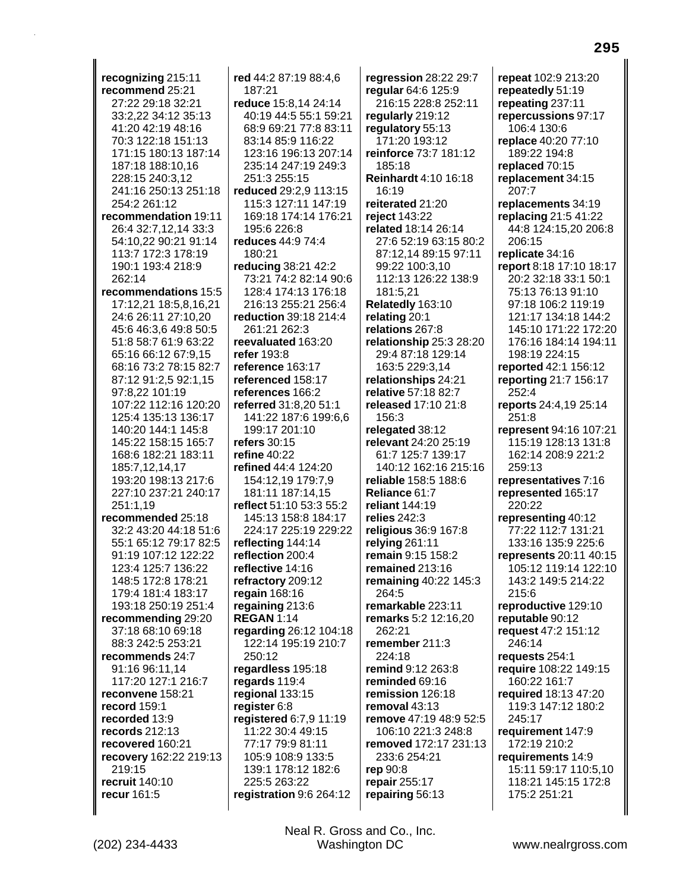**recognizing** 215:11
**recommend** 25:21 27:22 29:18 32:21 33:2,22 34:12 35:13 41:20 42:19 48:16 70:3 122:18 151:13 171:15 180:13 187:14 187:18 188:10,16 228:15 240:3,12 241:16 250:13 251:18 254:2 261:12
**recommendation** 19:11 26:4 32:7,12,14 33:3 54:10,22 90:21 91:14 113:7 172:3 178:19 190:1 193:4 218:9 262:14
**recommendations** 15:5 17:12,21 18:5,8,16,21 24:6 26:11 27:10,20 45:6 46:3,6 49:8 50:5 51:8 58:7 61:9 63:22 65:16 66:12 67:9,15 68:16 73:2 78:15 82:7 87:12 91:2,5 92:1,15 97:8,22 101:19 107:22 112:16 120:20 125:4 135:13 136:17 140:20 144:1 145:8 145:22 158:15 165:7 168:6 182:21 183:11 185:7,12,14,17 193:20 198:13 217:6 227:10 237:21 240:17 251:1,19
**recommended** 25:18 32:2 43:20 44:18 51:6 55:1 65:12 79:17 82:5 91:19 107:12 122:22 123:4 125:7 136:22 148:5 172:8 178:21 179:4 181:4 183:17 193:18 250:19 251:4
**recommending** 29:20 37:18 68:10 69:18 88:3 242:5 253:21
**recommends** 24:7 91:16 96:11,14 117:20 127:1 216:7
**reconvene** 158:21
**record** 159:1
**recorded** 13:9
**records** 212:13
**recovered** 160:21
**recovery** 162:22 219:13 219:15
**recruit** 140:10
**recur** 161:5
**red** 44:2 87:19 88:4,6 187:21
**reduce** 15:8,14 24:14 40:19 44:5 55:1 59:21 68:9 69:21 77:8 83:11 83:14 85:9 116:22 123:16 196:13 207:14 235:14 247:19 249:3 251:3 255:15
**reduced** 29:2,9 113:15 115:3 127:11 147:19 169:18 174:14 176:21 195:6 226:8
**reduces** 44:9 74:4 180:21
**reducing** 38:21 42:2 73:21 74:2 82:14 90:6 128:4 174:13 176:18 216:13 255:21 256:4
**reduction** 39:18 214:4 261:21 262:3
**reevaluated** 163:20
**refer** 193:8
**reference** 163:17
**referenced** 158:17
**references** 166:2
**referred** 31:8,20 51:1 141:22 187:6 199:6,6 199:17 201:10
**refers** 30:15
**refine** 40:22
**refined** 44:4 124:20 154:12,19 179:7,9 181:11 187:14,15
**reflect** 51:10 53:3 55:2 145:13 158:8 184:17 224:17 225:19 229:22
**reflecting** 144:14
**reflection** 200:4
**reflective** 14:16
**refractory** 209:12
**regain** 168:16
**regaining** 213:6
**REGAN** 1:14
**regarding** 26:12 104:18 122:14 195:19 210:7 250:12
**regardless** 195:18
**regards** 119:4
**regional** 133:15
**register** 6:8
**registered** 6:7,9 11:19 11:22 30:4 49:15 77:17 79:9 81:11 105:9 108:9 133:5 139:1 178:12 182:6 225:5 263:22
**registration** 9:6 264:12
**regression** 28:22 29:7
**regular** 64:6 125:9 216:15 228:8 252:11
**regularly** 219:12
**regulatory** 55:13 171:20 193:12
**reinforce** 73:7 181:12 185:18
**Reinhardt** 4:10 16:18 16:19
**reiterated** 21:20
**reject** 143:22
**related** 18:14 26:14 27:6 52:19 63:15 80:2 87:12,14 89:15 97:11 99:22 100:3,10 112:13 126:22 138:9 181:5,21
**Relatedly** 163:10
**relating** 20:1
**relations** 267:8
**relationship** 25:3 28:20 29:4 87:18 129:14 163:5 229:3,14
**relationships** 24:21
**relative** 57:18 82:7
**released** 17:10 21:8 156:3
**relegated** 38:12
**relevant** 24:20 25:19 61:7 125:7 139:17 140:12 162:16 215:16
**reliable** 158:5 188:6
**Reliance** 61:7
**reliant** 144:19
**relies** 242:3
**religious** 36:9 167:8
**relying** 261:11
**remain** 9:15 158:2
**remained** 213:16
**remaining** 40:22 145:3 264:5
**remarkable** 223:11
**remarks** 5:2 12:16,20 262:21
**remember** 211:3 224:18
**remind** 9:12 263:8
**reminded** 69:16
**remission** 126:18
**removal** 43:13
**remove** 47:19 48:9 52:5 106:10 221:3 248:8
**removed** 172:17 231:13 233:6 254:21
**rep** 90:8
**repair** 255:17
**repairing** 56:13
**repeat** 102:9 213:20
**repeatedly** 51:19
**repeating** 237:11
**repercussions** 97:17 106:4 130:6
**replace** 40:20 77:10 189:22 194:8
**replaced** 70:15
**replacement** 34:15 207:7
**replacements** 34:19
**replacing** 21:5 41:22 44:8 124:15,20 206:8 206:15
**replicate** 34:16
**report** 8:18 17:10 18:17 20:2 32:18 33:1 50:1 75:13 76:13 91:10 97:18 106:2 119:19 121:17 134:18 144:2 145:10 171:22 172:20 176:16 184:14 194:11 198:19 224:15
**reported** 42:1 156:12
**reporting** 21:7 156:17 252:4
**reports** 24:4,19 25:14 251:8
**represent** 94:16 107:21 115:19 128:13 131:8 162:14 208:9 221:2 259:13
**representatives** 7:16
**represented** 165:17 220:22
**representing** 40:12 77:22 112:7 131:21 133:16 135:9 225:6
**represents** 20:11 40:15 105:12 119:14 122:10 143:2 149:5 214:22 215:6
**reproductive** 129:10
**reputable** 90:12
**request** 47:2 151:12 246:14
**requests** 254:1
**require** 108:22 149:15 160:22 161:7
**required** 18:13 47:20 119:3 147:12 180:2 245:17
**requirement** 147:9 172:19 210:2
**requirements** 14:9 15:11 59:17 110:5,10 118:21 145:15 172:8 175:2 251:21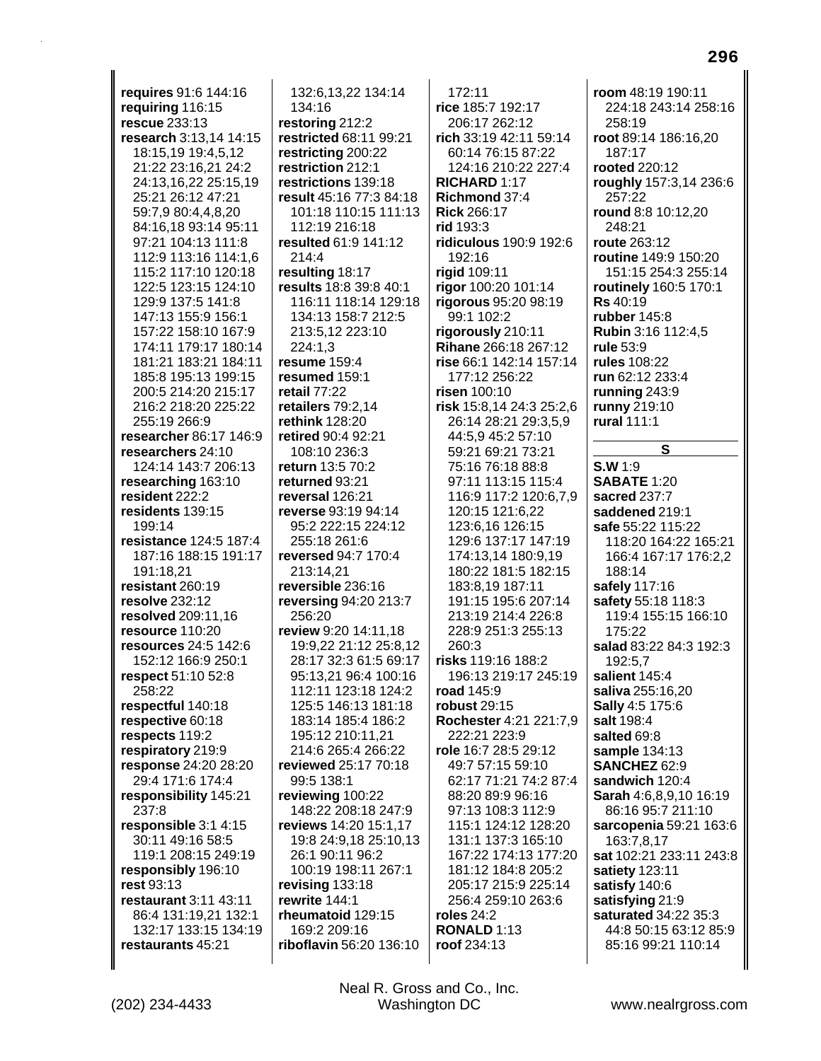**requires** 91:6 144:16
**requiring** 116:15
**rescue** 233:13
**research** 3:13,14 14:15 18:15,19 19:4,5,12 21:22 23:16,21 24:2 24:13,16,22 25:15,19 25:21 26:12 47:21 59:7,9 80:4,4,8,20 84:16,18 93:14 95:11 97:21 104:13 111:8 112:9 113:16 114:1,6 115:2 117:10 120:18 122:5 123:15 124:10 129:9 137:5 141:8 147:13 155:9 156:1 157:22 158:10 167:9 174:11 179:17 180:14 181:21 183:21 184:11 185:8 195:13 199:15 200:5 214:20 215:17 216:2 218:20 225:22 255:19 266:9
**researcher** 86:17 146:9
**researchers** 24:10 124:14 143:7 206:13
**researching** 163:10
**resident** 222:2
**residents** 139:15 199:14
**resistance** 124:5 187:4 187:16 188:15 191:17 191:18,21
**resistant** 260:19
**resolve** 232:12
**resolved** 209:11,16
**resource** 110:20
**resources** 24:5 142:6 152:12 166:9 250:1
**respect** 51:10 52:8 258:22
**respectful** 140:18
**respective** 60:18
**respects** 119:2
**respiratory** 219:9
**response** 24:20 28:20 29:4 171:6 174:4
**responsibility** 145:21 237:8
**responsible** 3:1 4:15 30:11 49:16 58:5 119:1 208:15 249:19
**responsibly** 196:10
**rest** 93:13
**restaurant** 3:11 43:11 86:4 131:19,21 132:1 132:17 133:15 134:19
**restaurants** 45:21
132:6,13,22 134:14 134:16
**restoring** 212:2
**restricted** 68:11 99:21
**restricting** 200:22
**restriction** 212:1
**restrictions** 139:18
**result** 45:16 77:3 84:18 101:18 110:15 111:13 112:19 216:18
**resulted** 61:9 141:12 214:4
**resulting** 18:17
**results** 18:8 39:8 40:1 116:11 118:14 129:18 134:13 158:7 212:5 213:5,12 223:10 224:1,3
**resume** 159:4
**resumed** 159:1
**retail** 77:22
**retailers** 79:2,14
**rethink** 128:20
**retired** 90:4 92:21 108:10 236:3
**return** 13:5 70:2
**returned** 93:21
**reversal** 126:21
**reverse** 93:19 94:14 95:2 222:15 224:12 255:18 261:6
**reversed** 94:7 170:4 213:14,21
**reversible** 236:16
**reversing** 94:20 213:7 256:20
**review** 9:20 14:11,18 19:9,22 21:12 25:8,12 28:17 32:3 61:5 69:17 95:13,21 96:4 100:16 112:11 123:18 124:2 125:5 146:13 181:18 183:14 185:4 186:2 195:12 210:11,21 214:6 265:4 266:22
**reviewed** 25:17 70:18 99:5 138:1
**reviewing** 100:22 148:22 208:18 247:9
**reviews** 14:20 15:1,17 19:8 24:9,18 25:10,13 26:1 90:11 96:2 100:19 198:11 267:1
**revising** 133:18
**rewrite** 144:1
**rheumatoid** 129:15 169:2 209:16
**riboflavin** 56:20 136:10
172:11
**rice** 185:7 192:17 206:17 262:12
**rich** 33:19 42:11 59:14 60:14 76:15 87:22 124:16 210:22 227:4
**RICHARD** 1:17
**Richmond** 37:4
**Rick** 266:17
**rid** 193:3
**ridiculous** 190:9 192:6 192:16
**rigid** 109:11
**rigor** 100:20 101:14
**rigorous** 95:20 98:19 99:1 102:2
**rigorously** 210:11
**Rihane** 266:18 267:12
**rise** 66:1 142:14 157:14 177:12 256:22
**risen** 100:10
**risk** 15:8,14 24:3 25:2,6 26:14 28:21 29:3,5,9 44:5,9 45:2 57:10 59:21 69:21 73:21 75:16 76:18 88:8 97:11 113:15 115:4 116:9 117:2 120:6,7,9 120:15 121:6,22 123:6,16 126:15 129:6 137:17 147:19 174:13,14 180:9,19 180:22 181:5 182:15 183:8,19 187:11 191:15 195:6 207:14 213:19 214:4 226:8 228:9 251:3 255:13 260:3
**risks** 119:16 188:2 196:13 219:17 245:19
**road** 145:9
**robust** 29:15
**Rochester** 4:21 221:7,9 222:21 223:9
**role** 16:7 28:5 29:12 49:7 57:15 59:10 62:17 71:21 74:2 87:4 88:20 89:9 96:16 97:13 108:3 112:9 115:1 124:12 128:20 131:1 137:3 165:10 167:22 174:13 177:20 181:12 184:8 205:2 205:17 215:9 225:14 256:4 259:10 263:6
**roles** 24:2
**RONALD** 1:13
**roof** 234:13
**room** 48:19 190:11 224:18 243:14 258:16 258:19
**root** 89:14 186:16,20 187:17
**rooted** 220:12
**roughly** 157:3,14 236:6 257:22
**round** 8:8 10:12,20 248:21
**route** 263:12
**routine** 149:9 150:20 151:15 254:3 255:14
**routinely** 160:5 170:1
**Rs** 40:19
**rubber** 145:8
**Rubin** 3:16 112:4,5
**rule** 53:9
**rules** 108:22
**run** 62:12 233:4
**running** 243:9
**runny** 219:10
**rural** 111:1

## S

**S.W** 1:9
**SABATE** 1:20
**sacred** 237:7
**saddened** 219:1
**safe** 55:22 115:22 118:20 164:22 165:21 166:4 167:17 176:2,2 188:14
**safely** 117:16
**safety** 55:18 118:3 119:4 155:15 166:10 175:22
**salad** 83:22 84:3 192:3 192:5,7
**salient** 145:4
**saliva** 255:16,20
**Sally** 4:5 175:6
**salt** 198:4
**salted** 69:8
**sample** 134:13
**SANCHEZ** 62:9
**sandwich** 120:4
**Sarah** 4:6,8,9,10 16:19 86:16 95:7 211:10
**sarcopenia** 59:21 163:6 163:7,8,17
**sat** 102:21 233:11 243:8
**satiety** 123:11
**satisfy** 140:6
**satisfying** 21:9
**saturated** 34:22 35:3 44:8 50:15 63:12 85:9 85:16 99:21 110:14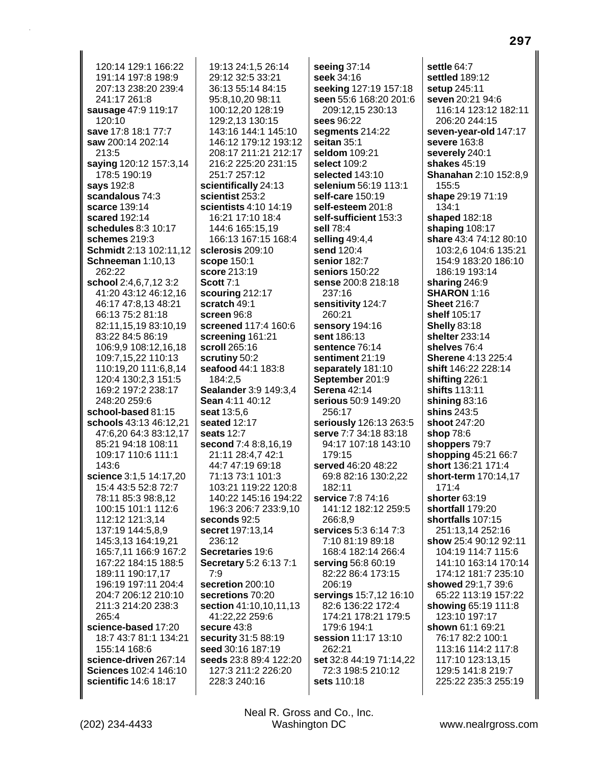120:14 129:1 166:22 191:14 197:8 198:9 207:13 238:20 239:4 241:17 261:8
**sausage** 47:9 119:17 120:10
**save** 17:8 18:1 77:7
**saw** 200:14 202:14 213:5
**saying** 120:12 157:3,14 178:5 190:19
**says** 192:8
**scandalous** 74:3
**scarce** 139:14
**scared** 192:14
**schedules** 8:3 10:17
**schemes** 219:3
**Schmidt** 2:13 102:11,12
**Schneeman** 1:10,13 262:22
**school** 2:4,6,7,12 3:2 41:20 43:12 46:12,16 46:17 47:8,13 48:21 66:13 75:2 81:18 82:11,15,19 83:10,19 83:22 84:5 86:19 106:9,9 108:12,16,18 109:7,15,22 110:13 110:19,20 111:6,8,14 120:4 130:2,3 151:5 169:2 197:2 238:17 248:20 259:6
**school-based** 81:15
**schools** 43:13 46:12,21 47:6,20 64:3 83:12,17 85:21 94:18 108:11 109:17 110:6 111:1 143:6
**science** 3:1,5 14:17,20 15:4 43:5 52:8 72:7 78:11 85:3 98:8,12 100:15 101:1 112:6 112:12 121:3,14 137:19 144:5,8,9 145:3,13 164:19,21 165:7,11 166:9 167:2 167:22 184:15 188:5 189:11 190:17,17 196:19 197:11 204:4 204:7 206:12 210:10 211:3 214:20 238:3 265:4
**science-based** 17:20 18:7 43:7 81:1 134:21 155:14 168:6
**science-driven** 267:14
**Sciences** 102:4 146:10
**scientific** 14:6 18:17 19:13 24:1,5 26:14 29:12 32:5 33:21 36:13 55:14 84:15 95:8,10,20 98:11 100:12,20 128:19 129:2,13 130:15 143:16 144:1 145:10 146:12 179:12 193:12 208:17 211:21 212:17 216:2 225:20 231:15 251:7 257:12
**scientifically** 24:13
**scientist** 253:2
**scientists** 4:10 14:19 16:21 17:10 18:4 144:6 165:15,19 166:13 167:15 168:4
**sclerosis** 209:10
**scope** 150:1
**score** 213:19
**Scott** 7:1
**scouring** 212:17
**scratch** 49:1
**screen** 96:8
**screened** 117:4 160:6
**screening** 161:21
**scroll** 265:16
**scrutiny** 50:2
**seafood** 44:1 183:8 184:2,5
**Sealander** 3:9 149:3,4
**Sean** 4:11 40:12
**seat** 13:5,6
**seated** 12:17
**seats** 12:7
**second** 7:4 8:8,16,19 21:11 28:4,7 42:1 44:7 47:19 69:18 71:13 73:1 101:3 103:21 119:22 120:8 140:22 145:16 194:22 196:3 206:7 233:9,10
**seconds** 92:5
**secret** 197:13,14 236:12
**Secretaries** 19:6
**Secretary** 5:2 6:13 7:1 7:9
**secretion** 200:10
**secretions** 70:20
**section** 41:10,10,11,13 41:22,22 259:6
**secure** 43:8
**security** 31:5 88:19
**seed** 30:16 187:19
**seeds** 23:8 89:4 122:20 127:3 211:2 226:20 228:3 240:16
**seeing** 37:14
**seek** 34:16
**seeking** 127:19 157:18
**seen** 55:6 168:20 201:6 209:12,15 230:13
**sees** 96:22
**segments** 214:22
**seitan** 35:1
**seldom** 109:21
**select** 109:2
**selected** 143:10
**selenium** 56:19 113:1
**self-care** 150:19
**self-esteem** 201:8
**self-sufficient** 153:3
**sell** 78:4
**selling** 49:4,4
**send** 120:4
**senior** 182:7
**seniors** 150:22
**sense** 200:8 218:18 237:16
**sensitivity** 124:7 260:21
**sensory** 194:16
**sent** 186:13
**sentence** 76:14
**sentiment** 21:19
**separately** 181:10
**September** 201:9
**Serena** 42:14
**serious** 50:9 149:20 256:17
**seriously** 126:13 263:5
**serve** 7:7 34:18 83:18 94:17 107:18 143:10 179:15
**served** 46:20 48:22 69:8 82:16 130:2,22 182:11
**service** 7:8 74:16 141:12 182:12 259:5 266:8,9
**services** 5:3 6:14 7:3 7:10 81:19 89:18 168:4 182:14 266:4
**serving** 56:8 60:19 82:22 86:4 173:15 206:19
**servings** 15:7,12 16:10 82:6 136:22 172:4 174:21 178:21 179:5 179:6 194:1
**session** 11:17 13:10 262:21
**set** 32:8 44:19 71:14,22 72:3 198:5 210:12
**sets** 110:18
**settle** 64:7
**settled** 189:12
**setup** 245:11
**seven** 20:21 94:6 116:14 123:12 182:11 206:20 244:15
**seven-year-old** 147:17
**severe** 163:8
**severely** 240:1
**shakes** 45:19
**Shanahan** 2:10 152:8,9 155:5
**shape** 29:19 71:19 134:1
**shaped** 182:18
**shaping** 108:17
**share** 43:4 74:12 80:10 103:2,6 104:6 135:21 154:9 183:20 186:10 186:19 193:14
**sharing** 246:9
**SHARON** 1:16
**Sheet** 216:7
**shelf** 105:17
**Shelly** 83:18
**shelter** 233:14
**shelves** 76:4
**Sherene** 4:13 225:4
**shift** 146:22 228:14
**shifting** 226:1
**shifts** 113:11
**shining** 83:16
**shins** 243:5
**shoot** 247:20
**shop** 78:6
**shoppers** 79:7
**shopping** 45:21 66:7
**short** 136:21 171:4
**short-term** 170:14,17 171:4
**shorter** 63:19
**shortfall** 179:20
**shortfalls** 107:15 251:13,14 252:16
**show** 25:4 90:12 92:11 104:19 114:7 115:6 141:10 163:14 170:14 174:12 181:7 235:10
**showed** 29:1,7 39:6 65:22 113:19 157:22
**showing** 65:19 111:8 123:10 197:17
**shown** 61:1 69:21 76:17 82:2 100:1 113:16 114:2 117:8 117:10 123:13,15 129:5 141:8 219:7 225:22 235:3 255:19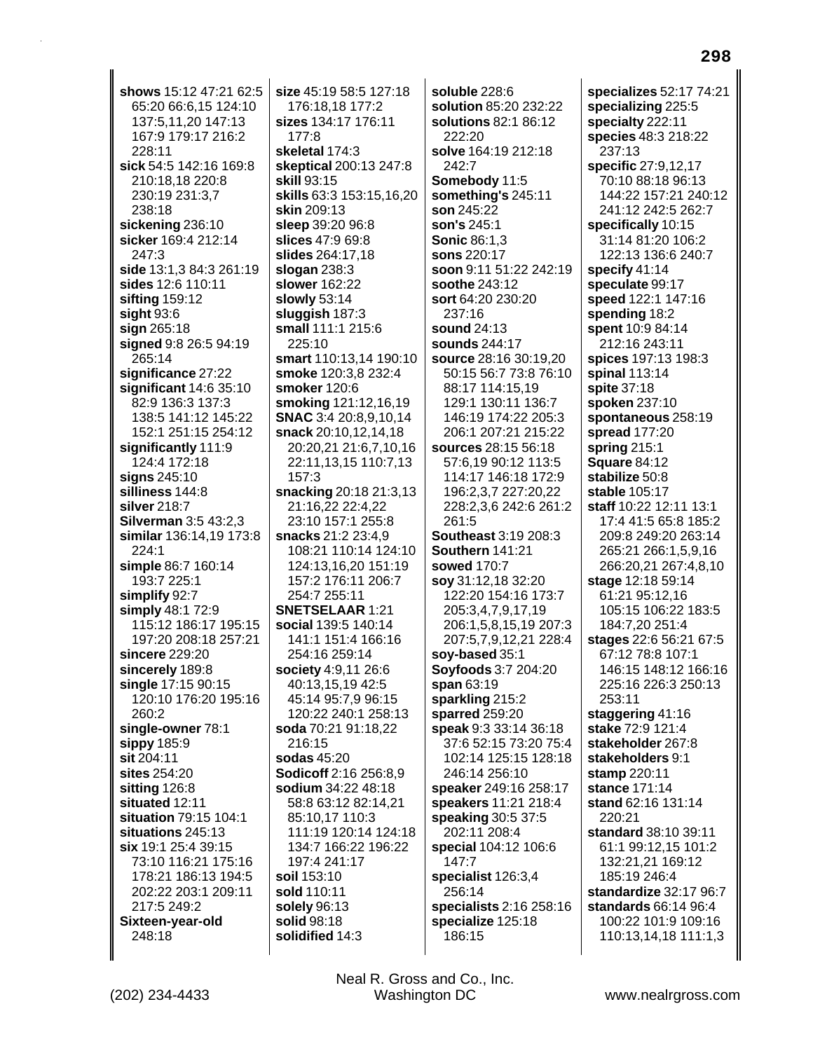**shows** 15:12 47:21 62:5 65:20 66:6,15 124:10 137:5,11,20 147:13 167:9 179:17 216:2 228:11
**sick** 54:5 142:16 169:8 210:18,18 220:8 230:19 231:3,7 238:18
**sickening** 236:10
**sicker** 169:4 212:14 247:3
**side** 13:1,3 84:3 261:19
**sides** 12:6 110:11
**sifting** 159:12
**sight** 93:6
**sign** 265:18
**signed** 9:8 26:5 94:19 265:14
**significance** 27:22
**significant** 14:6 35:10 82:9 136:3 137:3 138:5 141:12 145:22 152:1 251:15 254:12
**significantly** 111:9 124:4 172:18
**signs** 245:10
**silliness** 144:8
**silver** 218:7
**Silverman** 3:5 43:2,3
**similar** 136:14,19 173:8 224:1
**simple** 86:7 160:14 193:7 225:1
**simplify** 92:7
**simply** 48:1 72:9 115:12 186:17 195:15 197:20 208:18 257:21
**sincere** 229:20
**sincerely** 189:8
**single** 17:15 90:15 120:10 176:20 195:16 260:2
**single-owner** 78:1
**sippy** 185:9
**sit** 204:11
**sites** 254:20
**sitting** 126:8
**situated** 12:11
**situation** 79:15 104:1
**situations** 245:13
**six** 19:1 25:4 39:15 73:10 116:21 175:16 178:21 186:13 194:5 202:22 203:1 209:11 217:5 249:2
**Sixteen-year-old** 248:18
**size** 45:19 58:5 127:18 176:18,18 177:2
**sizes** 134:17 176:11 177:8
**skeletal** 174:3
**skeptical** 200:13 247:8
**skill** 93:15
**skills** 63:3 153:15,16,20
**skin** 209:13
**sleep** 39:20 96:8
**slices** 47:9 69:8
**slides** 264:17,18
**slogan** 238:3
**slower** 162:22
**slowly** 53:14
**sluggish** 187:3
**small** 111:1 215:6 225:10
**smart** 110:13,14 190:10
**smoke** 120:3,8 232:4
**smoker** 120:6
**smoking** 121:12,16,19
**SNAC** 3:4 20:8,9,10,14
**snack** 20:10,12,14,18 20:20,21 21:6,7,10,16 22:11,13,15 110:7,13 157:3
**snacking** 20:18 21:3,13 21:16,22 22:4,22 23:10 157:1 255:8
**snacks** 21:2 23:4,9 108:21 110:14 124:10 124:13,16,20 151:19 157:2 176:11 206:7 254:7 255:11
**SNETSELAAR** 1:21
**social** 139:5 140:14 141:1 151:4 166:16 254:16 259:14
**society** 4:9,11 26:6 40:13,15,19 42:5 45:14 95:7,9 96:15 120:22 240:1 258:13
**soda** 70:21 91:18,22 216:15
**sodas** 45:20
**Sodicoff** 2:16 256:8,9
**sodium** 34:22 48:18 58:8 63:12 82:14,21 85:10,17 110:3 111:19 120:14 124:18 134:7 166:22 196:22 197:4 241:17
**soil** 153:10
**sold** 110:11
**solely** 96:13
**solid** 98:18
**solidified** 14:3
**soluble** 228:6
**solution** 85:20 232:22
**solutions** 82:1 86:12 222:20
**solve** 164:19 212:18 242:7
**Somebody** 11:5
**something's** 245:11
**son** 245:22
**son's** 245:1
**Sonic** 86:1,3
**sons** 220:17
**soon** 9:11 51:22 242:19
**soothe** 243:12
**sort** 64:20 230:20 237:16
**sound** 24:13
**sounds** 244:17
**source** 28:16 30:19,20 50:15 56:7 73:8 76:10 88:17 114:15,19 129:1 130:11 136:7 146:19 174:22 205:3 206:1 207:21 215:22
**sources** 28:15 56:18 57:6,19 90:12 113:5 114:17 146:18 172:9 196:2,3,7 227:20,22 228:2,3,6 242:6 261:2 261:5
**Southeast** 3:19 208:3
**Southern** 141:21
**sowed** 170:7
**soy** 31:12,18 32:20 122:20 154:16 173:7 205:3,4,7,9,17,19 206:1,5,8,15,19 207:3 207:5,7,9,12,21 228:4
**soy-based** 35:1
**Soyfoods** 3:7 204:20
**span** 63:19
**sparkling** 215:2
**sparred** 259:20
**speak** 9:3 33:14 36:18 37:6 52:15 73:20 75:4 102:14 125:15 128:18 246:14 256:10
**speaker** 249:16 258:17
**speakers** 11:21 218:4
**speaking** 30:5 37:5 202:11 208:4
**special** 104:12 106:6 147:7
**specialist** 126:3,4 256:14
**specialists** 2:16 258:16
**specialize** 125:18 186:15
**specializes** 52:17 74:21
**specializing** 225:5
**specialty** 222:11
**species** 48:3 218:22 237:13
**specific** 27:9,12,17 70:10 88:18 96:13 144:22 157:21 240:12 241:12 242:5 262:7
**specifically** 10:15 31:14 81:20 106:2 122:13 136:6 240:7
**specify** 41:14
**speculate** 99:17
**speed** 122:1 147:16
**spending** 18:2
**spent** 10:9 84:14 212:16 243:11
**spices** 197:13 198:3
**spinal** 113:14
**spite** 37:18
**spoken** 237:10
**spontaneous** 258:19
**spread** 177:20
**spring** 215:1
**Square** 84:12
**stabilize** 50:8
**stable** 105:17
**staff** 10:22 12:11 13:1 17:4 41:5 65:8 185:2 209:8 249:20 263:14 265:21 266:1,5,9,16 266:20,21 267:4,8,10
**stage** 12:18 59:14 61:21 95:12,16 105:15 106:22 183:5 184:7,20 251:4
**stages** 22:6 56:21 67:5 67:12 78:8 107:1 146:15 148:12 166:16 225:16 226:3 250:13 253:11
**staggering** 41:16
**stake** 72:9 121:4
**stakeholder** 267:8
**stakeholders** 9:1
**stamp** 220:11
**stance** 171:14
**stand** 62:16 131:14 220:21
**standard** 38:10 39:11 61:1 99:12,15 101:2 132:21,21 169:12 185:19 246:4
**standardize** 32:17 96:7
**standards** 66:14 96:4 100:22 101:9 109:16 110:13,14,18 111:1,3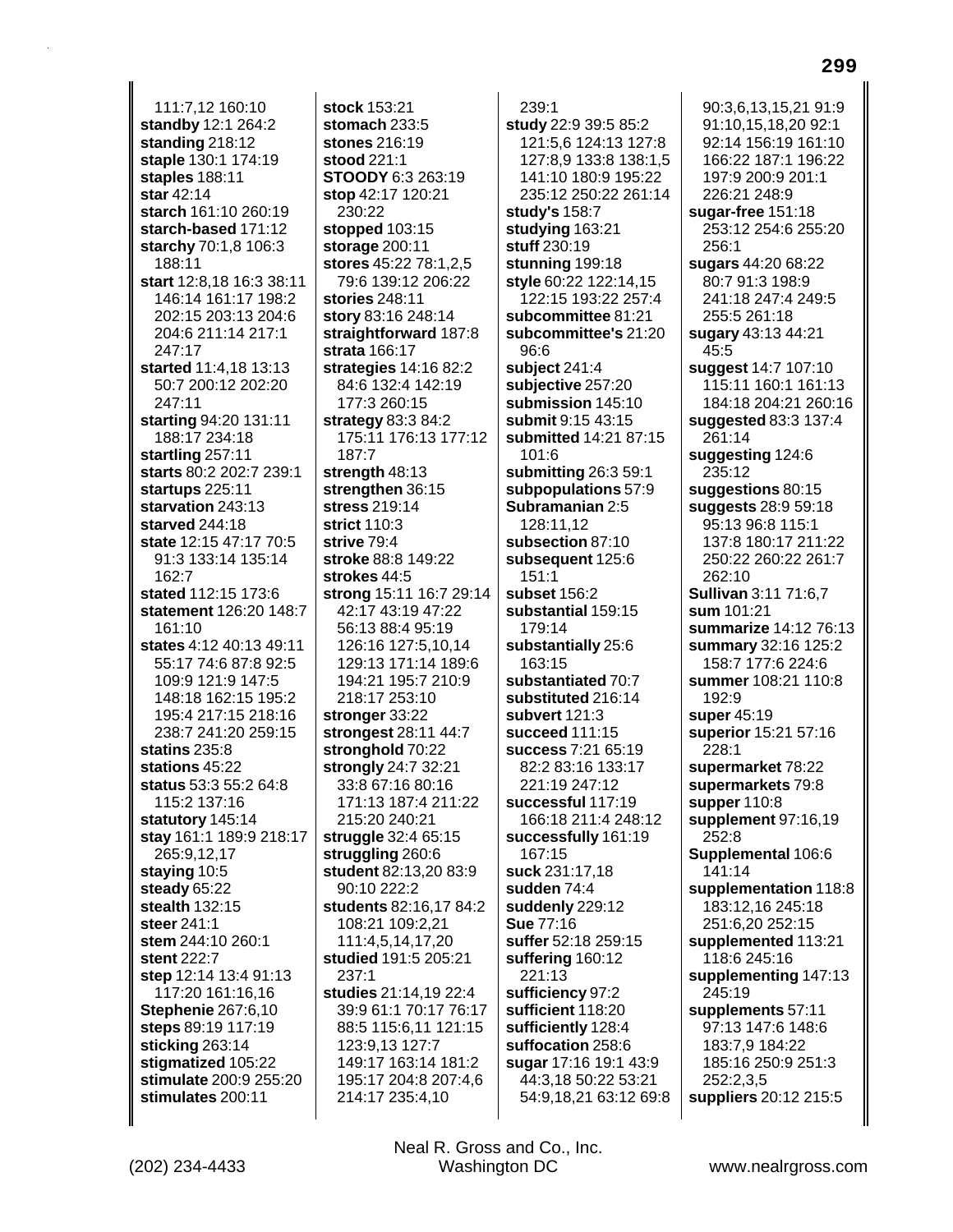111:7,12 160:10
**standby** 12:1 264:2
**standing** 218:12
**staple** 130:1 174:19
**staples** 188:11
**star** 42:14
**starch** 161:10 260:19
**starch-based** 171:12
**starchy** 70:1,8 106:3 188:11
**start** 12:8,18 16:3 38:11 146:14 161:17 198:2 202:15 203:13 204:6 204:6 211:14 217:1 247:17
**started** 11:4,18 13:13 50:7 200:12 202:20 247:11
**starting** 94:20 131:11 188:17 234:18
**startling** 257:11
**starts** 80:2 202:7 239:1
**startups** 225:11
**starvation** 243:13
**starved** 244:18
**state** 12:15 47:17 70:5 91:3 133:14 135:14 162:7
**stated** 112:15 173:6
**statement** 126:20 148:7 161:10
**states** 4:12 40:13 49:11 55:17 74:6 87:8 92:5 109:9 121:9 147:5 148:18 162:15 195:2 195:4 217:15 218:16 238:7 241:20 259:15
**statins** 235:8
**stations** 45:22
**status** 53:3 55:2 64:8 115:2 137:16
**statutory** 145:14
**stay** 161:1 189:9 218:17 265:9,12,17
**staying** 10:5
**steady** 65:22
**stealth** 132:15
**steer** 241:1
**stem** 244:10 260:1
**stent** 222:7
**step** 12:14 13:4 91:13 117:20 161:16,16
**Stephenie** 267:6,10
**steps** 89:19 117:19
**sticking** 263:14
**stigmatized** 105:22
**stimulate** 200:9 255:20
**stimulates** 200:11
**stock** 153:21
**stomach** 233:5
**stones** 216:19
**stood** 221:1
**STOODY** 6:3 263:19
**stop** 42:17 120:21 230:22
**stopped** 103:15
**storage** 200:11
**stores** 45:22 78:1,2,5 79:6 139:12 206:22
**stories** 248:11
**story** 83:16 248:14
**straightforward** 187:8
**strata** 166:17
**strategies** 14:16 82:2 84:6 132:4 142:19 177:3 260:15
**strategy** 83:3 84:2 175:11 176:13 177:12 187:7
**strength** 48:13
**strengthen** 36:15
**stress** 219:14
**strict** 110:3
**strive** 79:4
**stroke** 88:8 149:22
**strokes** 44:5
**strong** 15:11 16:7 29:14 42:17 43:19 47:22 56:13 88:4 95:19 126:16 127:5,10,14 129:13 171:14 189:6 194:21 195:7 210:9 218:17 253:10
**stronger** 33:22
**strongest** 28:11 44:7
**stronghold** 70:22
**strongly** 24:7 32:21 33:8 67:16 80:16 171:13 187:4 211:22 215:20 240:21
**struggle** 32:4 65:15
**struggling** 260:6
**student** 82:13,20 83:9 90:10 222:2
**students** 82:16,17 84:2 108:21 109:2,21 111:4,5,14,17,20
**studied** 191:5 205:21 237:1
**studies** 21:14,19 22:4 39:9 61:1 70:17 76:17 88:5 115:6,11 121:15 123:9,13 127:7 149:17 163:14 181:2 195:17 204:8 207:4,6 214:17 235:4,10 239:1
**study** 22:9 39:5 85:2 121:5,6 124:13 127:8 127:8,9 133:8 138:1,5 141:10 180:9 195:22 235:12 250:22 261:14
**study's** 158:7
**studying** 163:21
**stuff** 230:19
**stunning** 199:18
**style** 60:22 122:14,15 122:15 193:22 257:4
**subcommittee** 81:21
**subcommittee's** 21:20 96:6
**subject** 241:4
**subjective** 257:20
**submission** 145:10
**submit** 9:15 43:15
**submitted** 14:21 87:15 101:6
**submitting** 26:3 59:1
**subpopulations** 57:9
**Subramanian** 2:5 128:11,12
**subsection** 87:10
**subsequent** 125:6 151:1
**subset** 156:2
**substantial** 159:15 179:14
**substantially** 25:6 163:15
**substantiated** 70:7
**substituted** 216:14
**subvert** 121:3
**succeed** 111:15
**success** 7:21 65:19 82:2 83:16 133:17 221:19 247:12
**successful** 117:19 166:18 211:4 248:12
**successfully** 161:19 167:15
**suck** 231:17,18
**sudden** 74:4
**suddenly** 229:12
**Sue** 77:16
**suffer** 52:18 259:15
**suffering** 160:12 221:13
**sufficiency** 97:2
**sufficient** 118:20
**sufficiently** 128:4
**suffocation** 258:6
**sugar** 17:16 19:1 43:9 44:3,18 50:22 53:21 54:9,18,21 63:12 69:8 90:3,6,13,15,21 91:9 91:10,15,18,20 92:1 92:14 156:19 161:10 166:22 187:1 196:22 197:9 200:9 201:1 226:21 248:9
**sugar-free** 151:18 253:12 254:6 255:20 256:1
**sugars** 44:20 68:22 80:7 91:3 198:9 241:18 247:4 249:5 255:5 261:18
**sugary** 43:13 44:21 45:5
**suggest** 14:7 107:10 115:11 160:1 161:13 184:18 204:21 260:16
**suggested** 83:3 137:4 261:14
**suggesting** 124:6 235:12
**suggestions** 80:15
**suggests** 28:9 59:18 95:13 96:8 115:1 137:8 180:17 211:22 250:22 260:22 261:7 262:10
**Sullivan** 3:11 71:6,7
**sum** 101:21
**summarize** 14:12 76:13
**summary** 32:16 125:2 158:7 177:6 224:6
**summer** 108:21 110:8 192:9
**super** 45:19
**superior** 15:21 57:16 228:1
**supermarket** 78:22
**supermarkets** 79:8
**supper** 110:8
**supplement** 97:16,19 252:8
**Supplemental** 106:6 141:14
**supplementation** 118:8 183:12,16 245:18 251:6,20 252:15
**supplemented** 113:21 118:6 245:16
**supplementing** 147:13 245:19
**supplements** 57:11 97:13 147:6 148:6 183:7,9 184:22 185:16 250:9 251:3 252:2,3,5
**suppliers** 20:12 215:5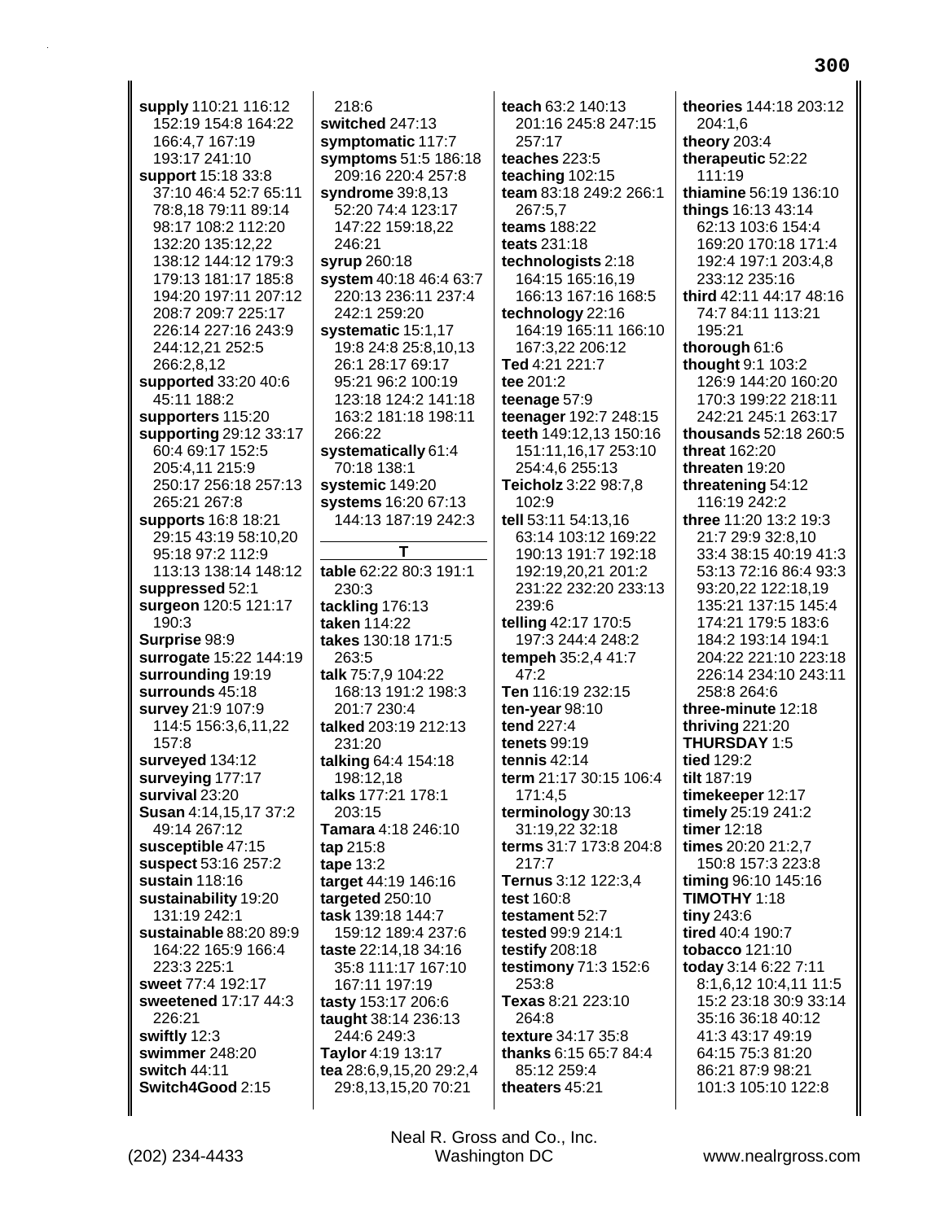**supply** 110:21 116:12 152:19 154:8 164:22 166:4,7 167:19 193:17 241:10
**support** 15:18 33:8 37:10 46:4 52:7 65:11 78:8,18 79:11 89:14 98:17 108:2 112:20 132:20 135:12,22 138:12 144:12 179:3 179:13 181:17 185:8 194:20 197:11 207:12 208:7 209:7 225:17 226:14 227:16 243:9 244:12,21 252:5 266:2,8,12
**supported** 33:20 40:6 45:11 188:2
**supporters** 115:20
**supporting** 29:12 33:17 60:4 69:17 152:5 205:4,11 215:9 250:17 256:18 257:13 265:21 267:8
**supports** 16:8 18:21 29:15 43:19 58:10,20 95:18 97:2 112:9 113:13 138:14 148:12
**suppressed** 52:1
**surgeon** 120:5 121:17 190:3
**Surprise** 98:9
**surrogate** 15:22 144:19
**surrounding** 19:19
**surrounds** 45:18
**survey** 21:9 107:9 114:5 156:3,6,11,22 157:8
**surveyed** 134:12
**surveying** 177:17
**survival** 23:20
**Susan** 4:14,15,17 37:2 49:14 267:12
**susceptible** 47:15
**suspect** 53:16 257:2
**sustain** 118:16
**sustainability** 19:20 131:19 242:1
**sustainable** 88:20 89:9 164:22 165:9 166:4 223:3 225:1
**sweet** 77:4 192:17
**sweetened** 17:17 44:3 226:21
**swiftly** 12:3
**swimmer** 248:20
**switch** 44:11
**Switch4Good** 2:15
218:6
**switched** 247:13
**symptomatic** 117:7
**symptoms** 51:5 186:18 209:16 220:4 257:8
**syndrome** 39:8,13 52:20 74:4 123:17 147:22 159:18,22 246:21
**syrup** 260:18
**system** 40:18 46:4 63:7 220:13 236:11 237:4 242:1 259:20
**systematic** 15:1,17 19:8 24:8 25:8,10,13 26:1 28:17 69:17 95:21 96:2 100:19 123:18 124:2 141:18 163:2 181:18 198:11 266:22
**systematically** 61:4 70:18 138:1
**systemic** 149:20
**systems** 16:20 67:13 144:13 187:19 242:3

## T

**table** 62:22 80:3 191:1 230:3
**tackling** 176:13
**taken** 114:22
**takes** 130:18 171:5 263:5
**talk** 75:7,9 104:22 168:13 191:2 198:3 201:7 230:4
**talked** 203:19 212:13 231:20
**talking** 64:4 154:18 198:12,18
**talks** 177:21 178:1 203:15
**Tamara** 4:18 246:10
**tap** 215:8
**tape** 13:2
**target** 44:19 146:16
**targeted** 250:10
**task** 139:18 144:7 159:12 189:4 237:6
**taste** 22:14,18 34:16 35:8 111:17 167:10 167:11 197:19
**tasty** 153:17 206:6
**taught** 38:14 236:13 244:6 249:3
**Taylor** 4:19 13:17
**tea** 28:6,9,15,20 29:2,4 29:8,13,15,20 70:21
**teach** 63:2 140:13 201:16 245:8 247:15 257:17
**teaches** 223:5
**teaching** 102:15
**team** 83:18 249:2 266:1 267:5,7
**teams** 188:22
**teats** 231:18
**technologists** 2:18 164:15 165:16,19 166:13 167:16 168:5
**technology** 22:16 164:19 165:11 166:10 167:3,22 206:12
**Ted** 4:21 221:7
**tee** 201:2
**teenage** 57:9
**teenager** 192:7 248:15
**teeth** 149:12,13 150:16 151:11,16,17 253:10 254:4,6 255:13
**Teicholz** 3:22 98:7,8 102:9
**tell** 53:11 54:13,16 63:14 103:12 169:22 190:13 191:7 192:18 192:19,20,21 201:2 231:22 232:20 233:13 239:6
**telling** 42:17 170:5 197:3 244:4 248:2
**tempeh** 35:2,4 41:7 47:2
**Ten** 116:19 232:15
**ten-year** 98:10
**tend** 227:4
**tenets** 99:19
**tennis** 42:14
**term** 21:17 30:15 106:4 171:4,5
**terminology** 30:13 31:19,22 32:18
**terms** 31:7 173:8 204:8 217:7
**Ternus** 3:12 122:3,4
**test** 160:8
**testament** 52:7
**tested** 99:9 214:1
**testify** 208:18
**testimony** 71:3 152:6 253:8
**Texas** 8:21 223:10 264:8
**texture** 34:17 35:8
**thanks** 6:15 65:7 84:4 85:12 259:4
**theaters** 45:21
**theories** 144:18 203:12 204:1,6
**theory** 203:4
**therapeutic** 52:22 111:19
**thiamine** 56:19 136:10
**things** 16:13 43:14 62:13 103:6 154:4 169:20 170:18 171:4 192:4 197:1 203:4,8 233:12 235:16
**third** 42:11 44:17 48:16 74:7 84:11 113:21 195:21
**thorough** 61:6
**thought** 9:1 103:2 126:9 144:20 160:20 170:3 199:22 218:11 242:21 245:1 263:17
**thousands** 52:18 260:5
**threat** 162:20
**threaten** 19:20
**threatening** 54:12 116:19 242:2
**three** 11:20 13:2 19:3 21:7 29:9 32:8,10 33:4 38:15 40:19 41:3 53:13 72:16 86:4 93:3 93:20,22 122:18,19 135:21 137:15 145:4 174:21 179:5 183:6 184:2 193:14 194:1 204:22 221:10 223:18 226:14 234:10 243:11 258:8 264:6
**three-minute** 12:18
**thriving** 221:20
**THURSDAY** 1:5
**tied** 129:2
**tilt** 187:19
**timekeeper** 12:17
**timely** 25:19 241:2
**timer** 12:18
**times** 20:20 21:2,7 150:8 157:3 223:8
**timing** 96:10 145:16
**TIMOTHY** 1:18
**tiny** 243:6
**tired** 40:4 190:7
**tobacco** 121:10
**today** 3:14 6:22 7:11 8:1,6,12 10:4,11 11:5 15:2 23:18 30:9 33:14 35:16 36:18 40:12 41:3 43:17 49:19 64:15 75:3 81:20 86:21 87:9 98:21 101:3 105:10 122:8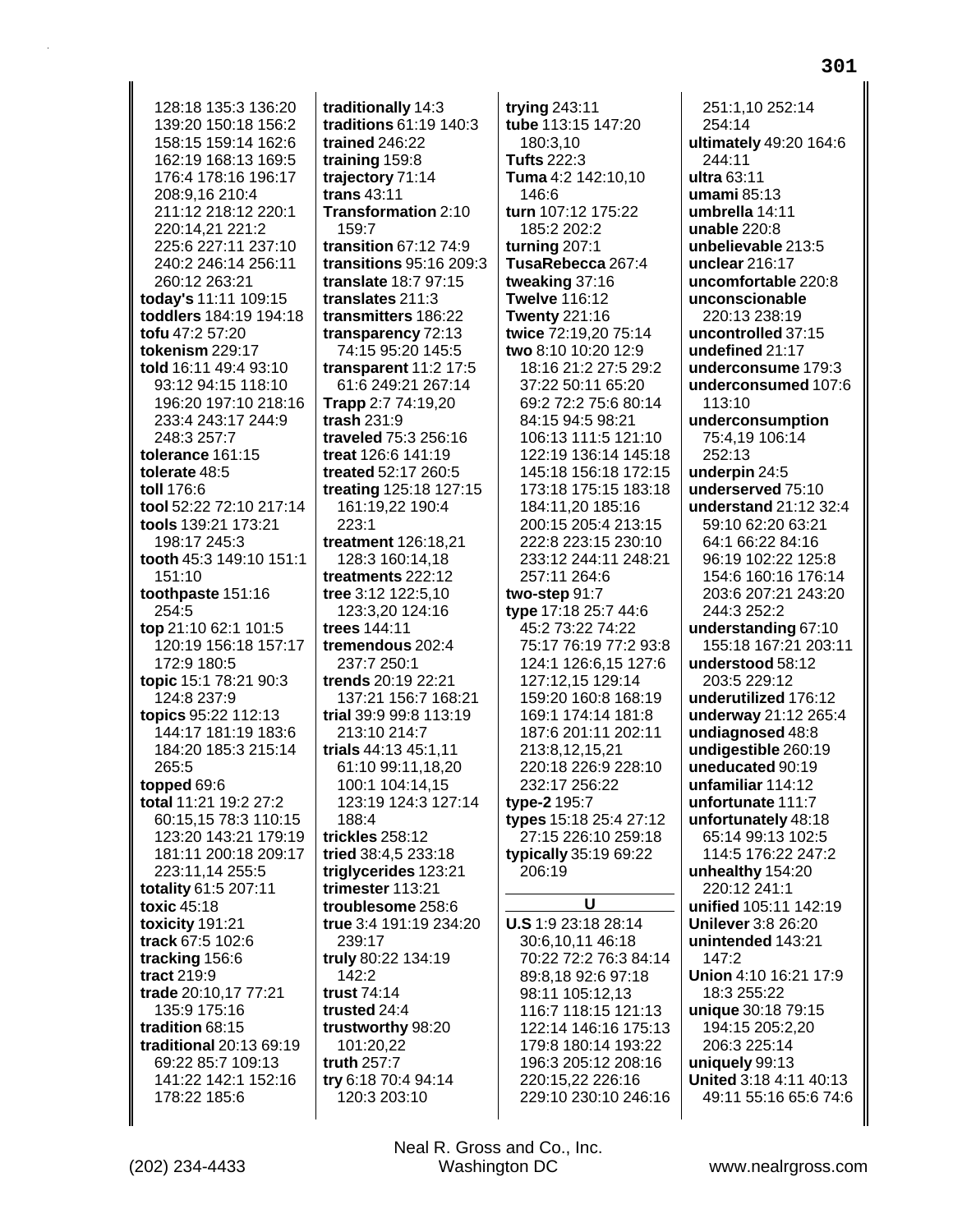128:18 135:3 136:20 139:20 150:18 156:2 158:15 159:14 162:6 162:19 168:13 169:5 176:4 178:16 196:17 208:9,16 210:4 211:12 218:12 220:1 220:14,21 221:2 225:6 227:11 237:10 240:2 246:14 256:11 260:12 263:21
**today's** 11:11 109:15
**toddlers** 184:19 194:18
**tofu** 47:2 57:20
**tokenism** 229:17
**told** 16:11 49:4 93:10 93:12 94:15 118:10 196:20 197:10 218:16 233:4 243:17 244:9 248:3 257:7
**tolerance** 161:15
**tolerate** 48:5
**toll** 176:6
**tool** 52:22 72:10 217:14
**tools** 139:21 173:21 198:17 245:3
**tooth** 45:3 149:10 151:1 151:10
**toothpaste** 151:16 254:5
**top** 21:10 62:1 101:5 120:19 156:18 157:17 172:9 180:5
**topic** 15:1 78:21 90:3 124:8 237:9
**topics** 95:22 112:13 144:17 181:19 183:6 184:20 185:3 215:14 265:5
**topped** 69:6
**total** 11:21 19:2 27:2 60:15,15 78:3 110:15 123:20 143:21 179:19 181:11 200:18 209:17 223:11,14 255:5
**totality** 61:5 207:11
**toxic** 45:18
**toxicity** 191:21
**track** 67:5 102:6
**tracking** 156:6
**tract** 219:9
**trade** 20:10,17 77:21 135:9 175:16
**tradition** 68:15
**traditional** 20:13 69:19 69:22 85:7 109:13 141:22 142:1 152:16 178:22 185:6
**traditionally** 14:3
**traditions** 61:19 140:3
**trained** 246:22
**training** 159:8
**trajectory** 71:14
**trans** 43:11
**Transformation** 2:10 159:7
**transition** 67:12 74:9
**transitions** 95:16 209:3
**translate** 18:7 97:15
**translates** 211:3
**transmitters** 186:22
**transparency** 72:13 74:15 95:20 145:5
**transparent** 11:2 17:5 61:6 249:21 267:14
**Trapp** 2:7 74:19,20
**trash** 231:9
**traveled** 75:3 256:16
**treat** 126:6 141:19
**treated** 52:17 260:5
**treating** 125:18 127:15 161:19,22 190:4 223:1
**treatment** 126:18,21 128:3 160:14,18
**treatments** 222:12
**tree** 3:12 122:5,10 123:3,20 124:16
**trees** 144:11
**tremendous** 202:4 237:7 250:1
**trends** 20:19 22:21 137:21 156:7 168:21
**trial** 39:9 99:8 113:19 213:10 214:7
**trials** 44:13 45:1,11 61:10 99:11,18,20 100:1 104:14,15 123:19 124:3 127:14 188:4
**trickles** 258:12
**tried** 38:4,5 233:18
**triglycerides** 123:21
**trimester** 113:21
**troublesome** 258:6
**true** 3:4 191:19 234:20 239:17
**truly** 80:22 134:19 142:2
**trust** 74:14
**trusted** 24:4
**trustworthy** 98:20 101:20,22
**truth** 257:7
**try** 6:18 70:4 94:14 120:3 203:10
**trying** 243:11
**tube** 113:15 147:20 180:3,10
**Tufts** 222:3
**Tuma** 4:2 142:10,10 146:6
**turn** 107:12 175:22 185:2 202:2
**turning** 207:1
**TusaRebecca** 267:4
**tweaking** 37:16
**Twelve** 116:12
**Twenty** 221:16
**twice** 72:19,20 75:14
**two** 8:10 10:20 12:9 18:16 21:2 27:5 29:2 37:22 50:11 65:20 69:2 72:2 75:6 80:14 84:15 94:5 98:21 106:13 111:5 121:10 122:19 136:14 145:18 145:18 156:18 172:15 173:18 175:15 183:18 184:11,20 185:16 200:15 205:4 213:15 222:8 223:15 230:10 233:12 244:11 248:21 257:11 264:6
**two-step** 91:7
**type** 17:18 25:7 44:6 45:2 73:22 74:22 75:17 76:19 77:2 93:8 124:1 126:6,15 127:6 127:12,15 129:14 159:20 160:8 168:19 169:1 174:14 181:8 187:6 201:11 202:11 213:8,12,15,21 220:18 226:9 228:10 232:17 256:22
**type-2** 195:7
**types** 15:18 25:4 27:12 27:15 226:10 259:18
**typically** 35:19 69:22 206:19

## U

**U.S** 1:9 23:18 28:14 30:6,10,11 46:18 70:22 72:2 76:3 84:14 89:8,18 92:6 97:18 98:11 105:12,13 116:7 118:15 121:13 122:14 146:16 175:13 179:8 180:14 193:22 196:3 205:12 208:16 220:15,22 226:16 229:10 230:10 246:16
251:1,10 252:14 254:14
**ultimately** 49:20 164:6 244:11
**ultra** 63:11
**umami** 85:13
**umbrella** 14:11
**unable** 220:8
**unbelievable** 213:5
**unclear** 216:17
**uncomfortable** 220:8
**unconscionable** 220:13 238:19
**uncontrolled** 37:15
**undefined** 21:17
**underconsume** 179:3
**underconsumed** 107:6 113:10
**underconsumption** 75:4,19 106:14 252:13
**underpin** 24:5
**underserved** 75:10
**understand** 21:12 32:4 59:10 62:20 63:21 64:1 66:22 84:16 96:19 102:22 125:8 154:6 160:16 176:14 203:6 207:21 243:20 244:3 252:2
**understanding** 67:10 155:18 167:21 203:11
**understood** 58:12 203:5 229:12
**underutilized** 176:12
**underway** 21:12 265:4
**undiagnosed** 48:8
**undigestible** 260:19
**uneducated** 90:19
**unfamiliar** 114:12
**unfortunate** 111:7
**unfortunately** 48:18 65:14 99:13 102:5 114:5 176:22 247:2
**unhealthy** 154:20 220:12 241:1
**unified** 105:11 142:19
**Unilever** 3:8 26:20
**unintended** 143:21 147:2
**Union** 4:10 16:21 17:9 18:3 255:22
**unique** 30:18 79:15 194:15 205:2,20 206:3 225:14
**uniquely** 99:13
**United** 3:18 4:11 40:13 49:11 55:16 65:6 74:6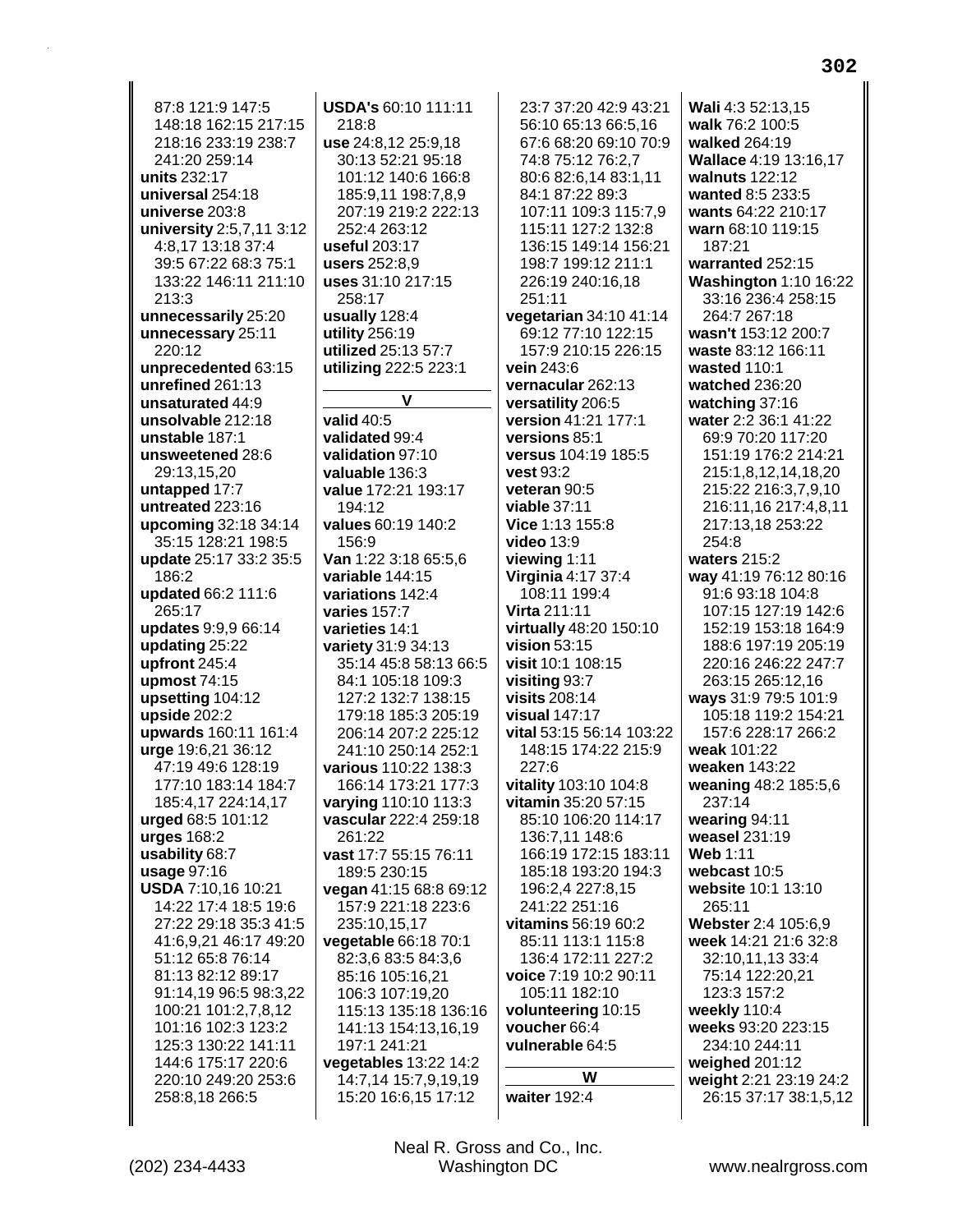87:8 121:9 147:5 148:18 162:15 217:15 218:16 233:19 238:7 241:20 259:14
**units** 232:17
**universal** 254:18
**universe** 203:8
**university** 2:5,7,11 3:12 4:8,17 13:18 37:4 39:5 67:22 68:3 75:1 133:22 146:11 211:10 213:3
**unnecessarily** 25:20
**unnecessary** 25:11 220:12
**unprecedented** 63:15
**unrefined** 261:13
**unsaturated** 44:9
**unsolvable** 212:18
**unstable** 187:1
**unsweetened** 28:6 29:13,15,20
**untapped** 17:7
**untreated** 223:16
**upcoming** 32:18 34:14 35:15 128:21 198:5
**update** 25:17 33:2 35:5 186:2
**updated** 66:2 111:6 265:17
**updates** 9:9,9 66:14
**updating** 25:22
**upfront** 245:4
**upmost** 74:15
**upsetting** 104:12
**upside** 202:2
**upwards** 160:11 161:4
**urge** 19:6,21 36:12 47:19 49:6 128:19 177:10 183:14 184:7 185:4,17 224:14,17
**urged** 68:5 101:12
**urges** 168:2
**usability** 68:7
**usage** 97:16
**USDA** 7:10,16 10:21 14:22 17:4 18:5 19:6 27:22 29:18 35:3 41:5 41:6,9,21 46:17 49:20 51:12 65:8 76:14 81:13 82:12 89:17 91:14,19 96:5 98:3,22 100:21 101:2,7,8,12 101:16 102:3 123:2 125:3 130:22 141:11 144:6 175:17 220:6 220:10 249:20 253:6 258:8,18 266:5
**USDA's** 60:10 111:11 218:8
**use** 24:8,12 25:9,18 30:13 52:21 95:18 101:12 140:6 166:8 185:9,11 198:7,8,9 207:19 219:2 222:13 252:4 263:12
**useful** 203:17
**users** 252:8,9
**uses** 31:10 217:15 258:17
**usually** 128:4
**utility** 256:19
**utilized** 25:13 57:7
**utilizing** 222:5 223:1

**V**

**valid** 40:5
**validated** 99:4
**validation** 97:10
**valuable** 136:3
**value** 172:21 193:17 194:12
**values** 60:19 140:2 156:9
**Van** 1:22 3:18 65:5,6
**variable** 144:15
**variations** 142:4
**varies** 157:7
**varieties** 14:1
**variety** 31:9 34:13 35:14 45:8 58:13 66:5 84:1 105:18 109:3 127:2 132:7 138:15 179:18 185:3 205:19 206:14 207:2 225:12 241:10 250:14 252:1
**various** 110:22 138:3 166:14 173:21 177:3
**varying** 110:10 113:3
**vascular** 222:4 259:18 261:22
**vast** 17:7 55:15 76:11 189:5 230:15
**vegan** 41:15 68:8 69:12 157:9 221:18 223:6 235:10,15,17
**vegetable** 66:18 70:1 82:3,6 83:5 84:3,6 85:16 105:16,21 106:3 107:19,20 115:13 135:18 136:16 141:13 154:13,16,19 197:1 241:21
**vegetables** 13:22 14:2 14:7,14 15:7,9,19,19 15:20 16:6,15 17:12 23:7 37:20 42:9 43:21 56:10 65:13 66:5,16 67:6 68:20 69:10 70:9 74:8 75:12 76:2,7 80:6 82:6,14 83:1,11 84:1 87:22 89:3 107:11 109:3 115:7,9 115:11 127:2 132:8 136:15 149:14 156:21 198:7 199:12 211:1 226:19 240:16,18 251:11
**vegetarian** 34:10 41:14 69:12 77:10 122:15 157:9 210:15 226:15
**vein** 243:6
**vernacular** 262:13
**versatility** 206:5
**version** 41:21 177:1
**versions** 85:1
**versus** 104:19 185:5
**vest** 93:2
**veteran** 90:5
**viable** 37:11
**Vice** 1:13 155:8
**video** 13:9
**viewing** 1:11
**Virginia** 4:17 37:4 108:11 199:4
**Virta** 211:11
**virtually** 48:20 150:10
**vision** 53:15
**visit** 10:1 108:15
**visiting** 93:7
**visits** 208:14
**visual** 147:17
**vital** 53:15 56:14 103:22 148:15 174:22 215:9 227:6
**vitality** 103:10 104:8
**vitamin** 35:20 57:15 85:10 106:20 114:17 136:7,11 148:6 166:19 172:15 183:11 185:18 193:20 194:3 196:2,4 227:8,15 241:22 251:16
**vitamins** 56:19 60:2 85:11 113:1 115:8 136:4 172:11 227:2
**voice** 7:19 10:2 90:11 105:11 182:10
**volunteering** 10:15
**voucher** 66:4
**vulnerable** 64:5

**W**

**waiter** 192:4
**Wali** 4:3 52:13,15
**walk** 76:2 100:5
**walked** 264:19
**Wallace** 4:19 13:16,17
**walnuts** 122:12
**wanted** 8:5 233:5
**wants** 64:22 210:17
**warn** 68:10 119:15 187:21
**warranted** 252:15
**Washington** 1:10 16:22 33:16 236:4 258:15 264:7 267:18
**wasn't** 153:12 200:7
**waste** 83:12 166:11
**wasted** 110:1
**watched** 236:20
**watching** 37:16
**water** 2:2 36:1 41:22 69:9 70:20 117:20 151:19 176:2 214:21 215:1,8,12,14,18,20 215:22 216:3,7,9,10 216:11,16 217:4,8,11 217:13,18 253:22 254:8
**waters** 215:2
**way** 41:19 76:12 80:16 91:6 93:18 104:8 107:15 127:19 142:6 152:19 153:18 164:9 188:6 197:19 205:19 220:16 246:22 247:7 263:15 265:12,16
**ways** 31:9 79:5 101:9 105:18 119:2 154:21 157:6 228:17 266:2
**weak** 101:22
**weaken** 143:22
**weaning** 48:2 185:5,6 237:14
**wearing** 94:11
**weasel** 231:19
**Web** 1:11
**webcast** 10:5
**website** 10:1 13:10 265:11
**Webster** 2:4 105:6,9
**week** 14:21 21:6 32:8 32:10,11,13 33:4 75:14 122:20,21 123:3 157:2
**weekly** 110:4
**weeks** 93:20 223:15 234:10 244:11
**weighed** 201:12
**weight** 2:21 23:19 24:2 26:15 37:17 38:1,5,12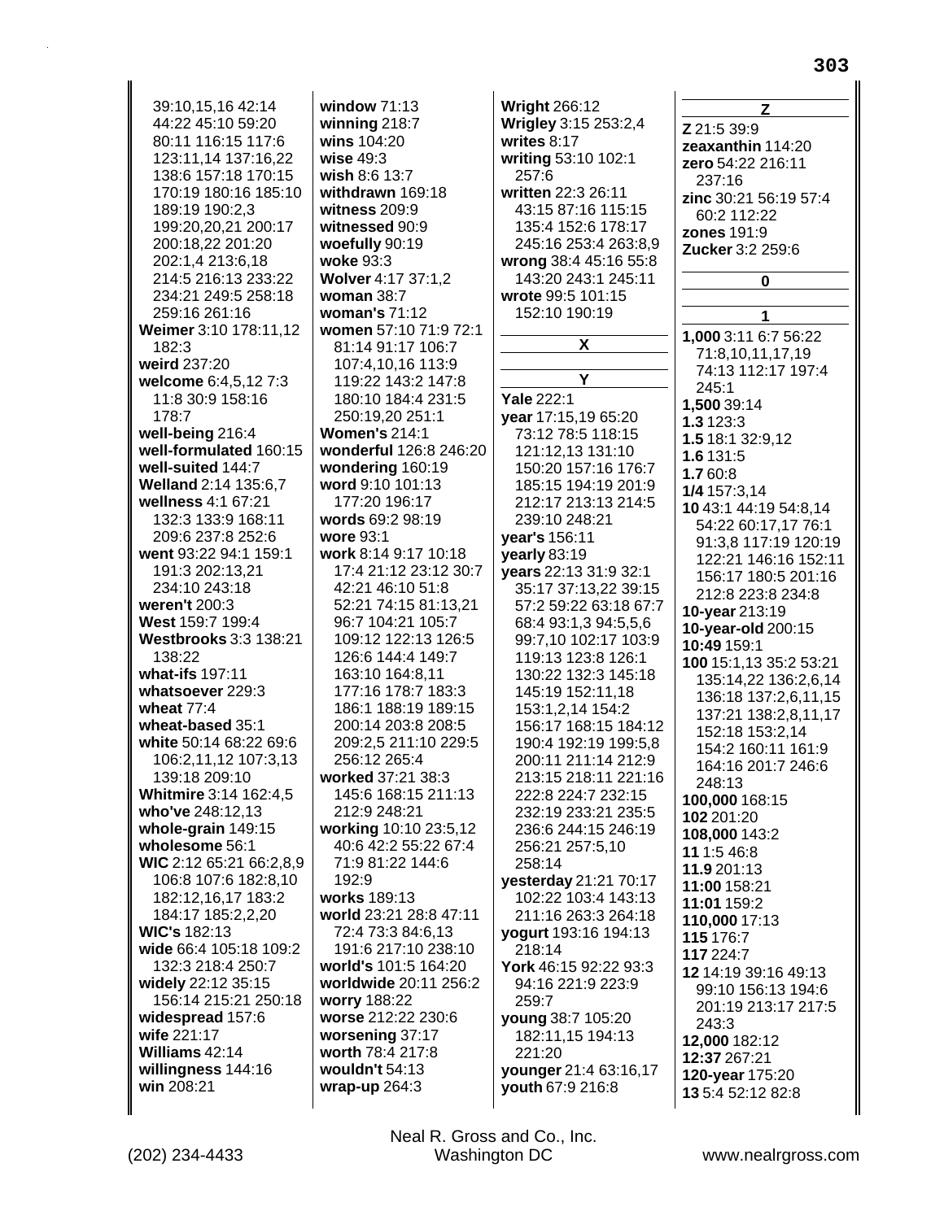39:10,15,16 42:14 44:22 45:10 59:20 80:11 116:15 117:6 123:11,14 137:16,22 138:6 157:18 170:15 170:19 180:16 185:10 189:19 190:2,3 199:20,20,21 200:17 200:18,22 201:20 202:1,4 213:6,18 214:5 216:13 233:22 234:21 249:5 258:18 259:16 261:16

**Weimer** 3:10 178:11,12 182:3
**weird** 237:20
**welcome** 6:4,5,12 7:3 11:8 30:9 158:16 178:7
**well-being** 216:4
**well-formulated** 160:15
**well-suited** 144:7
**Welland** 2:14 135:6,7
**wellness** 4:1 67:21 132:3 133:9 168:11 209:6 237:8 252:6
**went** 93:22 94:1 159:1 191:3 202:13,21 234:10 243:18
**weren't** 200:3
**West** 159:7 199:4
**Westbrooks** 3:3 138:21 138:22
**what-ifs** 197:11
**whatsoever** 229:3
**wheat** 77:4
**wheat-based** 35:1
**white** 50:14 68:22 69:6 106:2,11,12 107:3,13 139:18 209:10
**Whitmire** 3:14 162:4,5
**who've** 248:12,13
**whole-grain** 149:15
**wholesome** 56:1
**WIC** 2:12 65:21 66:2,8,9 106:8 107:6 182:8,10 182:12,16,17 183:2 184:17 185:2,2,20
**WIC's** 182:13
**wide** 66:4 105:18 109:2 132:3 218:4 250:7
**widely** 22:12 35:15 156:14 215:21 250:18
**widespread** 157:6
**wife** 221:17
**Williams** 42:14
**willingness** 144:16
**win** 208:21
**window** 71:13
**winning** 218:7
**wins** 104:20
**wise** 49:3
**wish** 8:6 13:7
**withdrawn** 169:18
**witness** 209:9
**witnessed** 90:9
**woefully** 90:19
**woke** 93:3
**Wolver** 4:17 37:1,2
**woman** 38:7
**woman's** 71:12
**women** 57:10 71:9 72:1 81:14 91:17 106:7 107:4,10,16 113:9 119:22 143:2 147:8 180:10 184:4 231:5 250:19,20 251:1
**Women's** 214:1
**wonderful** 126:8 246:20
**wondering** 160:19
**word** 9:10 101:13 177:20 196:17
**words** 69:2 98:19
**wore** 93:1
**work** 8:14 9:17 10:18 17:4 21:12 23:12 30:7 42:21 46:10 51:8 52:21 74:15 81:13,21 96:7 104:21 105:7 109:12 122:13 126:5 126:6 144:4 149:7 163:10 164:8,11 177:16 178:7 183:3 186:1 188:19 189:15 200:14 203:8 208:5 209:2,5 211:10 229:5 256:12 265:4
**worked** 37:21 38:3 145:6 168:15 211:13 212:9 248:21
**working** 10:10 23:5,12 40:6 42:2 55:22 67:4 71:9 81:22 144:6 192:9
**works** 189:13
**world** 23:21 28:8 47:11 72:4 73:3 84:6,13 191:6 217:10 238:10
**world's** 101:5 164:20
**worldwide** 20:11 256:2
**worry** 188:22
**worse** 212:22 230:6
**worsening** 37:17
**worth** 78:4 217:8
**wouldn't** 54:13
**wrap-up** 264:3
**Wright** 266:12
**Wrigley** 3:15 253:2,4
**writes** 8:17
**writing** 53:10 102:1 257:6
**written** 22:3 26:11 43:15 87:16 115:15 135:4 152:6 178:17 245:16 253:4 263:8,9
**wrong** 38:4 45:16 55:8 143:20 243:1 245:11
**wrote** 99:5 101:15 152:10 190:19

## X

## Y

**Yale** 222:1
**year** 17:15,19 65:20 73:12 78:5 118:15 121:12,13 131:10 150:20 157:16 176:7 185:15 194:19 201:9 212:17 213:13 214:5 239:10 248:21
**year's** 156:11
**yearly** 83:19
**years** 22:13 31:9 32:1 35:17 37:13,22 39:15 57:2 59:22 63:18 67:7 68:4 93:1,3 94:5,5,6 99:7,10 102:17 103:9 119:13 123:8 126:1 130:22 132:3 145:18 145:19 152:11,18 153:1,2,14 154:2 156:17 168:15 184:12 190:4 192:19 199:5,8 200:11 211:14 212:9 213:15 218:11 221:16 222:8 224:7 232:15 232:19 233:21 235:5 236:6 244:15 246:19 256:21 257:5,10 258:14
**yesterday** 21:21 70:17 102:22 103:4 143:13 211:16 263:3 264:18
**yogurt** 193:16 194:13 218:14
**York** 46:15 92:22 93:3 94:16 221:9 223:9 259:7
**young** 38:7 105:20 182:11,15 194:13 221:20
**younger** 21:4 63:16,17
**youth** 67:9 216:8

## Z

**Z** 21:5 39:9
**zeaxanthin** 114:20
**zero** 54:22 216:11 237:16
**zinc** 30:21 56:19 57:4 60:2 112:22
**zones** 191:9
**Zucker** 3:2 259:6

## 0

## 1

**1,000** 3:11 6:7 56:22 71:8,10,11,17,19 74:13 112:17 197:4 245:1
**1,500** 39:14
**1.3** 123:3
**1.5** 18:1 32:9,12
**1.6** 131:5
**1.7** 60:8
**1/4** 157:3,14
**10** 43:1 44:19 54:8,14 54:22 60:17,17 76:1 91:3,8 117:19 120:19 122:21 146:16 152:11 156:17 180:5 201:16 212:8 223:8 234:8
**10-year** 213:19
**10-year-old** 200:15
**10:49** 159:1
**100** 15:1,13 35:2 53:21 135:14,22 136:2,6,14 136:18 137:2,6,11,15 137:21 138:2,8,11,17 152:18 153:2,14 154:2 160:11 161:9 164:16 201:7 246:6 248:13
**100,000** 168:15
**102** 201:20
**108,000** 143:2
**11** 1:5 46:8
**11.9** 201:13
**11:00** 158:21
**11:01** 159:2
**110,000** 17:13
**115** 176:7
**117** 224:7
**12** 14:19 39:16 49:13 99:10 156:13 194:6 201:19 213:17 217:5 243:3
**12,000** 182:12
**12:37** 267:21
**120-year** 175:20
**13** 5:4 52:12 82:8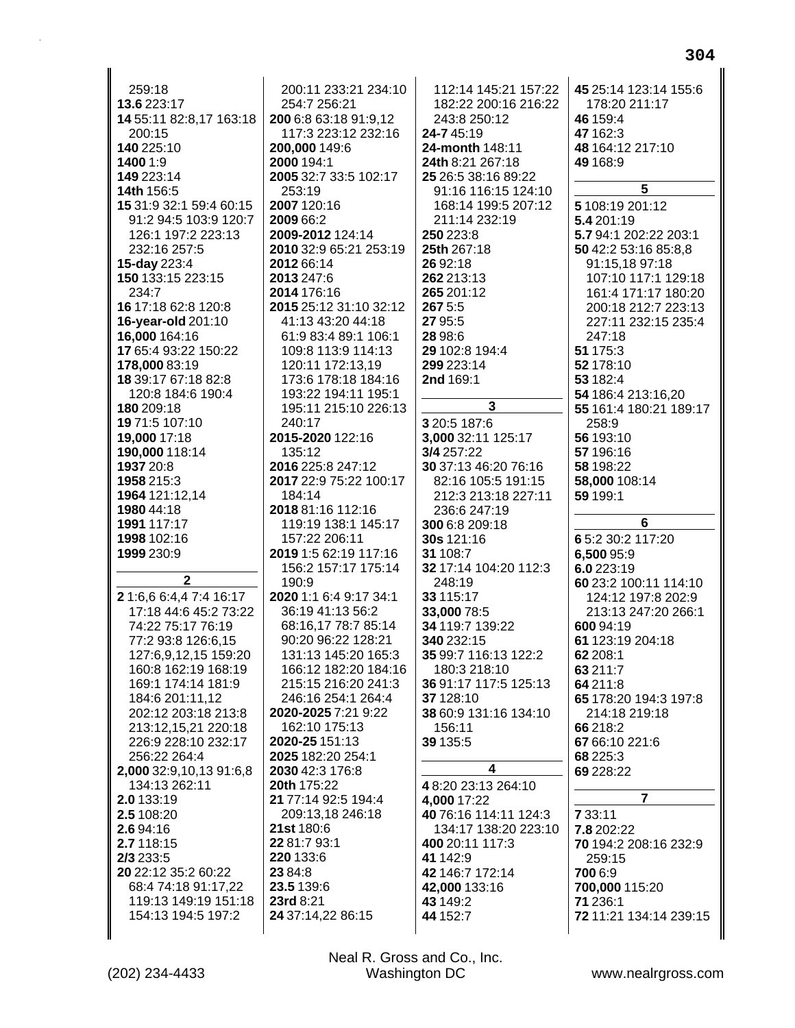259:18
**13.6** 223:17
**14** 55:11 82:8,17 163:18 200:15
**140** 225:10
**1400** 1:9
**149** 223:14
**14th** 156:5
**15** 31:9 32:1 59:4 60:15 91:2 94:5 103:9 120:7 126:1 197:2 223:13 232:16 257:5
**15-day** 223:4
**150** 133:15 223:15 234:7
**16** 17:18 62:8 120:8
**16-year-old** 201:10
**16,000** 164:16
**17** 65:4 93:22 150:22
**178,000** 83:19
**18** 39:17 67:18 82:8 120:8 184:6 190:4
**180** 209:18
**19** 71:5 107:10
**19,000** 17:18
**190,000** 118:14
**1937** 20:8
**1958** 215:3
**1964** 121:12,14
**1980** 44:18
**1991** 117:17
**1998** 102:16
**1999** 230:9

## 2

**2** 1:6,6 6:4,4 7:4 16:17 17:18 44:6 45:2 73:22 74:22 75:17 76:19 77:2 93:8 126:6,15 127:6,9,12,15 159:20 160:8 162:19 168:19 169:1 174:14 181:9 184:6 201:11,12 202:12 203:18 213:8 213:12,15,21 220:18 226:9 228:10 232:17 256:22 264:4
**2,000** 32:9,10,13 91:6,8 134:13 262:11
**2.0** 133:19
**2.5** 108:20
**2.6** 94:16
**2.7** 118:15
**2/3** 233:5
**20** 22:12 35:2 60:22 68:4 74:18 91:17,22 119:13 149:19 151:18 154:13 194:5 197:2 200:11 233:21 234:10 254:7 256:21
**200** 6:8 63:18 91:9,12 117:3 223:12 232:16
**200,000** 149:6
**2000** 194:1
**2005** 32:7 33:5 102:17 253:19
**2007** 120:16
**2009** 66:2
**2009-2012** 124:14
**2010** 32:9 65:21 253:19
**2012** 66:14
**2013** 247:6
**2014** 176:16
**2015** 25:12 31:10 32:12 41:13 43:20 44:18 61:9 83:4 89:1 106:1 109:8 113:9 114:13 120:11 172:13,19 173:6 178:18 184:16 193:22 194:11 195:1 195:11 215:10 226:13 240:17
**2015-2020** 122:16 135:12
**2016** 225:8 247:12
**2017** 22:9 75:22 100:17 184:14
**2018** 81:16 112:16 119:19 138:1 145:17 157:22 206:11
**2019** 1:5 62:19 117:16 156:2 157:17 175:14 190:9
**2020** 1:1 6:4 9:17 34:1 36:19 41:13 56:2 68:16,17 78:7 85:14 90:20 96:22 128:21 131:13 145:20 165:3 166:12 182:20 184:16 215:15 216:20 241:3 246:16 254:1 264:4
**2020-2025** 7:21 9:22 162:10 175:13
**2020-25** 151:13
**2025** 182:20 254:1
**2030** 42:3 176:8
**20th** 175:22
**21** 77:14 92:5 194:4 209:13,18 246:18
**21st** 180:6
**22** 81:7 93:1
**220** 133:6
**23** 84:8
**23.5** 139:6
**23rd** 8:21
**24** 37:14,22 86:15 112:14 145:21 157:22 182:22 200:16 216:22 243:8 250:12
**24-7** 45:19
**24-month** 148:11
**24th** 8:21 267:18
**25** 26:5 38:16 89:22 91:16 116:15 124:10 168:14 199:5 207:12 211:14 232:19
**250** 223:8
**25th** 267:18
**26** 92:18
**262** 213:13
**265** 201:12
**267** 5:5
**27** 95:5
**28** 98:6
**29** 102:8 194:4
**299** 223:14
**2nd** 169:1

## 3

**3** 20:5 187:6
**3,000** 32:11 125:17
**3/4** 257:22
**30** 37:13 46:20 76:16 82:16 105:5 191:15 212:3 213:18 227:11 236:6 247:19
**300** 6:8 209:18
**30s** 121:16
**31** 108:7
**32** 17:14 104:20 112:3 248:19
**33** 115:17
**33,000** 78:5
**34** 119:7 139:22
**340** 232:15
**35** 99:7 116:13 122:2 180:3 218:10
**36** 91:17 117:5 125:13
**37** 128:10
**38** 60:9 131:16 134:10 156:11
**39** 135:5

## 4

**4** 8:20 23:13 264:10
**4,000** 17:22
**40** 76:16 114:11 124:3 134:17 138:20 223:10
**400** 20:11 117:3
**41** 142:9
**42** 146:7 172:14
**42,000** 133:16
**43** 149:2
**44** 152:7
**45** 25:14 123:14 155:6 178:20 211:17
**46** 159:4
**47** 162:3
**48** 164:12 217:10
**49** 168:9

## 5

**5** 108:19 201:12
**5.4** 201:19
**5.7** 94:1 202:22 203:1
**50** 42:2 53:16 85:8,8 91:15,18 97:18 107:10 117:1 129:18 161:4 171:17 180:20 200:18 212:7 223:13 227:11 232:15 235:4 247:18
**51** 175:3
**52** 178:10
**53** 182:4
**54** 186:4 213:16,20
**55** 161:4 180:21 189:17 258:9
**56** 193:10
**57** 196:16
**58** 198:22
**58,000** 108:14
**59** 199:1

## 6

**6** 5:2 30:2 117:20
**6,500** 95:9
**6.0** 223:19
**60** 23:2 100:11 114:10 124:12 197:8 202:9 213:13 247:20 266:1
**600** 94:19
**61** 123:19 204:18
**62** 208:1
**63** 211:7
**64** 211:8
**65** 178:20 194:3 197:8 214:18 219:18
**66** 218:2
**67** 66:10 221:6
**68** 225:3
**69** 228:22

## 7

**7** 33:11
**7.8** 202:22
**70** 194:2 208:16 232:9 259:15
**700** 6:9
**700,000** 115:20
**71** 236:1
**72** 11:21 134:14 239:15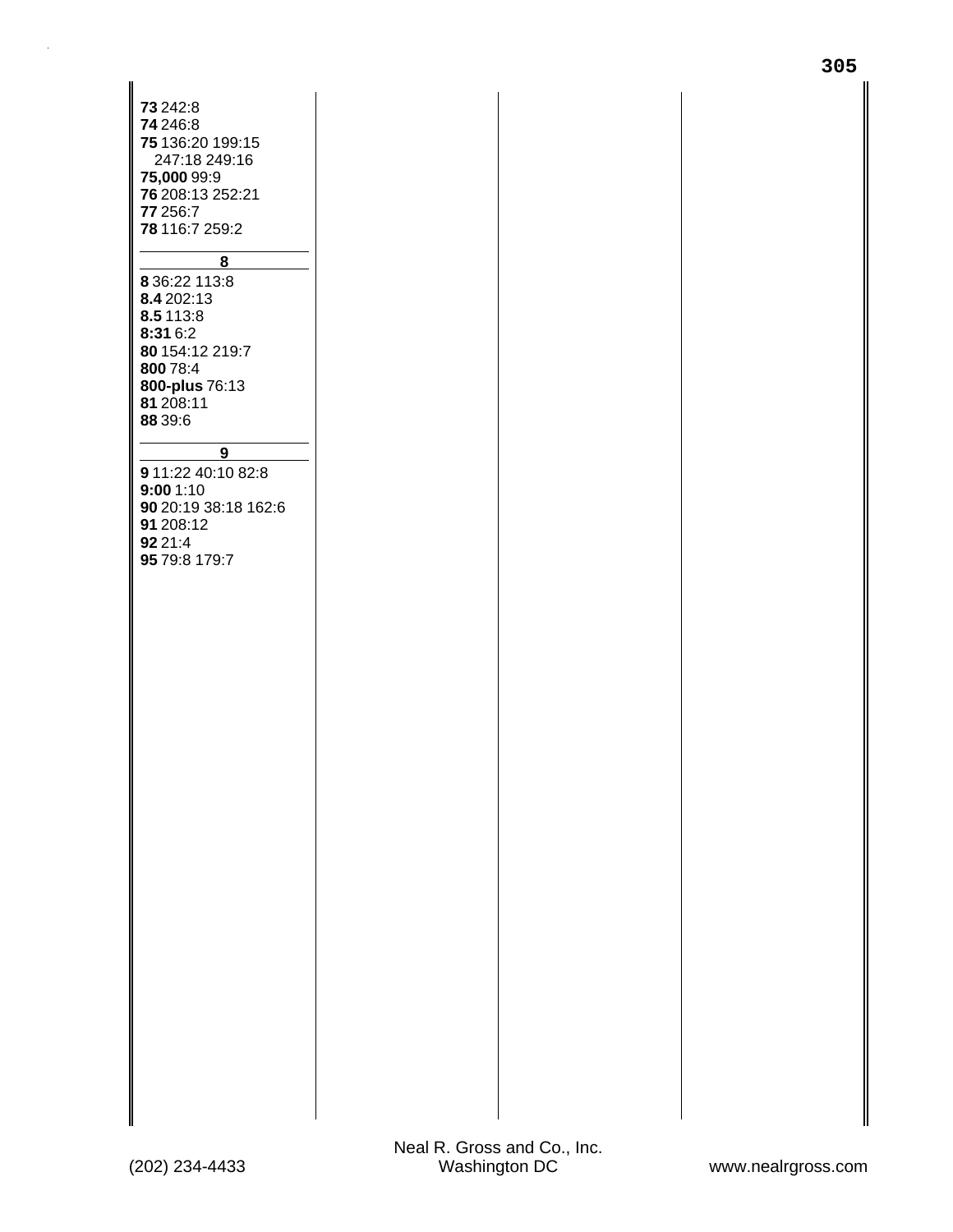**73** 242:8
**74** 246:8
**75** 136:20 199:15 247:18 249:16
**75,000** 99:9
**76** 208:13 252:21
**77** 256:7
**78** 116:7 259:2

## 8

**8** 36:22 113:8
**8.4** 202:13
**8.5** 113:8
**8:31** 6:2
**80** 154:12 219:7
**800** 78:4
**800-plus** 76:13
**81** 208:11
**88** 39:6

## 9

**9** 11:22 40:10 82:8
**9:00** 1:10
**90** 20:19 38:18 162:6
**91** 208:12
**92** 21:4
**95** 79:8 179:7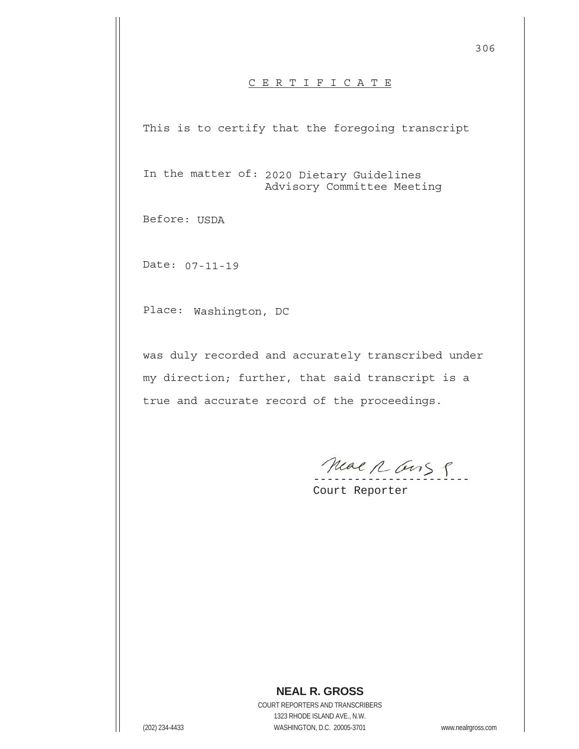C E R T I F I C A T E

This is to certify that the foregoing transcript

In the matter of: 2020 Dietary Guidelines
Advisory Committee Meeting

Before: USDA

Date: 07-11-19

Place: Washington, DC

was duly recorded and accurately transcribed under my direction; further, that said transcript is a true and accurate record of the proceedings.

Neal R Gross

-----------------------
Court Reporter

**NEAL R. GROSS**
COURT REPORTERS AND TRANSCRIBERS
1323 RHODE ISLAND AVE., N.W.
(202) 234-4433 WASHINGTON, D.C. 20005-3701 www.nealrgross.com